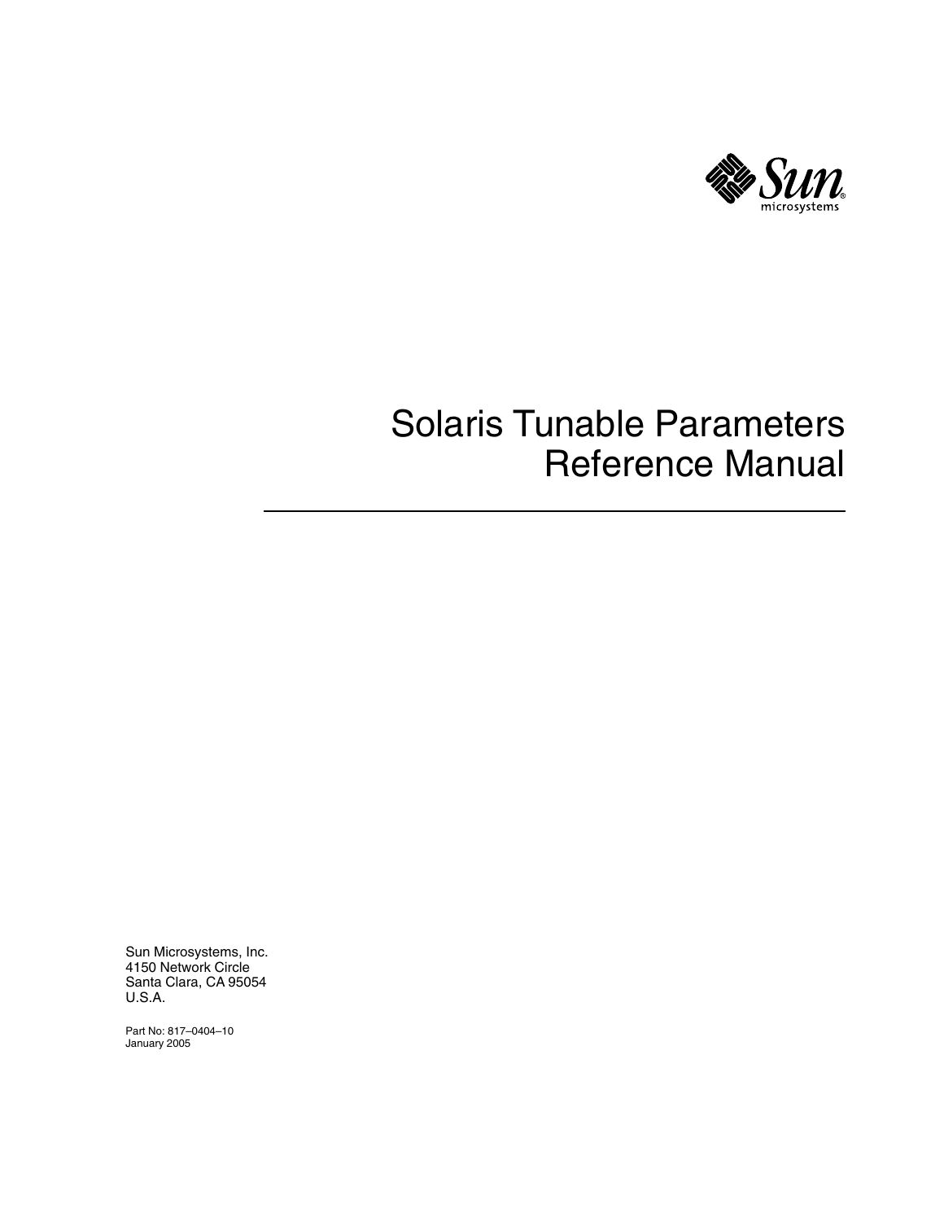Sun microsystems

# Solaris Tunable Parameters Reference Manual

Sun Microsystems, Inc.
4150 Network Circle
Santa Clara, CA 95054
U.S.A.

Part No: 817–0404–10
January 2005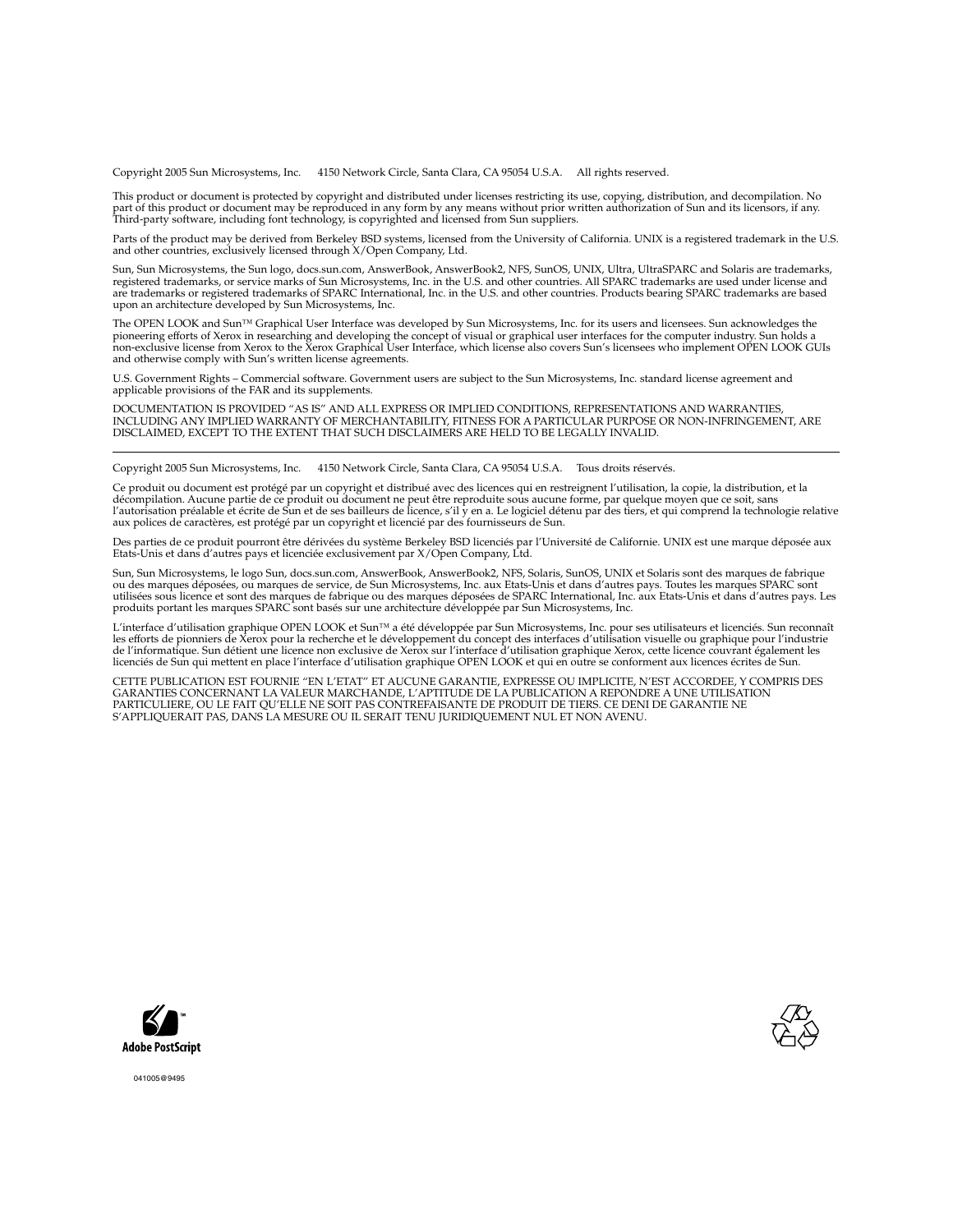Copyright 2005 Sun Microsystems, Inc.     4150 Network Circle, Santa Clara, CA 95054 U.S.A.     All rights reserved.

This product or document is protected by copyright and distributed under licenses restricting its use, copying, distribution, and decompilation. No part of this product or document may be reproduced in any form by any means without prior written authorization of Sun and its licensors, if any. Third-party software, including font technology, is copyrighted and licensed from Sun suppliers.

Parts of the product may be derived from Berkeley BSD systems, licensed from the University of California. UNIX is a registered trademark in the U.S. and other countries, exclusively licensed through X/Open Company, Ltd.

Sun, Sun Microsystems, the Sun logo, docs.sun.com, AnswerBook, AnswerBook2, NFS, SunOS, UNIX, Ultra, UltraSPARC and Solaris are trademarks, registered trademarks, or service marks of Sun Microsystems, Inc. in the U.S. and other countries. All SPARC trademarks are used under license and are trademarks or registered trademarks of SPARC International, Inc. in the U.S. and other countries. Products bearing SPARC trademarks are based upon an architecture developed by Sun Microsystems, Inc.

The OPEN LOOK and Sun™ Graphical User Interface was developed by Sun Microsystems, Inc. for its users and licensees. Sun acknowledges the pioneering efforts of Xerox in researching and developing the concept of visual or graphical user interfaces for the computer industry. Sun holds a non-exclusive license from Xerox to the Xerox Graphical User Interface, which license also covers Sun's licensees who implement OPEN LOOK GUIs and otherwise comply with Sun's written license agreements.

U.S. Government Rights – Commercial software. Government users are subject to the Sun Microsystems, Inc. standard license agreement and applicable provisions of the FAR and its supplements.

DOCUMENTATION IS PROVIDED "AS IS" AND ALL EXPRESS OR IMPLIED CONDITIONS, REPRESENTATIONS AND WARRANTIES, INCLUDING ANY IMPLIED WARRANTY OF MERCHANTABILITY, FITNESS FOR A PARTICULAR PURPOSE OR NON-INFRINGEMENT, ARE DISCLAIMED, EXCEPT TO THE EXTENT THAT SUCH DISCLAIMERS ARE HELD TO BE LEGALLY INVALID.

---

Copyright 2005 Sun Microsystems, Inc.     4150 Network Circle, Santa Clara, CA 95054 U.S.A.     Tous droits réservés.

Ce produit ou document est protégé par un copyright et distribué avec des licences qui en restreignent l'utilisation, la copie, la distribution, et la décompilation. Aucune partie de ce produit ou document ne peut être reproduite sous aucune forme, par quelque moyen que ce soit, sans l'autorisation préalable et écrite de Sun et de ses bailleurs de licence, s'il y en a. Le logiciel détenu par des tiers, et qui comprend la technologie relative aux polices de caractères, est protégé par un copyright et licencié par des fournisseurs de Sun.

Des parties de ce produit pourront être dérivées du système Berkeley BSD licenciés par l'Université de Californie. UNIX est une marque déposée aux Etats-Unis et dans d'autres pays et licenciée exclusivement par X/Open Company, Ltd.

Sun, Sun Microsystems, le logo Sun, docs.sun.com, AnswerBook, AnswerBook2, NFS, Solaris, SunOS, UNIX et Solaris sont des marques de fabrique ou des marques déposées, ou marques de service, de Sun Microsystems, Inc. aux Etats-Unis et dans d'autres pays. Toutes les marques SPARC sont utilisées sous licence et sont des marques de fabrique ou des marques déposées de SPARC International, Inc. aux Etats-Unis et dans d'autres pays. Les produits portant les marques SPARC sont basés sur une architecture développée par Sun Microsystems, Inc.

L'interface d'utilisation graphique OPEN LOOK et Sun™ a été développée par Sun Microsystems, Inc. pour ses utilisateurs et licenciés. Sun reconnaît les efforts de pionniers de Xerox pour la recherche et le développement du concept des interfaces d'utilisation visuelle ou graphique pour l'industrie de l'informatique. Sun détient une licence non exclusive de Xerox sur l'interface d'utilisation graphique Xerox, cette licence couvrant également les licenciés de Sun qui mettent en place l'interface d'utilisation graphique OPEN LOOK et qui en outre se conforment aux licences écrites de Sun.

CETTE PUBLICATION EST FOURNIE "EN L'ETAT" ET AUCUNE GARANTIE, EXPRESSE OU IMPLICITE, N'EST ACCORDEE, Y COMPRIS DES GARANTIES CONCERNANT LA VALEUR MARCHANDE, L'APTITUDE DE LA PUBLICATION A REPONDRE A UNE UTILISATION PARTICULIERE, OU LE FAIT QU'ELLE NE SOIT PAS CONTREFAISANTE DE PRODUIT DE TIERS. CE DENI DE GARANTIE NE S'APPLIQUERAIT PAS, DANS LA MESURE OU IL SERAIT TENU JURIDIQUEMENT NUL ET NON AVENU.

Adobe PostScript

041005@9495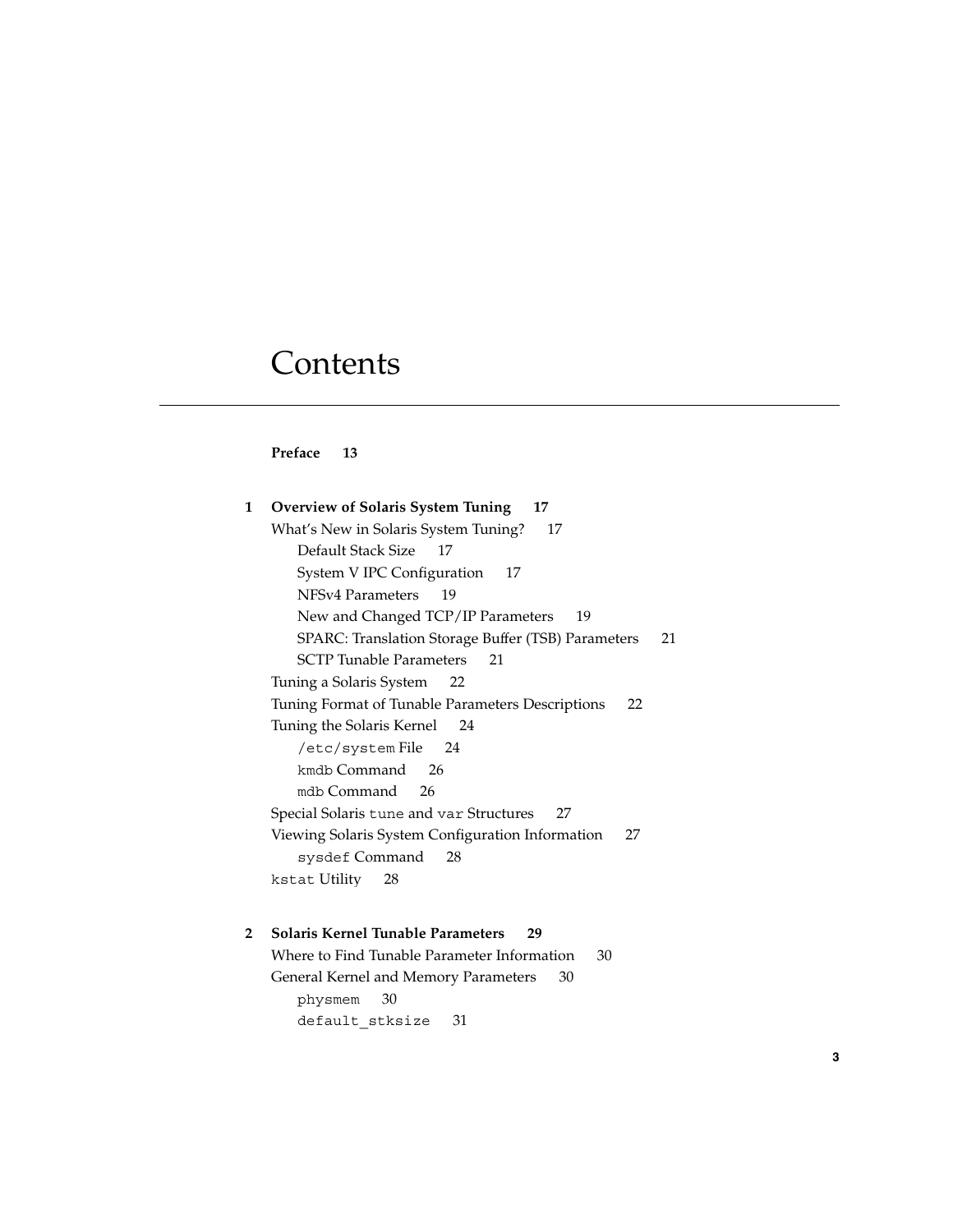# Contents

**Preface 13**

**1 Overview of Solaris System Tuning 17**

- What's New in Solaris System Tuning? 17
  - Default Stack Size 17
  - System V IPC Configuration 17
  - NFSv4 Parameters 19
  - New and Changed TCP/IP Parameters 19
  - SPARC: Translation Storage Buffer (TSB) Parameters 21
  - SCTP Tunable Parameters 21
- Tuning a Solaris System 22
- Tuning Format of Tunable Parameters Descriptions 22
- Tuning the Solaris Kernel 24
  - `/etc/system` File 24
  - `kmdb` Command 26
  - `mdb` Command 26
- Special Solaris `tune` and `var` Structures 27
- Viewing Solaris System Configuration Information 27
  - `sysdef` Command 28
- `kstat` Utility 28

**2 Solaris Kernel Tunable Parameters 29**

- Where to Find Tunable Parameter Information 30
- General Kernel and Memory Parameters 30
  - `physmem` 30
  - `default_stksize` 31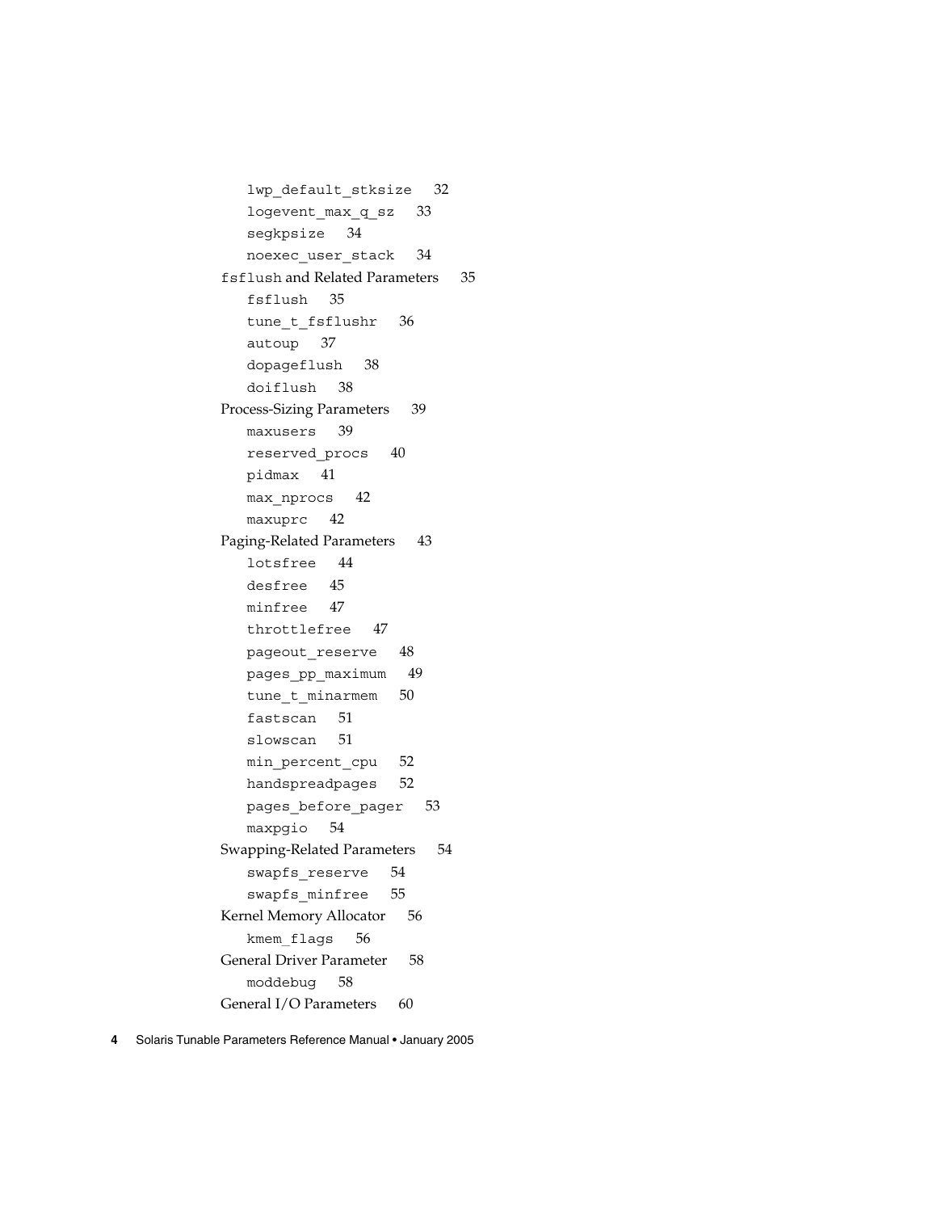- `lwp_default_stksize` 32
- `logevent_max_q_sz` 33
- `segkpsize` 34
- `noexec_user_stack` 34

`fsflush` and Related Parameters 35

- `fsflush` 35
- `tune_t_fsflushr` 36
- `autoup` 37
- `dopageflush` 38
- `doiflush` 38

Process-Sizing Parameters 39

- `maxusers` 39
- `reserved_procs` 40
- `pidmax` 41
- `max_nprocs` 42
- `maxuprc` 42

Paging-Related Parameters 43

- `lotsfree` 44
- `desfree` 45
- `minfree` 47
- `throttlefree` 47
- `pageout_reserve` 48
- `pages_pp_maximum` 49
- `tune_t_minarmem` 50
- `fastscan` 51
- `slowscan` 51
- `min_percent_cpu` 52
- `handspreadpages` 52
- `pages_before_pager` 53
- `maxpgio` 54

Swapping-Related Parameters 54

- `swapfs_reserve` 54
- `swapfs_minfree` 55

Kernel Memory Allocator 56

- `kmem_flags` 56

General Driver Parameter 58

- `moddebug` 58

General I/O Parameters 60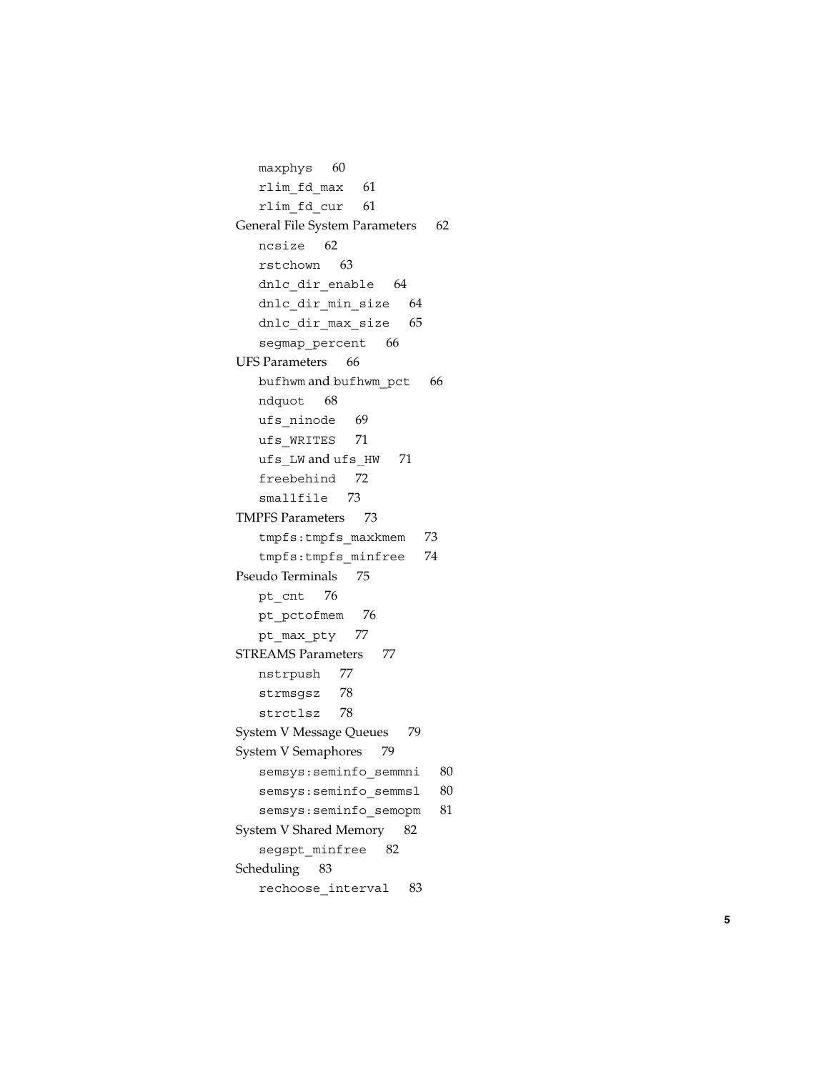- maxphys 60
- rlim_fd_max 61
- rlim_fd_cur 61

General File System Parameters 62

- ncsize 62
- rstchown 63
- dnlc_dir_enable 64
- dnlc_dir_min_size 64
- dnlc_dir_max_size 65
- segmap_percent 66

UFS Parameters 66

- bufhwm and bufhwm_pct 66
- ndquot 68
- ufs_ninode 69
- ufs_WRITES 71
- ufs_LW and ufs_HW 71
- freebehind 72
- smallfile 73

TMPFS Parameters 73

- tmpfs:tmpfs_maxkmem 73
- tmpfs:tmpfs_minfree 74

Pseudo Terminals 75

- pt_cnt 76
- pt_pctofmem 76
- pt_max_pty 77

STREAMS Parameters 77

- nstrpush 77
- strmsgsz 78
- strctlsz 78

System V Message Queues 79

System V Semaphores 79

- semsys:seminfo_semmni 80
- semsys:seminfo_semmsl 80
- semsys:seminfo_semopm 81

System V Shared Memory 82

- segspt_minfree 82

Scheduling 83

- rechoose_interval 83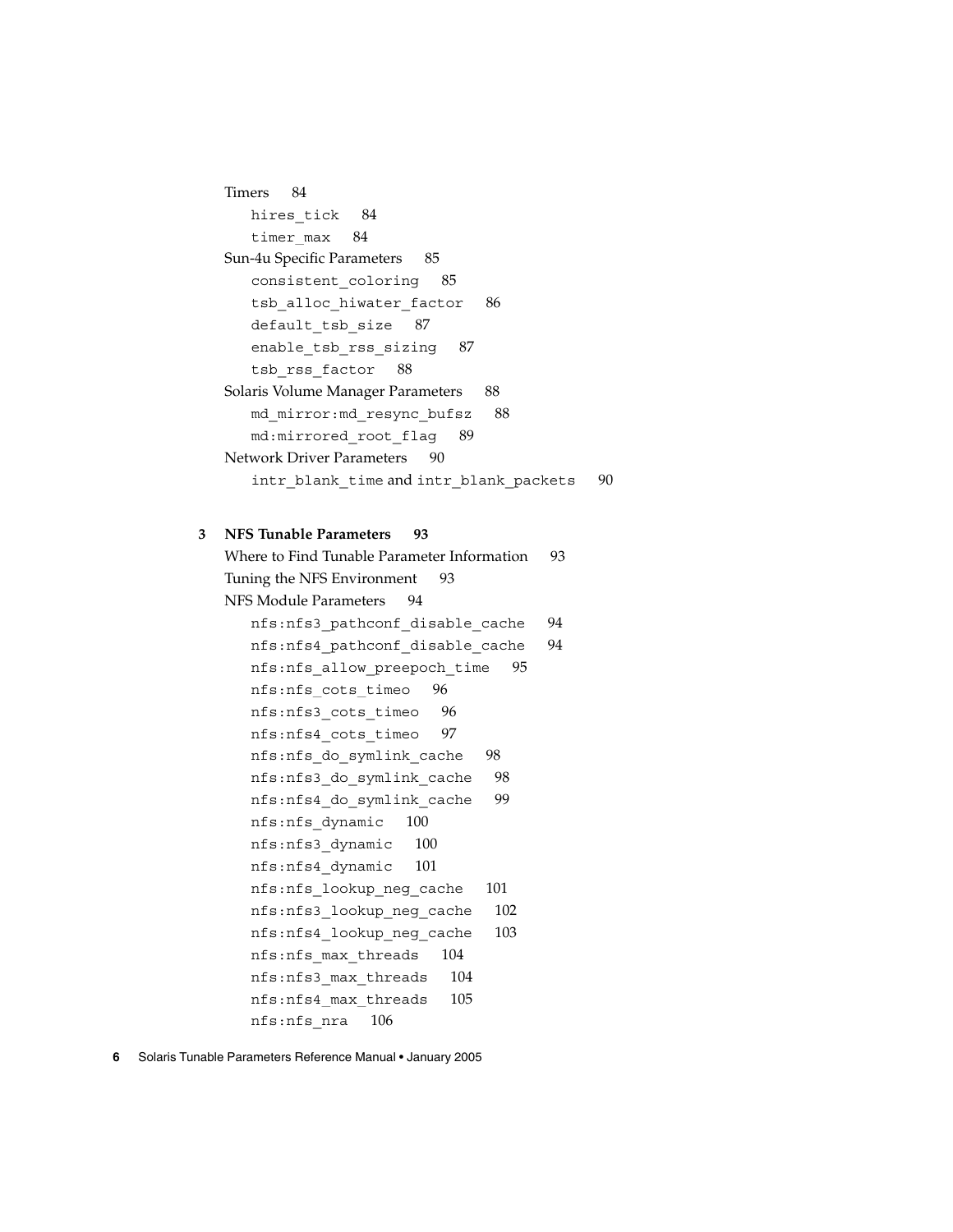Timers 84

- hires_tick 84
- timer_max 84

Sun-4u Specific Parameters 85

- consistent_coloring 85
- tsb_alloc_hiwater_factor 86
- default_tsb_size 87
- enable_tsb_rss_sizing 87
- tsb_rss_factor 88

Solaris Volume Manager Parameters 88

- md_mirror:md_resync_bufsz 88
- md:mirrored_root_flag 89

Network Driver Parameters 90

- intr_blank_time and intr_blank_packets 90

**3 NFS Tunable Parameters 93**

Where to Find Tunable Parameter Information 93

Tuning the NFS Environment 93

NFS Module Parameters 94

- nfs:nfs3_pathconf_disable_cache 94
- nfs:nfs4_pathconf_disable_cache 94
- nfs:nfs_allow_preepoch_time 95
- nfs:nfs_cots_timeo 96
- nfs:nfs3_cots_timeo 96
- nfs:nfs4_cots_timeo 97
- nfs:nfs_do_symlink_cache 98
- nfs:nfs3_do_symlink_cache 98
- nfs:nfs4_do_symlink_cache 99
- nfs:nfs_dynamic 100
- nfs:nfs3_dynamic 100
- nfs:nfs4_dynamic 101
- nfs:nfs_lookup_neg_cache 101
- nfs:nfs3_lookup_neg_cache 102
- nfs:nfs4_lookup_neg_cache 103
- nfs:nfs_max_threads 104
- nfs:nfs3_max_threads 104
- nfs:nfs4_max_threads 105
- nfs:nfs_nra 106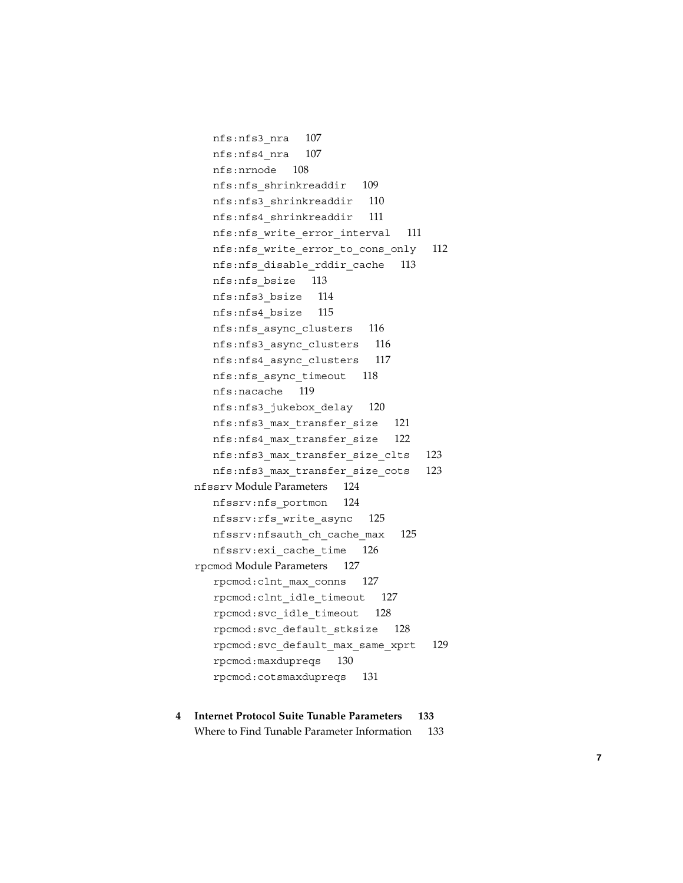nfs:nfs3_nra 107
nfs:nfs4_nra 107
nfs:nrnode 108
nfs:nfs_shrinkreaddir 109
nfs:nfs3_shrinkreaddir 110
nfs:nfs4_shrinkreaddir 111
nfs:nfs_write_error_interval 111
nfs:nfs_write_error_to_cons_only 112
nfs:nfs_disable_rddir_cache 113
nfs:nfs_bsize 113
nfs:nfs3_bsize 114
nfs:nfs4_bsize 115
nfs:nfs_async_clusters 116
nfs:nfs3_async_clusters 116
nfs:nfs4_async_clusters 117
nfs:nfs_async_timeout 118
nfs:nacache 119
nfs:nfs3_jukebox_delay 120
nfs:nfs3_max_transfer_size 121
nfs:nfs4_max_transfer_size 122
nfs:nfs3_max_transfer_size_clts 123
nfs:nfs3_max_transfer_size_cots 123

nfssrv Module Parameters 124

nfssrv:nfs_portmon 124
nfssrv:rfs_write_async 125
nfssrv:nfsauth_ch_cache_max 125
nfssrv:exi_cache_time 126

rpcmod Module Parameters 127

rpcmod:clnt_max_conns 127
rpcmod:clnt_idle_timeout 127
rpcmod:svc_idle_timeout 128
rpcmod:svc_default_stksize 128
rpcmod:svc_default_max_same_xprt 129
rpcmod:maxdupreqs 130
rpcmod:cotsmaxdupreqs 131

**4 Internet Protocol Suite Tunable Parameters 133**

Where to Find Tunable Parameter Information 133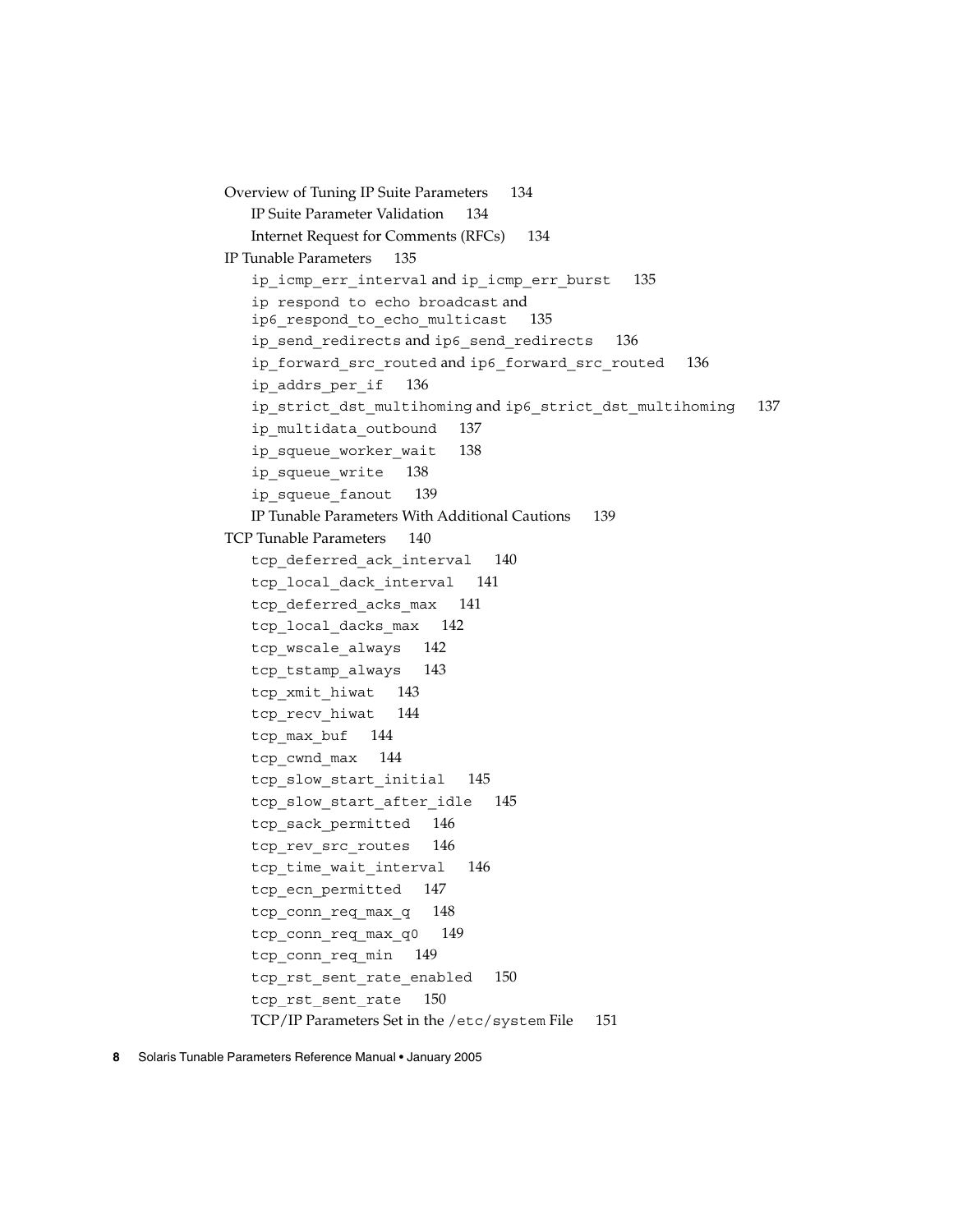Overview of Tuning IP Suite Parameters 134
  IP Suite Parameter Validation 134
  Internet Request for Comments (RFCs) 134
IP Tunable Parameters 135
  ip_icmp_err_interval and ip_icmp_err_burst 135
  ip respond to echo broadcast and ip6_respond_to_echo_multicast 135
  ip_send_redirects and ip6_send_redirects 136
  ip_forward_src_routed and ip6_forward_src_routed 136
  ip_addrs_per_if 136
  ip_strict_dst_multihoming and ip6_strict_dst_multihoming 137
  ip_multidata_outbound 137
  ip_squeue_worker_wait 138
  ip_squeue_write 138
  ip_squeue_fanout 139
  IP Tunable Parameters With Additional Cautions 139
TCP Tunable Parameters 140
  tcp_deferred_ack_interval 140
  tcp_local_dack_interval 141
  tcp_deferred_acks_max 141
  tcp_local_dacks_max 142
  tcp_wscale_always 142
  tcp_tstamp_always 143
  tcp_xmit_hiwat 143
  tcp_recv_hiwat 144
  tcp_max_buf 144
  tcp_cwnd_max 144
  tcp_slow_start_initial 145
  tcp_slow_start_after_idle 145
  tcp_sack_permitted 146
  tcp_rev_src_routes 146
  tcp_time_wait_interval 146
  tcp_ecn_permitted 147
  tcp_conn_req_max_q 148
  tcp_conn_req_max_q0 149
  tcp_conn_req_min 149
  tcp_rst_sent_rate_enabled 150
  tcp_rst_sent_rate 150
  TCP/IP Parameters Set in the /etc/system File 151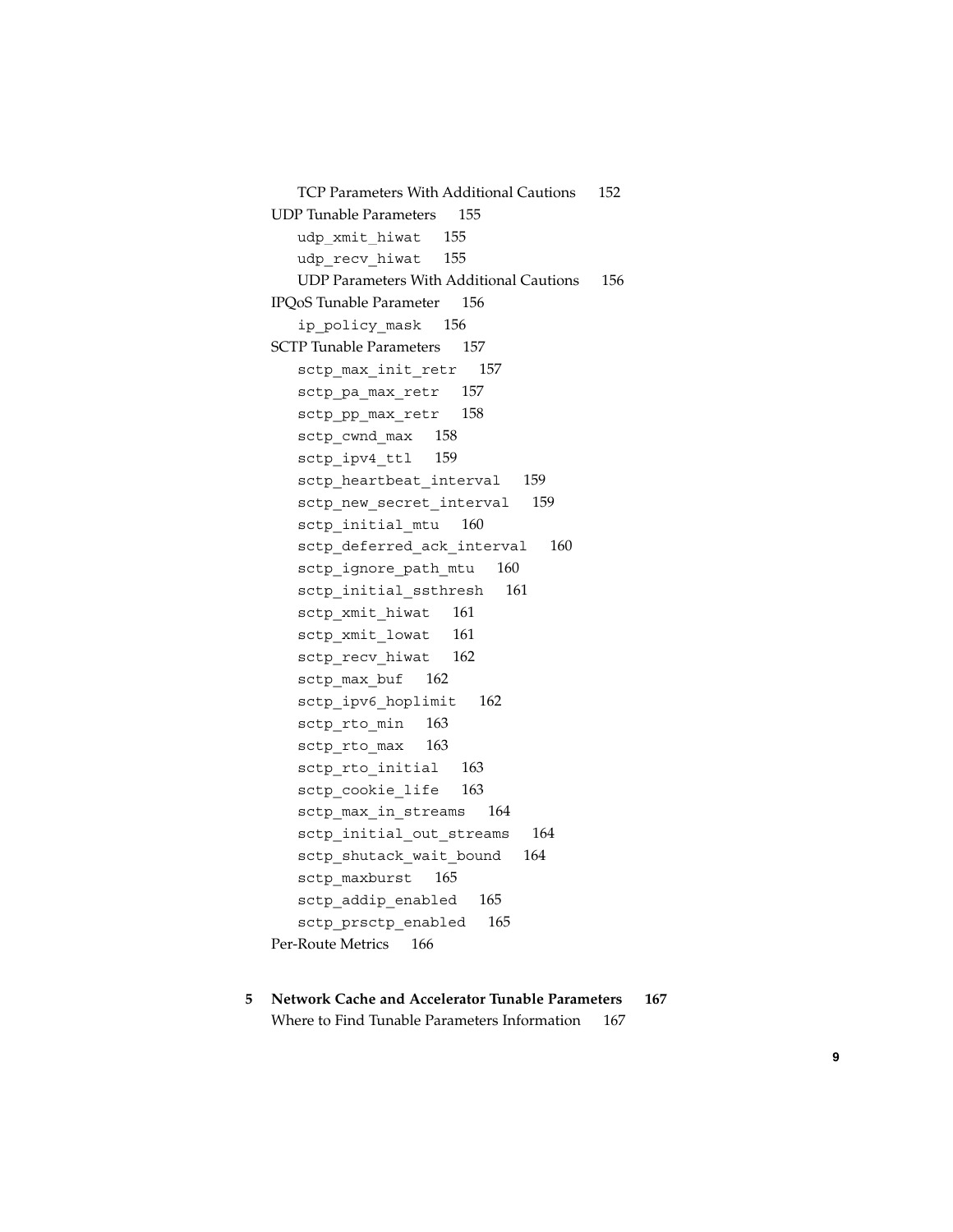- TCP Parameters With Additional Cautions 152
- UDP Tunable Parameters 155
  - `udp_xmit_hiwat` 155
  - `udp_recv_hiwat` 155
  - UDP Parameters With Additional Cautions 156
- IPQoS Tunable Parameter 156
  - `ip_policy_mask` 156
- SCTP Tunable Parameters 157
  - `sctp_max_init_retr` 157
  - `sctp_pa_max_retr` 157
  - `sctp_pp_max_retr` 158
  - `sctp_cwnd_max` 158
  - `sctp_ipv4_ttl` 159
  - `sctp_heartbeat_interval` 159
  - `sctp_new_secret_interval` 159
  - `sctp_initial_mtu` 160
  - `sctp_deferred_ack_interval` 160
  - `sctp_ignore_path_mtu` 160
  - `sctp_initial_ssthresh` 161
  - `sctp_xmit_hiwat` 161
  - `sctp_xmit_lowat` 161
  - `sctp_recv_hiwat` 162
  - `sctp_max_buf` 162
  - `sctp_ipv6_hoplimit` 162
  - `sctp_rto_min` 163
  - `sctp_rto_max` 163
  - `sctp_rto_initial` 163
  - `sctp_cookie_life` 163
  - `sctp_max_in_streams` 164
  - `sctp_initial_out_streams` 164
  - `sctp_shutack_wait_bound` 164
  - `sctp_maxburst` 165
  - `sctp_addip_enabled` 165
  - `sctp_prsctp_enabled` 165
- Per-Route Metrics 166

**5 Network Cache and Accelerator Tunable Parameters 167**

- Where to Find Tunable Parameters Information 167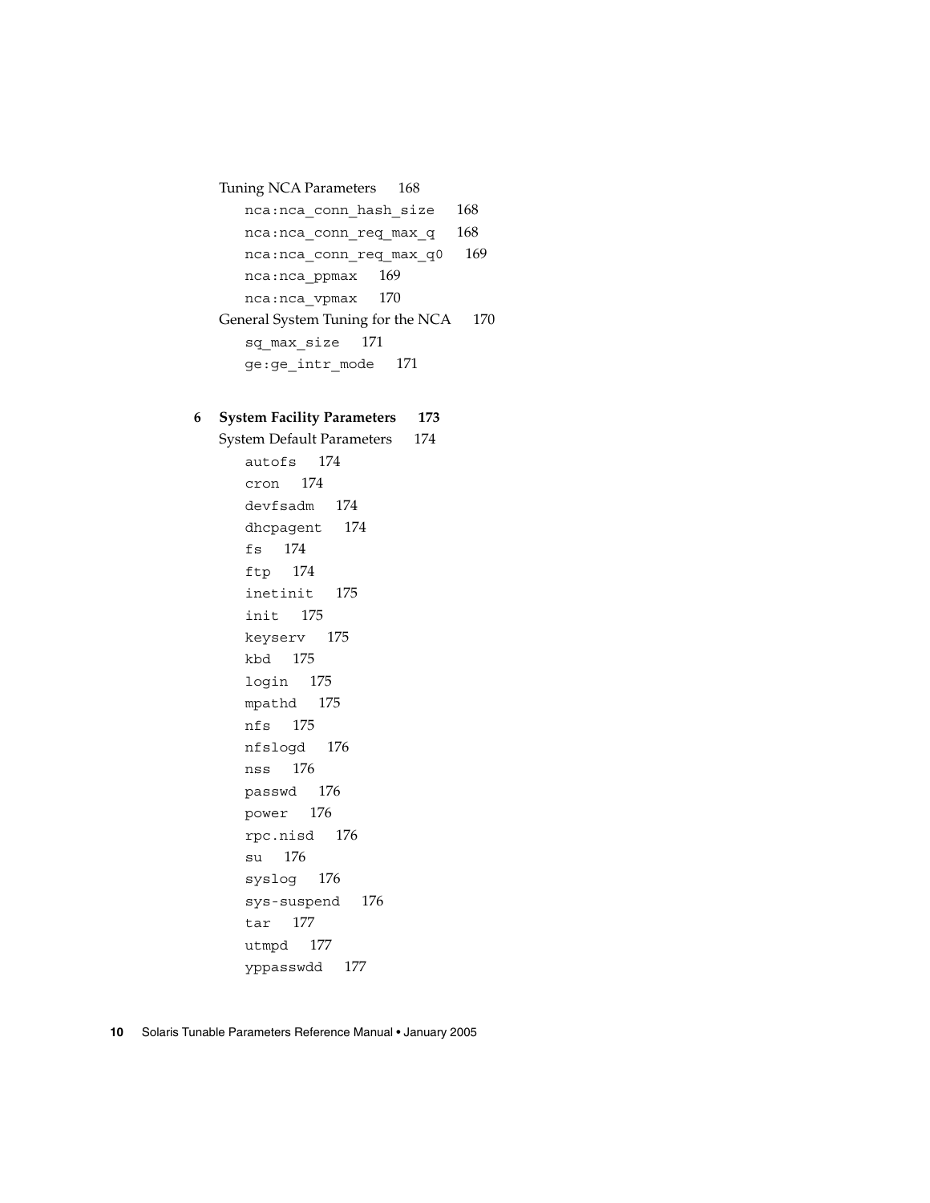Tuning NCA Parameters 168

- nca:nca_conn_hash_size 168
- nca:nca_conn_req_max_q 168
- nca:nca_conn_req_max_q0 169
- nca:nca_ppmax 169
- nca:nca_vpmax 170

General System Tuning for the NCA 170

- sq_max_size 171
- ge:ge_intr_mode 171

**6 System Facility Parameters 173**

System Default Parameters 174

- autofs 174
- cron 174
- devfsadm 174
- dhcpagent 174
- fs 174
- ftp 174
- inetinit 175
- init 175
- keyserv 175
- kbd 175
- login 175
- mpathd 175
- nfs 175
- nfslogd 176
- nss 176
- passwd 176
- power 176
- rpc.nisd 176
- su 176
- syslog 176
- sys-suspend 176
- tar 177
- utmpd 177
- yppasswdd 177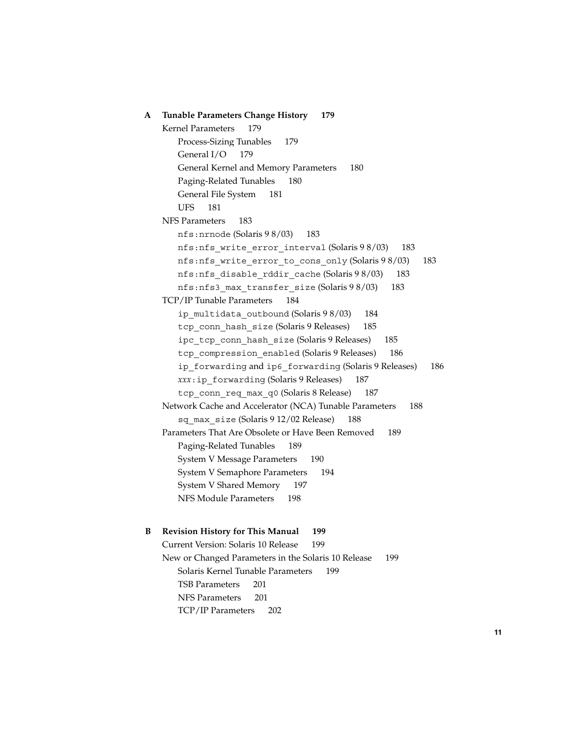**A Tunable Parameters Change History 179**

- Kernel Parameters 179
  - Process-Sizing Tunables 179
  - General I/O 179
  - General Kernel and Memory Parameters 180
  - Paging-Related Tunables 180
  - General File System 181
  - UFS 181
- NFS Parameters 183
  - `nfs:nrnode` (Solaris 9 8/03) 183
  - `nfs:nfs_write_error_interval` (Solaris 9 8/03) 183
  - `nfs:nfs_write_error_to_cons_only` (Solaris 9 8/03) 183
  - `nfs:nfs_disable_rddir_cache` (Solaris 9 8/03) 183
  - `nfs:nfs3_max_transfer_size` (Solaris 9 8/03) 183
- TCP/IP Tunable Parameters 184
  - `ip_multidata_outbound` (Solaris 9 8/03) 184
  - `tcp_conn_hash_size` (Solaris 9 Releases) 185
  - `ipc_tcp_conn_hash_size` (Solaris 9 Releases) 185
  - `tcp_compression_enabled` (Solaris 9 Releases) 186
  - `ip_forwarding` and `ip6_forwarding` (Solaris 9 Releases) 186
  - *xxx*`:ip_forwarding` (Solaris 9 Releases) 187
  - `tcp_conn_req_max_q0` (Solaris 8 Release) 187
- Network Cache and Accelerator (NCA) Tunable Parameters 188
  - `sq_max_size` (Solaris 9 12/02 Release) 188
- Parameters That Are Obsolete or Have Been Removed 189
  - Paging-Related Tunables 189
  - System V Message Parameters 190
  - System V Semaphore Parameters 194
  - System V Shared Memory 197
  - NFS Module Parameters 198

**B Revision History for This Manual 199**

- Current Version: Solaris 10 Release 199
- New or Changed Parameters in the Solaris 10 Release 199
  - Solaris Kernel Tunable Parameters 199
  - TSB Parameters 201
  - NFS Parameters 201
  - TCP/IP Parameters 202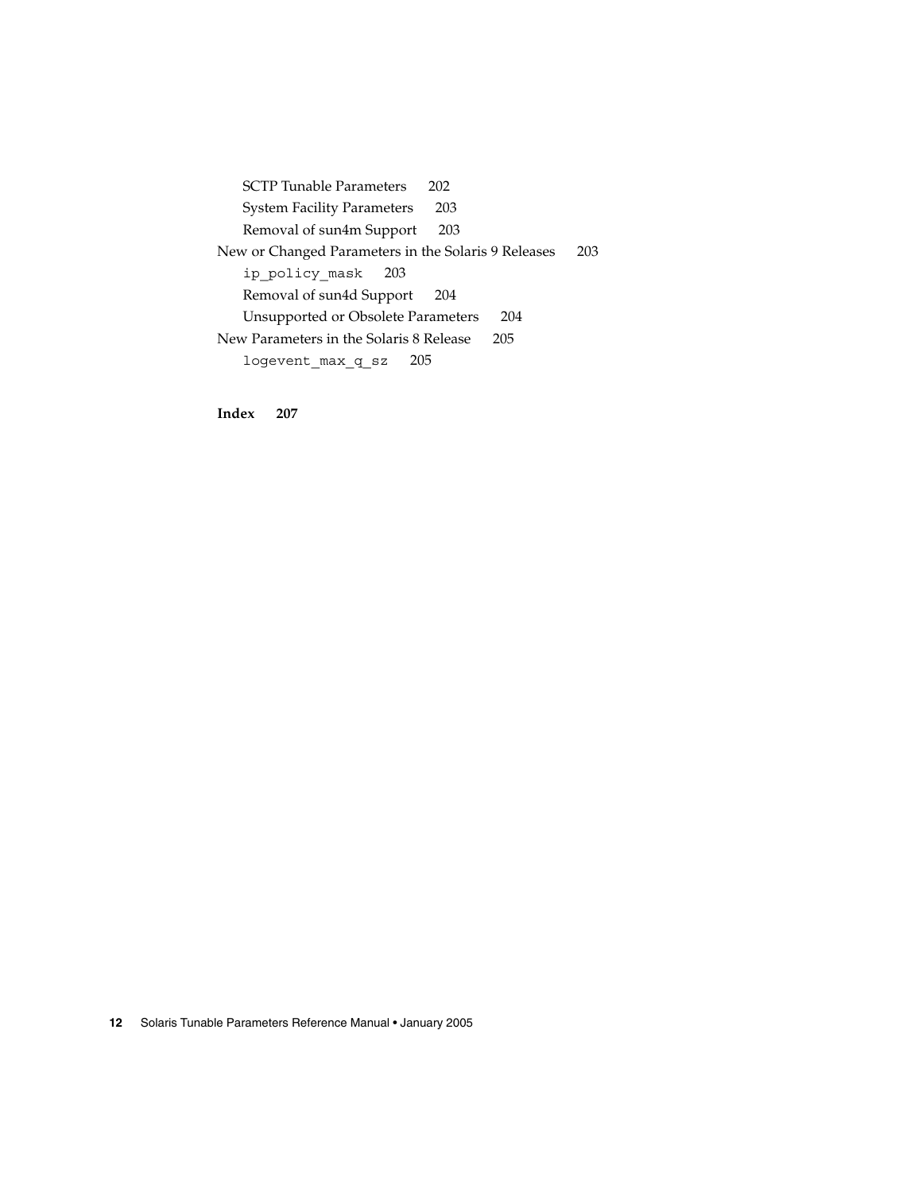SCTP Tunable Parameters 202
System Facility Parameters 203
Removal of sun4m Support 203

New or Changed Parameters in the Solaris 9 Releases 203
`ip_policy_mask` 203
Removal of sun4d Support 204
Unsupported or Obsolete Parameters 204

New Parameters in the Solaris 8 Release 205
`logevent_max_q_sz` 205

**Index 207**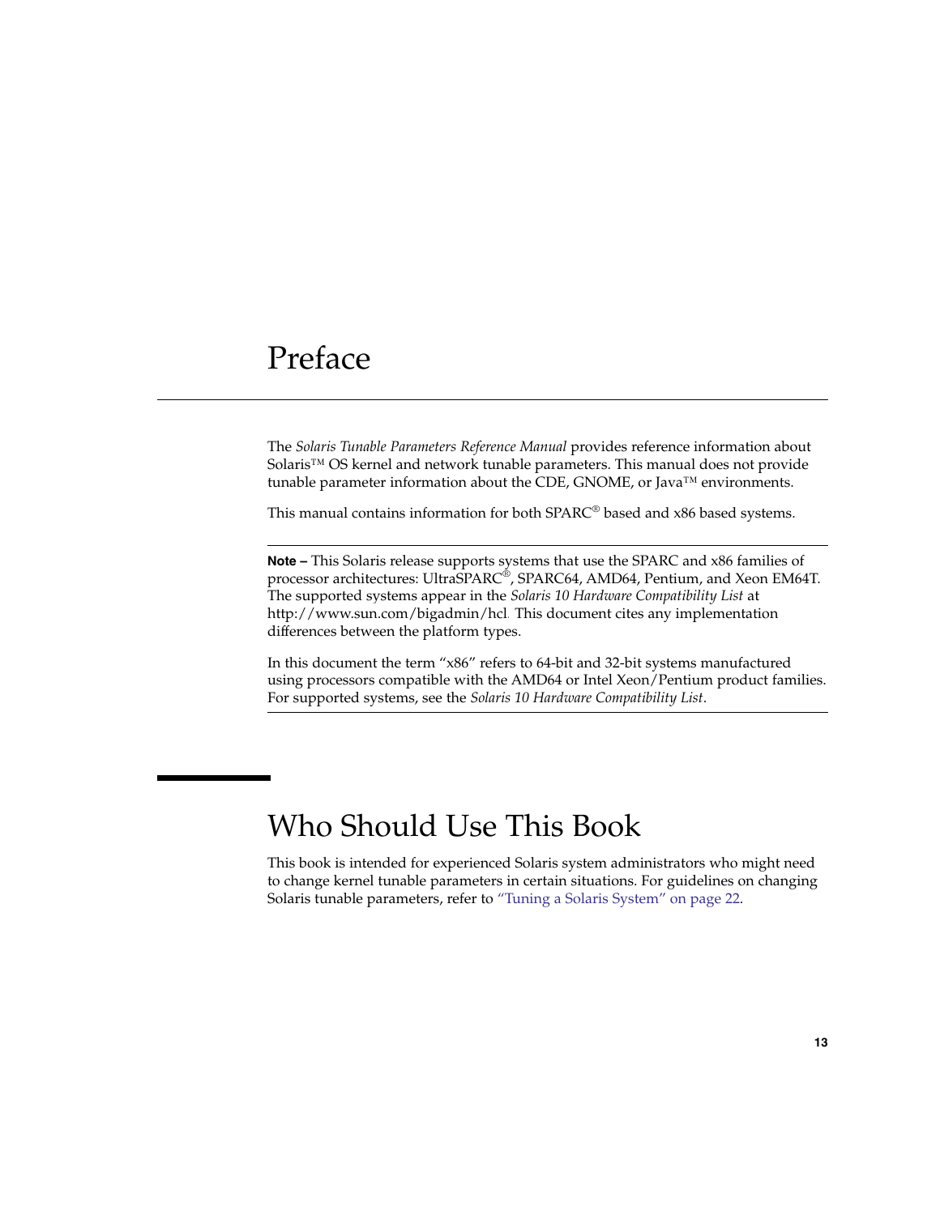# Preface

The *Solaris Tunable Parameters Reference Manual* provides reference information about Solaris™ OS kernel and network tunable parameters. This manual does not provide tunable parameter information about the CDE, GNOME, or Java™ environments.

This manual contains information for both SPARC® based and x86 based systems.

---

**Note –** This Solaris release supports systems that use the SPARC and x86 families of processor architectures: UltraSPARC®, SPARC64, AMD64, Pentium, and Xeon EM64T. The supported systems appear in the *Solaris 10 Hardware Compatibility List* at http://www.sun.com/bigadmin/hcl. This document cites any implementation differences between the platform types.

In this document the term "x86" refers to 64-bit and 32-bit systems manufactured using processors compatible with the AMD64 or Intel Xeon/Pentium product families. For supported systems, see the *Solaris 10 Hardware Compatibility List*.

---

## Who Should Use This Book

This book is intended for experienced Solaris system administrators who might need to change kernel tunable parameters in certain situations. For guidelines on changing Solaris tunable parameters, refer to "Tuning a Solaris System" on page 22.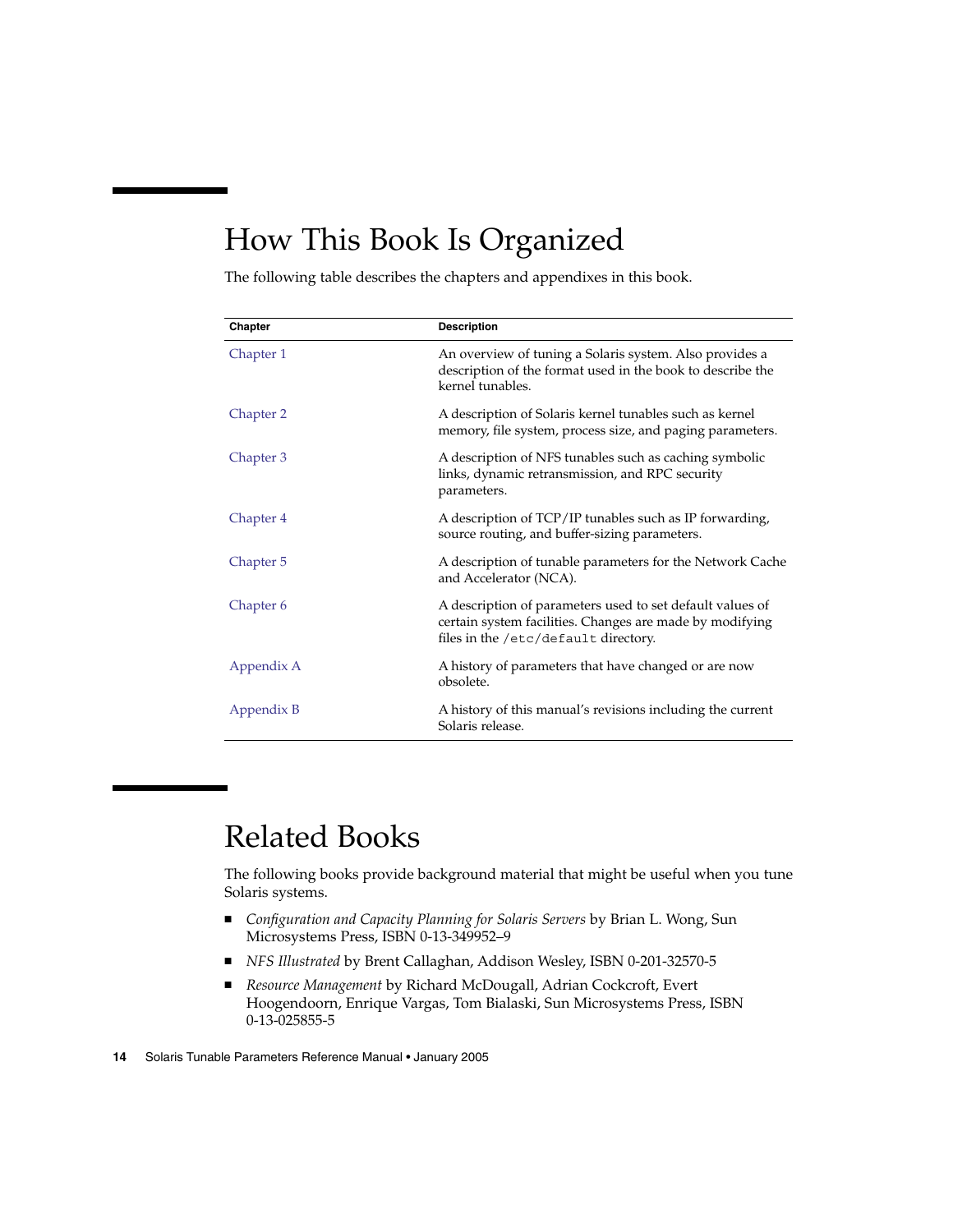# How This Book Is Organized

The following table describes the chapters and appendixes in this book.

| Chapter | Description |
|---|---|
| Chapter 1 | An overview of tuning a Solaris system. Also provides a description of the format used in the book to describe the kernel tunables. |
| Chapter 2 | A description of Solaris kernel tunables such as kernel memory, file system, process size, and paging parameters. |
| Chapter 3 | A description of NFS tunables such as caching symbolic links, dynamic retransmission, and RPC security parameters. |
| Chapter 4 | A description of TCP/IP tunables such as IP forwarding, source routing, and buffer-sizing parameters. |
| Chapter 5 | A description of tunable parameters for the Network Cache and Accelerator (NCA). |
| Chapter 6 | A description of parameters used to set default values of certain system facilities. Changes are made by modifying files in the `/etc/default` directory. |
| Appendix A | A history of parameters that have changed or are now obsolete. |
| Appendix B | A history of this manual's revisions including the current Solaris release. |

# Related Books

The following books provide background material that might be useful when you tune Solaris systems.

- *Configuration and Capacity Planning for Solaris Servers* by Brian L. Wong, Sun Microsystems Press, ISBN 0-13-349952–9
- *NFS Illustrated* by Brent Callaghan, Addison Wesley, ISBN 0-201-32570-5
- *Resource Management* by Richard McDougall, Adrian Cockcroft, Evert Hoogendoorn, Enrique Vargas, Tom Bialaski, Sun Microsystems Press, ISBN 0-13-025855-5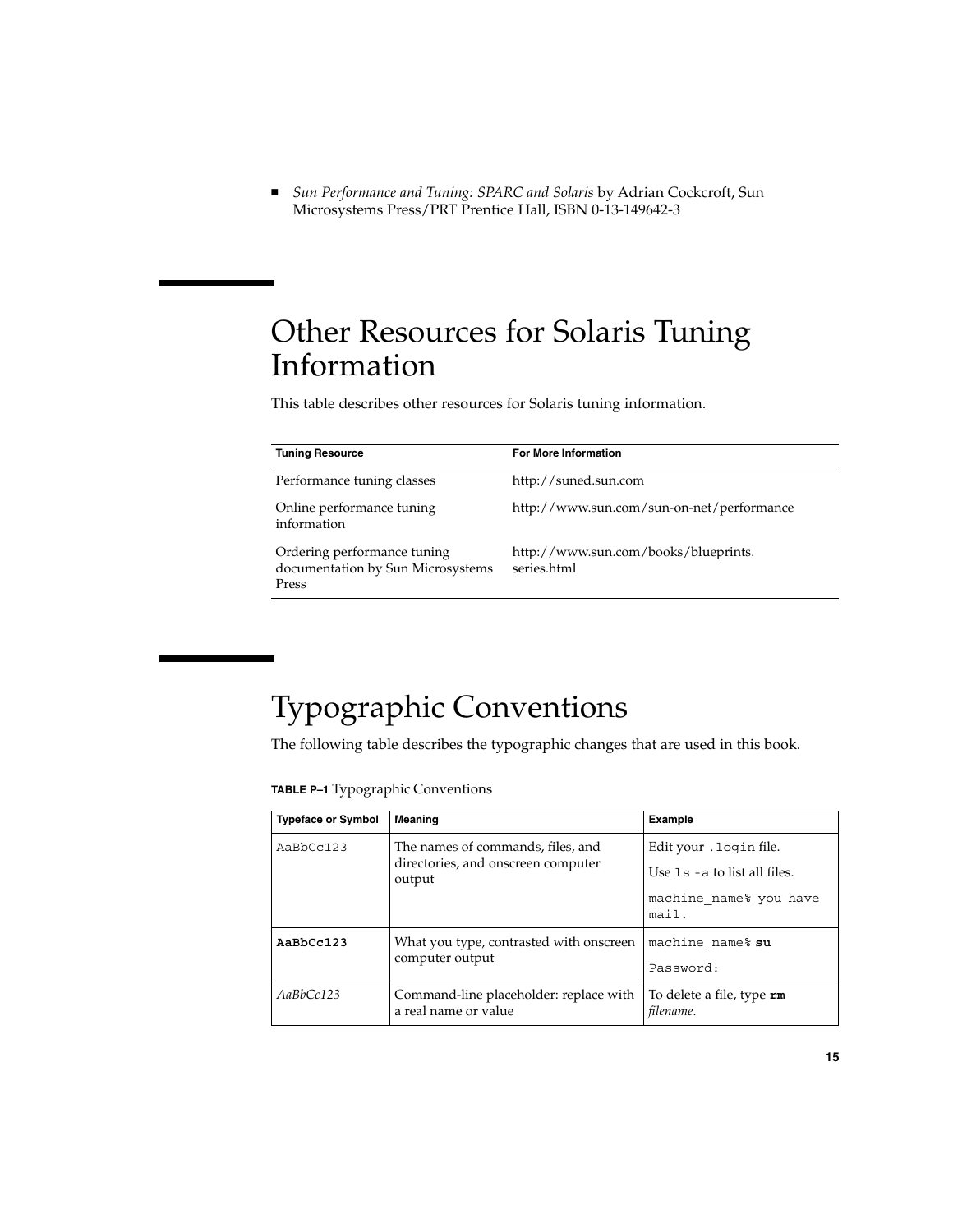- *Sun Performance and Tuning: SPARC and Solaris* by Adrian Cockcroft, Sun Microsystems Press/PRT Prentice Hall, ISBN 0-13-149642-3

## Other Resources for Solaris Tuning Information

This table describes other resources for Solaris tuning information.

| Tuning Resource | For More Information |
| --- | --- |
| Performance tuning classes | http://suned.sun.com |
| Online performance tuning information | http://www.sun.com/sun-on-net/performance |
| Ordering performance tuning documentation by Sun Microsystems Press | http://www.sun.com/books/blueprints.series.html |

## Typographic Conventions

The following table describes the typographic changes that are used in this book.

**TABLE P–1** Typographic Conventions

| Typeface or Symbol | Meaning | Example |
| --- | --- | --- |
| `AaBbCc123` | The names of commands, files, and directories, and onscreen computer output | Edit your `.login` file.<br>Use `ls -a` to list all files.<br>`machine_name% you have mail.` |
| **`AaBbCc123`** | What you type, contrasted with onscreen computer output | `machine_name%` **`su`**<br>`Password:` |
| *AaBbCc123* | Command-line placeholder: replace with a real name or value | To delete a file, type **`rm`** *filename*. |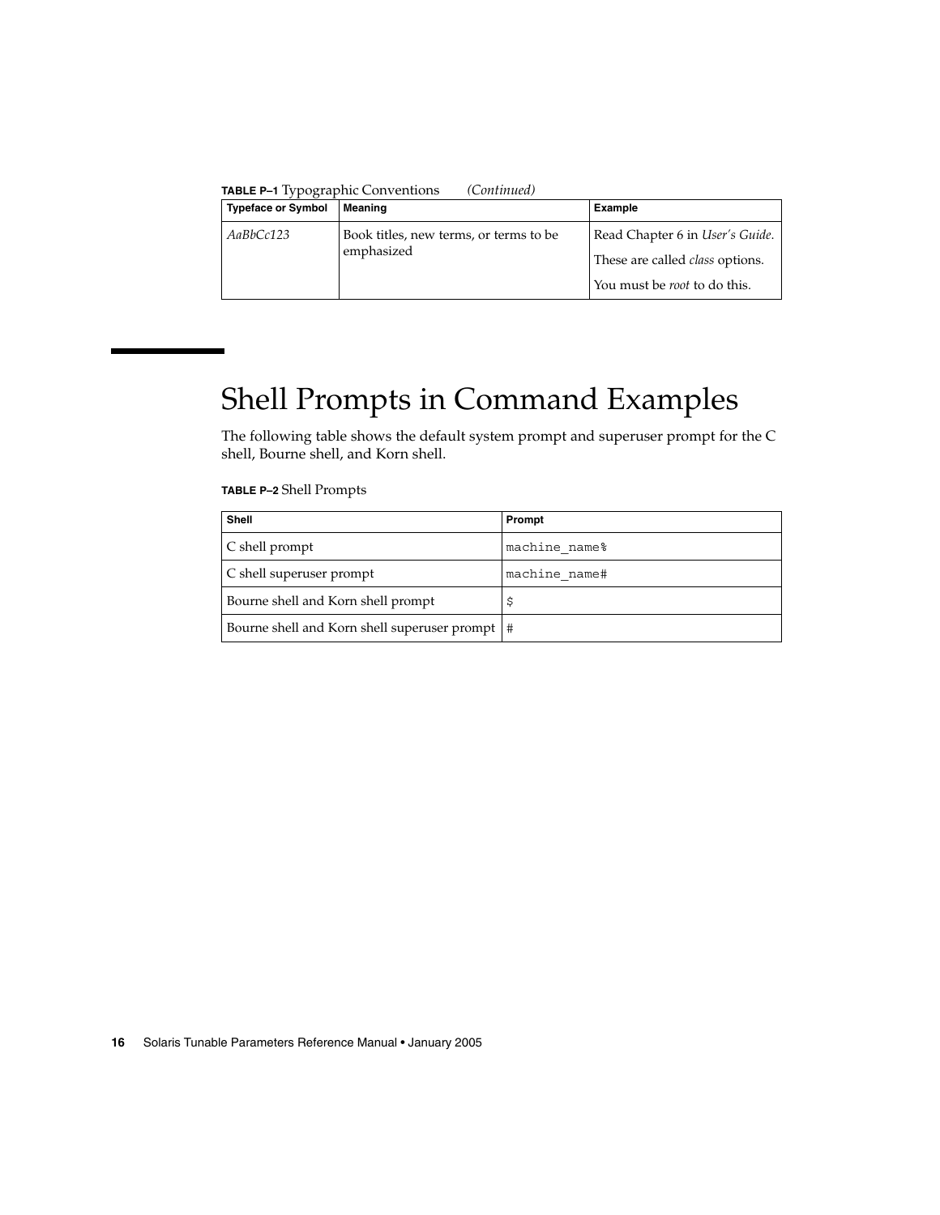**TABLE P–1** Typographic Conventions *(Continued)*

| Typeface or Symbol | Meaning | Example |
| --- | --- | --- |
| *AaBbCc123* | Book titles, new terms, or terms to be emphasized | Read Chapter 6 in *User's Guide*.<br>These are called *class* options.<br>You must be *root* to do this. |

# Shell Prompts in Command Examples

The following table shows the default system prompt and superuser prompt for the C shell, Bourne shell, and Korn shell.

**TABLE P–2** Shell Prompts

| Shell | Prompt |
| --- | --- |
| C shell prompt | `machine_name%` |
| C shell superuser prompt | `machine_name#` |
| Bourne shell and Korn shell prompt | `$` |
| Bourne shell and Korn shell superuser prompt | `#` |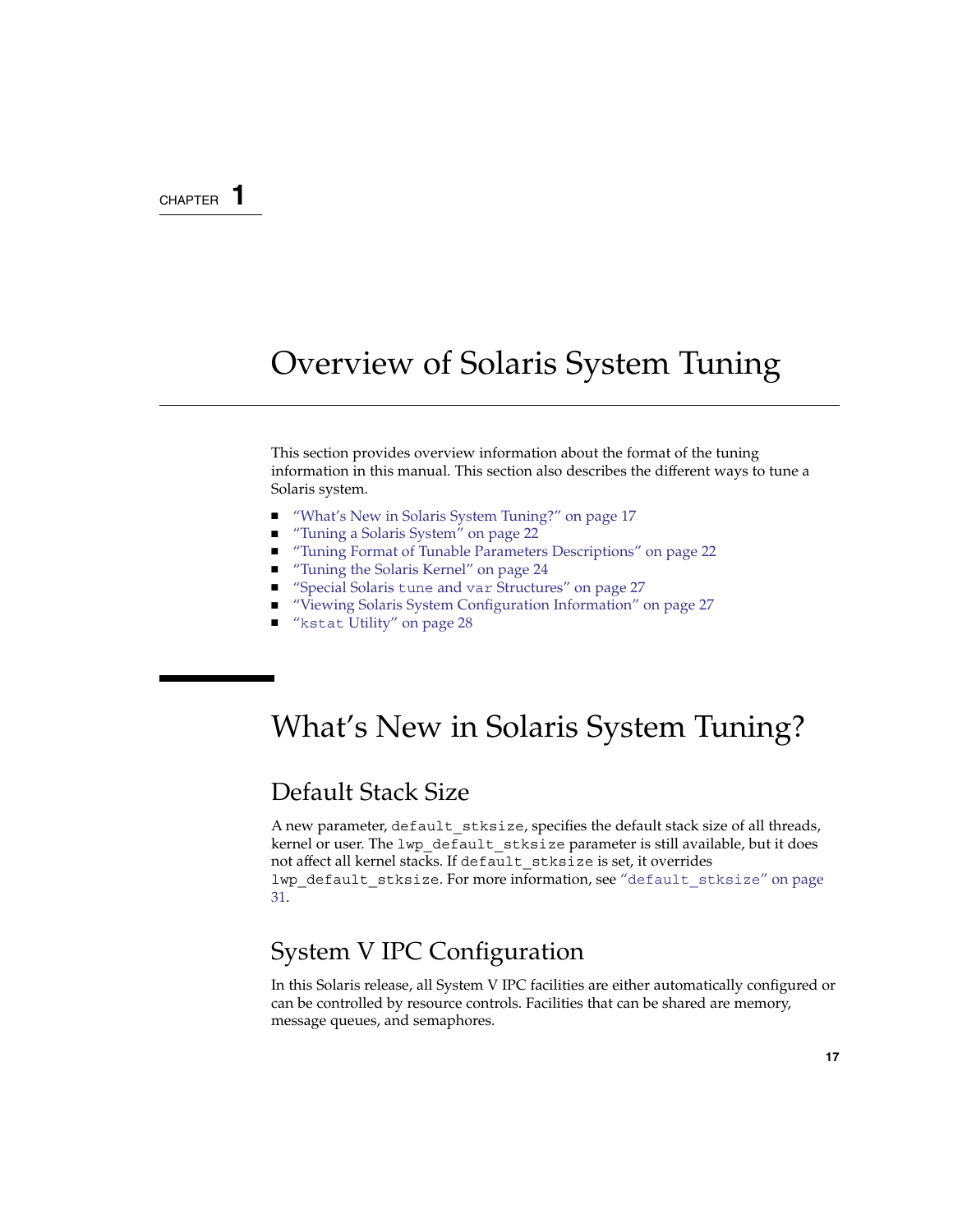CHAPTER 1

# Overview of Solaris System Tuning

This section provides overview information about the format of the tuning information in this manual. This section also describes the different ways to tune a Solaris system.

- "What's New in Solaris System Tuning?" on page 17
- "Tuning a Solaris System" on page 22
- "Tuning Format of Tunable Parameters Descriptions" on page 22
- "Tuning the Solaris Kernel" on page 24
- "Special Solaris `tune` and `var` Structures" on page 27
- "Viewing Solaris System Configuration Information" on page 27
- "`kstat` Utility" on page 28

## What's New in Solaris System Tuning?

### Default Stack Size

A new parameter, `default_stksize`, specifies the default stack size of all threads, kernel or user. The `lwp_default_stksize` parameter is still available, but it does not affect all kernel stacks. If `default_stksize` is set, it overrides `lwp_default_stksize`. For more information, see "`default_stksize`" on page 31.

### System V IPC Configuration

In this Solaris release, all System V IPC facilities are either automatically configured or can be controlled by resource controls. Facilities that can be shared are memory, message queues, and semaphores.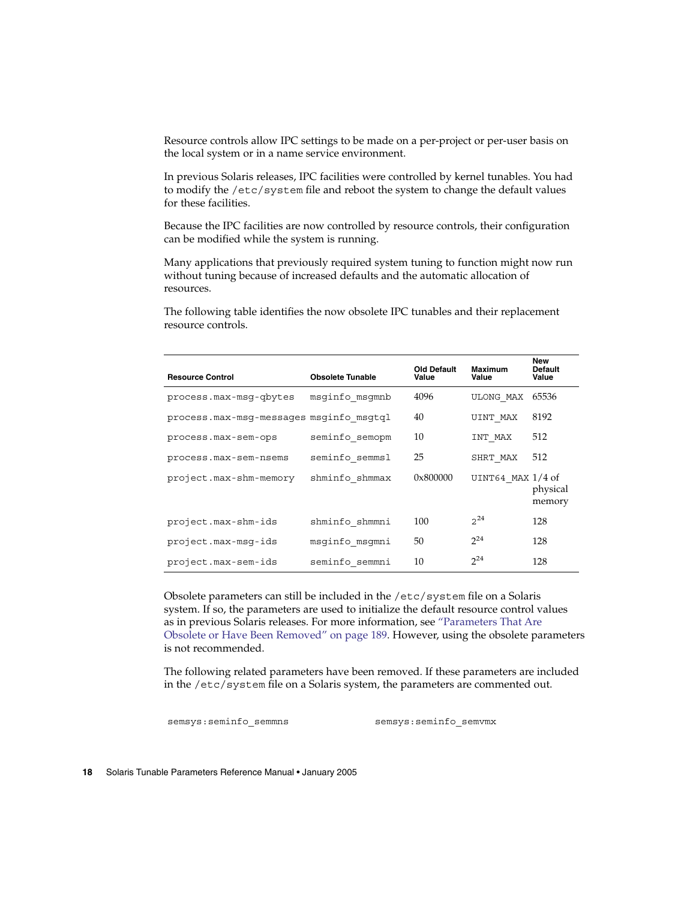Resource controls allow IPC settings to be made on a per-project or per-user basis on the local system or in a name service environment.

In previous Solaris releases, IPC facilities were controlled by kernel tunables. You had to modify the `/etc/system` file and reboot the system to change the default values for these facilities.

Because the IPC facilities are now controlled by resource controls, their configuration can be modified while the system is running.

Many applications that previously required system tuning to function might now run without tuning because of increased defaults and the automatic allocation of resources.

The following table identifies the now obsolete IPC tunables and their replacement resource controls.

| Resource Control | Obsolete Tunable | Old Default Value | Maximum Value | New Default Value |
| --- | --- | --- | --- | --- |
| `process.max-msg-qbytes` | `msginfo_msgmnb` | 4096 | `ULONG_MAX` | 65536 |
| `process.max-msg-messages` | `msginfo_msgtql` | 40 | `UINT_MAX` | 8192 |
| `process.max-sem-ops` | `seminfo_semopm` | 10 | `INT_MAX` | 512 |
| `process.max-sem-nsems` | `seminfo_semmsl` | 25 | `SHRT_MAX` | 512 |
| `project.max-shm-memory` | `shminfo_shmmax` | 0x800000 | `UINT64_MAX` | 1/4 of physical memory |
| `project.max-shm-ids` | `shminfo_shmmni` | 100 | $2^{24}$ | 128 |
| `project.max-msg-ids` | `msginfo_msgmni` | 50 | $2^{24}$ | 128 |
| `project.max-sem-ids` | `seminfo_semmni` | 10 | $2^{24}$ | 128 |

Obsolete parameters can still be included in the `/etc/system` file on a Solaris system. If so, the parameters are used to initialize the default resource control values as in previous Solaris releases. For more information, see "Parameters That Are Obsolete or Have Been Removed" on page 189. However, using the obsolete parameters is not recommended.

The following related parameters have been removed. If these parameters are included in the `/etc/system` file on a Solaris system, the parameters are commented out.

```
semsys:seminfo_semmns              semsys:seminfo_semvmx
```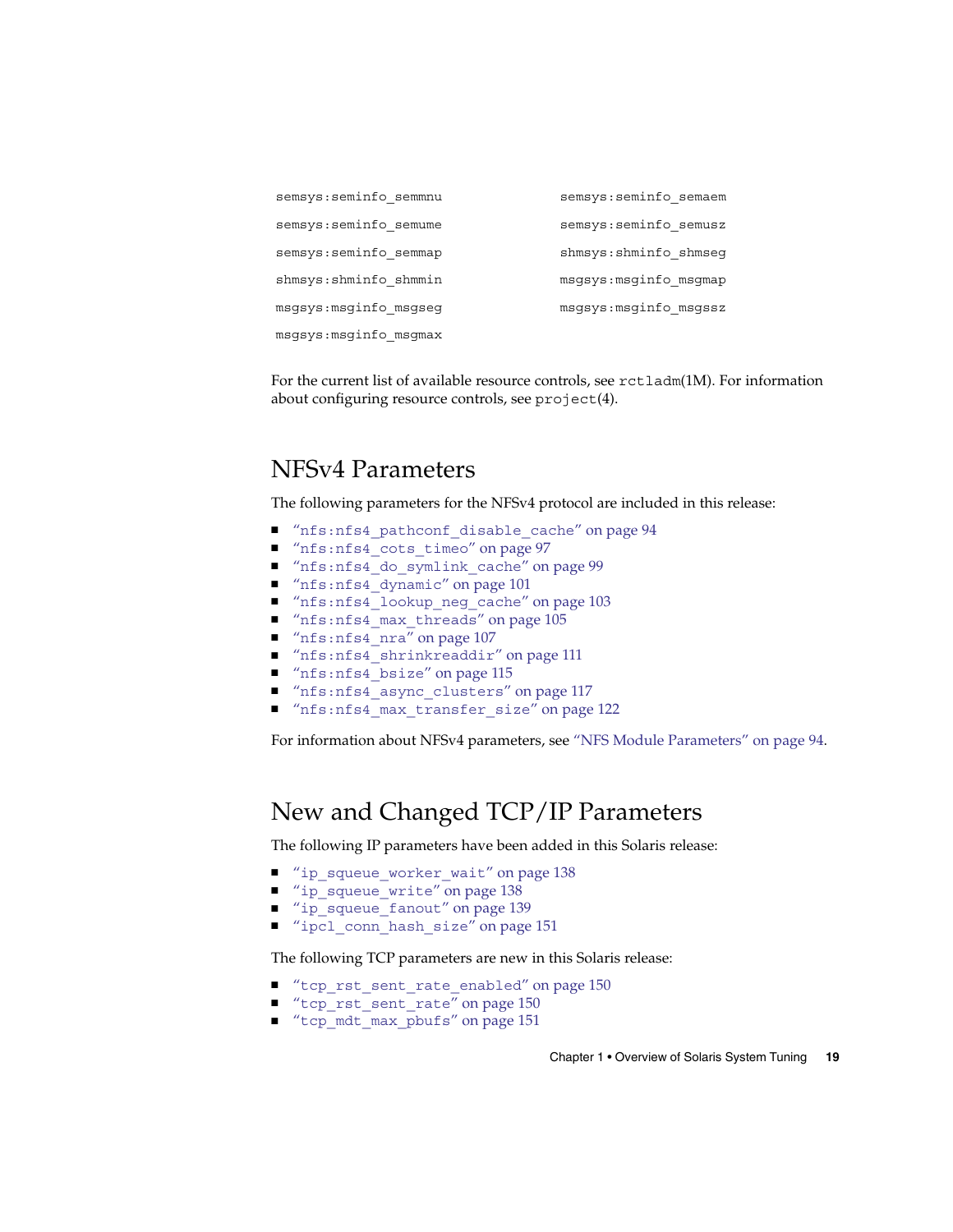```
semsys:seminfo_semmnu          semsys:seminfo_semaem
semsys:seminfo_semume          semsys:seminfo_semusz
semsys:seminfo_semmap          shmsys:shminfo_shmseg
shmsys:shminfo_shmmin          msgsys:msginfo_msgmap
msgsys:msginfo_msgseg          msgsys:msginfo_msgssz
msgsys:msginfo_msgmax
```

For the current list of available resource controls, see `rctladm`(1M). For information about configuring resource controls, see `project`(4).

## NFSv4 Parameters

The following parameters for the NFSv4 protocol are included in this release:

- "`nfs:nfs4_pathconf_disable_cache`" on page 94
- "`nfs:nfs4_cots_timeo`" on page 97
- "`nfs:nfs4_do_symlink_cache`" on page 99
- "`nfs:nfs4_dynamic`" on page 101
- "`nfs:nfs4_lookup_neg_cache`" on page 103
- "`nfs:nfs4_max_threads`" on page 105
- "`nfs:nfs4_nra`" on page 107
- "`nfs:nfs4_shrinkreaddir`" on page 111
- "`nfs:nfs4_bsize`" on page 115
- "`nfs:nfs4_async_clusters`" on page 117
- "`nfs:nfs4_max_transfer_size`" on page 122

For information about NFSv4 parameters, see "NFS Module Parameters" on page 94.

## New and Changed TCP/IP Parameters

The following IP parameters have been added in this Solaris release:

- "`ip_squeue_worker_wait`" on page 138
- "`ip_squeue_write`" on page 138
- "`ip_squeue_fanout`" on page 139
- "`ipcl_conn_hash_size`" on page 151

The following TCP parameters are new in this Solaris release:

- "`tcp_rst_sent_rate_enabled`" on page 150
- "`tcp_rst_sent_rate`" on page 150
- "`tcp_mdt_max_pbufs`" on page 151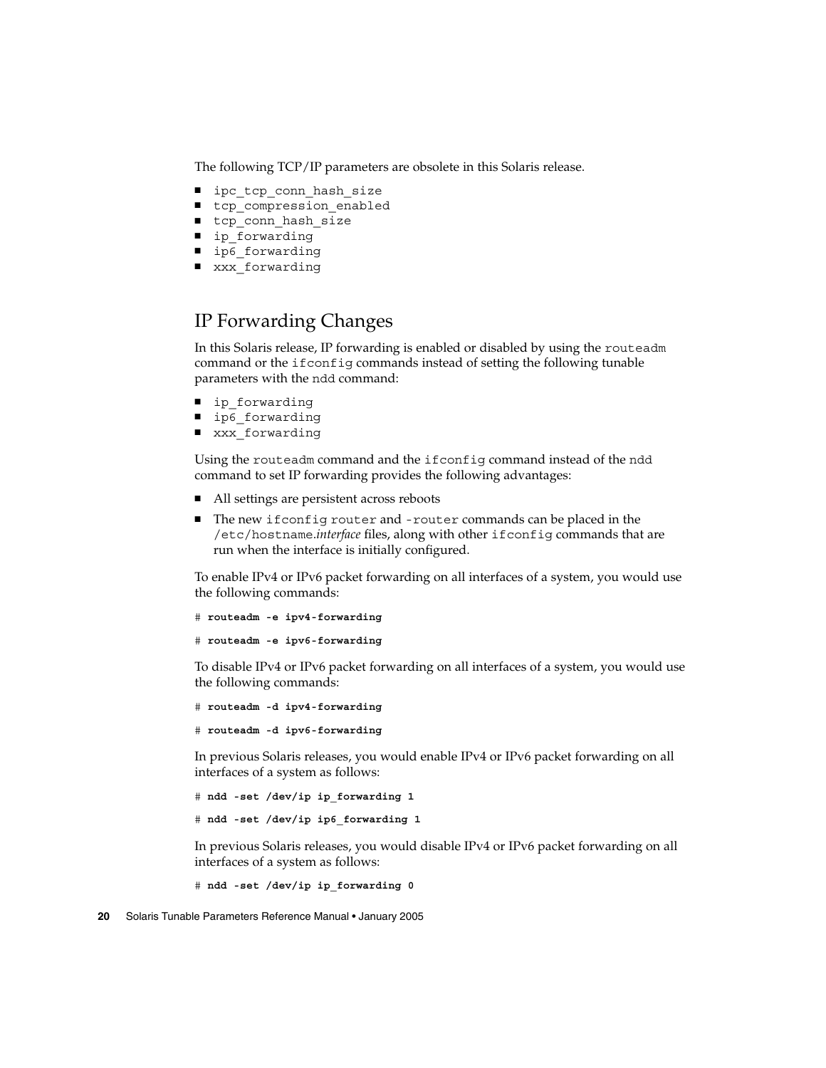The following TCP/IP parameters are obsolete in this Solaris release.

- `ipc_tcp_conn_hash_size`
- `tcp_compression_enabled`
- `tcp_conn_hash_size`
- `ip_forwarding`
- `ip6_forwarding`
- `xxx_forwarding`

## IP Forwarding Changes

In this Solaris release, IP forwarding is enabled or disabled by using the `routeadm` command or the `ifconfig` commands instead of setting the following tunable parameters with the `ndd` command:

- `ip_forwarding`
- `ip6_forwarding`
- `xxx_forwarding`

Using the `routeadm` command and the `ifconfig` command instead of the `ndd` command to set IP forwarding provides the following advantages:

- All settings are persistent across reboots
- The new `ifconfig router` and `-router` commands can be placed in the `/etc/hostname.`*interface* files, along with other `ifconfig` commands that are run when the interface is initially configured.

To enable IPv4 or IPv6 packet forwarding on all interfaces of a system, you would use the following commands:

```
# routeadm -e ipv4-forwarding
```

```
# routeadm -e ipv6-forwarding
```

To disable IPv4 or IPv6 packet forwarding on all interfaces of a system, you would use the following commands:

```
# routeadm -d ipv4-forwarding
```

```
# routeadm -d ipv6-forwarding
```

In previous Solaris releases, you would enable IPv4 or IPv6 packet forwarding on all interfaces of a system as follows:

```
# ndd -set /dev/ip ip_forwarding 1
```

```
# ndd -set /dev/ip ip6_forwarding 1
```

In previous Solaris releases, you would disable IPv4 or IPv6 packet forwarding on all interfaces of a system as follows:

```
# ndd -set /dev/ip ip_forwarding 0
```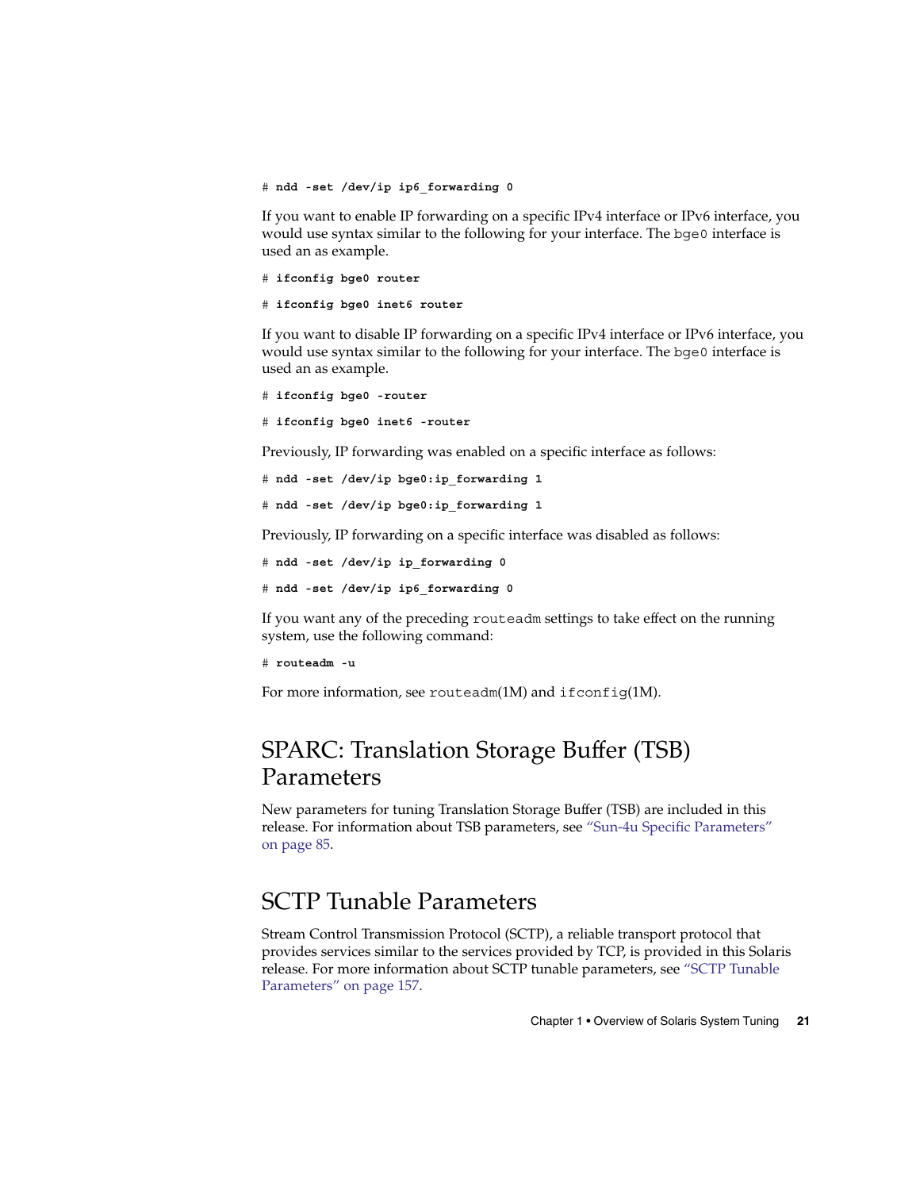```
# ndd -set /dev/ip ip6_forwarding 0
```

If you want to enable IP forwarding on a specific IPv4 interface or IPv6 interface, you would use syntax similar to the following for your interface. The bge0 interface is used an as example.

```
# ifconfig bge0 router
```

```
# ifconfig bge0 inet6 router
```

If you want to disable IP forwarding on a specific IPv4 interface or IPv6 interface, you would use syntax similar to the following for your interface. The bge0 interface is used an as example.

```
# ifconfig bge0 -router
```

```
# ifconfig bge0 inet6 -router
```

Previously, IP forwarding was enabled on a specific interface as follows:

```
# ndd -set /dev/ip bge0:ip_forwarding 1
```

```
# ndd -set /dev/ip bge0:ip_forwarding 1
```

Previously, IP forwarding on a specific interface was disabled as follows:

```
# ndd -set /dev/ip ip_forwarding 0
```

```
# ndd -set /dev/ip ip6_forwarding 0
```

If you want any of the preceding routeadm settings to take effect on the running system, use the following command:

```
# routeadm -u
```

For more information, see routeadm(1M) and ifconfig(1M).

## SPARC: Translation Storage Buffer (TSB) Parameters

New parameters for tuning Translation Storage Buffer (TSB) are included in this release. For information about TSB parameters, see "Sun-4u Specific Parameters" on page 85.

## SCTP Tunable Parameters

Stream Control Transmission Protocol (SCTP), a reliable transport protocol that provides services similar to the services provided by TCP, is provided in this Solaris release. For more information about SCTP tunable parameters, see "SCTP Tunable Parameters" on page 157.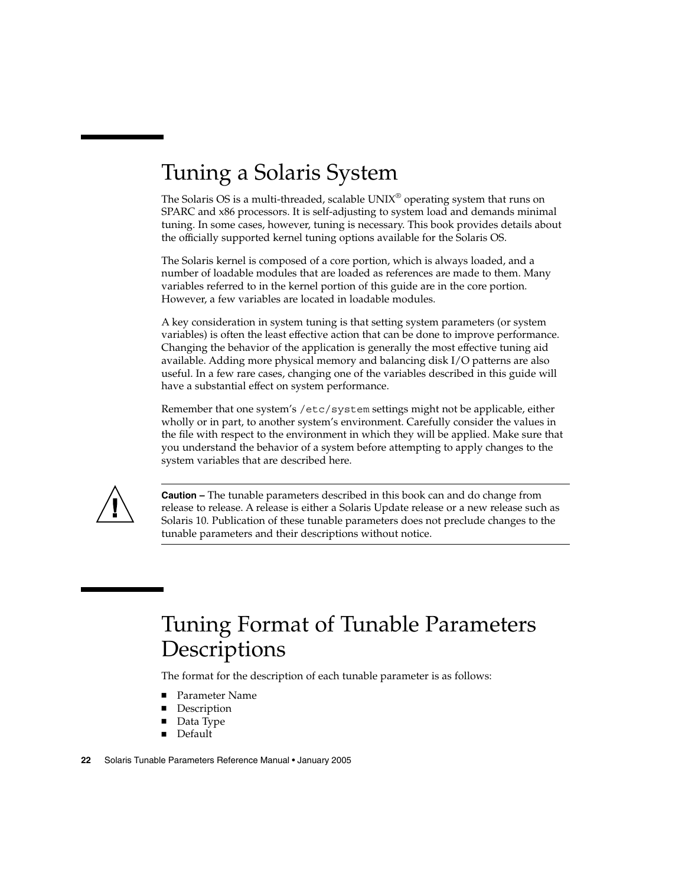## Tuning a Solaris System

The Solaris OS is a multi-threaded, scalable UNIX® operating system that runs on SPARC and x86 processors. It is self-adjusting to system load and demands minimal tuning. In some cases, however, tuning is necessary. This book provides details about the officially supported kernel tuning options available for the Solaris OS.

The Solaris kernel is composed of a core portion, which is always loaded, and a number of loadable modules that are loaded as references are made to them. Many variables referred to in the kernel portion of this guide are in the core portion. However, a few variables are located in loadable modules.

A key consideration in system tuning is that setting system parameters (or system variables) is often the least effective action that can be done to improve performance. Changing the behavior of the application is generally the most effective tuning aid available. Adding more physical memory and balancing disk I/O patterns are also useful. In a few rare cases, changing one of the variables described in this guide will have a substantial effect on system performance.

Remember that one system's `/etc/system` settings might not be applicable, either wholly or in part, to another system's environment. Carefully consider the values in the file with respect to the environment in which they will be applied. Make sure that you understand the behavior of a system before attempting to apply changes to the system variables that are described here.

---

**Caution –** The tunable parameters described in this book can and do change from release to release. A release is either a Solaris Update release or a new release such as Solaris 10. Publication of these tunable parameters does not preclude changes to the tunable parameters and their descriptions without notice.

---

## Tuning Format of Tunable Parameters Descriptions

The format for the description of each tunable parameter is as follows:

- Parameter Name
- Description
- Data Type
- Default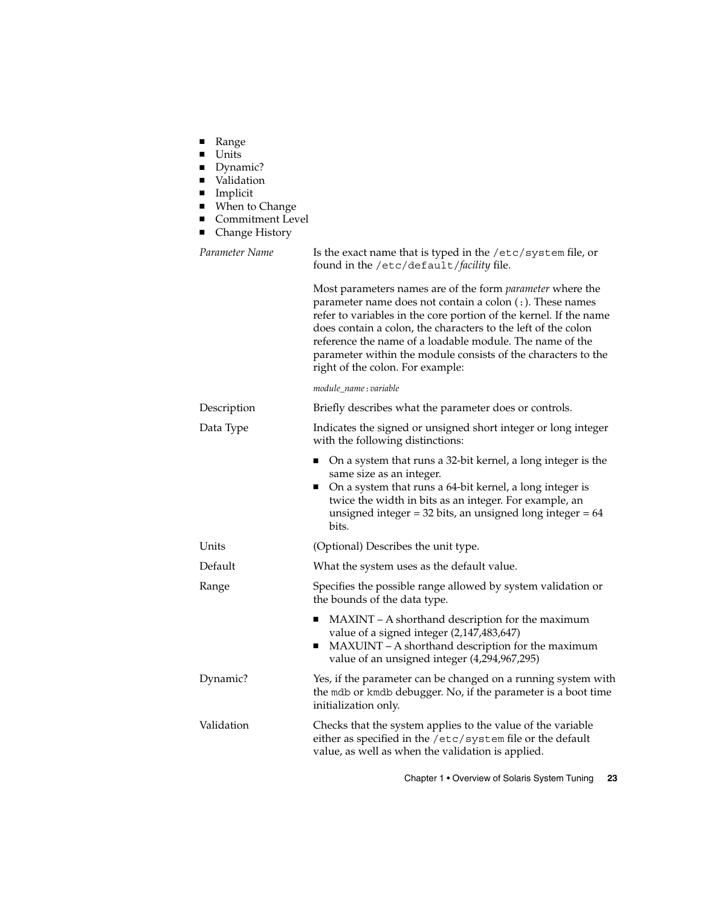- Range
- Units
- Dynamic?
- Validation
- Implicit
- When to Change
- Commitment Level
- Change History

*Parameter Name*
: Is the exact name that is typed in the `/etc/system` file, or found in the `/etc/default/`*facility* file.

  Most parameters names are of the form *parameter* where the parameter name does not contain a colon (`:`). These names refer to variables in the core portion of the kernel. If the name does contain a colon, the characters to the left of the colon reference the name of a loadable module. The name of the parameter within the module consists of the characters to the right of the colon. For example:

  *module_name*`:`*variable*

Description
: Briefly describes what the parameter does or controls.

Data Type
: Indicates the signed or unsigned short integer or long integer with the following distinctions:

  - On a system that runs a 32-bit kernel, a long integer is the same size as an integer.
  - On a system that runs a 64-bit kernel, a long integer is twice the width in bits as an integer. For example, an unsigned integer = 32 bits, an unsigned long integer = 64 bits.

Units
: (Optional) Describes the unit type.

Default
: What the system uses as the default value.

Range
: Specifies the possible range allowed by system validation or the bounds of the data type.

  - MAXINT – A shorthand description for the maximum value of a signed integer (2,147,483,647)
  - MAXUINT – A shorthand description for the maximum value of an unsigned integer (4,294,967,295)

Dynamic?
: Yes, if the parameter can be changed on a running system with the `mdb` or `kmdb` debugger. No, if the parameter is a boot time initialization only.

Validation
: Checks that the system applies to the value of the variable either as specified in the `/etc/system` file or the default value, as well as when the validation is applied.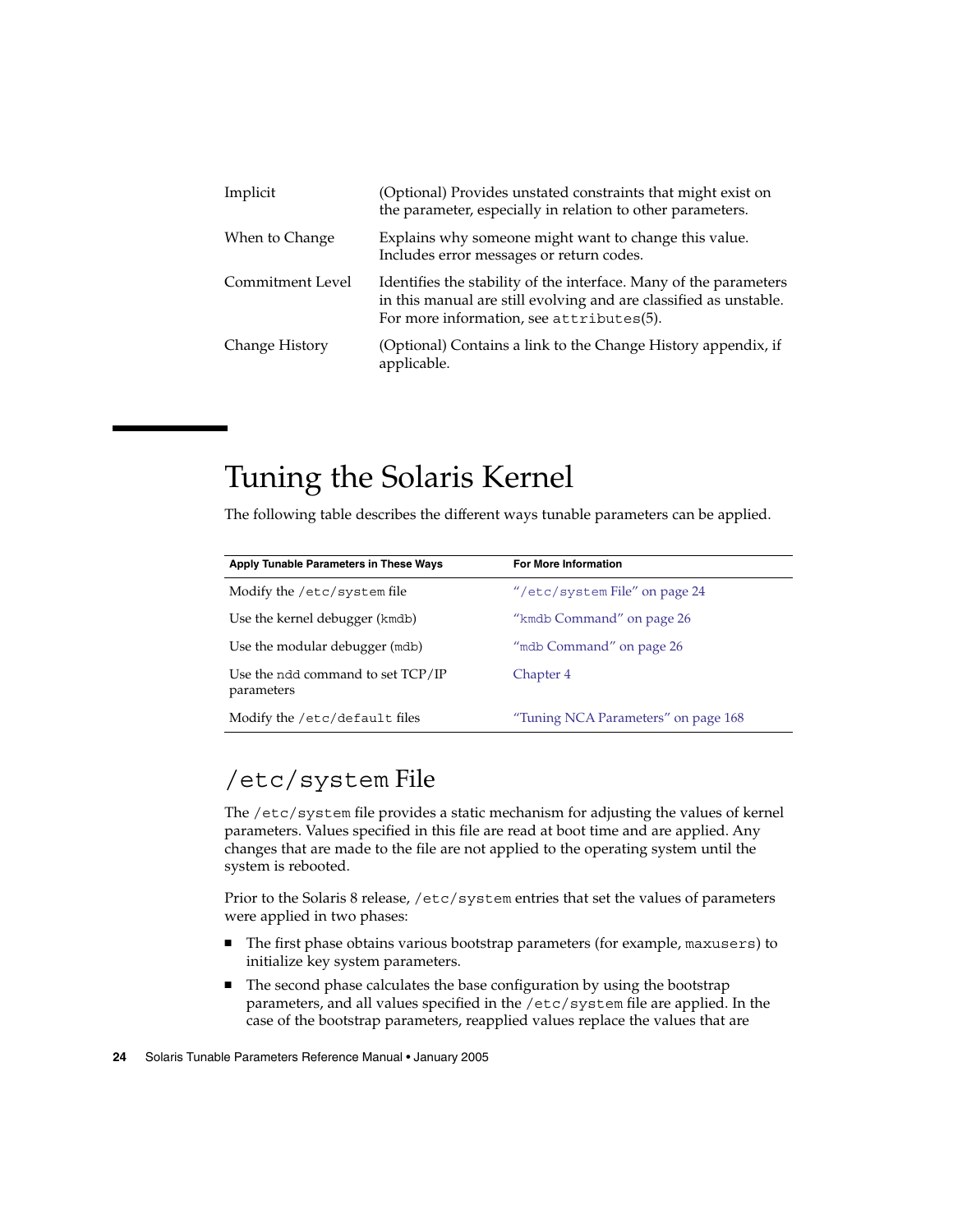| | |
|---|---|
| Implicit | (Optional) Provides unstated constraints that might exist on the parameter, especially in relation to other parameters. |
| When to Change | Explains why someone might want to change this value. Includes error messages or return codes. |
| Commitment Level | Identifies the stability of the interface. Many of the parameters in this manual are still evolving and are classified as unstable. For more information, see `attributes`(5). |
| Change History | (Optional) Contains a link to the Change History appendix, if applicable. |

# Tuning the Solaris Kernel

The following table describes the different ways tunable parameters can be applied.

| Apply Tunable Parameters in These Ways | For More Information |
|---|---|
| Modify the `/etc/system` file | "`/etc/system` File" on page 24 |
| Use the kernel debugger (`kmdb`) | "`kmdb` Command" on page 26 |
| Use the modular debugger (`mdb`) | "`mdb` Command" on page 26 |
| Use the `ndd` command to set TCP/IP parameters | Chapter 4 |
| Modify the `/etc/default` files | "Tuning NCA Parameters" on page 168 |

## `/etc/system` File

The `/etc/system` file provides a static mechanism for adjusting the values of kernel parameters. Values specified in this file are read at boot time and are applied. Any changes that are made to the file are not applied to the operating system until the system is rebooted.

Prior to the Solaris 8 release, `/etc/system` entries that set the values of parameters were applied in two phases:

- The first phase obtains various bootstrap parameters (for example, `maxusers`) to initialize key system parameters.
- The second phase calculates the base configuration by using the bootstrap parameters, and all values specified in the `/etc/system` file are applied. In the case of the bootstrap parameters, reapplied values replace the values that are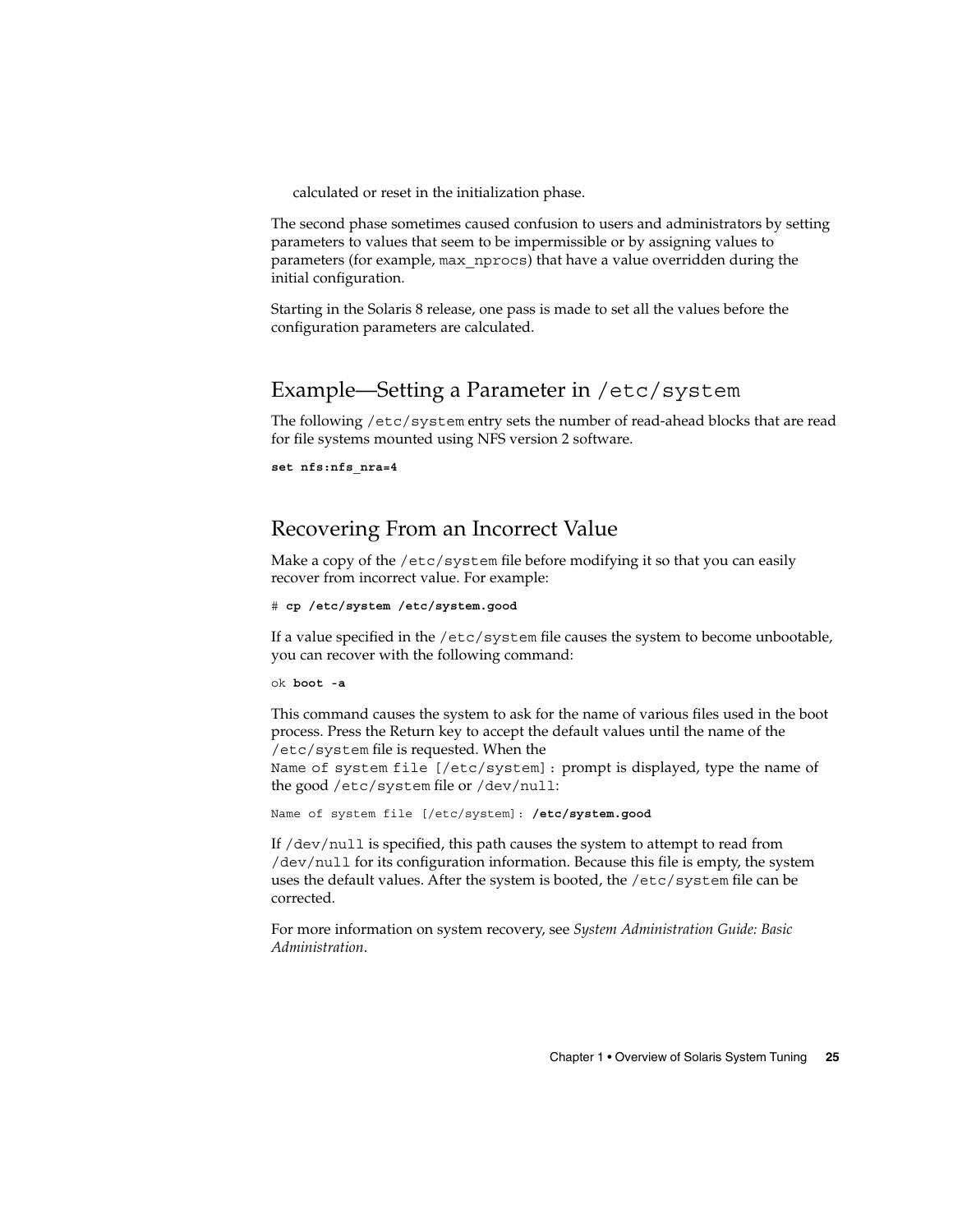calculated or reset in the initialization phase.

The second phase sometimes caused confusion to users and administrators by setting parameters to values that seem to be impermissible or by assigning values to parameters (for example, `max_nprocs`) that have a value overridden during the initial configuration.

Starting in the Solaris 8 release, one pass is made to set all the values before the configuration parameters are calculated.

## Example—Setting a Parameter in `/etc/system`

The following `/etc/system` entry sets the number of read-ahead blocks that are read for file systems mounted using NFS version 2 software.

```
set nfs:nfs_nra=4
```

## Recovering From an Incorrect Value

Make a copy of the `/etc/system` file before modifying it so that you can easily recover from incorrect value. For example:

```
# cp /etc/system /etc/system.good
```

If a value specified in the `/etc/system` file causes the system to become unbootable, you can recover with the following command:

```
ok boot -a
```

This command causes the system to ask for the name of various files used in the boot process. Press the Return key to accept the default values until the name of the `/etc/system` file is requested. When the `Name of system file [/etc/system]:` prompt is displayed, type the name of the good `/etc/system` file or `/dev/null`:

```
Name of system file [/etc/system]: /etc/system.good
```

If `/dev/null` is specified, this path causes the system to attempt to read from `/dev/null` for its configuration information. Because this file is empty, the system uses the default values. After the system is booted, the `/etc/system` file can be corrected.

For more information on system recovery, see *System Administration Guide: Basic Administration*.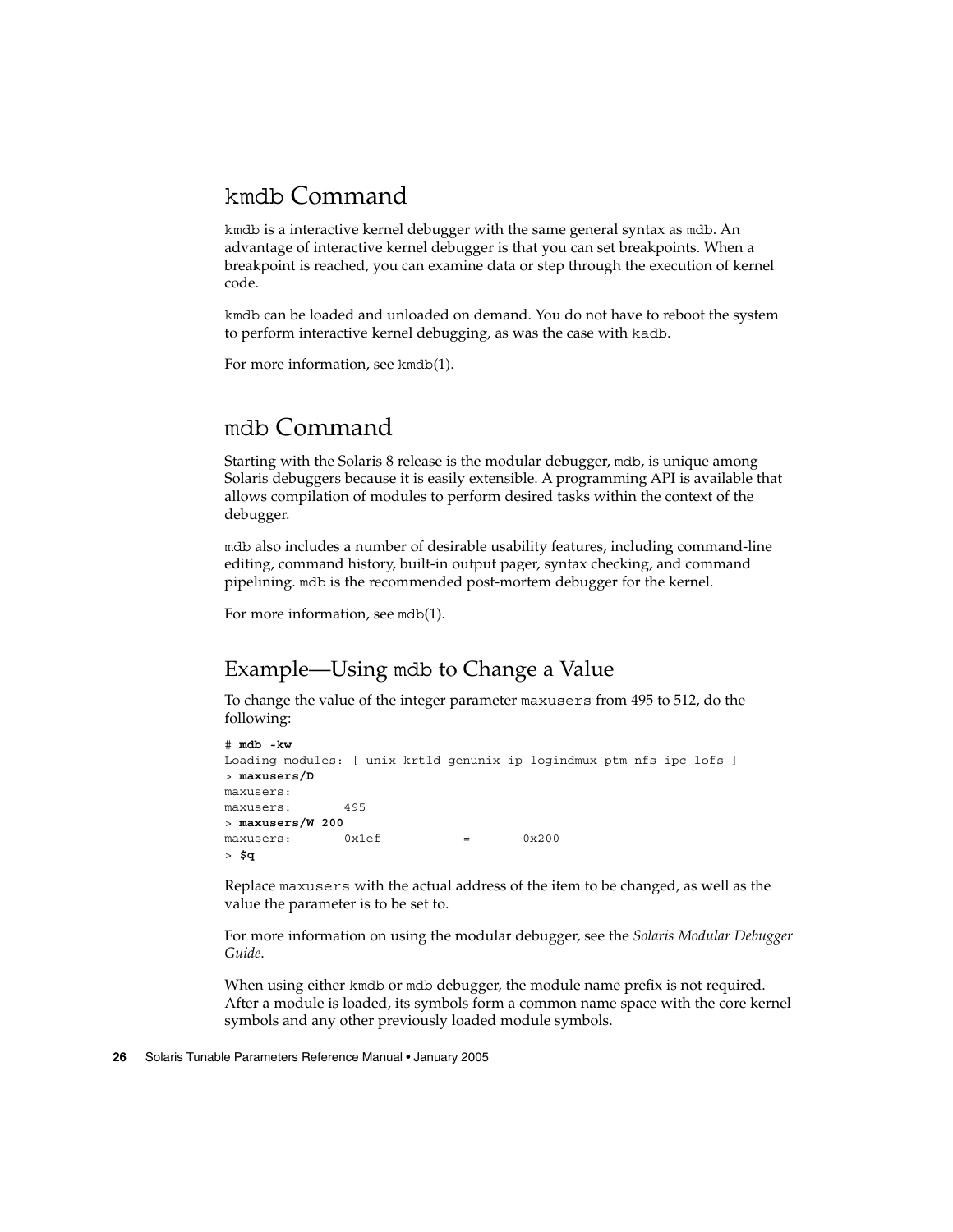## kmdb Command

kmdb is a interactive kernel debugger with the same general syntax as mdb. An advantage of interactive kernel debugger is that you can set breakpoints. When a breakpoint is reached, you can examine data or step through the execution of kernel code.

kmdb can be loaded and unloaded on demand. You do not have to reboot the system to perform interactive kernel debugging, as was the case with kadb.

For more information, see kmdb(1).

## mdb Command

Starting with the Solaris 8 release is the modular debugger, mdb, is unique among Solaris debuggers because it is easily extensible. A programming API is available that allows compilation of modules to perform desired tasks within the context of the debugger.

mdb also includes a number of desirable usability features, including command-line editing, command history, built-in output pager, syntax checking, and command pipelining. mdb is the recommended post-mortem debugger for the kernel.

For more information, see mdb(1).

### Example—Using mdb to Change a Value

To change the value of the integer parameter maxusers from 495 to 512, do the following:

```
# mdb -kw
Loading modules: [ unix krtld genunix ip logindmux ptm nfs ipc lofs ]
> maxusers/D
maxusers:
maxusers:       495
> maxusers/W 200
maxusers:       0x1ef           =       0x200
> $q
```

Replace maxusers with the actual address of the item to be changed, as well as the value the parameter is to be set to.

For more information on using the modular debugger, see the *Solaris Modular Debugger Guide*.

When using either kmdb or mdb debugger, the module name prefix is not required. After a module is loaded, its symbols form a common name space with the core kernel symbols and any other previously loaded module symbols.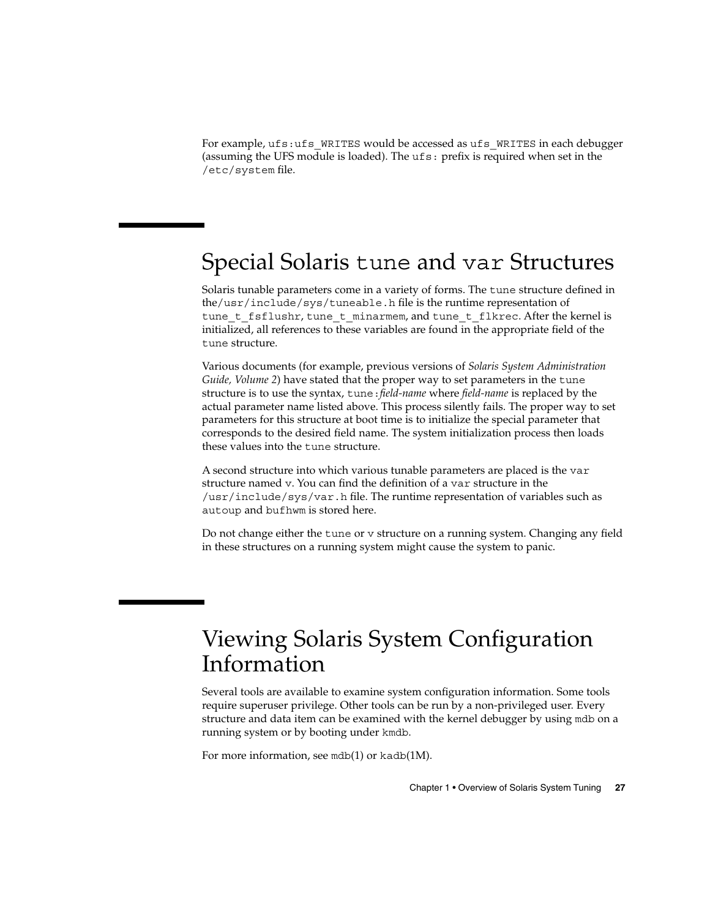For example, `ufs:ufs_WRITES` would be accessed as `ufs_WRITES` in each debugger (assuming the UFS module is loaded). The `ufs:` prefix is required when set in the `/etc/system` file.

## Special Solaris `tune` and `var` Structures

Solaris tunable parameters come in a variety of forms. The `tune` structure defined in the `/usr/include/sys/tuneable.h` file is the runtime representation of `tune_t_fsflushr`, `tune_t_minarmem`, and `tune_t_flkrec`. After the kernel is initialized, all references to these variables are found in the appropriate field of the `tune` structure.

Various documents (for example, previous versions of *Solaris System Administration Guide, Volume 2*) have stated that the proper way to set parameters in the `tune` structure is to use the syntax, `tune:`*field-name* where *field-name* is replaced by the actual parameter name listed above. This process silently fails. The proper way to set parameters for this structure at boot time is to initialize the special parameter that corresponds to the desired field name. The system initialization process then loads these values into the `tune` structure.

A second structure into which various tunable parameters are placed is the `var` structure named `v`. You can find the definition of a `var` structure in the `/usr/include/sys/var.h` file. The runtime representation of variables such as `autoup` and `bufhwm` is stored here.

Do not change either the `tune` or `v` structure on a running system. Changing any field in these structures on a running system might cause the system to panic.

## Viewing Solaris System Configuration Information

Several tools are available to examine system configuration information. Some tools require superuser privilege. Other tools can be run by a non-privileged user. Every structure and data item can be examined with the kernel debugger by using `mdb` on a running system or by booting under `kmdb`.

For more information, see `mdb`(1) or `kadb`(1M).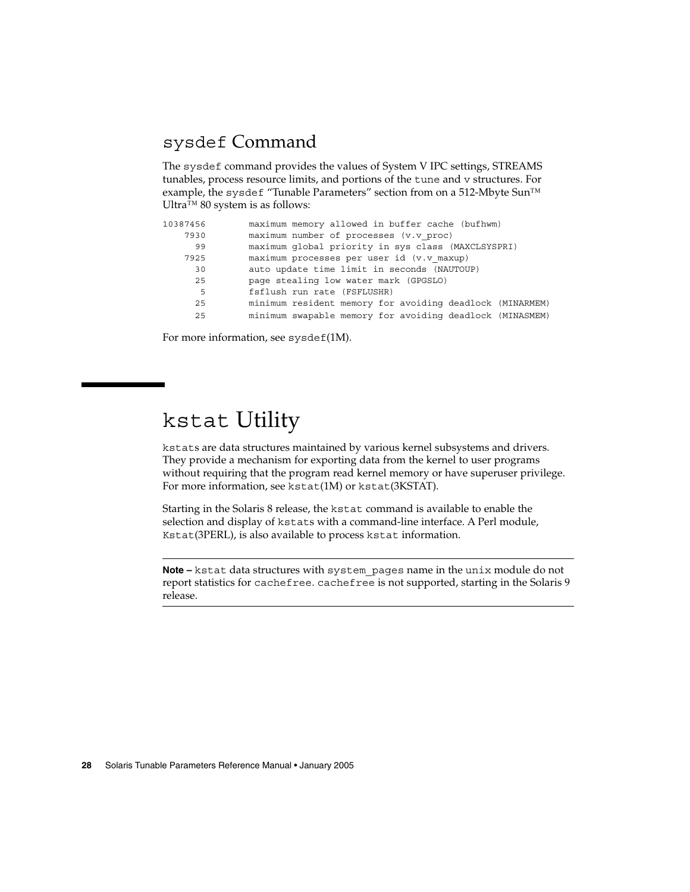## `sysdef` Command

The `sysdef` command provides the values of System V IPC settings, STREAMS tunables, process resource limits, and portions of the `tune` and `v` structures. For example, the `sysdef` "Tunable Parameters" section from on a 512-Mbyte Sun™ Ultra™ 80 system is as follows:

```
10387456        maximum memory allowed in buffer cache (bufhwm)
    7930        maximum number of processes (v.v_proc)
      99        maximum global priority in sys class (MAXCLSYSPRI)
    7925        maximum processes per user id (v.v_maxup)
      30        auto update time limit in seconds (NAUTOUP)
      25        page stealing low water mark (GPGSLO)
       5        fsflush run rate (FSFLUSHR)
      25        minimum resident memory for avoiding deadlock (MINARMEM)
      25        minimum swapable memory for avoiding deadlock (MINASMEM)
```

For more information, see `sysdef`(1M).

# `kstat` Utility

`kstat`s are data structures maintained by various kernel subsystems and drivers. They provide a mechanism for exporting data from the kernel to user programs without requiring that the program read kernel memory or have superuser privilege. For more information, see `kstat`(1M) or `kstat`(3KSTAT).

Starting in the Solaris 8 release, the `kstat` command is available to enable the selection and display of `kstat`s with a command-line interface. A Perl module, `Kstat`(3PERL), is also available to process `kstat` information.

---

**Note –** `kstat` data structures with `system_pages` name in the `unix` module do not report statistics for `cachefree`. `cachefree` is not supported, starting in the Solaris 9 release.

---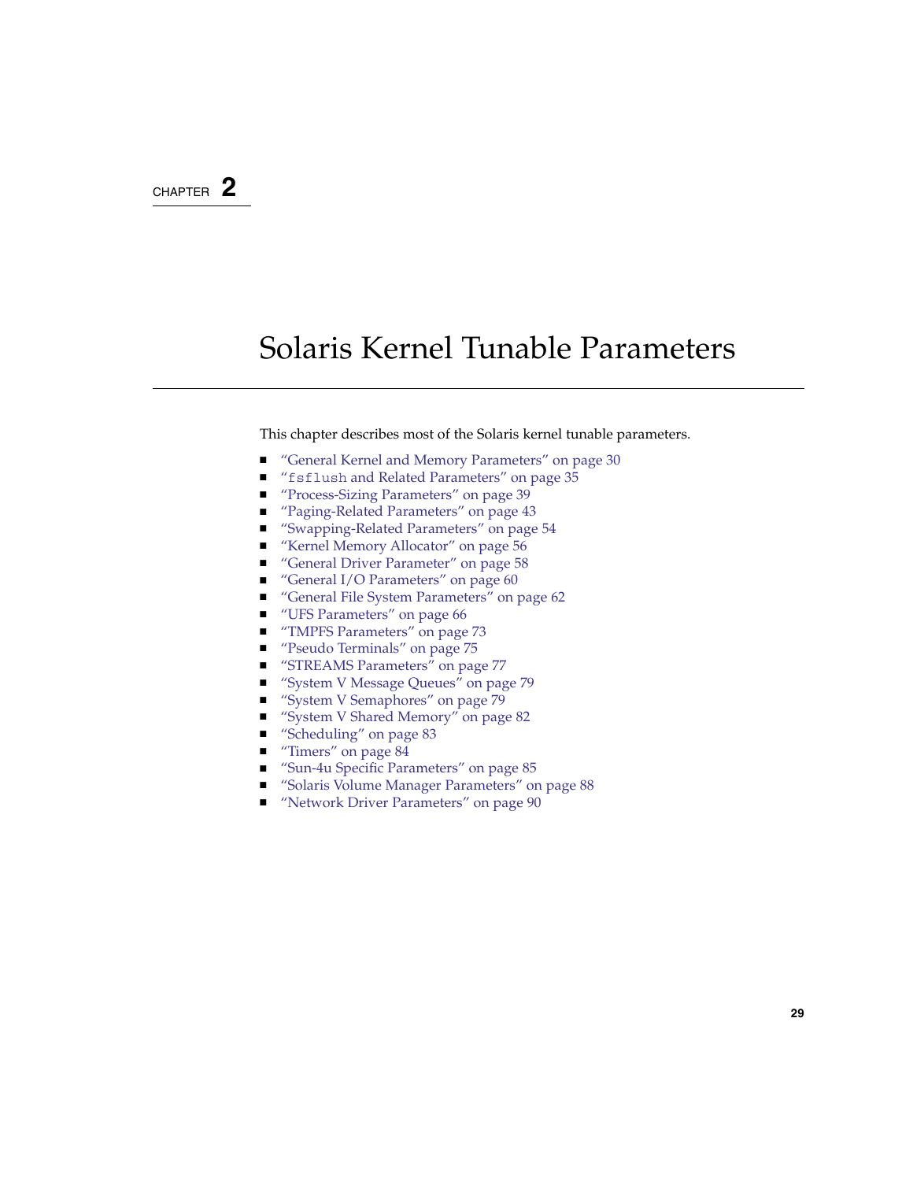CHAPTER 2

# Solaris Kernel Tunable Parameters

This chapter describes most of the Solaris kernel tunable parameters.

- "General Kernel and Memory Parameters" on page 30
- "`fsflush` and Related Parameters" on page 35
- "Process-Sizing Parameters" on page 39
- "Paging-Related Parameters" on page 43
- "Swapping-Related Parameters" on page 54
- "Kernel Memory Allocator" on page 56
- "General Driver Parameter" on page 58
- "General I/O Parameters" on page 60
- "General File System Parameters" on page 62
- "UFS Parameters" on page 66
- "TMPFS Parameters" on page 73
- "Pseudo Terminals" on page 75
- "STREAMS Parameters" on page 77
- "System V Message Queues" on page 79
- "System V Semaphores" on page 79
- "System V Shared Memory" on page 82
- "Scheduling" on page 83
- "Timers" on page 84
- "Sun-4u Specific Parameters" on page 85
- "Solaris Volume Manager Parameters" on page 88
- "Network Driver Parameters" on page 90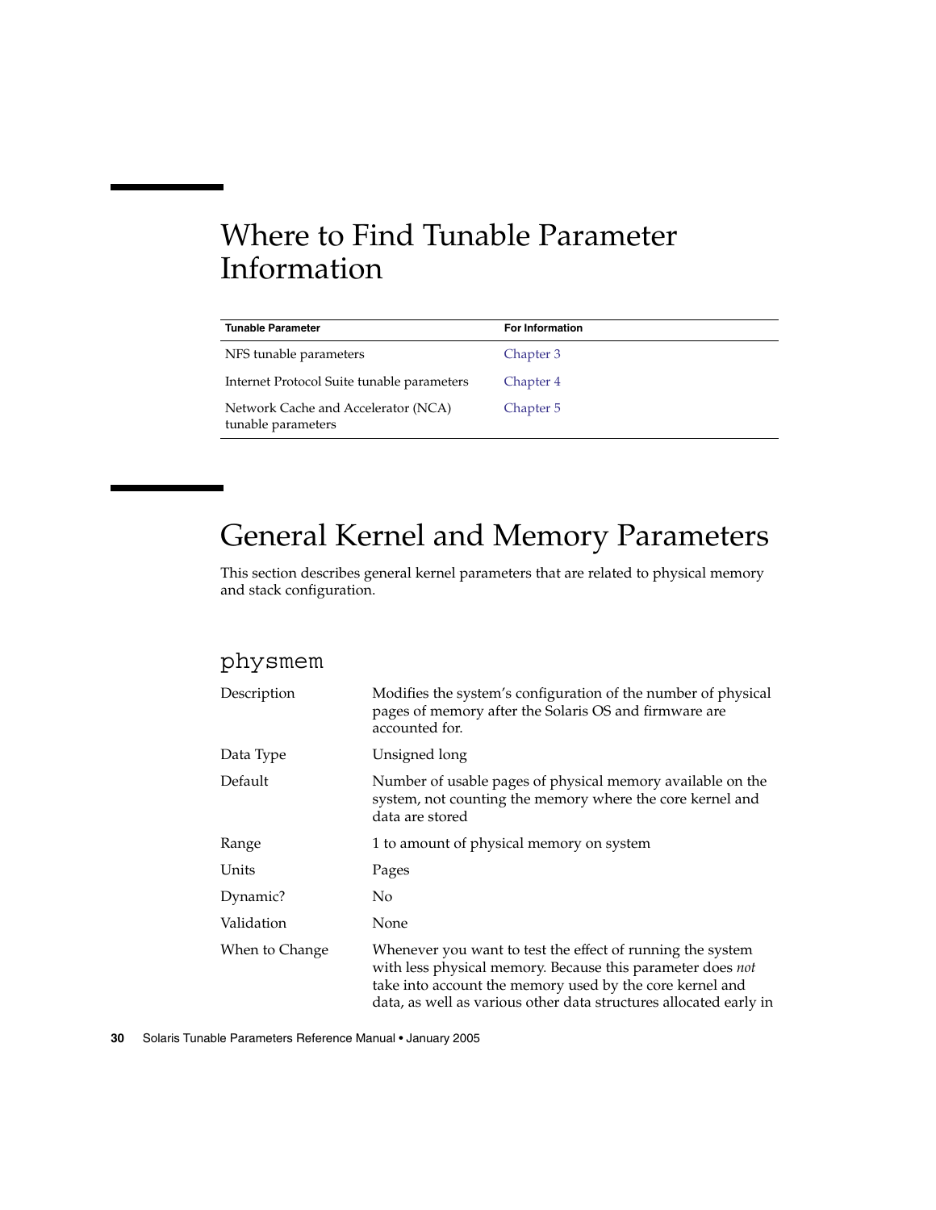## Where to Find Tunable Parameter Information

| Tunable Parameter | For Information |
| --- | --- |
| NFS tunable parameters | Chapter 3 |
| Internet Protocol Suite tunable parameters | Chapter 4 |
| Network Cache and Accelerator (NCA) tunable parameters | Chapter 5 |

## General Kernel and Memory Parameters

This section describes general kernel parameters that are related to physical memory and stack configuration.

### `physmem`

| | |
| --- | --- |
| Description | Modifies the system's configuration of the number of physical pages of memory after the Solaris OS and firmware are accounted for. |
| Data Type | Unsigned long |
| Default | Number of usable pages of physical memory available on the system, not counting the memory where the core kernel and data are stored |
| Range | 1 to amount of physical memory on system |
| Units | Pages |
| Dynamic? | No |
| Validation | None |
| When to Change | Whenever you want to test the effect of running the system with less physical memory. Because this parameter does *not* take into account the memory used by the core kernel and data, as well as various other data structures allocated early in |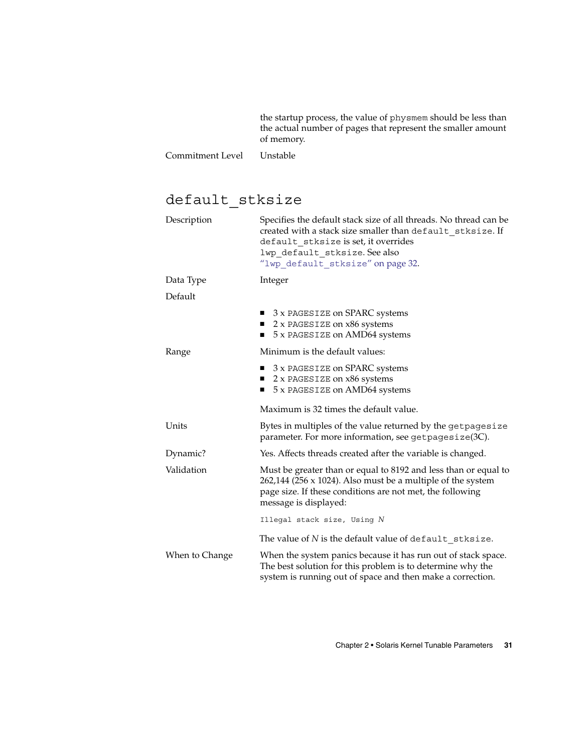the startup process, the value of physmem should be less than the actual number of pages that represent the smaller amount of memory.

Commitment Level: Unstable

## default_stksize

**Description**

Specifies the default stack size of all threads. No thread can be created with a stack size smaller than default_stksize. If default_stksize is set, it overrides lwp_default_stksize. See also "lwp_default_stksize" on page 32.

**Data Type**

Integer

**Default**

- 3 x PAGESIZE on SPARC systems
- 2 x PAGESIZE on x86 systems
- 5 x PAGESIZE on AMD64 systems

**Range**

Minimum is the default values:

- 3 x PAGESIZE on SPARC systems
- 2 x PAGESIZE on x86 systems
- 5 x PAGESIZE on AMD64 systems

Maximum is 32 times the default value.

**Units**

Bytes in multiples of the value returned by the getpagesize parameter. For more information, see getpagesize(3C).

**Dynamic?**

Yes. Affects threads created after the variable is changed.

**Validation**

Must be greater than or equal to 8192 and less than or equal to 262,144 (256 x 1024). Also must be a multiple of the system page size. If these conditions are not met, the following message is displayed:

```
Illegal stack size, Using N
```

The value of *N* is the default value of default_stksize.

**When to Change**

When the system panics because it has run out of stack space. The best solution for this problem is to determine why the system is running out of space and then make a correction.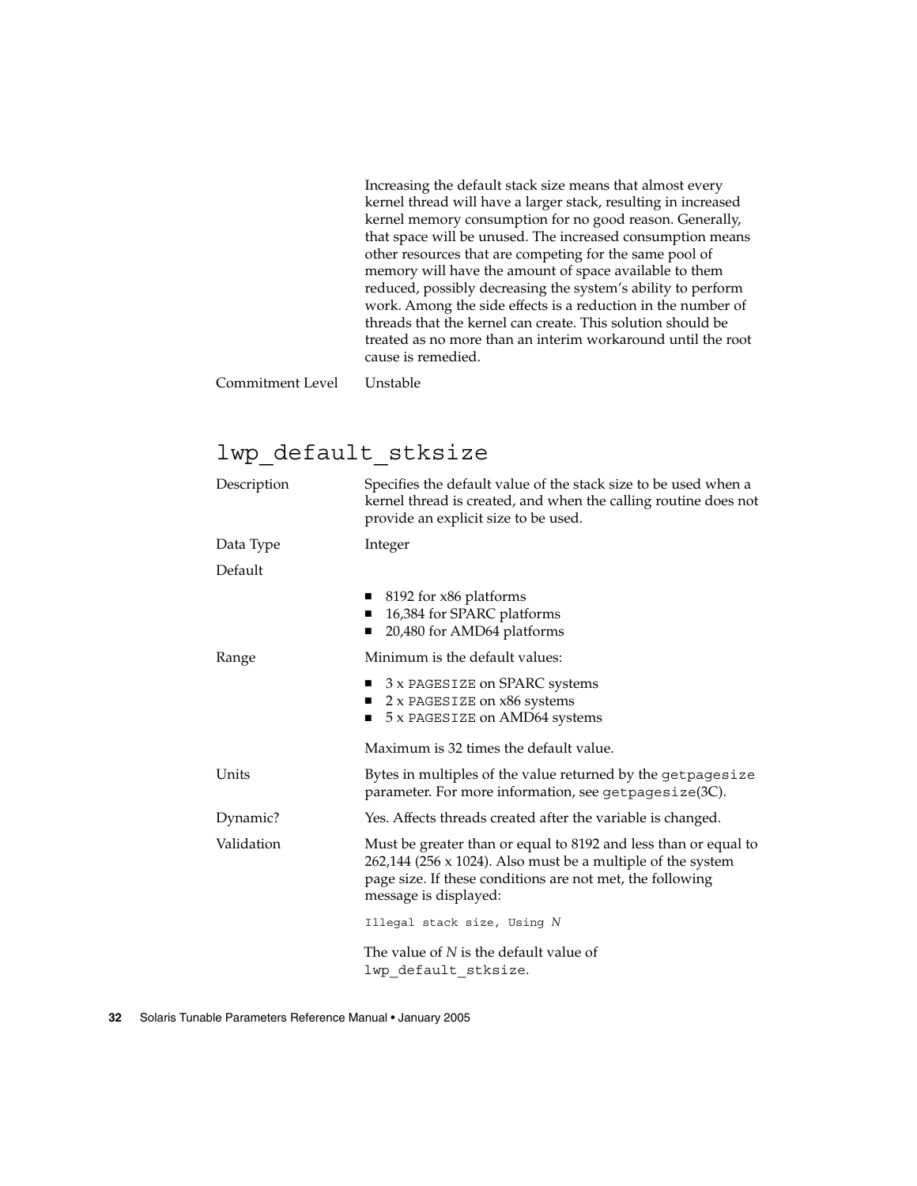Increasing the default stack size means that almost every kernel thread will have a larger stack, resulting in increased kernel memory consumption for no good reason. Generally, that space will be unused. The increased consumption means other resources that are competing for the same pool of memory will have the amount of space available to them reduced, possibly decreasing the system's ability to perform work. Among the side effects is a reduction in the number of threads that the kernel can create. This solution should be treated as no more than an interim workaround until the root cause is remedied.

Commitment Level: Unstable

## lwp_default_stksize

**Description**: Specifies the default value of the stack size to be used when a kernel thread is created, and when the calling routine does not provide an explicit size to be used.

**Data Type**: Integer

**Default**:

- 8192 for x86 platforms
- 16,384 for SPARC platforms
- 20,480 for AMD64 platforms

**Range**: Minimum is the default values:

- 3 x `PAGESIZE` on SPARC systems
- 2 x `PAGESIZE` on x86 systems
- 5 x `PAGESIZE` on AMD64 systems

Maximum is 32 times the default value.

**Units**: Bytes in multiples of the value returned by the `getpagesize` parameter. For more information, see `getpagesize`(3C).

**Dynamic?**: Yes. Affects threads created after the variable is changed.

**Validation**: Must be greater than or equal to 8192 and less than or equal to 262,144 (256 x 1024). Also must be a multiple of the system page size. If these conditions are not met, the following message is displayed:

```
Illegal stack size, Using N
```

The value of *N* is the default value of `lwp_default_stksize`.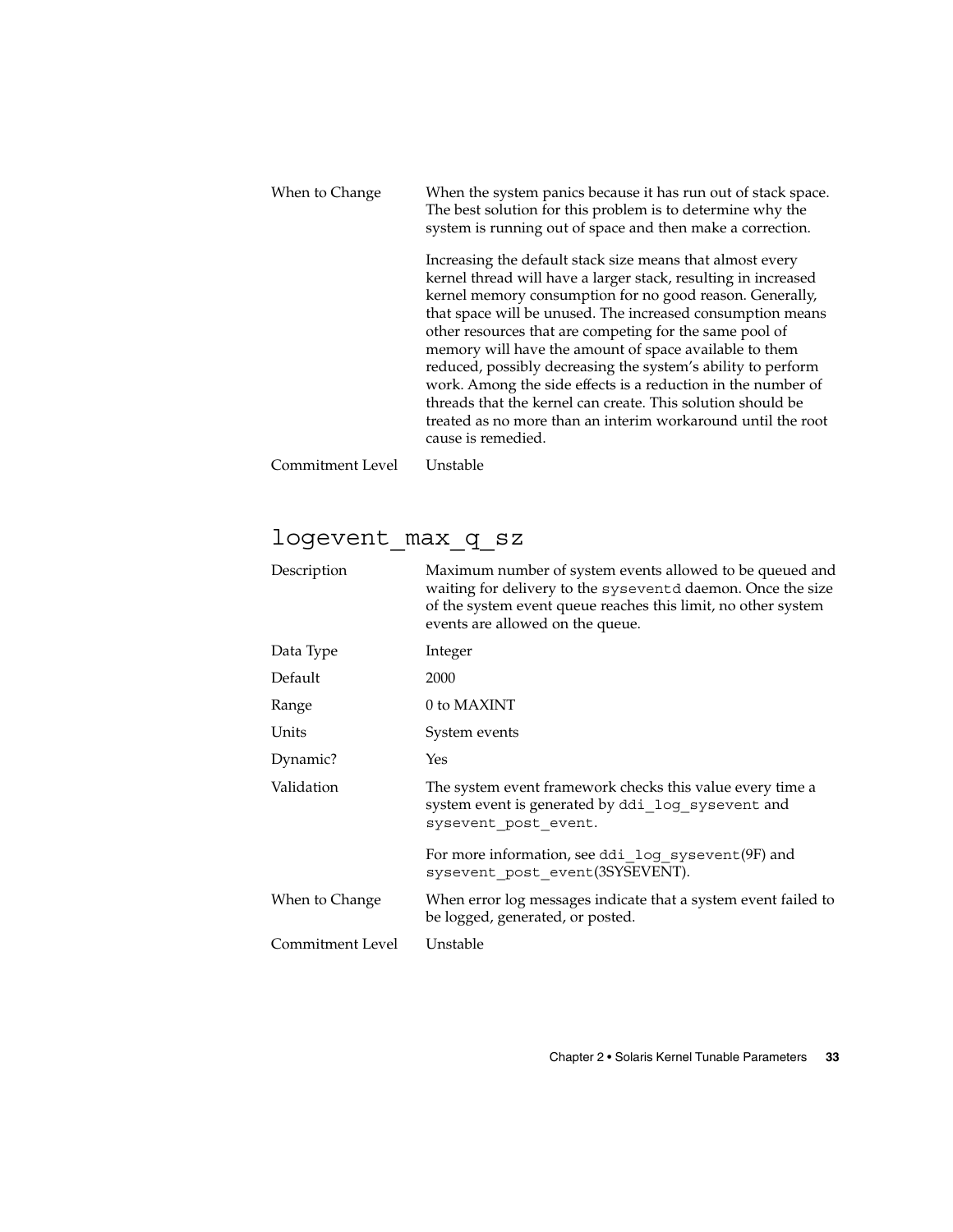| | |
|---|---|
| When to Change | When the system panics because it has run out of stack space. The best solution for this problem is to determine why the system is running out of space and then make a correction.<br><br>Increasing the default stack size means that almost every kernel thread will have a larger stack, resulting in increased kernel memory consumption for no good reason. Generally, that space will be unused. The increased consumption means other resources that are competing for the same pool of memory will have the amount of space available to them reduced, possibly decreasing the system's ability to perform work. Among the side effects is a reduction in the number of threads that the kernel can create. This solution should be treated as no more than an interim workaround until the root cause is remedied. |
| Commitment Level | Unstable |

## logevent_max_q_sz

| | |
|---|---|
| Description | Maximum number of system events allowed to be queued and waiting for delivery to the `syseventd` daemon. Once the size of the system event queue reaches this limit, no other system events are allowed on the queue. |
| Data Type | Integer |
| Default | 2000 |
| Range | 0 to MAXINT |
| Units | System events |
| Dynamic? | Yes |
| Validation | The system event framework checks this value every time a system event is generated by `ddi_log_sysevent` and `sysevent_post_event`.<br><br>For more information, see `ddi_log_sysevent`(9F) and `sysevent_post_event`(3SYSEVENT). |
| When to Change | When error log messages indicate that a system event failed to be logged, generated, or posted. |
| Commitment Level | Unstable |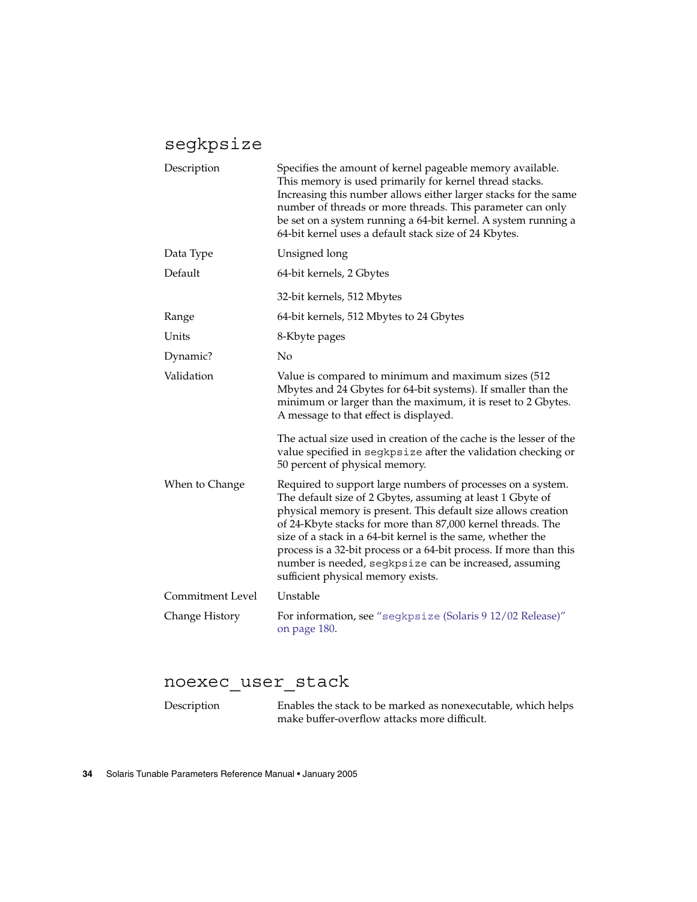## segkpsize

| | |
|---|---|
| Description | Specifies the amount of kernel pageable memory available. This memory is used primarily for kernel thread stacks. Increasing this number allows either larger stacks for the same number of threads or more threads. This parameter can only be set on a system running a 64-bit kernel. A system running a 64-bit kernel uses a default stack size of 24 Kbytes. |
| Data Type | Unsigned long |
| Default | 64-bit kernels, 2 Gbytes<br><br>32-bit kernels, 512 Mbytes |
| Range | 64-bit kernels, 512 Mbytes to 24 Gbytes |
| Units | 8-Kbyte pages |
| Dynamic? | No |
| Validation | Value is compared to minimum and maximum sizes (512 Mbytes and 24 Gbytes for 64-bit systems). If smaller than the minimum or larger than the maximum, it is reset to 2 Gbytes. A message to that effect is displayed.<br><br>The actual size used in creation of the cache is the lesser of the value specified in `segkpsize` after the validation checking or 50 percent of physical memory. |
| When to Change | Required to support large numbers of processes on a system. The default size of 2 Gbytes, assuming at least 1 Gbyte of physical memory is present. This default size allows creation of 24-Kbyte stacks for more than 87,000 kernel threads. The size of a stack in a 64-bit kernel is the same, whether the process is a 32-bit process or a 64-bit process. If more than this number is needed, `segkpsize` can be increased, assuming sufficient physical memory exists. |
| Commitment Level | Unstable |
| Change History | For information, see "`segkpsize` (Solaris 9 12/02 Release)" on page 180. |

## noexec_user_stack

| | |
|---|---|
| Description | Enables the stack to be marked as nonexecutable, which helps make buffer-overflow attacks more difficult. |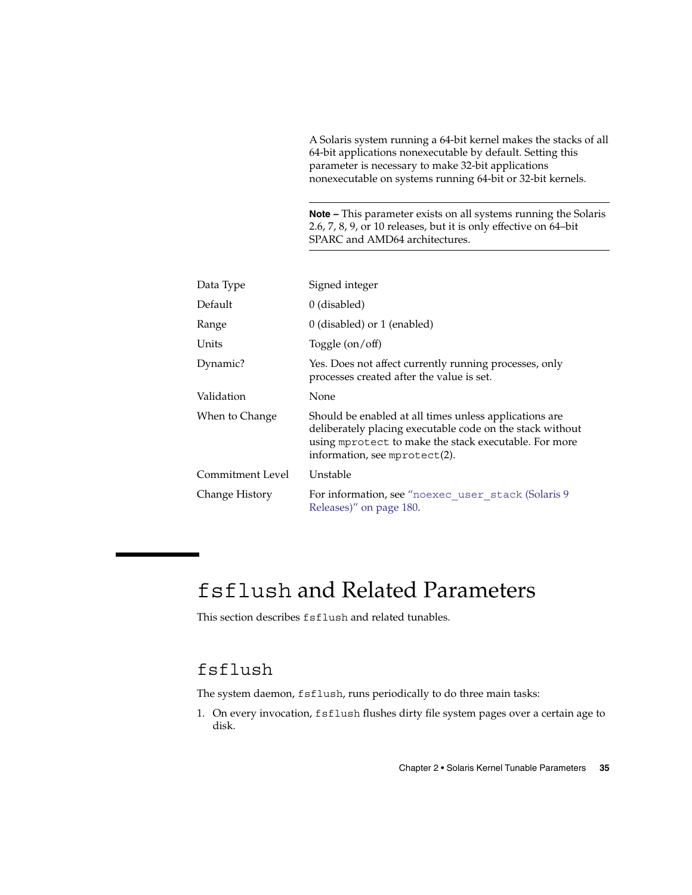A Solaris system running a 64-bit kernel makes the stacks of all 64-bit applications nonexecutable by default. Setting this parameter is necessary to make 32-bit applications nonexecutable on systems running 64-bit or 32-bit kernels.

---

**Note –** This parameter exists on all systems running the Solaris 2.6, 7, 8, 9, or 10 releases, but it is only effective on 64–bit SPARC and AMD64 architectures.

---

| | |
|---|---|
| Data Type | Signed integer |
| Default | 0 (disabled) |
| Range | 0 (disabled) or 1 (enabled) |
| Units | Toggle (on/off) |
| Dynamic? | Yes. Does not affect currently running processes, only processes created after the value is set. |
| Validation | None |
| When to Change | Should be enabled at all times unless applications are deliberately placing executable code on the stack without using `mprotect` to make the stack executable. For more information, see `mprotect`(2). |
| Commitment Level | Unstable |
| Change History | For information, see "`noexec_user_stack` (Solaris 9 Releases)" on page 180. |

# `fsflush` and Related Parameters

This section describes `fsflush` and related tunables.

## `fsflush`

The system daemon, `fsflush`, runs periodically to do three main tasks:

1. On every invocation, `fsflush` flushes dirty file system pages over a certain age to disk.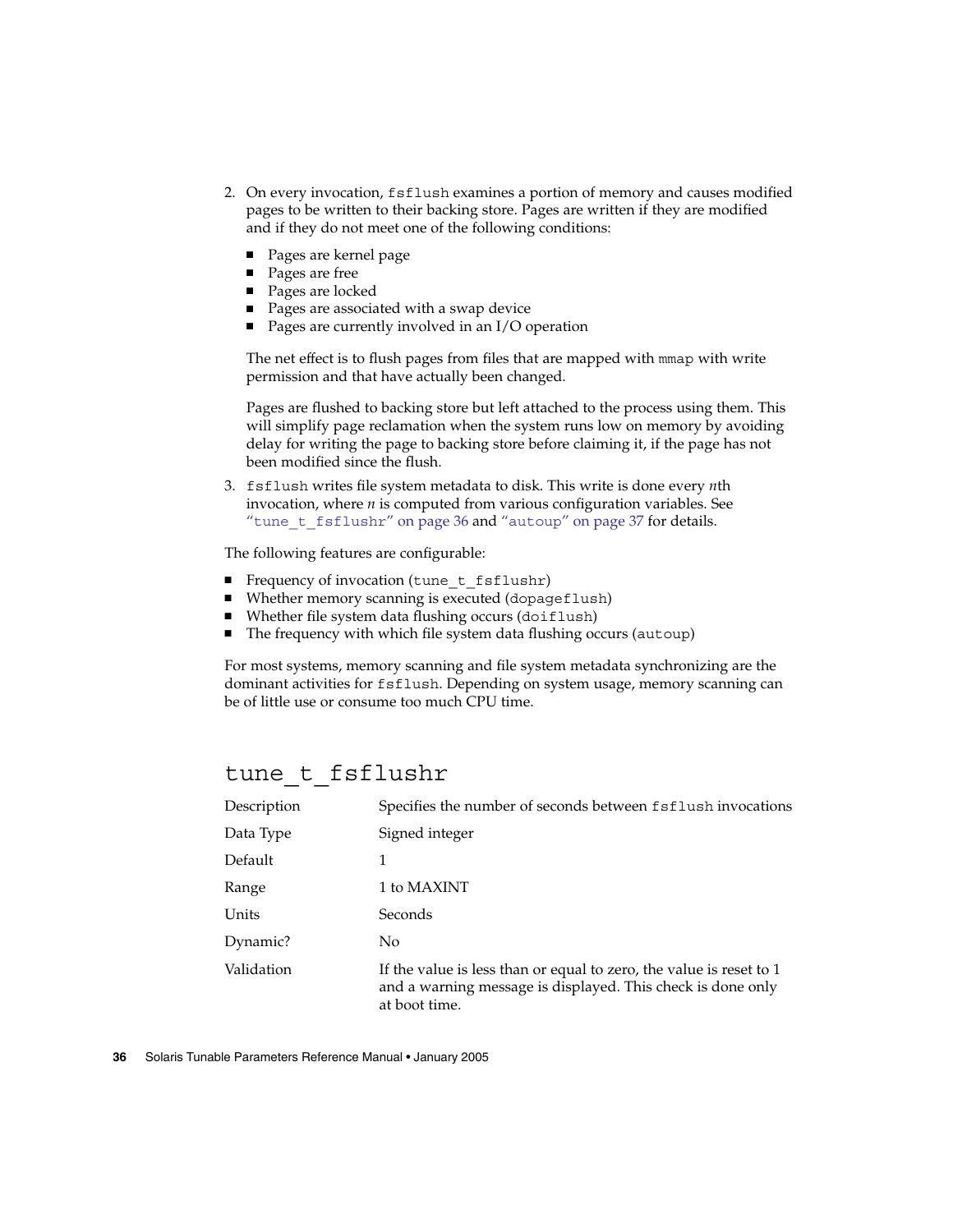2. On every invocation, `fsflush` examines a portion of memory and causes modified pages to be written to their backing store. Pages are written if they are modified and if they do not meet one of the following conditions:

   - Pages are kernel page
   - Pages are free
   - Pages are locked
   - Pages are associated with a swap device
   - Pages are currently involved in an I/O operation

   The net effect is to flush pages from files that are mapped with `mmap` with write permission and that have actually been changed.

   Pages are flushed to backing store but left attached to the process using them. This will simplify page reclamation when the system runs low on memory by avoiding delay for writing the page to backing store before claiming it, if the page has not been modified since the flush.

3. `fsflush` writes file system metadata to disk. This write is done every *n*th invocation, where *n* is computed from various configuration variables. See "`tune_t_fsflushr`" on page 36 and "`autoup`" on page 37 for details.

The following features are configurable:

- Frequency of invocation (`tune_t_fsflushr`)
- Whether memory scanning is executed (`dopageflush`)
- Whether file system data flushing occurs (`doiflush`)
- The frequency with which file system data flushing occurs (`autoup`)

For most systems, memory scanning and file system metadata synchronizing are the dominant activities for `fsflush`. Depending on system usage, memory scanning can be of little use or consume too much CPU time.

## tune_t_fsflushr

| | |
|---|---|
| Description | Specifies the number of seconds between `fsflush` invocations |
| Data Type | Signed integer |
| Default | 1 |
| Range | 1 to MAXINT |
| Units | Seconds |
| Dynamic? | No |
| Validation | If the value is less than or equal to zero, the value is reset to 1 and a warning message is displayed. This check is done only at boot time. |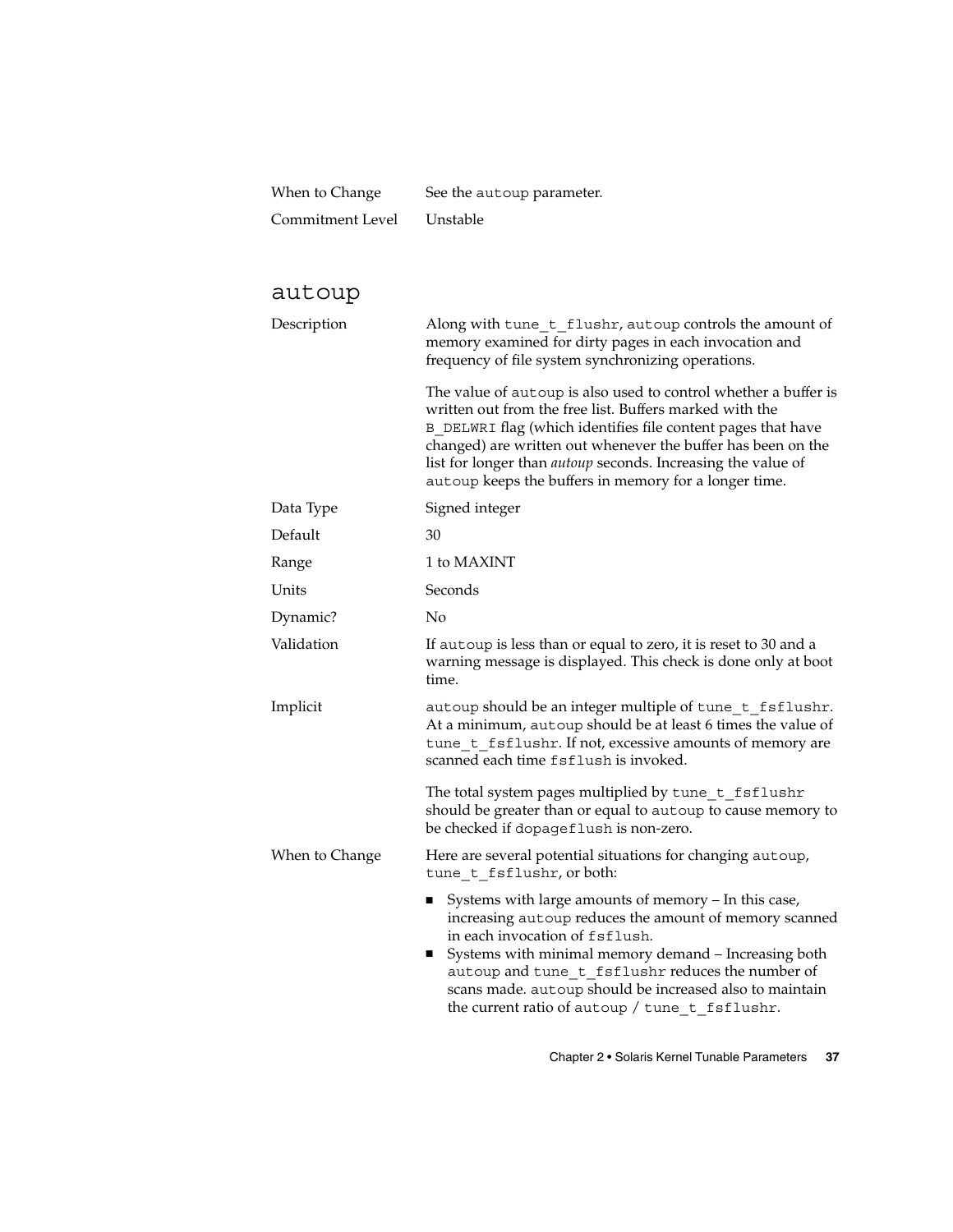| | |
|---|---|
| When to Change | See the `autoup` parameter. |
| Commitment Level | Unstable |

## autoup

| | |
|---|---|
| Description | Along with `tune_t_flushr`, `autoup` controls the amount of memory examined for dirty pages in each invocation and frequency of file system synchronizing operations.<br><br>The value of `autoup` is also used to control whether a buffer is written out from the free list. Buffers marked with the `B_DELWRI` flag (which identifies file content pages that have changed) are written out whenever the buffer has been on the list for longer than *autoup* seconds. Increasing the value of `autoup` keeps the buffers in memory for a longer time. |
| Data Type | Signed integer |
| Default | 30 |
| Range | 1 to MAXINT |
| Units | Seconds |
| Dynamic? | No |
| Validation | If `autoup` is less than or equal to zero, it is reset to 30 and a warning message is displayed. This check is done only at boot time. |
| Implicit | `autoup` should be an integer multiple of `tune_t_fsflushr`. At a minimum, `autoup` should be at least 6 times the value of `tune_t_fsflushr`. If not, excessive amounts of memory are scanned each time `fsflush` is invoked.<br><br>The total system pages multiplied by `tune_t_fsflushr` should be greater than or equal to `autoup` to cause memory to be checked if `dopageflush` is non-zero. |
| When to Change | Here are several potential situations for changing `autoup`, `tune_t_fsflushr`, or both:<br><br>■ Systems with large amounts of memory – In this case, increasing `autoup` reduces the amount of memory scanned in each invocation of `fsflush`.<br>■ Systems with minimal memory demand – Increasing both `autoup` and `tune_t_fsflushr` reduces the number of scans made. `autoup` should be increased also to maintain the current ratio of `autoup` / `tune_t_fsflushr`. |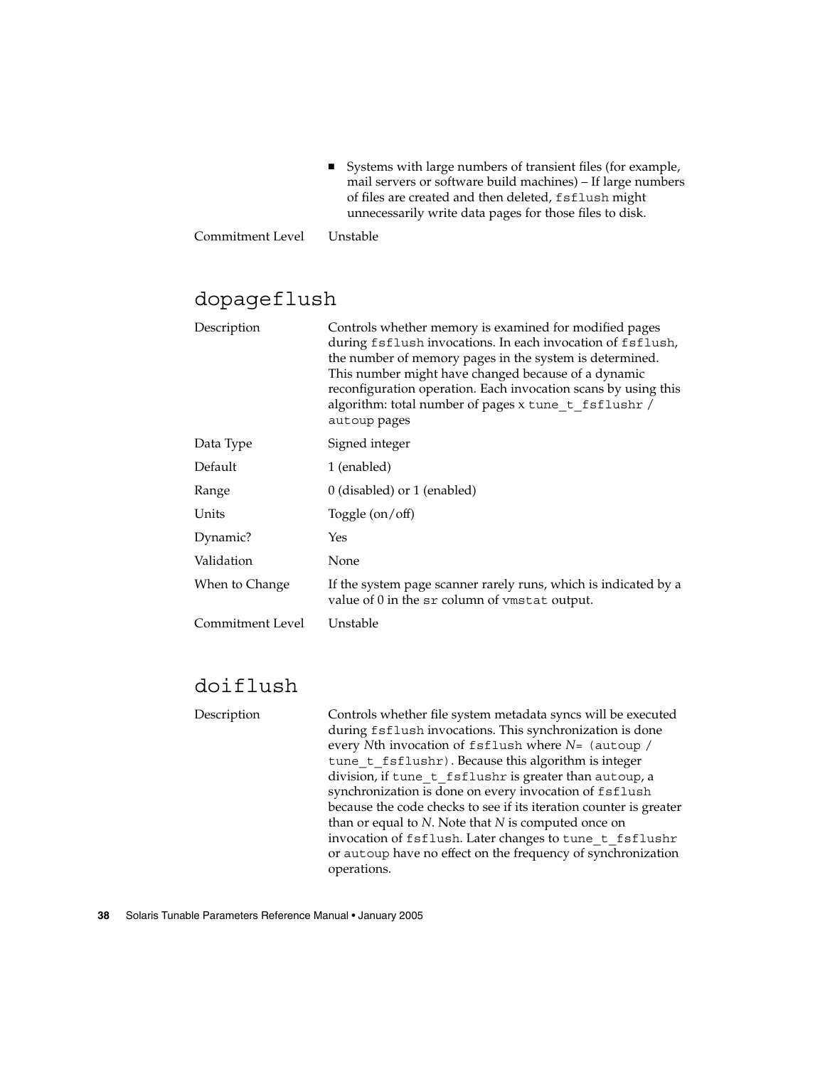- Systems with large numbers of transient files (for example, mail servers or software build machines) – If large numbers of files are created and then deleted, `fsflush` might unnecessarily write data pages for those files to disk.

| | |
|---|---|
| Commitment Level | Unstable |

## dopageflush

| | |
|---|---|
| Description | Controls whether memory is examined for modified pages during `fsflush` invocations. In each invocation of `fsflush`, the number of memory pages in the system is determined. This number might have changed because of a dynamic reconfiguration operation. Each invocation scans by using this algorithm: total number of pages x `tune_t_fsflushr` / `autoup` pages |
| Data Type | Signed integer |
| Default | 1 (enabled) |
| Range | 0 (disabled) or 1 (enabled) |
| Units | Toggle (on/off) |
| Dynamic? | Yes |
| Validation | None |
| When to Change | If the system page scanner rarely runs, which is indicated by a value of 0 in the `sr` column of `vmstat` output. |
| Commitment Level | Unstable |

## doiflush

| | |
|---|---|
| Description | Controls whether file system metadata syncs will be executed during `fsflush` invocations. This synchronization is done every *N*th invocation of `fsflush` where *N*= `(autoup / tune_t_fsflushr)`. Because this algorithm is integer division, if `tune_t_fsflushr` is greater than `autoup`, a synchronization is done on every invocation of `fsflush` because the code checks to see if its iteration counter is greater than or equal to *N*. Note that *N* is computed once on invocation of `fsflush`. Later changes to `tune_t_fsflushr` or `autoup` have no effect on the frequency of synchronization operations. |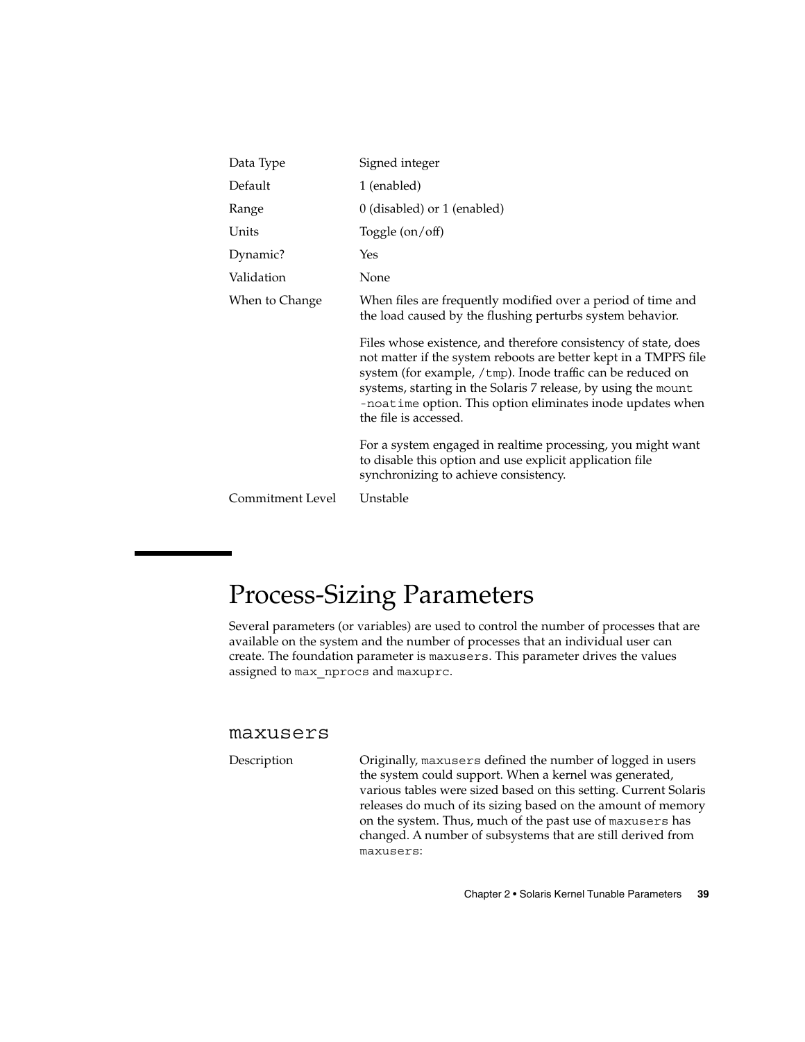| | |
|---|---|
| Data Type | Signed integer |
| Default | 1 (enabled) |
| Range | 0 (disabled) or 1 (enabled) |
| Units | Toggle (on/off) |
| Dynamic? | Yes |
| Validation | None |
| When to Change | When files are frequently modified over a period of time and the load caused by the flushing perturbs system behavior.<br><br>Files whose existence, and therefore consistency of state, does not matter if the system reboots are better kept in a TMPFS file system (for example, `/tmp`). Inode traffic can be reduced on systems, starting in the Solaris 7 release, by using the `mount -noatime` option. This option eliminates inode updates when the file is accessed.<br><br>For a system engaged in realtime processing, you might want to disable this option and use explicit application file synchronizing to achieve consistency. |
| Commitment Level | Unstable |

# Process-Sizing Parameters

Several parameters (or variables) are used to control the number of processes that are available on the system and the number of processes that an individual user can create. The foundation parameter is `maxusers`. This parameter drives the values assigned to `max_nprocs` and `maxuprc`.

## maxusers

Description

Originally, `maxusers` defined the number of logged in users the system could support. When a kernel was generated, various tables were sized based on this setting. Current Solaris releases do much of its sizing based on the amount of memory on the system. Thus, much of the past use of `maxusers` has changed. A number of subsystems that are still derived from `maxusers`: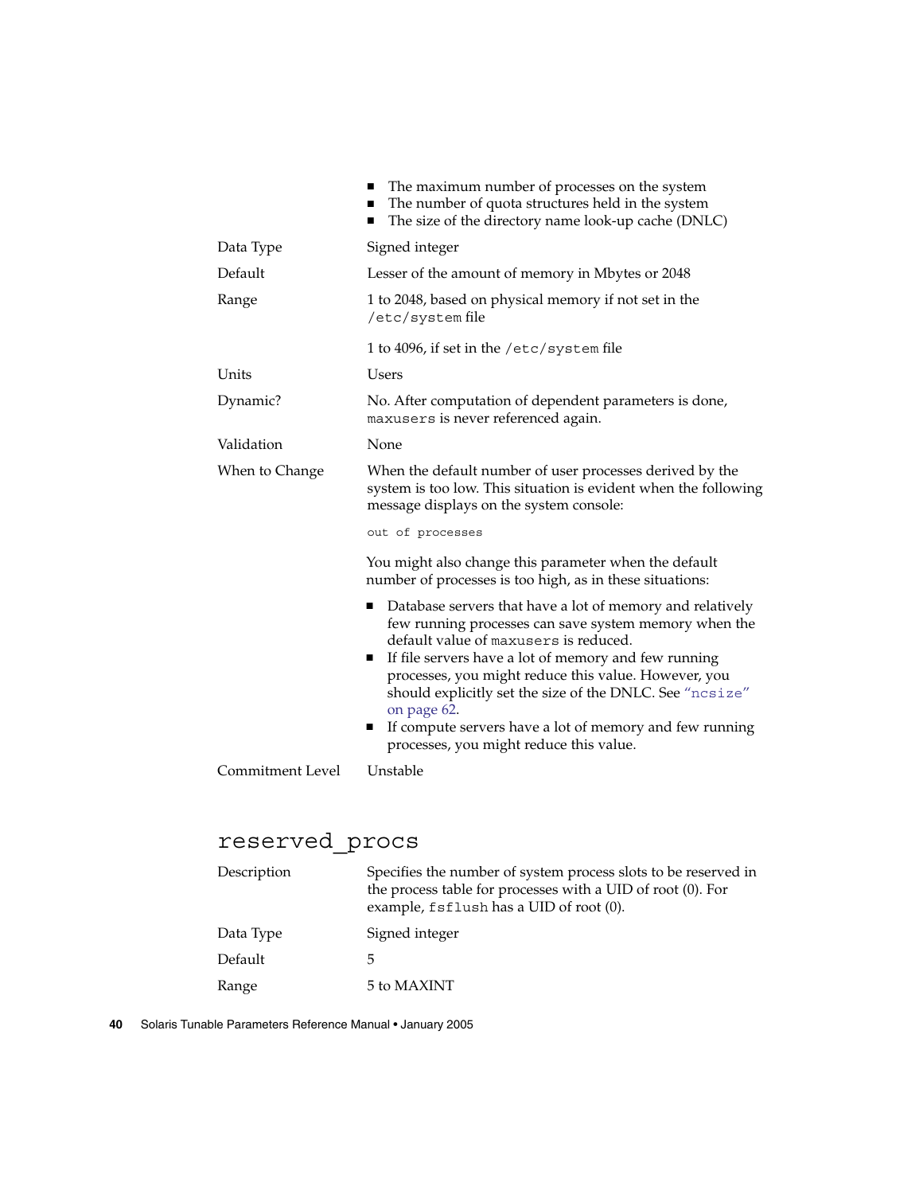- The maximum number of processes on the system
- The number of quota structures held in the system
- The size of the directory name look-up cache (DNLC)

| | |
|---|---|
| Data Type | Signed integer |
| Default | Lesser of the amount of memory in Mbytes or 2048 |
| Range | 1 to 2048, based on physical memory if not set in the `/etc/system` file<br><br>1 to 4096, if set in the `/etc/system` file |
| Units | Users |
| Dynamic? | No. After computation of dependent parameters is done, `maxusers` is never referenced again. |
| Validation | None |
| When to Change | When the default number of user processes derived by the system is too low. This situation is evident when the following message displays on the system console:<br><br>`out of processes`<br><br>You might also change this parameter when the default number of processes is too high, as in these situations:<br><br>■ Database servers that have a lot of memory and relatively few running processes can save system memory when the default value of `maxusers` is reduced.<br>■ If file servers have a lot of memory and few running processes, you might reduce this value. However, you should explicitly set the size of the DNLC. See "`ncsize`" on page 62.<br>■ If compute servers have a lot of memory and few running processes, you might reduce this value. |
| Commitment Level | Unstable |

## reserved_procs

| | |
|---|---|
| Description | Specifies the number of system process slots to be reserved in the process table for processes with a UID of root (0). For example, `fsflush` has a UID of root (0). |
| Data Type | Signed integer |
| Default | 5 |
| Range | 5 to MAXINT |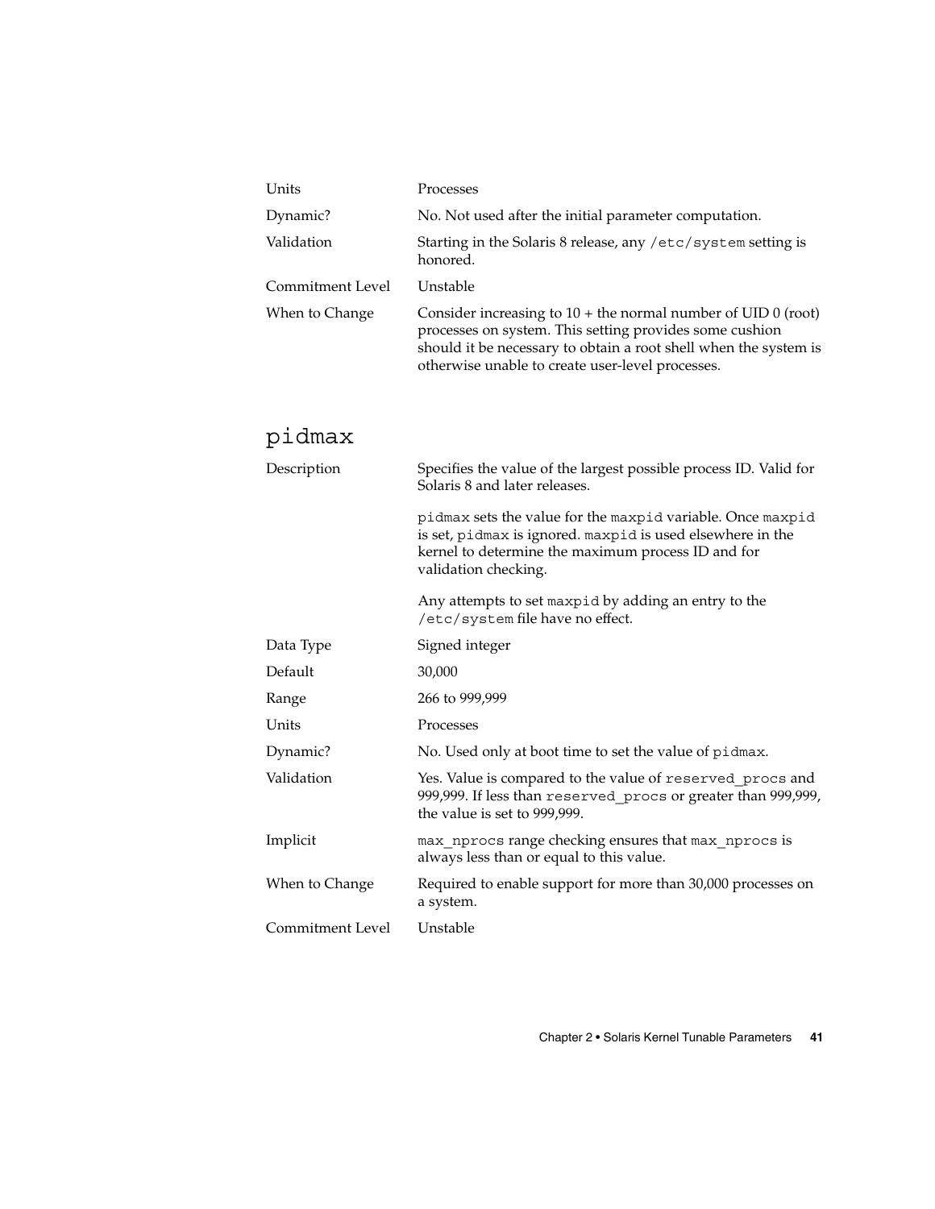| | |
|---|---|
| Units | Processes |
| Dynamic? | No. Not used after the initial parameter computation. |
| Validation | Starting in the Solaris 8 release, any `/etc/system` setting is honored. |
| Commitment Level | Unstable |
| When to Change | Consider increasing to 10 + the normal number of UID 0 (root) processes on system. This setting provides some cushion should it be necessary to obtain a root shell when the system is otherwise unable to create user-level processes. |

## `pidmax`

| | |
|---|---|
| Description | Specifies the value of the largest possible process ID. Valid for Solaris 8 and later releases.<br><br>`pidmax` sets the value for the `maxpid` variable. Once `maxpid` is set, `pidmax` is ignored. `maxpid` is used elsewhere in the kernel to determine the maximum process ID and for validation checking.<br><br>Any attempts to set `maxpid` by adding an entry to the `/etc/system` file have no effect. |
| Data Type | Signed integer |
| Default | 30,000 |
| Range | 266 to 999,999 |
| Units | Processes |
| Dynamic? | No. Used only at boot time to set the value of `pidmax`. |
| Validation | Yes. Value is compared to the value of `reserved_procs` and 999,999. If less than `reserved_procs` or greater than 999,999, the value is set to 999,999. |
| Implicit | `max_nprocs` range checking ensures that `max_nprocs` is always less than or equal to this value. |
| When to Change | Required to enable support for more than 30,000 processes on a system. |
| Commitment Level | Unstable |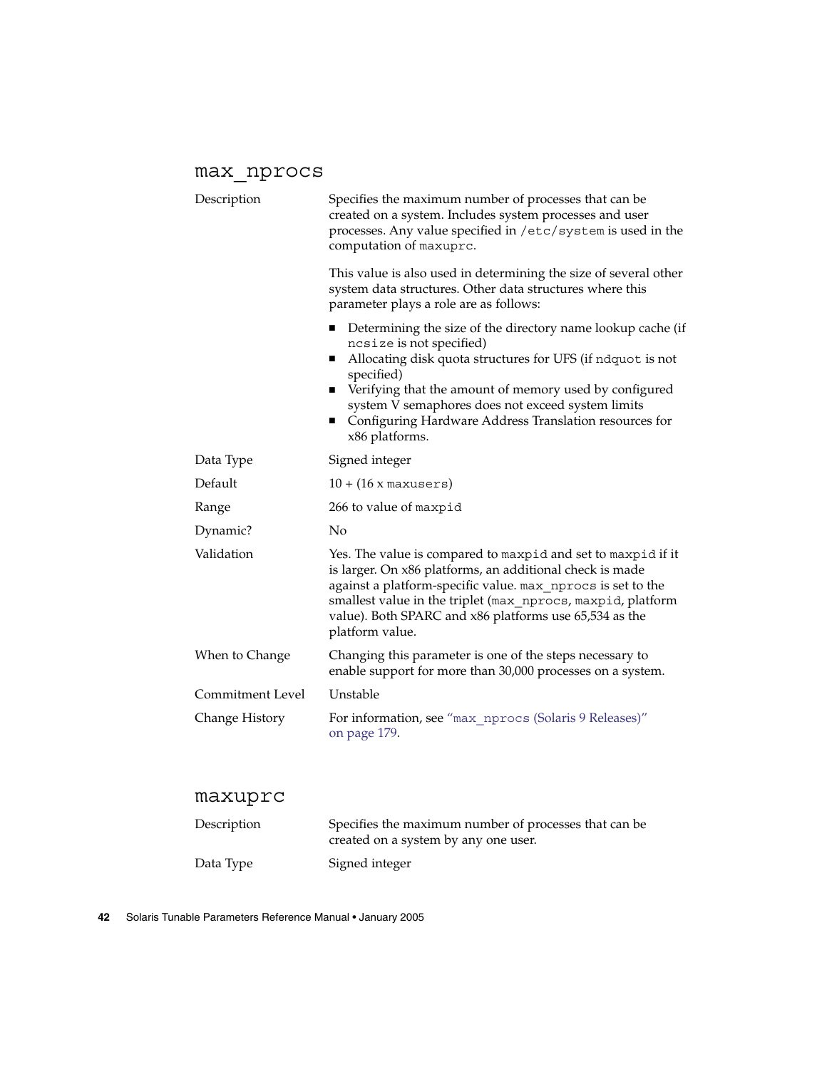## max_nprocs

| | |
|---|---|
| Description | Specifies the maximum number of processes that can be created on a system. Includes system processes and user processes. Any value specified in `/etc/system` is used in the computation of `maxuprc`.<br><br>This value is also used in determining the size of several other system data structures. Other data structures where this parameter plays a role are as follows:<br>■ Determining the size of the directory name lookup cache (if `ncsize` is not specified)<br>■ Allocating disk quota structures for UFS (if `ndquot` is not specified)<br>■ Verifying that the amount of memory used by configured system V semaphores does not exceed system limits<br>■ Configuring Hardware Address Translation resources for x86 platforms. |
| Data Type | Signed integer |
| Default | 10 + (16 x `maxusers`) |
| Range | 266 to value of `maxpid` |
| Dynamic? | No |
| Validation | Yes. The value is compared to `maxpid` and set to `maxpid` if it is larger. On x86 platforms, an additional check is made against a platform-specific value. `max_nprocs` is set to the smallest value in the triplet (`max_nprocs`, `maxpid`, platform value). Both SPARC and x86 platforms use 65,534 as the platform value. |
| When to Change | Changing this parameter is one of the steps necessary to enable support for more than 30,000 processes on a system. |
| Commitment Level | Unstable |
| Change History | For information, see "`max_nprocs` (Solaris 9 Releases)" on page 179. |

## maxuprc

| | |
|---|---|
| Description | Specifies the maximum number of processes that can be created on a system by any one user. |
| Data Type | Signed integer |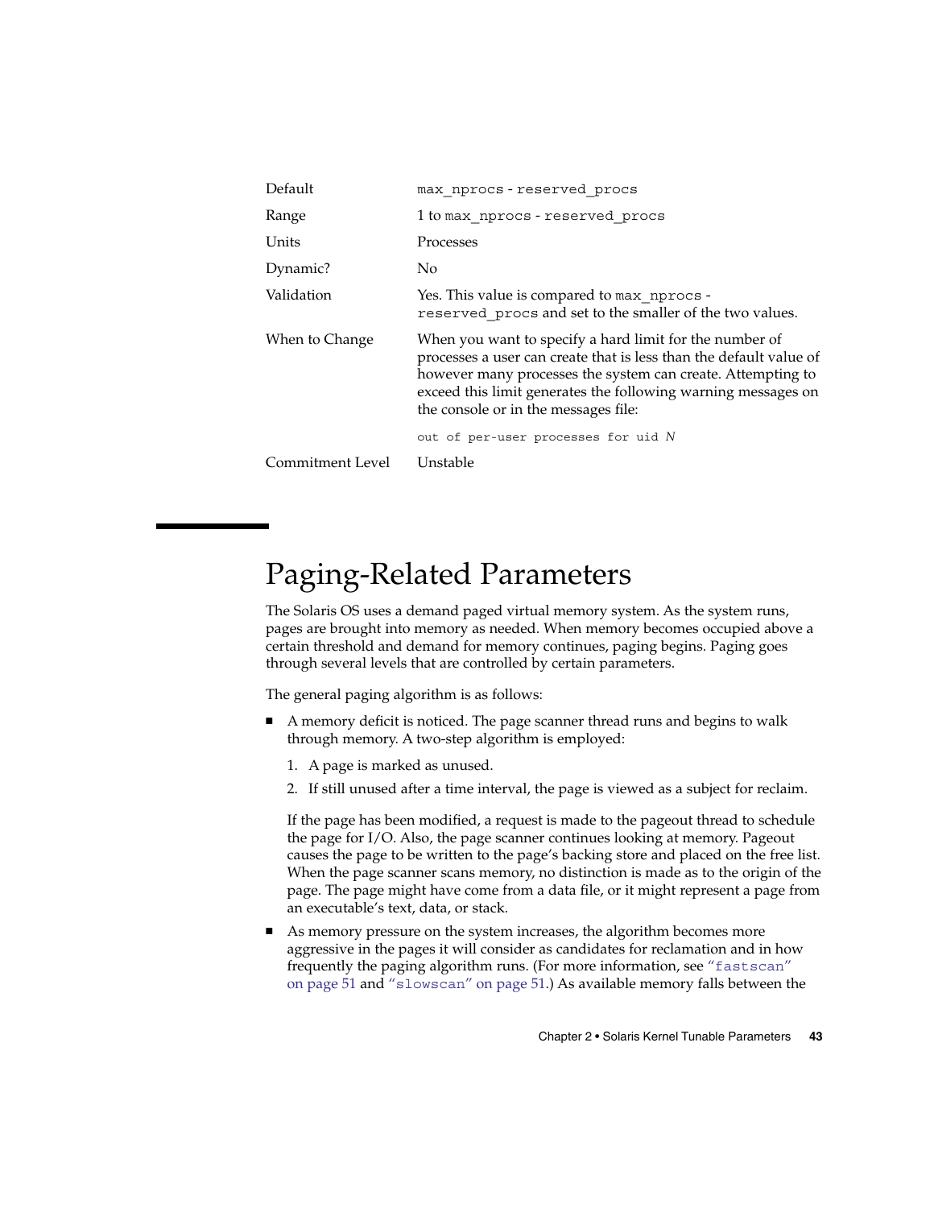| | |
|---|---|
| Default | `max_nprocs` - `reserved_procs` |
| Range | 1 to `max_nprocs` - `reserved_procs` |
| Units | Processes |
| Dynamic? | No |
| Validation | Yes. This value is compared to `max_nprocs` - `reserved_procs` and set to the smaller of the two values. |
| When to Change | When you want to specify a hard limit for the number of processes a user can create that is less than the default value of however many processes the system can create. Attempting to exceed this limit generates the following warning messages on the console or in the messages file: `out of per-user processes for uid` *N* |
| Commitment Level | Unstable |

## Paging-Related Parameters

The Solaris OS uses a demand paged virtual memory system. As the system runs, pages are brought into memory as needed. When memory becomes occupied above a certain threshold and demand for memory continues, paging begins. Paging goes through several levels that are controlled by certain parameters.

The general paging algorithm is as follows:

- A memory deficit is noticed. The page scanner thread runs and begins to walk through memory. A two-step algorithm is employed:

  1. A page is marked as unused.
  2. If still unused after a time interval, the page is viewed as a subject for reclaim.

  If the page has been modified, a request is made to the pageout thread to schedule the page for I/O. Also, the page scanner continues looking at memory. Pageout causes the page to be written to the page's backing store and placed on the free list. When the page scanner scans memory, no distinction is made as to the origin of the page. The page might have come from a data file, or it might represent a page from an executable's text, data, or stack.

- As memory pressure on the system increases, the algorithm becomes more aggressive in the pages it will consider as candidates for reclamation and in how frequently the paging algorithm runs. (For more information, see "`fastscan`" on page 51 and "`slowscan`" on page 51.) As available memory falls between the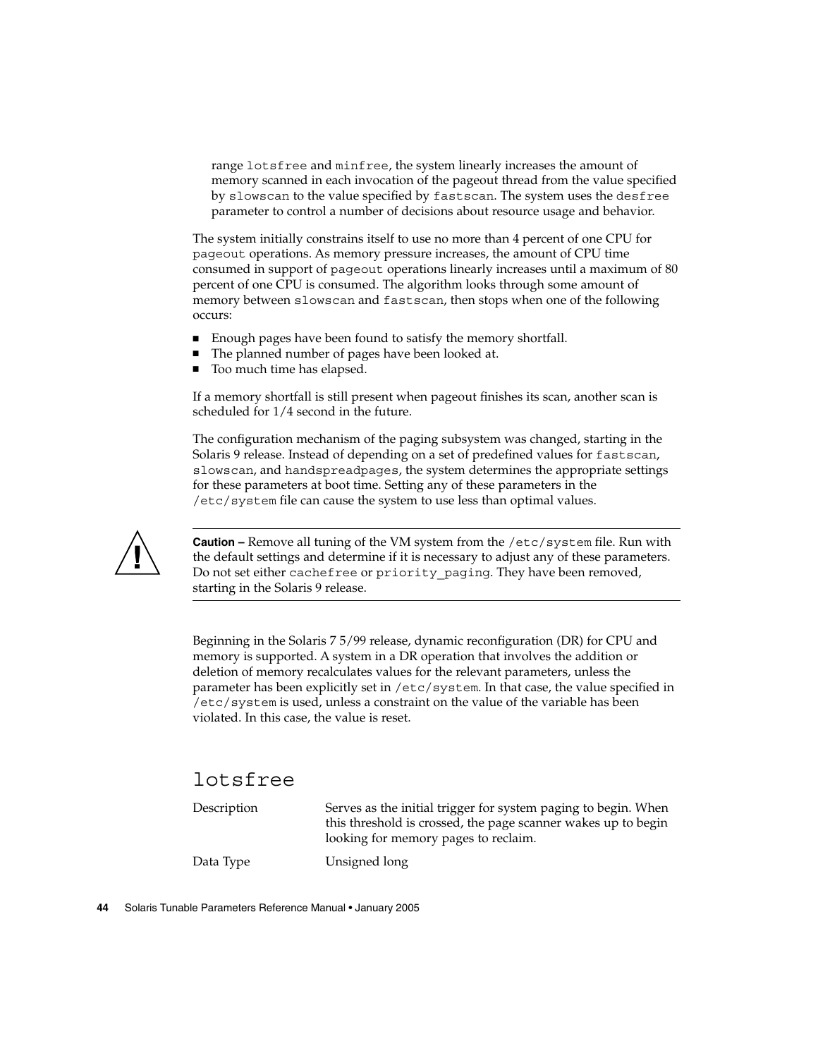range `lotsfree` and `minfree`, the system linearly increases the amount of memory scanned in each invocation of the pageout thread from the value specified by `slowscan` to the value specified by `fastscan`. The system uses the `desfree` parameter to control a number of decisions about resource usage and behavior.

The system initially constrains itself to use no more than 4 percent of one CPU for `pageout` operations. As memory pressure increases, the amount of CPU time consumed in support of `pageout` operations linearly increases until a maximum of 80 percent of one CPU is consumed. The algorithm looks through some amount of memory between `slowscan` and `fastscan`, then stops when one of the following occurs:

- Enough pages have been found to satisfy the memory shortfall.
- The planned number of pages have been looked at.
- Too much time has elapsed.

If a memory shortfall is still present when pageout finishes its scan, another scan is scheduled for 1/4 second in the future.

The configuration mechanism of the paging subsystem was changed, starting in the Solaris 9 release. Instead of depending on a set of predefined values for `fastscan`, `slowscan`, and `handspreadpages`, the system determines the appropriate settings for these parameters at boot time. Setting any of these parameters in the `/etc/system` file can cause the system to use less than optimal values.

**Caution –** Remove all tuning of the VM system from the `/etc/system` file. Run with the default settings and determine if it is necessary to adjust any of these parameters. Do not set either `cachefree` or `priority_paging`. They have been removed, starting in the Solaris 9 release.

Beginning in the Solaris 7 5/99 release, dynamic reconfiguration (DR) for CPU and memory is supported. A system in a DR operation that involves the addition or deletion of memory recalculates values for the relevant parameters, unless the parameter has been explicitly set in `/etc/system`. In that case, the value specified in `/etc/system` is used, unless a constraint on the value of the variable has been violated. In this case, the value is reset.

## lotsfree

| | |
|---|---|
| Description | Serves as the initial trigger for system paging to begin. When this threshold is crossed, the page scanner wakes up to begin looking for memory pages to reclaim. |
| Data Type | Unsigned long |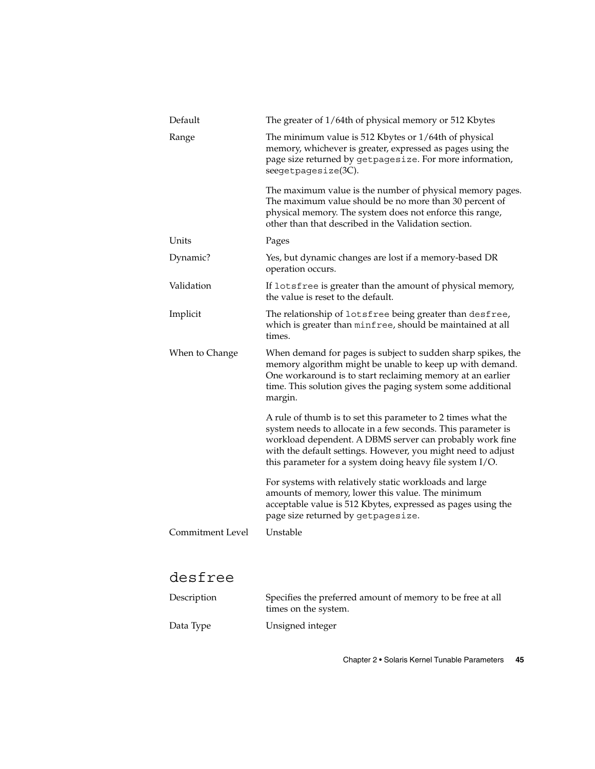| | |
|---|---|
| Default | The greater of 1/64th of physical memory or 512 Kbytes |
| Range | The minimum value is 512 Kbytes or 1/64th of physical memory, whichever is greater, expressed as pages using the page size returned by `getpagesize`. For more information, see`getpagesize`(3C).<br><br>The maximum value is the number of physical memory pages. The maximum value should be no more than 30 percent of physical memory. The system does not enforce this range, other than that described in the Validation section. |
| Units | Pages |
| Dynamic? | Yes, but dynamic changes are lost if a memory-based DR operation occurs. |
| Validation | If `lotsfree` is greater than the amount of physical memory, the value is reset to the default. |
| Implicit | The relationship of `lotsfree` being greater than `desfree`, which is greater than `minfree`, should be maintained at all times. |
| When to Change | When demand for pages is subject to sudden sharp spikes, the memory algorithm might be unable to keep up with demand. One workaround is to start reclaiming memory at an earlier time. This solution gives the paging system some additional margin.<br><br>A rule of thumb is to set this parameter to 2 times what the system needs to allocate in a few seconds. This parameter is workload dependent. A DBMS server can probably work fine with the default settings. However, you might need to adjust this parameter for a system doing heavy file system I/O.<br><br>For systems with relatively static workloads and large amounts of memory, lower this value. The minimum acceptable value is 512 Kbytes, expressed as pages using the page size returned by `getpagesize`. |
| Commitment Level | Unstable |

## desfree

| | |
|---|---|
| Description | Specifies the preferred amount of memory to be free at all times on the system. |
| Data Type | Unsigned integer |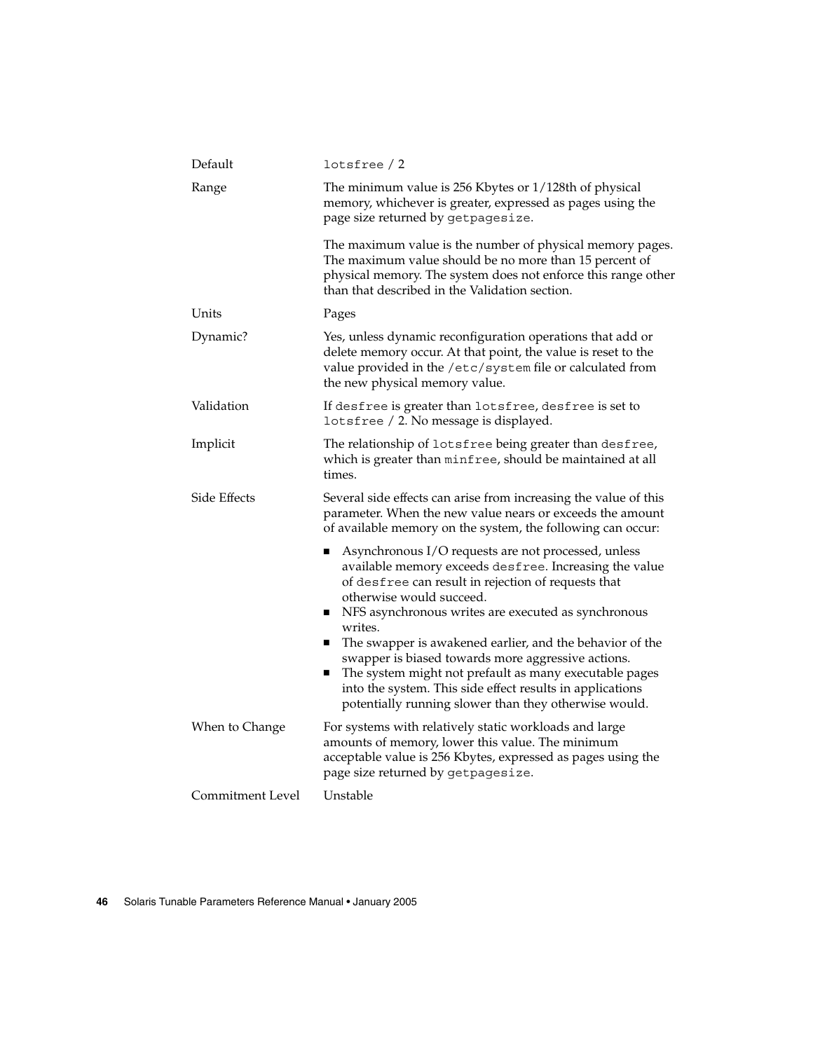| | |
|---|---|
| Default | `lotsfree` / 2 |
| Range | The minimum value is 256 Kbytes or 1/128th of physical memory, whichever is greater, expressed as pages using the page size returned by `getpagesize`.<br><br>The maximum value is the number of physical memory pages. The maximum value should be no more than 15 percent of physical memory. The system does not enforce this range other than that described in the Validation section. |
| Units | Pages |
| Dynamic? | Yes, unless dynamic reconfiguration operations that add or delete memory occur. At that point, the value is reset to the value provided in the `/etc/system` file or calculated from the new physical memory value. |
| Validation | If `desfree` is greater than `lotsfree`, `desfree` is set to `lotsfree` / 2. No message is displayed. |
| Implicit | The relationship of `lotsfree` being greater than `desfree`, which is greater than `minfree`, should be maintained at all times. |
| Side Effects | Several side effects can arise from increasing the value of this parameter. When the new value nears or exceeds the amount of available memory on the system, the following can occur:<br><br>■ Asynchronous I/O requests are not processed, unless available memory exceeds `desfree`. Increasing the value of `desfree` can result in rejection of requests that otherwise would succeed.<br>■ NFS asynchronous writes are executed as synchronous writes.<br>■ The swapper is awakened earlier, and the behavior of the swapper is biased towards more aggressive actions.<br>■ The system might not prefault as many executable pages into the system. This side effect results in applications potentially running slower than they otherwise would. |
| When to Change | For systems with relatively static workloads and large amounts of memory, lower this value. The minimum acceptable value is 256 Kbytes, expressed as pages using the page size returned by `getpagesize`. |
| Commitment Level | Unstable |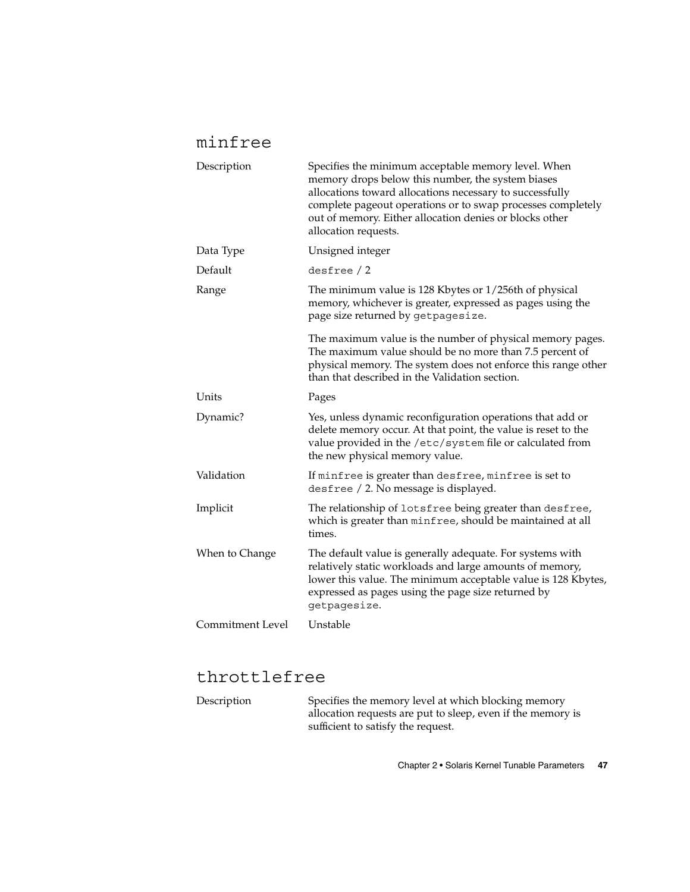## minfree

| | |
|---|---|
| Description | Specifies the minimum acceptable memory level. When memory drops below this number, the system biases allocations toward allocations necessary to successfully complete pageout operations or to swap processes completely out of memory. Either allocation denies or blocks other allocation requests. |
| Data Type | Unsigned integer |
| Default | `desfree` / 2 |
| Range | The minimum value is 128 Kbytes or 1/256th of physical memory, whichever is greater, expressed as pages using the page size returned by `getpagesize`.<br><br>The maximum value is the number of physical memory pages. The maximum value should be no more than 7.5 percent of physical memory. The system does not enforce this range other than that described in the Validation section. |
| Units | Pages |
| Dynamic? | Yes, unless dynamic reconfiguration operations that add or delete memory occur. At that point, the value is reset to the value provided in the `/etc/system` file or calculated from the new physical memory value. |
| Validation | If `minfree` is greater than `desfree`, `minfree` is set to `desfree` / 2. No message is displayed. |
| Implicit | The relationship of `lotsfree` being greater than `desfree`, which is greater than `minfree`, should be maintained at all times. |
| When to Change | The default value is generally adequate. For systems with relatively static workloads and large amounts of memory, lower this value. The minimum acceptable value is 128 Kbytes, expressed as pages using the page size returned by `getpagesize`. |
| Commitment Level | Unstable |

## throttlefree

| | |
|---|---|
| Description | Specifies the memory level at which blocking memory allocation requests are put to sleep, even if the memory is sufficient to satisfy the request. |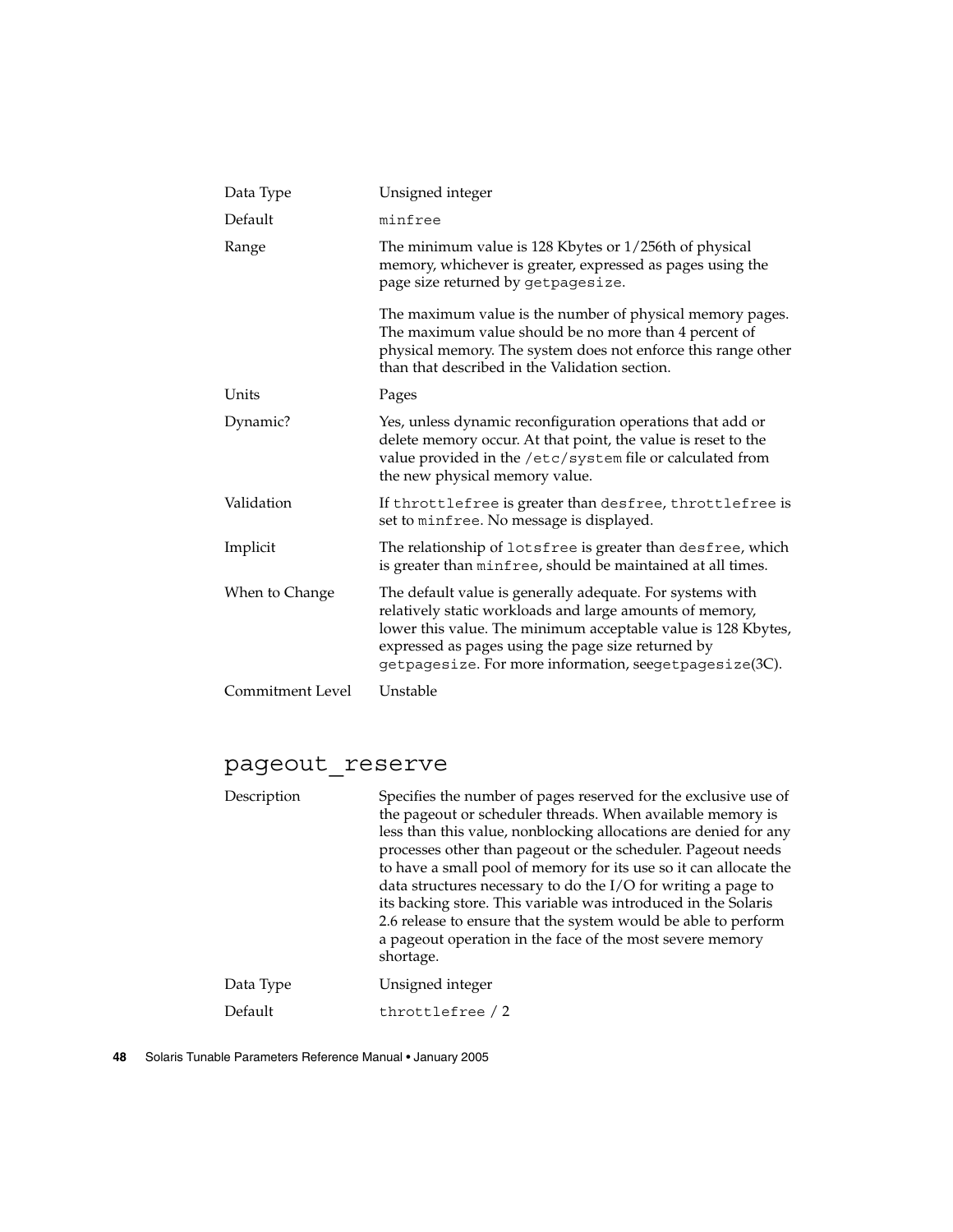| | |
|---|---|
| Data Type | Unsigned integer |
| Default | `minfree` |
| Range | The minimum value is 128 Kbytes or 1/256th of physical memory, whichever is greater, expressed as pages using the page size returned by `getpagesize`.<br><br>The maximum value is the number of physical memory pages. The maximum value should be no more than 4 percent of physical memory. The system does not enforce this range other than that described in the Validation section. |
| Units | Pages |
| Dynamic? | Yes, unless dynamic reconfiguration operations that add or delete memory occur. At that point, the value is reset to the value provided in the `/etc/system` file or calculated from the new physical memory value. |
| Validation | If `throttlefree` is greater than `desfree`, `throttlefree` is set to `minfree`. No message is displayed. |
| Implicit | The relationship of `lotsfree` is greater than `desfree`, which is greater than `minfree`, should be maintained at all times. |
| When to Change | The default value is generally adequate. For systems with relatively static workloads and large amounts of memory, lower this value. The minimum acceptable value is 128 Kbytes, expressed as pages using the page size returned by `getpagesize`. For more information, see`getpagesize`(3C). |
| Commitment Level | Unstable |

## `pageout_reserve`

| | |
|---|---|
| Description | Specifies the number of pages reserved for the exclusive use of the pageout or scheduler threads. When available memory is less than this value, nonblocking allocations are denied for any processes other than pageout or the scheduler. Pageout needs to have a small pool of memory for its use so it can allocate the data structures necessary to do the I/O for writing a page to its backing store. This variable was introduced in the Solaris 2.6 release to ensure that the system would be able to perform a pageout operation in the face of the most severe memory shortage. |
| Data Type | Unsigned integer |
| Default | `throttlefree` / 2 |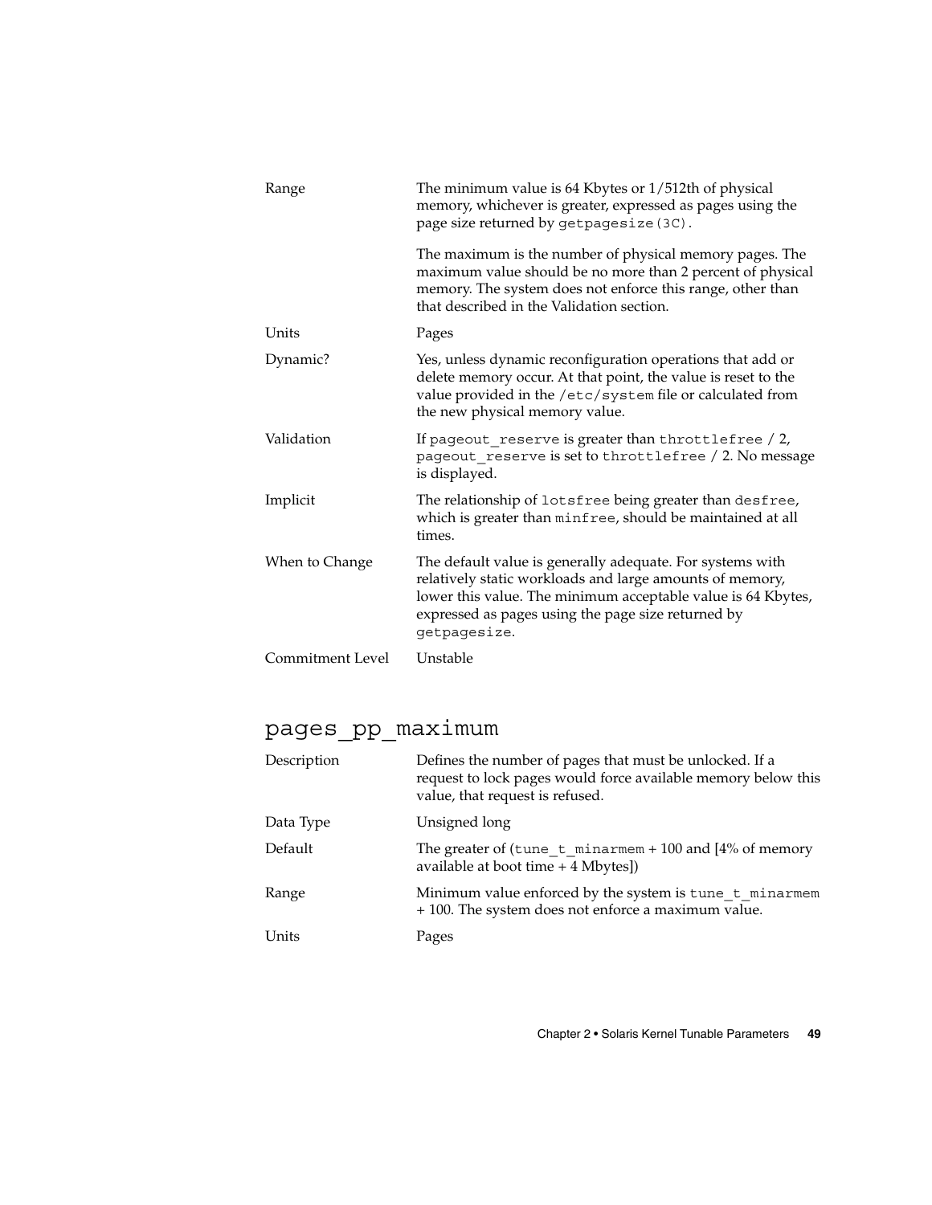| | |
|---|---|
| Range | The minimum value is 64 Kbytes or 1/512th of physical memory, whichever is greater, expressed as pages using the page size returned by `getpagesize(3C)`.<br><br>The maximum is the number of physical memory pages. The maximum value should be no more than 2 percent of physical memory. The system does not enforce this range, other than that described in the Validation section. |
| Units | Pages |
| Dynamic? | Yes, unless dynamic reconfiguration operations that add or delete memory occur. At that point, the value is reset to the value provided in the `/etc/system` file or calculated from the new physical memory value. |
| Validation | If `pageout_reserve` is greater than `throttlefree` / 2, `pageout_reserve` is set to `throttlefree` / 2. No message is displayed. |
| Implicit | The relationship of `lotsfree` being greater than `desfree`, which is greater than `minfree`, should be maintained at all times. |
| When to Change | The default value is generally adequate. For systems with relatively static workloads and large amounts of memory, lower this value. The minimum acceptable value is 64 Kbytes, expressed as pages using the page size returned by `getpagesize`. |
| Commitment Level | Unstable |

## `pages_pp_maximum`

| | |
|---|---|
| Description | Defines the number of pages that must be unlocked. If a request to lock pages would force available memory below this value, that request is refused. |
| Data Type | Unsigned long |
| Default | The greater of (`tune_t_minarmem` + 100 and [4% of memory available at boot time + 4 Mbytes]) |
| Range | Minimum value enforced by the system is `tune_t_minarmem` + 100. The system does not enforce a maximum value. |
| Units | Pages |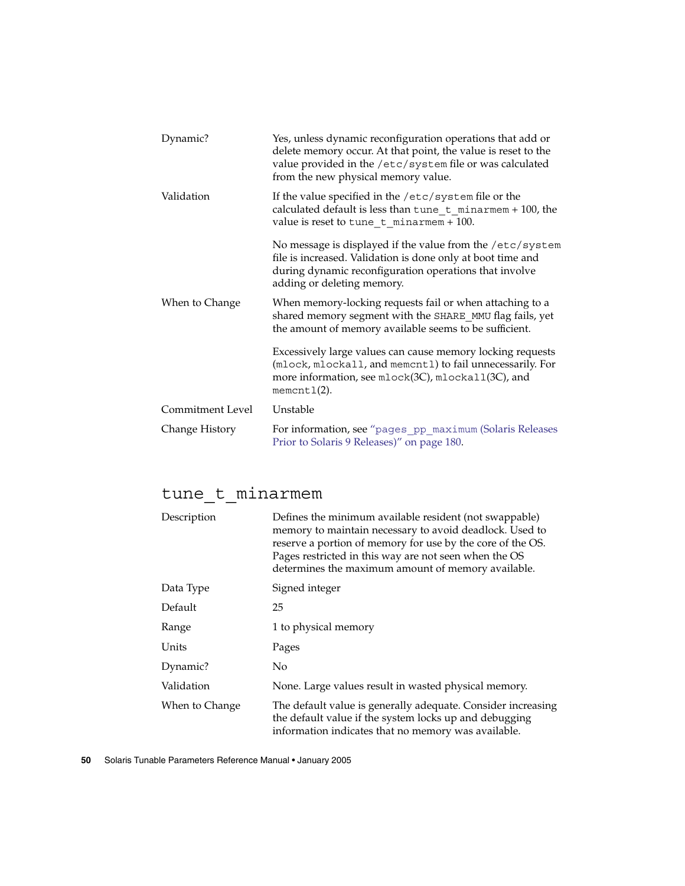| | |
|---|---|
| Dynamic? | Yes, unless dynamic reconfiguration operations that add or delete memory occur. At that point, the value is reset to the value provided in the `/etc/system` file or was calculated from the new physical memory value. |
| Validation | If the value specified in the `/etc/system` file or the calculated default is less than `tune_t_minarmem` + 100, the value is reset to `tune_t_minarmem` + 100.<br><br>No message is displayed if the value from the `/etc/system` file is increased. Validation is done only at boot time and during dynamic reconfiguration operations that involve adding or deleting memory. |
| When to Change | When memory-locking requests fail or when attaching to a shared memory segment with the `SHARE_MMU` flag fails, yet the amount of memory available seems to be sufficient.<br><br>Excessively large values can cause memory locking requests (`mlock`, `mlockall`, and `memcntl`) to fail unnecessarily. For more information, see `mlock`(3C), `mlockall`(3C), and `memcntl`(2). |
| Commitment Level | Unstable |
| Change History | For information, see "`pages_pp_maximum` (Solaris Releases Prior to Solaris 9 Releases)" on page 180. |

## tune_t_minarmem

| | |
|---|---|
| Description | Defines the minimum available resident (not swappable) memory to maintain necessary to avoid deadlock. Used to reserve a portion of memory for use by the core of the OS. Pages restricted in this way are not seen when the OS determines the maximum amount of memory available. |
| Data Type | Signed integer |
| Default | 25 |
| Range | 1 to physical memory |
| Units | Pages |
| Dynamic? | No |
| Validation | None. Large values result in wasted physical memory. |
| When to Change | The default value is generally adequate. Consider increasing the default value if the system locks up and debugging information indicates that no memory was available. |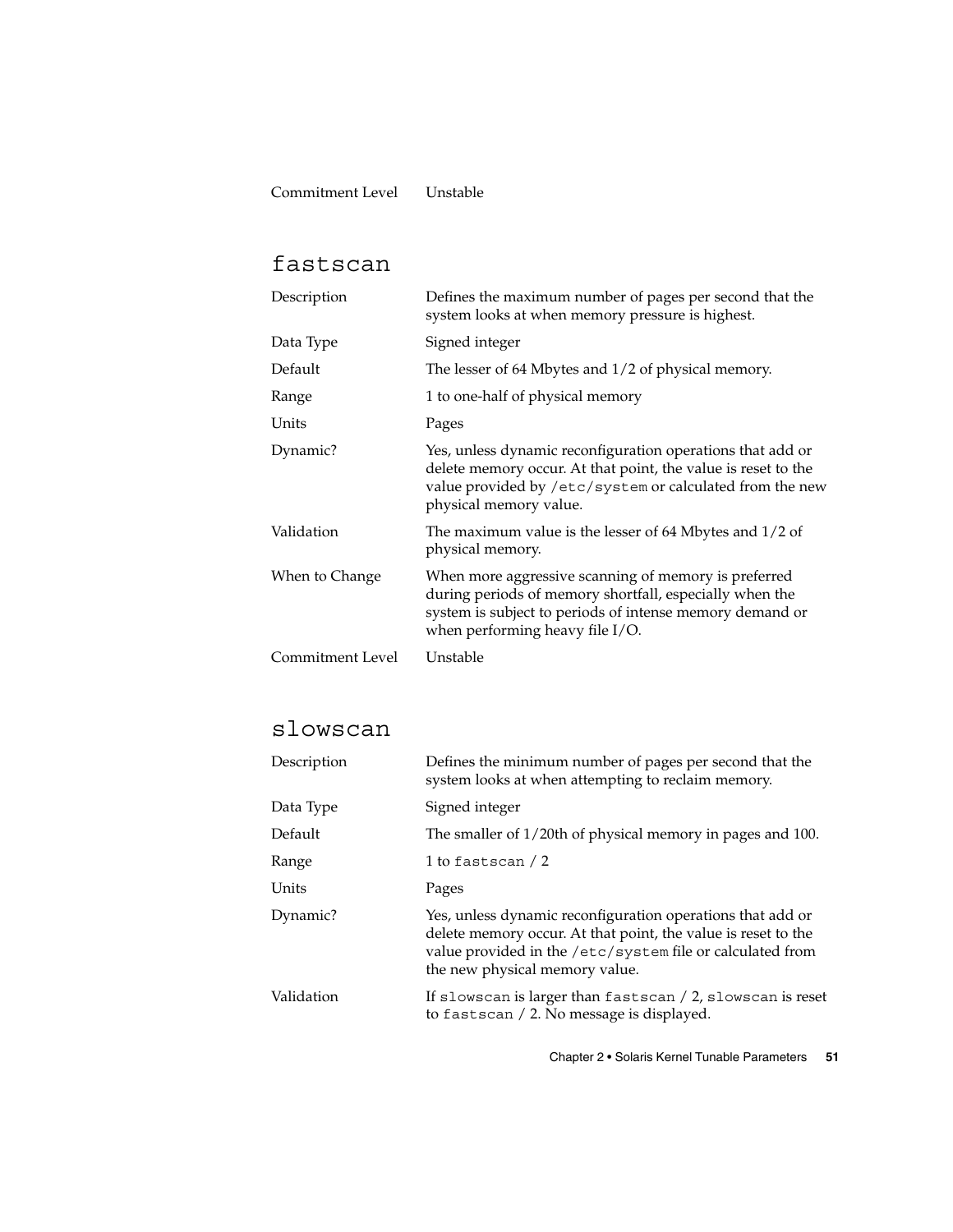| | |
|---|---|
| Commitment Level | Unstable |

## fastscan

| | |
|---|---|
| Description | Defines the maximum number of pages per second that the system looks at when memory pressure is highest. |
| Data Type | Signed integer |
| Default | The lesser of 64 Mbytes and 1/2 of physical memory. |
| Range | 1 to one-half of physical memory |
| Units | Pages |
| Dynamic? | Yes, unless dynamic reconfiguration operations that add or delete memory occur. At that point, the value is reset to the value provided by `/etc/system` or calculated from the new physical memory value. |
| Validation | The maximum value is the lesser of 64 Mbytes and 1/2 of physical memory. |
| When to Change | When more aggressive scanning of memory is preferred during periods of memory shortfall, especially when the system is subject to periods of intense memory demand or when performing heavy file I/O. |
| Commitment Level | Unstable |

## slowscan

| | |
|---|---|
| Description | Defines the minimum number of pages per second that the system looks at when attempting to reclaim memory. |
| Data Type | Signed integer |
| Default | The smaller of 1/20th of physical memory in pages and 100. |
| Range | 1 to `fastscan` / 2 |
| Units | Pages |
| Dynamic? | Yes, unless dynamic reconfiguration operations that add or delete memory occur. At that point, the value is reset to the value provided in the `/etc/system` file or calculated from the new physical memory value. |
| Validation | If `slowscan` is larger than `fastscan` / 2, `slowscan` is reset to `fastscan` / 2. No message is displayed. |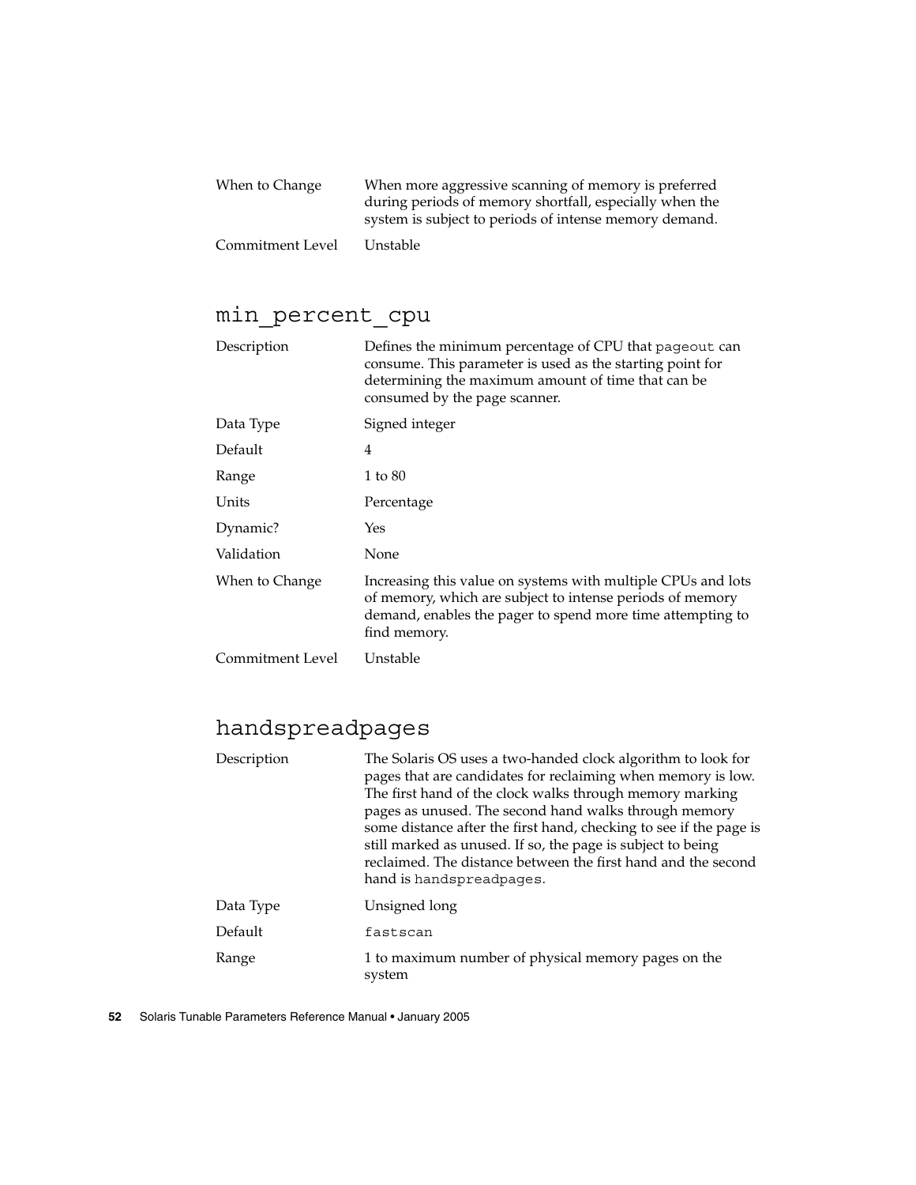| | |
|---|---|
| When to Change | When more aggressive scanning of memory is preferred during periods of memory shortfall, especially when the system is subject to periods of intense memory demand. |
| Commitment Level | Unstable |

## min_percent_cpu

| | |
|---|---|
| Description | Defines the minimum percentage of CPU that `pageout` can consume. This parameter is used as the starting point for determining the maximum amount of time that can be consumed by the page scanner. |
| Data Type | Signed integer |
| Default | 4 |
| Range | 1 to 80 |
| Units | Percentage |
| Dynamic? | Yes |
| Validation | None |
| When to Change | Increasing this value on systems with multiple CPUs and lots of memory, which are subject to intense periods of memory demand, enables the pager to spend more time attempting to find memory. |
| Commitment Level | Unstable |

## handspreadpages

| | |
|---|---|
| Description | The Solaris OS uses a two-handed clock algorithm to look for pages that are candidates for reclaiming when memory is low. The first hand of the clock walks through memory marking pages as unused. The second hand walks through memory some distance after the first hand, checking to see if the page is still marked as unused. If so, the page is subject to being reclaimed. The distance between the first hand and the second hand is `handspreadpages`. |
| Data Type | Unsigned long |
| Default | `fastscan` |
| Range | 1 to maximum number of physical memory pages on the system |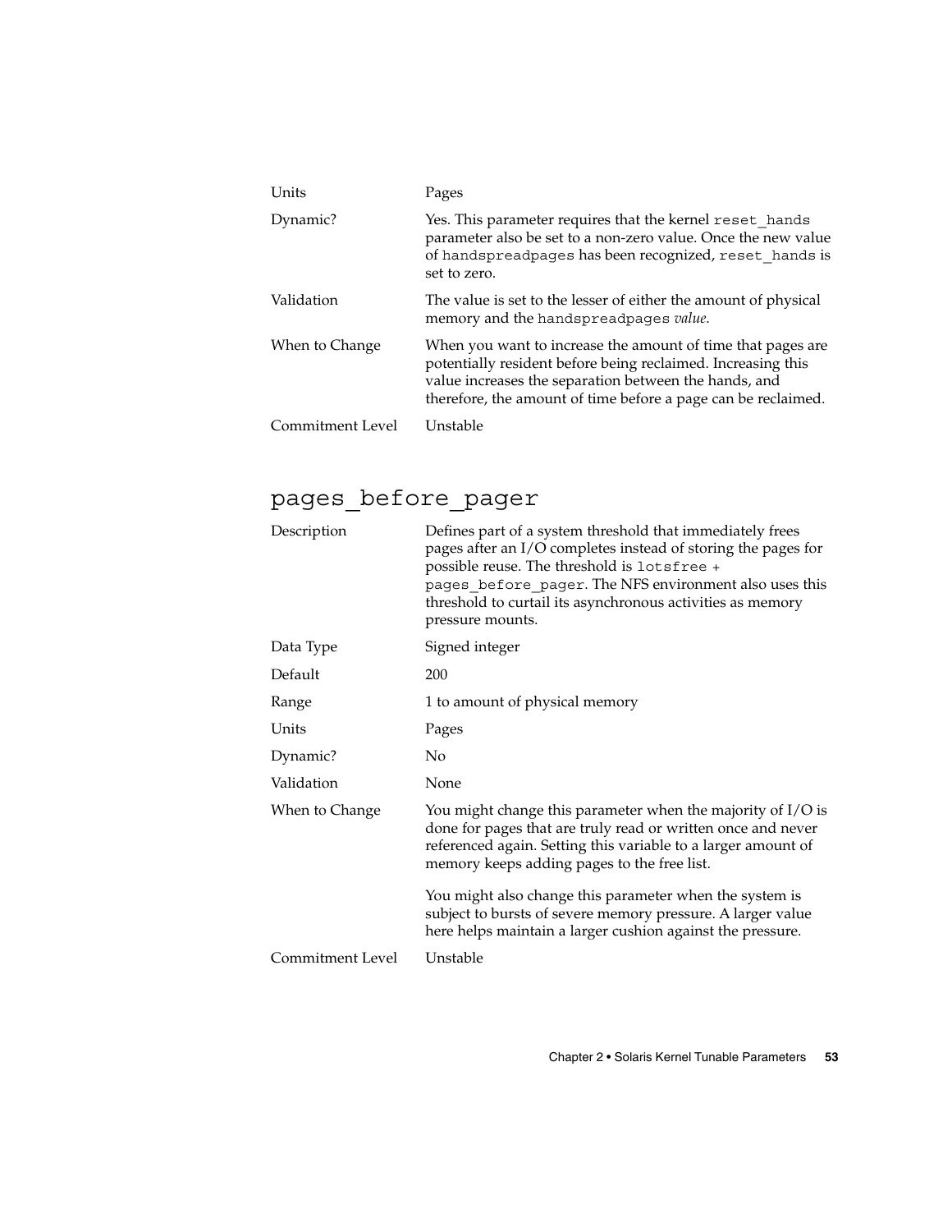| | |
|---|---|
| Units | Pages |
| Dynamic? | Yes. This parameter requires that the kernel `reset_hands` parameter also be set to a non-zero value. Once the new value of `handspreadpages` has been recognized, `reset_hands` is set to zero. |
| Validation | The value is set to the lesser of either the amount of physical memory and the `handspreadpages` *value*. |
| When to Change | When you want to increase the amount of time that pages are potentially resident before being reclaimed. Increasing this value increases the separation between the hands, and therefore, the amount of time before a page can be reclaimed. |
| Commitment Level | Unstable |

## pages_before_pager

| | |
|---|---|
| Description | Defines part of a system threshold that immediately frees pages after an I/O completes instead of storing the pages for possible reuse. The threshold is `lotsfree + pages_before_pager`. The NFS environment also uses this threshold to curtail its asynchronous activities as memory pressure mounts. |
| Data Type | Signed integer |
| Default | 200 |
| Range | 1 to amount of physical memory |
| Units | Pages |
| Dynamic? | No |
| Validation | None |
| When to Change | You might change this parameter when the majority of I/O is done for pages that are truly read or written once and never referenced again. Setting this variable to a larger amount of memory keeps adding pages to the free list.<br><br>You might also change this parameter when the system is subject to bursts of severe memory pressure. A larger value here helps maintain a larger cushion against the pressure. |
| Commitment Level | Unstable |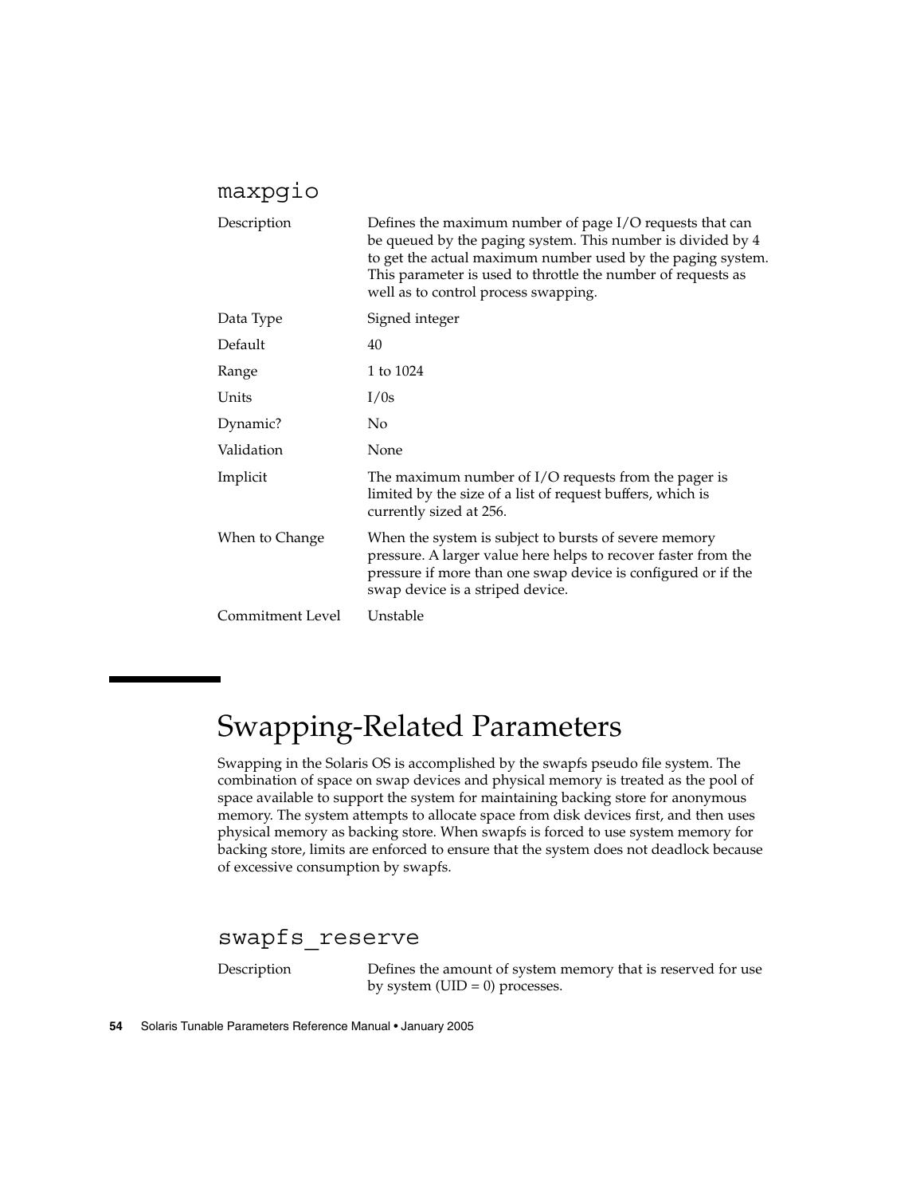### maxpgio

| | |
|---|---|
| Description | Defines the maximum number of page I/O requests that can be queued by the paging system. This number is divided by 4 to get the actual maximum number used by the paging system. This parameter is used to throttle the number of requests as well as to control process swapping. |
| Data Type | Signed integer |
| Default | 40 |
| Range | 1 to 1024 |
| Units | I/0s |
| Dynamic? | No |
| Validation | None |
| Implicit | The maximum number of I/O requests from the pager is limited by the size of a list of request buffers, which is currently sized at 256. |
| When to Change | When the system is subject to bursts of severe memory pressure. A larger value here helps to recover faster from the pressure if more than one swap device is configured or if the swap device is a striped device. |
| Commitment Level | Unstable |

## Swapping-Related Parameters

Swapping in the Solaris OS is accomplished by the swapfs pseudo file system. The combination of space on swap devices and physical memory is treated as the pool of space available to support the system for maintaining backing store for anonymous memory. The system attempts to allocate space from disk devices first, and then uses physical memory as backing store. When swapfs is forced to use system memory for backing store, limits are enforced to ensure that the system does not deadlock because of excessive consumption by swapfs.

### swapfs_reserve

| | |
|---|---|
| Description | Defines the amount of system memory that is reserved for use by system (UID = 0) processes. |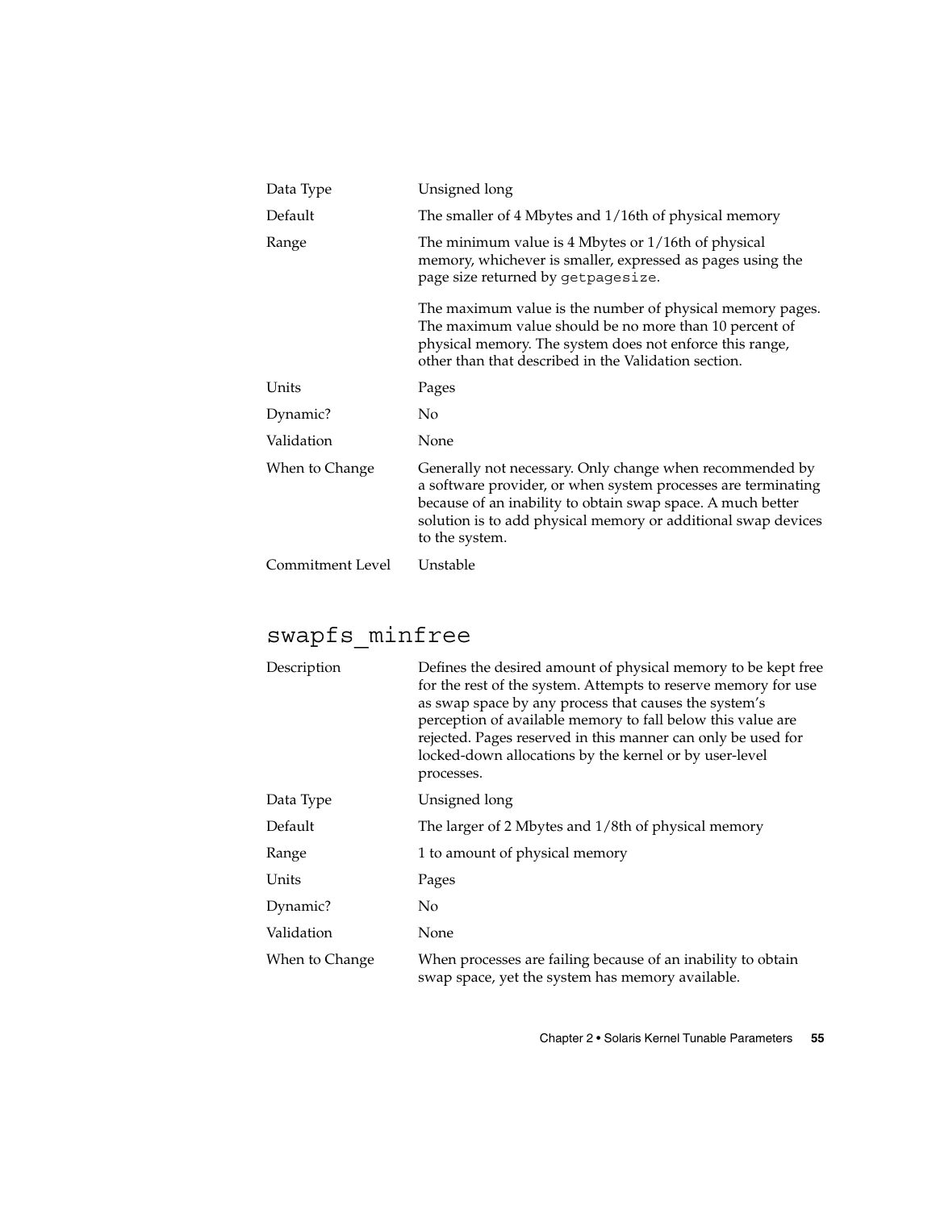| | |
|---|---|
| Data Type | Unsigned long |
| Default | The smaller of 4 Mbytes and 1/16th of physical memory |
| Range | The minimum value is 4 Mbytes or 1/16th of physical memory, whichever is smaller, expressed as pages using the page size returned by `getpagesize`.<br><br>The maximum value is the number of physical memory pages. The maximum value should be no more than 10 percent of physical memory. The system does not enforce this range, other than that described in the Validation section. |
| Units | Pages |
| Dynamic? | No |
| Validation | None |
| When to Change | Generally not necessary. Only change when recommended by a software provider, or when system processes are terminating because of an inability to obtain swap space. A much better solution is to add physical memory or additional swap devices to the system. |
| Commitment Level | Unstable |

## swapfs_minfree

| | |
|---|---|
| Description | Defines the desired amount of physical memory to be kept free for the rest of the system. Attempts to reserve memory for use as swap space by any process that causes the system's perception of available memory to fall below this value are rejected. Pages reserved in this manner can only be used for locked-down allocations by the kernel or by user-level processes. |
| Data Type | Unsigned long |
| Default | The larger of 2 Mbytes and 1/8th of physical memory |
| Range | 1 to amount of physical memory |
| Units | Pages |
| Dynamic? | No |
| Validation | None |
| When to Change | When processes are failing because of an inability to obtain swap space, yet the system has memory available. |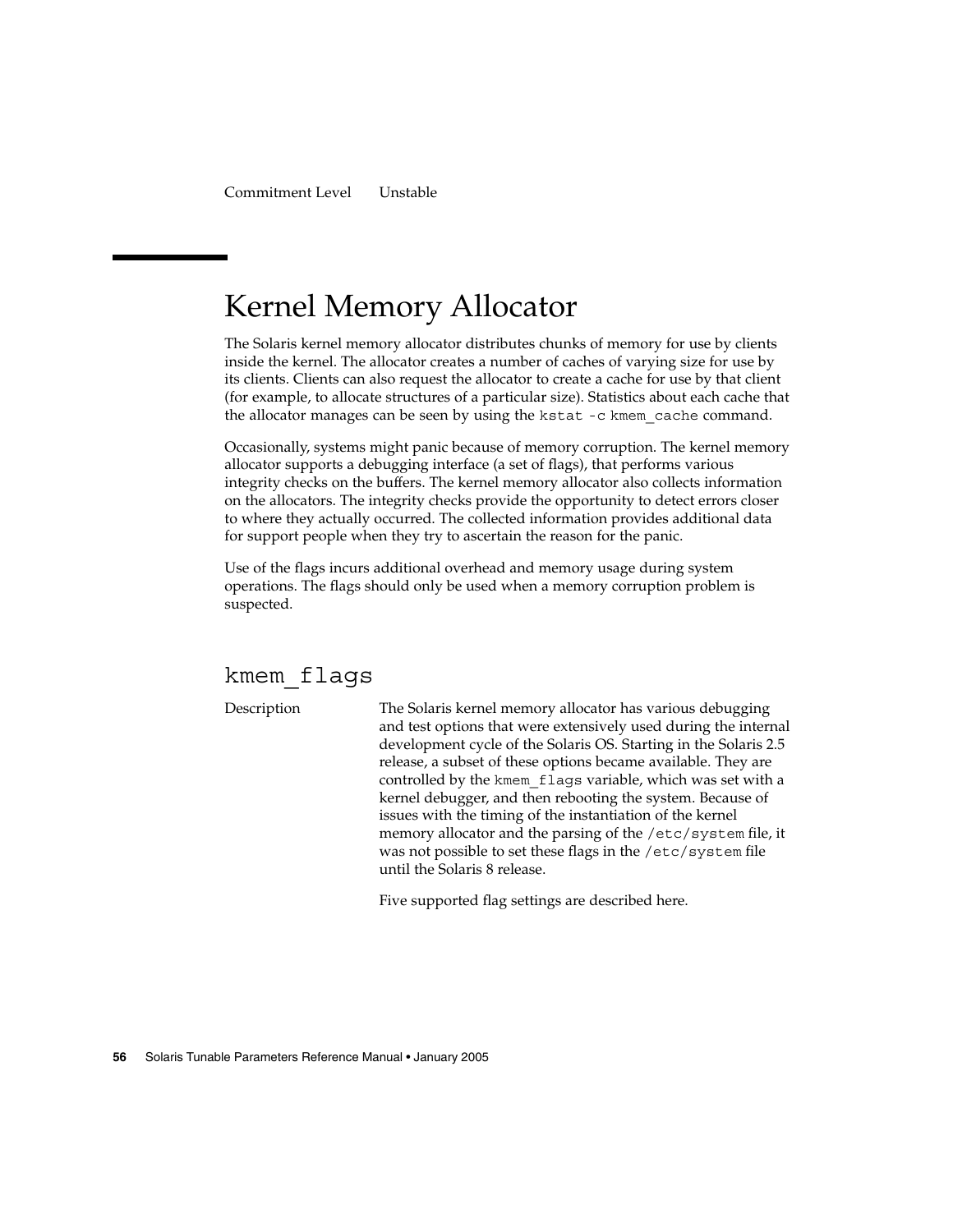Commitment Level    Unstable

## Kernel Memory Allocator

The Solaris kernel memory allocator distributes chunks of memory for use by clients inside the kernel. The allocator creates a number of caches of varying size for use by its clients. Clients can also request the allocator to create a cache for use by that client (for example, to allocate structures of a particular size). Statistics about each cache that the allocator manages can be seen by using the `kstat -c kmem_cache` command.

Occasionally, systems might panic because of memory corruption. The kernel memory allocator supports a debugging interface (a set of flags), that performs various integrity checks on the buffers. The kernel memory allocator also collects information on the allocators. The integrity checks provide the opportunity to detect errors closer to where they actually occurred. The collected information provides additional data for support people when they try to ascertain the reason for the panic.

Use of the flags incurs additional overhead and memory usage during system operations. The flags should only be used when a memory corruption problem is suspected.

### kmem_flags

Description    The Solaris kernel memory allocator has various debugging and test options that were extensively used during the internal development cycle of the Solaris OS. Starting in the Solaris 2.5 release, a subset of these options became available. They are controlled by the `kmem_flags` variable, which was set with a kernel debugger, and then rebooting the system. Because of issues with the timing of the instantiation of the kernel memory allocator and the parsing of the `/etc/system` file, it was not possible to set these flags in the `/etc/system` file until the Solaris 8 release.

Five supported flag settings are described here.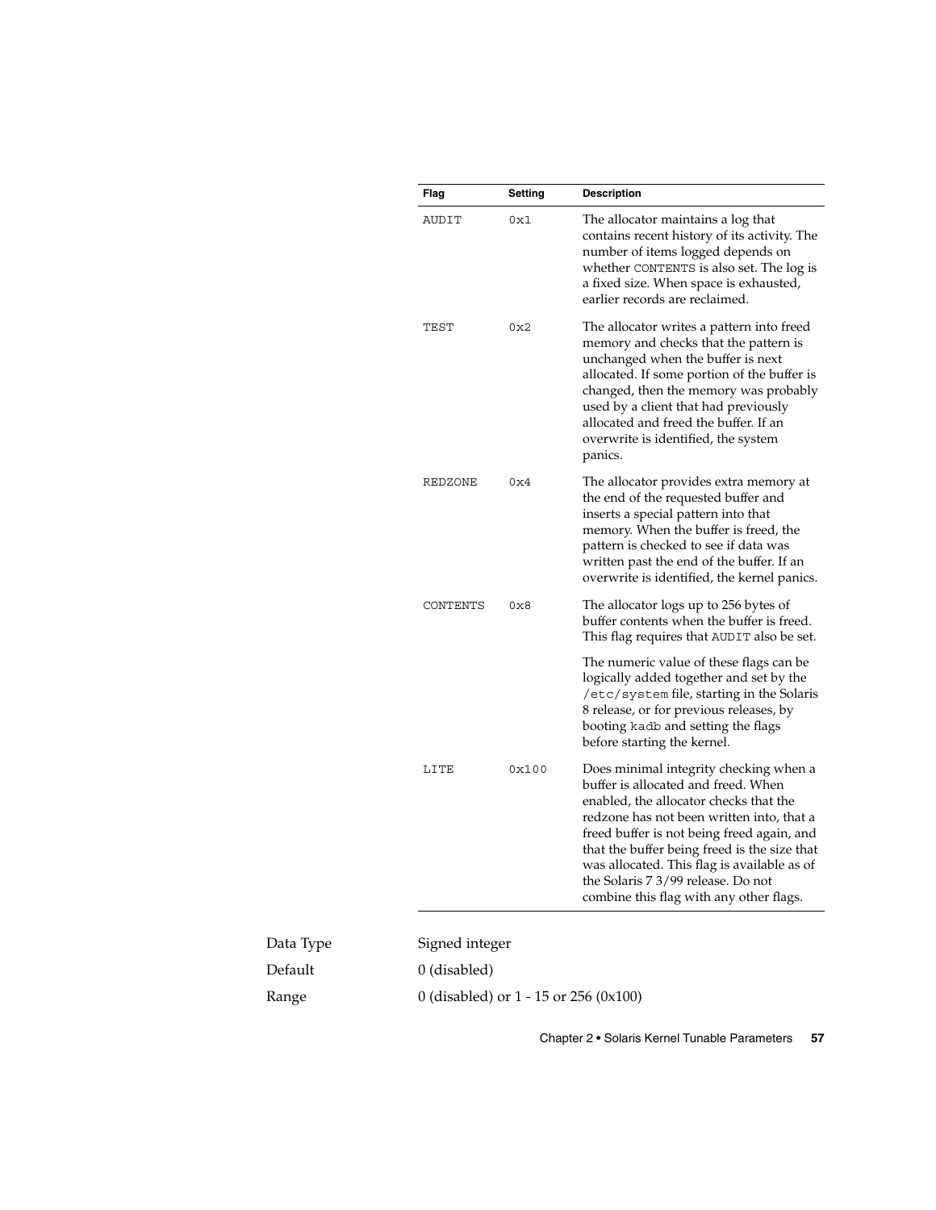| Flag | Setting | Description |
| --- | --- | --- |
| AUDIT | 0x1 | The allocator maintains a log that contains recent history of its activity. The number of items logged depends on whether CONTENTS is also set. The log is a fixed size. When space is exhausted, earlier records are reclaimed. |
| TEST | 0x2 | The allocator writes a pattern into freed memory and checks that the pattern is unchanged when the buffer is next allocated. If some portion of the buffer is changed, then the memory was probably used by a client that had previously allocated and freed the buffer. If an overwrite is identified, the system panics. |
| REDZONE | 0x4 | The allocator provides extra memory at the end of the requested buffer and inserts a special pattern into that memory. When the buffer is freed, the pattern is checked to see if data was written past the end of the buffer. If an overwrite is identified, the kernel panics. |
| CONTENTS | 0x8 | The allocator logs up to 256 bytes of buffer contents when the buffer is freed. This flag requires that AUDIT also be set.<br><br>The numeric value of these flags can be logically added together and set by the /etc/system file, starting in the Solaris 8 release, or for previous releases, by booting kadb and setting the flags before starting the kernel. |
| LITE | 0x100 | Does minimal integrity checking when a buffer is allocated and freed. When enabled, the allocator checks that the redzone has not been written into, that a freed buffer is not being freed again, and that the buffer being freed is the size that was allocated. This flag is available as of the Solaris 7 3/99 release. Do not combine this flag with any other flags. |

Data Type Signed integer

Default 0 (disabled)

Range 0 (disabled) or 1 - 15 or 256 (0x100)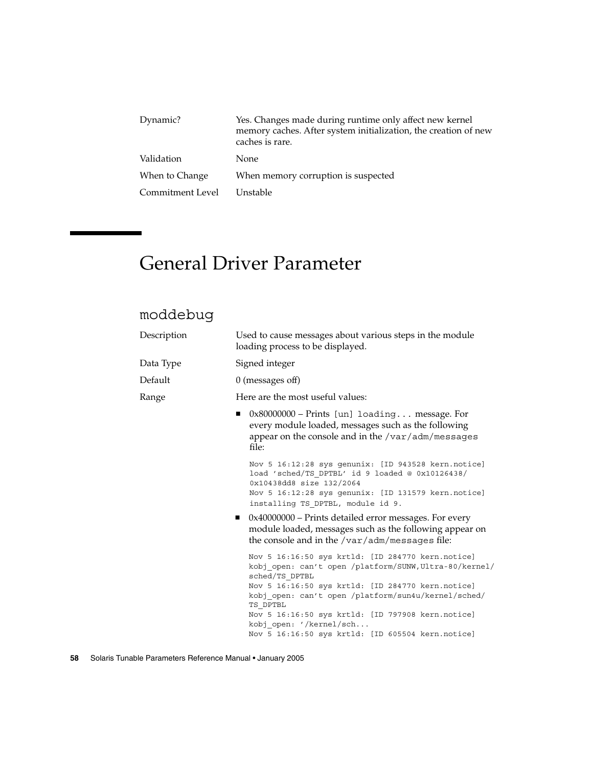| | |
|---|---|
| Dynamic? | Yes. Changes made during runtime only affect new kernel memory caches. After system initialization, the creation of new caches is rare. |
| Validation | None |
| When to Change | When memory corruption is suspected |
| Commitment Level | Unstable |

# General Driver Parameter

## moddebug

| | |
|---|---|
| Description | Used to cause messages about various steps in the module loading process to be displayed. |
| Data Type | Signed integer |
| Default | 0 (messages off) |
| Range | Here are the most useful values: |

- 0x80000000 – Prints `[un] loading...` message. For every module loaded, messages such as the following appear on the console and in the `/var/adm/messages` file:

```
Nov 5 16:12:28 sys genunix: [ID 943528 kern.notice]
load 'sched/TS_DPTBL' id 9 loaded @ 0x10126438/
0x10438dd8 size 132/2064
Nov 5 16:12:28 sys genunix: [ID 131579 kern.notice]
installing TS_DPTBL, module id 9.
```

- 0x40000000 – Prints detailed error messages. For every module loaded, messages such as the following appear on the console and in the `/var/adm/messages` file:

```
Nov 5 16:16:50 sys krtld: [ID 284770 kern.notice]
kobj_open: can't open /platform/SUNW,Ultra-80/kernel/
sched/TS_DPTBL
Nov 5 16:16:50 sys krtld: [ID 284770 kern.notice]
kobj_open: can't open /platform/sun4u/kernel/sched/
TS_DPTBL
Nov 5 16:16:50 sys krtld: [ID 797908 kern.notice]
kobj_open: '/kernel/sch...
Nov 5 16:16:50 sys krtld: [ID 605504 kern.notice]
```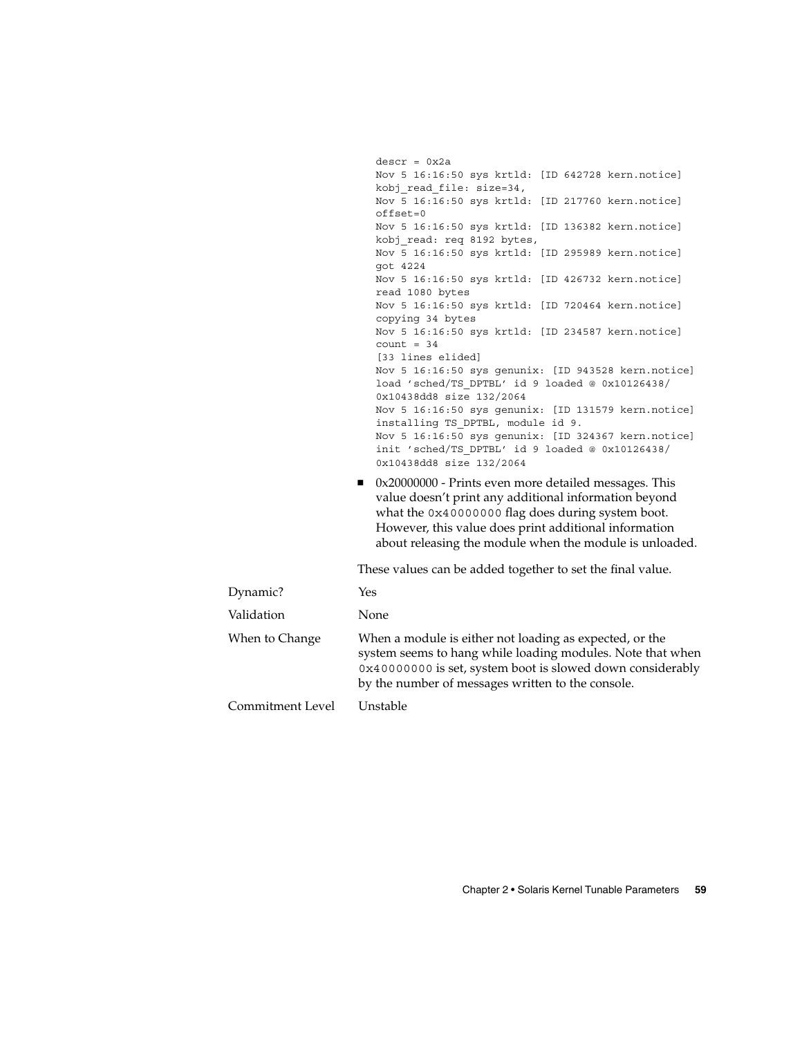```
descr = 0x2a
Nov 5 16:16:50 sys krtld: [ID 642728 kern.notice]
kobj_read_file: size=34,
Nov 5 16:16:50 sys krtld: [ID 217760 kern.notice]
offset=0
Nov 5 16:16:50 sys krtld: [ID 136382 kern.notice]
kobj_read: req 8192 bytes,
Nov 5 16:16:50 sys krtld: [ID 295989 kern.notice]
got 4224
Nov 5 16:16:50 sys krtld: [ID 426732 kern.notice]
read 1080 bytes
Nov 5 16:16:50 sys krtld: [ID 720464 kern.notice]
copying 34 bytes
Nov 5 16:16:50 sys krtld: [ID 234587 kern.notice]
count = 34
[33 lines elided]
Nov 5 16:16:50 sys genunix: [ID 943528 kern.notice]
load 'sched/TS_DPTBL' id 9 loaded @ 0x10126438/
0x10438dd8 size 132/2064
Nov 5 16:16:50 sys genunix: [ID 131579 kern.notice]
installing TS_DPTBL, module id 9.
Nov 5 16:16:50 sys genunix: [ID 324367 kern.notice]
init 'sched/TS_DPTBL' id 9 loaded @ 0x10126438/
0x10438dd8 size 132/2064
```

- 0x20000000 - Prints even more detailed messages. This value doesn't print any additional information beyond what the `0x40000000` flag does during system boot. However, this value does print additional information about releasing the module when the module is unloaded.

These values can be added together to set the final value.

| | |
|---|---|
| Dynamic? | Yes |
| Validation | None |
| When to Change | When a module is either not loading as expected, or the system seems to hang while loading modules. Note that when `0x40000000` is set, system boot is slowed down considerably by the number of messages written to the console. |
| Commitment Level | Unstable |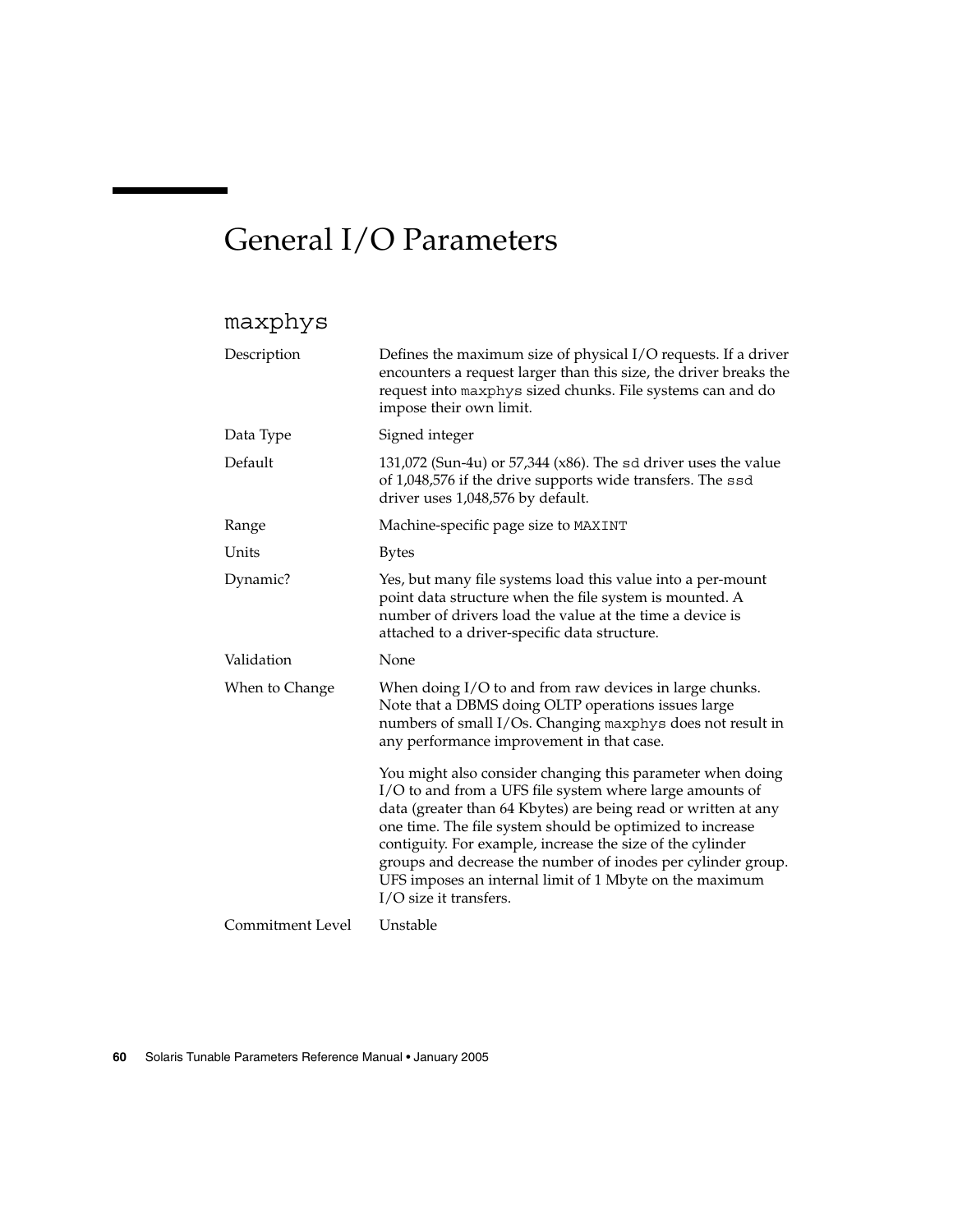# General I/O Parameters

## `maxphys`

| | |
|---|---|
| Description | Defines the maximum size of physical I/O requests. If a driver encounters a request larger than this size, the driver breaks the request into `maxphys` sized chunks. File systems can and do impose their own limit. |
| Data Type | Signed integer |
| Default | 131,072 (Sun-4u) or 57,344 (x86). The `sd` driver uses the value of 1,048,576 if the drive supports wide transfers. The `ssd` driver uses 1,048,576 by default. |
| Range | Machine-specific page size to `MAXINT` |
| Units | Bytes |
| Dynamic? | Yes, but many file systems load this value into a per-mount point data structure when the file system is mounted. A number of drivers load the value at the time a device is attached to a driver-specific data structure. |
| Validation | None |
| When to Change | When doing I/O to and from raw devices in large chunks. Note that a DBMS doing OLTP operations issues large numbers of small I/Os. Changing `maxphys` does not result in any performance improvement in that case.<br><br>You might also consider changing this parameter when doing I/O to and from a UFS file system where large amounts of data (greater than 64 Kbytes) are being read or written at any one time. The file system should be optimized to increase contiguity. For example, increase the size of the cylinder groups and decrease the number of inodes per cylinder group. UFS imposes an internal limit of 1 Mbyte on the maximum I/O size it transfers. |
| Commitment Level | Unstable |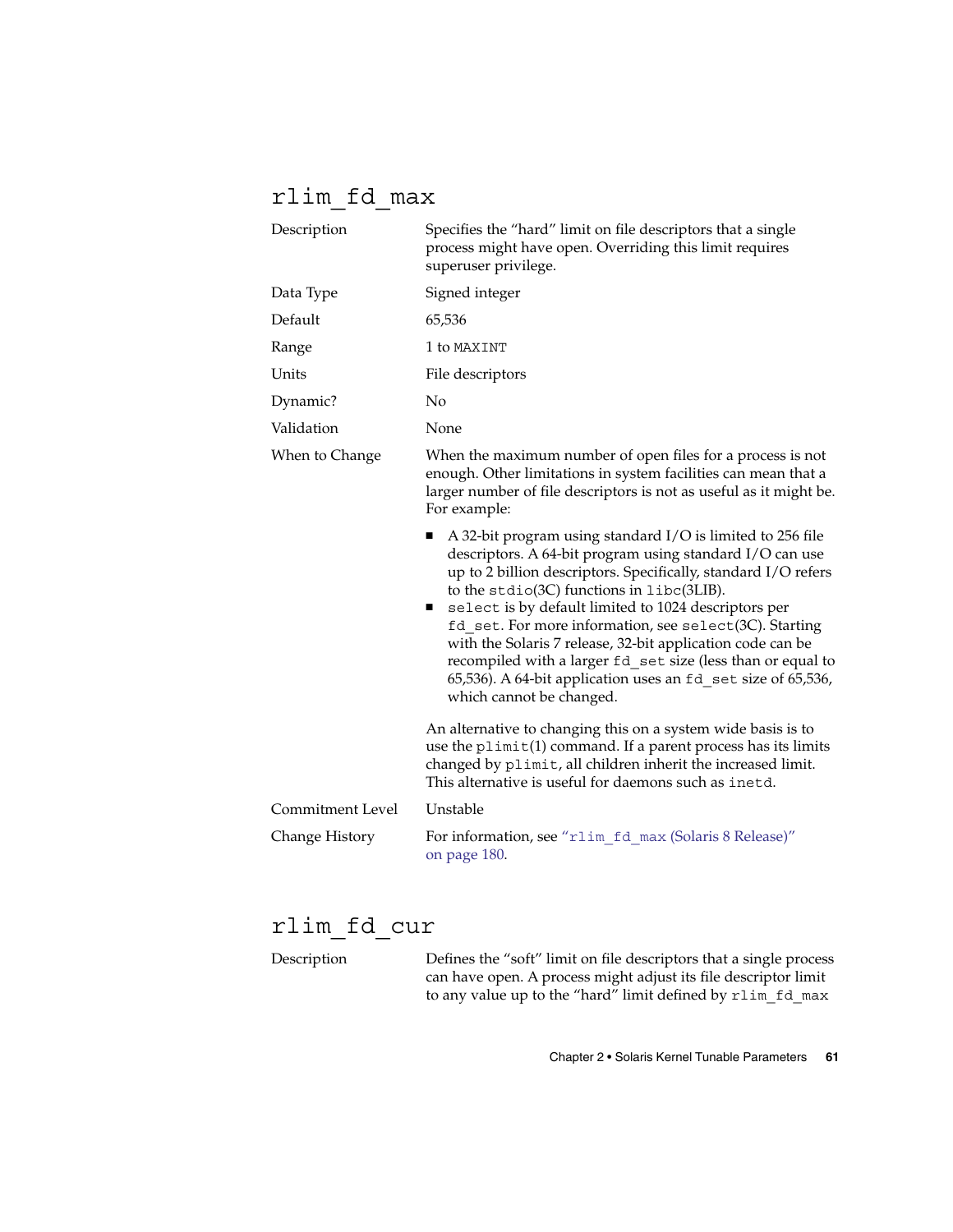## rlim_fd_max

| | |
|---|---|
| Description | Specifies the "hard" limit on file descriptors that a single process might have open. Overriding this limit requires superuser privilege. |
| Data Type | Signed integer |
| Default | 65,536 |
| Range | 1 to `MAXINT` |
| Units | File descriptors |
| Dynamic? | No |
| Validation | None |
| When to Change | When the maximum number of open files for a process is not enough. Other limitations in system facilities can mean that a larger number of file descriptors is not as useful as it might be. For example:<br><br>■ A 32-bit program using standard I/O is limited to 256 file descriptors. A 64-bit program using standard I/O can use up to 2 billion descriptors. Specifically, standard I/O refers to the `stdio`(3C) functions in `libc`(3LIB).<br>■ `select` is by default limited to 1024 descriptors per `fd_set`. For more information, see `select`(3C). Starting with the Solaris 7 release, 32-bit application code can be recompiled with a larger `fd_set` size (less than or equal to 65,536). A 64-bit application uses an `fd_set` size of 65,536, which cannot be changed.<br><br>An alternative to changing this on a system wide basis is to use the `plimit`(1) command. If a parent process has its limits changed by `plimit`, all children inherit the increased limit. This alternative is useful for daemons such as `inetd`. |
| Commitment Level | Unstable |
| Change History | For information, see "`rlim_fd_max` (Solaris 8 Release)" on page 180. |

## rlim_fd_cur

| | |
|---|---|
| Description | Defines the "soft" limit on file descriptors that a single process can have open. A process might adjust its file descriptor limit to any value up to the "hard" limit defined by `rlim_fd_max` |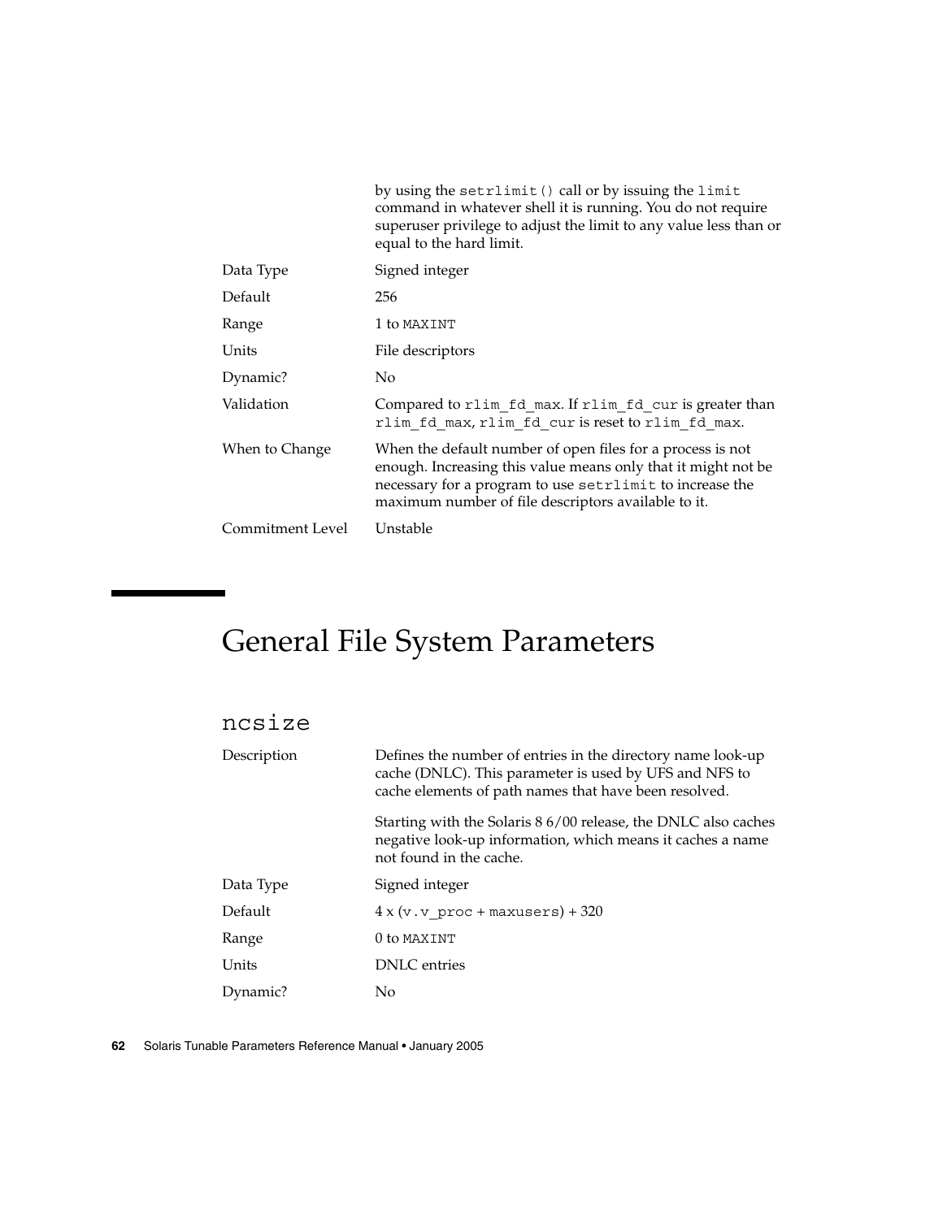by using the `setrlimit()` call or by issuing the `limit` command in whatever shell it is running. You do not require superuser privilege to adjust the limit to any value less than or equal to the hard limit.

| | |
|---|---|
| Data Type | Signed integer |
| Default | 256 |
| Range | 1 to `MAXINT` |
| Units | File descriptors |
| Dynamic? | No |
| Validation | Compared to `rlim_fd_max`. If `rlim_fd_cur` is greater than `rlim_fd_max`, `rlim_fd_cur` is reset to `rlim_fd_max`. |
| When to Change | When the default number of open files for a process is not enough. Increasing this value means only that it might not be necessary for a program to use `setrlimit` to increase the maximum number of file descriptors available to it. |
| Commitment Level | Unstable |

# General File System Parameters

## ncsize

| | |
|---|---|
| Description | Defines the number of entries in the directory name look-up cache (DNLC). This parameter is used by UFS and NFS to cache elements of path names that have been resolved.<br><br>Starting with the Solaris 8 6/00 release, the DNLC also caches negative look-up information, which means it caches a name not found in the cache. |
| Data Type | Signed integer |
| Default | 4 x (`v.v_proc` + `maxusers`) + 320 |
| Range | 0 to `MAXINT` |
| Units | DNLC entries |
| Dynamic? | No |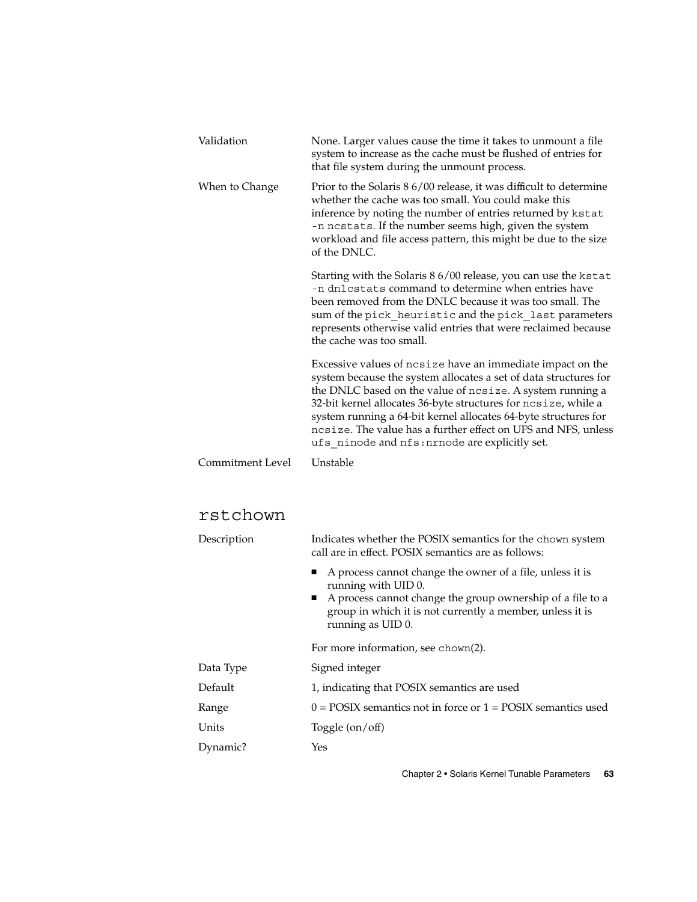| | |
|---|---|
| Validation | None. Larger values cause the time it takes to unmount a file system to increase as the cache must be flushed of entries for that file system during the unmount process. |
| When to Change | Prior to the Solaris 8 6/00 release, it was difficult to determine whether the cache was too small. You could make this inference by noting the number of entries returned by `kstat -n ncstats`. If the number seems high, given the system workload and file access pattern, this might be due to the size of the DNLC.<br><br>Starting with the Solaris 8 6/00 release, you can use the `kstat -n dnlcstats` command to determine when entries have been removed from the DNLC because it was too small. The sum of the `pick_heuristic` and the `pick_last` parameters represents otherwise valid entries that were reclaimed because the cache was too small.<br><br>Excessive values of `ncsize` have an immediate impact on the system because the system allocates a set of data structures for the DNLC based on the value of `ncsize`. A system running a 32-bit kernel allocates 36-byte structures for `ncsize`, while a system running a 64-bit kernel allocates 64-byte structures for `ncsize`. The value has a further effect on UFS and NFS, unless `ufs_ninode` and `nfs:nrnode` are explicitly set. |
| Commitment Level | Unstable |

## rstchown

| | |
|---|---|
| Description | Indicates whether the POSIX semantics for the `chown` system call are in effect. POSIX semantics are as follows:<br><br>■ A process cannot change the owner of a file, unless it is running with UID 0.<br>■ A process cannot change the group ownership of a file to a group in which it is not currently a member, unless it is running as UID 0.<br><br>For more information, see `chown`(2). |
| Data Type | Signed integer |
| Default | 1, indicating that POSIX semantics are used |
| Range | 0 = POSIX semantics not in force or 1 = POSIX semantics used |
| Units | Toggle (on/off) |
| Dynamic? | Yes |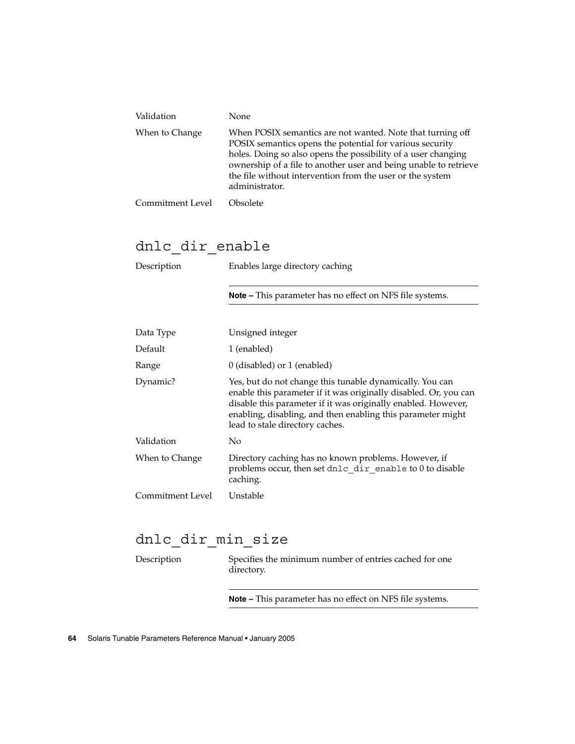| | |
|---|---|
| Validation | None |
| When to Change | When POSIX semantics are not wanted. Note that turning off POSIX semantics opens the potential for various security holes. Doing so also opens the possibility of a user changing ownership of a file to another user and being unable to retrieve the file without intervention from the user or the system administrator. |
| Commitment Level | Obsolete |

## dnlc_dir_enable

| | |
|---|---|
| Description | Enables large directory caching<br><br>**Note –** This parameter has no effect on NFS file systems. |
| Data Type | Unsigned integer |
| Default | 1 (enabled) |
| Range | 0 (disabled) or 1 (enabled) |
| Dynamic? | Yes, but do not change this tunable dynamically. You can enable this parameter if it was originally disabled. Or, you can disable this parameter if it was originally enabled. However, enabling, disabling, and then enabling this parameter might lead to stale directory caches. |
| Validation | No |
| When to Change | Directory caching has no known problems. However, if problems occur, then set `dnlc_dir_enable` to 0 to disable caching. |
| Commitment Level | Unstable |

## dnlc_dir_min_size

| | |
|---|---|
| Description | Specifies the minimum number of entries cached for one directory.<br><br>**Note –** This parameter has no effect on NFS file systems. |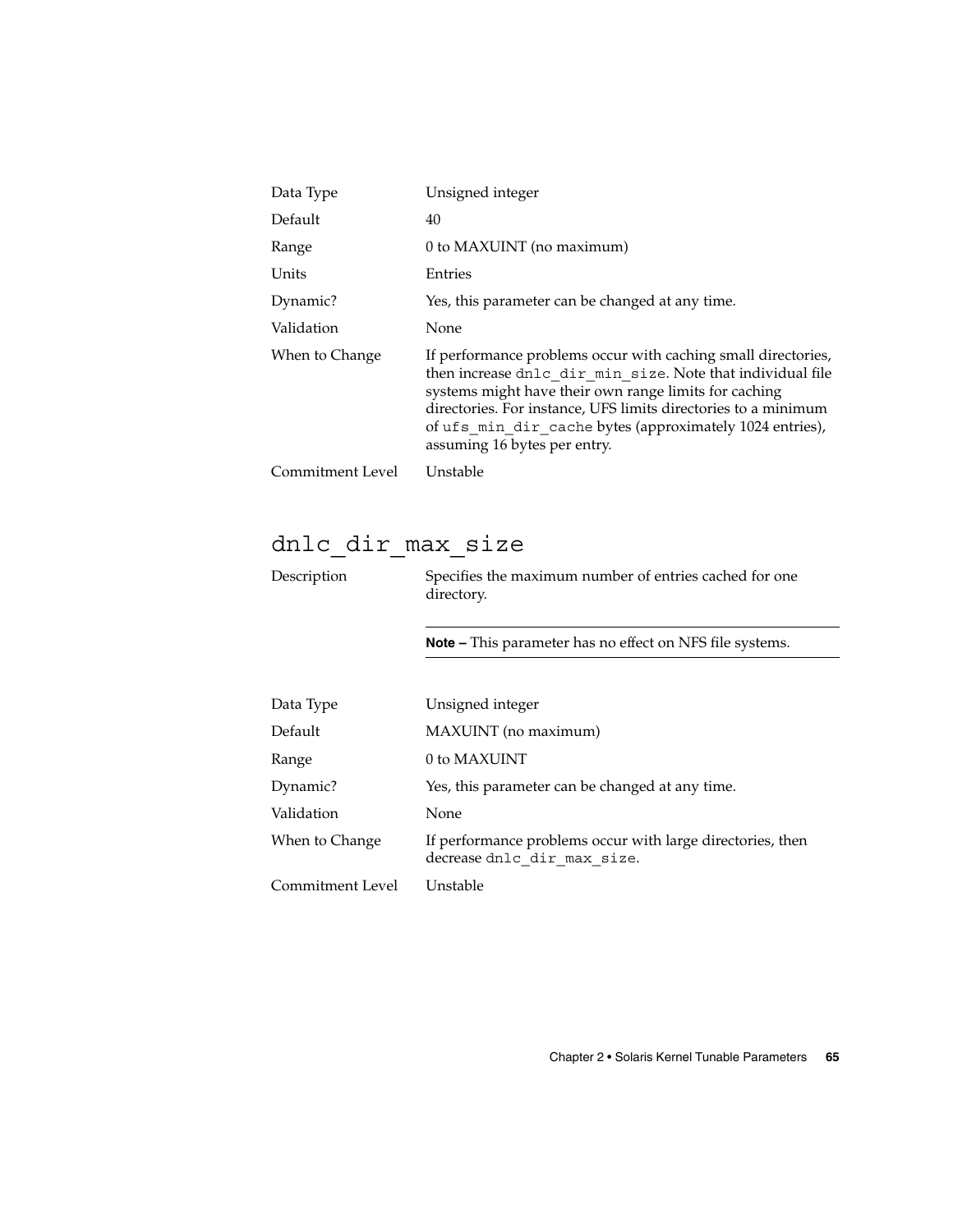| | |
|---|---|
| Data Type | Unsigned integer |
| Default | 40 |
| Range | 0 to MAXUINT (no maximum) |
| Units | Entries |
| Dynamic? | Yes, this parameter can be changed at any time. |
| Validation | None |
| When to Change | If performance problems occur with caching small directories, then increase `dnlc_dir_min_size`. Note that individual file systems might have their own range limits for caching directories. For instance, UFS limits directories to a minimum of `ufs_min_dir_cache` bytes (approximately 1024 entries), assuming 16 bytes per entry. |
| Commitment Level | Unstable |

## `dnlc_dir_max_size`

Description: Specifies the maximum number of entries cached for one directory.

**Note –** This parameter has no effect on NFS file systems.

| | |
|---|---|
| Data Type | Unsigned integer |
| Default | MAXUINT (no maximum) |
| Range | 0 to MAXUINT |
| Dynamic? | Yes, this parameter can be changed at any time. |
| Validation | None |
| When to Change | If performance problems occur with large directories, then decrease `dnlc_dir_max_size`. |
| Commitment Level | Unstable |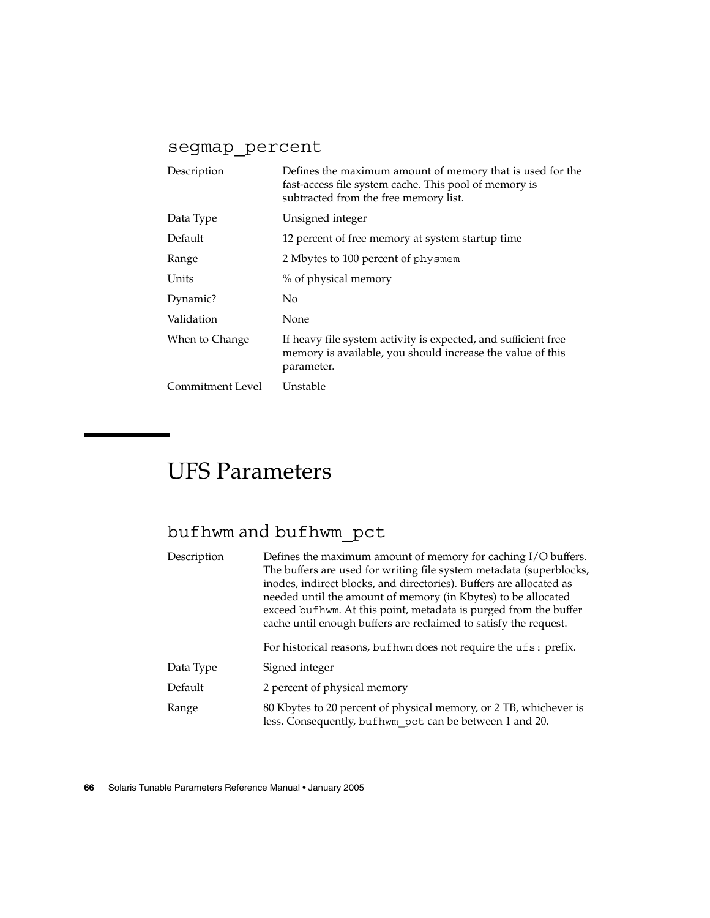### segmap_percent

| | |
|---|---|
| Description | Defines the maximum amount of memory that is used for the fast-access file system cache. This pool of memory is subtracted from the free memory list. |
| Data Type | Unsigned integer |
| Default | 12 percent of free memory at system startup time |
| Range | 2 Mbytes to 100 percent of `physmem` |
| Units | % of physical memory |
| Dynamic? | No |
| Validation | None |
| When to Change | If heavy file system activity is expected, and sufficient free memory is available, you should increase the value of this parameter. |
| Commitment Level | Unstable |

## UFS Parameters

### bufhwm and bufhwm_pct

| | |
|---|---|
| Description | Defines the maximum amount of memory for caching I/O buffers. The buffers are used for writing file system metadata (superblocks, inodes, indirect blocks, and directories). Buffers are allocated as needed until the amount of memory (in Kbytes) to be allocated exceed `bufhwm`. At this point, metadata is purged from the buffer cache until enough buffers are reclaimed to satisfy the request.<br><br>For historical reasons, `bufhwm` does not require the `ufs:` prefix. |
| Data Type | Signed integer |
| Default | 2 percent of physical memory |
| Range | 80 Kbytes to 20 percent of physical memory, or 2 TB, whichever is less. Consequently, `bufhwm_pct` can be between 1 and 20. |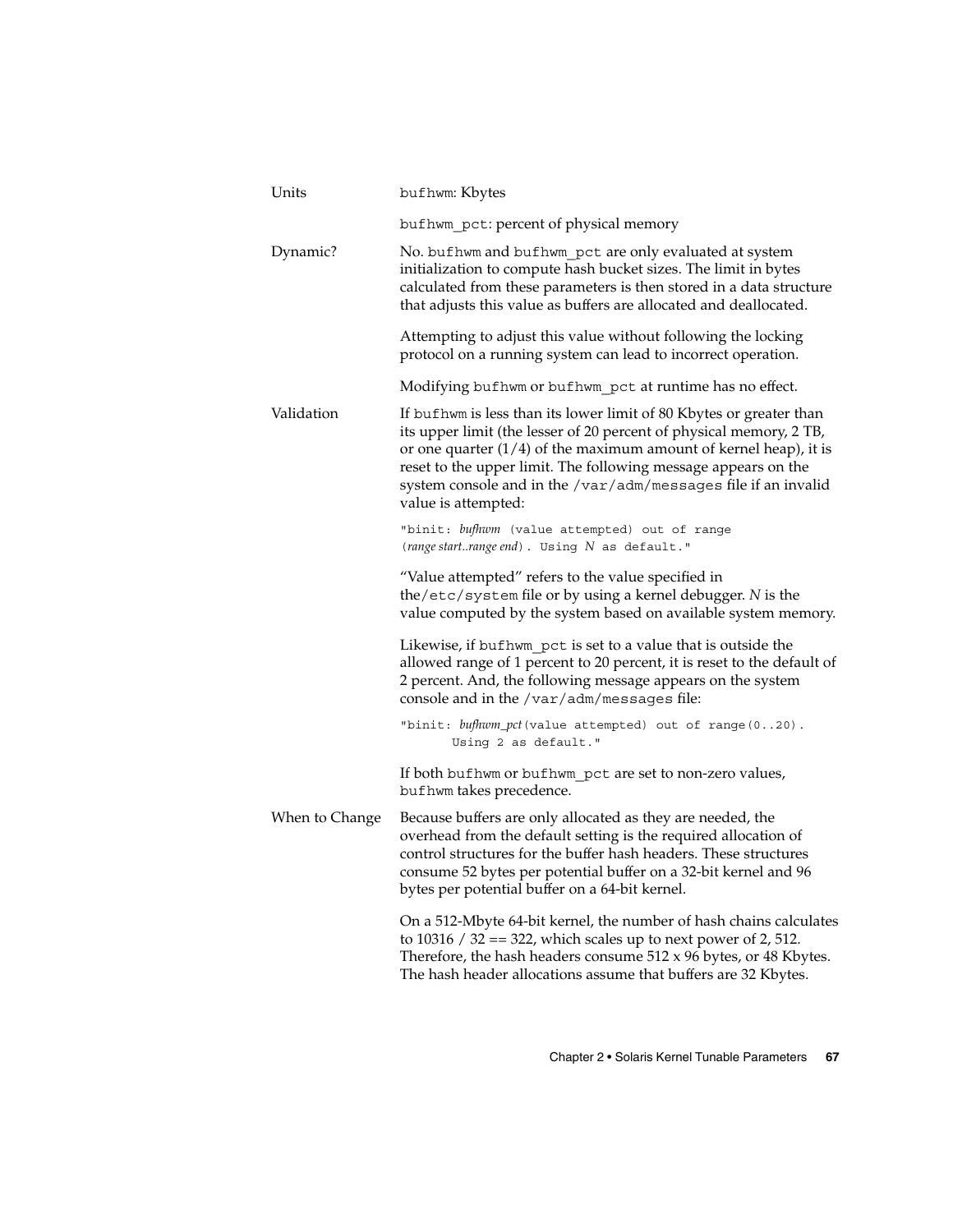| | |
|---|---|
| Units | `bufhwm`: Kbytes<br><br>`bufhwm_pct`: percent of physical memory |
| Dynamic? | No. `bufhwm` and `bufhwm_pct` are only evaluated at system initialization to compute hash bucket sizes. The limit in bytes calculated from these parameters is then stored in a data structure that adjusts this value as buffers are allocated and deallocated.<br><br>Attempting to adjust this value without following the locking protocol on a running system can lead to incorrect operation.<br><br>Modifying `bufhwm` or `bufhwm_pct` at runtime has no effect. |
| Validation | If `bufhwm` is less than its lower limit of 80 Kbytes or greater than its upper limit (the lesser of 20 percent of physical memory, 2 TB, or one quarter (1/4) of the maximum amount of kernel heap), it is reset to the upper limit. The following message appears on the system console and in the `/var/adm/messages` file if an invalid value is attempted:<br><br>`"binit: ` *bufhwm* ` (value attempted) out of range (` *range start..range end* `). Using ` *N* ` as default."`<br><br>"Value attempted" refers to the value specified in the`/etc/system` file or by using a kernel debugger. *N* is the value computed by the system based on available system memory.<br><br>Likewise, if `bufhwm_pct` is set to a value that is outside the allowed range of 1 percent to 20 percent, it is reset to the default of 2 percent. And, the following message appears on the system console and in the `/var/adm/messages` file:<br><br>`"binit: ` *bufhwm_pct* `(value attempted) out of range(0..20). Using 2 as default."`<br><br>If both `bufhwm` or `bufhwm_pct` are set to non-zero values, `bufhwm` takes precedence. |
| When to Change | Because buffers are only allocated as they are needed, the overhead from the default setting is the required allocation of control structures for the buffer hash headers. These structures consume 52 bytes per potential buffer on a 32-bit kernel and 96 bytes per potential buffer on a 64-bit kernel.<br><br>On a 512-Mbyte 64-bit kernel, the number of hash chains calculates to 10316 / 32 == 322, which scales up to next power of 2, 512. Therefore, the hash headers consume 512 x 96 bytes, or 48 Kbytes. The hash header allocations assume that buffers are 32 Kbytes. |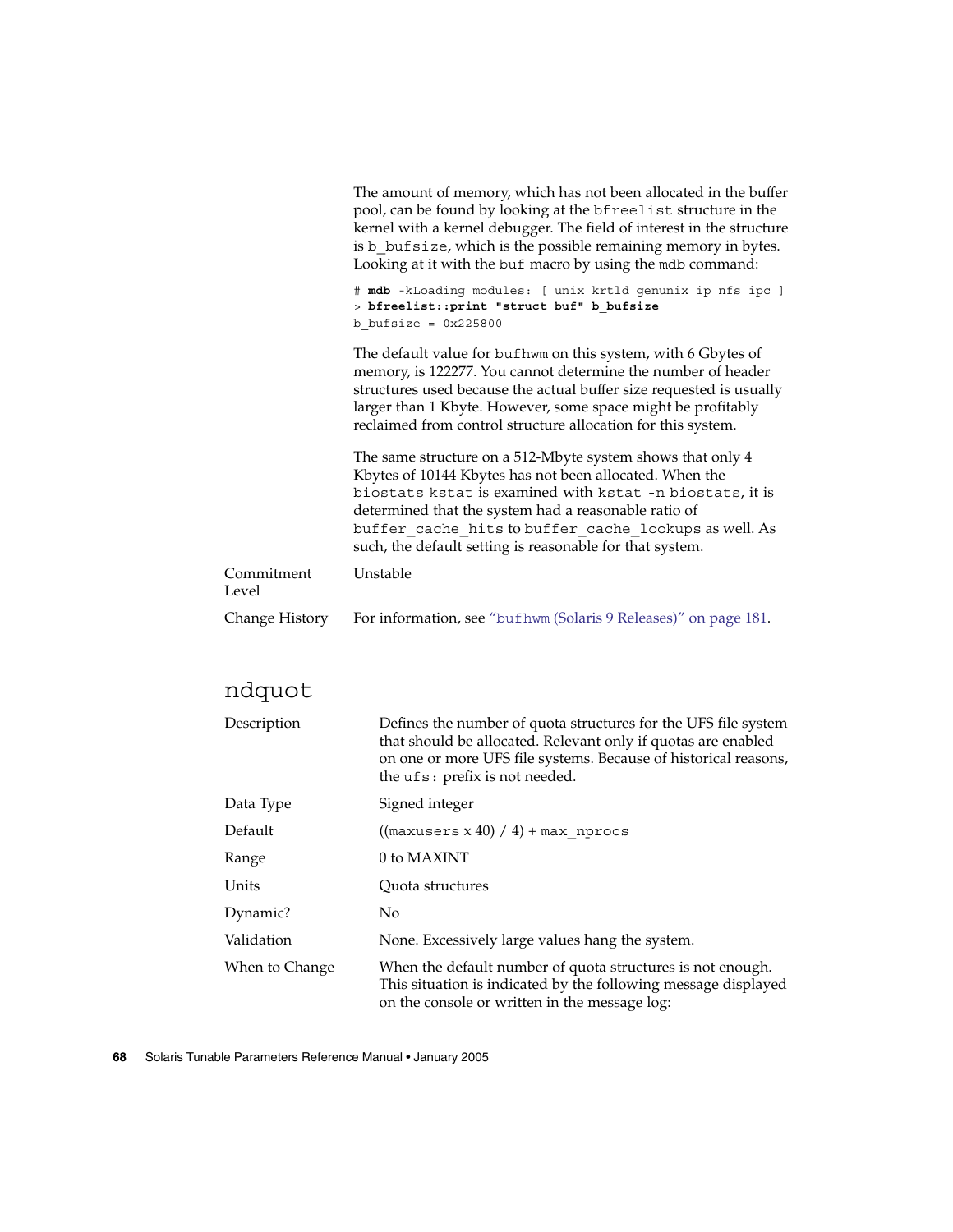The amount of memory, which has not been allocated in the buffer pool, can be found by looking at the bfreelist structure in the kernel with a kernel debugger. The field of interest in the structure is b_bufsize, which is the possible remaining memory in bytes. Looking at it with the buf macro by using the mdb command:

```
# mdb -kLoading modules: [ unix krtld genunix ip nfs ipc ]
> bfreelist::print "struct buf" b_bufsize
b_bufsize = 0x225800
```

The default value for bufhwm on this system, with 6 Gbytes of memory, is 122277. You cannot determine the number of header structures used because the actual buffer size requested is usually larger than 1 Kbyte. However, some space might be profitably reclaimed from control structure allocation for this system.

The same structure on a 512-Mbyte system shows that only 4 Kbytes of 10144 Kbytes has not been allocated. When the biostats kstat is examined with kstat -n biostats, it is determined that the system had a reasonable ratio of buffer_cache_hits to buffer_cache_lookups as well. As such, the default setting is reasonable for that system.

| | |
|---|---|
| Commitment Level | Unstable |
| Change History | For information, see "bufhwm (Solaris 9 Releases)" on page 181. |

## ndquot

| | |
|---|---|
| Description | Defines the number of quota structures for the UFS file system that should be allocated. Relevant only if quotas are enabled on one or more UFS file systems. Because of historical reasons, the ufs: prefix is not needed. |
| Data Type | Signed integer |
| Default | ((maxusers x 40) / 4) + max_nprocs |
| Range | 0 to MAXINT |
| Units | Quota structures |
| Dynamic? | No |
| Validation | None. Excessively large values hang the system. |
| When to Change | When the default number of quota structures is not enough. This situation is indicated by the following message displayed on the console or written in the message log: |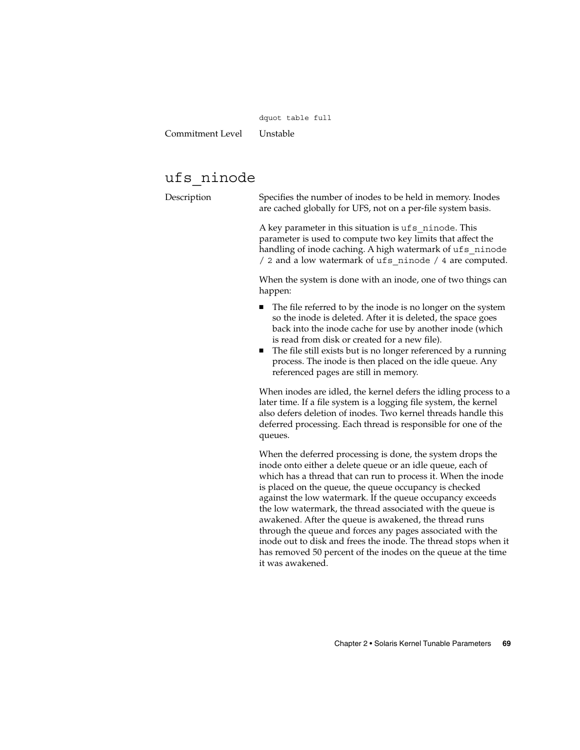```
dquot table full
```

Commitment Level: Unstable

## ufs_ninode

**Description**

Specifies the number of inodes to be held in memory. Inodes are cached globally for UFS, not on a per-file system basis.

A key parameter in this situation is `ufs_ninode`. This parameter is used to compute two key limits that affect the handling of inode caching. A high watermark of `ufs_ninode / 2` and a low watermark of `ufs_ninode / 4` are computed.

When the system is done with an inode, one of two things can happen:

- The file referred to by the inode is no longer on the system so the inode is deleted. After it is deleted, the space goes back into the inode cache for use by another inode (which is read from disk or created for a new file).
- The file still exists but is no longer referenced by a running process. The inode is then placed on the idle queue. Any referenced pages are still in memory.

When inodes are idled, the kernel defers the idling process to a later time. If a file system is a logging file system, the kernel also defers deletion of inodes. Two kernel threads handle this deferred processing. Each thread is responsible for one of the queues.

When the deferred processing is done, the system drops the inode onto either a delete queue or an idle queue, each of which has a thread that can run to process it. When the inode is placed on the queue, the queue occupancy is checked against the low watermark. If the queue occupancy exceeds the low watermark, the thread associated with the queue is awakened. After the queue is awakened, the thread runs through the queue and forces any pages associated with the inode out to disk and frees the inode. The thread stops when it has removed 50 percent of the inodes on the queue at the time it was awakened.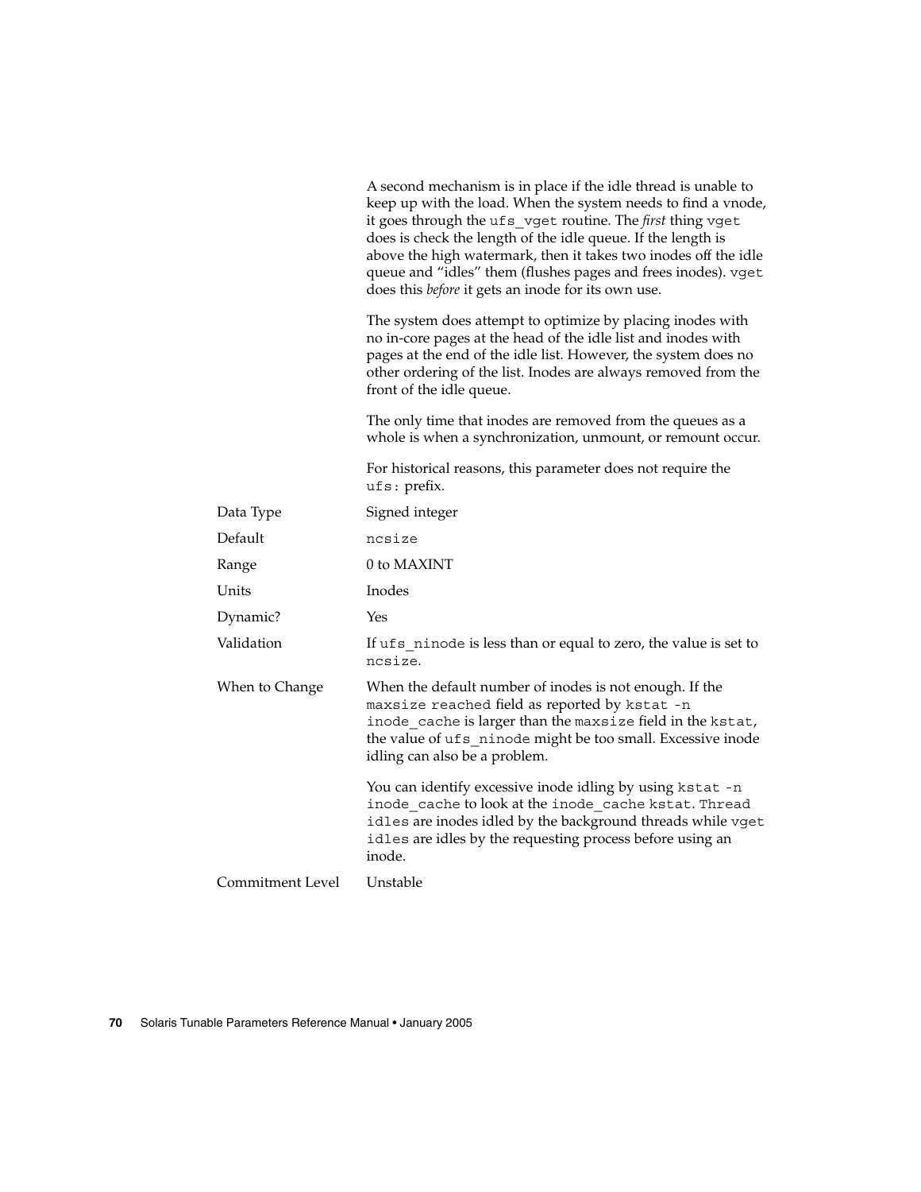A second mechanism is in place if the idle thread is unable to keep up with the load. When the system needs to find a vnode, it goes through the `ufs_vget` routine. The *first* thing `vget` does is check the length of the idle queue. If the length is above the high watermark, then it takes two inodes off the idle queue and "idles" them (flushes pages and frees inodes). `vget` does this *before* it gets an inode for its own use.

The system does attempt to optimize by placing inodes with no in-core pages at the head of the idle list and inodes with pages at the end of the idle list. However, the system does no other ordering of the list. Inodes are always removed from the front of the idle queue.

The only time that inodes are removed from the queues as a whole is when a synchronization, unmount, or remount occur.

For historical reasons, this parameter does not require the `ufs:` prefix.

| | |
|---|---|
| Data Type | Signed integer |
| Default | `ncsize` |
| Range | 0 to MAXINT |
| Units | Inodes |
| Dynamic? | Yes |
| Validation | If `ufs_ninode` is less than or equal to zero, the value is set to `ncsize`. |
| When to Change | When the default number of inodes is not enough. If the `maxsize reached` field as reported by `kstat -n inode_cache` is larger than the `maxsize` field in the `kstat`, the value of `ufs_ninode` might be too small. Excessive inode idling can also be a problem.<br><br>You can identify excessive inode idling by using `kstat -n inode_cache` to look at the `inode_cache` `kstat`. `Thread idles` are inodes idled by the background threads while `vget idles` are idles by the requesting process before using an inode. |
| Commitment Level | Unstable |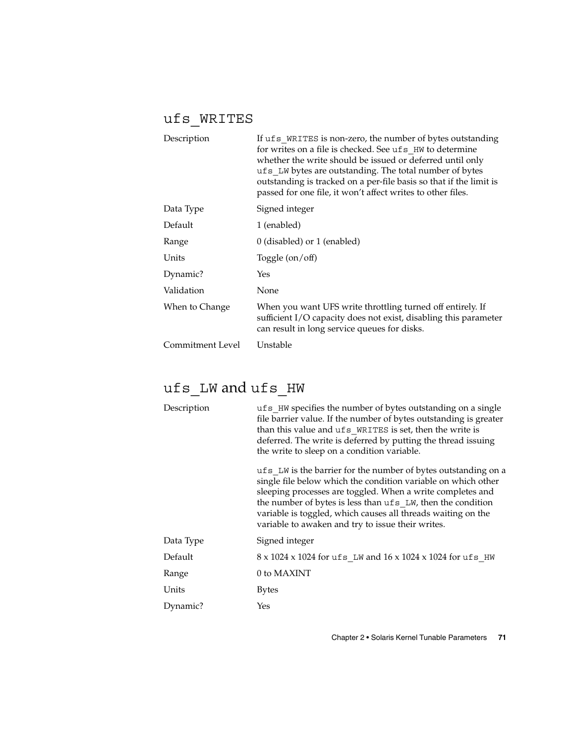## ufs_WRITES

| | |
|---|---|
| Description | If ufs_WRITES is non-zero, the number of bytes outstanding for writes on a file is checked. See ufs_HW to determine whether the write should be issued or deferred until only ufs_LW bytes are outstanding. The total number of bytes outstanding is tracked on a per-file basis so that if the limit is passed for one file, it won't affect writes to other files. |
| Data Type | Signed integer |
| Default | 1 (enabled) |
| Range | 0 (disabled) or 1 (enabled) |
| Units | Toggle (on/off) |
| Dynamic? | Yes |
| Validation | None |
| When to Change | When you want UFS write throttling turned off entirely. If sufficient I/O capacity does not exist, disabling this parameter can result in long service queues for disks. |
| Commitment Level | Unstable |

## ufs_LW and ufs_HW

| | |
|---|---|
| Description | ufs_HW specifies the number of bytes outstanding on a single file barrier value. If the number of bytes outstanding is greater than this value and ufs_WRITES is set, then the write is deferred. The write is deferred by putting the thread issuing the write to sleep on a condition variable.<br><br>ufs_LW is the barrier for the number of bytes outstanding on a single file below which the condition variable on which other sleeping processes are toggled. When a write completes and the number of bytes is less than ufs_LW, then the condition variable is toggled, which causes all threads waiting on the variable to awaken and try to issue their writes. |
| Data Type | Signed integer |
| Default | 8 x 1024 x 1024 for ufs_LW and 16 x 1024 x 1024 for ufs_HW |
| Range | 0 to MAXINT |
| Units | Bytes |
| Dynamic? | Yes |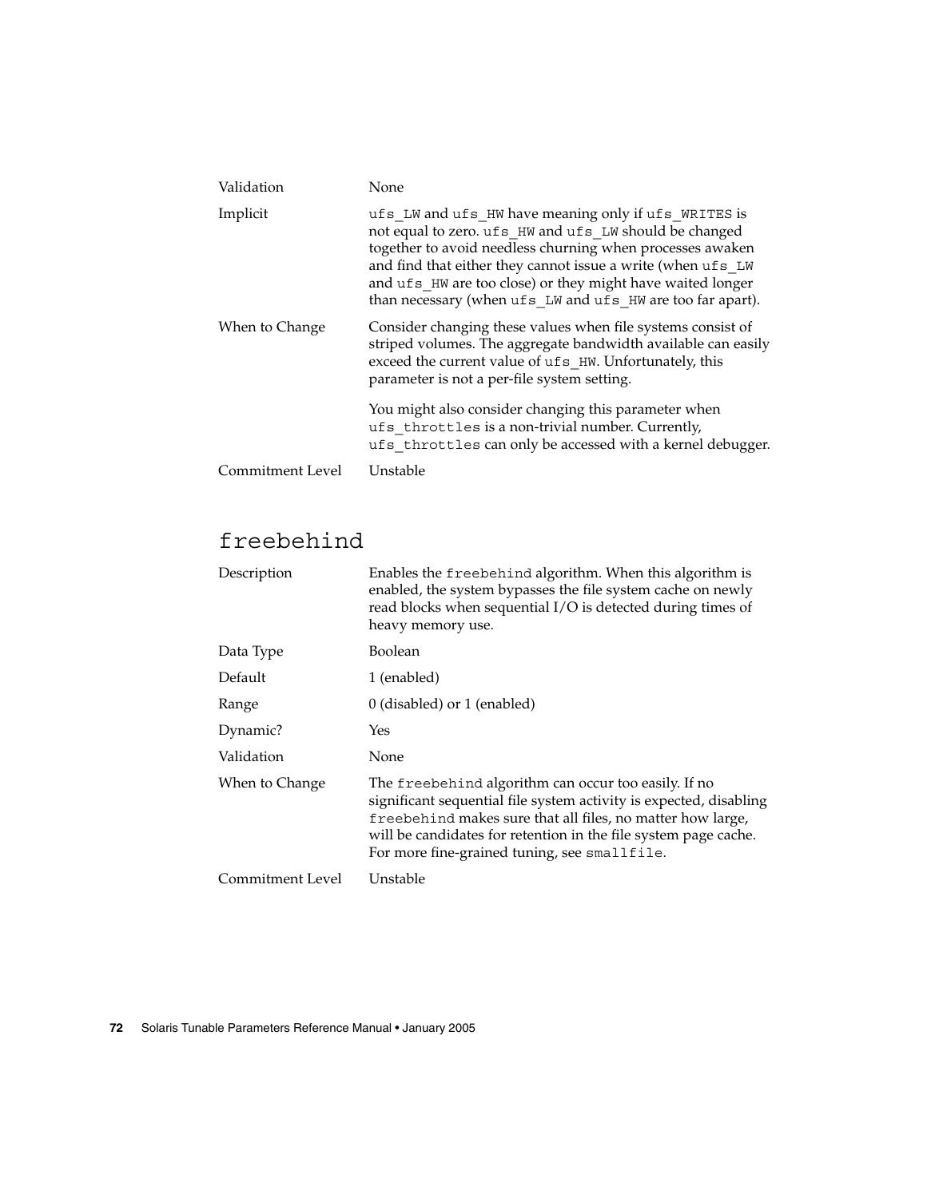| | |
|---|---|
| Validation | None |
| Implicit | `ufs_LW` and `ufs_HW` have meaning only if `ufs_WRITES` is not equal to zero. `ufs_HW` and `ufs_LW` should be changed together to avoid needless churning when processes awaken and find that either they cannot issue a write (when `ufs_LW` and `ufs_HW` are too close) or they might have waited longer than necessary (when `ufs_LW` and `ufs_HW` are too far apart). |
| When to Change | Consider changing these values when file systems consist of striped volumes. The aggregate bandwidth available can easily exceed the current value of `ufs_HW`. Unfortunately, this parameter is not a per-file system setting.<br><br>You might also consider changing this parameter when `ufs_throttles` is a non-trivial number. Currently, `ufs_throttles` can only be accessed with a kernel debugger. |
| Commitment Level | Unstable |

## freebehind

| | |
|---|---|
| Description | Enables the `freebehind` algorithm. When this algorithm is enabled, the system bypasses the file system cache on newly read blocks when sequential I/O is detected during times of heavy memory use. |
| Data Type | Boolean |
| Default | 1 (enabled) |
| Range | 0 (disabled) or 1 (enabled) |
| Dynamic? | Yes |
| Validation | None |
| When to Change | The `freebehind` algorithm can occur too easily. If no significant sequential file system activity is expected, disabling `freebehind` makes sure that all files, no matter how large, will be candidates for retention in the file system page cache. For more fine-grained tuning, see `smallfile`. |
| Commitment Level | Unstable |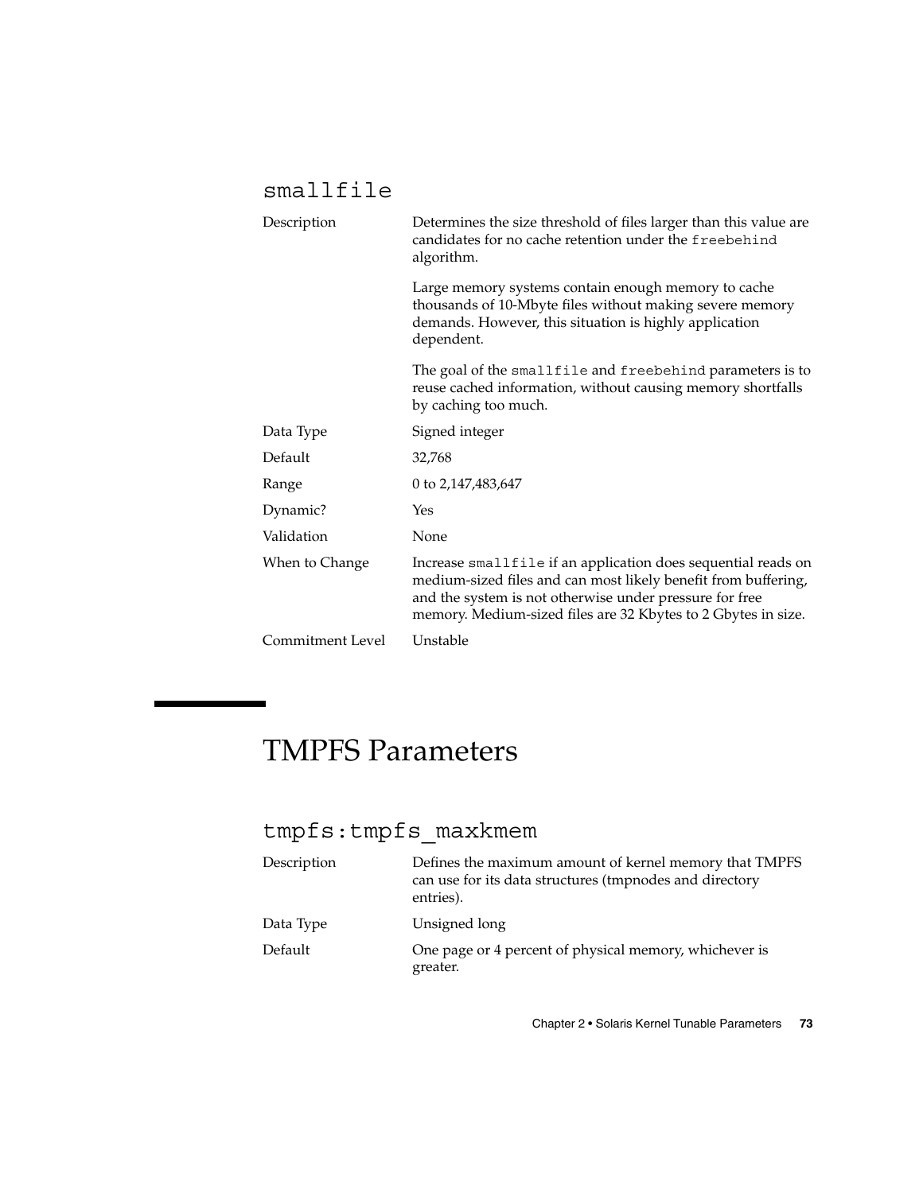### smallfile

| | |
|---|---|
| Description | Determines the size threshold of files larger than this value are candidates for no cache retention under the `freebehind` algorithm.<br><br>Large memory systems contain enough memory to cache thousands of 10-Mbyte files without making severe memory demands. However, this situation is highly application dependent.<br><br>The goal of the `smallfile` and `freebehind` parameters is to reuse cached information, without causing memory shortfalls by caching too much. |
| Data Type | Signed integer |
| Default | 32,768 |
| Range | 0 to 2,147,483,647 |
| Dynamic? | Yes |
| Validation | None |
| When to Change | Increase `smallfile` if an application does sequential reads on medium-sized files and can most likely benefit from buffering, and the system is not otherwise under pressure for free memory. Medium-sized files are 32 Kbytes to 2 Gbytes in size. |
| Commitment Level | Unstable |

## TMPFS Parameters

### tmpfs:tmpfs_maxkmem

| | |
|---|---|
| Description | Defines the maximum amount of kernel memory that TMPFS can use for its data structures (tmpnodes and directory entries). |
| Data Type | Unsigned long |
| Default | One page or 4 percent of physical memory, whichever is greater. |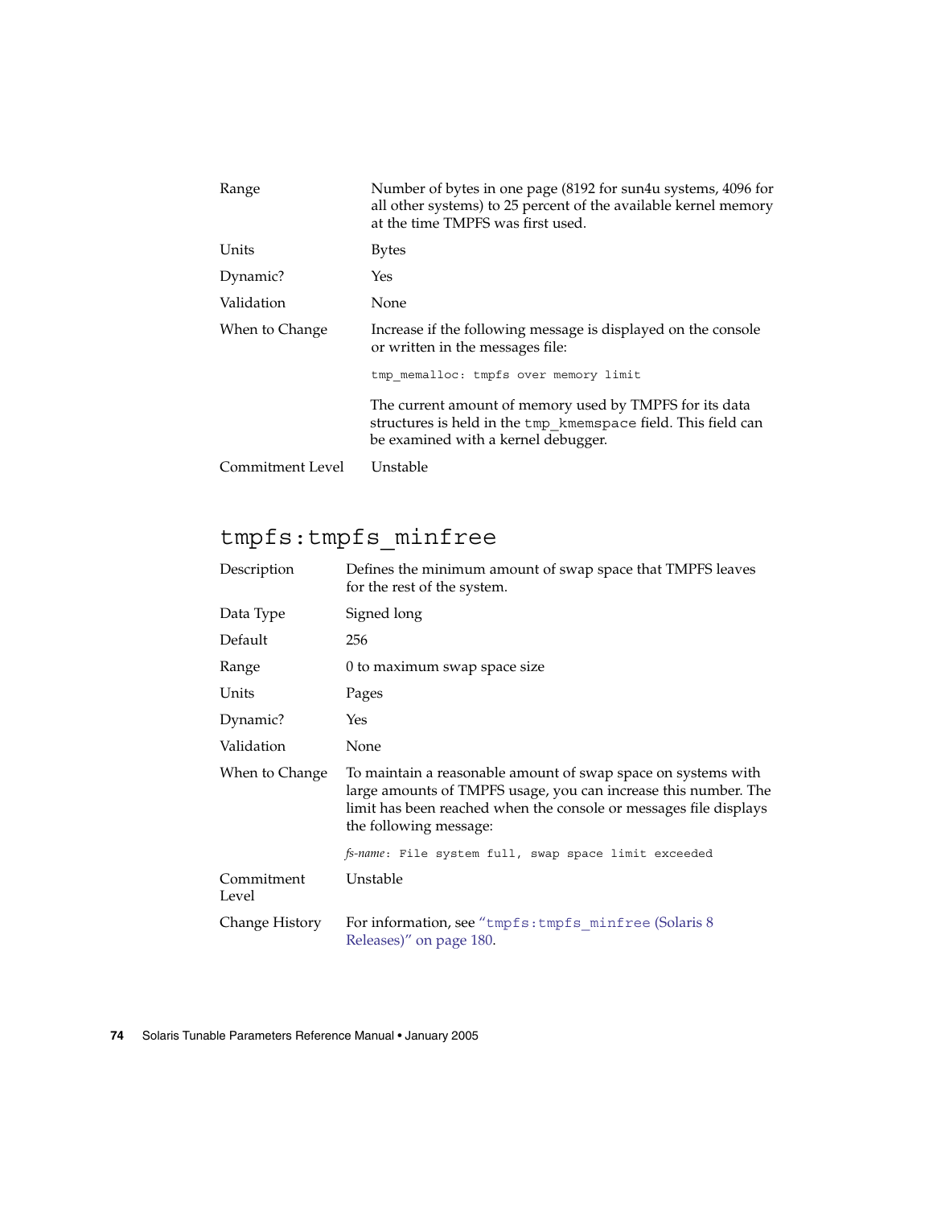| | |
|---|---|
| Range | Number of bytes in one page (8192 for sun4u systems, 4096 for all other systems) to 25 percent of the available kernel memory at the time TMPFS was first used. |
| Units | Bytes |
| Dynamic? | Yes |
| Validation | None |
| When to Change | Increase if the following message is displayed on the console or written in the messages file:<br>`tmp_memalloc: tmpfs over memory limit`<br>The current amount of memory used by TMPFS for its data structures is held in the `tmp_kmemspace` field. This field can be examined with a kernel debugger. |
| Commitment Level | Unstable |

## tmpfs:tmpfs_minfree

| | |
|---|---|
| Description | Defines the minimum amount of swap space that TMPFS leaves for the rest of the system. |
| Data Type | Signed long |
| Default | 256 |
| Range | 0 to maximum swap space size |
| Units | Pages |
| Dynamic? | Yes |
| Validation | None |
| When to Change | To maintain a reasonable amount of swap space on systems with large amounts of TMPFS usage, you can increase this number. The limit has been reached when the console or messages file displays the following message:<br>*fs-name*`: File system full, swap space limit exceeded` |
| Commitment Level | Unstable |
| Change History | For information, see "`tmpfs:tmpfs_minfree` (Solaris 8 Releases)" on page 180. |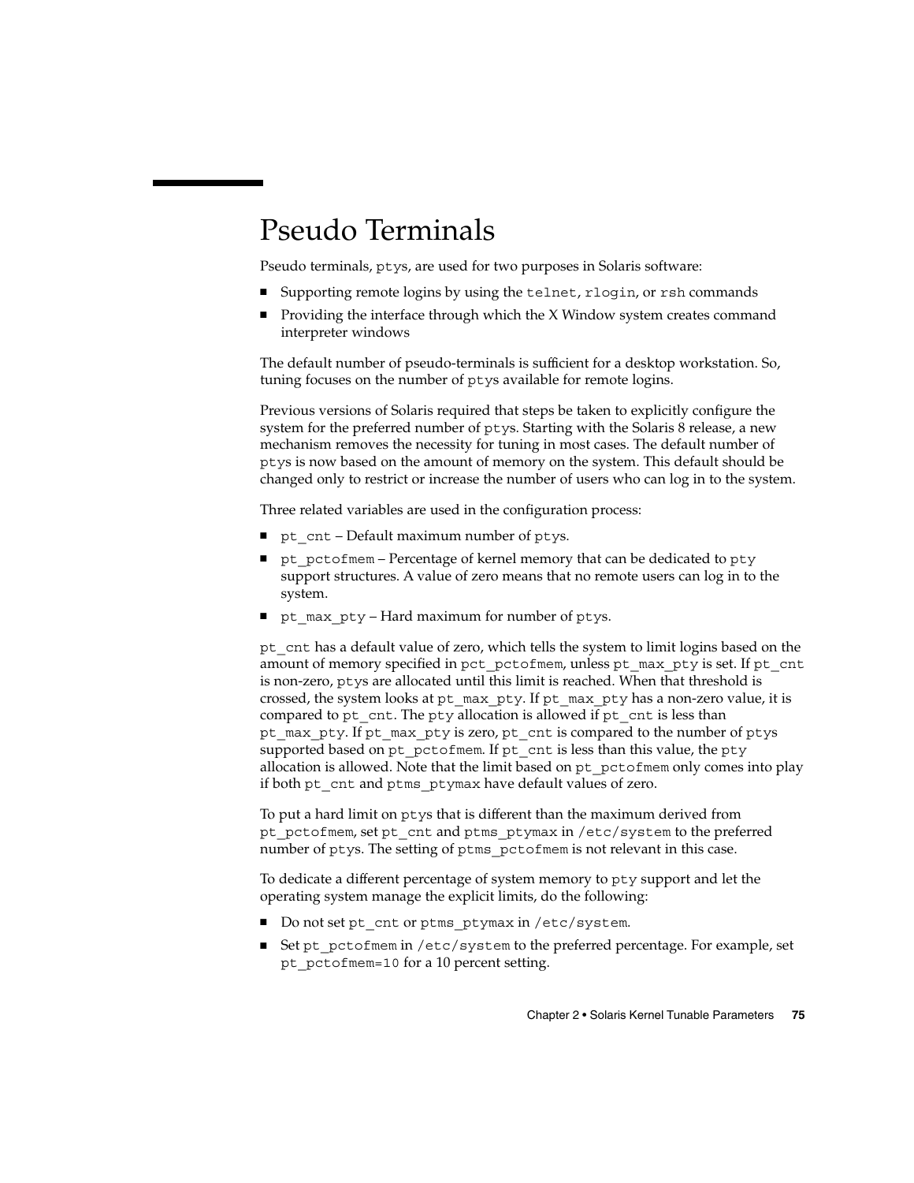# Pseudo Terminals

Pseudo terminals, `ptys`, are used for two purposes in Solaris software:

- Supporting remote logins by using the `telnet`, `rlogin`, or `rsh` commands
- Providing the interface through which the X Window system creates command interpreter windows

The default number of pseudo-terminals is sufficient for a desktop workstation. So, tuning focuses on the number of `ptys` available for remote logins.

Previous versions of Solaris required that steps be taken to explicitly configure the system for the preferred number of `ptys`. Starting with the Solaris 8 release, a new mechanism removes the necessity for tuning in most cases. The default number of `ptys` is now based on the amount of memory on the system. This default should be changed only to restrict or increase the number of users who can log in to the system.

Three related variables are used in the configuration process:

- `pt_cnt` – Default maximum number of `ptys`.
- `pt_pctofmem` – Percentage of kernel memory that can be dedicated to `pty` support structures. A value of zero means that no remote users can log in to the system.
- `pt_max_pty` – Hard maximum for number of `ptys`.

`pt_cnt` has a default value of zero, which tells the system to limit logins based on the amount of memory specified in `pct_pctofmem`, unless `pt_max_pty` is set. If `pt_cnt` is non-zero, `ptys` are allocated until this limit is reached. When that threshold is crossed, the system looks at `pt_max_pty`. If `pt_max_pty` has a non-zero value, it is compared to `pt_cnt`. The `pty` allocation is allowed if `pt_cnt` is less than `pt_max_pty`. If `pt_max_pty` is zero, `pt_cnt` is compared to the number of `ptys` supported based on `pt_pctofmem`. If `pt_cnt` is less than this value, the `pty` allocation is allowed. Note that the limit based on `pt_pctofmem` only comes into play if both `pt_cnt` and `ptms_ptymax` have default values of zero.

To put a hard limit on `ptys` that is different than the maximum derived from `pt_pctofmem`, set `pt_cnt` and `ptms_ptymax` in `/etc/system` to the preferred number of `ptys`. The setting of `ptms_pctofmem` is not relevant in this case.

To dedicate a different percentage of system memory to `pty` support and let the operating system manage the explicit limits, do the following:

- Do not set `pt_cnt` or `ptms_ptymax` in `/etc/system`.
- Set `pt_pctofmem` in `/etc/system` to the preferred percentage. For example, set `pt_pctofmem=10` for a 10 percent setting.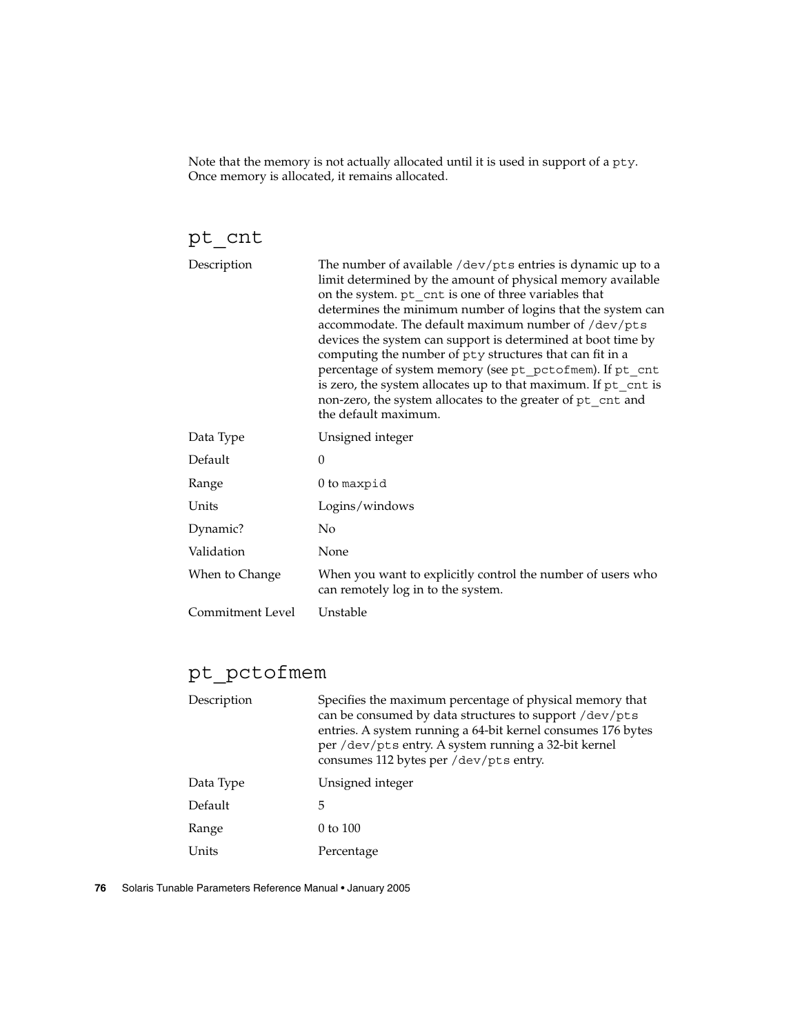Note that the memory is not actually allocated until it is used in support of a `pty`. Once memory is allocated, it remains allocated.

## pt_cnt

| | |
|---|---|
| Description | The number of available `/dev/pts` entries is dynamic up to a limit determined by the amount of physical memory available on the system. `pt_cnt` is one of three variables that determines the minimum number of logins that the system can accommodate. The default maximum number of `/dev/pts` devices the system can support is determined at boot time by computing the number of `pty` structures that can fit in a percentage of system memory (see `pt_pctofmem`). If `pt_cnt` is zero, the system allocates up to that maximum. If `pt_cnt` is non-zero, the system allocates to the greater of `pt_cnt` and the default maximum. |
| Data Type | Unsigned integer |
| Default | 0 |
| Range | 0 to `maxpid` |
| Units | Logins/windows |
| Dynamic? | No |
| Validation | None |
| When to Change | When you want to explicitly control the number of users who can remotely log in to the system. |
| Commitment Level | Unstable |

## pt_pctofmem

| | |
|---|---|
| Description | Specifies the maximum percentage of physical memory that can be consumed by data structures to support `/dev/pts` entries. A system running a 64-bit kernel consumes 176 bytes per `/dev/pts` entry. A system running a 32-bit kernel consumes 112 bytes per `/dev/pts` entry. |
| Data Type | Unsigned integer |
| Default | 5 |
| Range | 0 to 100 |
| Units | Percentage |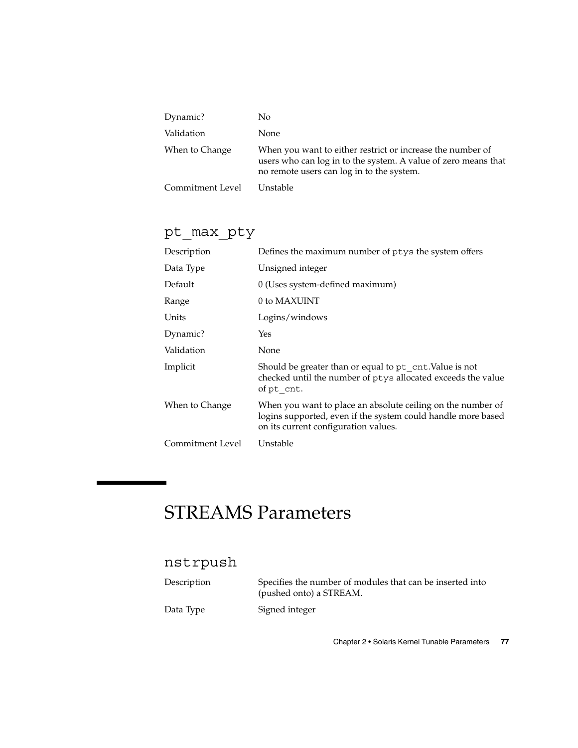| | |
|---|---|
| Dynamic? | No |
| Validation | None |
| When to Change | When you want to either restrict or increase the number of users who can log in to the system. A value of zero means that no remote users can log in to the system. |
| Commitment Level | Unstable |

### `pt_max_pty`

| | |
|---|---|
| Description | Defines the maximum number of `ptys` the system offers |
| Data Type | Unsigned integer |
| Default | 0 (Uses system-defined maximum) |
| Range | 0 to MAXUINT |
| Units | Logins/windows |
| Dynamic? | Yes |
| Validation | None |
| Implicit | Should be greater than or equal to `pt_cnt`.Value is not checked until the number of `ptys` allocated exceeds the value of `pt_cnt`. |
| When to Change | When you want to place an absolute ceiling on the number of logins supported, even if the system could handle more based on its current configuration values. |
| Commitment Level | Unstable |

## STREAMS Parameters

### `nstrpush`

| | |
|---|---|
| Description | Specifies the number of modules that can be inserted into (pushed onto) a STREAM. |
| Data Type | Signed integer |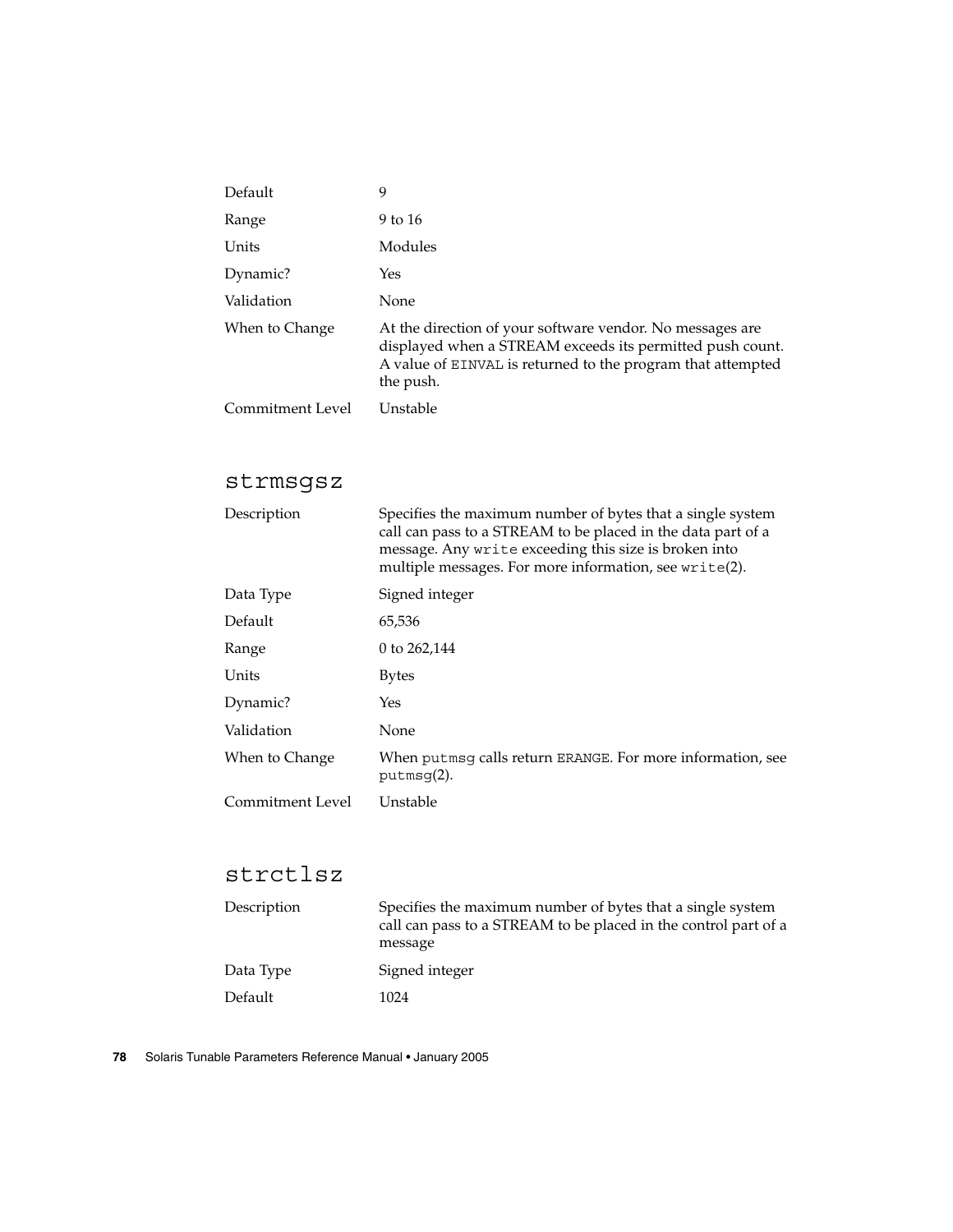| | |
|---|---|
| Default | 9 |
| Range | 9 to 16 |
| Units | Modules |
| Dynamic? | Yes |
| Validation | None |
| When to Change | At the direction of your software vendor. No messages are displayed when a STREAM exceeds its permitted push count. A value of `EINVAL` is returned to the program that attempted the push. |
| Commitment Level | Unstable |

## strmsgsz

| | |
|---|---|
| Description | Specifies the maximum number of bytes that a single system call can pass to a STREAM to be placed in the data part of a message. Any `write` exceeding this size is broken into multiple messages. For more information, see `write`(2). |
| Data Type | Signed integer |
| Default | 65,536 |
| Range | 0 to 262,144 |
| Units | Bytes |
| Dynamic? | Yes |
| Validation | None |
| When to Change | When `putmsg` calls return `ERANGE`. For more information, see `putmsg`(2). |
| Commitment Level | Unstable |

## strctlsz

| | |
|---|---|
| Description | Specifies the maximum number of bytes that a single system call can pass to a STREAM to be placed in the control part of a message |
| Data Type | Signed integer |
| Default | 1024 |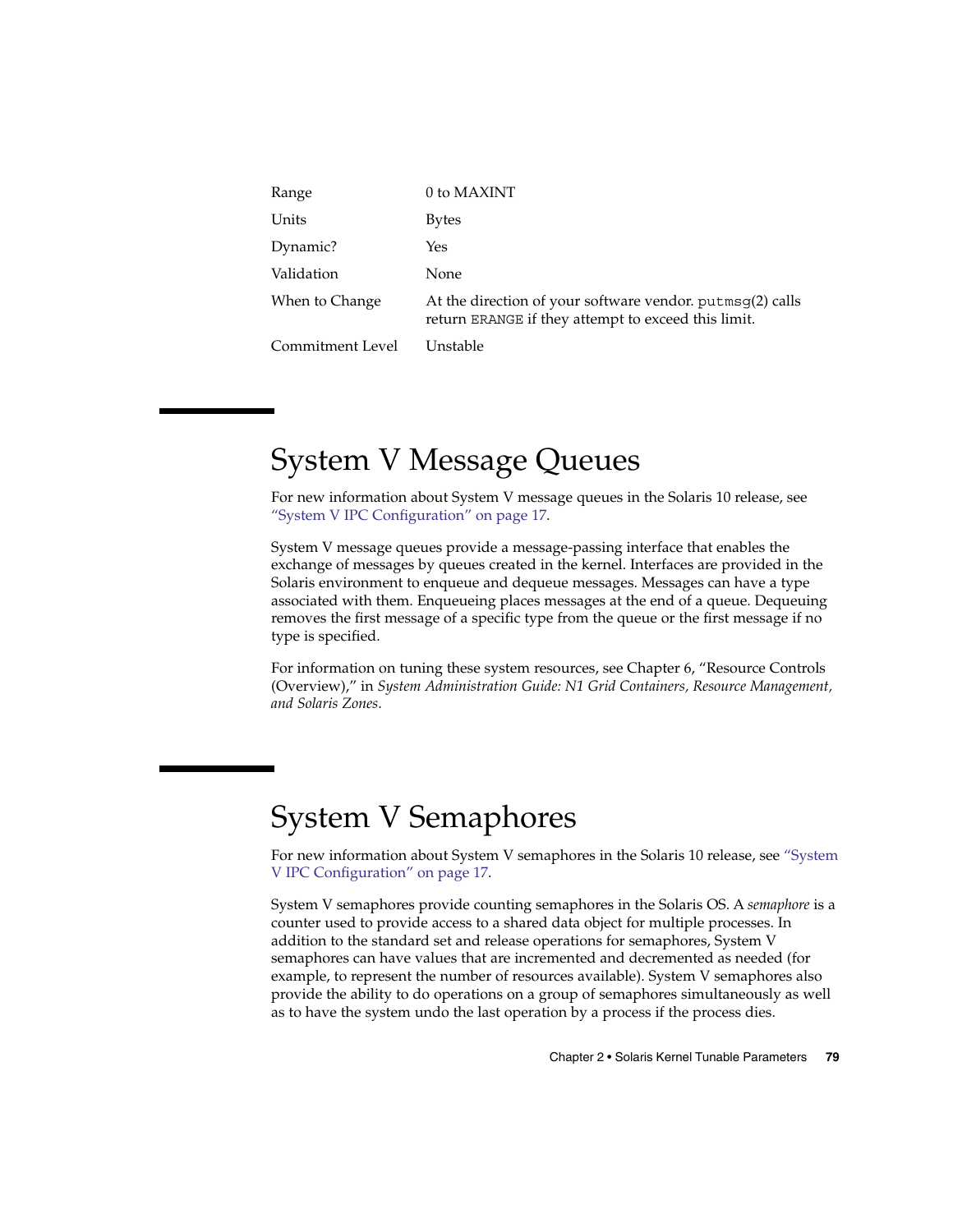| | |
|---|---|
| Range | 0 to MAXINT |
| Units | Bytes |
| Dynamic? | Yes |
| Validation | None |
| When to Change | At the direction of your software vendor. `putmsg`(2) calls return `ERANGE` if they attempt to exceed this limit. |
| Commitment Level | Unstable |

## System V Message Queues

For new information about System V message queues in the Solaris 10 release, see "System V IPC Configuration" on page 17.

System V message queues provide a message-passing interface that enables the exchange of messages by queues created in the kernel. Interfaces are provided in the Solaris environment to enqueue and dequeue messages. Messages can have a type associated with them. Enqueueing places messages at the end of a queue. Dequeuing removes the first message of a specific type from the queue or the first message if no type is specified.

For information on tuning these system resources, see Chapter 6, "Resource Controls (Overview)," in *System Administration Guide: N1 Grid Containers, Resource Management, and Solaris Zones*.

## System V Semaphores

For new information about System V semaphores in the Solaris 10 release, see "System V IPC Configuration" on page 17.

System V semaphores provide counting semaphores in the Solaris OS. A *semaphore* is a counter used to provide access to a shared data object for multiple processes. In addition to the standard set and release operations for semaphores, System V semaphores can have values that are incremented and decremented as needed (for example, to represent the number of resources available). System V semaphores also provide the ability to do operations on a group of semaphores simultaneously as well as to have the system undo the last operation by a process if the process dies.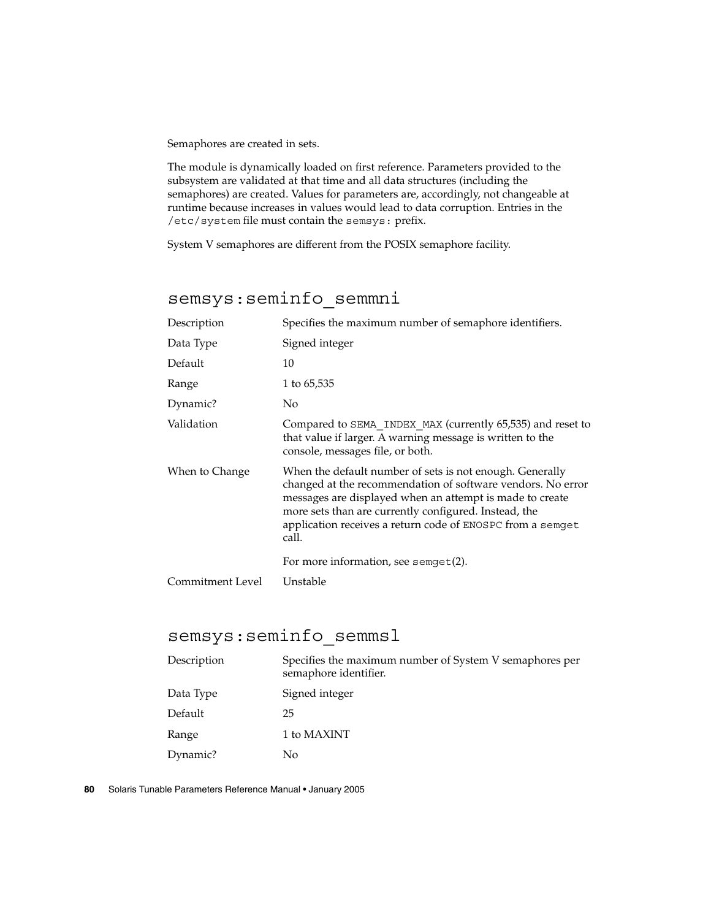Semaphores are created in sets.

The module is dynamically loaded on first reference. Parameters provided to the subsystem are validated at that time and all data structures (including the semaphores) are created. Values for parameters are, accordingly, not changeable at runtime because increases in values would lead to data corruption. Entries in the `/etc/system` file must contain the `semsys:` prefix.

System V semaphores are different from the POSIX semaphore facility.

## semsys:seminfo_semmni

| | |
|---|---|
| Description | Specifies the maximum number of semaphore identifiers. |
| Data Type | Signed integer |
| Default | 10 |
| Range | 1 to 65,535 |
| Dynamic? | No |
| Validation | Compared to `SEMA_INDEX_MAX` (currently 65,535) and reset to that value if larger. A warning message is written to the console, messages file, or both. |
| When to Change | When the default number of sets is not enough. Generally changed at the recommendation of software vendors. No error messages are displayed when an attempt is made to create more sets than are currently configured. Instead, the application receives a return code of `ENOSPC` from a `semget` call.<br><br>For more information, see `semget`(2). |
| Commitment Level | Unstable |

## semsys:seminfo_semmsl

| | |
|---|---|
| Description | Specifies the maximum number of System V semaphores per semaphore identifier. |
| Data Type | Signed integer |
| Default | 25 |
| Range | 1 to MAXINT |
| Dynamic? | No |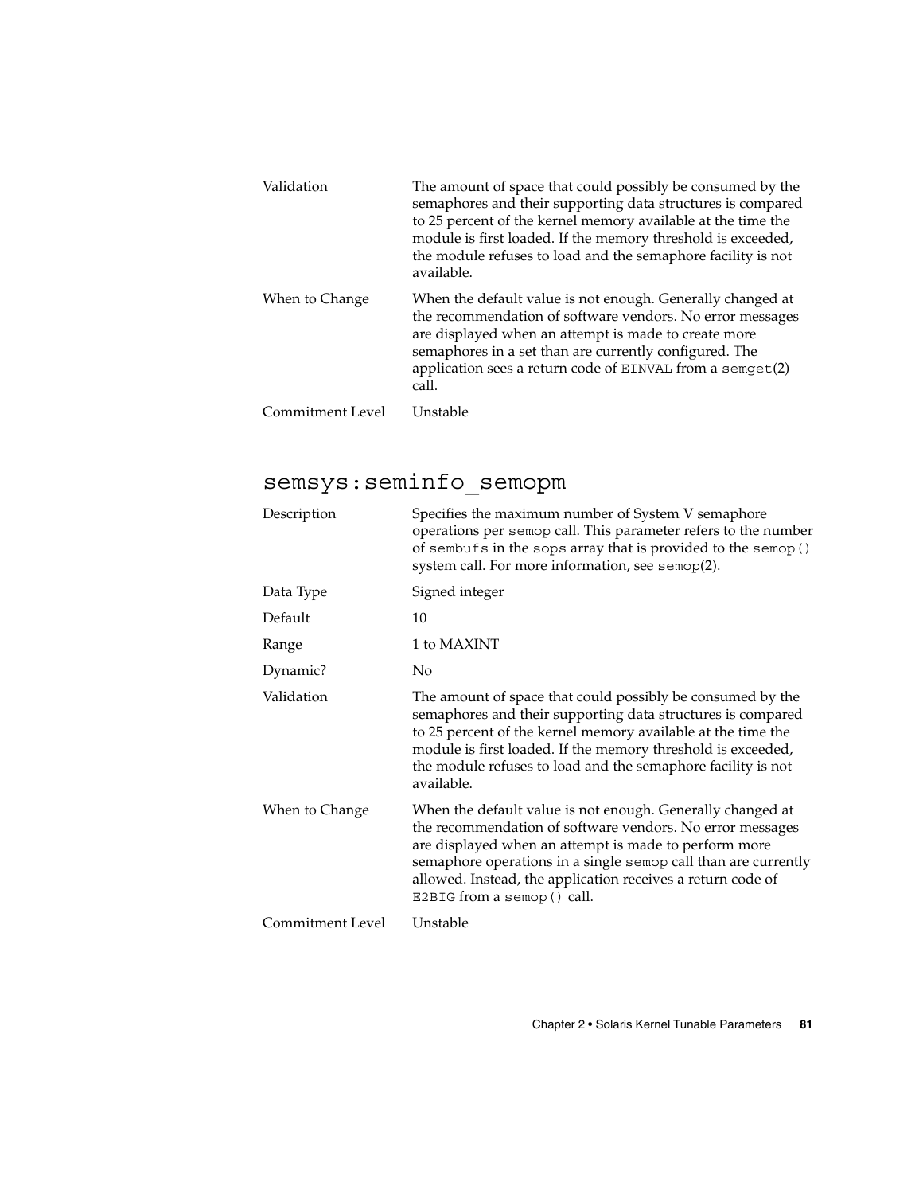| | |
|---|---|
| Validation | The amount of space that could possibly be consumed by the semaphores and their supporting data structures is compared to 25 percent of the kernel memory available at the time the module is first loaded. If the memory threshold is exceeded, the module refuses to load and the semaphore facility is not available. |
| When to Change | When the default value is not enough. Generally changed at the recommendation of software vendors. No error messages are displayed when an attempt is made to create more semaphores in a set than are currently configured. The application sees a return code of `EINVAL` from a `semget`(2) call. |
| Commitment Level | Unstable |

## semsys:seminfo_semopm

| | |
|---|---|
| Description | Specifies the maximum number of System V semaphore operations per `semop` call. This parameter refers to the number of `sembufs` in the `sops` array that is provided to the `semop()` system call. For more information, see `semop`(2). |
| Data Type | Signed integer |
| Default | 10 |
| Range | 1 to MAXINT |
| Dynamic? | No |
| Validation | The amount of space that could possibly be consumed by the semaphores and their supporting data structures is compared to 25 percent of the kernel memory available at the time the module is first loaded. If the memory threshold is exceeded, the module refuses to load and the semaphore facility is not available. |
| When to Change | When the default value is not enough. Generally changed at the recommendation of software vendors. No error messages are displayed when an attempt is made to perform more semaphore operations in a single `semop` call than are currently allowed. Instead, the application receives a return code of `E2BIG` from a `semop()` call. |
| Commitment Level | Unstable |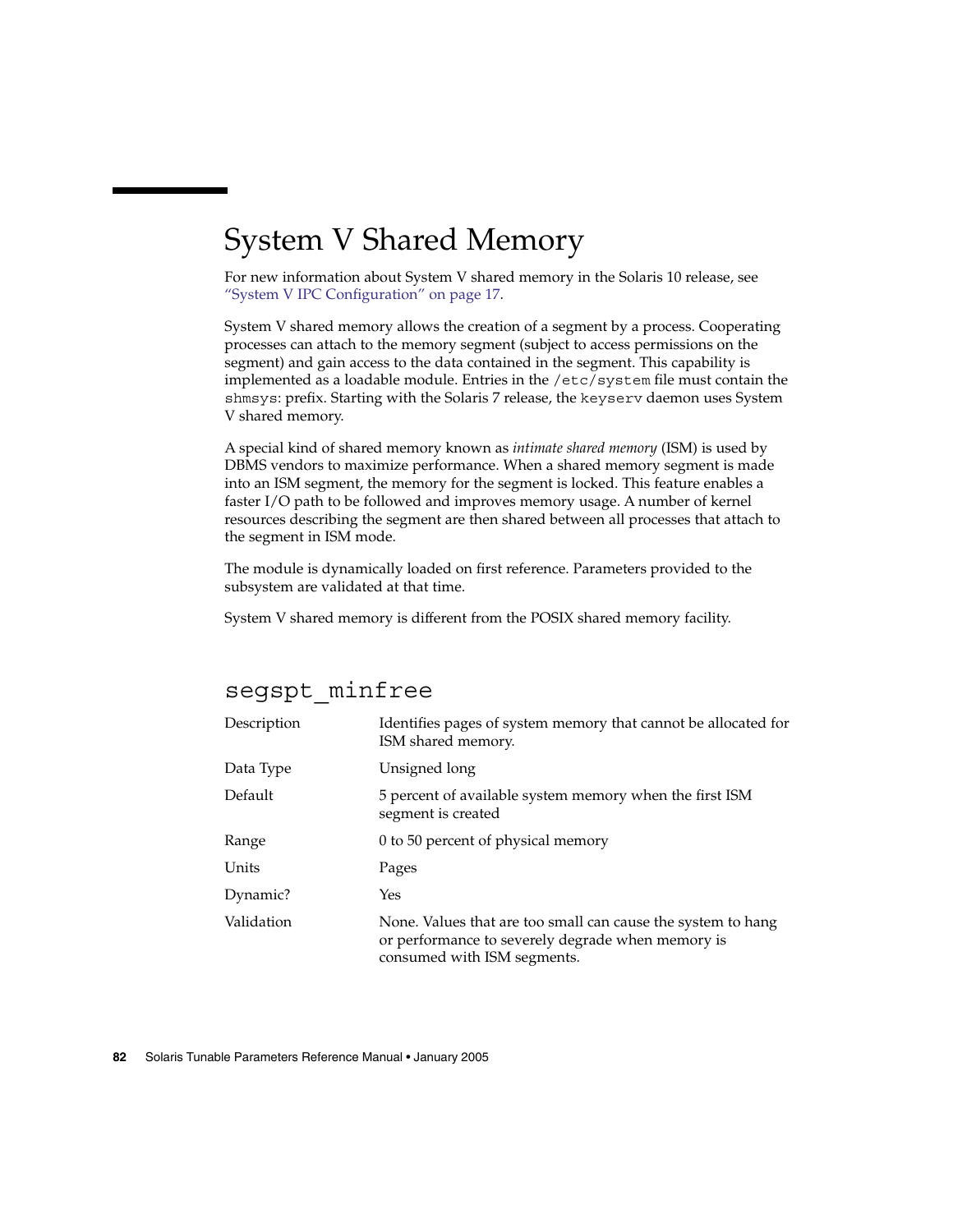# System V Shared Memory

For new information about System V shared memory in the Solaris 10 release, see "System V IPC Configuration" on page 17.

System V shared memory allows the creation of a segment by a process. Cooperating processes can attach to the memory segment (subject to access permissions on the segment) and gain access to the data contained in the segment. This capability is implemented as a loadable module. Entries in the `/etc/system` file must contain the `shmsys`: prefix. Starting with the Solaris 7 release, the `keyserv` daemon uses System V shared memory.

A special kind of shared memory known as *intimate shared memory* (ISM) is used by DBMS vendors to maximize performance. When a shared memory segment is made into an ISM segment, the memory for the segment is locked. This feature enables a faster I/O path to be followed and improves memory usage. A number of kernel resources describing the segment are then shared between all processes that attach to the segment in ISM mode.

The module is dynamically loaded on first reference. Parameters provided to the subsystem are validated at that time.

System V shared memory is different from the POSIX shared memory facility.

## segspt_minfree

| | |
|---|---|
| Description | Identifies pages of system memory that cannot be allocated for ISM shared memory. |
| Data Type | Unsigned long |
| Default | 5 percent of available system memory when the first ISM segment is created |
| Range | 0 to 50 percent of physical memory |
| Units | Pages |
| Dynamic? | Yes |
| Validation | None. Values that are too small can cause the system to hang or performance to severely degrade when memory is consumed with ISM segments. |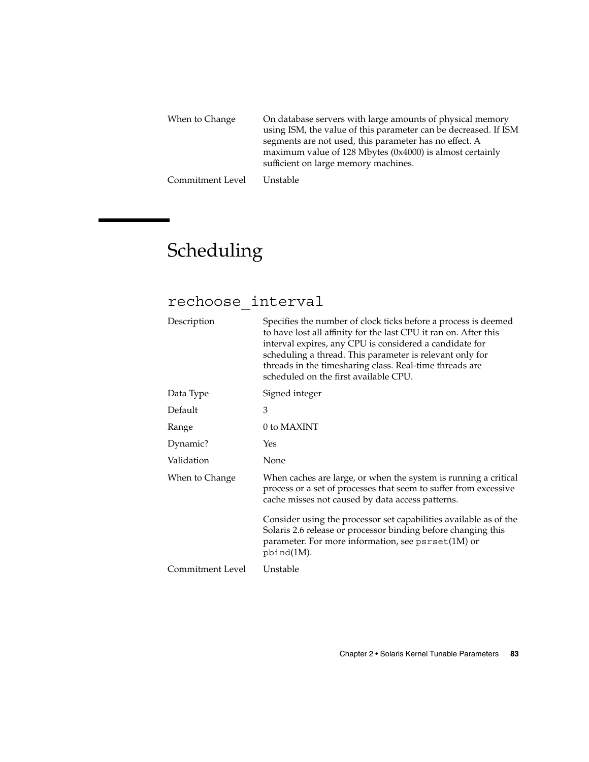| | |
|---|---|
| When to Change | On database servers with large amounts of physical memory using ISM, the value of this parameter can be decreased. If ISM segments are not used, this parameter has no effect. A maximum value of 128 Mbytes (0x4000) is almost certainly sufficient on large memory machines. |
| Commitment Level | Unstable |

# Scheduling

## rechoose_interval

| | |
|---|---|
| Description | Specifies the number of clock ticks before a process is deemed to have lost all affinity for the last CPU it ran on. After this interval expires, any CPU is considered a candidate for scheduling a thread. This parameter is relevant only for threads in the timesharing class. Real-time threads are scheduled on the first available CPU. |
| Data Type | Signed integer |
| Default | 3 |
| Range | 0 to MAXINT |
| Dynamic? | Yes |
| Validation | None |
| When to Change | When caches are large, or when the system is running a critical process or a set of processes that seem to suffer from excessive cache misses not caused by data access patterns.<br><br>Consider using the processor set capabilities available as of the Solaris 2.6 release or processor binding before changing this parameter. For more information, see `psrset`(1M) or `pbind`(1M). |
| Commitment Level | Unstable |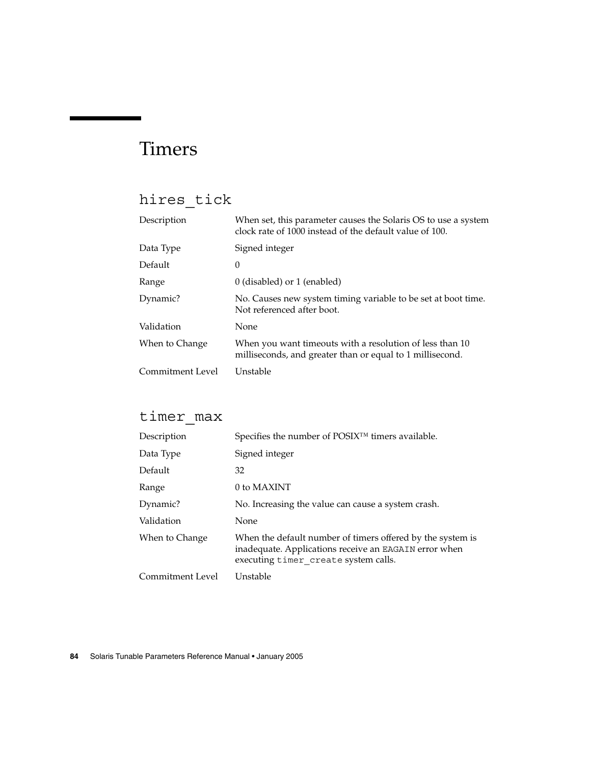# Timers

## `hires_tick`

| | |
|---|---|
| Description | When set, this parameter causes the Solaris OS to use a system clock rate of 1000 instead of the default value of 100. |
| Data Type | Signed integer |
| Default | 0 |
| Range | 0 (disabled) or 1 (enabled) |
| Dynamic? | No. Causes new system timing variable to be set at boot time. Not referenced after boot. |
| Validation | None |
| When to Change | When you want timeouts with a resolution of less than 10 milliseconds, and greater than or equal to 1 millisecond. |
| Commitment Level | Unstable |

## `timer_max`

| | |
|---|---|
| Description | Specifies the number of POSIX™ timers available. |
| Data Type | Signed integer |
| Default | 32 |
| Range | 0 to MAXINT |
| Dynamic? | No. Increasing the value can cause a system crash. |
| Validation | None |
| When to Change | When the default number of timers offered by the system is inadequate. Applications receive an `EAGAIN` error when executing `timer_create` system calls. |
| Commitment Level | Unstable |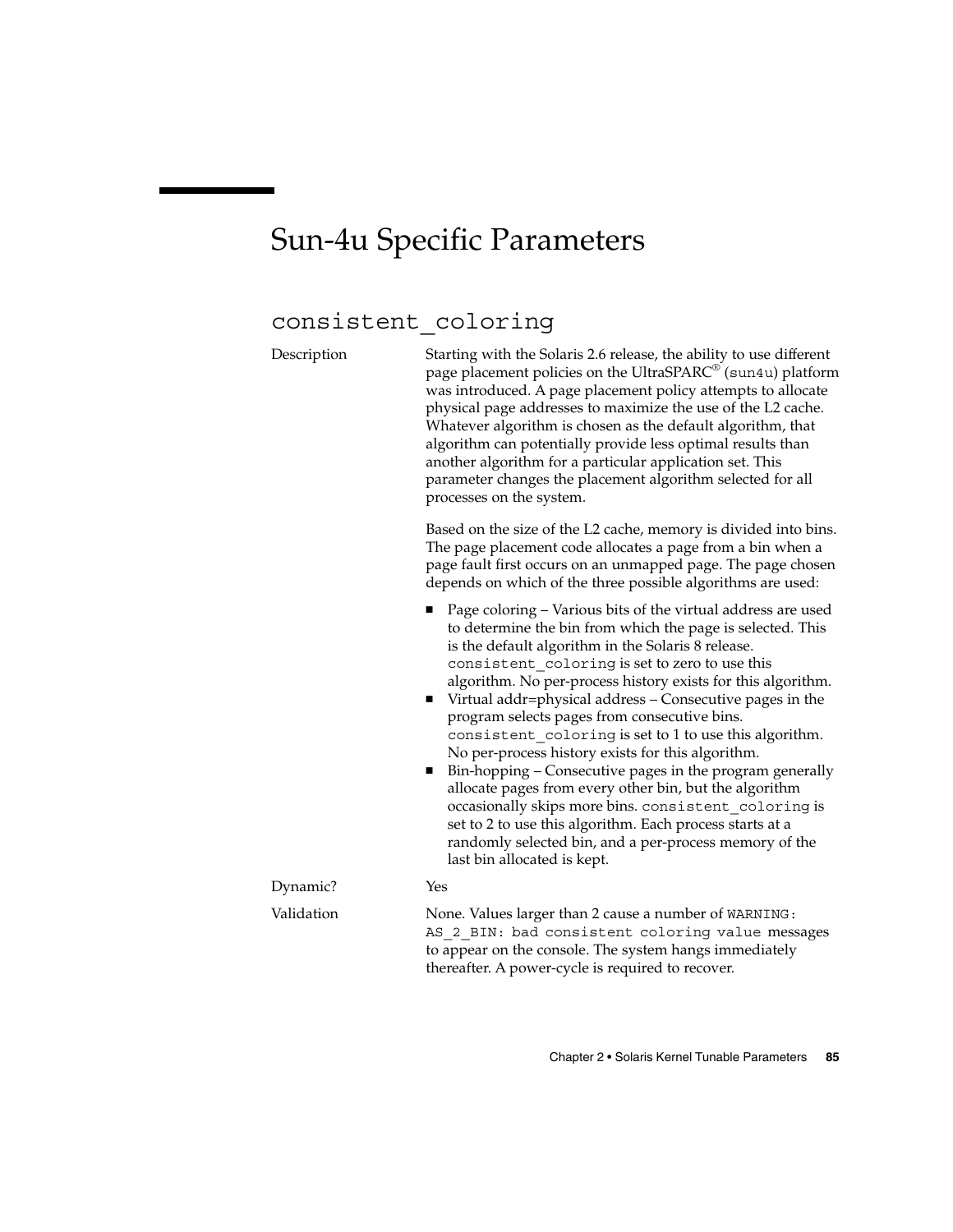# Sun-4u Specific Parameters

## consistent_coloring

**Description**

Starting with the Solaris 2.6 release, the ability to use different page placement policies on the UltraSPARC® (`sun4u`) platform was introduced. A page placement policy attempts to allocate physical page addresses to maximize the use of the L2 cache. Whatever algorithm is chosen as the default algorithm, that algorithm can potentially provide less optimal results than another algorithm for a particular application set. This parameter changes the placement algorithm selected for all processes on the system.

Based on the size of the L2 cache, memory is divided into bins. The page placement code allocates a page from a bin when a page fault first occurs on an unmapped page. The page chosen depends on which of the three possible algorithms are used:

- Page coloring – Various bits of the virtual address are used to determine the bin from which the page is selected. This is the default algorithm in the Solaris 8 release. `consistent_coloring` is set to zero to use this algorithm. No per-process history exists for this algorithm.
- Virtual addr=physical address – Consecutive pages in the program selects pages from consecutive bins. `consistent_coloring` is set to 1 to use this algorithm. No per-process history exists for this algorithm.
- Bin-hopping – Consecutive pages in the program generally allocate pages from every other bin, but the algorithm occasionally skips more bins. `consistent_coloring` is set to 2 to use this algorithm. Each process starts at a randomly selected bin, and a per-process memory of the last bin allocated is kept.

**Dynamic?**

Yes

**Validation**

None. Values larger than 2 cause a number of `WARNING: AS_2_BIN: bad consistent coloring value` messages to appear on the console. The system hangs immediately thereafter. A power-cycle is required to recover.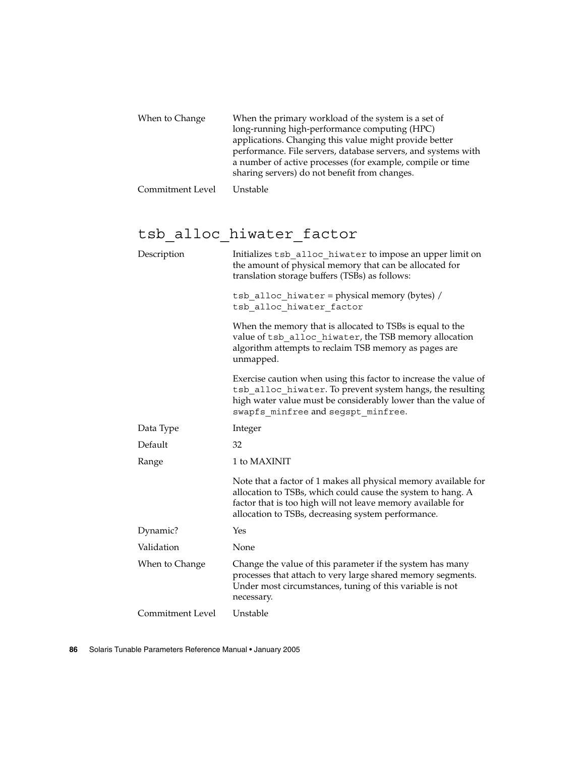| | |
|---|---|
| When to Change | When the primary workload of the system is a set of long-running high-performance computing (HPC) applications. Changing this value might provide better performance. File servers, database servers, and systems with a number of active processes (for example, compile or time sharing servers) do not benefit from changes. |
| Commitment Level | Unstable |

## tsb_alloc_hiwater_factor

| | |
|---|---|
| Description | Initializes `tsb_alloc_hiwater` to impose an upper limit on the amount of physical memory that can be allocated for translation storage buffers (TSBs) as follows:<br><br>`tsb_alloc_hiwater` = physical memory (bytes) / `tsb_alloc_hiwater_factor`<br><br>When the memory that is allocated to TSBs is equal to the value of `tsb_alloc_hiwater`, the TSB memory allocation algorithm attempts to reclaim TSB memory as pages are unmapped.<br><br>Exercise caution when using this factor to increase the value of `tsb_alloc_hiwater`. To prevent system hangs, the resulting high water value must be considerably lower than the value of `swapfs_minfree` and `segspt_minfree`. |
| Data Type | Integer |
| Default | 32 |
| Range | 1 to MAXINIT<br><br>Note that a factor of 1 makes all physical memory available for allocation to TSBs, which could cause the system to hang. A factor that is too high will not leave memory available for allocation to TSBs, decreasing system performance. |
| Dynamic? | Yes |
| Validation | None |
| When to Change | Change the value of this parameter if the system has many processes that attach to very large shared memory segments. Under most circumstances, tuning of this variable is not necessary. |
| Commitment Level | Unstable |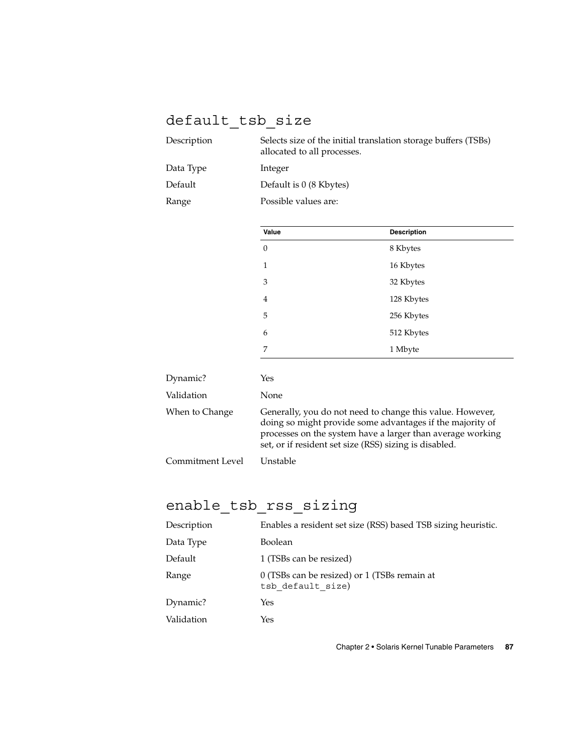## default_tsb_size

Description
: Selects size of the initial translation storage buffers (TSBs) allocated to all processes.

Data Type
: Integer

Default
: Default is 0 (8 Kbytes)

Range
: Possible values are:

| Value | Description |
| --- | --- |
| 0 | 8 Kbytes |
| 1 | 16 Kbytes |
| 3 | 32 Kbytes |
| 4 | 128 Kbytes |
| 5 | 256 Kbytes |
| 6 | 512 Kbytes |
| 7 | 1 Mbyte |

Dynamic?
: Yes

Validation
: None

When to Change
: Generally, you do not need to change this value. However, doing so might provide some advantages if the majority of processes on the system have a larger than average working set, or if resident set size (RSS) sizing is disabled.

Commitment Level
: Unstable

## enable_tsb_rss_sizing

Description
: Enables a resident set size (RSS) based TSB sizing heuristic.

Data Type
: Boolean

Default
: 1 (TSBs can be resized)

Range
: 0 (TSBs can be resized) or 1 (TSBs remain at `tsb_default_size`)

Dynamic?
: Yes

Validation
: Yes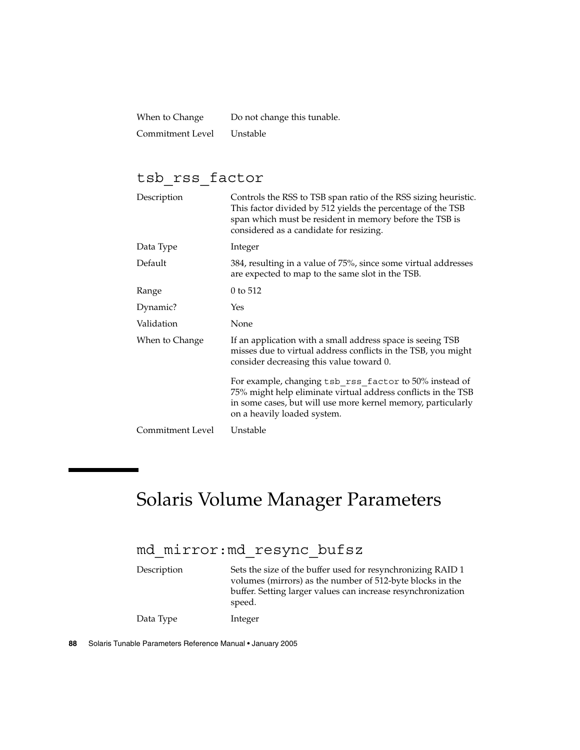| | |
|---|---|
| When to Change | Do not change this tunable. |
| Commitment Level | Unstable |

### tsb_rss_factor

| | |
|---|---|
| Description | Controls the RSS to TSB span ratio of the RSS sizing heuristic. This factor divided by 512 yields the percentage of the TSB span which must be resident in memory before the TSB is considered as a candidate for resizing. |
| Data Type | Integer |
| Default | 384, resulting in a value of 75%, since some virtual addresses are expected to map to the same slot in the TSB. |
| Range | 0 to 512 |
| Dynamic? | Yes |
| Validation | None |
| When to Change | If an application with a small address space is seeing TSB misses due to virtual address conflicts in the TSB, you might consider decreasing this value toward 0.<br><br>For example, changing `tsb_rss_factor` to 50% instead of 75% might help eliminate virtual address conflicts in the TSB in some cases, but will use more kernel memory, particularly on a heavily loaded system. |
| Commitment Level | Unstable |

## Solaris Volume Manager Parameters

### md_mirror:md_resync_bufsz

| | |
|---|---|
| Description | Sets the size of the buffer used for resynchronizing RAID 1 volumes (mirrors) as the number of 512-byte blocks in the buffer. Setting larger values can increase resynchronization speed. |
| Data Type | Integer |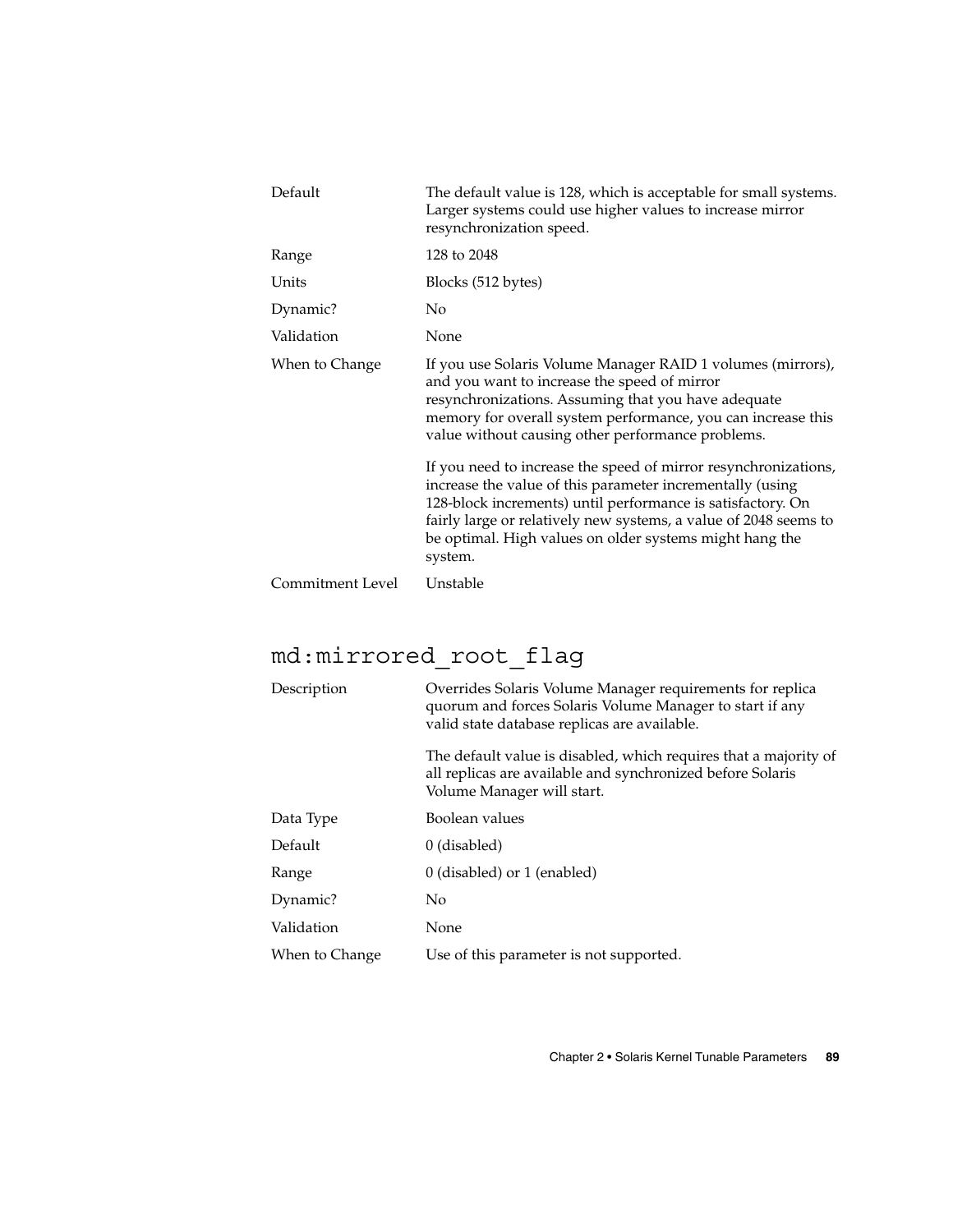| | |
|---|---|
| Default | The default value is 128, which is acceptable for small systems. Larger systems could use higher values to increase mirror resynchronization speed. |
| Range | 128 to 2048 |
| Units | Blocks (512 bytes) |
| Dynamic? | No |
| Validation | None |
| When to Change | If you use Solaris Volume Manager RAID 1 volumes (mirrors), and you want to increase the speed of mirror resynchronizations. Assuming that you have adequate memory for overall system performance, you can increase this value without causing other performance problems.<br><br>If you need to increase the speed of mirror resynchronizations, increase the value of this parameter incrementally (using 128-block increments) until performance is satisfactory. On fairly large or relatively new systems, a value of 2048 seems to be optimal. High values on older systems might hang the system. |
| Commitment Level | Unstable |

## md:mirrored_root_flag

| | |
|---|---|
| Description | Overrides Solaris Volume Manager requirements for replica quorum and forces Solaris Volume Manager to start if any valid state database replicas are available.<br><br>The default value is disabled, which requires that a majority of all replicas are available and synchronized before Solaris Volume Manager will start. |
| Data Type | Boolean values |
| Default | 0 (disabled) |
| Range | 0 (disabled) or 1 (enabled) |
| Dynamic? | No |
| Validation | None |
| When to Change | Use of this parameter is not supported. |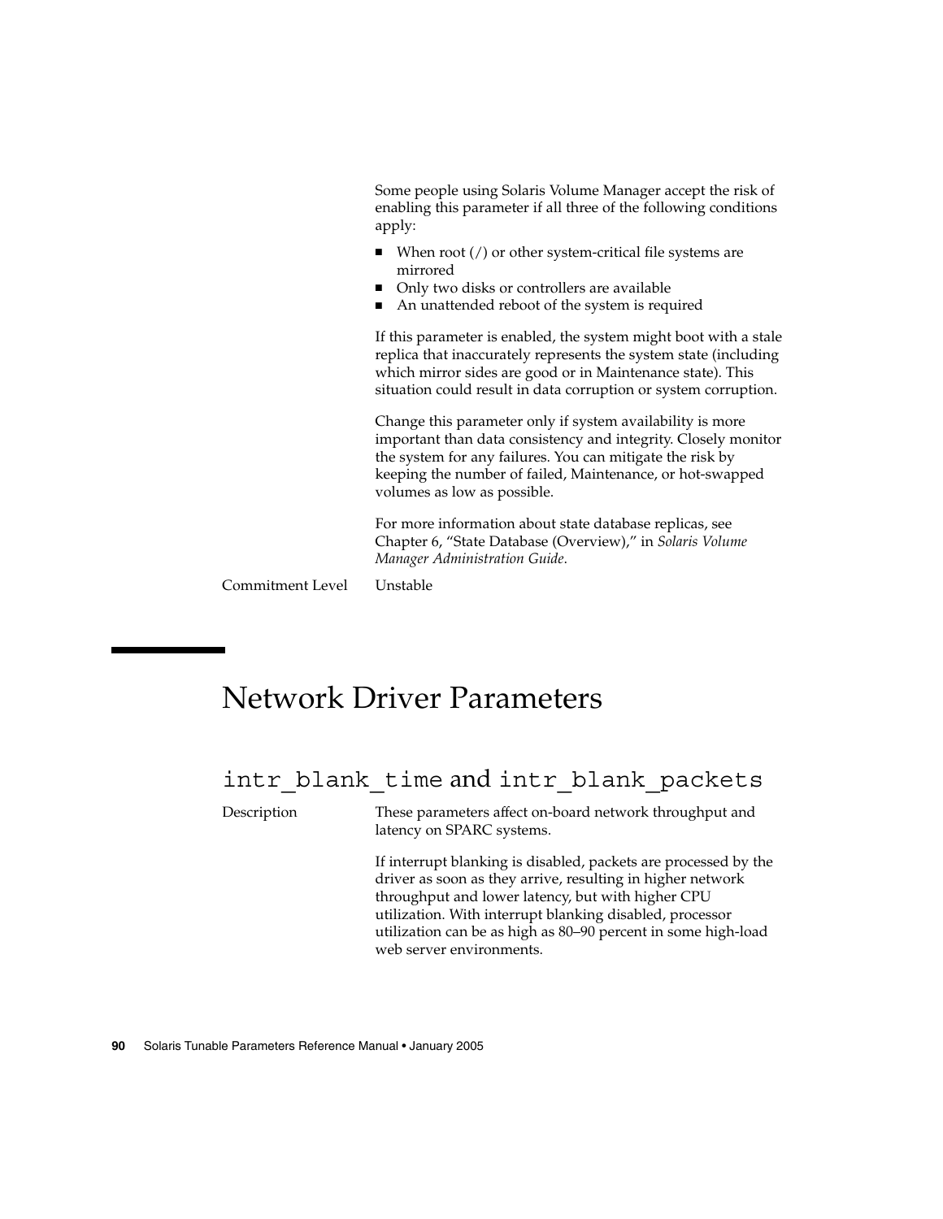Some people using Solaris Volume Manager accept the risk of enabling this parameter if all three of the following conditions apply:

- When root (/) or other system-critical file systems are mirrored
- Only two disks or controllers are available
- An unattended reboot of the system is required

If this parameter is enabled, the system might boot with a stale replica that inaccurately represents the system state (including which mirror sides are good or in Maintenance state). This situation could result in data corruption or system corruption.

Change this parameter only if system availability is more important than data consistency and integrity. Closely monitor the system for any failures. You can mitigate the risk by keeping the number of failed, Maintenance, or hot-swapped volumes as low as possible.

For more information about state database replicas, see Chapter 6, "State Database (Overview)," in *Solaris Volume Manager Administration Guide*.

Commitment Level: Unstable

# Network Driver Parameters

## `intr_blank_time` and `intr_blank_packets`

Description: These parameters affect on-board network throughput and latency on SPARC systems.

If interrupt blanking is disabled, packets are processed by the driver as soon as they arrive, resulting in higher network throughput and lower latency, but with higher CPU utilization. With interrupt blanking disabled, processor utilization can be as high as 80–90 percent in some high-load web server environments.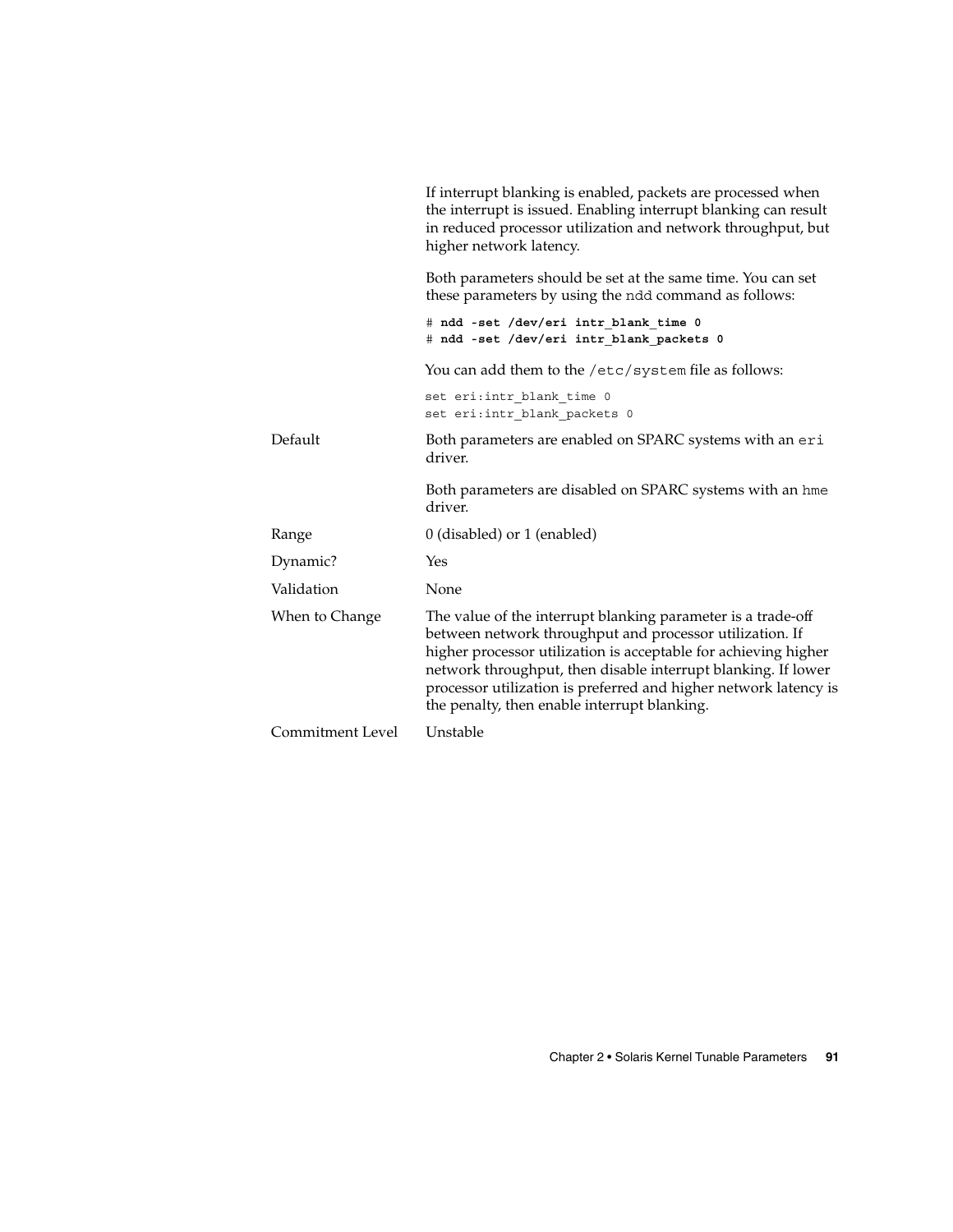If interrupt blanking is enabled, packets are processed when the interrupt is issued. Enabling interrupt blanking can result in reduced processor utilization and network throughput, but higher network latency.

Both parameters should be set at the same time. You can set these parameters by using the `ndd` command as follows:

```
# ndd -set /dev/eri intr_blank_time 0
# ndd -set /dev/eri intr_blank_packets 0
```

You can add them to the `/etc/system` file as follows:

```
set eri:intr_blank_time 0
set eri:intr_blank_packets 0
```

| | |
|---|---|
| Default | Both parameters are enabled on SPARC systems with an `eri` driver.<br><br>Both parameters are disabled on SPARC systems with an `hme` driver. |
| Range | 0 (disabled) or 1 (enabled) |
| Dynamic? | Yes |
| Validation | None |
| When to Change | The value of the interrupt blanking parameter is a trade-off between network throughput and processor utilization. If higher processor utilization is acceptable for achieving higher network throughput, then disable interrupt blanking. If lower processor utilization is preferred and higher network latency is the penalty, then enable interrupt blanking. |
| Commitment Level | Unstable |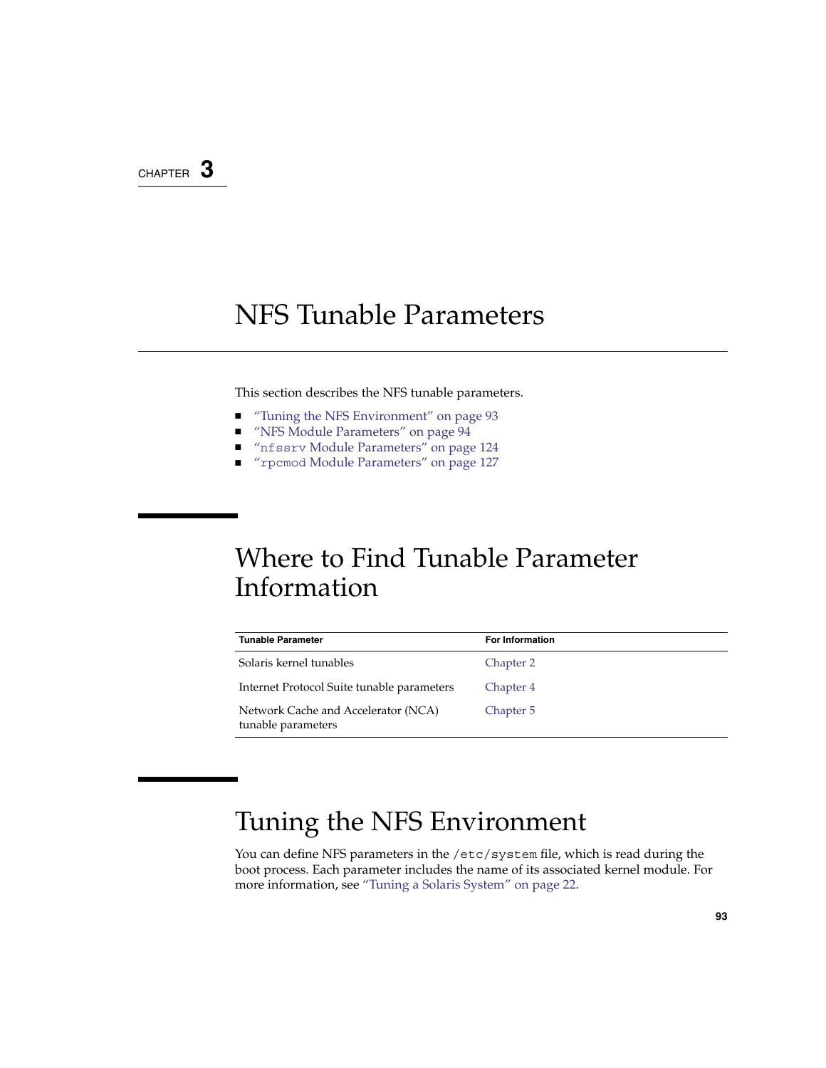CHAPTER 3

# NFS Tunable Parameters

This section describes the NFS tunable parameters.

- "Tuning the NFS Environment" on page 93
- "NFS Module Parameters" on page 94
- "`nfssrv` Module Parameters" on page 124
- "`rpcmod` Module Parameters" on page 127

## Where to Find Tunable Parameter Information

| Tunable Parameter | For Information |
| --- | --- |
| Solaris kernel tunables | Chapter 2 |
| Internet Protocol Suite tunable parameters | Chapter 4 |
| Network Cache and Accelerator (NCA) tunable parameters | Chapter 5 |

## Tuning the NFS Environment

You can define NFS parameters in the `/etc/system` file, which is read during the boot process. Each parameter includes the name of its associated kernel module. For more information, see "Tuning a Solaris System" on page 22.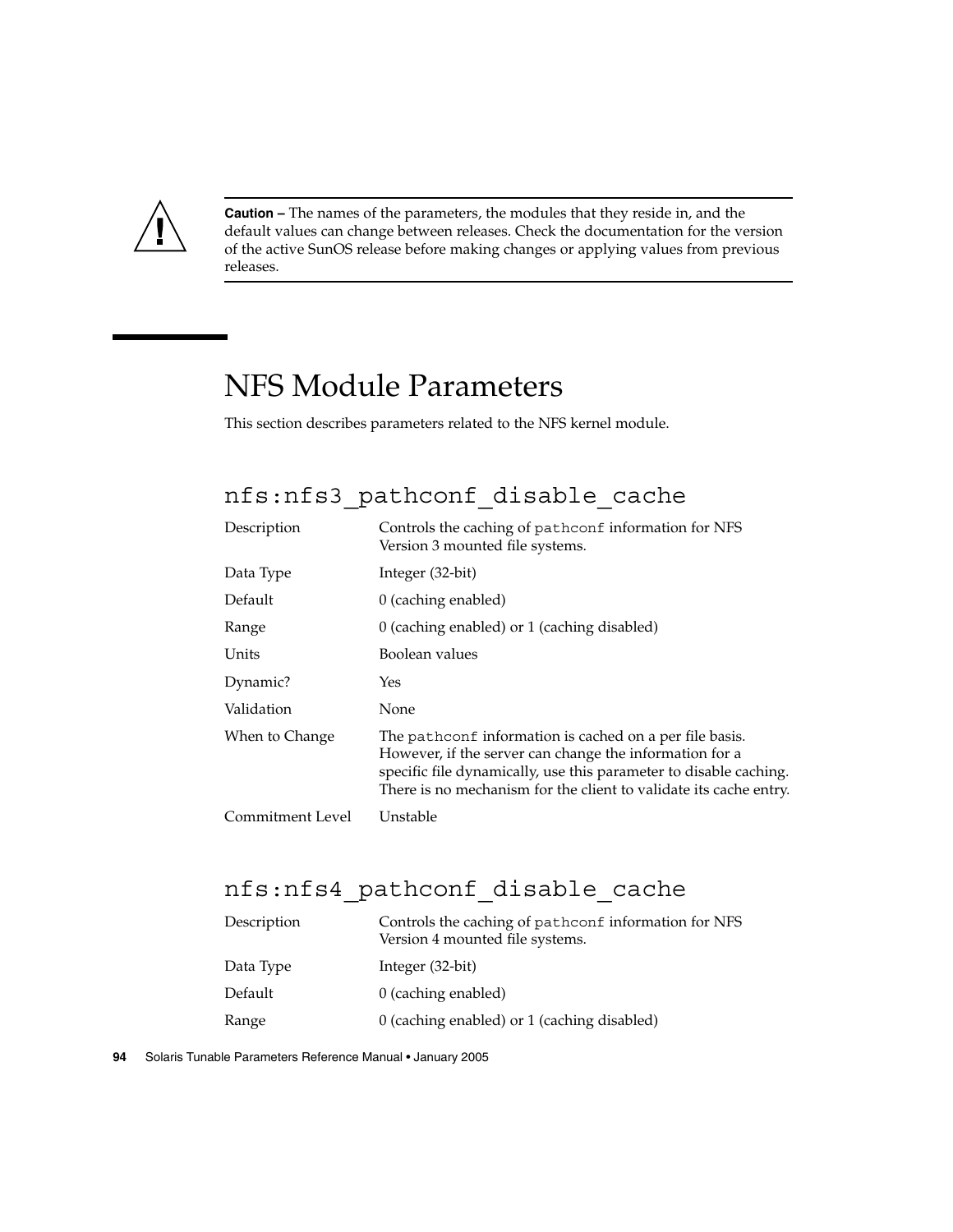**Caution –** The names of the parameters, the modules that they reside in, and the default values can change between releases. Check the documentation for the version of the active SunOS release before making changes or applying values from previous releases.

## NFS Module Parameters

This section describes parameters related to the NFS kernel module.

### nfs:nfs3_pathconf_disable_cache

| | |
|---|---|
| Description | Controls the caching of `pathconf` information for NFS Version 3 mounted file systems. |
| Data Type | Integer (32-bit) |
| Default | 0 (caching enabled) |
| Range | 0 (caching enabled) or 1 (caching disabled) |
| Units | Boolean values |
| Dynamic? | Yes |
| Validation | None |
| When to Change | The `pathconf` information is cached on a per file basis. However, if the server can change the information for a specific file dynamically, use this parameter to disable caching. There is no mechanism for the client to validate its cache entry. |
| Commitment Level | Unstable |

### nfs:nfs4_pathconf_disable_cache

| | |
|---|---|
| Description | Controls the caching of `pathconf` information for NFS Version 4 mounted file systems. |
| Data Type | Integer (32-bit) |
| Default | 0 (caching enabled) |
| Range | 0 (caching enabled) or 1 (caching disabled) |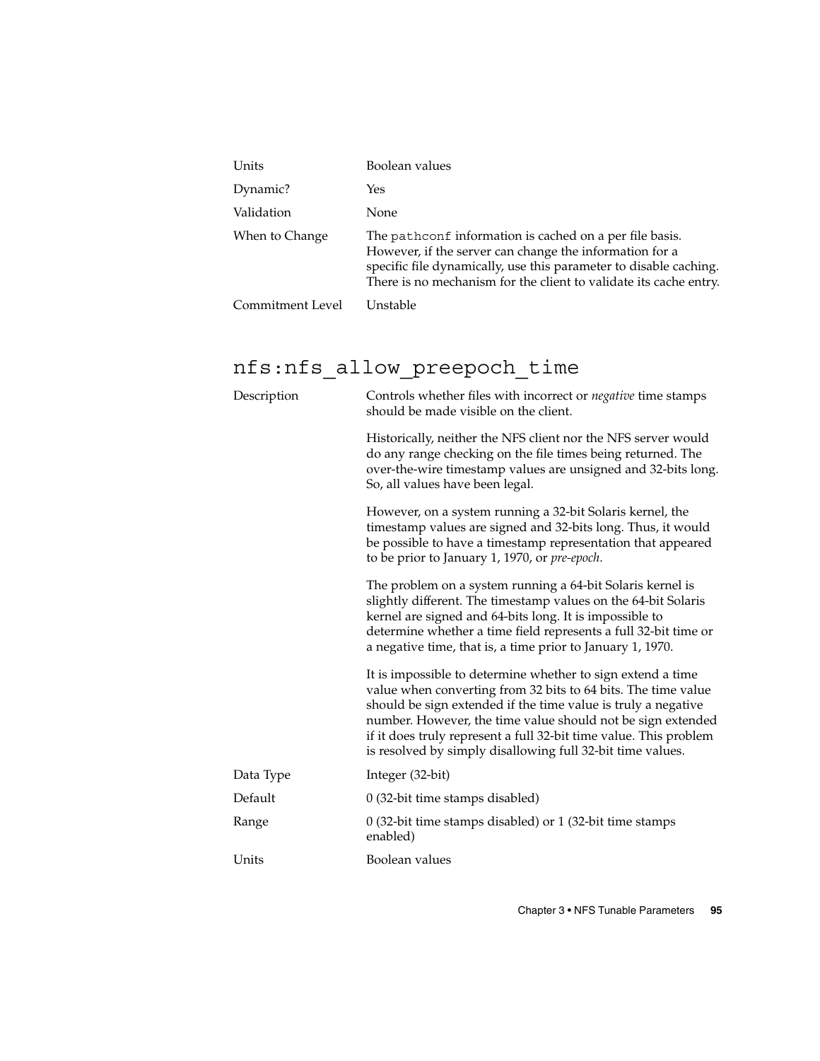| | |
|---|---|
| Units | Boolean values |
| Dynamic? | Yes |
| Validation | None |
| When to Change | The `pathconf` information is cached on a per file basis. However, if the server can change the information for a specific file dynamically, use this parameter to disable caching. There is no mechanism for the client to validate its cache entry. |
| Commitment Level | Unstable |

## nfs:nfs_allow_preepoch_time

| | |
|---|---|
| Description | Controls whether files with incorrect or *negative* time stamps should be made visible on the client.<br><br>Historically, neither the NFS client nor the NFS server would do any range checking on the file times being returned. The over-the-wire timestamp values are unsigned and 32-bits long. So, all values have been legal.<br><br>However, on a system running a 32-bit Solaris kernel, the timestamp values are signed and 32-bits long. Thus, it would be possible to have a timestamp representation that appeared to be prior to January 1, 1970, or *pre-epoch*.<br><br>The problem on a system running a 64-bit Solaris kernel is slightly different. The timestamp values on the 64-bit Solaris kernel are signed and 64-bits long. It is impossible to determine whether a time field represents a full 32-bit time or a negative time, that is, a time prior to January 1, 1970.<br><br>It is impossible to determine whether to sign extend a time value when converting from 32 bits to 64 bits. The time value should be sign extended if the time value is truly a negative number. However, the time value should not be sign extended if it does truly represent a full 32-bit time value. This problem is resolved by simply disallowing full 32-bit time values. |
| Data Type | Integer (32-bit) |
| Default | 0 (32-bit time stamps disabled) |
| Range | 0 (32-bit time stamps disabled) or 1 (32-bit time stamps enabled) |
| Units | Boolean values |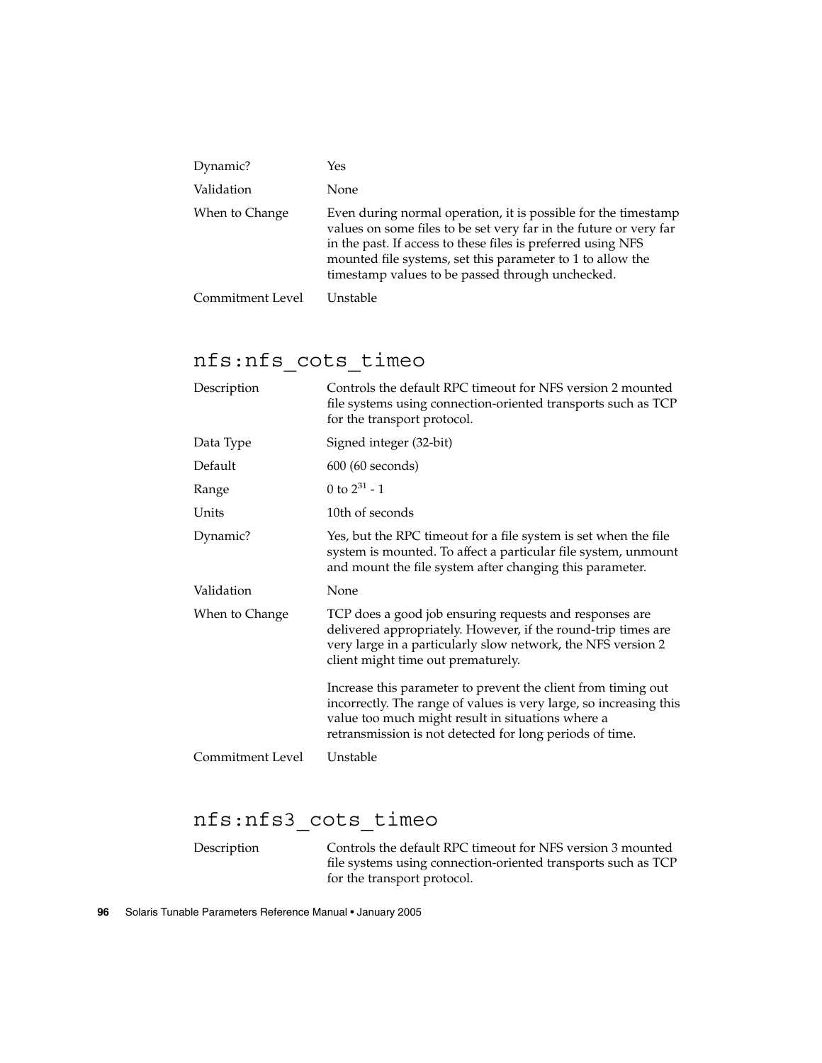| | |
|---|---|
| Dynamic? | Yes |
| Validation | None |
| When to Change | Even during normal operation, it is possible for the timestamp values on some files to be set very far in the future or very far in the past. If access to these files is preferred using NFS mounted file systems, set this parameter to 1 to allow the timestamp values to be passed through unchecked. |
| Commitment Level | Unstable |

## nfs:nfs_cots_timeo

| | |
|---|---|
| Description | Controls the default RPC timeout for NFS version 2 mounted file systems using connection-oriented transports such as TCP for the transport protocol. |
| Data Type | Signed integer (32-bit) |
| Default | 600 (60 seconds) |
| Range | 0 to $2^{31}$ - 1 |
| Units | 10th of seconds |
| Dynamic? | Yes, but the RPC timeout for a file system is set when the file system is mounted. To affect a particular file system, unmount and mount the file system after changing this parameter. |
| Validation | None |
| When to Change | TCP does a good job ensuring requests and responses are delivered appropriately. However, if the round-trip times are very large in a particularly slow network, the NFS version 2 client might time out prematurely.<br><br>Increase this parameter to prevent the client from timing out incorrectly. The range of values is very large, so increasing this value too much might result in situations where a retransmission is not detected for long periods of time. |
| Commitment Level | Unstable |

## nfs:nfs3_cots_timeo

| | |
|---|---|
| Description | Controls the default RPC timeout for NFS version 3 mounted file systems using connection-oriented transports such as TCP for the transport protocol. |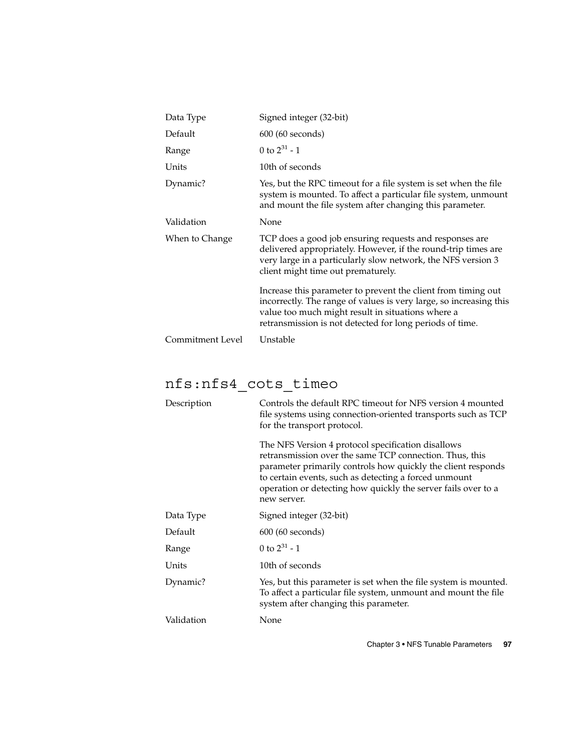| | |
|---|---|
| Data Type | Signed integer (32-bit) |
| Default | 600 (60 seconds) |
| Range | 0 to $2^{31}$ - 1 |
| Units | 10th of seconds |
| Dynamic? | Yes, but the RPC timeout for a file system is set when the file system is mounted. To affect a particular file system, unmount and mount the file system after changing this parameter. |
| Validation | None |
| When to Change | TCP does a good job ensuring requests and responses are delivered appropriately. However, if the round-trip times are very large in a particularly slow network, the NFS version 3 client might time out prematurely.<br><br>Increase this parameter to prevent the client from timing out incorrectly. The range of values is very large, so increasing this value too much might result in situations where a retransmission is not detected for long periods of time. |
| Commitment Level | Unstable |

## nfs:nfs4_cots_timeo

| | |
|---|---|
| Description | Controls the default RPC timeout for NFS version 4 mounted file systems using connection-oriented transports such as TCP for the transport protocol.<br><br>The NFS Version 4 protocol specification disallows retransmission over the same TCP connection. Thus, this parameter primarily controls how quickly the client responds to certain events, such as detecting a forced unmount operation or detecting how quickly the server fails over to a new server. |
| Data Type | Signed integer (32-bit) |
| Default | 600 (60 seconds) |
| Range | 0 to $2^{31}$ - 1 |
| Units | 10th of seconds |
| Dynamic? | Yes, but this parameter is set when the file system is mounted. To affect a particular file system, unmount and mount the file system after changing this parameter. |
| Validation | None |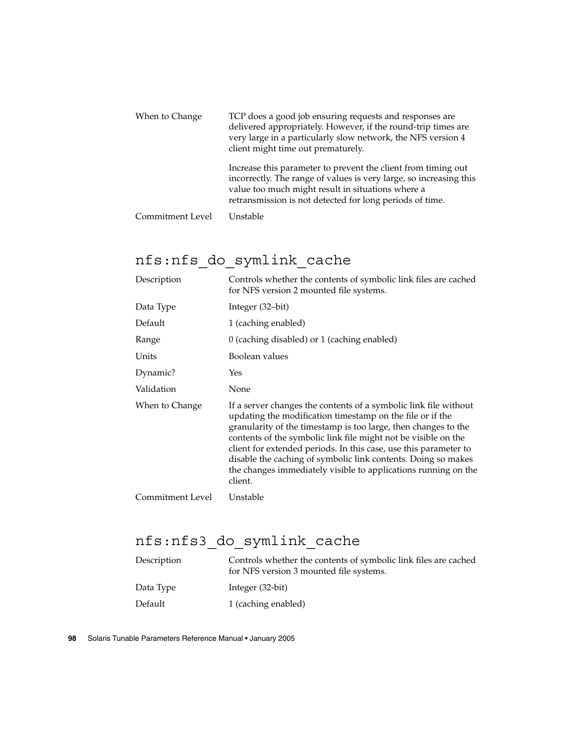| | |
|---|---|
| When to Change | TCP does a good job ensuring requests and responses are delivered appropriately. However, if the round-trip times are very large in a particularly slow network, the NFS version 4 client might time out prematurely.<br><br>Increase this parameter to prevent the client from timing out incorrectly. The range of values is very large, so increasing this value too much might result in situations where a retransmission is not detected for long periods of time. |
| Commitment Level | Unstable |

## nfs:nfs_do_symlink_cache

| | |
|---|---|
| Description | Controls whether the contents of symbolic link files are cached for NFS version 2 mounted file systems. |
| Data Type | Integer (32–bit) |
| Default | 1 (caching enabled) |
| Range | 0 (caching disabled) or 1 (caching enabled) |
| Units | Boolean values |
| Dynamic? | Yes |
| Validation | None |
| When to Change | If a server changes the contents of a symbolic link file without updating the modification timestamp on the file or if the granularity of the timestamp is too large, then changes to the contents of the symbolic link file might not be visible on the client for extended periods. In this case, use this parameter to disable the caching of symbolic link contents. Doing so makes the changes immediately visible to applications running on the client. |
| Commitment Level | Unstable |

## nfs:nfs3_do_symlink_cache

| | |
|---|---|
| Description | Controls whether the contents of symbolic link files are cached for NFS version 3 mounted file systems. |
| Data Type | Integer (32-bit) |
| Default | 1 (caching enabled) |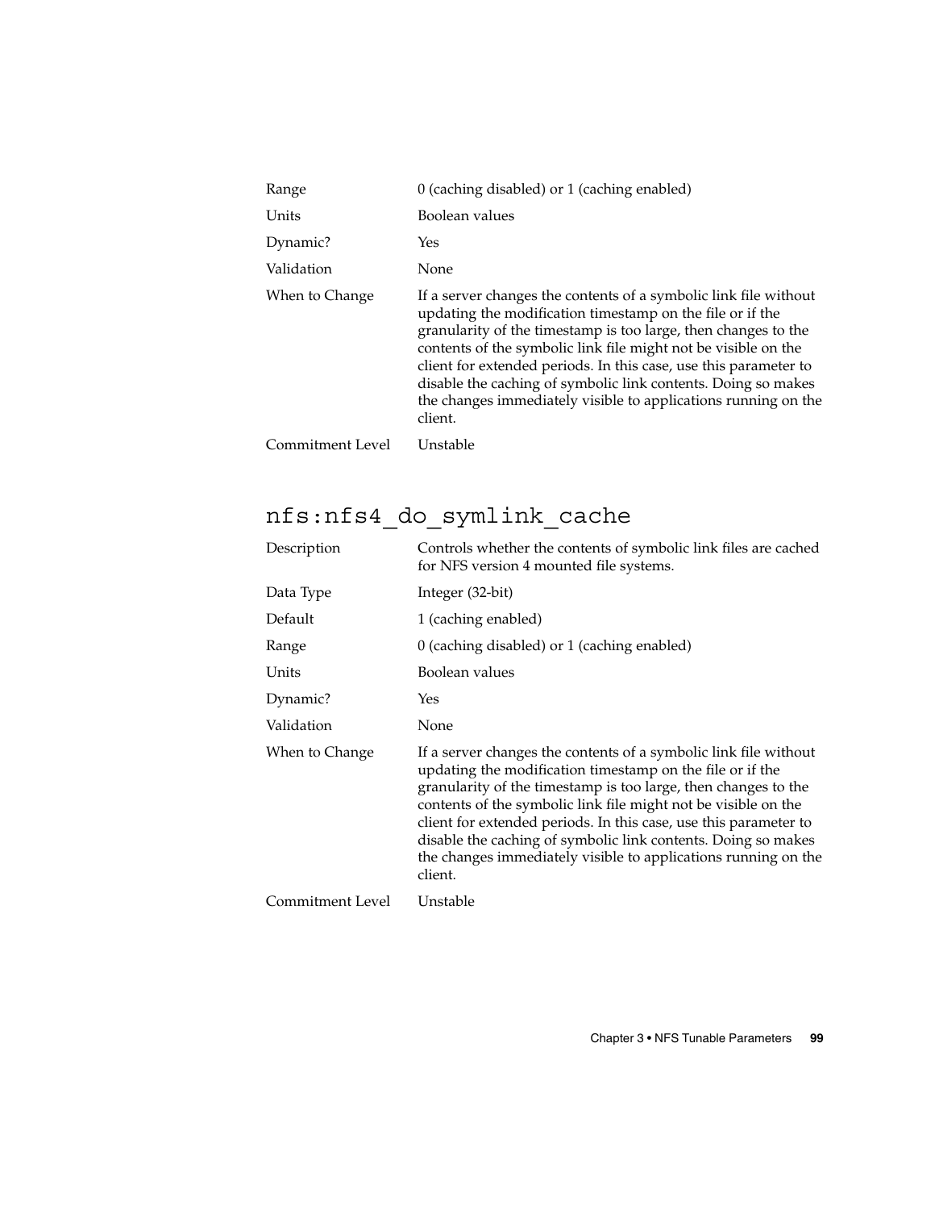| | |
|---|---|
| Range | 0 (caching disabled) or 1 (caching enabled) |
| Units | Boolean values |
| Dynamic? | Yes |
| Validation | None |
| When to Change | If a server changes the contents of a symbolic link file without updating the modification timestamp on the file or if the granularity of the timestamp is too large, then changes to the contents of the symbolic link file might not be visible on the client for extended periods. In this case, use this parameter to disable the caching of symbolic link contents. Doing so makes the changes immediately visible to applications running on the client. |
| Commitment Level | Unstable |

## nfs:nfs4_do_symlink_cache

| | |
|---|---|
| Description | Controls whether the contents of symbolic link files are cached for NFS version 4 mounted file systems. |
| Data Type | Integer (32-bit) |
| Default | 1 (caching enabled) |
| Range | 0 (caching disabled) or 1 (caching enabled) |
| Units | Boolean values |
| Dynamic? | Yes |
| Validation | None |
| When to Change | If a server changes the contents of a symbolic link file without updating the modification timestamp on the file or if the granularity of the timestamp is too large, then changes to the contents of the symbolic link file might not be visible on the client for extended periods. In this case, use this parameter to disable the caching of symbolic link contents. Doing so makes the changes immediately visible to applications running on the client. |
| Commitment Level | Unstable |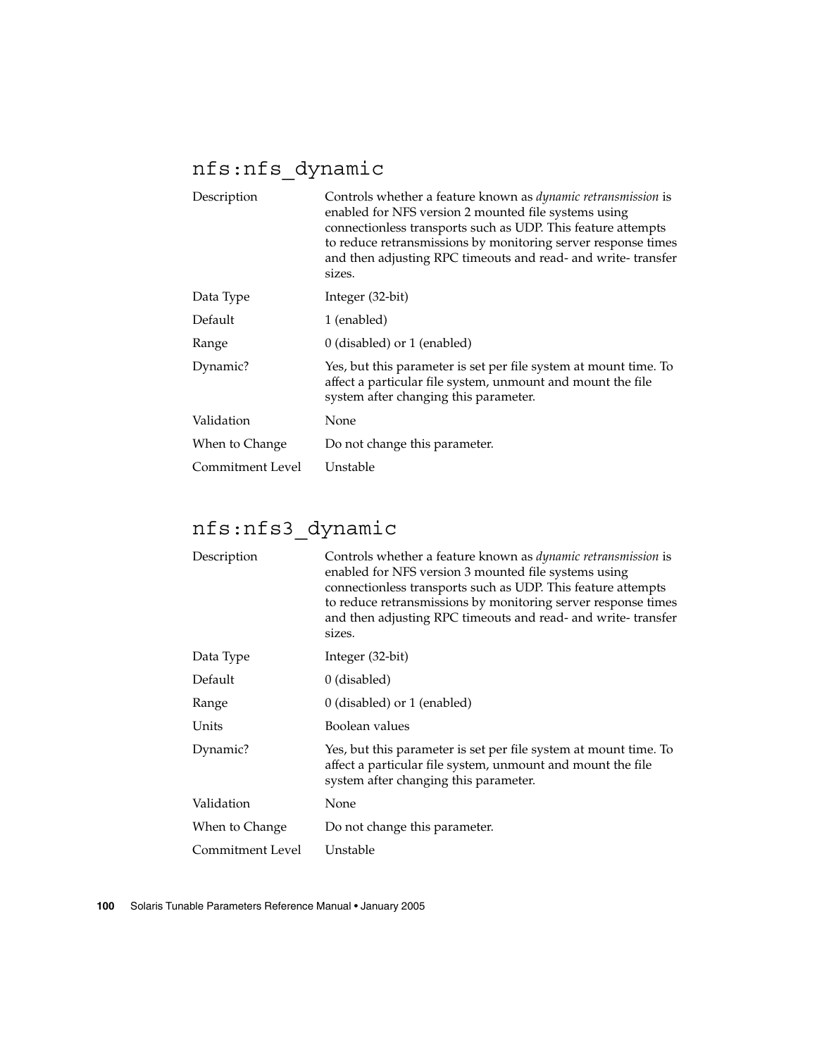## nfs:nfs_dynamic

| | |
|---|---|
| Description | Controls whether a feature known as *dynamic retransmission* is enabled for NFS version 2 mounted file systems using connectionless transports such as UDP. This feature attempts to reduce retransmissions by monitoring server response times and then adjusting RPC timeouts and read- and write- transfer sizes. |
| Data Type | Integer (32-bit) |
| Default | 1 (enabled) |
| Range | 0 (disabled) or 1 (enabled) |
| Dynamic? | Yes, but this parameter is set per file system at mount time. To affect a particular file system, unmount and mount the file system after changing this parameter. |
| Validation | None |
| When to Change | Do not change this parameter. |
| Commitment Level | Unstable |

## nfs:nfs3_dynamic

| | |
|---|---|
| Description | Controls whether a feature known as *dynamic retransmission* is enabled for NFS version 3 mounted file systems using connectionless transports such as UDP. This feature attempts to reduce retransmissions by monitoring server response times and then adjusting RPC timeouts and read- and write- transfer sizes. |
| Data Type | Integer (32-bit) |
| Default | 0 (disabled) |
| Range | 0 (disabled) or 1 (enabled) |
| Units | Boolean values |
| Dynamic? | Yes, but this parameter is set per file system at mount time. To affect a particular file system, unmount and mount the file system after changing this parameter. |
| Validation | None |
| When to Change | Do not change this parameter. |
| Commitment Level | Unstable |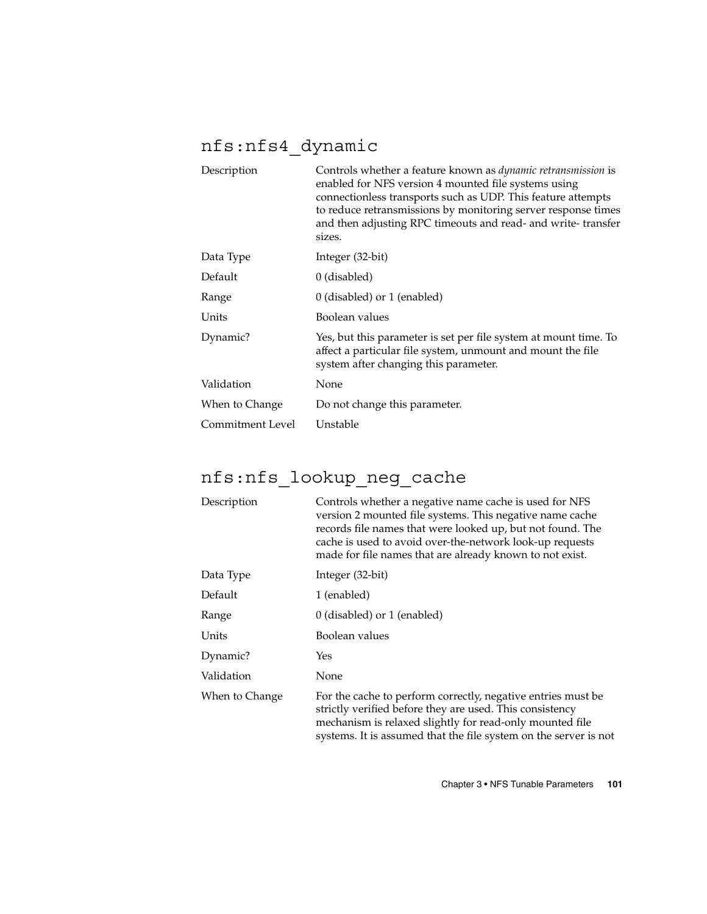## nfs:nfs4_dynamic

| | |
|---|---|
| Description | Controls whether a feature known as *dynamic retransmission* is enabled for NFS version 4 mounted file systems using connectionless transports such as UDP. This feature attempts to reduce retransmissions by monitoring server response times and then adjusting RPC timeouts and read- and write- transfer sizes. |
| Data Type | Integer (32-bit) |
| Default | 0 (disabled) |
| Range | 0 (disabled) or 1 (enabled) |
| Units | Boolean values |
| Dynamic? | Yes, but this parameter is set per file system at mount time. To affect a particular file system, unmount and mount the file system after changing this parameter. |
| Validation | None |
| When to Change | Do not change this parameter. |
| Commitment Level | Unstable |

## nfs:nfs_lookup_neg_cache

| | |
|---|---|
| Description | Controls whether a negative name cache is used for NFS version 2 mounted file systems. This negative name cache records file names that were looked up, but not found. The cache is used to avoid over-the-network look-up requests made for file names that are already known to not exist. |
| Data Type | Integer (32-bit) |
| Default | 1 (enabled) |
| Range | 0 (disabled) or 1 (enabled) |
| Units | Boolean values |
| Dynamic? | Yes |
| Validation | None |
| When to Change | For the cache to perform correctly, negative entries must be strictly verified before they are used. This consistency mechanism is relaxed slightly for read-only mounted file systems. It is assumed that the file system on the server is not |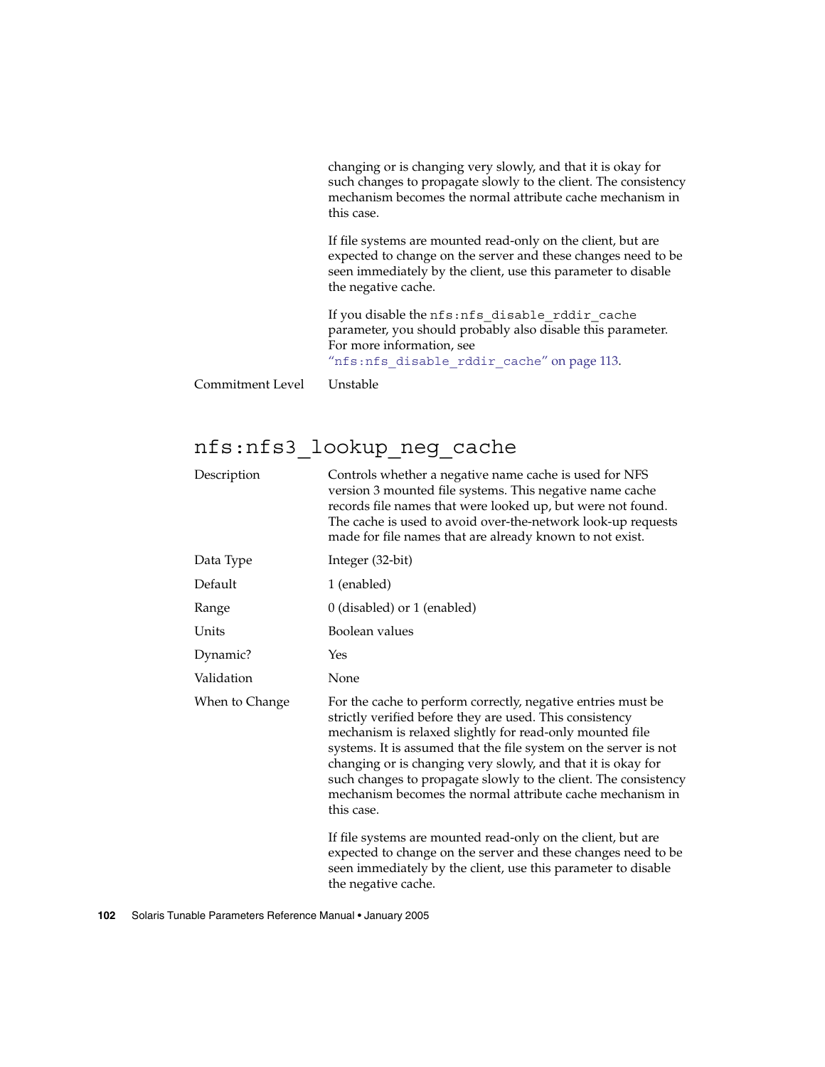changing or is changing very slowly, and that it is okay for such changes to propagate slowly to the client. The consistency mechanism becomes the normal attribute cache mechanism in this case.

If file systems are mounted read-only on the client, but are expected to change on the server and these changes need to be seen immediately by the client, use this parameter to disable the negative cache.

If you disable the `nfs:nfs_disable_rddir_cache` parameter, you should probably also disable this parameter. For more information, see "`nfs:nfs_disable_rddir_cache`" on page 113.

| | |
|---|---|
| Commitment Level | Unstable |

## nfs:nfs3_lookup_neg_cache

| | |
|---|---|
| Description | Controls whether a negative name cache is used for NFS version 3 mounted file systems. This negative name cache records file names that were looked up, but were not found. The cache is used to avoid over-the-network look-up requests made for file names that are already known to not exist. |
| Data Type | Integer (32-bit) |
| Default | 1 (enabled) |
| Range | 0 (disabled) or 1 (enabled) |
| Units | Boolean values |
| Dynamic? | Yes |
| Validation | None |
| When to Change | For the cache to perform correctly, negative entries must be strictly verified before they are used. This consistency mechanism is relaxed slightly for read-only mounted file systems. It is assumed that the file system on the server is not changing or is changing very slowly, and that it is okay for such changes to propagate slowly to the client. The consistency mechanism becomes the normal attribute cache mechanism in this case.<br><br>If file systems are mounted read-only on the client, but are expected to change on the server and these changes need to be seen immediately by the client, use this parameter to disable the negative cache. |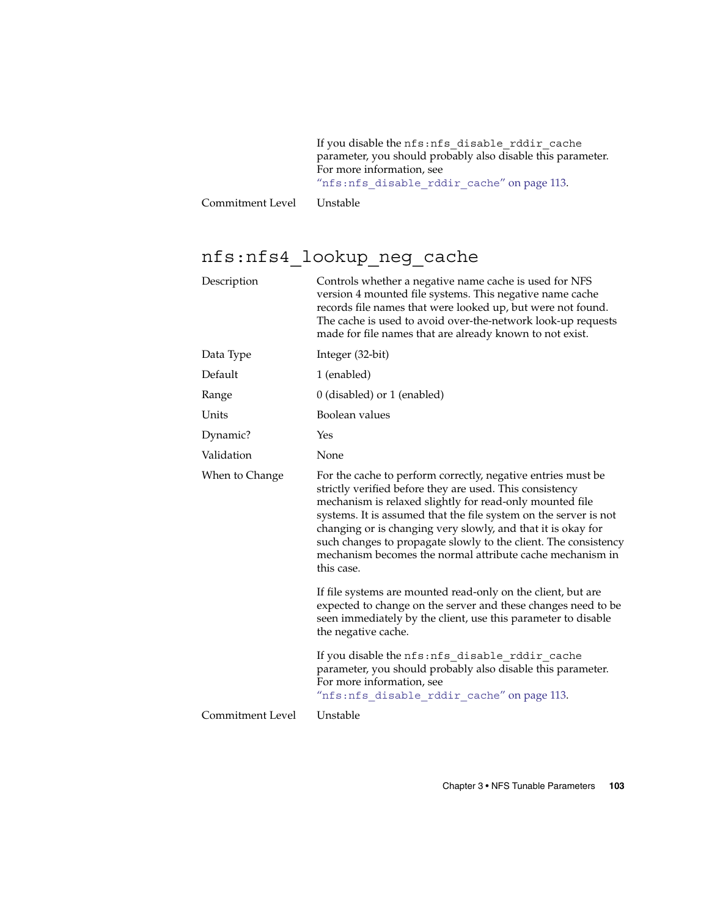If you disable the nfs:nfs_disable_rddir_cache parameter, you should probably also disable this parameter. For more information, see "nfs:nfs_disable_rddir_cache" on page 113.

| | |
|---|---|
| Commitment Level | Unstable |

## nfs:nfs4_lookup_neg_cache

| | |
|---|---|
| Description | Controls whether a negative name cache is used for NFS version 4 mounted file systems. This negative name cache records file names that were looked up, but were not found. The cache is used to avoid over-the-network look-up requests made for file names that are already known to not exist. |
| Data Type | Integer (32-bit) |
| Default | 1 (enabled) |
| Range | 0 (disabled) or 1 (enabled) |
| Units | Boolean values |
| Dynamic? | Yes |
| Validation | None |
| When to Change | For the cache to perform correctly, negative entries must be strictly verified before they are used. This consistency mechanism is relaxed slightly for read-only mounted file systems. It is assumed that the file system on the server is not changing or is changing very slowly, and that it is okay for such changes to propagate slowly to the client. The consistency mechanism becomes the normal attribute cache mechanism in this case.<br><br>If file systems are mounted read-only on the client, but are expected to change on the server and these changes need to be seen immediately by the client, use this parameter to disable the negative cache.<br><br>If you disable the nfs:nfs_disable_rddir_cache parameter, you should probably also disable this parameter. For more information, see "nfs:nfs_disable_rddir_cache" on page 113. |
| Commitment Level | Unstable |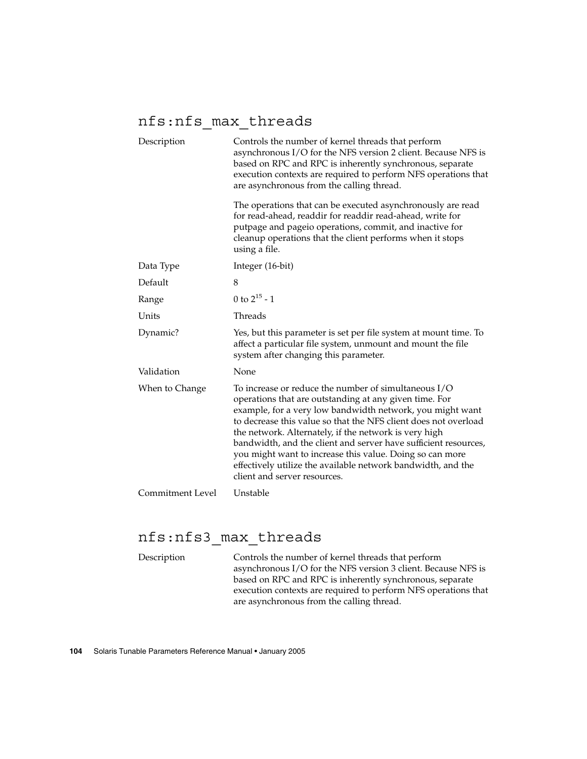## nfs:nfs_max_threads

| | |
|---|---|
| Description | Controls the number of kernel threads that perform asynchronous I/O for the NFS version 2 client. Because NFS is based on RPC and RPC is inherently synchronous, separate execution contexts are required to perform NFS operations that are asynchronous from the calling thread.<br><br>The operations that can be executed asynchronously are read for read-ahead, readdir for readdir read-ahead, write for putpage and pageio operations, commit, and inactive for cleanup operations that the client performs when it stops using a file. |
| Data Type | Integer (16-bit) |
| Default | 8 |
| Range | 0 to $2^{15}$ - 1 |
| Units | Threads |
| Dynamic? | Yes, but this parameter is set per file system at mount time. To affect a particular file system, unmount and mount the file system after changing this parameter. |
| Validation | None |
| When to Change | To increase or reduce the number of simultaneous I/O operations that are outstanding at any given time. For example, for a very low bandwidth network, you might want to decrease this value so that the NFS client does not overload the network. Alternately, if the network is very high bandwidth, and the client and server have sufficient resources, you might want to increase this value. Doing so can more effectively utilize the available network bandwidth, and the client and server resources. |
| Commitment Level | Unstable |

## nfs:nfs3_max_threads

| | |
|---|---|
| Description | Controls the number of kernel threads that perform asynchronous I/O for the NFS version 3 client. Because NFS is based on RPC and RPC is inherently synchronous, separate execution contexts are required to perform NFS operations that are asynchronous from the calling thread. |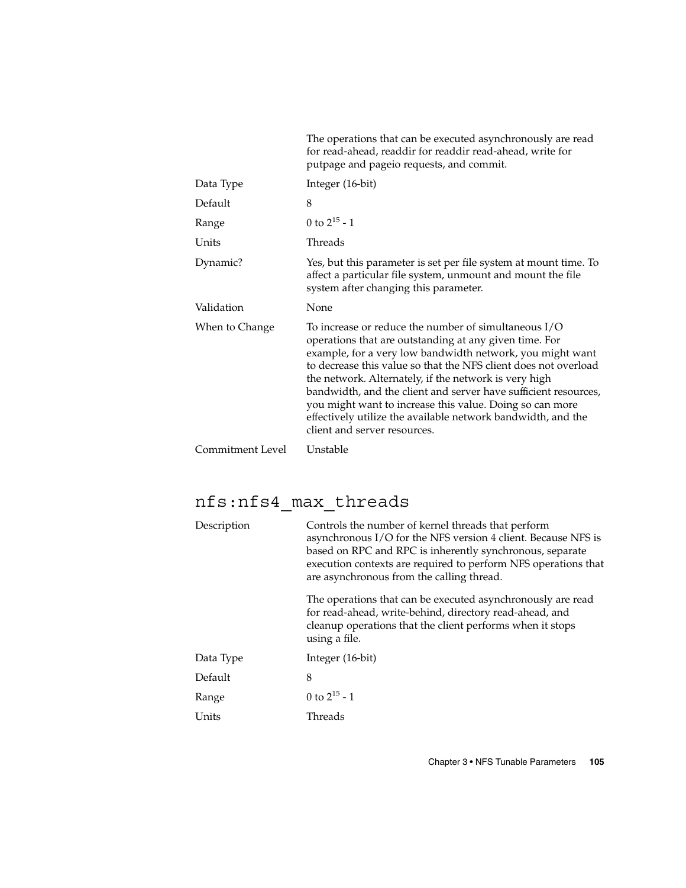| | |
|---|---|
| | The operations that can be executed asynchronously are read for read-ahead, readdir for readdir read-ahead, write for putpage and pageio requests, and commit. |
| Data Type | Integer (16-bit) |
| Default | 8 |
| Range | 0 to $2^{15}$ - 1 |
| Units | Threads |
| Dynamic? | Yes, but this parameter is set per file system at mount time. To affect a particular file system, unmount and mount the file system after changing this parameter. |
| Validation | None |
| When to Change | To increase or reduce the number of simultaneous I/O operations that are outstanding at any given time. For example, for a very low bandwidth network, you might want to decrease this value so that the NFS client does not overload the network. Alternately, if the network is very high bandwidth, and the client and server have sufficient resources, you might want to increase this value. Doing so can more effectively utilize the available network bandwidth, and the client and server resources. |
| Commitment Level | Unstable |

## nfs:nfs4_max_threads

| | |
|---|---|
| Description | Controls the number of kernel threads that perform asynchronous I/O for the NFS version 4 client. Because NFS is based on RPC and RPC is inherently synchronous, separate execution contexts are required to perform NFS operations that are asynchronous from the calling thread. |
| | The operations that can be executed asynchronously are read for read-ahead, write-behind, directory read-ahead, and cleanup operations that the client performs when it stops using a file. |
| Data Type | Integer (16-bit) |
| Default | 8 |
| Range | 0 to $2^{15}$ - 1 |
| Units | Threads |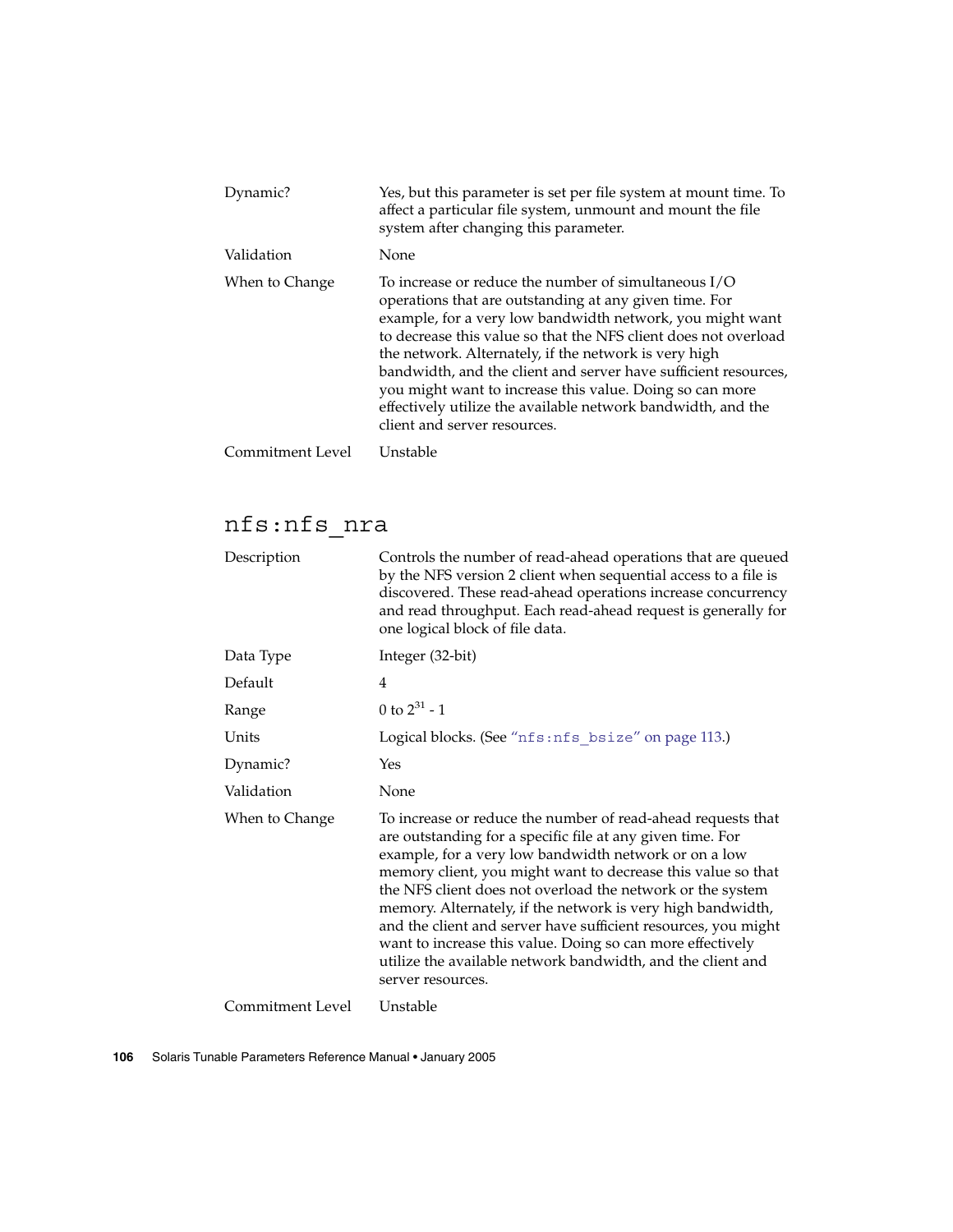| | |
|---|---|
| Dynamic? | Yes, but this parameter is set per file system at mount time. To affect a particular file system, unmount and mount the file system after changing this parameter. |
| Validation | None |
| When to Change | To increase or reduce the number of simultaneous I/O operations that are outstanding at any given time. For example, for a very low bandwidth network, you might want to decrease this value so that the NFS client does not overload the network. Alternately, if the network is very high bandwidth, and the client and server have sufficient resources, you might want to increase this value. Doing so can more effectively utilize the available network bandwidth, and the client and server resources. |
| Commitment Level | Unstable |

## nfs:nfs_nra

| | |
|---|---|
| Description | Controls the number of read-ahead operations that are queued by the NFS version 2 client when sequential access to a file is discovered. These read-ahead operations increase concurrency and read throughput. Each read-ahead request is generally for one logical block of file data. |
| Data Type | Integer (32-bit) |
| Default | 4 |
| Range | 0 to $2^{31} - 1$ |
| Units | Logical blocks. (See "nfs:nfs_bsize" on page 113.) |
| Dynamic? | Yes |
| Validation | None |
| When to Change | To increase or reduce the number of read-ahead requests that are outstanding for a specific file at any given time. For example, for a very low bandwidth network or on a low memory client, you might want to decrease this value so that the NFS client does not overload the network or the system memory. Alternately, if the network is very high bandwidth, and the client and server have sufficient resources, you might want to increase this value. Doing so can more effectively utilize the available network bandwidth, and the client and server resources. |
| Commitment Level | Unstable |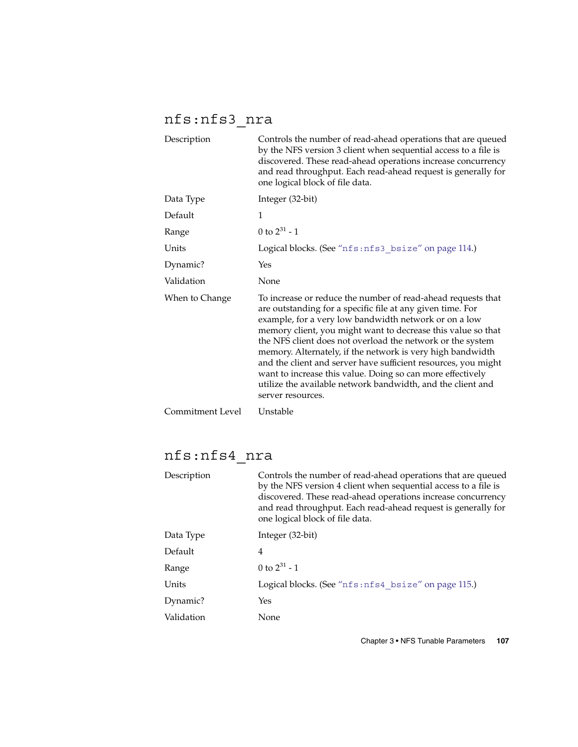## nfs:nfs3_nra

| | |
|---|---|
| Description | Controls the number of read-ahead operations that are queued by the NFS version 3 client when sequential access to a file is discovered. These read-ahead operations increase concurrency and read throughput. Each read-ahead request is generally for one logical block of file data. |
| Data Type | Integer (32-bit) |
| Default | 1 |
| Range | 0 to $2^{31}$ - 1 |
| Units | Logical blocks. (See "nfs:nfs3_bsize" on page 114.) |
| Dynamic? | Yes |
| Validation | None |
| When to Change | To increase or reduce the number of read-ahead requests that are outstanding for a specific file at any given time. For example, for a very low bandwidth network or on a low memory client, you might want to decrease this value so that the NFS client does not overload the network or the system memory. Alternately, if the network is very high bandwidth and the client and server have sufficient resources, you might want to increase this value. Doing so can more effectively utilize the available network bandwidth, and the client and server resources. |
| Commitment Level | Unstable |

## nfs:nfs4_nra

| | |
|---|---|
| Description | Controls the number of read-ahead operations that are queued by the NFS version 4 client when sequential access to a file is discovered. These read-ahead operations increase concurrency and read throughput. Each read-ahead request is generally for one logical block of file data. |
| Data Type | Integer (32-bit) |
| Default | 4 |
| Range | 0 to $2^{31}$ - 1 |
| Units | Logical blocks. (See "nfs:nfs4_bsize" on page 115.) |
| Dynamic? | Yes |
| Validation | None |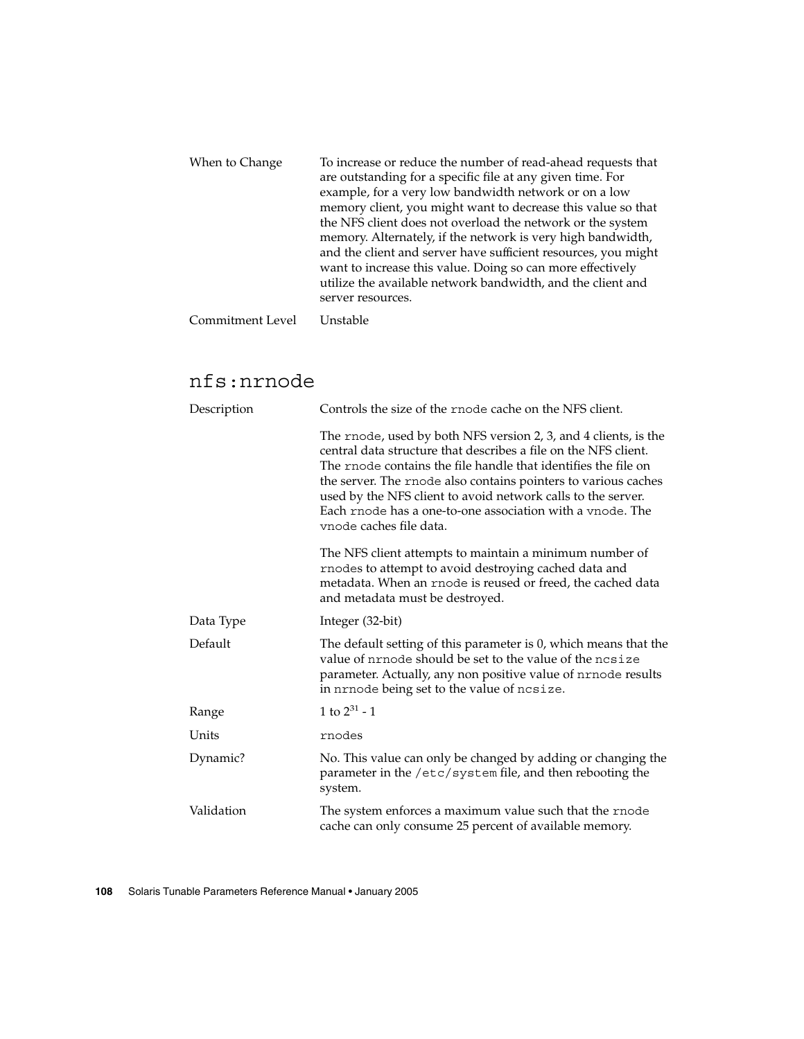| | |
|---|---|
| When to Change | To increase or reduce the number of read-ahead requests that are outstanding for a specific file at any given time. For example, for a very low bandwidth network or on a low memory client, you might want to decrease this value so that the NFS client does not overload the network or the system memory. Alternately, if the network is very high bandwidth, and the client and server have sufficient resources, you might want to increase this value. Doing so can more effectively utilize the available network bandwidth, and the client and server resources. |
| Commitment Level | Unstable |

## nfs:nrnode

| | |
|---|---|
| Description | Controls the size of the `rnode` cache on the NFS client.<br><br>The `rnode`, used by both NFS version 2, 3, and 4 clients, is the central data structure that describes a file on the NFS client. The `rnode` contains the file handle that identifies the file on the server. The `rnode` also contains pointers to various caches used by the NFS client to avoid network calls to the server. Each `rnode` has a one-to-one association with a `vnode`. The `vnode` caches file data.<br><br>The NFS client attempts to maintain a minimum number of `rnode`s to attempt to avoid destroying cached data and metadata. When an `rnode` is reused or freed, the cached data and metadata must be destroyed. |
| Data Type | Integer (32-bit) |
| Default | The default setting of this parameter is 0, which means that the value of `nrnode` should be set to the value of the `ncsize` parameter. Actually, any non positive value of `nrnode` results in `nrnode` being set to the value of `ncsize`. |
| Range | 1 to $2^{31}$ - 1 |
| Units | `rnodes` |
| Dynamic? | No. This value can only be changed by adding or changing the parameter in the `/etc/system` file, and then rebooting the system. |
| Validation | The system enforces a maximum value such that the `rnode` cache can only consume 25 percent of available memory. |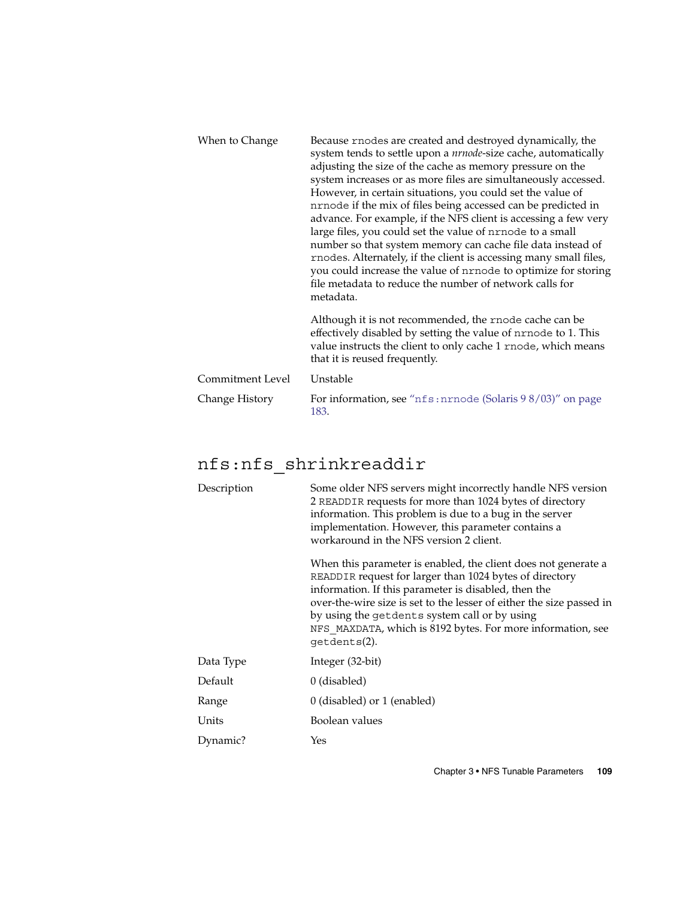| | |
|---|---|
| When to Change | Because rnodes are created and destroyed dynamically, the system tends to settle upon a *nrnode*-size cache, automatically adjusting the size of the cache as memory pressure on the system increases or as more files are simultaneously accessed. However, in certain situations, you could set the value of nrnode if the mix of files being accessed can be predicted in advance. For example, if the NFS client is accessing a few very large files, you could set the value of nrnode to a small number so that system memory can cache file data instead of rnodes. Alternately, if the client is accessing many small files, you could increase the value of nrnode to optimize for storing file metadata to reduce the number of network calls for metadata. |
| | Although it is not recommended, the rnode cache can be effectively disabled by setting the value of nrnode to 1. This value instructs the client to only cache 1 rnode, which means that it is reused frequently. |
| Commitment Level | Unstable |
| Change History | For information, see "nfs:nrnode (Solaris 9 8/03)" on page 183. |

## nfs:nfs_shrinkreaddir

| | |
|---|---|
| Description | Some older NFS servers might incorrectly handle NFS version 2 READDIR requests for more than 1024 bytes of directory information. This problem is due to a bug in the server implementation. However, this parameter contains a workaround in the NFS version 2 client. |
| | When this parameter is enabled, the client does not generate a READDIR request for larger than 1024 bytes of directory information. If this parameter is disabled, then the over-the-wire size is set to the lesser of either the size passed in by using the getdents system call or by using NFS_MAXDATA, which is 8192 bytes. For more information, see getdents(2). |
| Data Type | Integer (32-bit) |
| Default | 0 (disabled) |
| Range | 0 (disabled) or 1 (enabled) |
| Units | Boolean values |
| Dynamic? | Yes |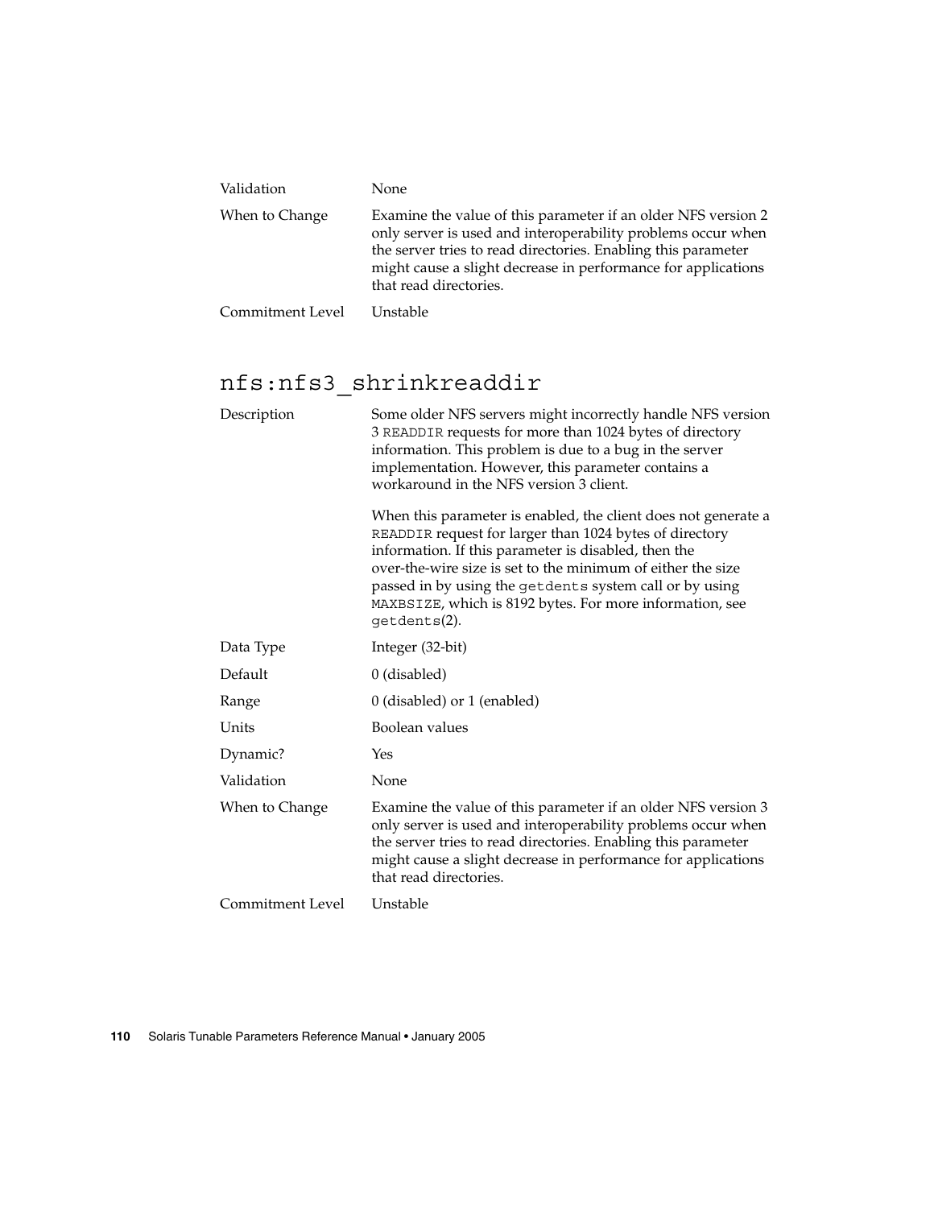| | |
|---|---|
| Validation | None |
| When to Change | Examine the value of this parameter if an older NFS version 2 only server is used and interoperability problems occur when the server tries to read directories. Enabling this parameter might cause a slight decrease in performance for applications that read directories. |
| Commitment Level | Unstable |

## nfs:nfs3_shrinkreaddir

| | |
|---|---|
| Description | Some older NFS servers might incorrectly handle NFS version 3 `READDIR` requests for more than 1024 bytes of directory information. This problem is due to a bug in the server implementation. However, this parameter contains a workaround in the NFS version 3 client.<br><br>When this parameter is enabled, the client does not generate a `READDIR` request for larger than 1024 bytes of directory information. If this parameter is disabled, then the over-the-wire size is set to the minimum of either the size passed in by using the `getdents` system call or by using `MAXBSIZE`, which is 8192 bytes. For more information, see `getdents`(2). |
| Data Type | Integer (32-bit) |
| Default | 0 (disabled) |
| Range | 0 (disabled) or 1 (enabled) |
| Units | Boolean values |
| Dynamic? | Yes |
| Validation | None |
| When to Change | Examine the value of this parameter if an older NFS version 3 only server is used and interoperability problems occur when the server tries to read directories. Enabling this parameter might cause a slight decrease in performance for applications that read directories. |
| Commitment Level | Unstable |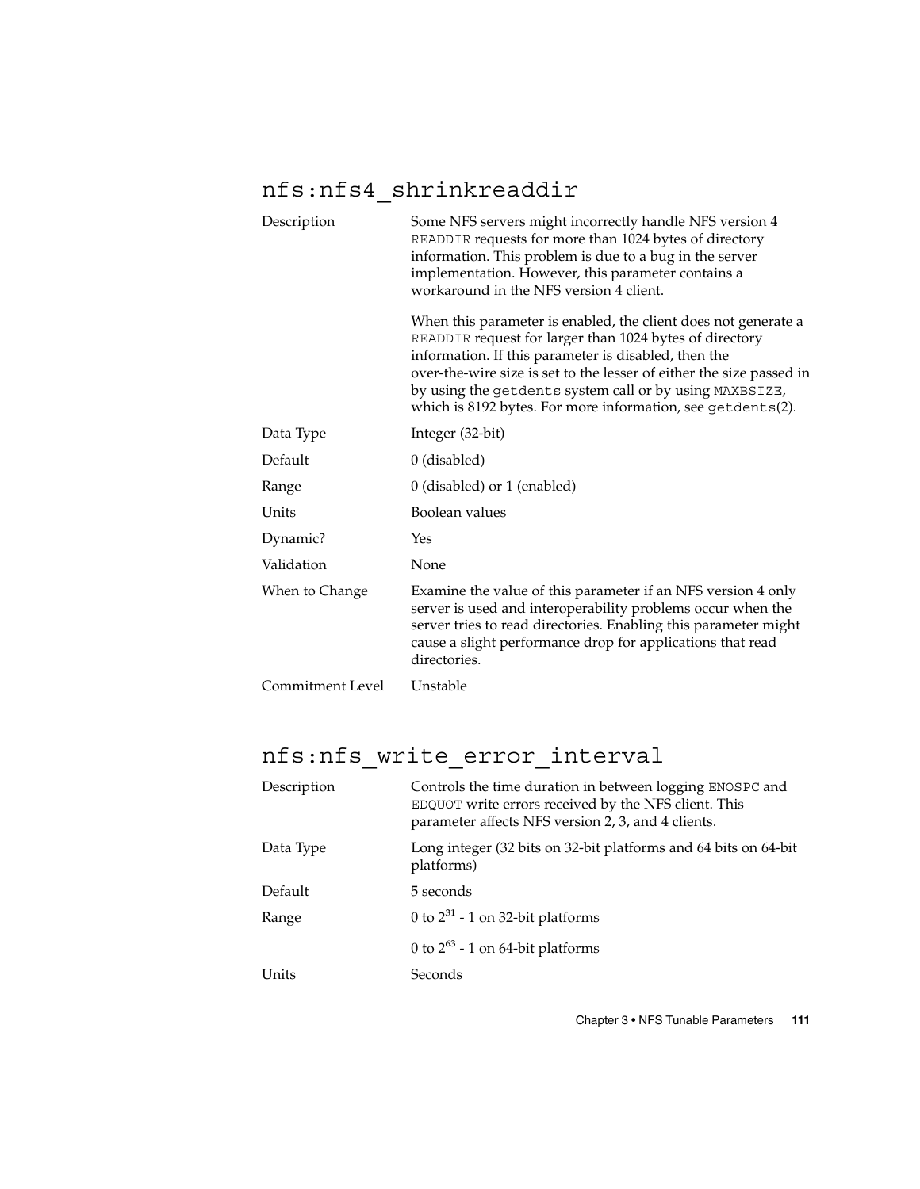## nfs:nfs4_shrinkreaddir

| | |
|---|---|
| Description | Some NFS servers might incorrectly handle NFS version 4 READDIR requests for more than 1024 bytes of directory information. This problem is due to a bug in the server implementation. However, this parameter contains a workaround in the NFS version 4 client.<br><br>When this parameter is enabled, the client does not generate a READDIR request for larger than 1024 bytes of directory information. If this parameter is disabled, then the over-the-wire size is set to the lesser of either the size passed in by using the getdents system call or by using MAXBSIZE, which is 8192 bytes. For more information, see getdents(2). |
| Data Type | Integer (32-bit) |
| Default | 0 (disabled) |
| Range | 0 (disabled) or 1 (enabled) |
| Units | Boolean values |
| Dynamic? | Yes |
| Validation | None |
| When to Change | Examine the value of this parameter if an NFS version 4 only server is used and interoperability problems occur when the server tries to read directories. Enabling this parameter might cause a slight performance drop for applications that read directories. |
| Commitment Level | Unstable |

## nfs:nfs_write_error_interval

| | |
|---|---|
| Description | Controls the time duration in between logging ENOSPC and EDQUOT write errors received by the NFS client. This parameter affects NFS version 2, 3, and 4 clients. |
| Data Type | Long integer (32 bits on 32-bit platforms and 64 bits on 64-bit platforms) |
| Default | 5 seconds |
| Range | 0 to $2^{31}$ - 1 on 32-bit platforms<br><br>0 to $2^{63}$ - 1 on 64-bit platforms |
| Units | Seconds |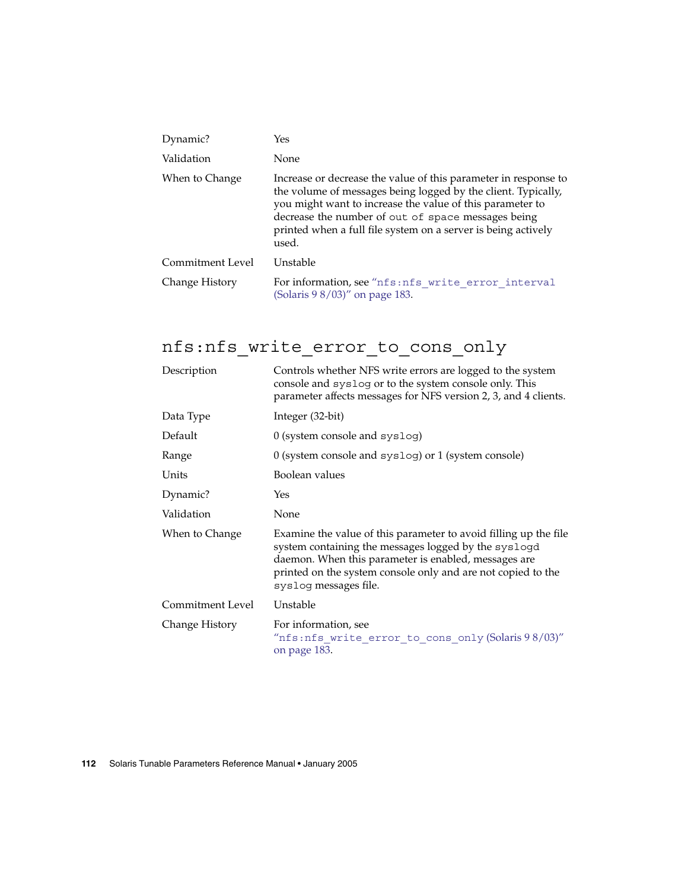| | |
|---|---|
| Dynamic? | Yes |
| Validation | None |
| When to Change | Increase or decrease the value of this parameter in response to the volume of messages being logged by the client. Typically, you might want to increase the value of this parameter to decrease the number of `out of space` messages being printed when a full file system on a server is being actively used. |
| Commitment Level | Unstable |
| Change History | For information, see "`nfs:nfs_write_error_interval` (Solaris 9 8/03)" on page 183. |

## `nfs:nfs_write_error_to_cons_only`

| | |
|---|---|
| Description | Controls whether NFS write errors are logged to the system console and `syslog` or to the system console only. This parameter affects messages for NFS version 2, 3, and 4 clients. |
| Data Type | Integer (32-bit) |
| Default | 0 (system console and `syslog`) |
| Range | 0 (system console and `syslog`) or 1 (system console) |
| Units | Boolean values |
| Dynamic? | Yes |
| Validation | None |
| When to Change | Examine the value of this parameter to avoid filling up the file system containing the messages logged by the `syslogd` daemon. When this parameter is enabled, messages are printed on the system console only and are not copied to the `syslog` messages file. |
| Commitment Level | Unstable |
| Change History | For information, see "`nfs:nfs_write_error_to_cons_only` (Solaris 9 8/03)" on page 183. |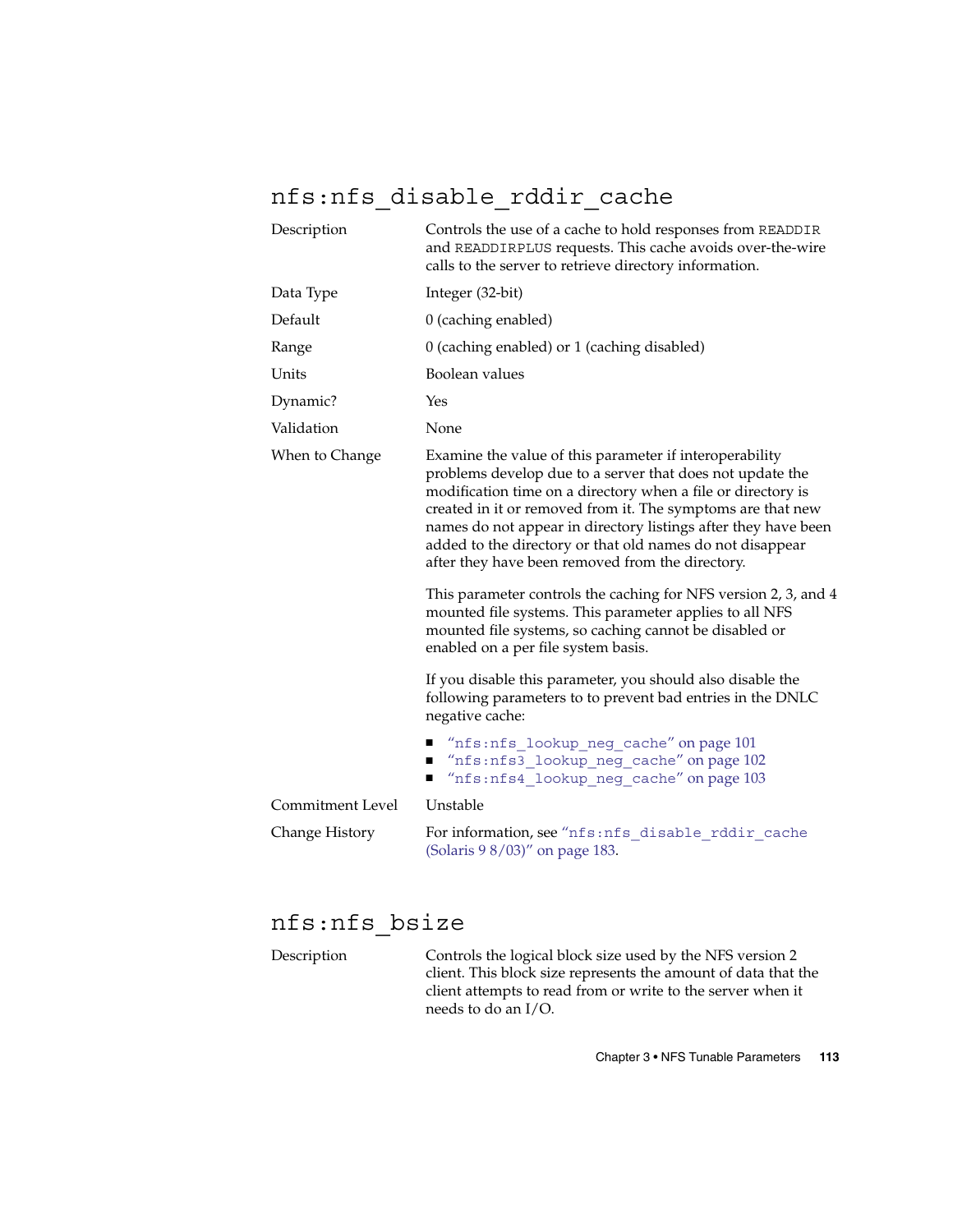## nfs:nfs_disable_rddir_cache

| | |
|---|---|
| Description | Controls the use of a cache to hold responses from READDIR and READDIRPLUS requests. This cache avoids over-the-wire calls to the server to retrieve directory information. |
| Data Type | Integer (32-bit) |
| Default | 0 (caching enabled) |
| Range | 0 (caching enabled) or 1 (caching disabled) |
| Units | Boolean values |
| Dynamic? | Yes |
| Validation | None |
| When to Change | Examine the value of this parameter if interoperability problems develop due to a server that does not update the modification time on a directory when a file or directory is created in it or removed from it. The symptoms are that new names do not appear in directory listings after they have been added to the directory or that old names do not disappear after they have been removed from the directory.<br><br>This parameter controls the caching for NFS version 2, 3, and 4 mounted file systems. This parameter applies to all NFS mounted file systems, so caching cannot be disabled or enabled on a per file system basis.<br><br>If you disable this parameter, you should also disable the following parameters to to prevent bad entries in the DNLC negative cache:<br>■ "nfs:nfs_lookup_neg_cache" on page 101<br>■ "nfs:nfs3_lookup_neg_cache" on page 102<br>■ "nfs:nfs4_lookup_neg_cache" on page 103 |
| Commitment Level | Unstable |
| Change History | For information, see "nfs:nfs_disable_rddir_cache (Solaris 9 8/03)" on page 183. |

## nfs:nfs_bsize

| | |
|---|---|
| Description | Controls the logical block size used by the NFS version 2 client. This block size represents the amount of data that the client attempts to read from or write to the server when it needs to do an I/O. |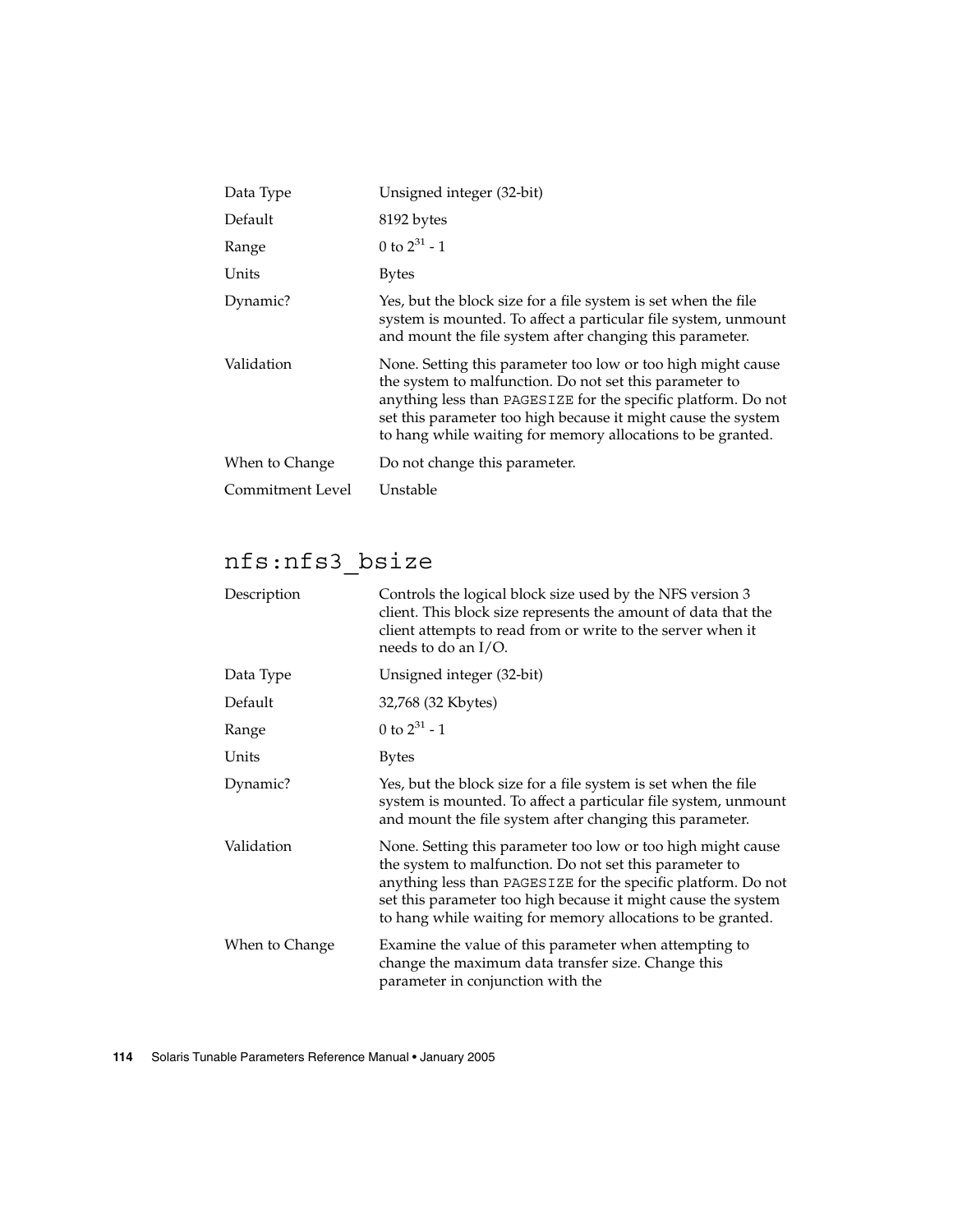| | |
|---|---|
| Data Type | Unsigned integer (32-bit) |
| Default | 8192 bytes |
| Range | 0 to $2^{31}$ - 1 |
| Units | Bytes |
| Dynamic? | Yes, but the block size for a file system is set when the file system is mounted. To affect a particular file system, unmount and mount the file system after changing this parameter. |
| Validation | None. Setting this parameter too low or too high might cause the system to malfunction. Do not set this parameter to anything less than `PAGESIZE` for the specific platform. Do not set this parameter too high because it might cause the system to hang while waiting for memory allocations to be granted. |
| When to Change | Do not change this parameter. |
| Commitment Level | Unstable |

## nfs:nfs3_bsize

| | |
|---|---|
| Description | Controls the logical block size used by the NFS version 3 client. This block size represents the amount of data that the client attempts to read from or write to the server when it needs to do an I/O. |
| Data Type | Unsigned integer (32-bit) |
| Default | 32,768 (32 Kbytes) |
| Range | 0 to $2^{31}$ - 1 |
| Units | Bytes |
| Dynamic? | Yes, but the block size for a file system is set when the file system is mounted. To affect a particular file system, unmount and mount the file system after changing this parameter. |
| Validation | None. Setting this parameter too low or too high might cause the system to malfunction. Do not set this parameter to anything less than `PAGESIZE` for the specific platform. Do not set this parameter too high because it might cause the system to hang while waiting for memory allocations to be granted. |
| When to Change | Examine the value of this parameter when attempting to change the maximum data transfer size. Change this parameter in conjunction with the |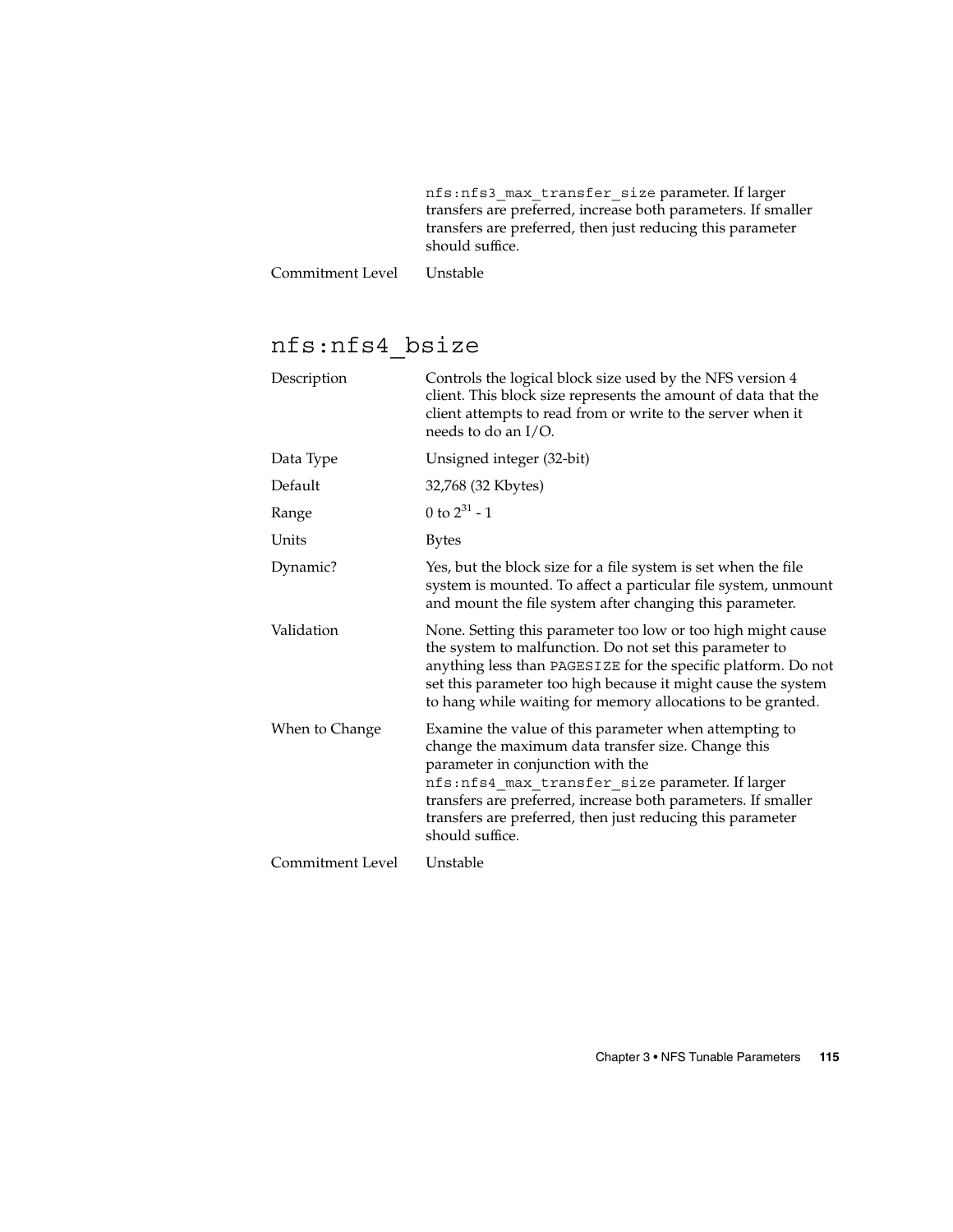nfs:nfs3_max_transfer_size parameter. If larger transfers are preferred, increase both parameters. If smaller transfers are preferred, then just reducing this parameter should suffice.

| | |
|---|---|
| Commitment Level | Unstable |

## nfs:nfs4_bsize

| | |
|---|---|
| Description | Controls the logical block size used by the NFS version 4 client. This block size represents the amount of data that the client attempts to read from or write to the server when it needs to do an I/O. |
| Data Type | Unsigned integer (32-bit) |
| Default | 32,768 (32 Kbytes) |
| Range | 0 to $2^{31}$ - 1 |
| Units | Bytes |
| Dynamic? | Yes, but the block size for a file system is set when the file system is mounted. To affect a particular file system, unmount and mount the file system after changing this parameter. |
| Validation | None. Setting this parameter too low or too high might cause the system to malfunction. Do not set this parameter to anything less than PAGESIZE for the specific platform. Do not set this parameter too high because it might cause the system to hang while waiting for memory allocations to be granted. |
| When to Change | Examine the value of this parameter when attempting to change the maximum data transfer size. Change this parameter in conjunction with the nfs:nfs4_max_transfer_size parameter. If larger transfers are preferred, increase both parameters. If smaller transfers are preferred, then just reducing this parameter should suffice. |
| Commitment Level | Unstable |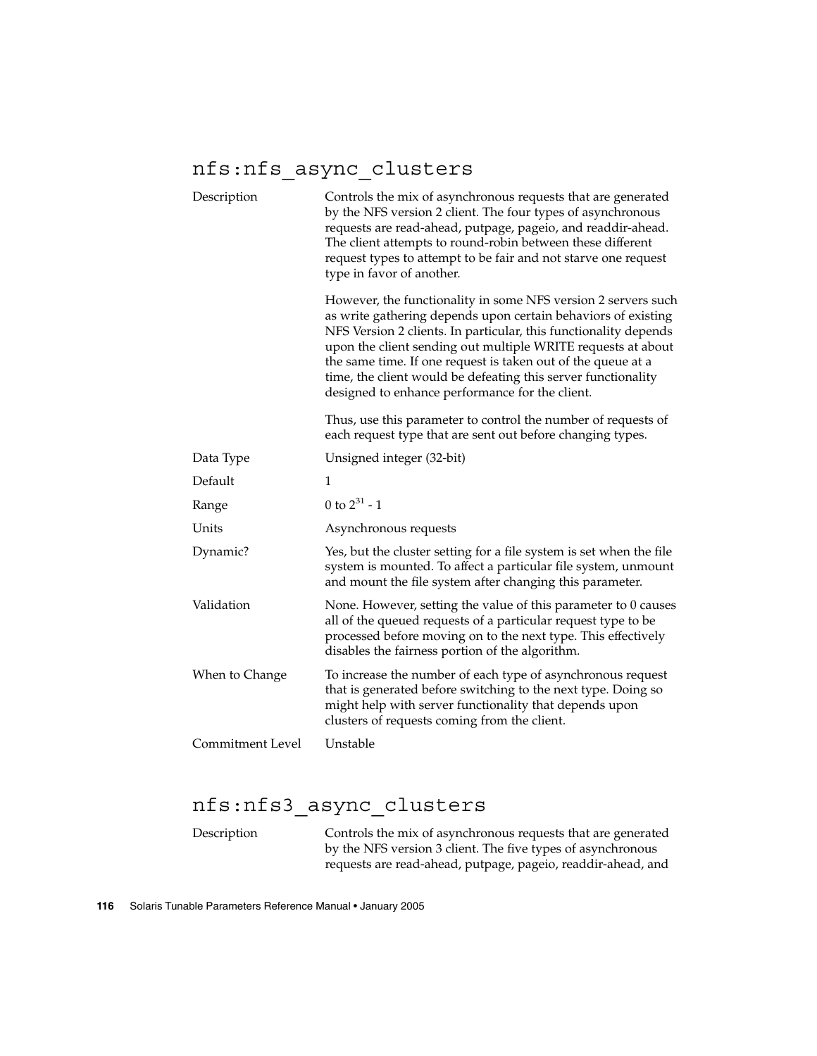## nfs:nfs_async_clusters

| | |
|---|---|
| Description | Controls the mix of asynchronous requests that are generated by the NFS version 2 client. The four types of asynchronous requests are read-ahead, putpage, pageio, and readdir-ahead. The client attempts to round-robin between these different request types to attempt to be fair and not starve one request type in favor of another.<br><br>However, the functionality in some NFS version 2 servers such as write gathering depends upon certain behaviors of existing NFS Version 2 clients. In particular, this functionality depends upon the client sending out multiple WRITE requests at about the same time. If one request is taken out of the queue at a time, the client would be defeating this server functionality designed to enhance performance for the client.<br><br>Thus, use this parameter to control the number of requests of each request type that are sent out before changing types. |
| Data Type | Unsigned integer (32-bit) |
| Default | 1 |
| Range | 0 to $2^{31}$ - 1 |
| Units | Asynchronous requests |
| Dynamic? | Yes, but the cluster setting for a file system is set when the file system is mounted. To affect a particular file system, unmount and mount the file system after changing this parameter. |
| Validation | None. However, setting the value of this parameter to 0 causes all of the queued requests of a particular request type to be processed before moving on to the next type. This effectively disables the fairness portion of the algorithm. |
| When to Change | To increase the number of each type of asynchronous request that is generated before switching to the next type. Doing so might help with server functionality that depends upon clusters of requests coming from the client. |
| Commitment Level | Unstable |

## nfs:nfs3_async_clusters

| | |
|---|---|
| Description | Controls the mix of asynchronous requests that are generated by the NFS version 3 client. The five types of asynchronous requests are read-ahead, putpage, pageio, readdir-ahead, and |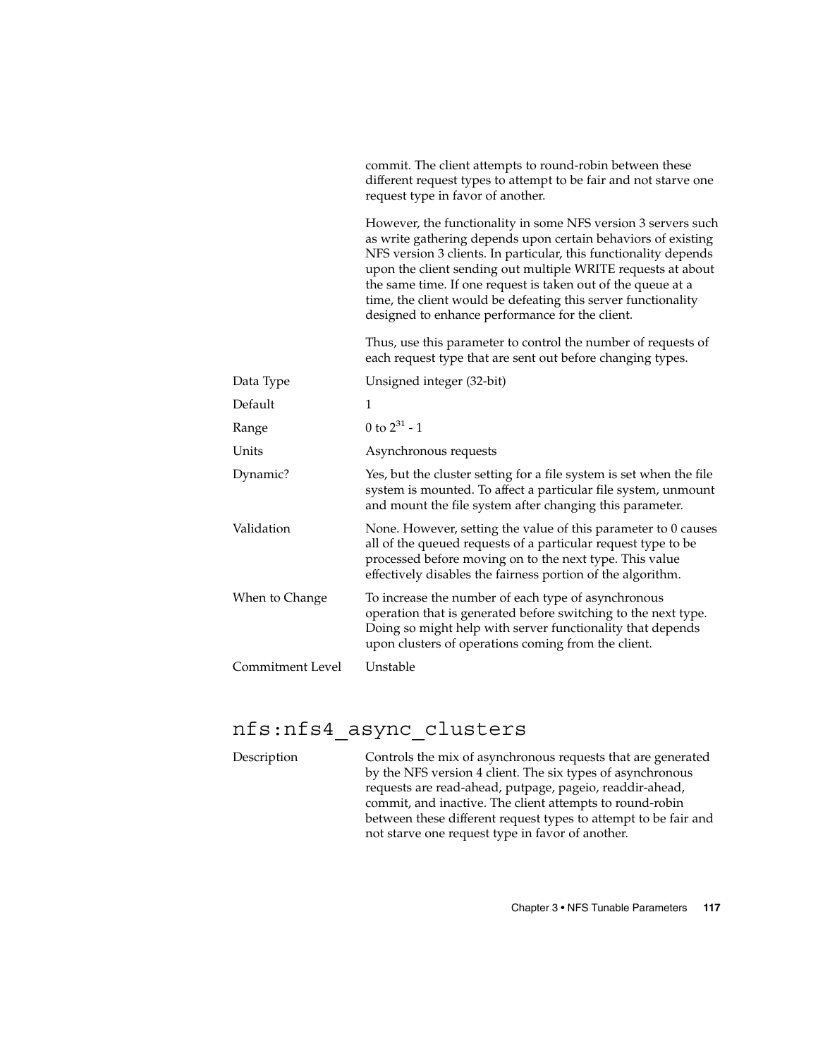commit. The client attempts to round-robin between these different request types to attempt to be fair and not starve one request type in favor of another.

However, the functionality in some NFS version 3 servers such as write gathering depends upon certain behaviors of existing NFS version 3 clients. In particular, this functionality depends upon the client sending out multiple WRITE requests at about the same time. If one request is taken out of the queue at a time, the client would be defeating this server functionality designed to enhance performance for the client.

Thus, use this parameter to control the number of requests of each request type that are sent out before changing types.

| | |
|---|---|
| Data Type | Unsigned integer (32-bit) |
| Default | 1 |
| Range | 0 to $2^{31}$ - 1 |
| Units | Asynchronous requests |
| Dynamic? | Yes, but the cluster setting for a file system is set when the file system is mounted. To affect a particular file system, unmount and mount the file system after changing this parameter. |
| Validation | None. However, setting the value of this parameter to 0 causes all of the queued requests of a particular request type to be processed before moving on to the next type. This value effectively disables the fairness portion of the algorithm. |
| When to Change | To increase the number of each type of asynchronous operation that is generated before switching to the next type. Doing so might help with server functionality that depends upon clusters of operations coming from the client. |
| Commitment Level | Unstable |

## nfs:nfs4_async_clusters

| | |
|---|---|
| Description | Controls the mix of asynchronous requests that are generated by the NFS version 4 client. The six types of asynchronous requests are read-ahead, putpage, pageio, readdir-ahead, commit, and inactive. The client attempts to round-robin between these different request types to attempt to be fair and not starve one request type in favor of another. |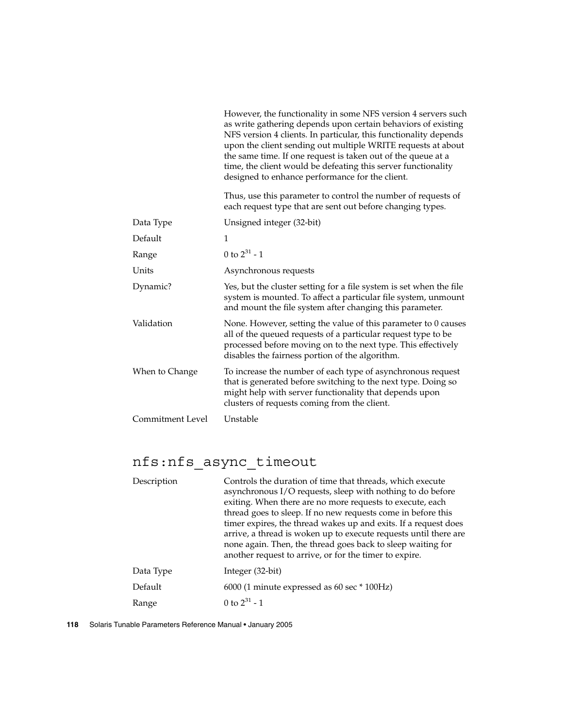However, the functionality in some NFS version 4 servers such as write gathering depends upon certain behaviors of existing NFS version 4 clients. In particular, this functionality depends upon the client sending out multiple WRITE requests at about the same time. If one request is taken out of the queue at a time, the client would be defeating this server functionality designed to enhance performance for the client.

Thus, use this parameter to control the number of requests of each request type that are sent out before changing types.

| | |
|---|---|
| Data Type | Unsigned integer (32-bit) |
| Default | 1 |
| Range | 0 to $2^{31}$ - 1 |
| Units | Asynchronous requests |
| Dynamic? | Yes, but the cluster setting for a file system is set when the file system is mounted. To affect a particular file system, unmount and mount the file system after changing this parameter. |
| Validation | None. However, setting the value of this parameter to 0 causes all of the queued requests of a particular request type to be processed before moving on to the next type. This effectively disables the fairness portion of the algorithm. |
| When to Change | To increase the number of each type of asynchronous request that is generated before switching to the next type. Doing so might help with server functionality that depends upon clusters of requests coming from the client. |
| Commitment Level | Unstable |

## nfs:nfs_async_timeout

| | |
|---|---|
| Description | Controls the duration of time that threads, which execute asynchronous I/O requests, sleep with nothing to do before exiting. When there are no more requests to execute, each thread goes to sleep. If no new requests come in before this timer expires, the thread wakes up and exits. If a request does arrive, a thread is woken up to execute requests until there are none again. Then, the thread goes back to sleep waiting for another request to arrive, or for the timer to expire. |
| Data Type | Integer (32-bit) |
| Default | 6000 (1 minute expressed as 60 sec * 100Hz) |
| Range | 0 to $2^{31}$ - 1 |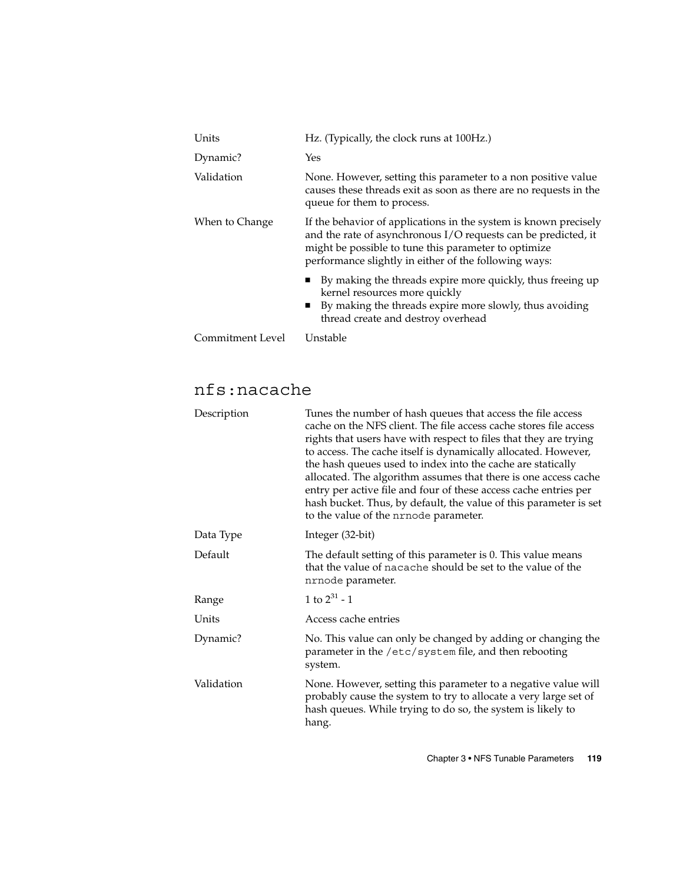| | |
|---|---|
| Units | Hz. (Typically, the clock runs at 100Hz.) |
| Dynamic? | Yes |
| Validation | None. However, setting this parameter to a non positive value causes these threads exit as soon as there are no requests in the queue for them to process. |
| When to Change | If the behavior of applications in the system is known precisely and the rate of asynchronous I/O requests can be predicted, it might be possible to tune this parameter to optimize performance slightly in either of the following ways: <br> ■ By making the threads expire more quickly, thus freeing up kernel resources more quickly <br> ■ By making the threads expire more slowly, thus avoiding thread create and destroy overhead |
| Commitment Level | Unstable |

## nfs:nacache

| | |
|---|---|
| Description | Tunes the number of hash queues that access the file access cache on the NFS client. The file access cache stores file access rights that users have with respect to files that they are trying to access. The cache itself is dynamically allocated. However, the hash queues used to index into the cache are statically allocated. The algorithm assumes that there is one access cache entry per active file and four of these access cache entries per hash bucket. Thus, by default, the value of this parameter is set to the value of the `nrnode` parameter. |
| Data Type | Integer (32-bit) |
| Default | The default setting of this parameter is 0. This value means that the value of `nacache` should be set to the value of the `nrnode` parameter. |
| Range | 1 to $2^{31}$ - 1 |
| Units | Access cache entries |
| Dynamic? | No. This value can only be changed by adding or changing the parameter in the `/etc/system` file, and then rebooting system. |
| Validation | None. However, setting this parameter to a negative value will probably cause the system to try to allocate a very large set of hash queues. While trying to do so, the system is likely to hang. |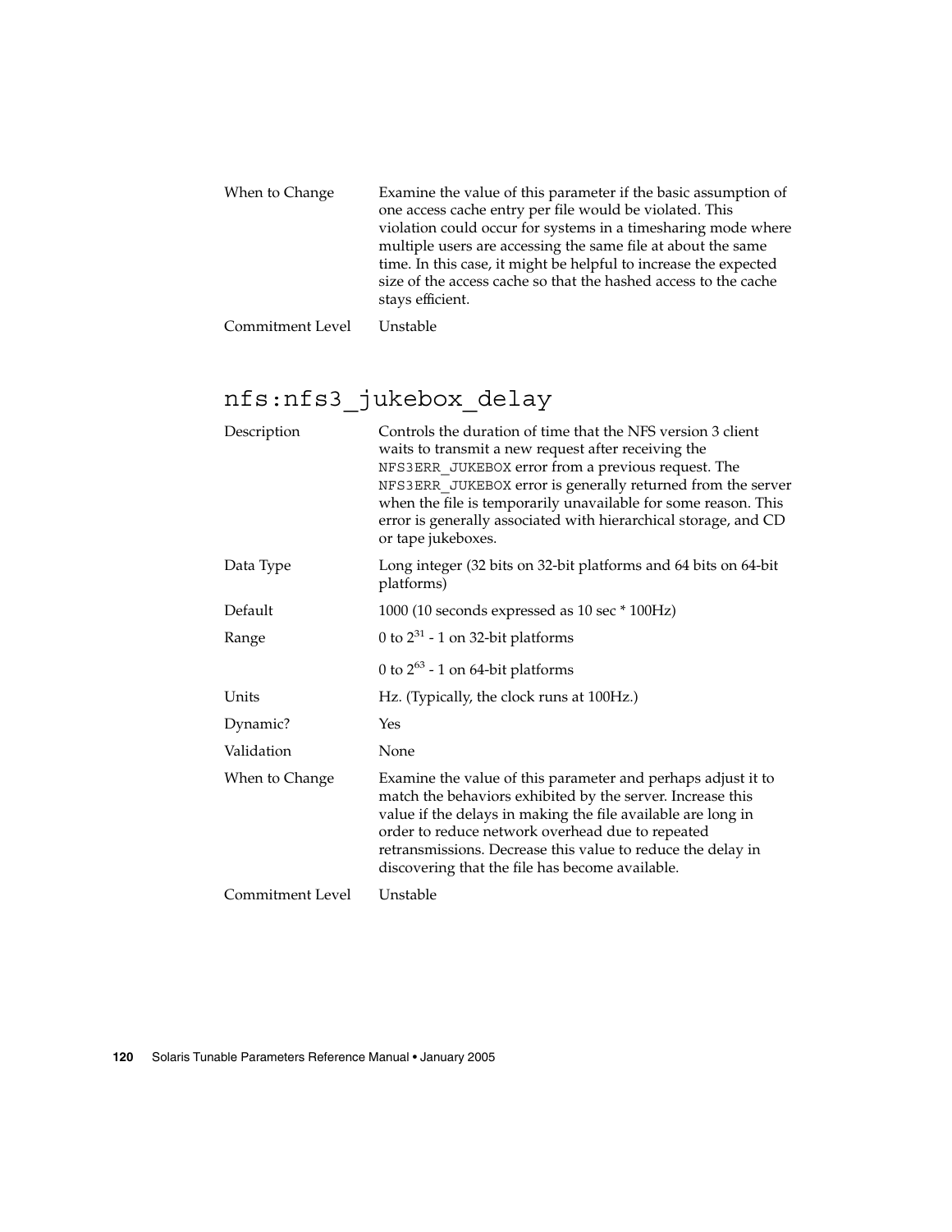| | |
|---|---|
| When to Change | Examine the value of this parameter if the basic assumption of one access cache entry per file would be violated. This violation could occur for systems in a timesharing mode where multiple users are accessing the same file at about the same time. In this case, it might be helpful to increase the expected size of the access cache so that the hashed access to the cache stays efficient. |
| Commitment Level | Unstable |

## nfs:nfs3_jukebox_delay

| | |
|---|---|
| Description | Controls the duration of time that the NFS version 3 client waits to transmit a new request after receiving the `NFS3ERR_JUKEBOX` error from a previous request. The `NFS3ERR_JUKEBOX` error is generally returned from the server when the file is temporarily unavailable for some reason. This error is generally associated with hierarchical storage, and CD or tape jukeboxes. |
| Data Type | Long integer (32 bits on 32-bit platforms and 64 bits on 64-bit platforms) |
| Default | 1000 (10 seconds expressed as 10 sec * 100Hz) |
| Range | 0 to $2^{31}$ - 1 on 32-bit platforms<br>0 to $2^{63}$ - 1 on 64-bit platforms |
| Units | Hz. (Typically, the clock runs at 100Hz.) |
| Dynamic? | Yes |
| Validation | None |
| When to Change | Examine the value of this parameter and perhaps adjust it to match the behaviors exhibited by the server. Increase this value if the delays in making the file available are long in order to reduce network overhead due to repeated retransmissions. Decrease this value to reduce the delay in discovering that the file has become available. |
| Commitment Level | Unstable |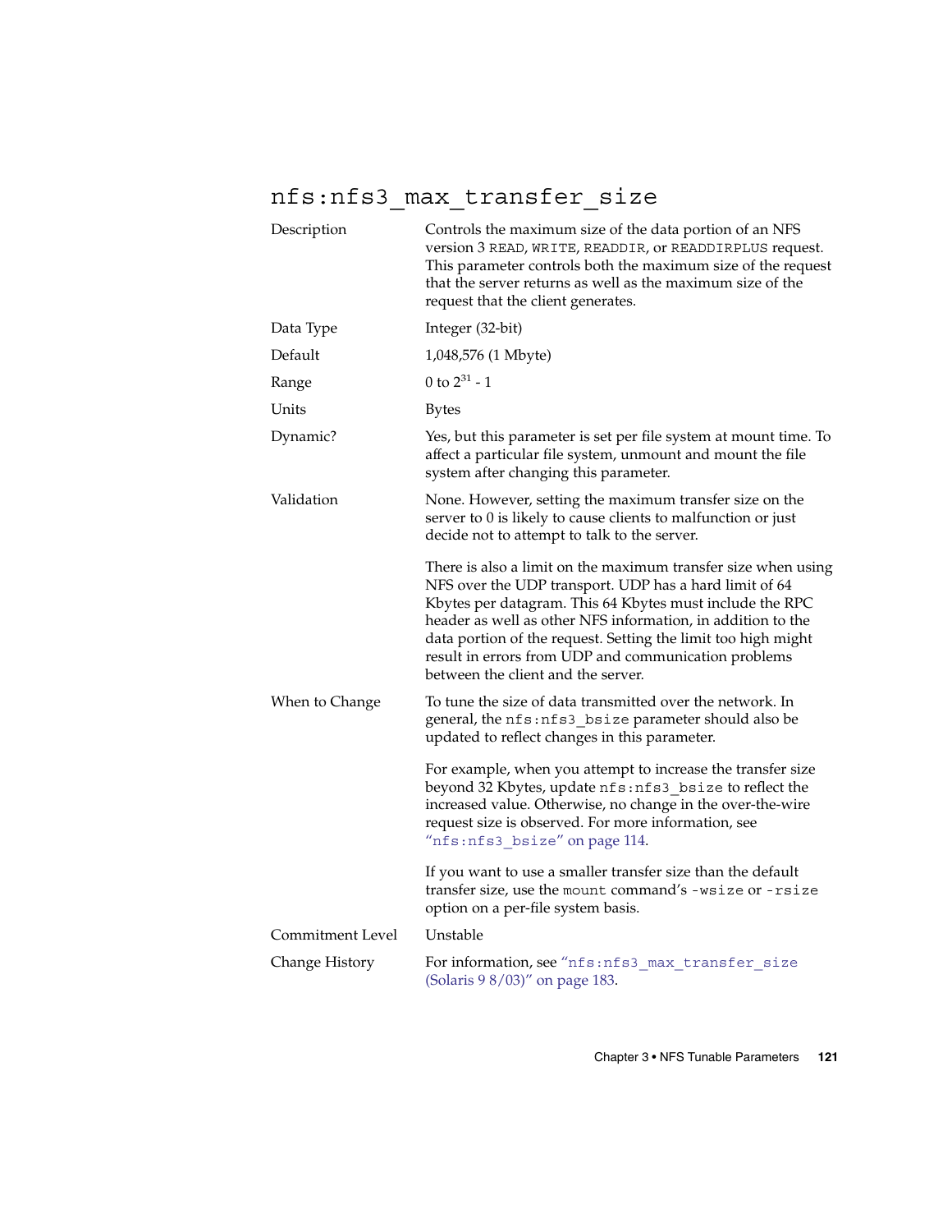## nfs:nfs3_max_transfer_size

| | |
|---|---|
| Description | Controls the maximum size of the data portion of an NFS version 3 READ, WRITE, READDIR, or READDIRPLUS request. This parameter controls both the maximum size of the request that the server returns as well as the maximum size of the request that the client generates. |
| Data Type | Integer (32-bit) |
| Default | 1,048,576 (1 Mbyte) |
| Range | 0 to $2^{31}$ - 1 |
| Units | Bytes |
| Dynamic? | Yes, but this parameter is set per file system at mount time. To affect a particular file system, unmount and mount the file system after changing this parameter. |
| Validation | None. However, setting the maximum transfer size on the server to 0 is likely to cause clients to malfunction or just decide not to attempt to talk to the server.<br><br>There is also a limit on the maximum transfer size when using NFS over the UDP transport. UDP has a hard limit of 64 Kbytes per datagram. This 64 Kbytes must include the RPC header as well as other NFS information, in addition to the data portion of the request. Setting the limit too high might result in errors from UDP and communication problems between the client and the server. |
| When to Change | To tune the size of data transmitted over the network. In general, the nfs:nfs3_bsize parameter should also be updated to reflect changes in this parameter.<br><br>For example, when you attempt to increase the transfer size beyond 32 Kbytes, update nfs:nfs3_bsize to reflect the increased value. Otherwise, no change in the over-the-wire request size is observed. For more information, see "nfs:nfs3_bsize" on page 114.<br><br>If you want to use a smaller transfer size than the default transfer size, use the mount command's -wsize or -rsize option on a per-file system basis. |
| Commitment Level | Unstable |
| Change History | For information, see "nfs:nfs3_max_transfer_size (Solaris 9 8/03)" on page 183. |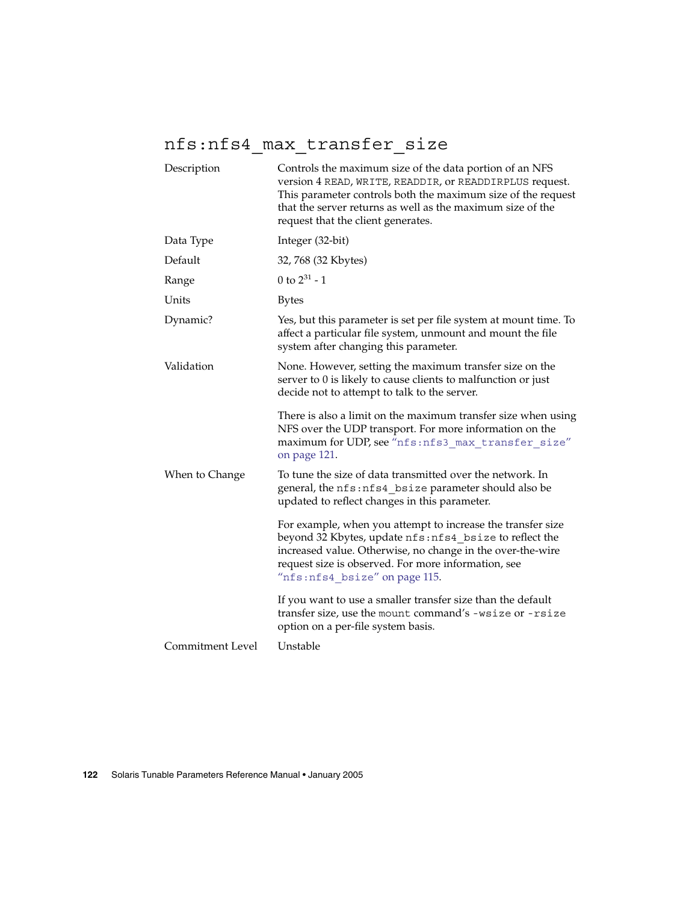## nfs:nfs4_max_transfer_size

| | |
|---|---|
| Description | Controls the maximum size of the data portion of an NFS version 4 READ, WRITE, READDIR, or READDIRPLUS request. This parameter controls both the maximum size of the request that the server returns as well as the maximum size of the request that the client generates. |
| Data Type | Integer (32-bit) |
| Default | 32, 768 (32 Kbytes) |
| Range | 0 to $2^{31}$ - 1 |
| Units | Bytes |
| Dynamic? | Yes, but this parameter is set per file system at mount time. To affect a particular file system, unmount and mount the file system after changing this parameter. |
| Validation | None. However, setting the maximum transfer size on the server to 0 is likely to cause clients to malfunction or just decide not to attempt to talk to the server.<br><br>There is also a limit on the maximum transfer size when using NFS over the UDP transport. For more information on the maximum for UDP, see "nfs:nfs3_max_transfer_size" on page 121. |
| When to Change | To tune the size of data transmitted over the network. In general, the nfs:nfs4_bsize parameter should also be updated to reflect changes in this parameter.<br><br>For example, when you attempt to increase the transfer size beyond 32 Kbytes, update nfs:nfs4_bsize to reflect the increased value. Otherwise, no change in the over-the-wire request size is observed. For more information, see "nfs:nfs4_bsize" on page 115.<br><br>If you want to use a smaller transfer size than the default transfer size, use the mount command's -wsize or -rsize option on a per-file system basis. |
| Commitment Level | Unstable |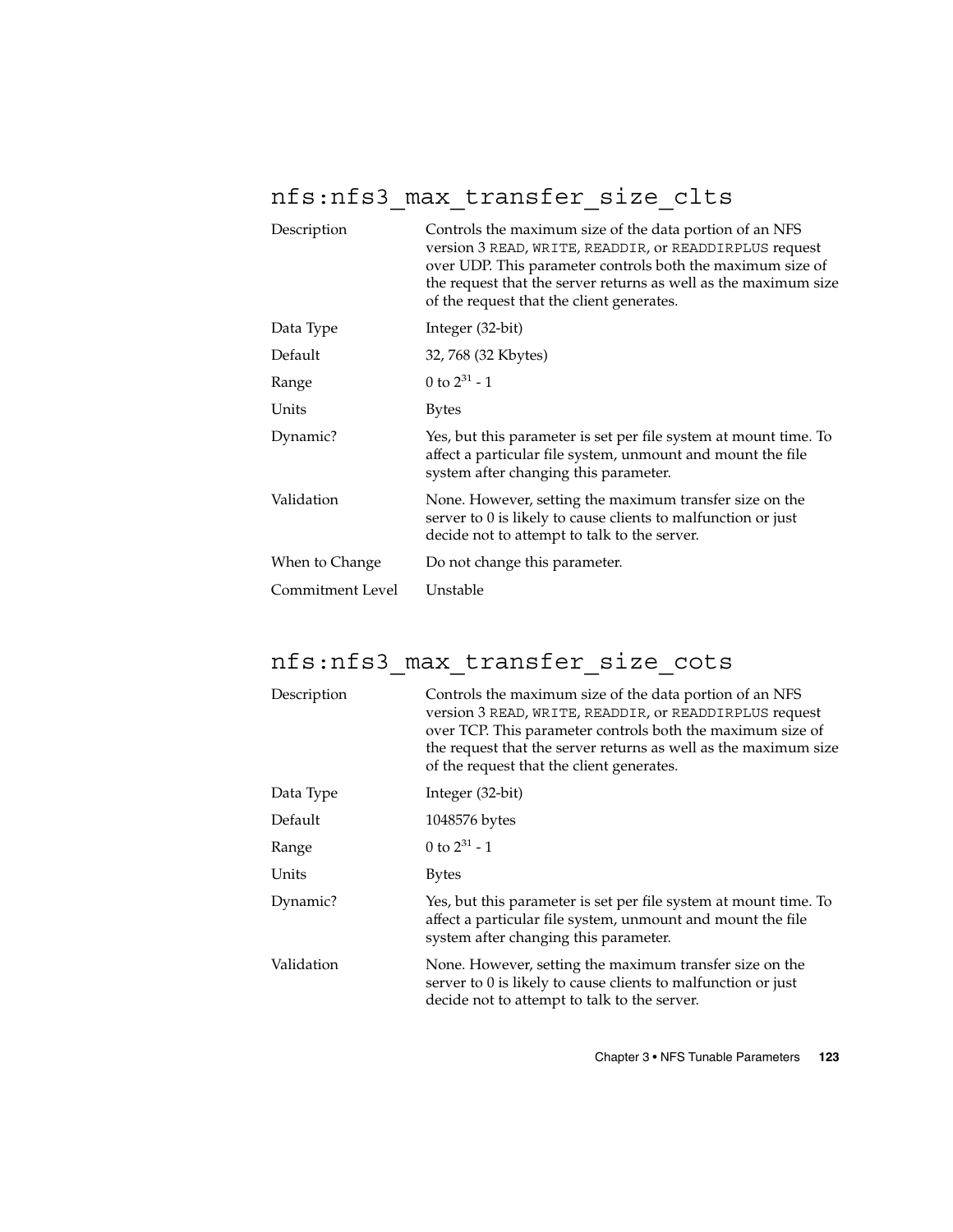## nfs:nfs3_max_transfer_size_clts

| | |
|---|---|
| Description | Controls the maximum size of the data portion of an NFS version 3 READ, WRITE, READDIR, or READDIRPLUS request over UDP. This parameter controls both the maximum size of the request that the server returns as well as the maximum size of the request that the client generates. |
| Data Type | Integer (32-bit) |
| Default | 32, 768 (32 Kbytes) |
| Range | 0 to $2^{31}$ - 1 |
| Units | Bytes |
| Dynamic? | Yes, but this parameter is set per file system at mount time. To affect a particular file system, unmount and mount the file system after changing this parameter. |
| Validation | None. However, setting the maximum transfer size on the server to 0 is likely to cause clients to malfunction or just decide not to attempt to talk to the server. |
| When to Change | Do not change this parameter. |
| Commitment Level | Unstable |

## nfs:nfs3_max_transfer_size_cots

| | |
|---|---|
| Description | Controls the maximum size of the data portion of an NFS version 3 READ, WRITE, READDIR, or READDIRPLUS request over TCP. This parameter controls both the maximum size of the request that the server returns as well as the maximum size of the request that the client generates. |
| Data Type | Integer (32-bit) |
| Default | 1048576 bytes |
| Range | 0 to $2^{31}$ - 1 |
| Units | Bytes |
| Dynamic? | Yes, but this parameter is set per file system at mount time. To affect a particular file system, unmount and mount the file system after changing this parameter. |
| Validation | None. However, setting the maximum transfer size on the server to 0 is likely to cause clients to malfunction or just decide not to attempt to talk to the server. |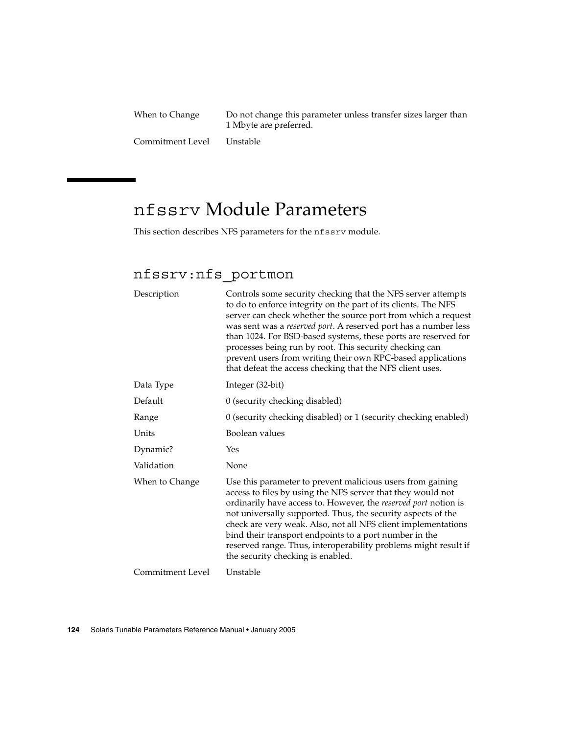| | |
|---|---|
| When to Change | Do not change this parameter unless transfer sizes larger than 1 Mbyte are preferred. |
| Commitment Level | Unstable |

## nfssrv Module Parameters

This section describes NFS parameters for the nfssrv module.

### nfssrv:nfs_portmon

| | |
|---|---|
| Description | Controls some security checking that the NFS server attempts to do to enforce integrity on the part of its clients. The NFS server can check whether the source port from which a request was sent was a *reserved port*. A reserved port has a number less than 1024. For BSD-based systems, these ports are reserved for processes being run by root. This security checking can prevent users from writing their own RPC-based applications that defeat the access checking that the NFS client uses. |
| Data Type | Integer (32-bit) |
| Default | 0 (security checking disabled) |
| Range | 0 (security checking disabled) or 1 (security checking enabled) |
| Units | Boolean values |
| Dynamic? | Yes |
| Validation | None |
| When to Change | Use this parameter to prevent malicious users from gaining access to files by using the NFS server that they would not ordinarily have access to. However, the *reserved port* notion is not universally supported. Thus, the security aspects of the check are very weak. Also, not all NFS client implementations bind their transport endpoints to a port number in the reserved range. Thus, interoperability problems might result if the security checking is enabled. |
| Commitment Level | Unstable |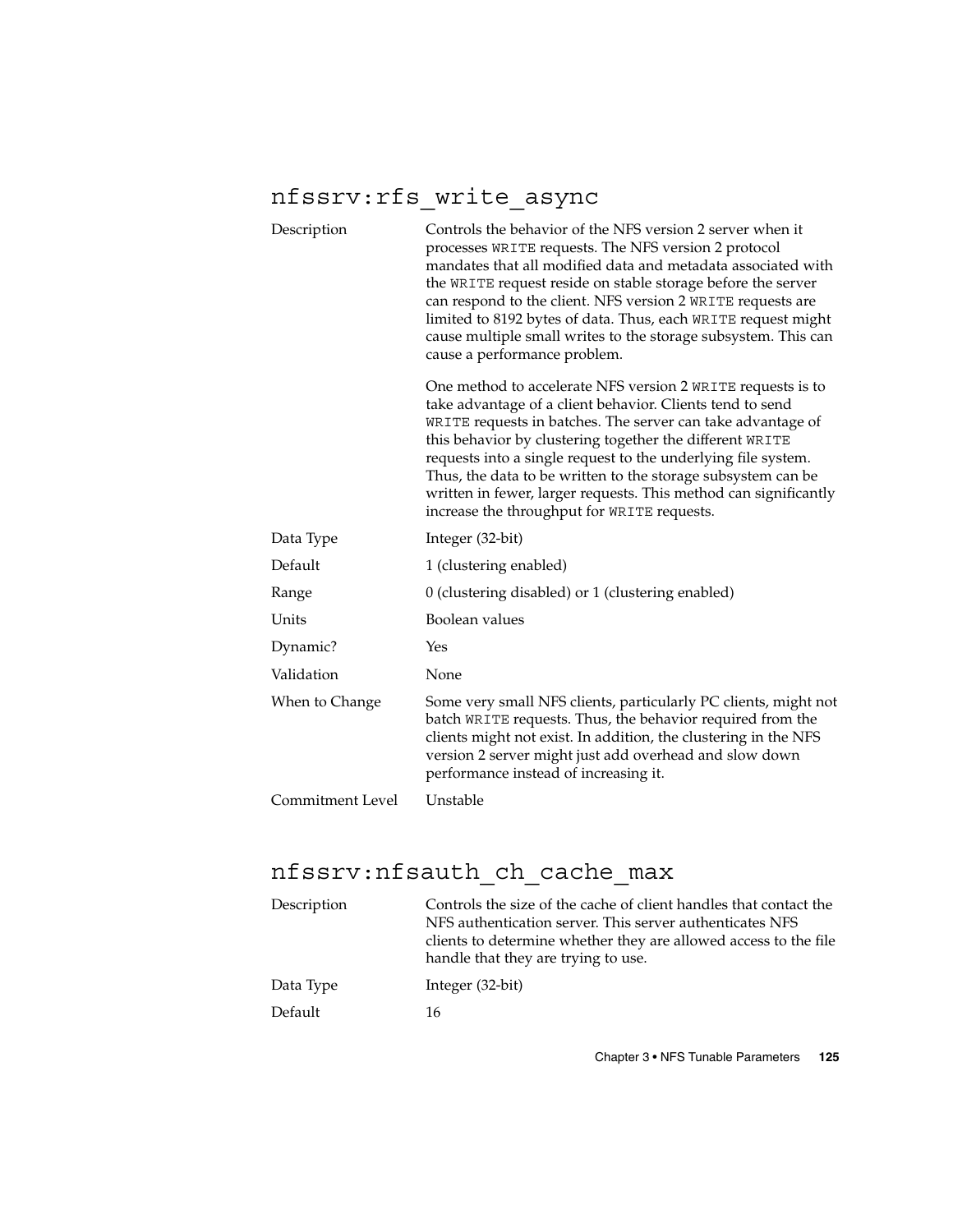## nfssrv:rfs_write_async

| | |
|---|---|
| Description | Controls the behavior of the NFS version 2 server when it processes WRITE requests. The NFS version 2 protocol mandates that all modified data and metadata associated with the WRITE request reside on stable storage before the server can respond to the client. NFS version 2 WRITE requests are limited to 8192 bytes of data. Thus, each WRITE request might cause multiple small writes to the storage subsystem. This can cause a performance problem.<br><br>One method to accelerate NFS version 2 WRITE requests is to take advantage of a client behavior. Clients tend to send WRITE requests in batches. The server can take advantage of this behavior by clustering together the different WRITE requests into a single request to the underlying file system. Thus, the data to be written to the storage subsystem can be written in fewer, larger requests. This method can significantly increase the throughput for WRITE requests. |
| Data Type | Integer (32-bit) |
| Default | 1 (clustering enabled) |
| Range | 0 (clustering disabled) or 1 (clustering enabled) |
| Units | Boolean values |
| Dynamic? | Yes |
| Validation | None |
| When to Change | Some very small NFS clients, particularly PC clients, might not batch WRITE requests. Thus, the behavior required from the clients might not exist. In addition, the clustering in the NFS version 2 server might just add overhead and slow down performance instead of increasing it. |
| Commitment Level | Unstable |

## nfssrv:nfsauth_ch_cache_max

| | |
|---|---|
| Description | Controls the size of the cache of client handles that contact the NFS authentication server. This server authenticates NFS clients to determine whether they are allowed access to the file handle that they are trying to use. |
| Data Type | Integer (32-bit) |
| Default | 16 |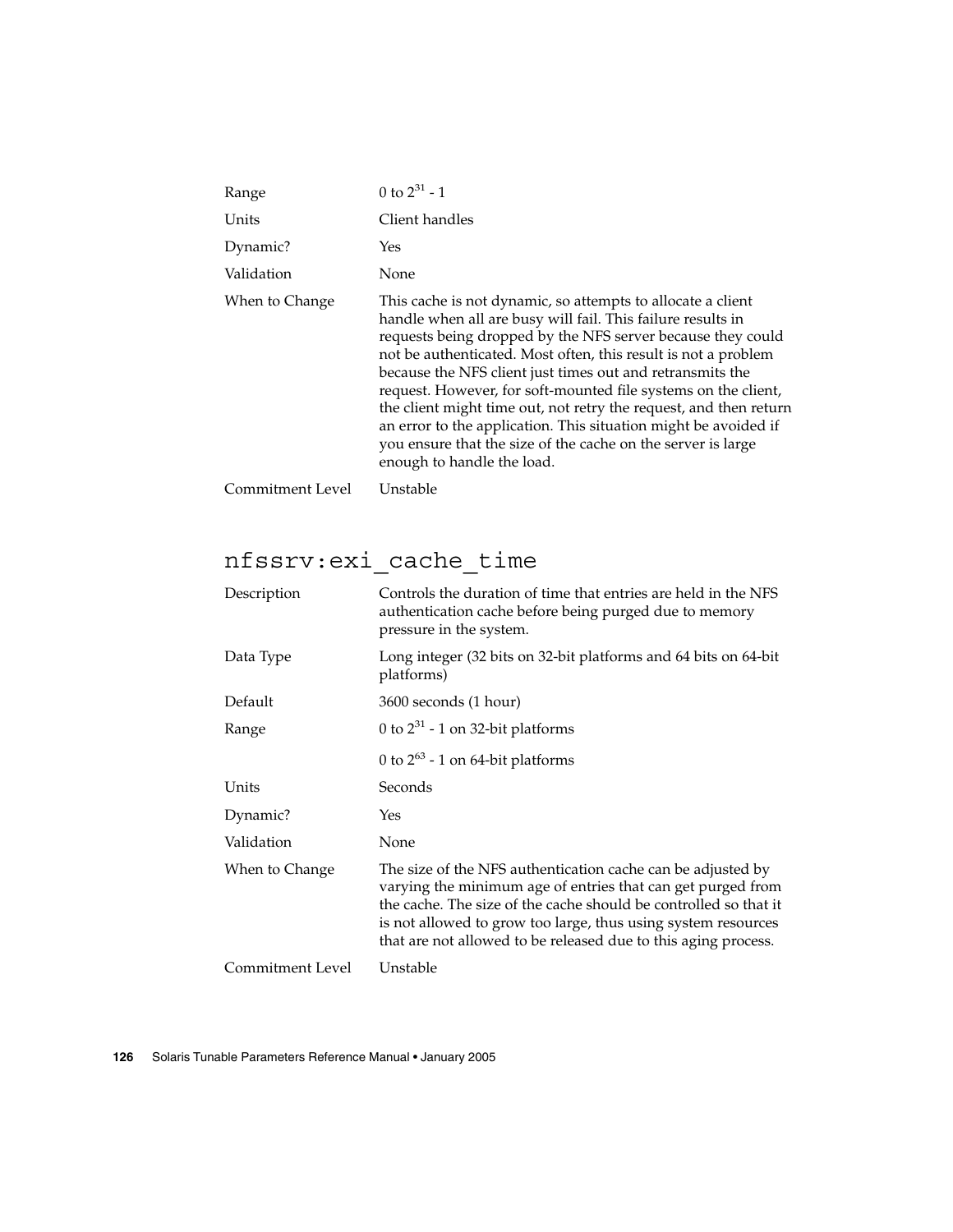| | |
|---|---|
| Range | 0 to $2^{31}$ - 1 |
| Units | Client handles |
| Dynamic? | Yes |
| Validation | None |
| When to Change | This cache is not dynamic, so attempts to allocate a client handle when all are busy will fail. This failure results in requests being dropped by the NFS server because they could not be authenticated. Most often, this result is not a problem because the NFS client just times out and retransmits the request. However, for soft-mounted file systems on the client, the client might time out, not retry the request, and then return an error to the application. This situation might be avoided if you ensure that the size of the cache on the server is large enough to handle the load. |
| Commitment Level | Unstable |

## nfssrv:exi_cache_time

| | |
|---|---|
| Description | Controls the duration of time that entries are held in the NFS authentication cache before being purged due to memory pressure in the system. |
| Data Type | Long integer (32 bits on 32-bit platforms and 64 bits on 64-bit platforms) |
| Default | 3600 seconds (1 hour) |
| Range | 0 to $2^{31}$ - 1 on 32-bit platforms<br>0 to $2^{63}$ - 1 on 64-bit platforms |
| Units | Seconds |
| Dynamic? | Yes |
| Validation | None |
| When to Change | The size of the NFS authentication cache can be adjusted by varying the minimum age of entries that can get purged from the cache. The size of the cache should be controlled so that it is not allowed to grow too large, thus using system resources that are not allowed to be released due to this aging process. |
| Commitment Level | Unstable |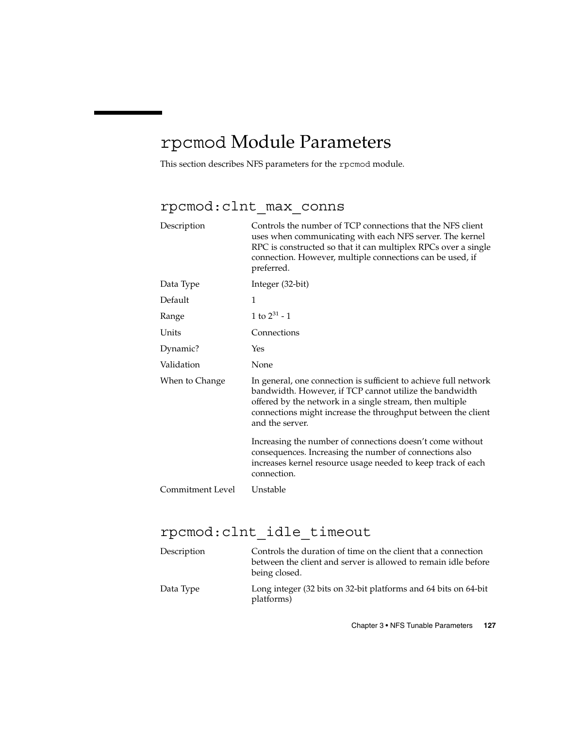# `rpcmod` Module Parameters

This section describes NFS parameters for the `rpcmod` module.

## `rpcmod:clnt_max_conns`

| | |
|---|---|
| Description | Controls the number of TCP connections that the NFS client uses when communicating with each NFS server. The kernel RPC is constructed so that it can multiplex RPCs over a single connection. However, multiple connections can be used, if preferred. |
| Data Type | Integer (32-bit) |
| Default | 1 |
| Range | 1 to $2^{31} - 1$ |
| Units | Connections |
| Dynamic? | Yes |
| Validation | None |
| When to Change | In general, one connection is sufficient to achieve full network bandwidth. However, if TCP cannot utilize the bandwidth offered by the network in a single stream, then multiple connections might increase the throughput between the client and the server.<br><br>Increasing the number of connections doesn't come without consequences. Increasing the number of connections also increases kernel resource usage needed to keep track of each connection. |
| Commitment Level | Unstable |

## `rpcmod:clnt_idle_timeout`

| | |
|---|---|
| Description | Controls the duration of time on the client that a connection between the client and server is allowed to remain idle before being closed. |
| Data Type | Long integer (32 bits on 32-bit platforms and 64 bits on 64-bit platforms) |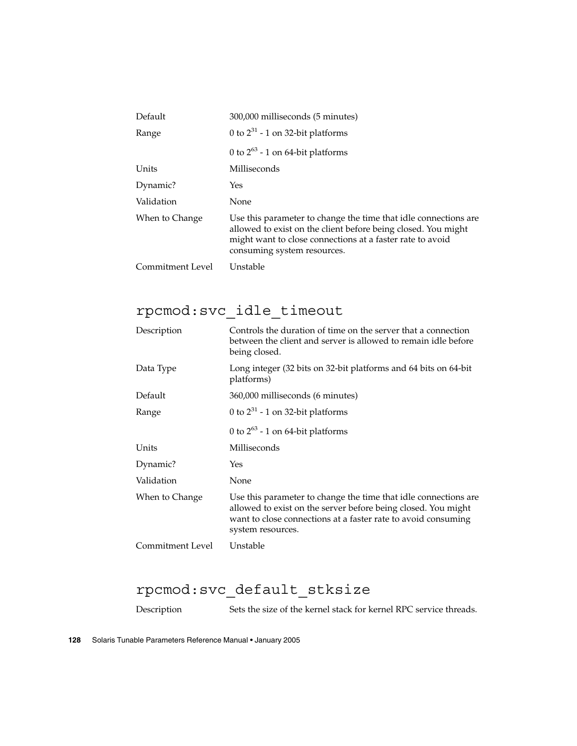| | |
|---|---|
| Default | 300,000 milliseconds (5 minutes) |
| Range | 0 to $2^{31}$ - 1 on 32-bit platforms<br><br>0 to $2^{63}$ - 1 on 64-bit platforms |
| Units | Milliseconds |
| Dynamic? | Yes |
| Validation | None |
| When to Change | Use this parameter to change the time that idle connections are allowed to exist on the client before being closed. You might might want to close connections at a faster rate to avoid consuming system resources. |
| Commitment Level | Unstable |

## `rpcmod:svc_idle_timeout`

| | |
|---|---|
| Description | Controls the duration of time on the server that a connection between the client and server is allowed to remain idle before being closed. |
| Data Type | Long integer (32 bits on 32-bit platforms and 64 bits on 64-bit platforms) |
| Default | 360,000 milliseconds (6 minutes) |
| Range | 0 to $2^{31}$ - 1 on 32-bit platforms<br><br>0 to $2^{63}$ - 1 on 64-bit platforms |
| Units | Milliseconds |
| Dynamic? | Yes |
| Validation | None |
| When to Change | Use this parameter to change the time that idle connections are allowed to exist on the server before being closed. You might want to close connections at a faster rate to avoid consuming system resources. |
| Commitment Level | Unstable |

## `rpcmod:svc_default_stksize`

| | |
|---|---|
| Description | Sets the size of the kernel stack for kernel RPC service threads. |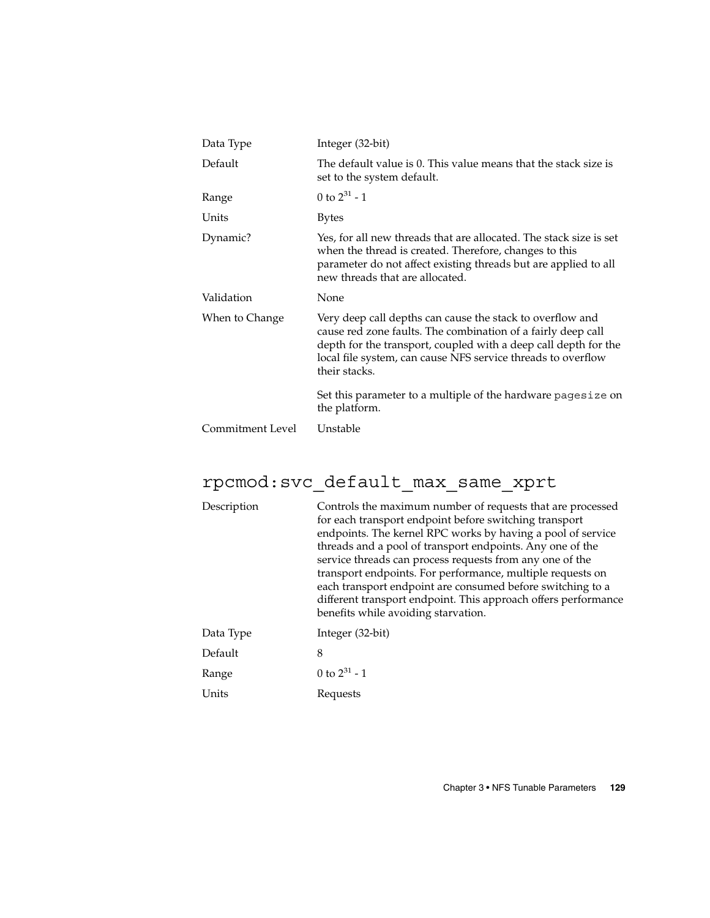| | |
|---|---|
| Data Type | Integer (32-bit) |
| Default | The default value is 0. This value means that the stack size is set to the system default. |
| Range | 0 to $2^{31}$ - 1 |
| Units | Bytes |
| Dynamic? | Yes, for all new threads that are allocated. The stack size is set when the thread is created. Therefore, changes to this parameter do not affect existing threads but are applied to all new threads that are allocated. |
| Validation | None |
| When to Change | Very deep call depths can cause the stack to overflow and cause red zone faults. The combination of a fairly deep call depth for the transport, coupled with a deep call depth for the local file system, can cause NFS service threads to overflow their stacks.<br><br>Set this parameter to a multiple of the hardware `pagesize` on the platform. |
| Commitment Level | Unstable |

## rpcmod:svc_default_max_same_xprt

| | |
|---|---|
| Description | Controls the maximum number of requests that are processed for each transport endpoint before switching transport endpoints. The kernel RPC works by having a pool of service threads and a pool of transport endpoints. Any one of the service threads can process requests from any one of the transport endpoints. For performance, multiple requests on each transport endpoint are consumed before switching to a different transport endpoint. This approach offers performance benefits while avoiding starvation. |
| Data Type | Integer (32-bit) |
| Default | 8 |
| Range | 0 to $2^{31}$ - 1 |
| Units | Requests |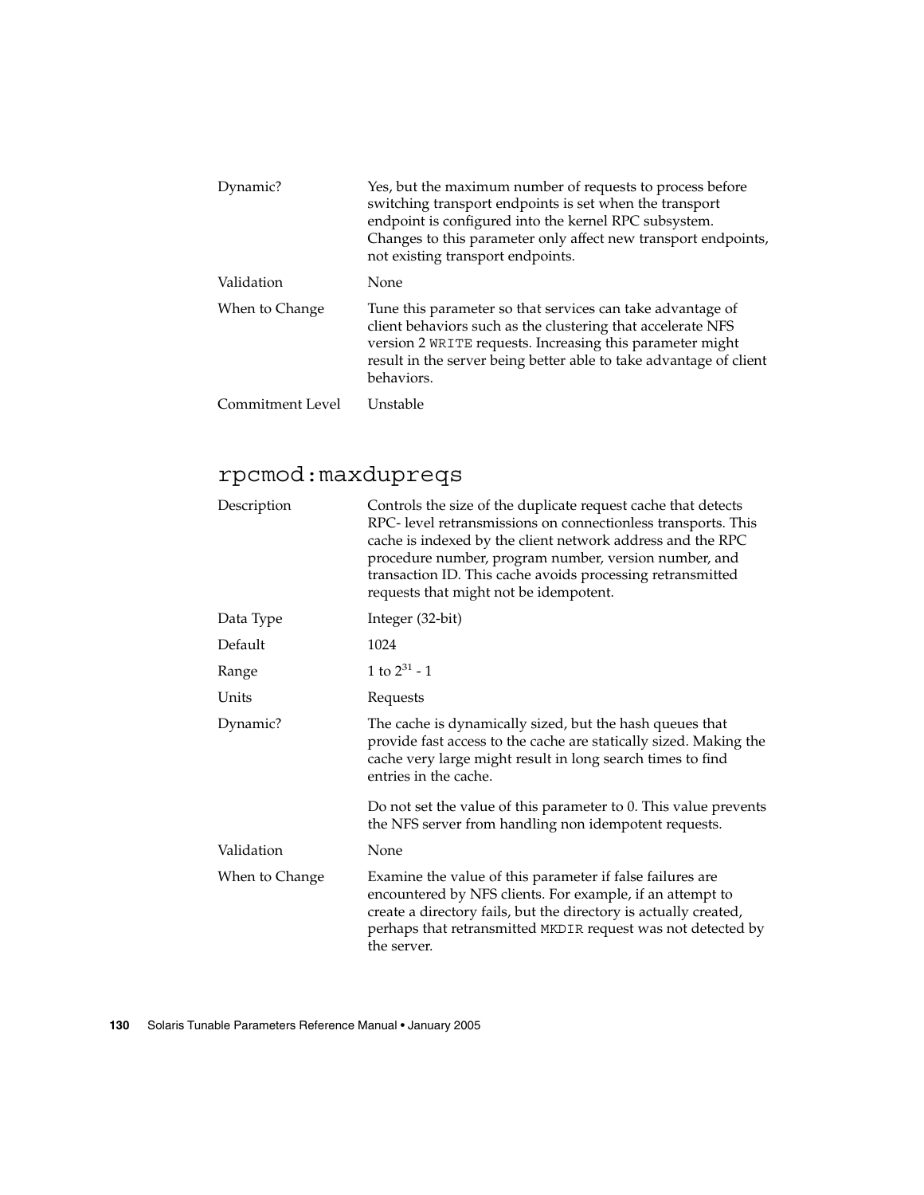| | |
|---|---|
| Dynamic? | Yes, but the maximum number of requests to process before switching transport endpoints is set when the transport endpoint is configured into the kernel RPC subsystem. Changes to this parameter only affect new transport endpoints, not existing transport endpoints. |
| Validation | None |
| When to Change | Tune this parameter so that services can take advantage of client behaviors such as the clustering that accelerate NFS version 2 `WRITE` requests. Increasing this parameter might result in the server being better able to take advantage of client behaviors. |
| Commitment Level | Unstable |

## rpcmod:maxdupreqs

| | |
|---|---|
| Description | Controls the size of the duplicate request cache that detects RPC- level retransmissions on connectionless transports. This cache is indexed by the client network address and the RPC procedure number, program number, version number, and transaction ID. This cache avoids processing retransmitted requests that might not be idempotent. |
| Data Type | Integer (32-bit) |
| Default | 1024 |
| Range | 1 to $2^{31}$ - 1 |
| Units | Requests |
| Dynamic? | The cache is dynamically sized, but the hash queues that provide fast access to the cache are statically sized. Making the cache very large might result in long search times to find entries in the cache.<br><br>Do not set the value of this parameter to 0. This value prevents the NFS server from handling non idempotent requests. |
| Validation | None |
| When to Change | Examine the value of this parameter if false failures are encountered by NFS clients. For example, if an attempt to create a directory fails, but the directory is actually created, perhaps that retransmitted `MKDIR` request was not detected by the server. |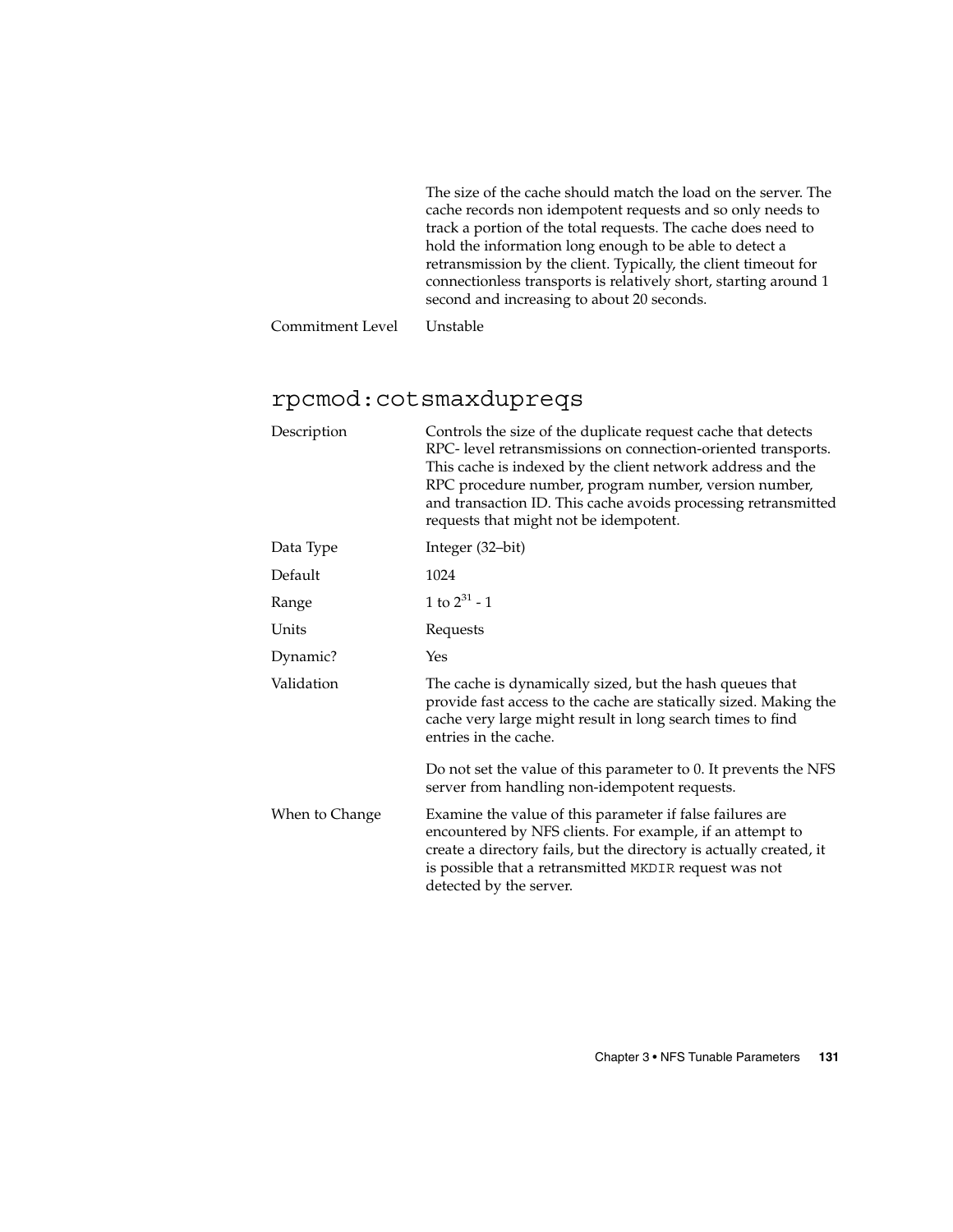The size of the cache should match the load on the server. The cache records non idempotent requests and so only needs to track a portion of the total requests. The cache does need to hold the information long enough to be able to detect a retransmission by the client. Typically, the client timeout for connectionless transports is relatively short, starting around 1 second and increasing to about 20 seconds.

| | |
|---|---|
| Commitment Level | Unstable |

## rpcmod:cotsmaxdupreqs

| | |
|---|---|
| Description | Controls the size of the duplicate request cache that detects RPC- level retransmissions on connection-oriented transports. This cache is indexed by the client network address and the RPC procedure number, program number, version number, and transaction ID. This cache avoids processing retransmitted requests that might not be idempotent. |
| Data Type | Integer (32–bit) |
| Default | 1024 |
| Range | 1 to $2^{31}$ - 1 |
| Units | Requests |
| Dynamic? | Yes |
| Validation | The cache is dynamically sized, but the hash queues that provide fast access to the cache are statically sized. Making the cache very large might result in long search times to find entries in the cache.<br><br>Do not set the value of this parameter to 0. It prevents the NFS server from handling non-idempotent requests. |
| When to Change | Examine the value of this parameter if false failures are encountered by NFS clients. For example, if an attempt to create a directory fails, but the directory is actually created, it is possible that a retransmitted `MKDIR` request was not detected by the server. |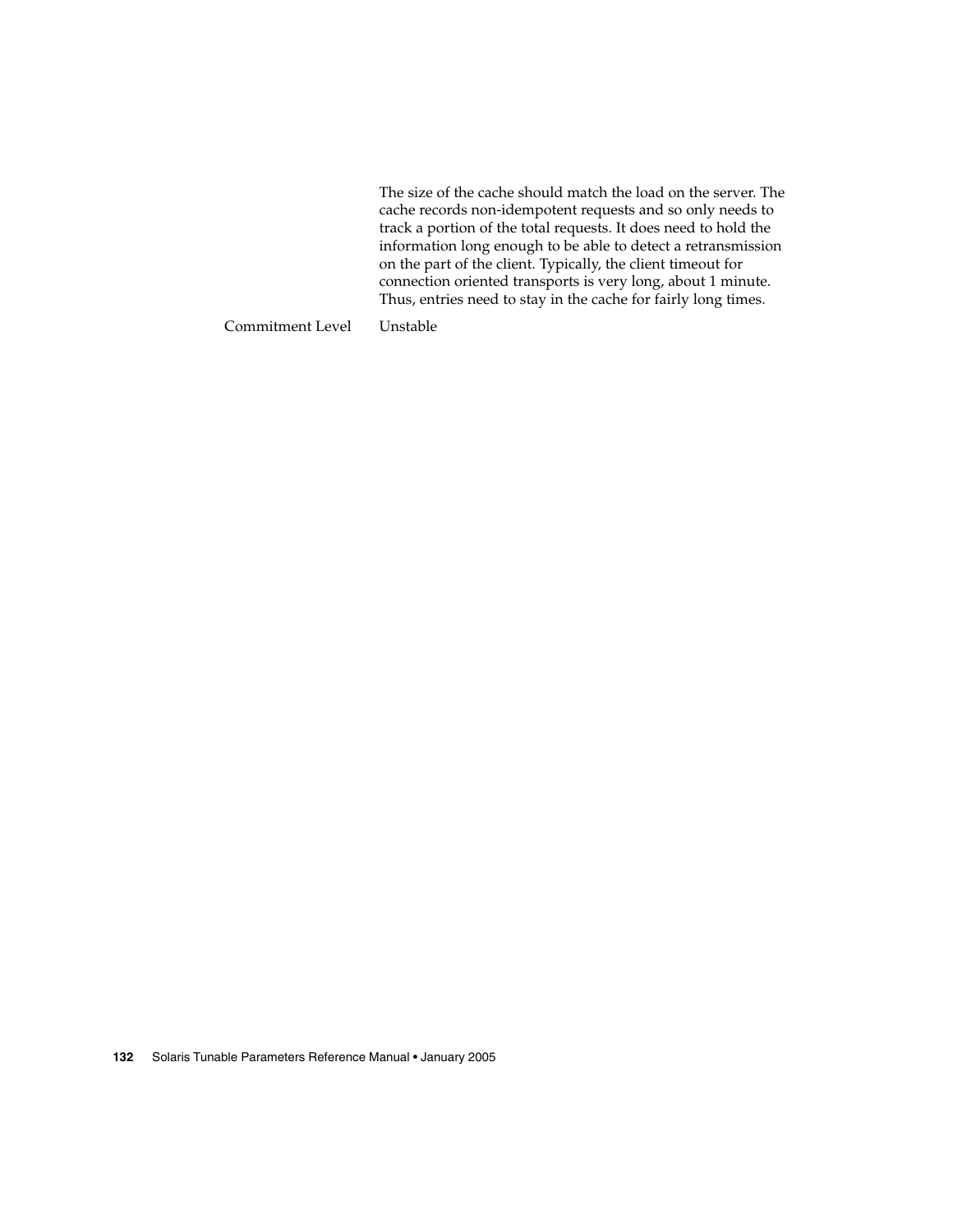The size of the cache should match the load on the server. The cache records non-idempotent requests and so only needs to track a portion of the total requests. It does need to hold the information long enough to be able to detect a retransmission on the part of the client. Typically, the client timeout for connection oriented transports is very long, about 1 minute. Thus, entries need to stay in the cache for fairly long times.

| | |
|---|---|
| Commitment Level | Unstable |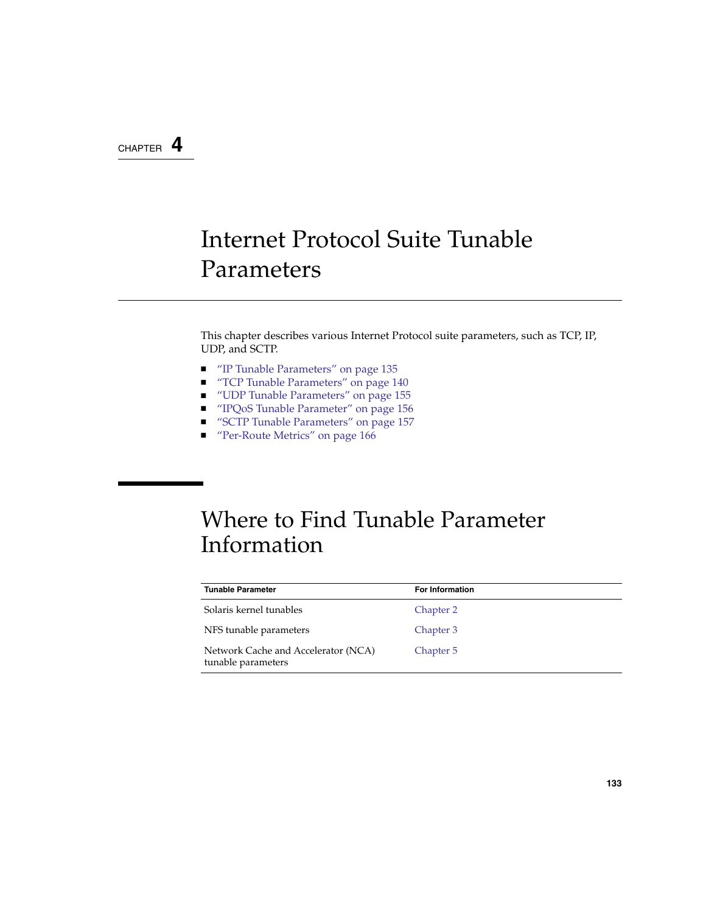CHAPTER 4

# Internet Protocol Suite Tunable Parameters

This chapter describes various Internet Protocol suite parameters, such as TCP, IP, UDP, and SCTP.

- "IP Tunable Parameters" on page 135
- "TCP Tunable Parameters" on page 140
- "UDP Tunable Parameters" on page 155
- "IPQoS Tunable Parameter" on page 156
- "SCTP Tunable Parameters" on page 157
- "Per-Route Metrics" on page 166

## Where to Find Tunable Parameter Information

| Tunable Parameter | For Information |
| --- | --- |
| Solaris kernel tunables | Chapter 2 |
| NFS tunable parameters | Chapter 3 |
| Network Cache and Accelerator (NCA) tunable parameters | Chapter 5 |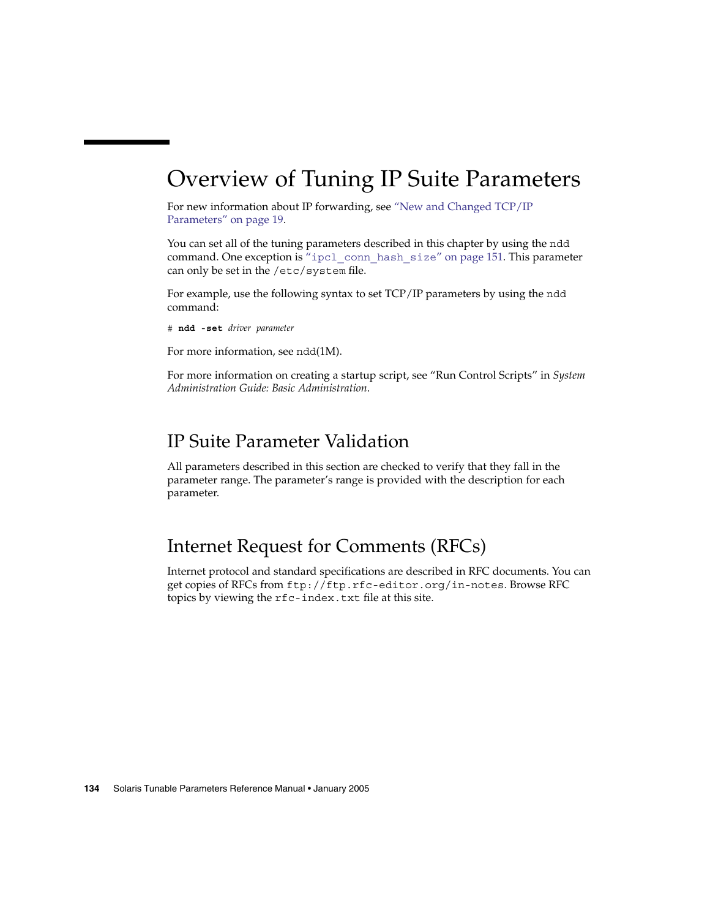# Overview of Tuning IP Suite Parameters

For new information about IP forwarding, see "New and Changed TCP/IP Parameters" on page 19.

You can set all of the tuning parameters described in this chapter by using the `ndd` command. One exception is "`ipcl_conn_hash_size`" on page 151. This parameter can only be set in the `/etc/system` file.

For example, use the following syntax to set TCP/IP parameters by using the `ndd` command:

```
# ndd -set driver parameter
```

For more information, see `ndd`(1M).

For more information on creating a startup script, see "Run Control Scripts" in *System Administration Guide: Basic Administration*.

## IP Suite Parameter Validation

All parameters described in this section are checked to verify that they fall in the parameter range. The parameter's range is provided with the description for each parameter.

## Internet Request for Comments (RFCs)

Internet protocol and standard specifications are described in RFC documents. You can get copies of RFCs from `ftp://ftp.rfc-editor.org/in-notes`. Browse RFC topics by viewing the `rfc-index.txt` file at this site.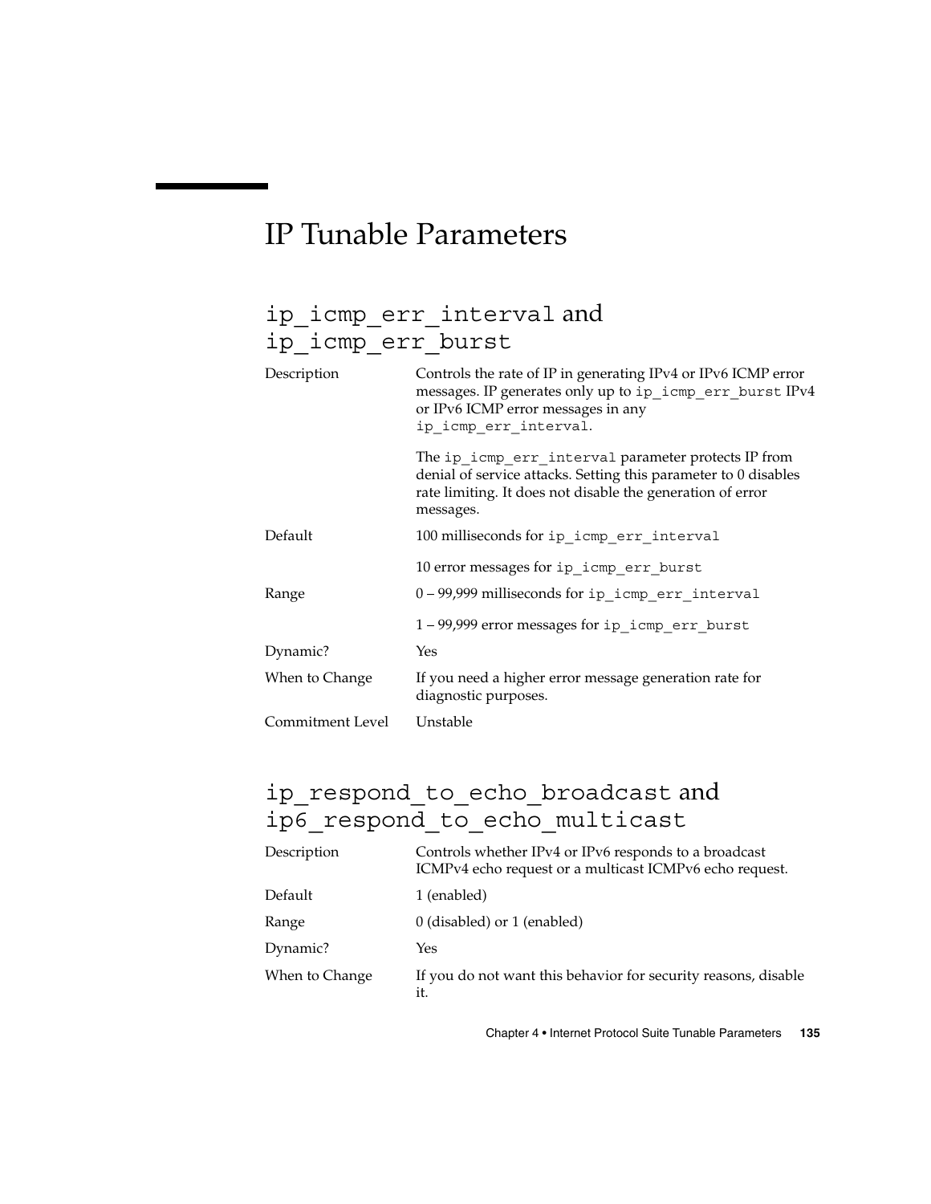# IP Tunable Parameters

## `ip_icmp_err_interval` and `ip_icmp_err_burst`

| | |
|---|---|
| Description | Controls the rate of IP in generating IPv4 or IPv6 ICMP error messages. IP generates only up to `ip_icmp_err_burst` IPv4 or IPv6 ICMP error messages in any `ip_icmp_err_interval`.<br><br>The `ip_icmp_err_interval` parameter protects IP from denial of service attacks. Setting this parameter to 0 disables rate limiting. It does not disable the generation of error messages. |
| Default | 100 milliseconds for `ip_icmp_err_interval`<br><br>10 error messages for `ip_icmp_err_burst` |
| Range | 0 – 99,999 milliseconds for `ip_icmp_err_interval`<br><br>1 – 99,999 error messages for `ip_icmp_err_burst` |
| Dynamic? | Yes |
| When to Change | If you need a higher error message generation rate for diagnostic purposes. |
| Commitment Level | Unstable |

## `ip_respond_to_echo_broadcast` and `ip6_respond_to_echo_multicast`

| | |
|---|---|
| Description | Controls whether IPv4 or IPv6 responds to a broadcast ICMPv4 echo request or a multicast ICMPv6 echo request. |
| Default | 1 (enabled) |
| Range | 0 (disabled) or 1 (enabled) |
| Dynamic? | Yes |
| When to Change | If you do not want this behavior for security reasons, disable it. |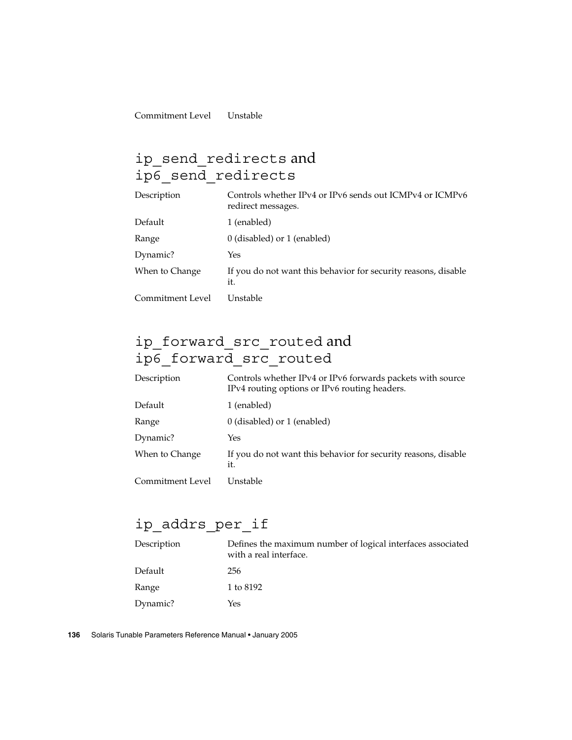| | |
|---|---|
| Commitment Level | Unstable |

## ip_send_redirects and ip6_send_redirects

| | |
|---|---|
| Description | Controls whether IPv4 or IPv6 sends out ICMPv4 or ICMPv6 redirect messages. |
| Default | 1 (enabled) |
| Range | 0 (disabled) or 1 (enabled) |
| Dynamic? | Yes |
| When to Change | If you do not want this behavior for security reasons, disable it. |
| Commitment Level | Unstable |

## ip_forward_src_routed and ip6_forward_src_routed

| | |
|---|---|
| Description | Controls whether IPv4 or IPv6 forwards packets with source IPv4 routing options or IPv6 routing headers. |
| Default | 1 (enabled) |
| Range | 0 (disabled) or 1 (enabled) |
| Dynamic? | Yes |
| When to Change | If you do not want this behavior for security reasons, disable it. |
| Commitment Level | Unstable |

## ip_addrs_per_if

| | |
|---|---|
| Description | Defines the maximum number of logical interfaces associated with a real interface. |
| Default | 256 |
| Range | 1 to 8192 |
| Dynamic? | Yes |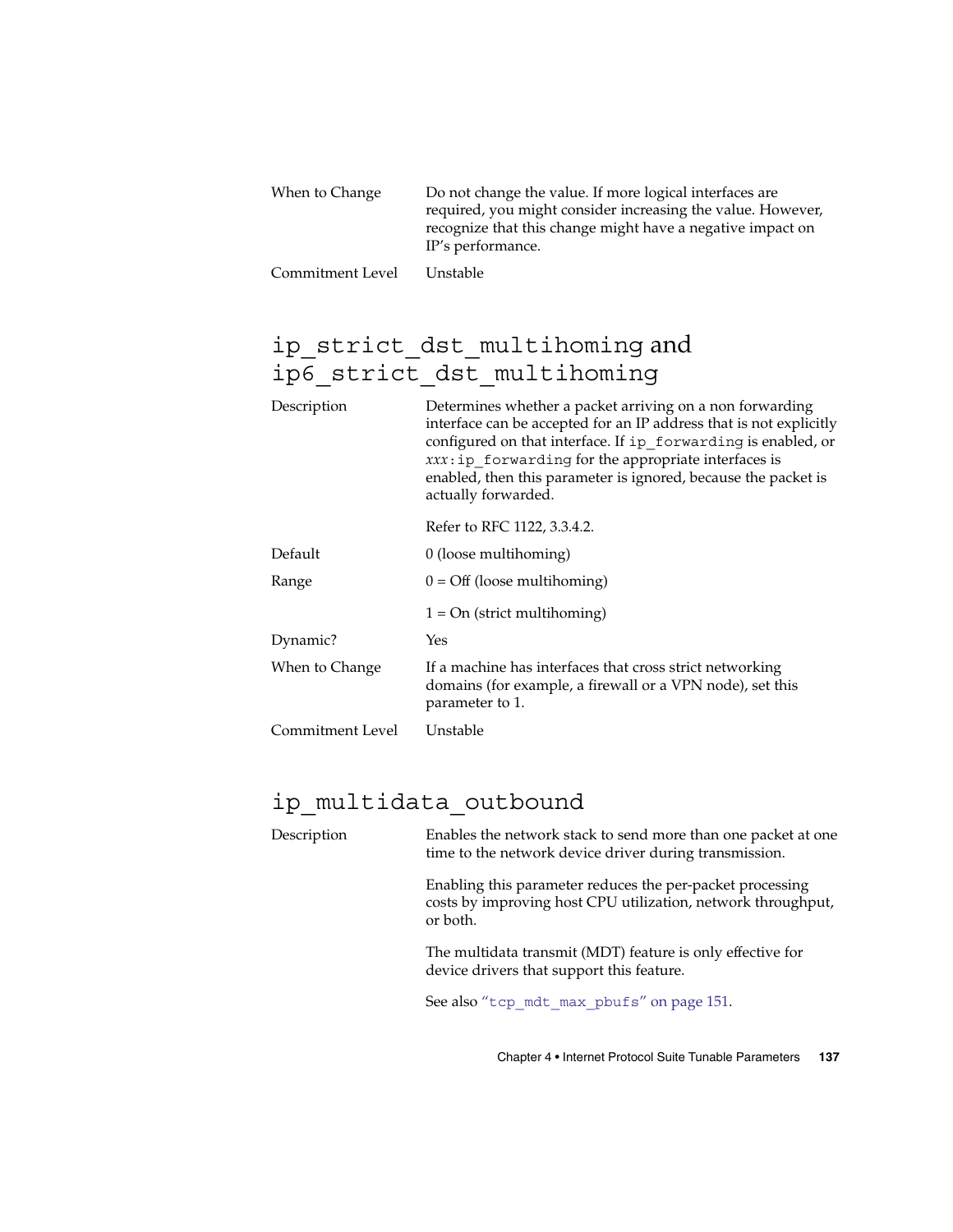| | |
|---|---|
| When to Change | Do not change the value. If more logical interfaces are required, you might consider increasing the value. However, recognize that this change might have a negative impact on IP's performance. |
| Commitment Level | Unstable |

## `ip_strict_dst_multihoming` and `ip6_strict_dst_multihoming`

| | |
|---|---|
| Description | Determines whether a packet arriving on a non forwarding interface can be accepted for an IP address that is not explicitly configured on that interface. If `ip_forwarding` is enabled, or *xxx*`:ip_forwarding` for the appropriate interfaces is enabled, then this parameter is ignored, because the packet is actually forwarded.<br><br>Refer to RFC 1122, 3.3.4.2. |
| Default | 0 (loose multihoming) |
| Range | 0 = Off (loose multihoming)<br><br>1 = On (strict multihoming) |
| Dynamic? | Yes |
| When to Change | If a machine has interfaces that cross strict networking domains (for example, a firewall or a VPN node), set this parameter to 1. |
| Commitment Level | Unstable |

## `ip_multidata_outbound`

| | |
|---|---|
| Description | Enables the network stack to send more than one packet at one time to the network device driver during transmission.<br><br>Enabling this parameter reduces the per-packet processing costs by improving host CPU utilization, network throughput, or both.<br><br>The multidata transmit (MDT) feature is only effective for device drivers that support this feature.<br><br>See also "`tcp_mdt_max_pbufs`" on page 151. |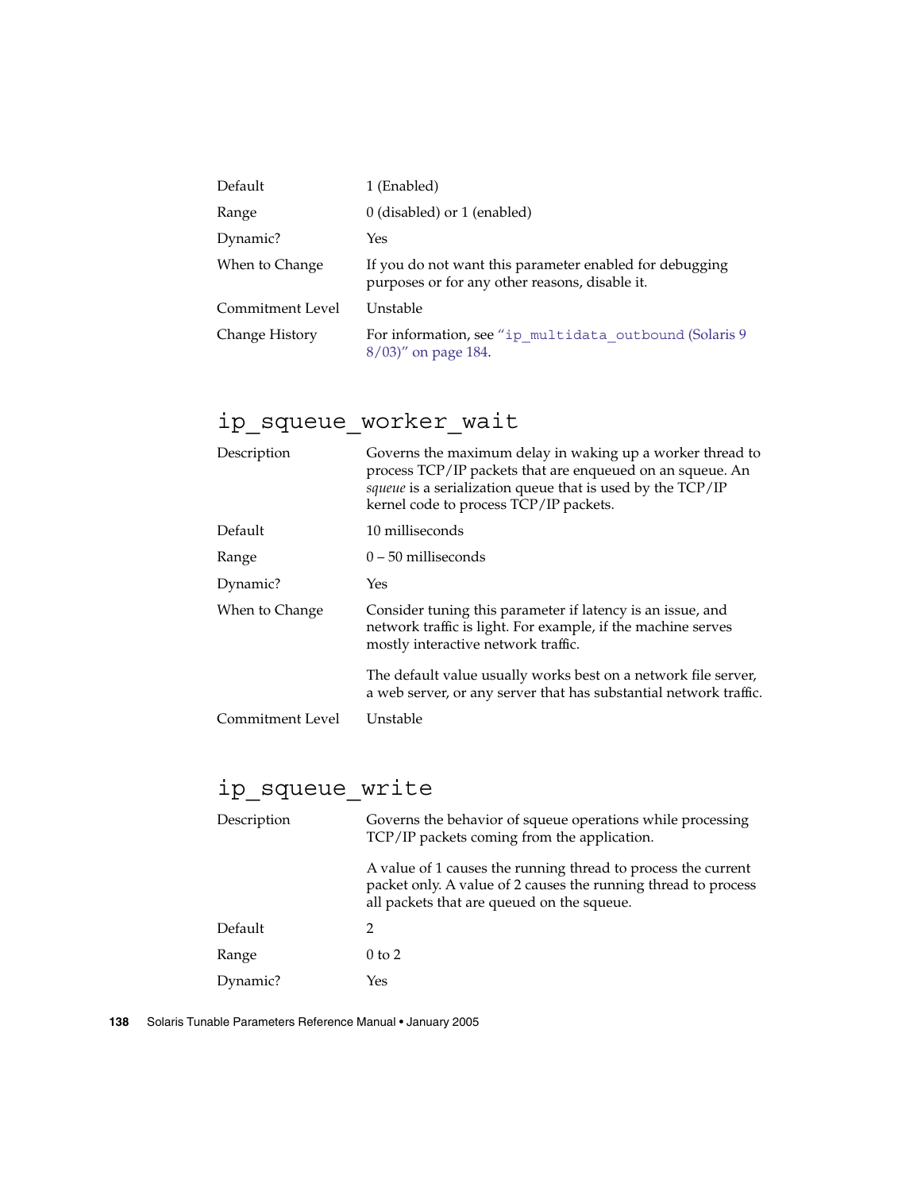| | |
|---|---|
| Default | 1 (Enabled) |
| Range | 0 (disabled) or 1 (enabled) |
| Dynamic? | Yes |
| When to Change | If you do not want this parameter enabled for debugging purposes or for any other reasons, disable it. |
| Commitment Level | Unstable |
| Change History | For information, see "`ip_multidata_outbound` (Solaris 9 8/03)" on page 184. |

## `ip_squeue_worker_wait`

| | |
|---|---|
| Description | Governs the maximum delay in waking up a worker thread to process TCP/IP packets that are enqueued on an squeue. An *squeue* is a serialization queue that is used by the TCP/IP kernel code to process TCP/IP packets. |
| Default | 10 milliseconds |
| Range | 0 – 50 milliseconds |
| Dynamic? | Yes |
| When to Change | Consider tuning this parameter if latency is an issue, and network traffic is light. For example, if the machine serves mostly interactive network traffic.<br><br>The default value usually works best on a network file server, a web server, or any server that has substantial network traffic. |
| Commitment Level | Unstable |

## `ip_squeue_write`

| | |
|---|---|
| Description | Governs the behavior of squeue operations while processing TCP/IP packets coming from the application.<br><br>A value of 1 causes the running thread to process the current packet only. A value of 2 causes the running thread to process all packets that are queued on the squeue. |
| Default | 2 |
| Range | 0 to 2 |
| Dynamic? | Yes |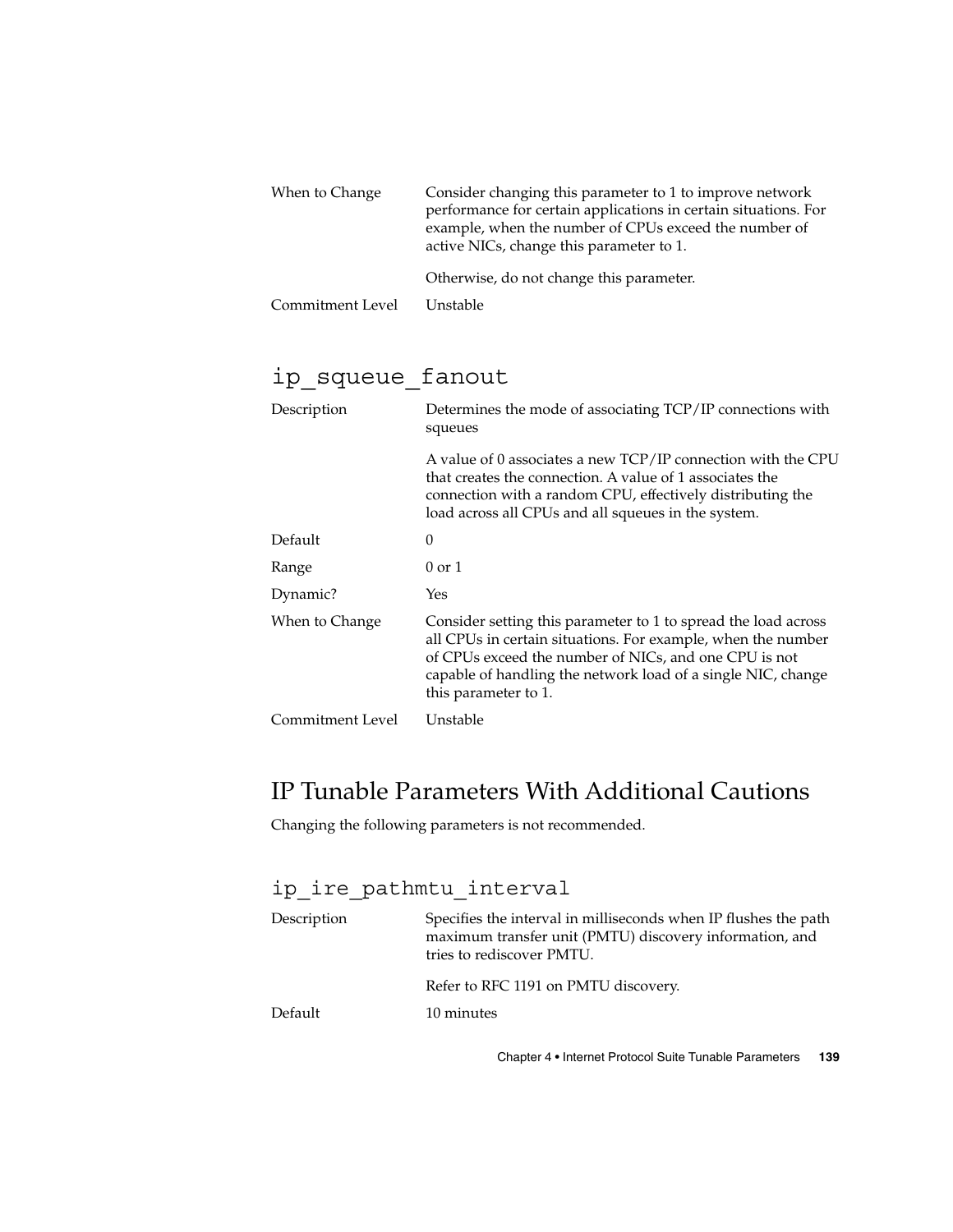| | |
|---|---|
| When to Change | Consider changing this parameter to 1 to improve network performance for certain applications in certain situations. For example, when the number of CPUs exceed the number of active NICs, change this parameter to 1.<br><br>Otherwise, do not change this parameter. |
| Commitment Level | Unstable |

### ip_squeue_fanout

| | |
|---|---|
| Description | Determines the mode of associating TCP/IP connections with squeues<br><br>A value of 0 associates a new TCP/IP connection with the CPU that creates the connection. A value of 1 associates the connection with a random CPU, effectively distributing the load across all CPUs and all squeues in the system. |
| Default | 0 |
| Range | 0 or 1 |
| Dynamic? | Yes |
| When to Change | Consider setting this parameter to 1 to spread the load across all CPUs in certain situations. For example, when the number of CPUs exceed the number of NICs, and one CPU is not capable of handling the network load of a single NIC, change this parameter to 1. |
| Commitment Level | Unstable |

## IP Tunable Parameters With Additional Cautions

Changing the following parameters is not recommended.

### ip_ire_pathmtu_interval

| | |
|---|---|
| Description | Specifies the interval in milliseconds when IP flushes the path maximum transfer unit (PMTU) discovery information, and tries to rediscover PMTU.<br><br>Refer to RFC 1191 on PMTU discovery. |
| Default | 10 minutes |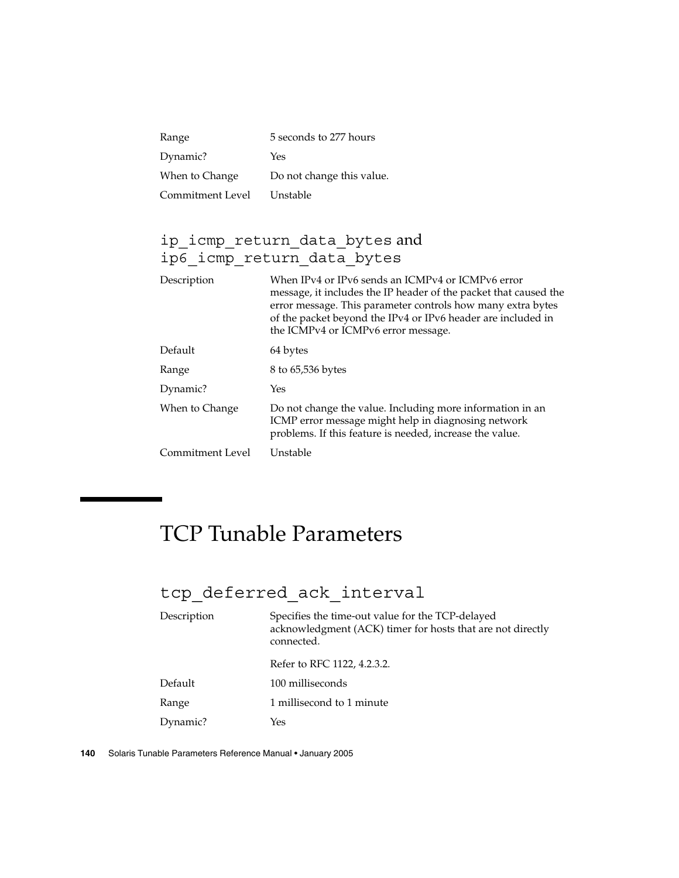| | |
|---|---|
| Range | 5 seconds to 277 hours |
| Dynamic? | Yes |
| When to Change | Do not change this value. |
| Commitment Level | Unstable |

### ip_icmp_return_data_bytes and ip6_icmp_return_data_bytes

| | |
|---|---|
| Description | When IPv4 or IPv6 sends an ICMPv4 or ICMPv6 error message, it includes the IP header of the packet that caused the error message. This parameter controls how many extra bytes of the packet beyond the IPv4 or IPv6 header are included in the ICMPv4 or ICMPv6 error message. |
| Default | 64 bytes |
| Range | 8 to 65,536 bytes |
| Dynamic? | Yes |
| When to Change | Do not change the value. Including more information in an ICMP error message might help in diagnosing network problems. If this feature is needed, increase the value. |
| Commitment Level | Unstable |

## TCP Tunable Parameters

### tcp_deferred_ack_interval

| | |
|---|---|
| Description | Specifies the time-out value for the TCP-delayed acknowledgment (ACK) timer for hosts that are not directly connected.<br><br>Refer to RFC 1122, 4.2.3.2. |
| Default | 100 milliseconds |
| Range | 1 millisecond to 1 minute |
| Dynamic? | Yes |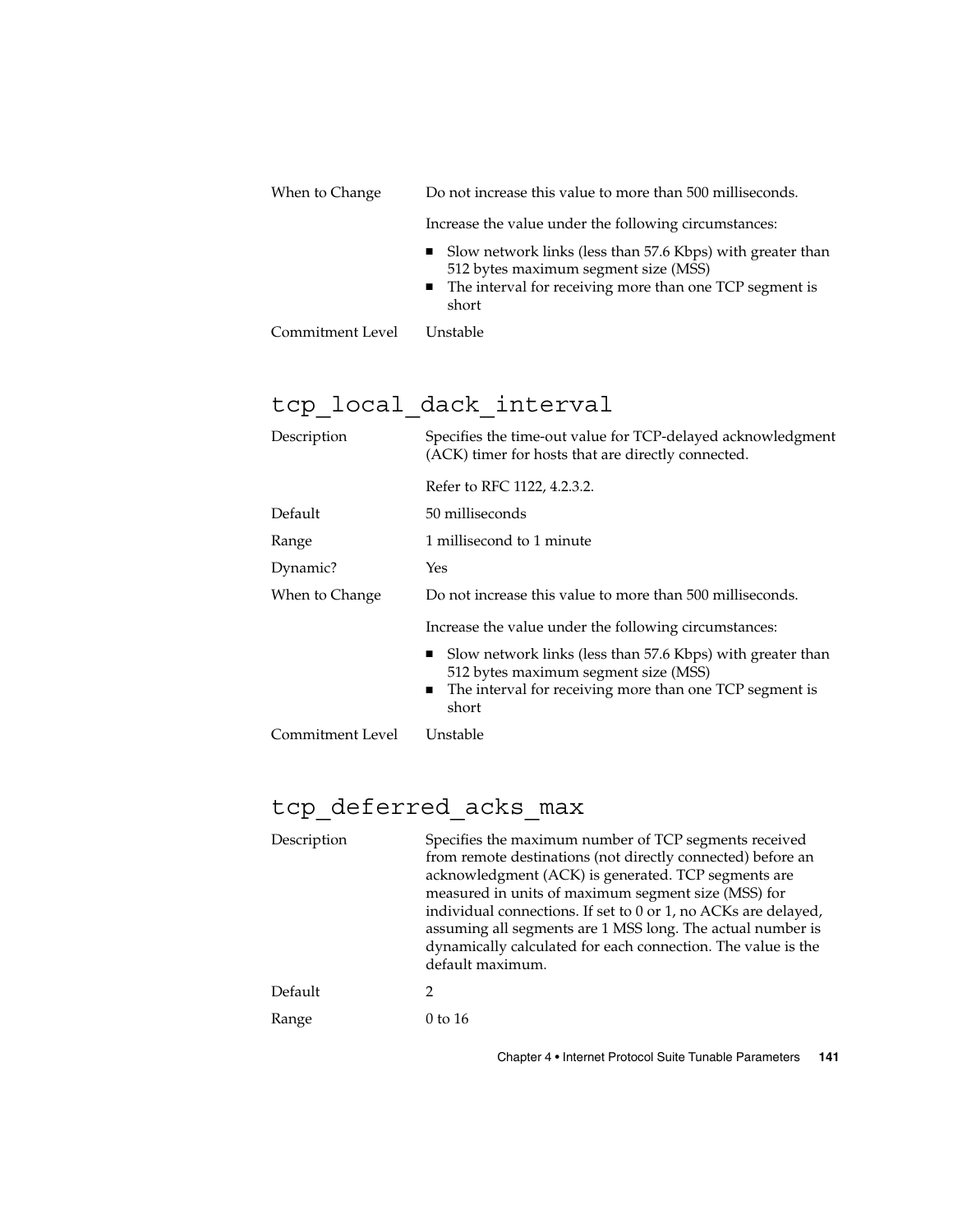| | |
|---|---|
| When to Change | Do not increase this value to more than 500 milliseconds. |
| | Increase the value under the following circumstances: |
| | ■ Slow network links (less than 57.6 Kbps) with greater than 512 bytes maximum segment size (MSS) |
| | ■ The interval for receiving more than one TCP segment is short |
| Commitment Level | Unstable |

## tcp_local_dack_interval

| | |
|---|---|
| Description | Specifies the time-out value for TCP-delayed acknowledgment (ACK) timer for hosts that are directly connected. |
| | Refer to RFC 1122, 4.2.3.2. |
| Default | 50 milliseconds |
| Range | 1 millisecond to 1 minute |
| Dynamic? | Yes |
| When to Change | Do not increase this value to more than 500 milliseconds. |
| | Increase the value under the following circumstances: |
| | ■ Slow network links (less than 57.6 Kbps) with greater than 512 bytes maximum segment size (MSS) |
| | ■ The interval for receiving more than one TCP segment is short |
| Commitment Level | Unstable |

## tcp_deferred_acks_max

| | |
|---|---|
| Description | Specifies the maximum number of TCP segments received from remote destinations (not directly connected) before an acknowledgment (ACK) is generated. TCP segments are measured in units of maximum segment size (MSS) for individual connections. If set to 0 or 1, no ACKs are delayed, assuming all segments are 1 MSS long. The actual number is dynamically calculated for each connection. The value is the default maximum. |
| Default | 2 |
| Range | 0 to 16 |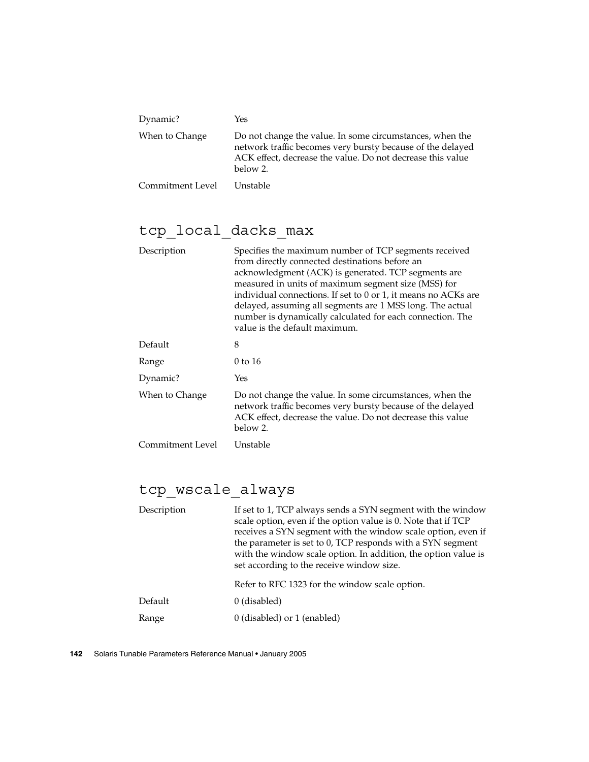| | |
|---|---|
| Dynamic? | Yes |
| When to Change | Do not change the value. In some circumstances, when the network traffic becomes very bursty because of the delayed ACK effect, decrease the value. Do not decrease this value below 2. |
| Commitment Level | Unstable |

## tcp_local_dacks_max

| | |
|---|---|
| Description | Specifies the maximum number of TCP segments received from directly connected destinations before an acknowledgment (ACK) is generated. TCP segments are measured in units of maximum segment size (MSS) for individual connections. If set to 0 or 1, it means no ACKs are delayed, assuming all segments are 1 MSS long. The actual number is dynamically calculated for each connection. The value is the default maximum. |
| Default | 8 |
| Range | 0 to 16 |
| Dynamic? | Yes |
| When to Change | Do not change the value. In some circumstances, when the network traffic becomes very bursty because of the delayed ACK effect, decrease the value. Do not decrease this value below 2. |
| Commitment Level | Unstable |

## tcp_wscale_always

| | |
|---|---|
| Description | If set to 1, TCP always sends a SYN segment with the window scale option, even if the option value is 0. Note that if TCP receives a SYN segment with the window scale option, even if the parameter is set to 0, TCP responds with a SYN segment with the window scale option. In addition, the option value is set according to the receive window size.<br><br>Refer to RFC 1323 for the window scale option. |
| Default | 0 (disabled) |
| Range | 0 (disabled) or 1 (enabled) |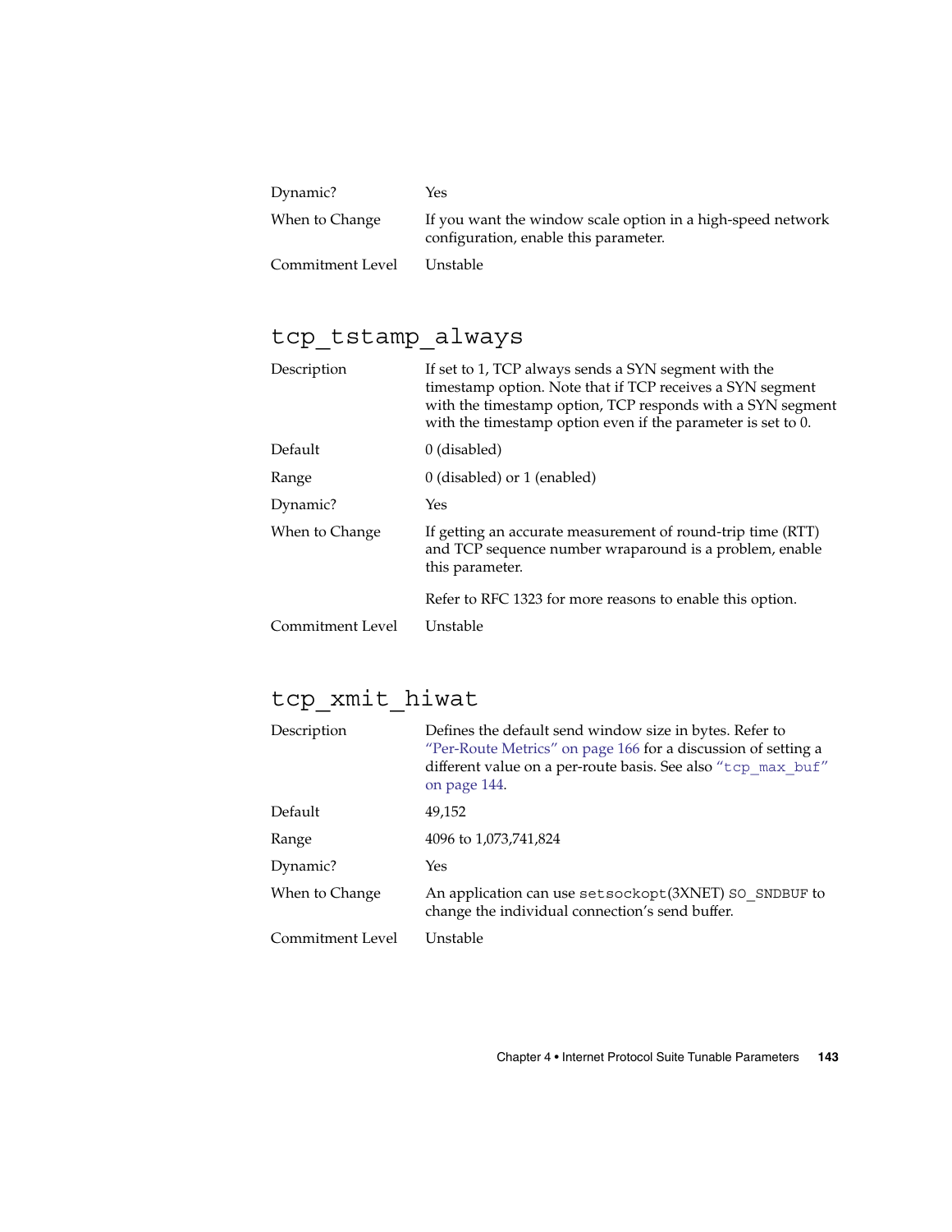| | |
|---|---|
| Dynamic? | Yes |
| When to Change | If you want the window scale option in a high-speed network configuration, enable this parameter. |
| Commitment Level | Unstable |

## tcp_tstamp_always

| | |
|---|---|
| Description | If set to 1, TCP always sends a SYN segment with the timestamp option. Note that if TCP receives a SYN segment with the timestamp option, TCP responds with a SYN segment with the timestamp option even if the parameter is set to 0. |
| Default | 0 (disabled) |
| Range | 0 (disabled) or 1 (enabled) |
| Dynamic? | Yes |
| When to Change | If getting an accurate measurement of round-trip time (RTT) and TCP sequence number wraparound is a problem, enable this parameter.<br><br>Refer to RFC 1323 for more reasons to enable this option. |
| Commitment Level | Unstable |

## tcp_xmit_hiwat

| | |
|---|---|
| Description | Defines the default send window size in bytes. Refer to "Per-Route Metrics" on page 166 for a discussion of setting a different value on a per-route basis. See also "`tcp_max_buf`" on page 144. |
| Default | 49,152 |
| Range | 4096 to 1,073,741,824 |
| Dynamic? | Yes |
| When to Change | An application can use `setsockopt`(3XNET) `SO_SNDBUF` to change the individual connection's send buffer. |
| Commitment Level | Unstable |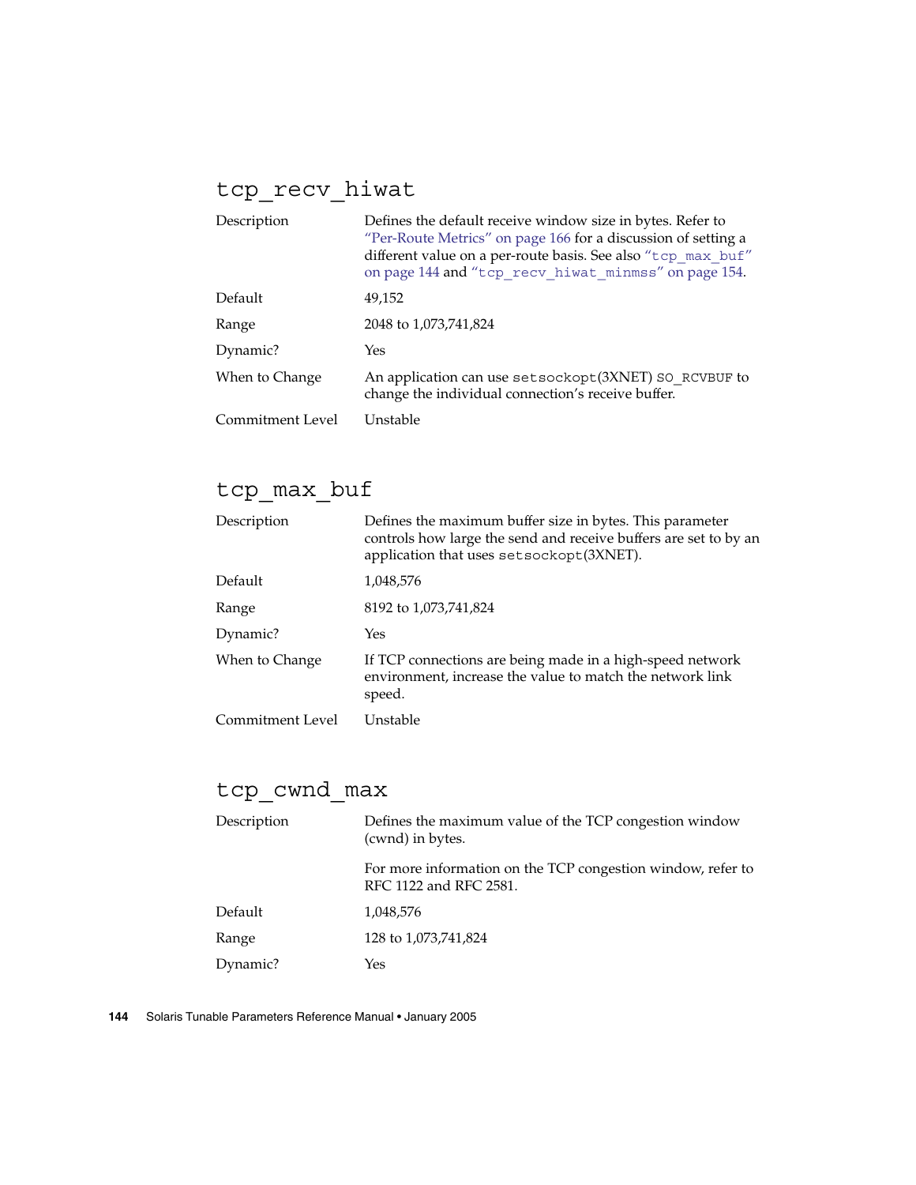## tcp_recv_hiwat

| | |
|---|---|
| Description | Defines the default receive window size in bytes. Refer to "Per-Route Metrics" on page 166 for a discussion of setting a different value on a per-route basis. See also "tcp_max_buf" on page 144 and "tcp_recv_hiwat_minmss" on page 154. |
| Default | 49,152 |
| Range | 2048 to 1,073,741,824 |
| Dynamic? | Yes |
| When to Change | An application can use `setsockopt`(3XNET) `SO_RCVBUF` to change the individual connection's receive buffer. |
| Commitment Level | Unstable |

## tcp_max_buf

| | |
|---|---|
| Description | Defines the maximum buffer size in bytes. This parameter controls how large the send and receive buffers are set to by an application that uses `setsockopt`(3XNET). |
| Default | 1,048,576 |
| Range | 8192 to 1,073,741,824 |
| Dynamic? | Yes |
| When to Change | If TCP connections are being made in a high-speed network environment, increase the value to match the network link speed. |
| Commitment Level | Unstable |

## tcp_cwnd_max

| | |
|---|---|
| Description | Defines the maximum value of the TCP congestion window (cwnd) in bytes.<br><br>For more information on the TCP congestion window, refer to RFC 1122 and RFC 2581. |
| Default | 1,048,576 |
| Range | 128 to 1,073,741,824 |
| Dynamic? | Yes |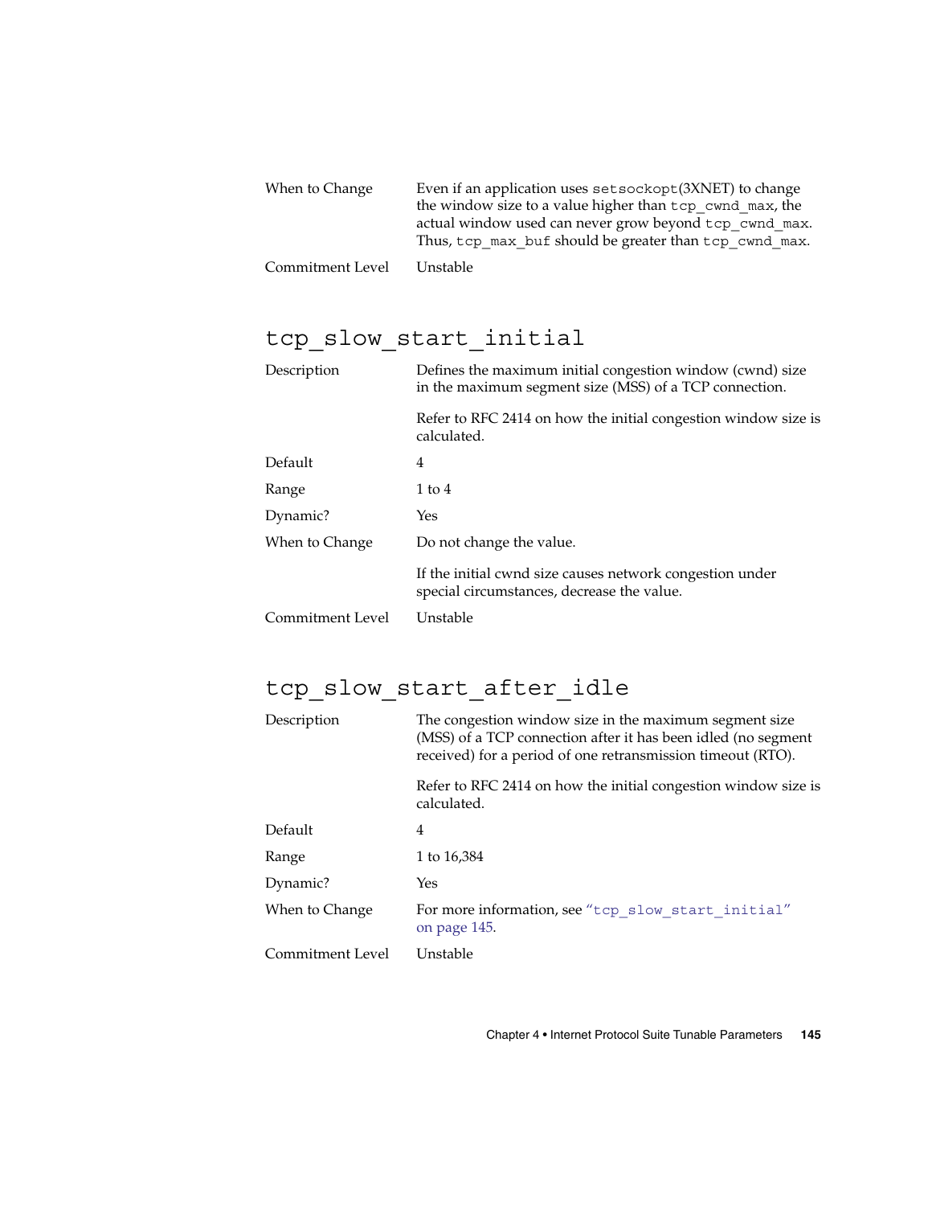| | |
|---|---|
| When to Change | Even if an application uses setsockopt(3XNET) to change the window size to a value higher than tcp_cwnd_max, the actual window used can never grow beyond tcp_cwnd_max. Thus, tcp_max_buf should be greater than tcp_cwnd_max. |
| Commitment Level | Unstable |

## tcp_slow_start_initial

| | |
|---|---|
| Description | Defines the maximum initial congestion window (cwnd) size in the maximum segment size (MSS) of a TCP connection.<br><br>Refer to RFC 2414 on how the initial congestion window size is calculated. |
| Default | 4 |
| Range | 1 to 4 |
| Dynamic? | Yes |
| When to Change | Do not change the value.<br><br>If the initial cwnd size causes network congestion under special circumstances, decrease the value. |
| Commitment Level | Unstable |

## tcp_slow_start_after_idle

| | |
|---|---|
| Description | The congestion window size in the maximum segment size (MSS) of a TCP connection after it has been idled (no segment received) for a period of one retransmission timeout (RTO).<br><br>Refer to RFC 2414 on how the initial congestion window size is calculated. |
| Default | 4 |
| Range | 1 to 16,384 |
| Dynamic? | Yes |
| When to Change | For more information, see "tcp_slow_start_initial" on page 145. |
| Commitment Level | Unstable |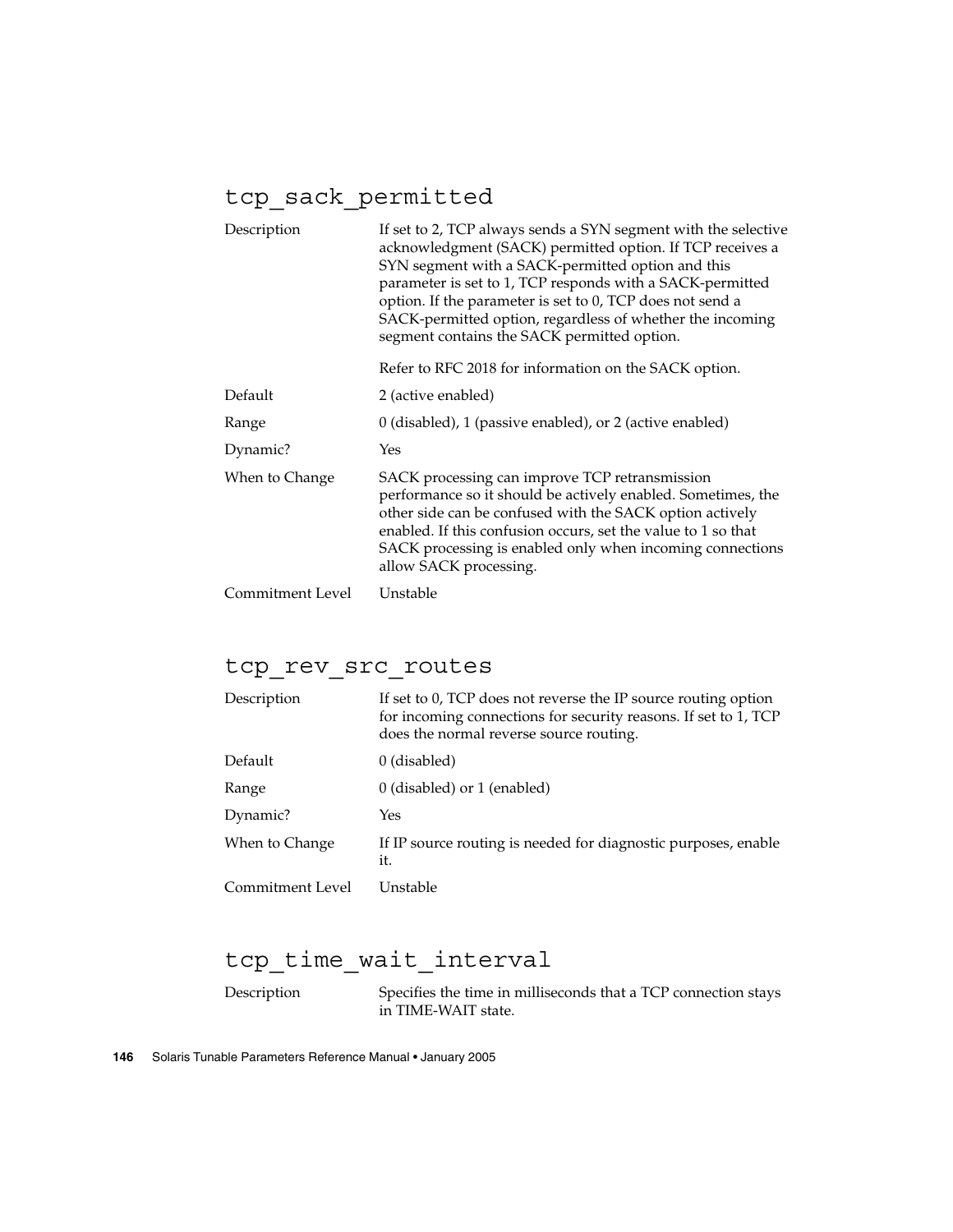## tcp_sack_permitted

| | |
|---|---|
| Description | If set to 2, TCP always sends a SYN segment with the selective acknowledgment (SACK) permitted option. If TCP receives a SYN segment with a SACK-permitted option and this parameter is set to 1, TCP responds with a SACK-permitted option. If the parameter is set to 0, TCP does not send a SACK-permitted option, regardless of whether the incoming segment contains the SACK permitted option.<br><br>Refer to RFC 2018 for information on the SACK option. |
| Default | 2 (active enabled) |
| Range | 0 (disabled), 1 (passive enabled), or 2 (active enabled) |
| Dynamic? | Yes |
| When to Change | SACK processing can improve TCP retransmission performance so it should be actively enabled. Sometimes, the other side can be confused with the SACK option actively enabled. If this confusion occurs, set the value to 1 so that SACK processing is enabled only when incoming connections allow SACK processing. |
| Commitment Level | Unstable |

## tcp_rev_src_routes

| | |
|---|---|
| Description | If set to 0, TCP does not reverse the IP source routing option for incoming connections for security reasons. If set to 1, TCP does the normal reverse source routing. |
| Default | 0 (disabled) |
| Range | 0 (disabled) or 1 (enabled) |
| Dynamic? | Yes |
| When to Change | If IP source routing is needed for diagnostic purposes, enable it. |
| Commitment Level | Unstable |

## tcp_time_wait_interval

| | |
|---|---|
| Description | Specifies the time in milliseconds that a TCP connection stays in TIME-WAIT state. |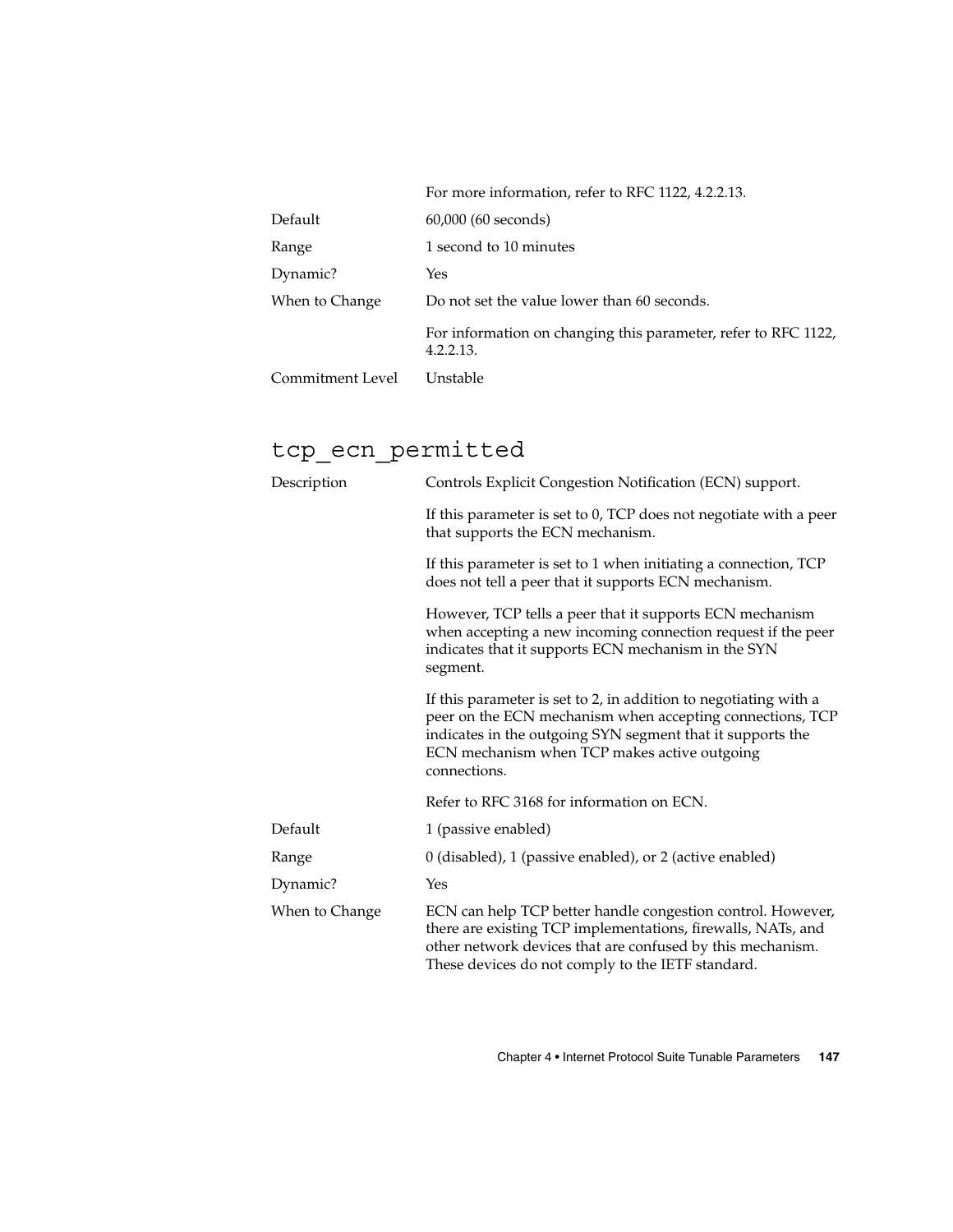| | |
|---|---|
| | For more information, refer to RFC 1122, 4.2.2.13. |
| Default | 60,000 (60 seconds) |
| Range | 1 second to 10 minutes |
| Dynamic? | Yes |
| When to Change | Do not set the value lower than 60 seconds. |
| | For information on changing this parameter, refer to RFC 1122, 4.2.2.13. |
| Commitment Level | Unstable |

## tcp_ecn_permitted

| | |
|---|---|
| Description | Controls Explicit Congestion Notification (ECN) support. |
| | If this parameter is set to 0, TCP does not negotiate with a peer that supports the ECN mechanism. |
| | If this parameter is set to 1 when initiating a connection, TCP does not tell a peer that it supports ECN mechanism. |
| | However, TCP tells a peer that it supports ECN mechanism when accepting a new incoming connection request if the peer indicates that it supports ECN mechanism in the SYN segment. |
| | If this parameter is set to 2, in addition to negotiating with a peer on the ECN mechanism when accepting connections, TCP indicates in the outgoing SYN segment that it supports the ECN mechanism when TCP makes active outgoing connections. |
| | Refer to RFC 3168 for information on ECN. |
| Default | 1 (passive enabled) |
| Range | 0 (disabled), 1 (passive enabled), or 2 (active enabled) |
| Dynamic? | Yes |
| When to Change | ECN can help TCP better handle congestion control. However, there are existing TCP implementations, firewalls, NATs, and other network devices that are confused by this mechanism. These devices do not comply to the IETF standard. |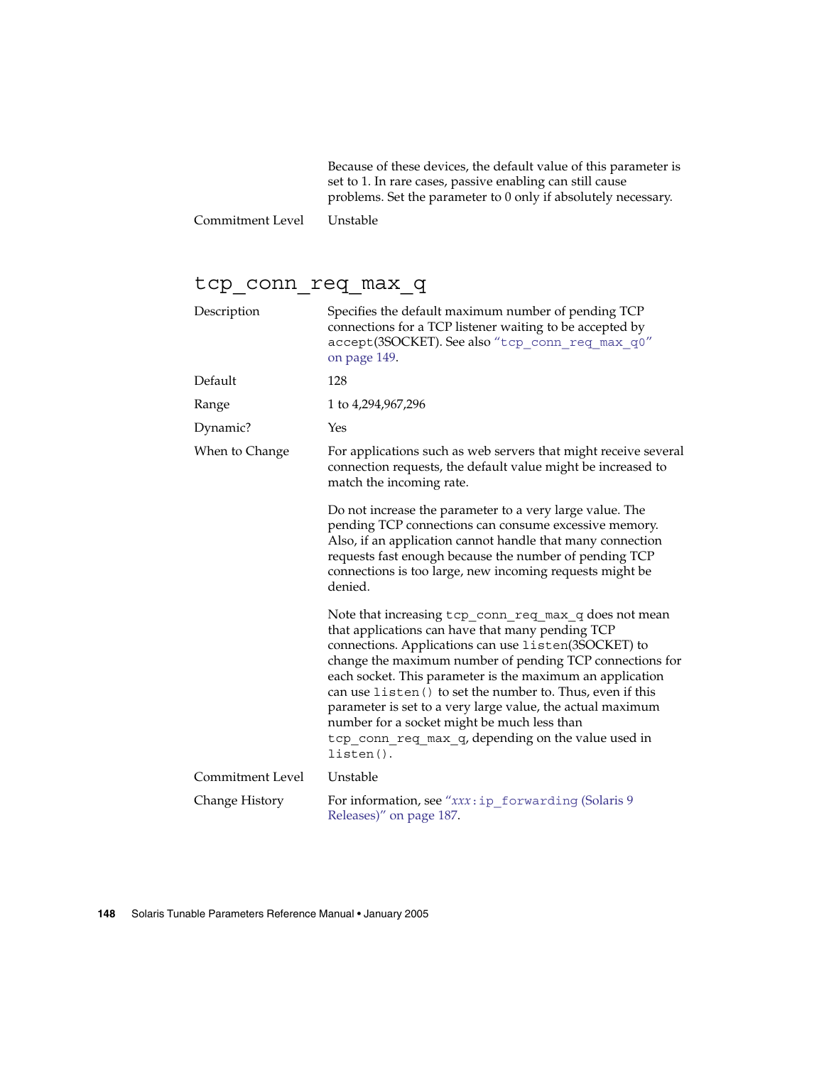Because of these devices, the default value of this parameter is set to 1. In rare cases, passive enabling can still cause problems. Set the parameter to 0 only if absolutely necessary.

| | |
|---|---|
| Commitment Level | Unstable |

## tcp_conn_req_max_q

| | |
|---|---|
| Description | Specifies the default maximum number of pending TCP connections for a TCP listener waiting to be accepted by `accept`(3SOCKET). See also "`tcp_conn_req_max_q0`" on page 149. |
| Default | 128 |
| Range | 1 to 4,294,967,296 |
| Dynamic? | Yes |
| When to Change | For applications such as web servers that might receive several connection requests, the default value might be increased to match the incoming rate.<br><br>Do not increase the parameter to a very large value. The pending TCP connections can consume excessive memory. Also, if an application cannot handle that many connection requests fast enough because the number of pending TCP connections is too large, new incoming requests might be denied.<br><br>Note that increasing `tcp_conn_req_max_q` does not mean that applications can have that many pending TCP connections. Applications can use `listen`(3SOCKET) to change the maximum number of pending TCP connections for each socket. This parameter is the maximum an application can use `listen()` to set the number to. Thus, even if this parameter is set to a very large value, the actual maximum number for a socket might be much less than `tcp_conn_req_max_q`, depending on the value used in `listen()`. |
| Commitment Level | Unstable |
| Change History | For information, see "*xxx*:`ip_forwarding` (Solaris 9 Releases)" on page 187. |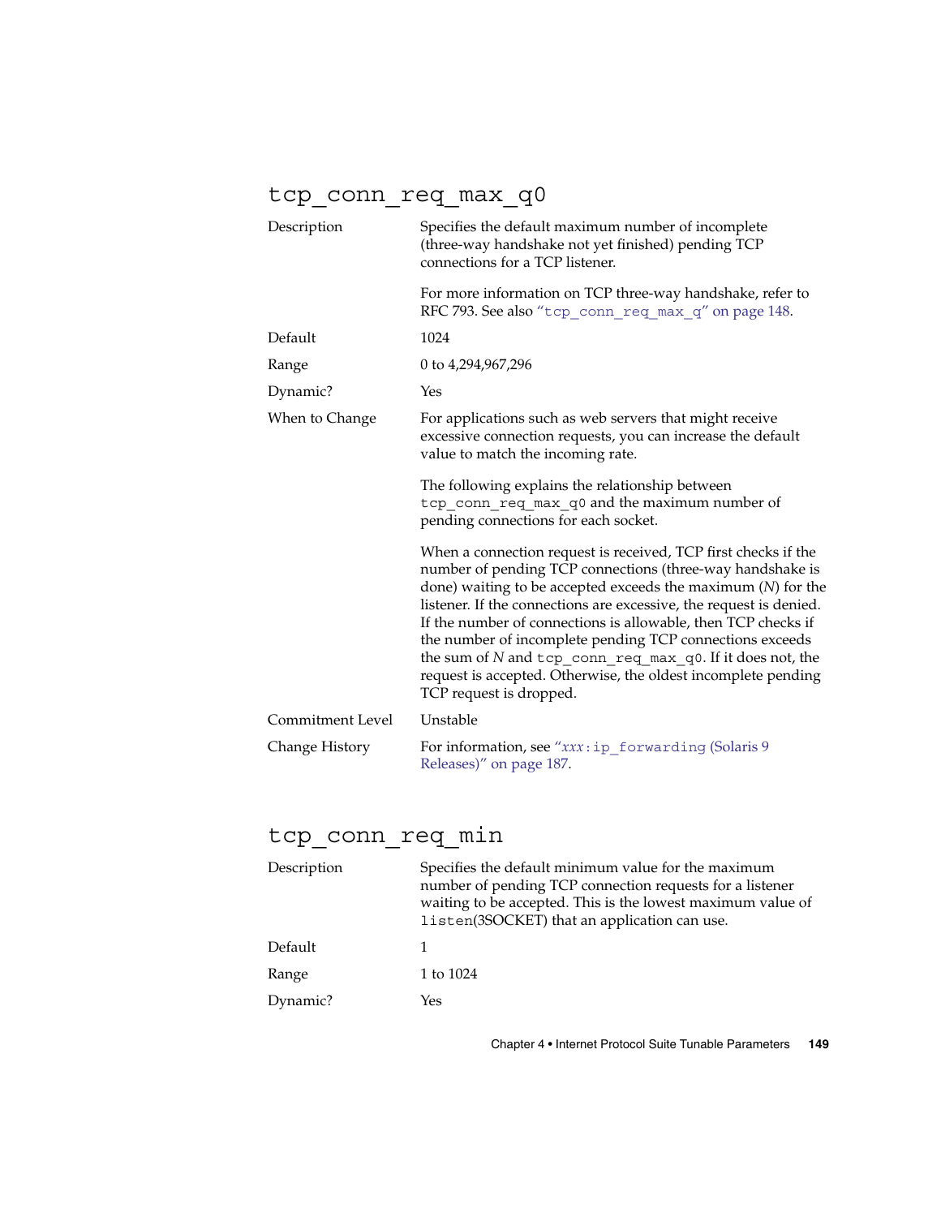## `tcp_conn_req_max_q0`

| | |
|---|---|
| Description | Specifies the default maximum number of incomplete (three-way handshake not yet finished) pending TCP connections for a TCP listener.<br><br>For more information on TCP three-way handshake, refer to RFC 793. See also "`tcp_conn_req_max_q`" on page 148. |
| Default | 1024 |
| Range | 0 to 4,294,967,296 |
| Dynamic? | Yes |
| When to Change | For applications such as web servers that might receive excessive connection requests, you can increase the default value to match the incoming rate.<br><br>The following explains the relationship between `tcp_conn_req_max_q0` and the maximum number of pending connections for each socket.<br><br>When a connection request is received, TCP first checks if the number of pending TCP connections (three-way handshake is done) waiting to be accepted exceeds the maximum (*N*) for the listener. If the connections are excessive, the request is denied. If the number of connections is allowable, then TCP checks if the number of incomplete pending TCP connections exceeds the sum of *N* and `tcp_conn_req_max_q0`. If it does not, the request is accepted. Otherwise, the oldest incomplete pending TCP request is dropped. |
| Commitment Level | Unstable |
| Change History | For information, see "*xxx*`:ip_forwarding` (Solaris 9 Releases)" on page 187. |

## `tcp_conn_req_min`

| | |
|---|---|
| Description | Specifies the default minimum value for the maximum number of pending TCP connection requests for a listener waiting to be accepted. This is the lowest maximum value of `listen`(3SOCKET) that an application can use. |
| Default | 1 |
| Range | 1 to 1024 |
| Dynamic? | Yes |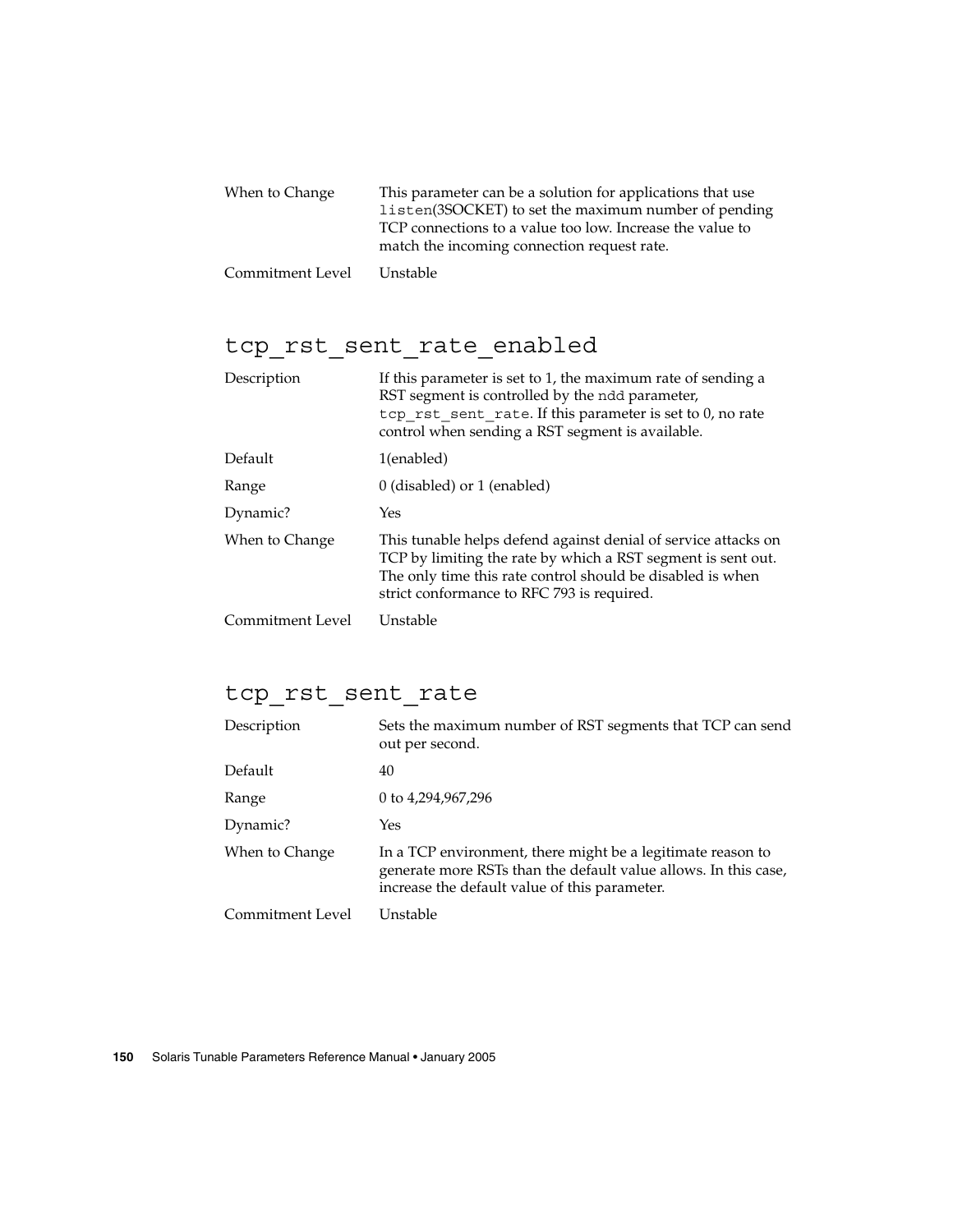| | |
|---|---|
| When to Change | This parameter can be a solution for applications that use `listen`(3SOCKET) to set the maximum number of pending TCP connections to a value too low. Increase the value to match the incoming connection request rate. |
| Commitment Level | Unstable |

## tcp_rst_sent_rate_enabled

| | |
|---|---|
| Description | If this parameter is set to 1, the maximum rate of sending a RST segment is controlled by the `ndd` parameter, `tcp_rst_sent_rate`. If this parameter is set to 0, no rate control when sending a RST segment is available. |
| Default | 1(enabled) |
| Range | 0 (disabled) or 1 (enabled) |
| Dynamic? | Yes |
| When to Change | This tunable helps defend against denial of service attacks on TCP by limiting the rate by which a RST segment is sent out. The only time this rate control should be disabled is when strict conformance to RFC 793 is required. |
| Commitment Level | Unstable |

## tcp_rst_sent_rate

| | |
|---|---|
| Description | Sets the maximum number of RST segments that TCP can send out per second. |
| Default | 40 |
| Range | 0 to 4,294,967,296 |
| Dynamic? | Yes |
| When to Change | In a TCP environment, there might be a legitimate reason to generate more RSTs than the default value allows. In this case, increase the default value of this parameter. |
| Commitment Level | Unstable |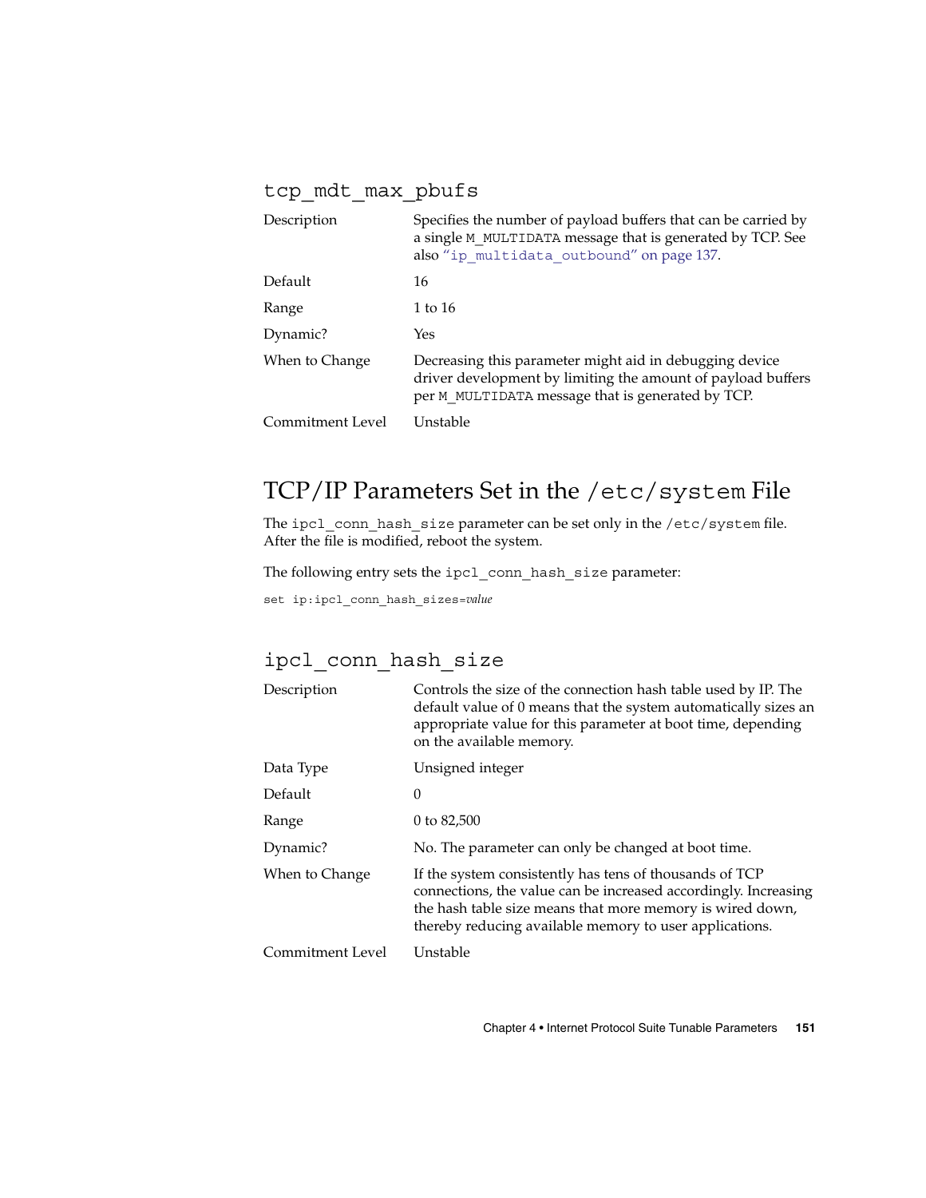### tcp_mdt_max_pbufs

| | |
|---|---|
| Description | Specifies the number of payload buffers that can be carried by a single M_MULTIDATA message that is generated by TCP. See also "ip_multidata_outbound" on page 137. |
| Default | 16 |
| Range | 1 to 16 |
| Dynamic? | Yes |
| When to Change | Decreasing this parameter might aid in debugging device driver development by limiting the amount of payload buffers per M_MULTIDATA message that is generated by TCP. |
| Commitment Level | Unstable |

## TCP/IP Parameters Set in the /etc/system File

The ipcl_conn_hash_size parameter can be set only in the /etc/system file. After the file is modified, reboot the system.

The following entry sets the ipcl_conn_hash_size parameter:

```
set ip:ipcl_conn_hash_sizes=value
```

### ipcl_conn_hash_size

| | |
|---|---|
| Description | Controls the size of the connection hash table used by IP. The default value of 0 means that the system automatically sizes an appropriate value for this parameter at boot time, depending on the available memory. |
| Data Type | Unsigned integer |
| Default | 0 |
| Range | 0 to 82,500 |
| Dynamic? | No. The parameter can only be changed at boot time. |
| When to Change | If the system consistently has tens of thousands of TCP connections, the value can be increased accordingly. Increasing the hash table size means that more memory is wired down, thereby reducing available memory to user applications. |
| Commitment Level | Unstable |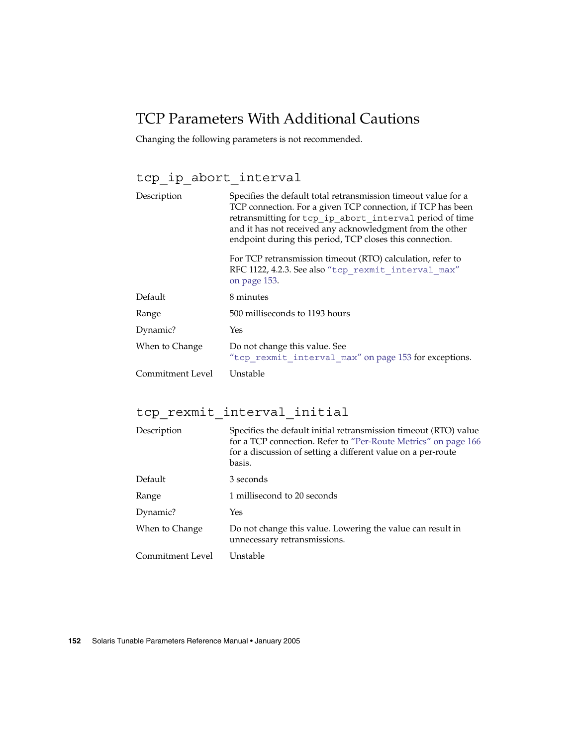## TCP Parameters With Additional Cautions

Changing the following parameters is not recommended.

### `tcp_ip_abort_interval`

| | |
|---|---|
| Description | Specifies the default total retransmission timeout value for a TCP connection. For a given TCP connection, if TCP has been retransmitting for `tcp_ip_abort_interval` period of time and it has not received any acknowledgment from the other endpoint during this period, TCP closes this connection.<br><br>For TCP retransmission timeout (RTO) calculation, refer to RFC 1122, 4.2.3. See also "`tcp_rexmit_interval_max`" on page 153. |
| Default | 8 minutes |
| Range | 500 milliseconds to 1193 hours |
| Dynamic? | Yes |
| When to Change | Do not change this value. See "`tcp_rexmit_interval_max`" on page 153 for exceptions. |
| Commitment Level | Unstable |

### `tcp_rexmit_interval_initial`

| | |
|---|---|
| Description | Specifies the default initial retransmission timeout (RTO) value for a TCP connection. Refer to "Per-Route Metrics" on page 166 for a discussion of setting a different value on a per-route basis. |
| Default | 3 seconds |
| Range | 1 millisecond to 20 seconds |
| Dynamic? | Yes |
| When to Change | Do not change this value. Lowering the value can result in unnecessary retransmissions. |
| Commitment Level | Unstable |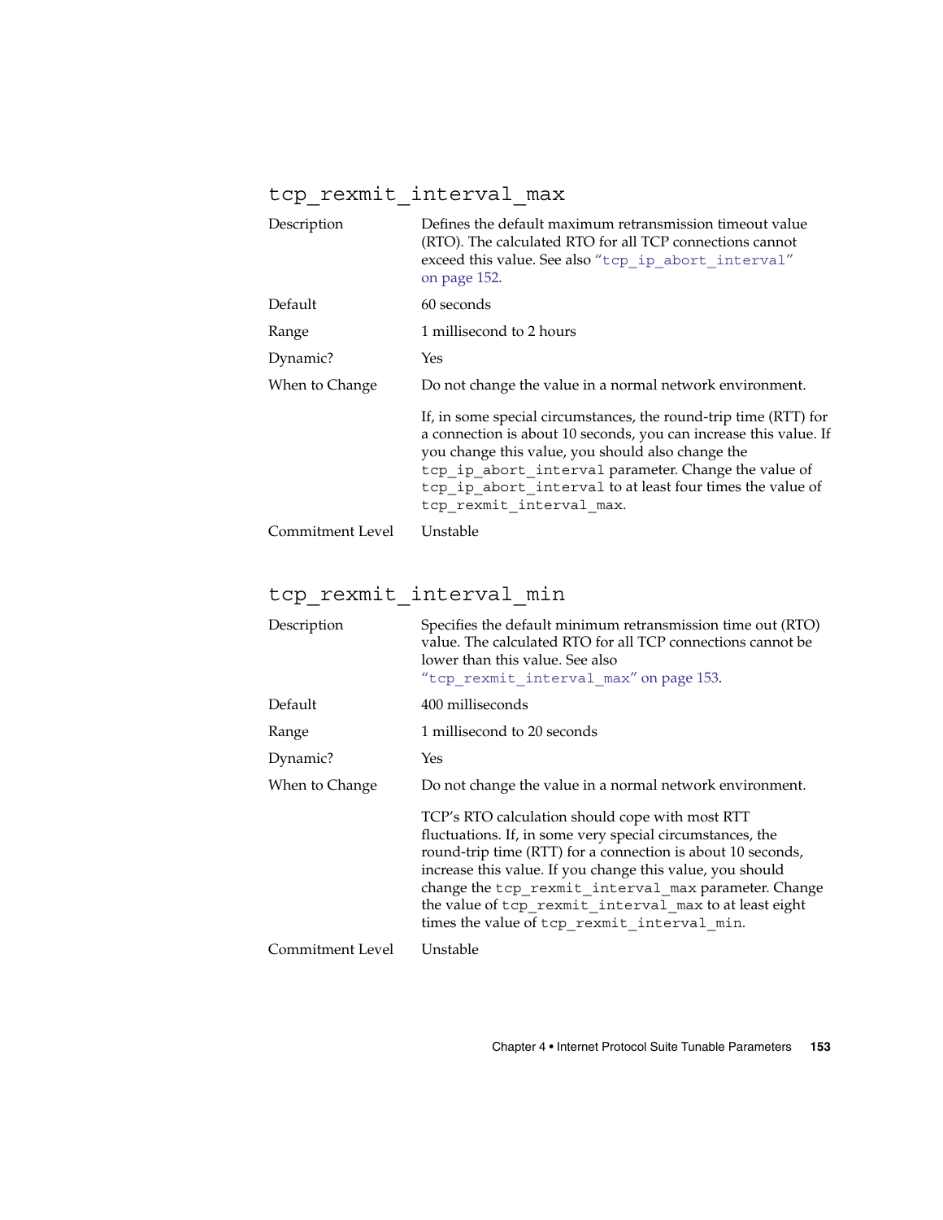## `tcp_rexmit_interval_max`

| | |
|---|---|
| Description | Defines the default maximum retransmission timeout value (RTO). The calculated RTO for all TCP connections cannot exceed this value. See also "`tcp_ip_abort_interval`" on page 152. |
| Default | 60 seconds |
| Range | 1 millisecond to 2 hours |
| Dynamic? | Yes |
| When to Change | Do not change the value in a normal network environment.<br><br>If, in some special circumstances, the round-trip time (RTT) for a connection is about 10 seconds, you can increase this value. If you change this value, you should also change the `tcp_ip_abort_interval` parameter. Change the value of `tcp_ip_abort_interval` to at least four times the value of `tcp_rexmit_interval_max`. |
| Commitment Level | Unstable |

## `tcp_rexmit_interval_min`

| | |
|---|---|
| Description | Specifies the default minimum retransmission time out (RTO) value. The calculated RTO for all TCP connections cannot be lower than this value. See also "`tcp_rexmit_interval_max`" on page 153. |
| Default | 400 milliseconds |
| Range | 1 millisecond to 20 seconds |
| Dynamic? | Yes |
| When to Change | Do not change the value in a normal network environment.<br><br>TCP's RTO calculation should cope with most RTT fluctuations. If, in some very special circumstances, the round-trip time (RTT) for a connection is about 10 seconds, increase this value. If you change this value, you should change the `tcp_rexmit_interval_max` parameter. Change the value of `tcp_rexmit_interval_max` to at least eight times the value of `tcp_rexmit_interval_min`. |
| Commitment Level | Unstable |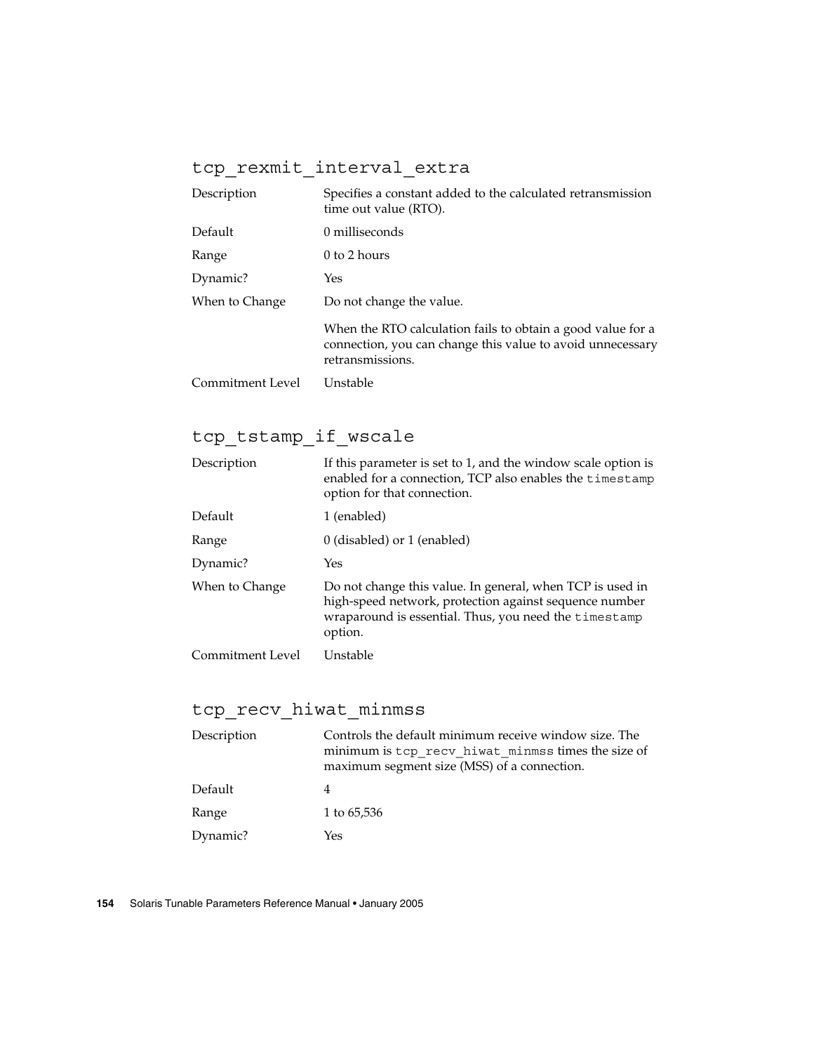### tcp_rexmit_interval_extra

| | |
|---|---|
| Description | Specifies a constant added to the calculated retransmission time out value (RTO). |
| Default | 0 milliseconds |
| Range | 0 to 2 hours |
| Dynamic? | Yes |
| When to Change | Do not change the value.<br><br>When the RTO calculation fails to obtain a good value for a connection, you can change this value to avoid unnecessary retransmissions. |
| Commitment Level | Unstable |

### tcp_tstamp_if_wscale

| | |
|---|---|
| Description | If this parameter is set to 1, and the window scale option is enabled for a connection, TCP also enables the `timestamp` option for that connection. |
| Default | 1 (enabled) |
| Range | 0 (disabled) or 1 (enabled) |
| Dynamic? | Yes |
| When to Change | Do not change this value. In general, when TCP is used in high-speed network, protection against sequence number wraparound is essential. Thus, you need the `timestamp` option. |
| Commitment Level | Unstable |

### tcp_recv_hiwat_minmss

| | |
|---|---|
| Description | Controls the default minimum receive window size. The minimum is `tcp_recv_hiwat_minmss` times the size of maximum segment size (MSS) of a connection. |
| Default | 4 |
| Range | 1 to 65,536 |
| Dynamic? | Yes |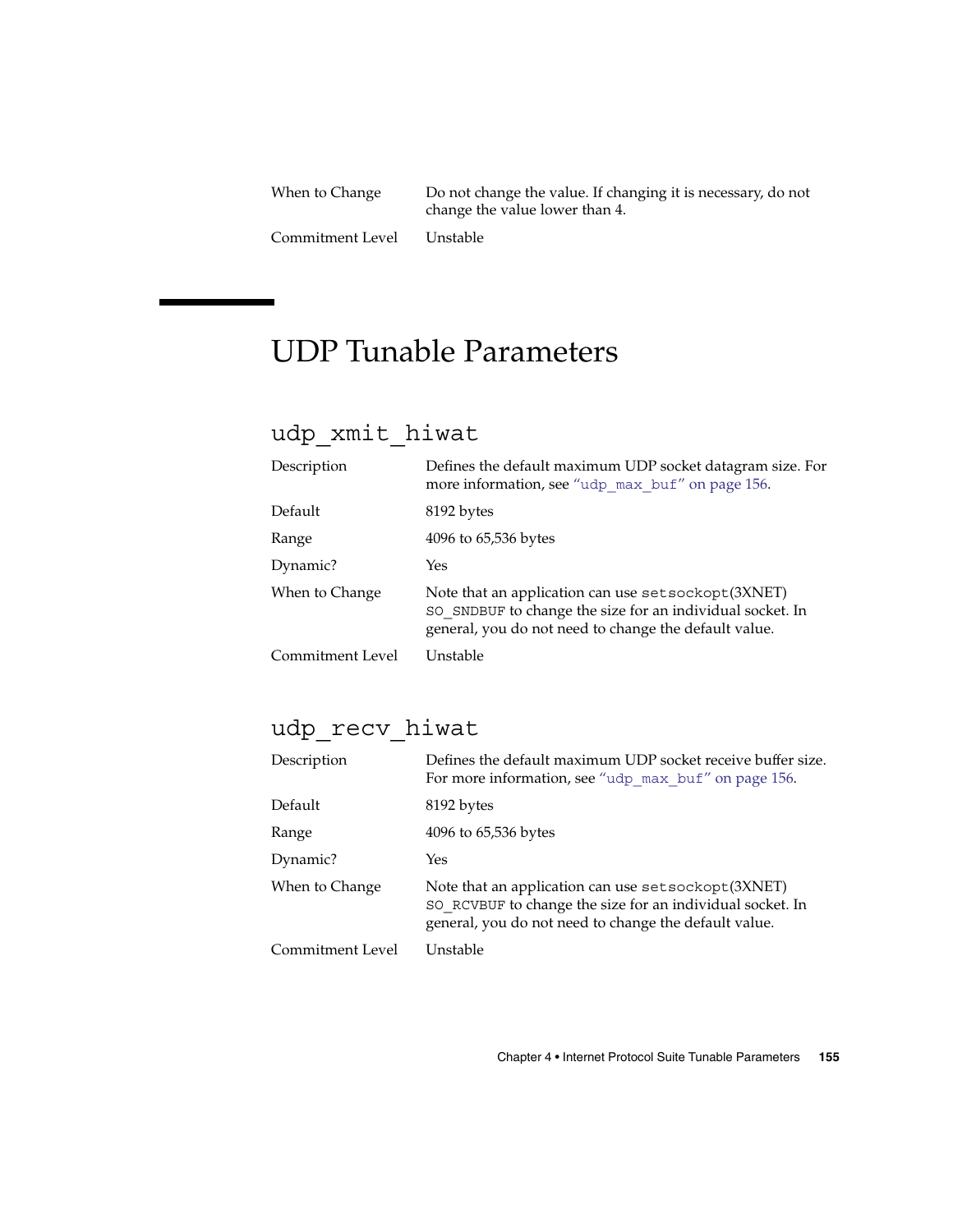| | |
|---|---|
| When to Change | Do not change the value. If changing it is necessary, do not change the value lower than 4. |
| Commitment Level | Unstable |

# UDP Tunable Parameters

## udp_xmit_hiwat

| | |
|---|---|
| Description | Defines the default maximum UDP socket datagram size. For more information, see "udp_max_buf" on page 156. |
| Default | 8192 bytes |
| Range | 4096 to 65,536 bytes |
| Dynamic? | Yes |
| When to Change | Note that an application can use setsockopt(3XNET) SO_SNDBUF to change the size for an individual socket. In general, you do not need to change the default value. |
| Commitment Level | Unstable |

## udp_recv_hiwat

| | |
|---|---|
| Description | Defines the default maximum UDP socket receive buffer size. For more information, see "udp_max_buf" on page 156. |
| Default | 8192 bytes |
| Range | 4096 to 65,536 bytes |
| Dynamic? | Yes |
| When to Change | Note that an application can use setsockopt(3XNET) SO_RCVBUF to change the size for an individual socket. In general, you do not need to change the default value. |
| Commitment Level | Unstable |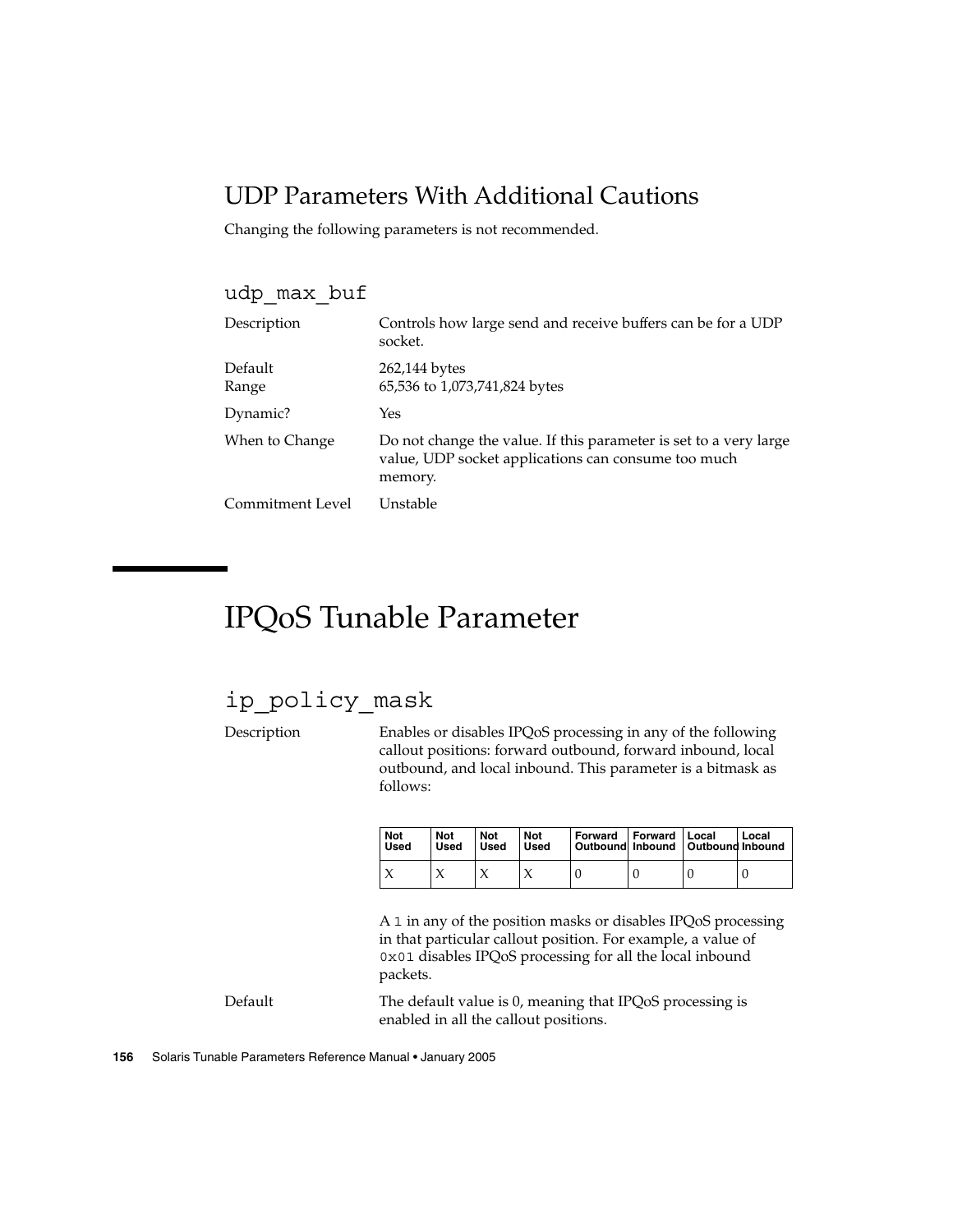## UDP Parameters With Additional Cautions

Changing the following parameters is not recommended.

### udp_max_buf

Description
: Controls how large send and receive buffers can be for a UDP socket.

Default
: 262,144 bytes

Range
: 65,536 to 1,073,741,824 bytes

Dynamic?
: Yes

When to Change
: Do not change the value. If this parameter is set to a very large value, UDP socket applications can consume too much memory.

Commitment Level
: Unstable

# IPQoS Tunable Parameter

## ip_policy_mask

Description
: Enables or disables IPQoS processing in any of the following callout positions: forward outbound, forward inbound, local outbound, and local inbound. This parameter is a bitmask as follows:

| Not Used | Not Used | Not Used | Not Used | Forward Outbound | Forward Inbound | Local Outbound | Local Inbound |
|---|---|---|---|---|---|---|---|
| X | X | X | X | 0 | 0 | 0 | 0 |

A `1` in any of the position masks or disables IPQoS processing in that particular callout position. For example, a value of `0x01` disables IPQoS processing for all the local inbound packets.

Default
: The default value is 0, meaning that IPQoS processing is enabled in all the callout positions.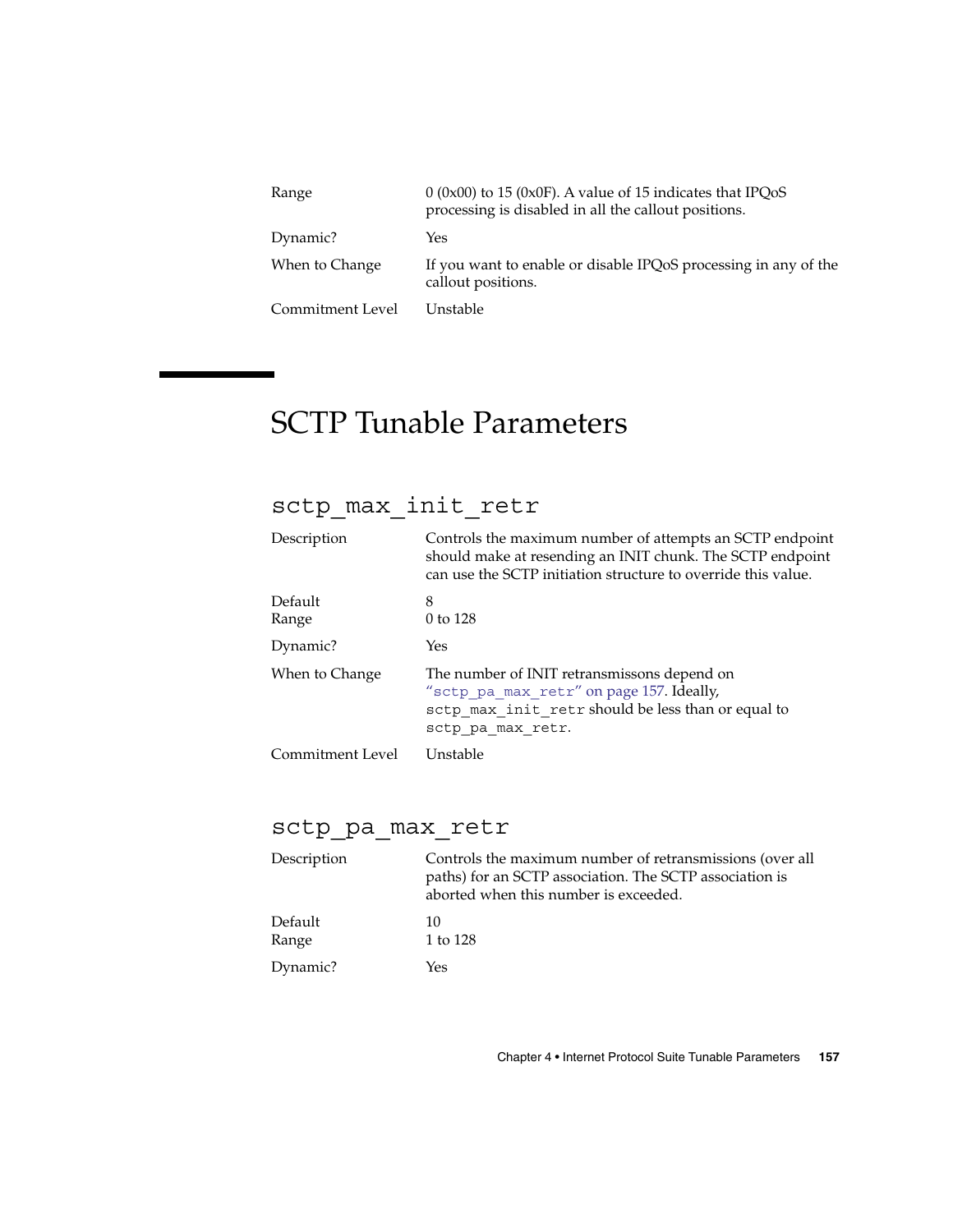| | |
|---|---|
| Range | 0 (0x00) to 15 (0x0F). A value of 15 indicates that IPQoS processing is disabled in all the callout positions. |
| Dynamic? | Yes |
| When to Change | If you want to enable or disable IPQoS processing in any of the callout positions. |
| Commitment Level | Unstable |

# SCTP Tunable Parameters

## sctp_max_init_retr

| | |
|---|---|
| Description | Controls the maximum number of attempts an SCTP endpoint should make at resending an INIT chunk. The SCTP endpoint can use the SCTP initiation structure to override this value. |
| Default | 8 |
| Range | 0 to 128 |
| Dynamic? | Yes |
| When to Change | The number of INIT retransmissons depend on "sctp_pa_max_retr" on page 157. Ideally, `sctp_max_init_retr` should be less than or equal to `sctp_pa_max_retr`. |
| Commitment Level | Unstable |

## sctp_pa_max_retr

| | |
|---|---|
| Description | Controls the maximum number of retransmissions (over all paths) for an SCTP association. The SCTP association is aborted when this number is exceeded. |
| Default | 10 |
| Range | 1 to 128 |
| Dynamic? | Yes |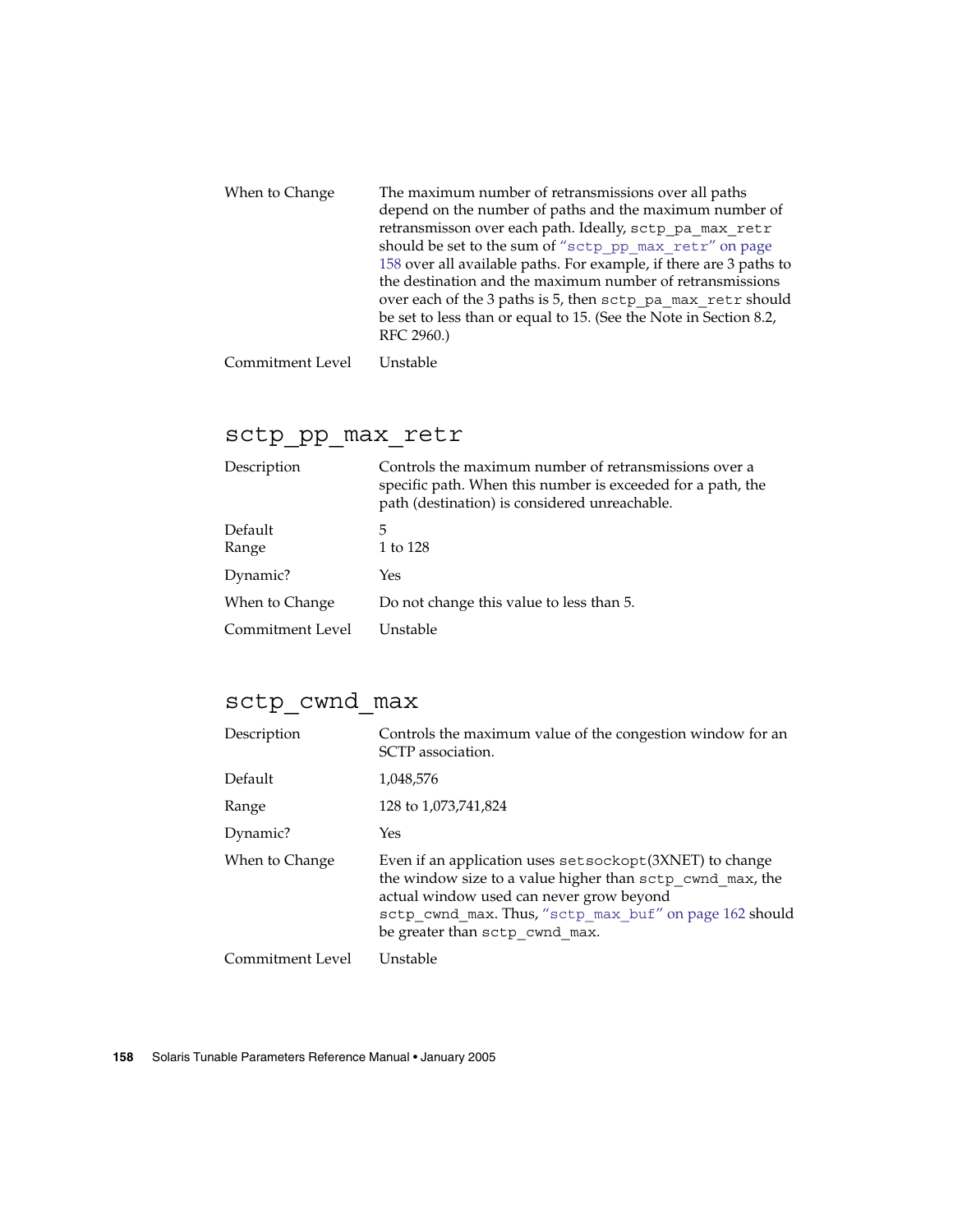| | |
|---|---|
| When to Change | The maximum number of retransmissions over all paths depend on the number of paths and the maximum number of retransmisson over each path. Ideally, `sctp_pa_max_retr` should be set to the sum of "`sctp_pp_max_retr`" on page 158 over all available paths. For example, if there are 3 paths to the destination and the maximum number of retransmissions over each of the 3 paths is 5, then `sctp_pa_max_retr` should be set to less than or equal to 15. (See the Note in Section 8.2, RFC 2960.) |
| Commitment Level | Unstable |

## sctp_pp_max_retr

| | |
|---|---|
| Description | Controls the maximum number of retransmissions over a specific path. When this number is exceeded for a path, the path (destination) is considered unreachable. |
| Default | 5 |
| Range | 1 to 128 |
| Dynamic? | Yes |
| When to Change | Do not change this value to less than 5. |
| Commitment Level | Unstable |

## sctp_cwnd_max

| | |
|---|---|
| Description | Controls the maximum value of the congestion window for an SCTP association. |
| Default | 1,048,576 |
| Range | 128 to 1,073,741,824 |
| Dynamic? | Yes |
| When to Change | Even if an application uses `setsockopt`(3XNET) to change the window size to a value higher than `sctp_cwnd_max`, the actual window used can never grow beyond `sctp_cwnd_max`. Thus, "`sctp_max_buf`" on page 162 should be greater than `sctp_cwnd_max`. |
| Commitment Level | Unstable |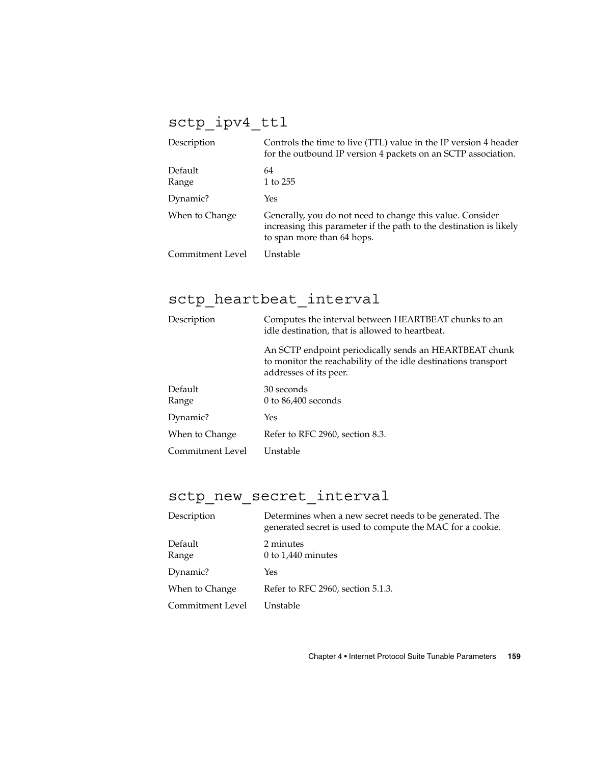## sctp_ipv4_ttl

| | |
|---|---|
| Description | Controls the time to live (TTL) value in the IP version 4 header for the outbound IP version 4 packets on an SCTP association. |
| Default | 64 |
| Range | 1 to 255 |
| Dynamic? | Yes |
| When to Change | Generally, you do not need to change this value. Consider increasing this parameter if the path to the destination is likely to span more than 64 hops. |
| Commitment Level | Unstable |

## sctp_heartbeat_interval

| | |
|---|---|
| Description | Computes the interval between HEARTBEAT chunks to an idle destination, that is allowed to heartbeat.<br><br>An SCTP endpoint periodically sends an HEARTBEAT chunk to monitor the reachability of the idle destinations transport addresses of its peer. |
| Default | 30 seconds |
| Range | 0 to 86,400 seconds |
| Dynamic? | Yes |
| When to Change | Refer to RFC 2960, section 8.3. |
| Commitment Level | Unstable |

## sctp_new_secret_interval

| | |
|---|---|
| Description | Determines when a new secret needs to be generated. The generated secret is used to compute the MAC for a cookie. |
| Default | 2 minutes |
| Range | 0 to 1,440 minutes |
| Dynamic? | Yes |
| When to Change | Refer to RFC 2960, section 5.1.3. |
| Commitment Level | Unstable |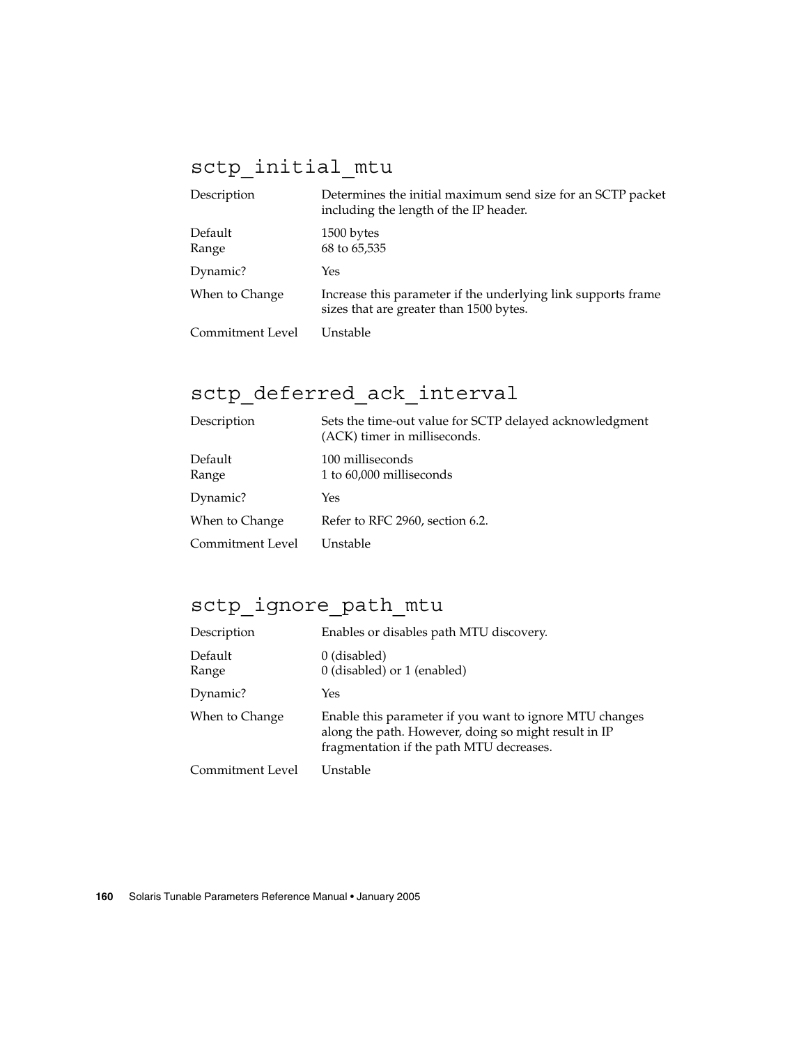## sctp_initial_mtu

| | |
|---|---|
| Description | Determines the initial maximum send size for an SCTP packet including the length of the IP header. |
| Default | 1500 bytes |
| Range | 68 to 65,535 |
| Dynamic? | Yes |
| When to Change | Increase this parameter if the underlying link supports frame sizes that are greater than 1500 bytes. |
| Commitment Level | Unstable |

## sctp_deferred_ack_interval

| | |
|---|---|
| Description | Sets the time-out value for SCTP delayed acknowledgment (ACK) timer in milliseconds. |
| Default | 100 milliseconds |
| Range | 1 to 60,000 milliseconds |
| Dynamic? | Yes |
| When to Change | Refer to RFC 2960, section 6.2. |
| Commitment Level | Unstable |

## sctp_ignore_path_mtu

| | |
|---|---|
| Description | Enables or disables path MTU discovery. |
| Default | 0 (disabled) |
| Range | 0 (disabled) or 1 (enabled) |
| Dynamic? | Yes |
| When to Change | Enable this parameter if you want to ignore MTU changes along the path. However, doing so might result in IP fragmentation if the path MTU decreases. |
| Commitment Level | Unstable |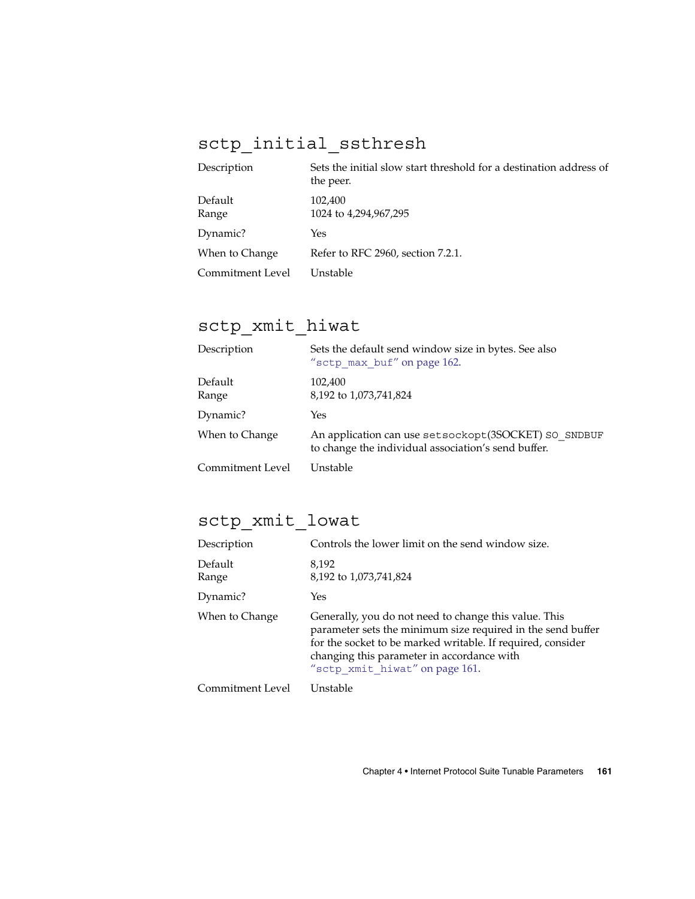## sctp_initial_ssthresh

| | |
|---|---|
| Description | Sets the initial slow start threshold for a destination address of the peer. |
| Default | 102,400 |
| Range | 1024 to 4,294,967,295 |
| Dynamic? | Yes |
| When to Change | Refer to RFC 2960, section 7.2.1. |
| Commitment Level | Unstable |

## sctp_xmit_hiwat

| | |
|---|---|
| Description | Sets the default send window size in bytes. See also "sctp_max_buf" on page 162. |
| Default | 102,400 |
| Range | 8,192 to 1,073,741,824 |
| Dynamic? | Yes |
| When to Change | An application can use `setsockopt`(3SOCKET) `SO_SNDBUF` to change the individual association's send buffer. |
| Commitment Level | Unstable |

## sctp_xmit_lowat

| | |
|---|---|
| Description | Controls the lower limit on the send window size. |
| Default | 8,192 |
| Range | 8,192 to 1,073,741,824 |
| Dynamic? | Yes |
| When to Change | Generally, you do not need to change this value. This parameter sets the minimum size required in the send buffer for the socket to be marked writable. If required, consider changing this parameter in accordance with "sctp_xmit_hiwat" on page 161. |
| Commitment Level | Unstable |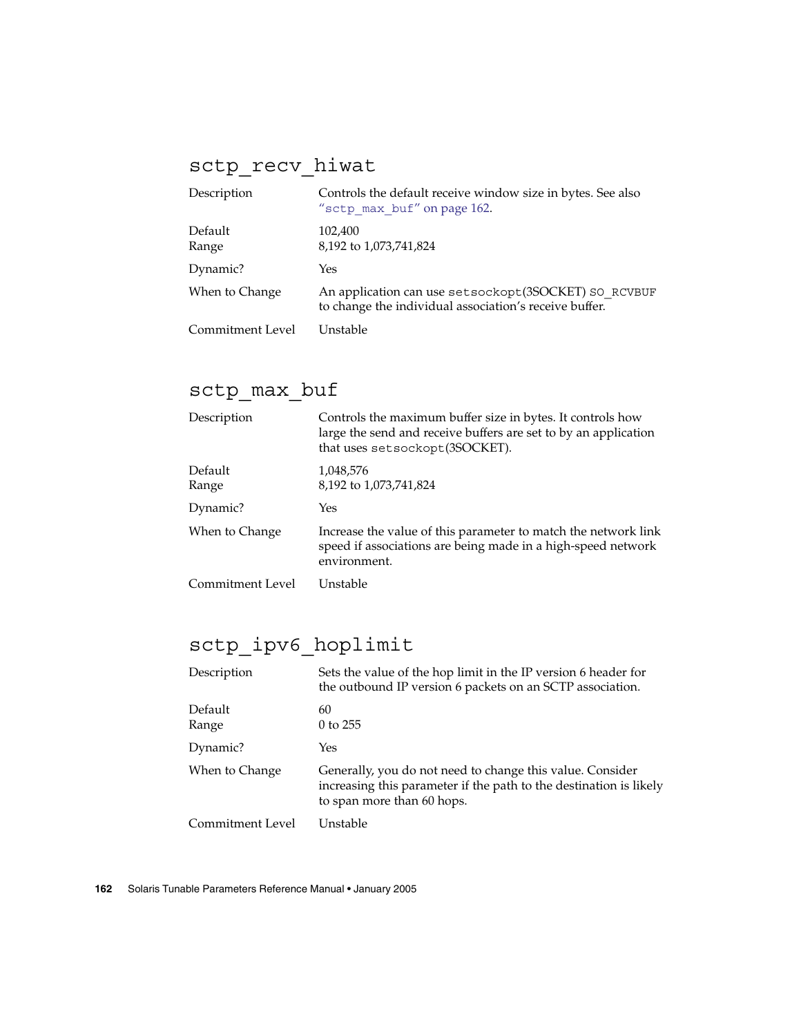## `sctp_recv_hiwat`

| | |
|---|---|
| Description | Controls the default receive window size in bytes. See also "`sctp_max_buf`" on page 162. |
| Default | 102,400 |
| Range | 8,192 to 1,073,741,824 |
| Dynamic? | Yes |
| When to Change | An application can use `setsockopt`(3SOCKET) `SO_RCVBUF` to change the individual association's receive buffer. |
| Commitment Level | Unstable |

## `sctp_max_buf`

| | |
|---|---|
| Description | Controls the maximum buffer size in bytes. It controls how large the send and receive buffers are set to by an application that uses `setsockopt`(3SOCKET). |
| Default | 1,048,576 |
| Range | 8,192 to 1,073,741,824 |
| Dynamic? | Yes |
| When to Change | Increase the value of this parameter to match the network link speed if associations are being made in a high-speed network environment. |
| Commitment Level | Unstable |

## `sctp_ipv6_hoplimit`

| | |
|---|---|
| Description | Sets the value of the hop limit in the IP version 6 header for the outbound IP version 6 packets on an SCTP association. |
| Default | 60 |
| Range | 0 to 255 |
| Dynamic? | Yes |
| When to Change | Generally, you do not need to change this value. Consider increasing this parameter if the path to the destination is likely to span more than 60 hops. |
| Commitment Level | Unstable |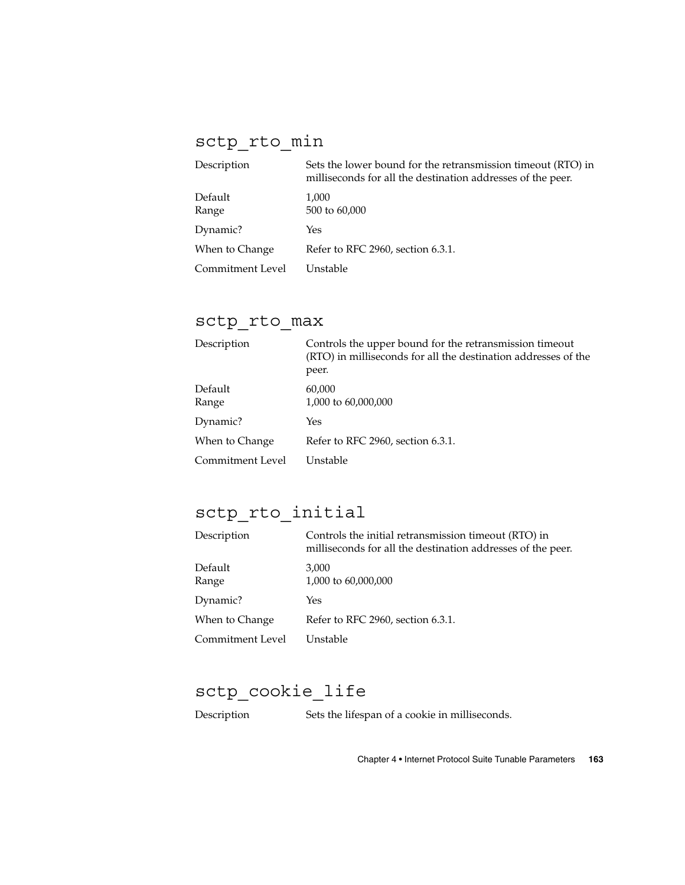## sctp_rto_min

| | |
|---|---|
| Description | Sets the lower bound for the retransmission timeout (RTO) in milliseconds for all the destination addresses of the peer. |
| Default | 1,000 |
| Range | 500 to 60,000 |
| Dynamic? | Yes |
| When to Change | Refer to RFC 2960, section 6.3.1. |
| Commitment Level | Unstable |

## sctp_rto_max

| | |
|---|---|
| Description | Controls the upper bound for the retransmission timeout (RTO) in milliseconds for all the destination addresses of the peer. |
| Default | 60,000 |
| Range | 1,000 to 60,000,000 |
| Dynamic? | Yes |
| When to Change | Refer to RFC 2960, section 6.3.1. |
| Commitment Level | Unstable |

## sctp_rto_initial

| | |
|---|---|
| Description | Controls the initial retransmission timeout (RTO) in milliseconds for all the destination addresses of the peer. |
| Default | 3,000 |
| Range | 1,000 to 60,000,000 |
| Dynamic? | Yes |
| When to Change | Refer to RFC 2960, section 6.3.1. |
| Commitment Level | Unstable |

## sctp_cookie_life

| | |
|---|---|
| Description | Sets the lifespan of a cookie in milliseconds. |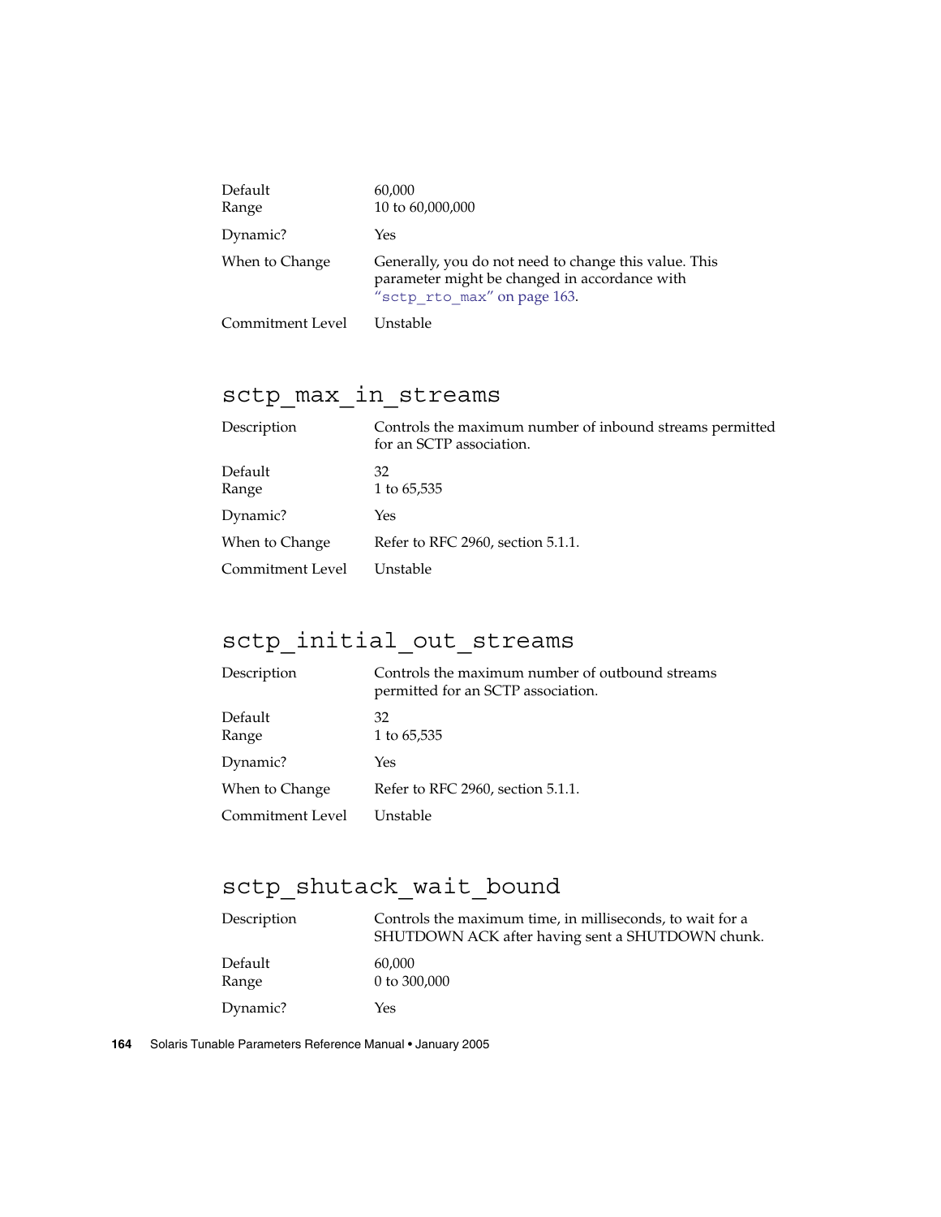| | |
|---|---|
| Default | 60,000 |
| Range | 10 to 60,000,000 |
| Dynamic? | Yes |
| When to Change | Generally, you do not need to change this value. This parameter might be changed in accordance with "sctp_rto_max" on page 163. |
| Commitment Level | Unstable |

## sctp_max_in_streams

| | |
|---|---|
| Description | Controls the maximum number of inbound streams permitted for an SCTP association. |
| Default | 32 |
| Range | 1 to 65,535 |
| Dynamic? | Yes |
| When to Change | Refer to RFC 2960, section 5.1.1. |
| Commitment Level | Unstable |

## sctp_initial_out_streams

| | |
|---|---|
| Description | Controls the maximum number of outbound streams permitted for an SCTP association. |
| Default | 32 |
| Range | 1 to 65,535 |
| Dynamic? | Yes |
| When to Change | Refer to RFC 2960, section 5.1.1. |
| Commitment Level | Unstable |

## sctp_shutack_wait_bound

| | |
|---|---|
| Description | Controls the maximum time, in milliseconds, to wait for a SHUTDOWN ACK after having sent a SHUTDOWN chunk. |
| Default | 60,000 |
| Range | 0 to 300,000 |
| Dynamic? | Yes |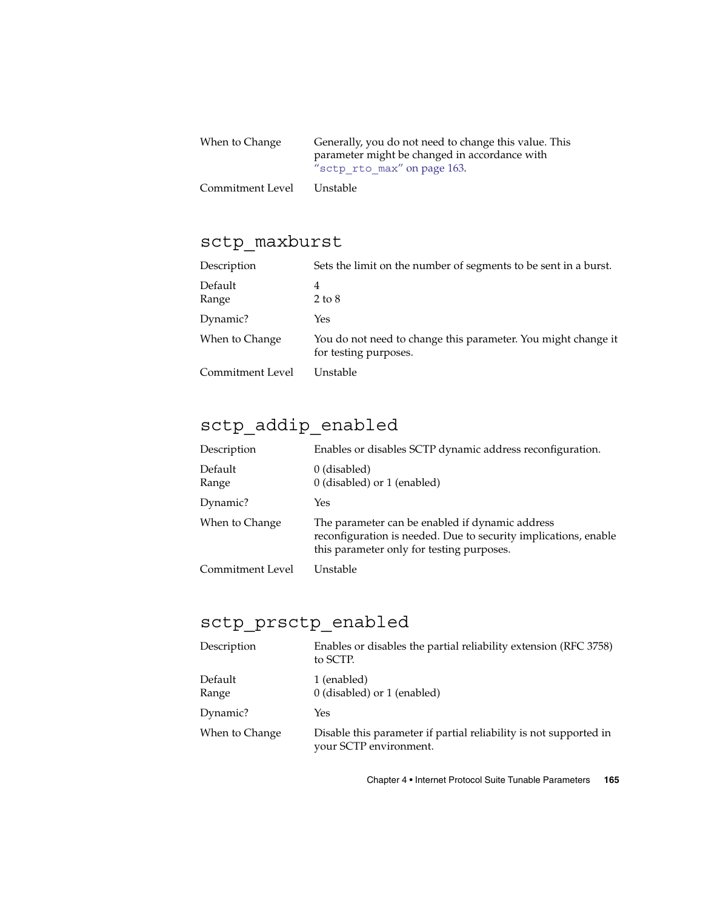| | |
|---|---|
| When to Change | Generally, you do not need to change this value. This parameter might be changed in accordance with “sctp_rto_max” on page 163. |
| Commitment Level | Unstable |

## sctp_maxburst

| | |
|---|---|
| Description | Sets the limit on the number of segments to be sent in a burst. |
| Default | 4 |
| Range | 2 to 8 |
| Dynamic? | Yes |
| When to Change | You do not need to change this parameter. You might change it for testing purposes. |
| Commitment Level | Unstable |

## sctp_addip_enabled

| | |
|---|---|
| Description | Enables or disables SCTP dynamic address reconfiguration. |
| Default | 0 (disabled) |
| Range | 0 (disabled) or 1 (enabled) |
| Dynamic? | Yes |
| When to Change | The parameter can be enabled if dynamic address reconfiguration is needed. Due to security implications, enable this parameter only for testing purposes. |
| Commitment Level | Unstable |

## sctp_prsctp_enabled

| | |
|---|---|
| Description | Enables or disables the partial reliability extension (RFC 3758) to SCTP. |
| Default | 1 (enabled) |
| Range | 0 (disabled) or 1 (enabled) |
| Dynamic? | Yes |
| When to Change | Disable this parameter if partial reliability is not supported in your SCTP environment. |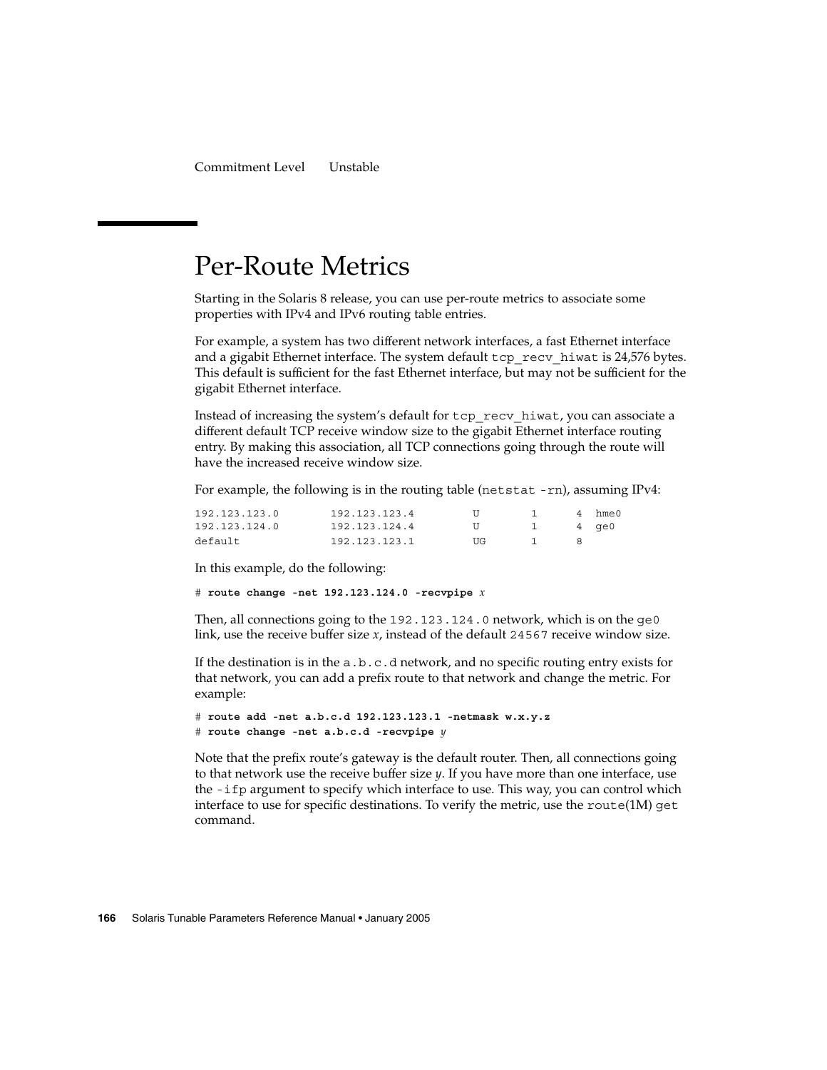Commitment Level Unstable

## Per-Route Metrics

Starting in the Solaris 8 release, you can use per-route metrics to associate some properties with IPv4 and IPv6 routing table entries.

For example, a system has two different network interfaces, a fast Ethernet interface and a gigabit Ethernet interface. The system default `tcp_recv_hiwat` is 24,576 bytes. This default is sufficient for the fast Ethernet interface, but may not be sufficient for the gigabit Ethernet interface.

Instead of increasing the system's default for `tcp_recv_hiwat`, you can associate a different default TCP receive window size to the gigabit Ethernet interface routing entry. By making this association, all TCP connections going through the route will have the increased receive window size.

For example, the following is in the routing table (`netstat -rn`), assuming IPv4:

```
192.123.123.0        192.123.123.4         U        1      4  hme0
192.123.124.0        192.123.124.4         U        1      4  ge0
default              192.123.123.1         UG       1      8
```

In this example, do the following:

```
# route change -net 192.123.124.0 -recvpipe x
```

Then, all connections going to the `192.123.124.0` network, which is on the `ge0` link, use the receive buffer size *x*, instead of the default `24567` receive window size.

If the destination is in the `a.b.c.d` network, and no specific routing entry exists for that network, you can add a prefix route to that network and change the metric. For example:

```
# route add -net a.b.c.d 192.123.123.1 -netmask w.x.y.z
# route change -net a.b.c.d -recvpipe y
```

Note that the prefix route's gateway is the default router. Then, all connections going to that network use the receive buffer size *y*. If you have more than one interface, use the `-ifp` argument to specify which interface to use. This way, you can control which interface to use for specific destinations. To verify the metric, use the `route`(1M) `get` command.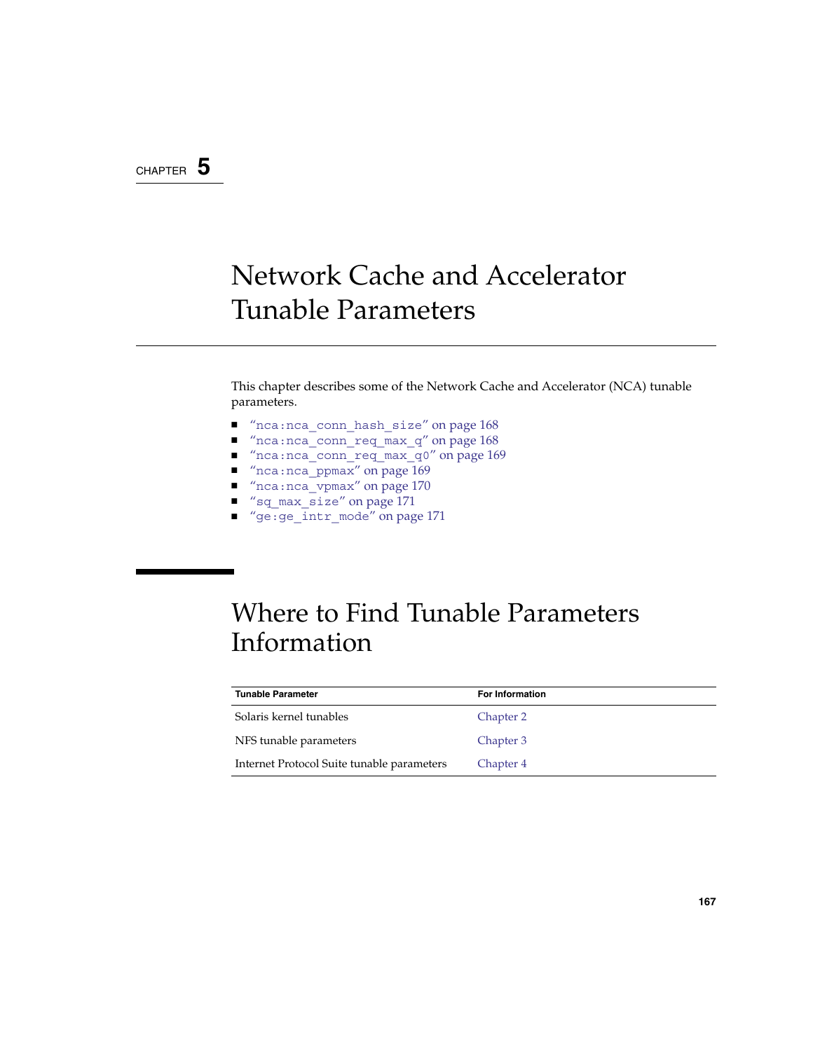CHAPTER 5

# Network Cache and Accelerator Tunable Parameters

This chapter describes some of the Network Cache and Accelerator (NCA) tunable parameters.

- "nca:nca_conn_hash_size" on page 168
- "nca:nca_conn_req_max_q" on page 168
- "nca:nca_conn_req_max_q0" on page 169
- "nca:nca_ppmax" on page 169
- "nca:nca_vpmax" on page 170
- "sq_max_size" on page 171
- "ge:ge_intr_mode" on page 171

## Where to Find Tunable Parameters Information

| Tunable Parameter | For Information |
| --- | --- |
| Solaris kernel tunables | Chapter 2 |
| NFS tunable parameters | Chapter 3 |
| Internet Protocol Suite tunable parameters | Chapter 4 |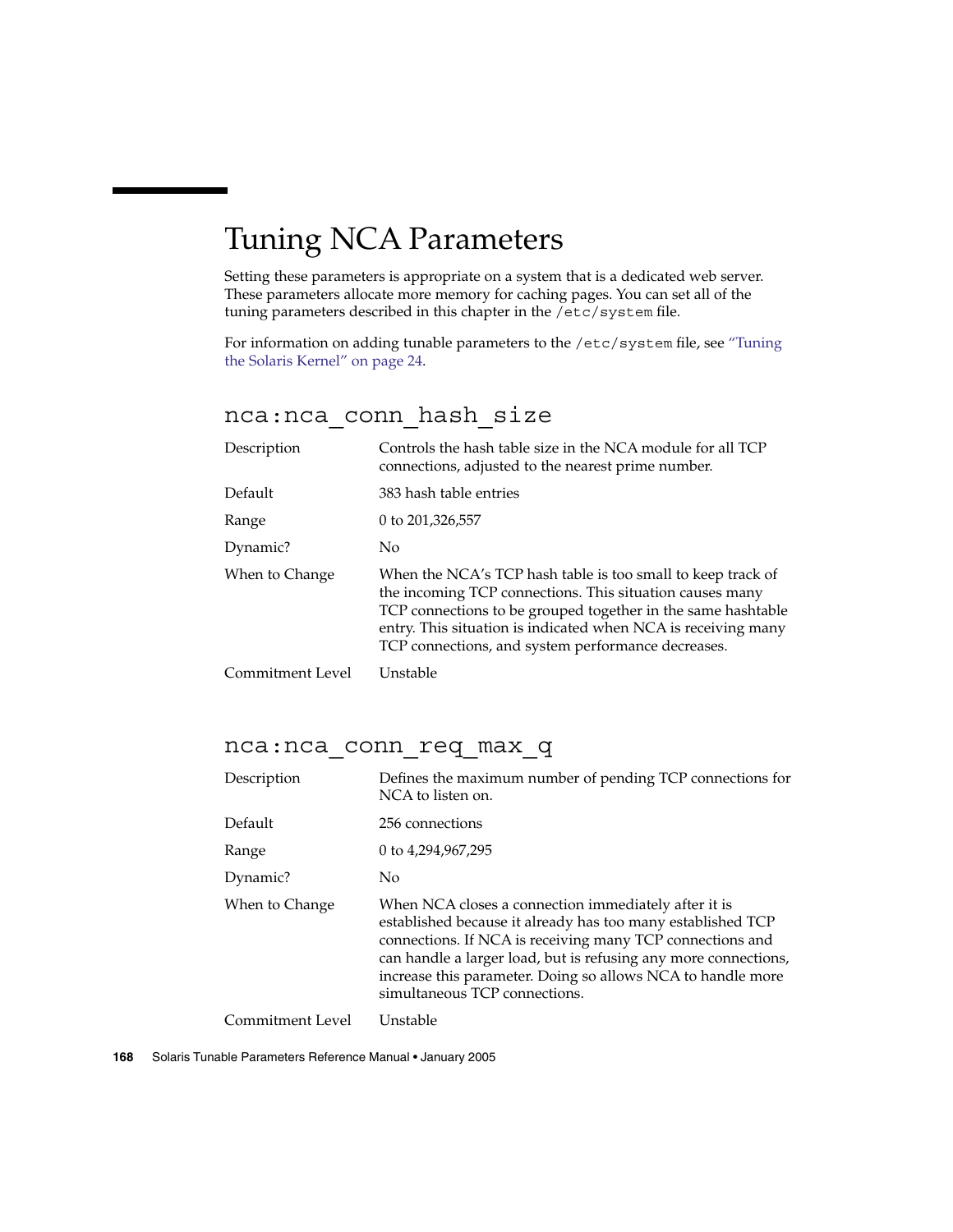# Tuning NCA Parameters

Setting these parameters is appropriate on a system that is a dedicated web server. These parameters allocate more memory for caching pages. You can set all of the tuning parameters described in this chapter in the `/etc/system` file.

For information on adding tunable parameters to the `/etc/system` file, see "Tuning the Solaris Kernel" on page 24.

## `nca:nca_conn_hash_size`

| | |
|---|---|
| Description | Controls the hash table size in the NCA module for all TCP connections, adjusted to the nearest prime number. |
| Default | 383 hash table entries |
| Range | 0 to 201,326,557 |
| Dynamic? | No |
| When to Change | When the NCA's TCP hash table is too small to keep track of the incoming TCP connections. This situation causes many TCP connections to be grouped together in the same hashtable entry. This situation is indicated when NCA is receiving many TCP connections, and system performance decreases. |
| Commitment Level | Unstable |

## `nca:nca_conn_req_max_q`

| | |
|---|---|
| Description | Defines the maximum number of pending TCP connections for NCA to listen on. |
| Default | 256 connections |
| Range | 0 to 4,294,967,295 |
| Dynamic? | No |
| When to Change | When NCA closes a connection immediately after it is established because it already has too many established TCP connections. If NCA is receiving many TCP connections and can handle a larger load, but is refusing any more connections, increase this parameter. Doing so allows NCA to handle more simultaneous TCP connections. |
| Commitment Level | Unstable |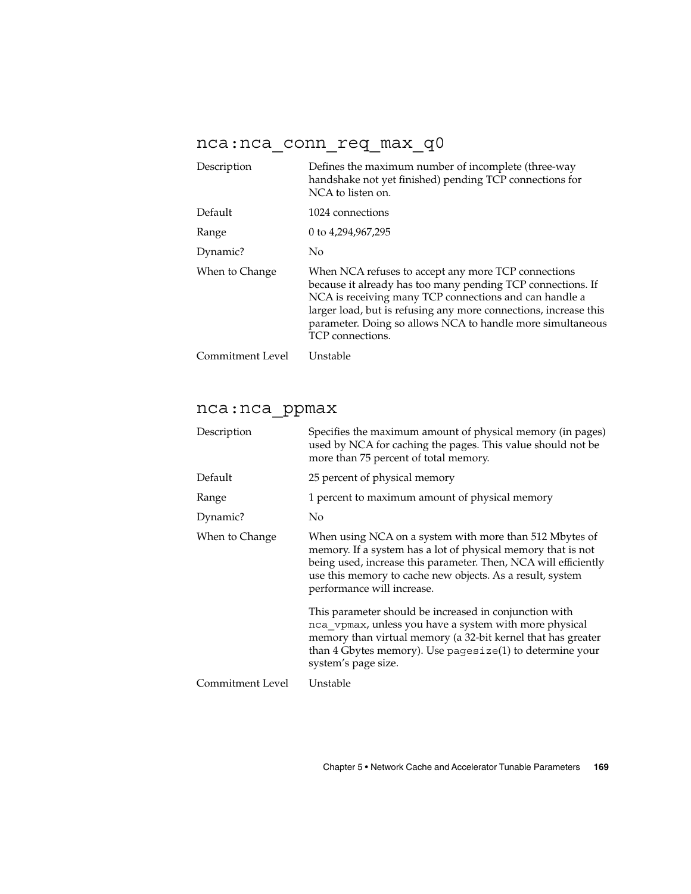## nca:nca_conn_req_max_q0

| | |
|---|---|
| Description | Defines the maximum number of incomplete (three-way handshake not yet finished) pending TCP connections for NCA to listen on. |
| Default | 1024 connections |
| Range | 0 to 4,294,967,295 |
| Dynamic? | No |
| When to Change | When NCA refuses to accept any more TCP connections because it already has too many pending TCP connections. If NCA is receiving many TCP connections and can handle a larger load, but is refusing any more connections, increase this parameter. Doing so allows NCA to handle more simultaneous TCP connections. |
| Commitment Level | Unstable |

## nca:nca_ppmax

| | |
|---|---|
| Description | Specifies the maximum amount of physical memory (in pages) used by NCA for caching the pages. This value should not be more than 75 percent of total memory. |
| Default | 25 percent of physical memory |
| Range | 1 percent to maximum amount of physical memory |
| Dynamic? | No |
| When to Change | When using NCA on a system with more than 512 Mbytes of memory. If a system has a lot of physical memory that is not being used, increase this parameter. Then, NCA will efficiently use this memory to cache new objects. As a result, system performance will increase. <br><br> This parameter should be increased in conjunction with `nca_vpmax`, unless you have a system with more physical memory than virtual memory (a 32-bit kernel that has greater than 4 Gbytes memory). Use `pagesize`(1) to determine your system's page size. |
| Commitment Level | Unstable |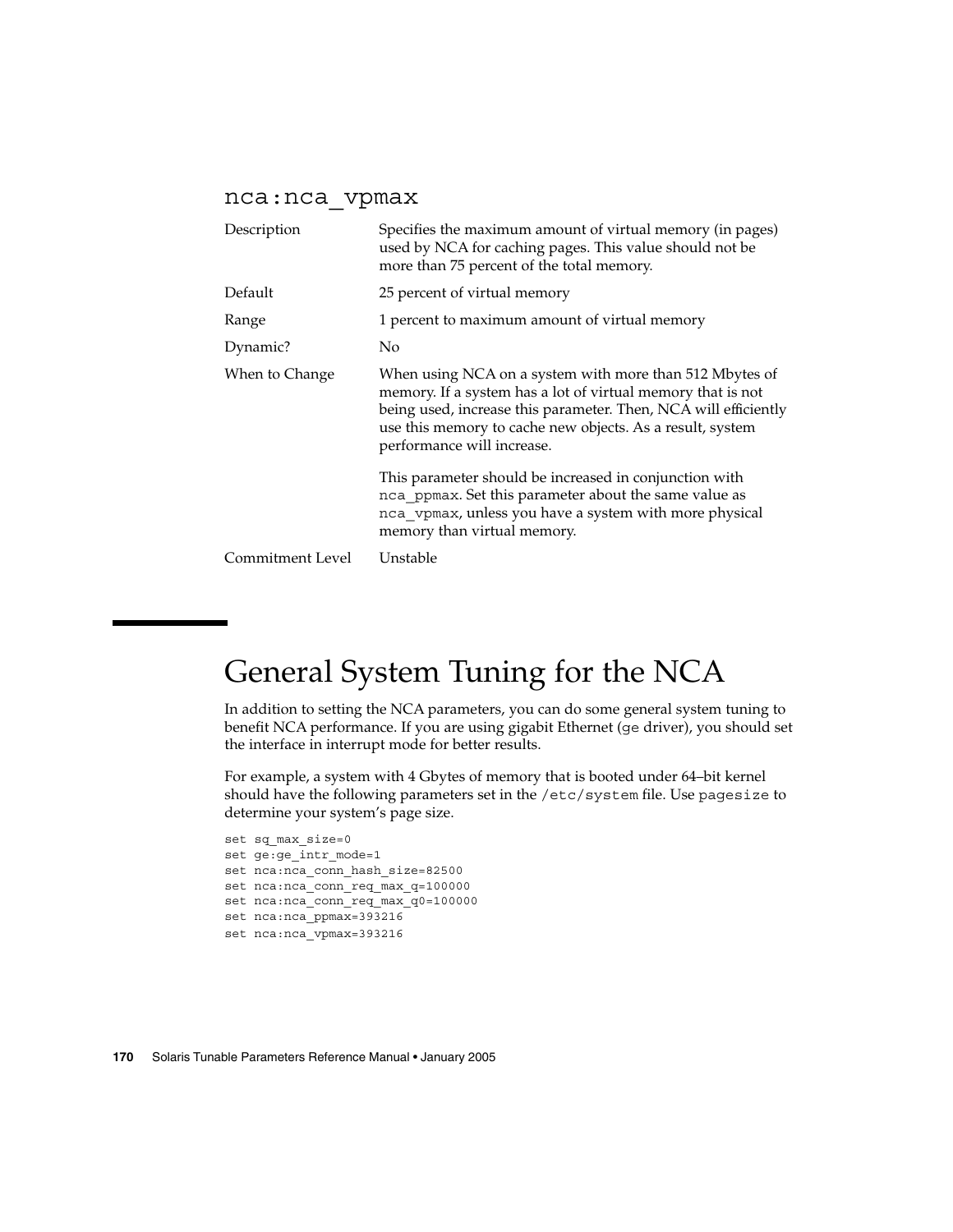### nca:nca_vpmax

| | |
|---|---|
| Description | Specifies the maximum amount of virtual memory (in pages) used by NCA for caching pages. This value should not be more than 75 percent of the total memory. |
| Default | 25 percent of virtual memory |
| Range | 1 percent to maximum amount of virtual memory |
| Dynamic? | No |
| When to Change | When using NCA on a system with more than 512 Mbytes of memory. If a system has a lot of virtual memory that is not being used, increase this parameter. Then, NCA will efficiently use this memory to cache new objects. As a result, system performance will increase.<br><br>This parameter should be increased in conjunction with `nca_ppmax`. Set this parameter about the same value as `nca_vpmax`, unless you have a system with more physical memory than virtual memory. |
| Commitment Level | Unstable |

## General System Tuning for the NCA

In addition to setting the NCA parameters, you can do some general system tuning to benefit NCA performance. If you are using gigabit Ethernet (`ge` driver), you should set the interface in interrupt mode for better results.

For example, a system with 4 Gbytes of memory that is booted under 64–bit kernel should have the following parameters set in the `/etc/system` file. Use `pagesize` to determine your system's page size.

```
set sq_max_size=0
set ge:ge_intr_mode=1
set nca:nca_conn_hash_size=82500
set nca:nca_conn_req_max_q=100000
set nca:nca_conn_req_max_q0=100000
set nca:nca_ppmax=393216
set nca:nca_vpmax=393216
```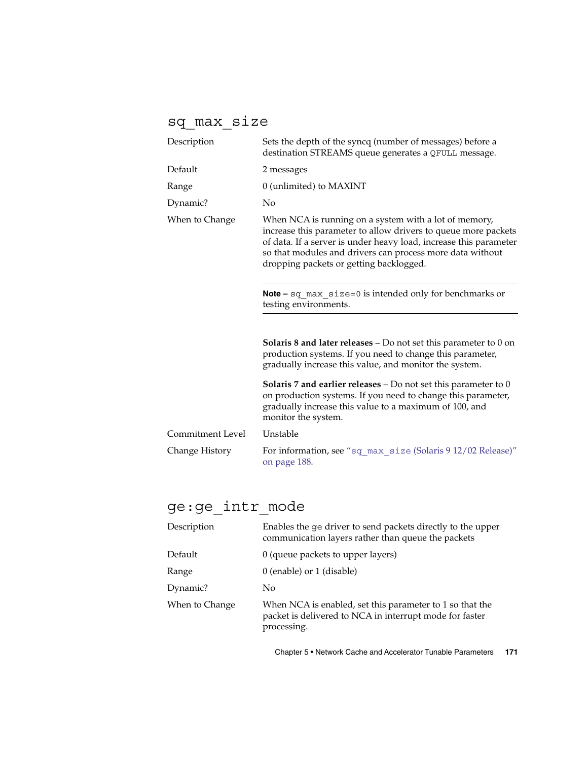## sq_max_size

| | |
|---|---|
| Description | Sets the depth of the syncq (number of messages) before a destination STREAMS queue generates a QFULL message. |
| Default | 2 messages |
| Range | 0 (unlimited) to MAXINT |
| Dynamic? | No |
| When to Change | When NCA is running on a system with a lot of memory, increase this parameter to allow drivers to queue more packets of data. If a server is under heavy load, increase this parameter so that modules and drivers can process more data without dropping packets or getting backlogged. |

---

**Note –** `sq_max_size=0` is intended only for benchmarks or testing environments.

---

**Solaris 8 and later releases** – Do not set this parameter to 0 on production systems. If you need to change this parameter, gradually increase this value, and monitor the system.

**Solaris 7 and earlier releases** – Do not set this parameter to 0 on production systems. If you need to change this parameter, gradually increase this value to a maximum of 100, and monitor the system.

| | |
|---|---|
| Commitment Level | Unstable |
| Change History | For information, see “`sq_max_size` (Solaris 9 12/02 Release)” on page 188. |

## ge:ge_intr_mode

| | |
|---|---|
| Description | Enables the `ge` driver to send packets directly to the upper communication layers rather than queue the packets |
| Default | 0 (queue packets to upper layers) |
| Range | 0 (enable) or 1 (disable) |
| Dynamic? | No |
| When to Change | When NCA is enabled, set this parameter to 1 so that the packet is delivered to NCA in interrupt mode for faster processing. |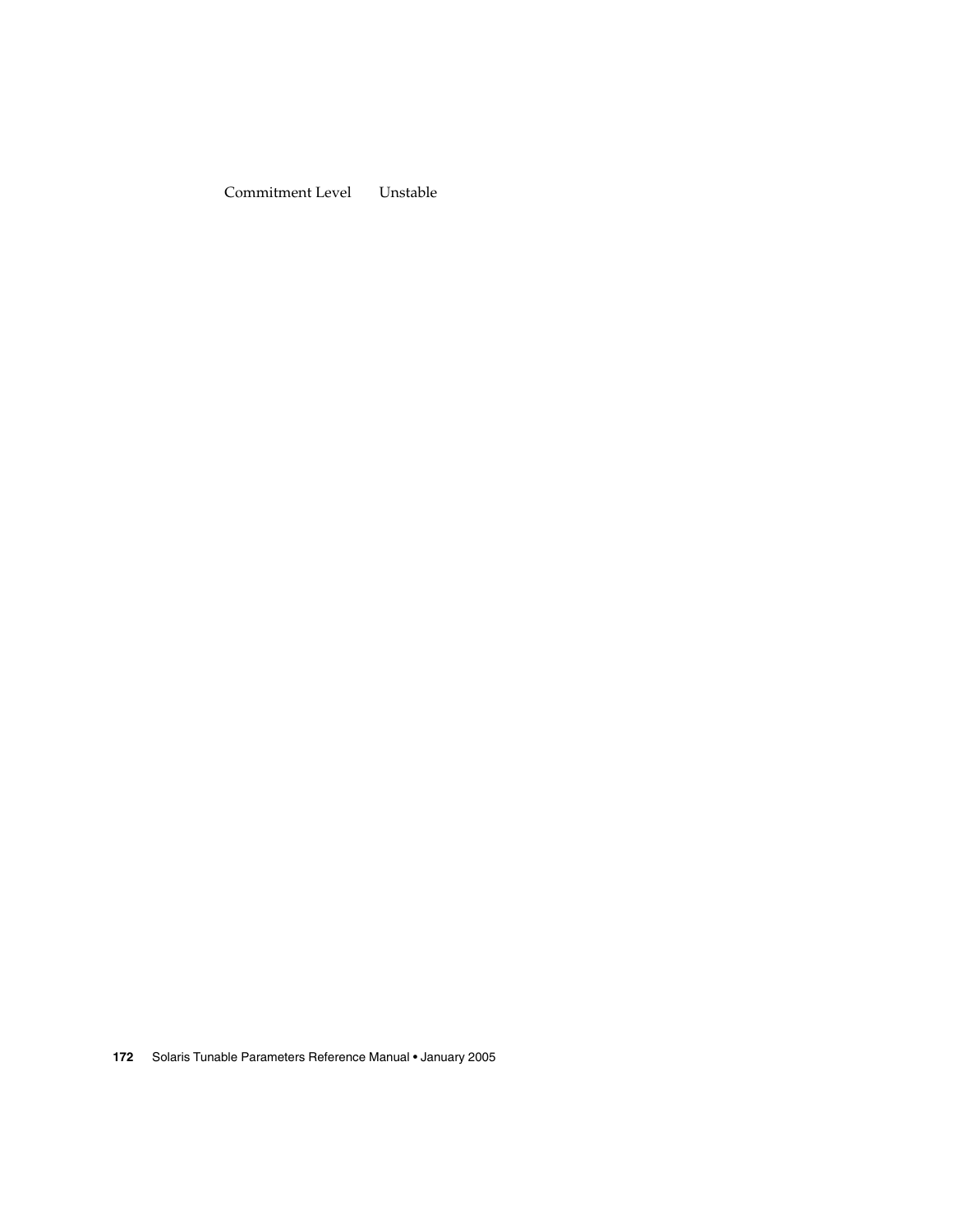| | |
|---|---|
| Commitment Level | Unstable |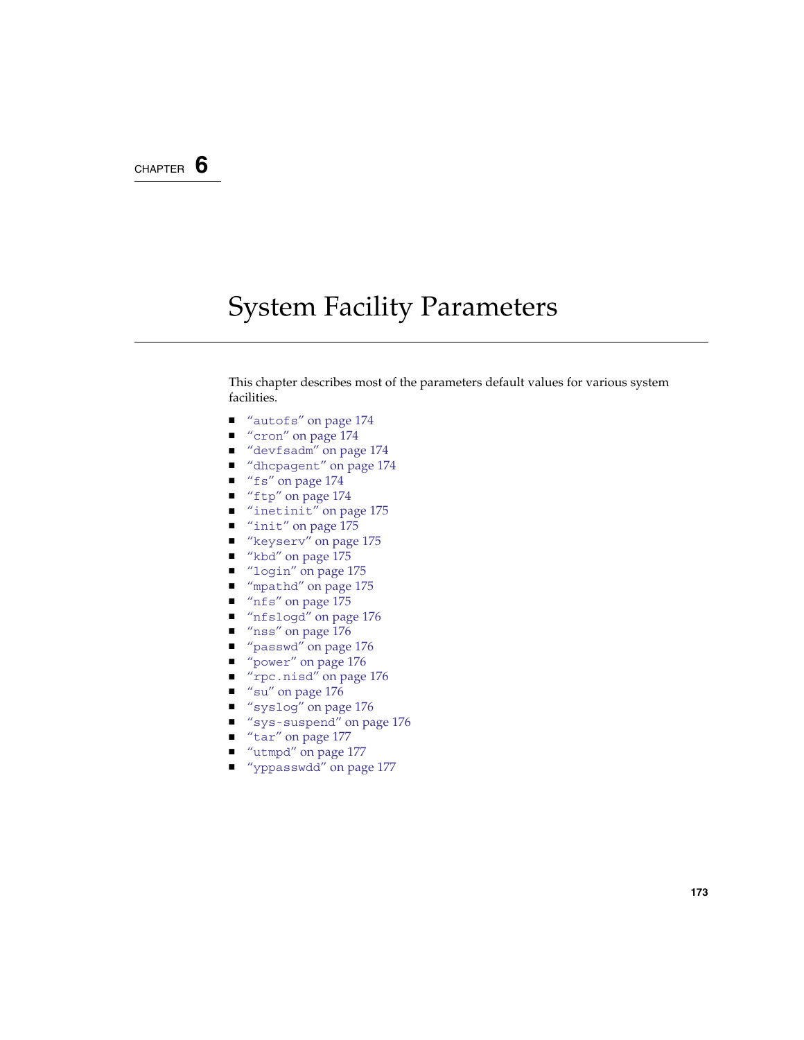CHAPTER 6

# System Facility Parameters

This chapter describes most of the parameters default values for various system facilities.

- "autofs" on page 174
- "cron" on page 174
- "devfsadm" on page 174
- "dhcpagent" on page 174
- "fs" on page 174
- "ftp" on page 174
- "inetinit" on page 175
- "init" on page 175
- "keyserv" on page 175
- "kbd" on page 175
- "login" on page 175
- "mpathd" on page 175
- "nfs" on page 175
- "nfslogd" on page 176
- "nss" on page 176
- "passwd" on page 176
- "power" on page 176
- "rpc.nisd" on page 176
- "su" on page 176
- "syslog" on page 176
- "sys-suspend" on page 176
- "tar" on page 177
- "utmpd" on page 177
- "yppasswdd" on page 177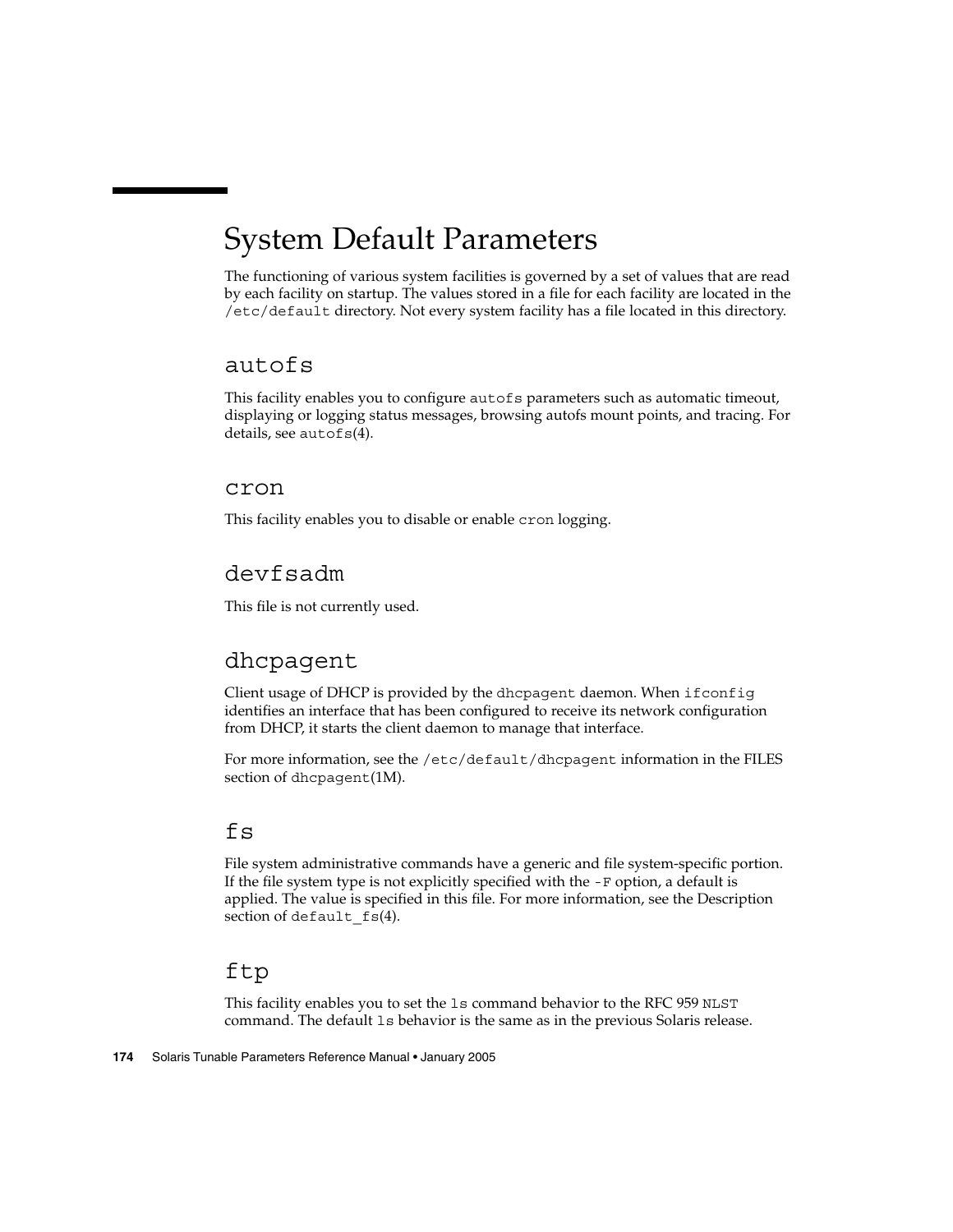# System Default Parameters

The functioning of various system facilities is governed by a set of values that are read by each facility on startup. The values stored in a file for each facility are located in the `/etc/default` directory. Not every system facility has a file located in this directory.

## autofs

This facility enables you to configure `autofs` parameters such as automatic timeout, displaying or logging status messages, browsing autofs mount points, and tracing. For details, see `autofs`(4).

## cron

This facility enables you to disable or enable `cron` logging.

## devfsadm

This file is not currently used.

## dhcpagent

Client usage of DHCP is provided by the `dhcpagent` daemon. When `ifconfig` identifies an interface that has been configured to receive its network configuration from DHCP, it starts the client daemon to manage that interface.

For more information, see the `/etc/default/dhcpagent` information in the FILES section of `dhcpagent`(1M).

## fs

File system administrative commands have a generic and file system-specific portion. If the file system type is not explicitly specified with the `-F` option, a default is applied. The value is specified in this file. For more information, see the Description section of `default_fs`(4).

## ftp

This facility enables you to set the `ls` command behavior to the RFC 959 `NLST` command. The default `ls` behavior is the same as in the previous Solaris release.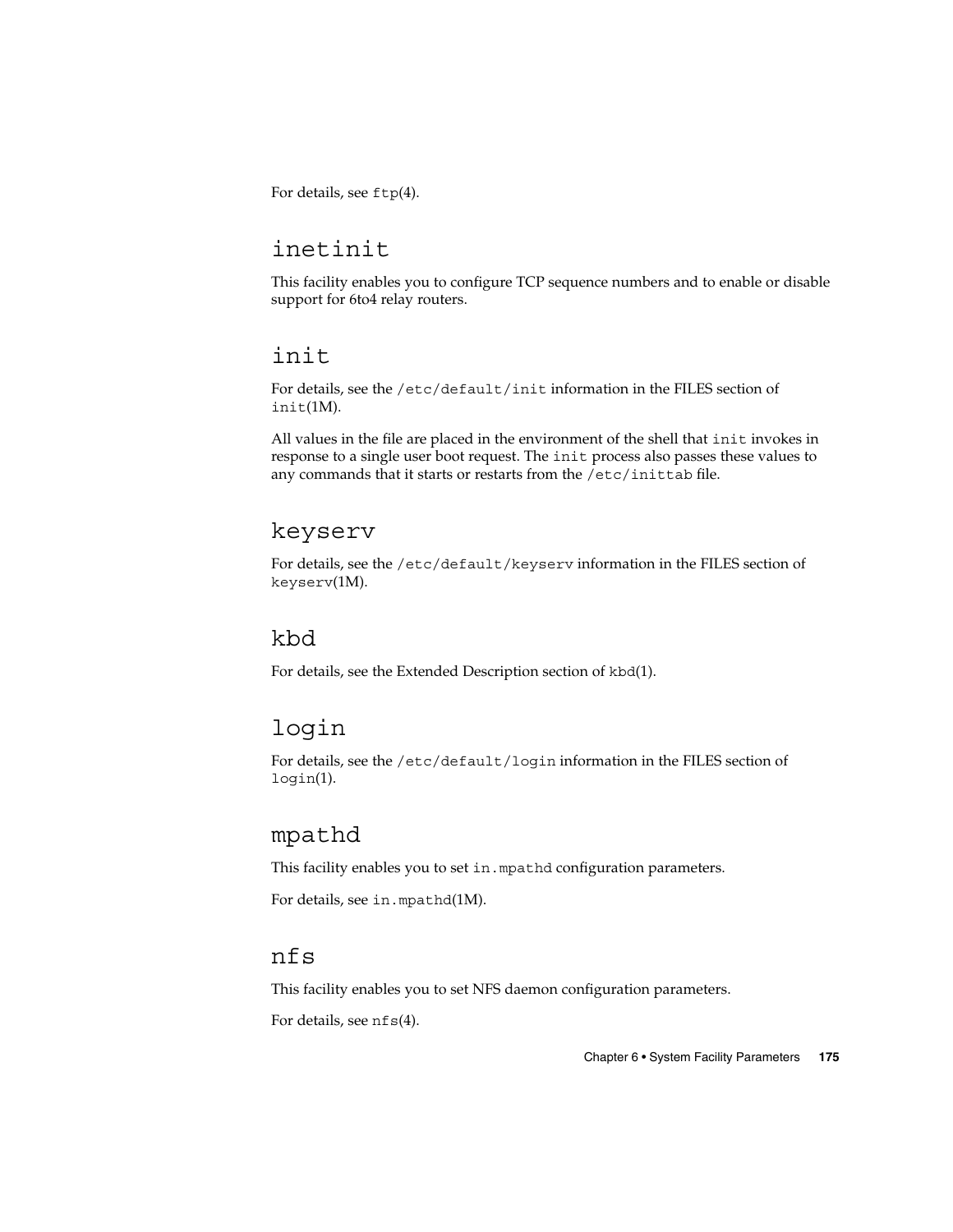For details, see `ftp`(4).

## inetinit

This facility enables you to configure TCP sequence numbers and to enable or disable support for 6to4 relay routers.

## init

For details, see the `/etc/default/init` information in the FILES section of `init`(1M).

All values in the file are placed in the environment of the shell that `init` invokes in response to a single user boot request. The `init` process also passes these values to any commands that it starts or restarts from the `/etc/inittab` file.

## keyserv

For details, see the `/etc/default/keyserv` information in the FILES section of `keyserv`(1M).

## kbd

For details, see the Extended Description section of `kbd`(1).

## login

For details, see the `/etc/default/login` information in the FILES section of `login`(1).

## mpathd

This facility enables you to set `in.mpathd` configuration parameters.

For details, see `in.mpathd`(1M).

## nfs

This facility enables you to set NFS daemon configuration parameters.

For details, see `nfs`(4).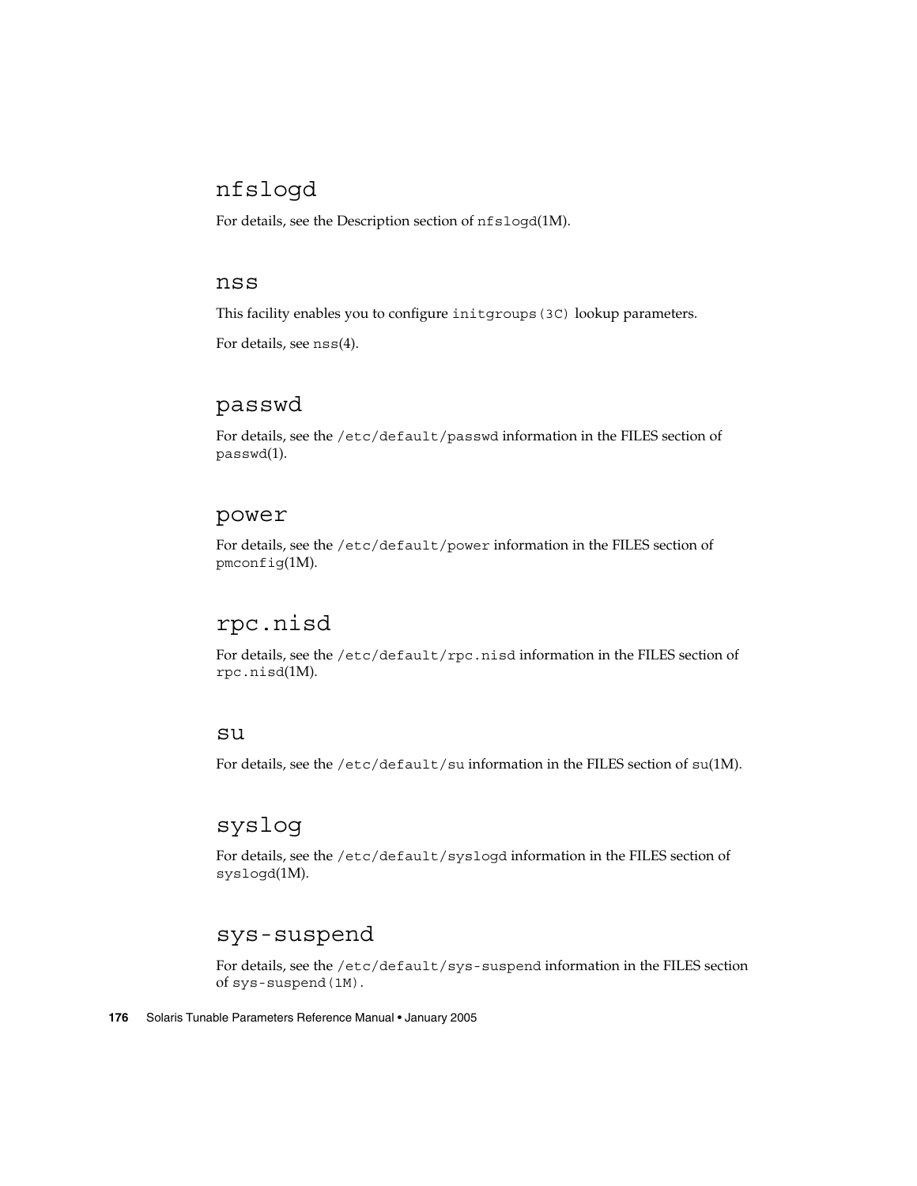## nfslogd

For details, see the Description section of `nfslogd`(1M).

## nss

This facility enables you to configure `initgroups(3C)` lookup parameters.

For details, see `nss`(4).

## passwd

For details, see the `/etc/default/passwd` information in the FILES section of `passwd`(1).

## power

For details, see the `/etc/default/power` information in the FILES section of `pmconfig`(1M).

## rpc.nisd

For details, see the `/etc/default/rpc.nisd` information in the FILES section of `rpc.nisd`(1M).

## su

For details, see the `/etc/default/su` information in the FILES section of `su`(1M).

## syslog

For details, see the `/etc/default/syslogd` information in the FILES section of `syslogd`(1M).

## sys-suspend

For details, see the `/etc/default/sys-suspend` information in the FILES section of `sys-suspend(1M)`.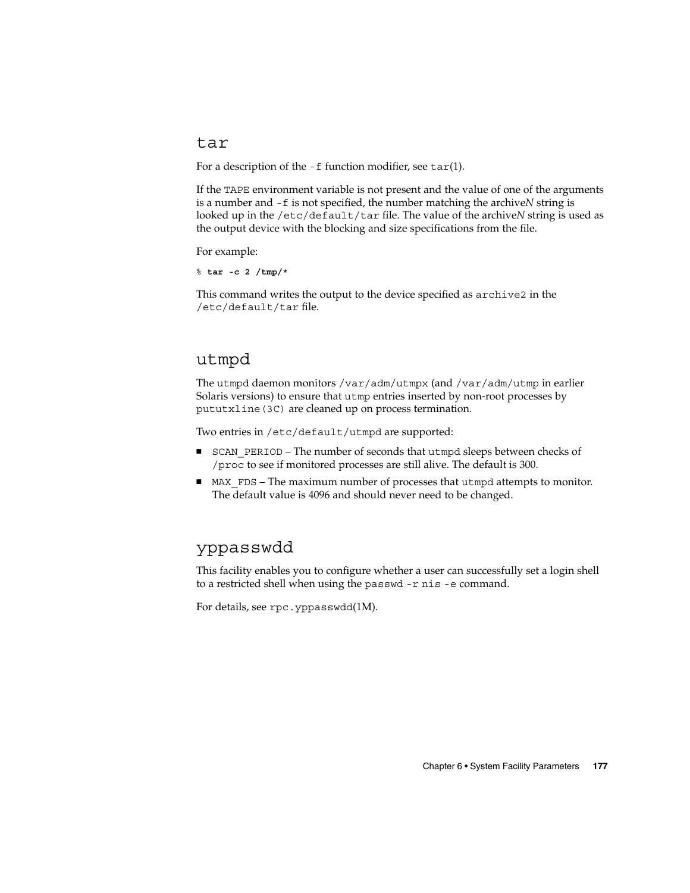## tar

For a description of the `-f` function modifier, see `tar`(1).

If the `TAPE` environment variable is not present and the value of one of the arguments is a number and `-f` is not specified, the number matching the archive*N* string is looked up in the `/etc/default/tar` file. The value of the archive*N* string is used as the output device with the blocking and size specifications from the file.

For example:

```
% tar -c 2 /tmp/*
```

This command writes the output to the device specified as `archive2` in the `/etc/default/tar` file.

## utmpd

The `utmpd` daemon monitors `/var/adm/utmpx` (and `/var/adm/utmp` in earlier Solaris versions) to ensure that `utmp` entries inserted by non-root processes by `pututxline(3C)` are cleaned up on process termination.

Two entries in `/etc/default/utmpd` are supported:

- `SCAN_PERIOD` – The number of seconds that `utmpd` sleeps between checks of `/proc` to see if monitored processes are still alive. The default is 300.
- `MAX_FDS` – The maximum number of processes that `utmpd` attempts to monitor. The default value is 4096 and should never need to be changed.

## yppasswdd

This facility enables you to configure whether a user can successfully set a login shell to a restricted shell when using the `passwd -r nis -e` command.

For details, see `rpc.yppasswdd`(1M).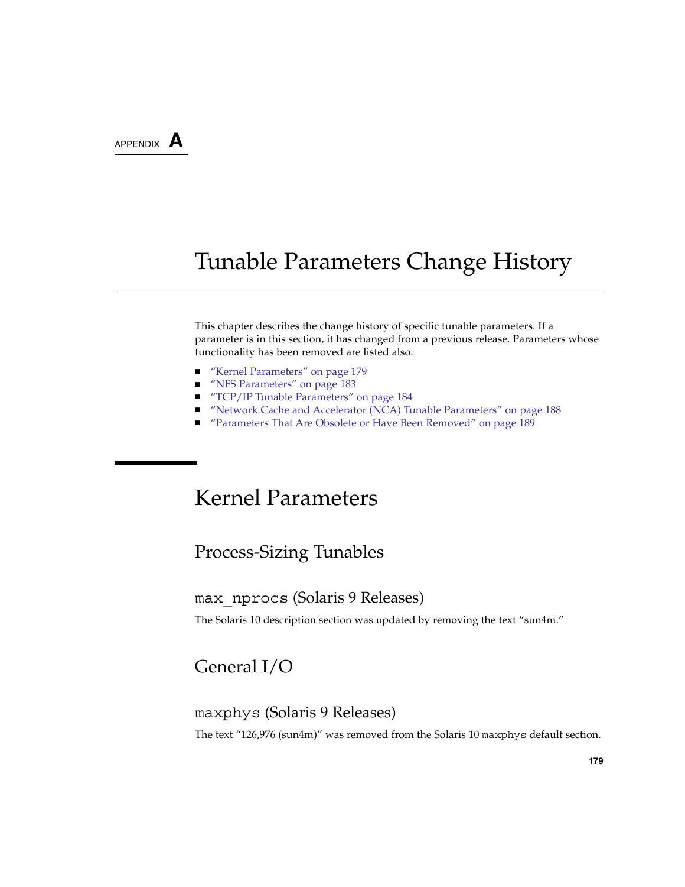APPENDIX A

# Tunable Parameters Change History

This chapter describes the change history of specific tunable parameters. If a parameter is in this section, it has changed from a previous release. Parameters whose functionality has been removed are listed also.

- "Kernel Parameters" on page 179
- "NFS Parameters" on page 183
- "TCP/IP Tunable Parameters" on page 184
- "Network Cache and Accelerator (NCA) Tunable Parameters" on page 188
- "Parameters That Are Obsolete or Have Been Removed" on page 189

## Kernel Parameters

### Process-Sizing Tunables

#### max_nprocs (Solaris 9 Releases)

The Solaris 10 description section was updated by removing the text "sun4m."

### General I/O

#### maxphys (Solaris 9 Releases)

The text "126,976 (sun4m)" was removed from the Solaris 10 maxphys default section.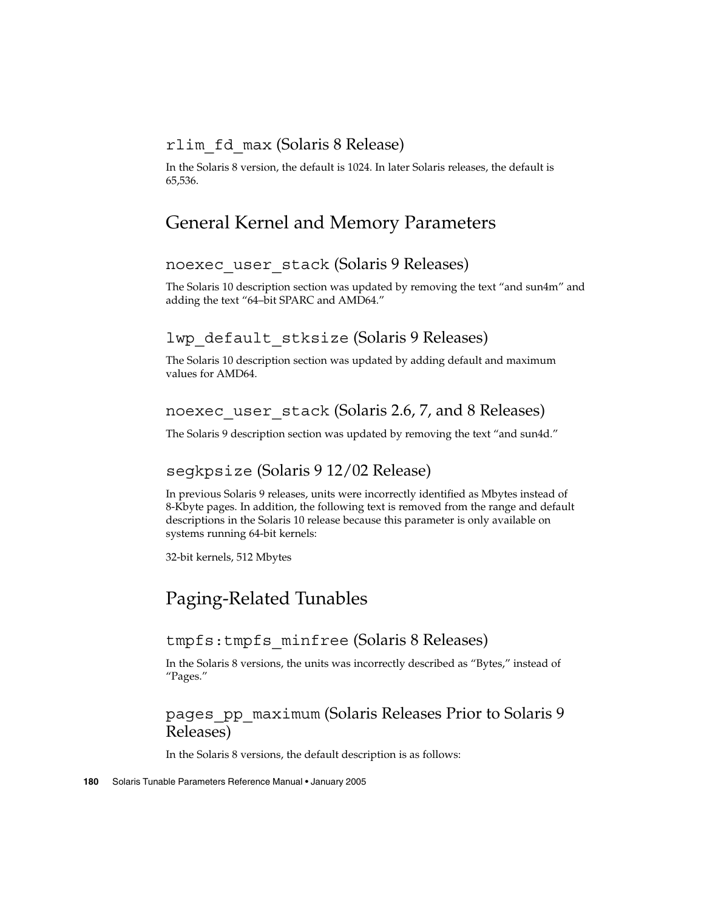### `rlim_fd_max` (Solaris 8 Release)

In the Solaris 8 version, the default is 1024. In later Solaris releases, the default is 65,536.

## General Kernel and Memory Parameters

### `noexec_user_stack` (Solaris 9 Releases)

The Solaris 10 description section was updated by removing the text "and sun4m" and adding the text "64–bit SPARC and AMD64."

### `lwp_default_stksize` (Solaris 9 Releases)

The Solaris 10 description section was updated by adding default and maximum values for AMD64.

### `noexec_user_stack` (Solaris 2.6, 7, and 8 Releases)

The Solaris 9 description section was updated by removing the text "and sun4d."

### `segkpsize` (Solaris 9 12/02 Release)

In previous Solaris 9 releases, units were incorrectly identified as Mbytes instead of 8-Kbyte pages. In addition, the following text is removed from the range and default descriptions in the Solaris 10 release because this parameter is only available on systems running 64-bit kernels:

32-bit kernels, 512 Mbytes

## Paging-Related Tunables

### `tmpfs:tmpfs_minfree` (Solaris 8 Releases)

In the Solaris 8 versions, the units was incorrectly described as "Bytes," instead of "Pages."

### `pages_pp_maximum` (Solaris Releases Prior to Solaris 9 Releases)

In the Solaris 8 versions, the default description is as follows: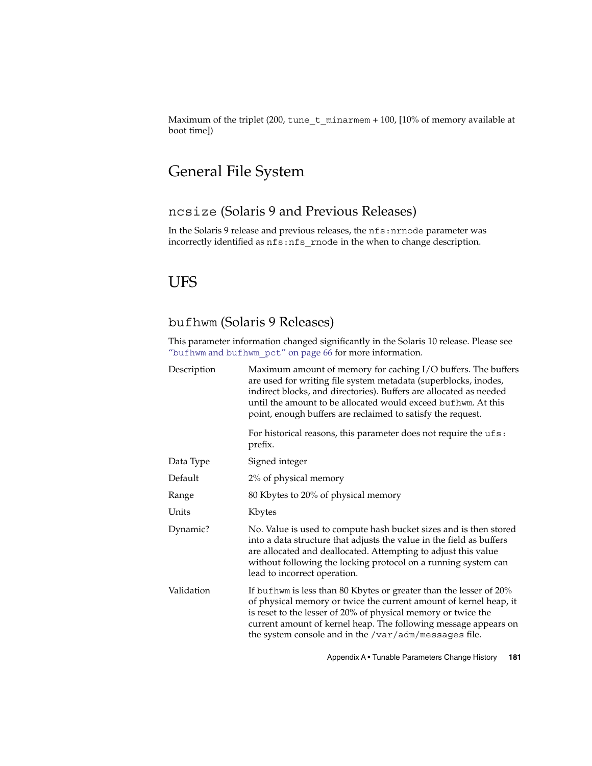Maximum of the triplet (200, `tune_t_minarmem` + 100, [10% of memory available at boot time])

## General File System

### `ncsize` (Solaris 9 and Previous Releases)

In the Solaris 9 release and previous releases, the `nfs:nrnode` parameter was incorrectly identified as `nfs:nfs_rnode` in the when to change description.

## UFS

### `bufhwm` (Solaris 9 Releases)

This parameter information changed significantly in the Solaris 10 release. Please see "`bufhwm` and `bufhwm_pct`" on page 66 for more information.

| | |
|---|---|
| Description | Maximum amount of memory for caching I/O buffers. The buffers are used for writing file system metadata (superblocks, inodes, indirect blocks, and directories). Buffers are allocated as needed until the amount to be allocated would exceed `bufhwm`. At this point, enough buffers are reclaimed to satisfy the request.<br><br>For historical reasons, this parameter does not require the `ufs:` prefix. |
| Data Type | Signed integer |
| Default | 2% of physical memory |
| Range | 80 Kbytes to 20% of physical memory |
| Units | Kbytes |
| Dynamic? | No. Value is used to compute hash bucket sizes and is then stored into a data structure that adjusts the value in the field as buffers are allocated and deallocated. Attempting to adjust this value without following the locking protocol on a running system can lead to incorrect operation. |
| Validation | If `bufhwm` is less than 80 Kbytes or greater than the lesser of 20% of physical memory or twice the current amount of kernel heap, it is reset to the lesser of 20% of physical memory or twice the current amount of kernel heap. The following message appears on the system console and in the `/var/adm/messages` file. |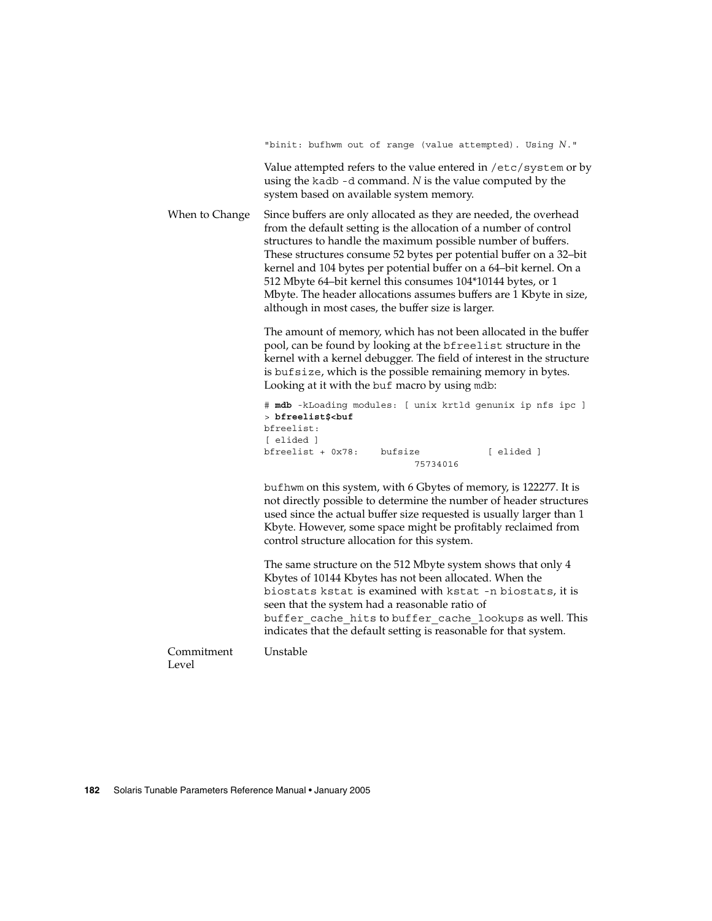```
"binit: bufhwm out of range (value attempted). Using N."
```

Value attempted refers to the value entered in /etc/system or by using the kadb -d command. *N* is the value computed by the system based on available system memory.

**When to Change**

Since buffers are only allocated as they are needed, the overhead from the default setting is the allocation of a number of control structures to handle the maximum possible number of buffers. These structures consume 52 bytes per potential buffer on a 32–bit kernel and 104 bytes per potential buffer on a 64–bit kernel. On a 512 Mbyte 64–bit kernel this consumes 104*10144 bytes, or 1 Mbyte. The header allocations assumes buffers are 1 Kbyte in size, although in most cases, the buffer size is larger.

The amount of memory, which has not been allocated in the buffer pool, can be found by looking at the bfreelist structure in the kernel with a kernel debugger. The field of interest in the structure is bufsize, which is the possible remaining memory in bytes. Looking at it with the buf macro by using mdb:

```
# mdb -kLoading modules: [ unix krtld genunix ip nfs ipc ]
> bfreelist$<buf
bfreelist:
[ elided ]
bfreelist + 0x78:    bufsize            [ elided ]
                             75734016
```

bufhwm on this system, with 6 Gbytes of memory, is 122277. It is not directly possible to determine the number of header structures used since the actual buffer size requested is usually larger than 1 Kbyte. However, some space might be profitably reclaimed from control structure allocation for this system.

The same structure on the 512 Mbyte system shows that only 4 Kbytes of 10144 Kbytes has not been allocated. When the biostats kstat is examined with kstat -n biostats, it is seen that the system had a reasonable ratio of buffer_cache_hits to buffer_cache_lookups as well. This indicates that the default setting is reasonable for that system.

**Commitment Level**

Unstable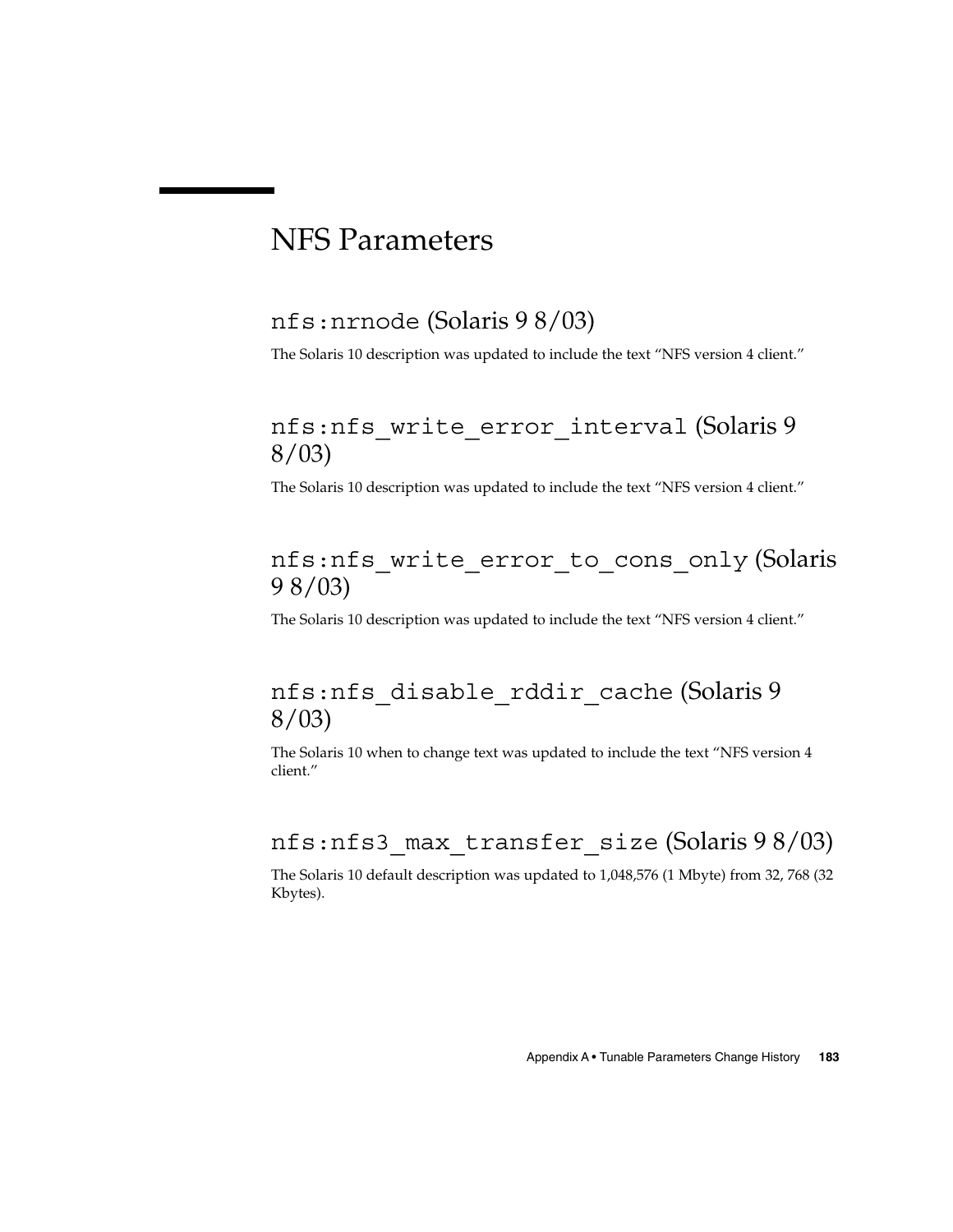# NFS Parameters

## `nfs:nrnode` (Solaris 9 8/03)

The Solaris 10 description was updated to include the text “NFS version 4 client.”

## `nfs:nfs_write_error_interval` (Solaris 9 8/03)

The Solaris 10 description was updated to include the text “NFS version 4 client.”

## `nfs:nfs_write_error_to_cons_only` (Solaris 9 8/03)

The Solaris 10 description was updated to include the text “NFS version 4 client.”

## `nfs:nfs_disable_rddir_cache` (Solaris 9 8/03)

The Solaris 10 when to change text was updated to include the text “NFS version 4 client.”

## `nfs:nfs3_max_transfer_size` (Solaris 9 8/03)

The Solaris 10 default description was updated to 1,048,576 (1 Mbyte) from 32, 768 (32 Kbytes).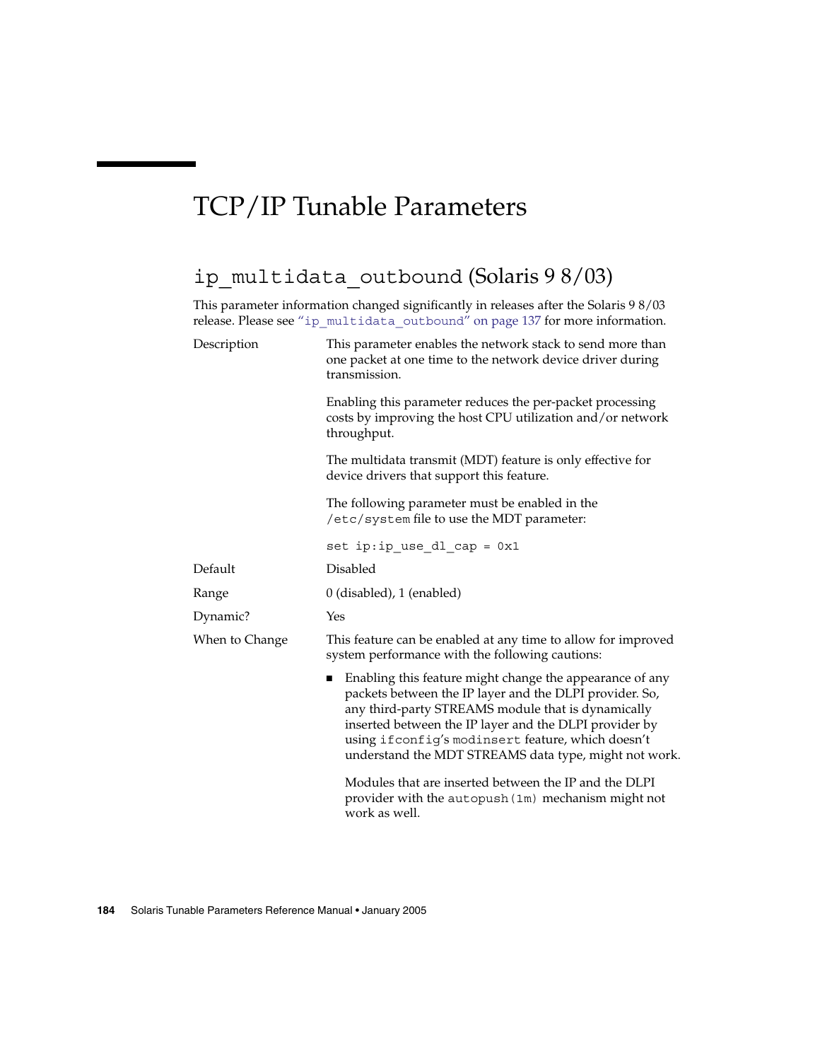# TCP/IP Tunable Parameters

## `ip_multidata_outbound` (Solaris 9 8/03)

This parameter information changed significantly in releases after the Solaris 9 8/03 release. Please see "`ip_multidata_outbound`" on page 137 for more information.

**Description**

This parameter enables the network stack to send more than one packet at one time to the network device driver during transmission.

Enabling this parameter reduces the per-packet processing costs by improving the host CPU utilization and/or network throughput.

The multidata transmit (MDT) feature is only effective for device drivers that support this feature.

The following parameter must be enabled in the `/etc/system` file to use the MDT parameter:

```
set ip:ip_use_dl_cap = 0x1
```

**Default**

Disabled

**Range**

0 (disabled), 1 (enabled)

**Dynamic?**

Yes

**When to Change**

This feature can be enabled at any time to allow for improved system performance with the following cautions:

- Enabling this feature might change the appearance of any packets between the IP layer and the DLPI provider. So, any third-party STREAMS module that is dynamically inserted between the IP layer and the DLPI provider by using `ifconfig`'s `modinsert` feature, which doesn't understand the MDT STREAMS data type, might not work.

  Modules that are inserted between the IP and the DLPI provider with the `autopush(1m)` mechanism might not work as well.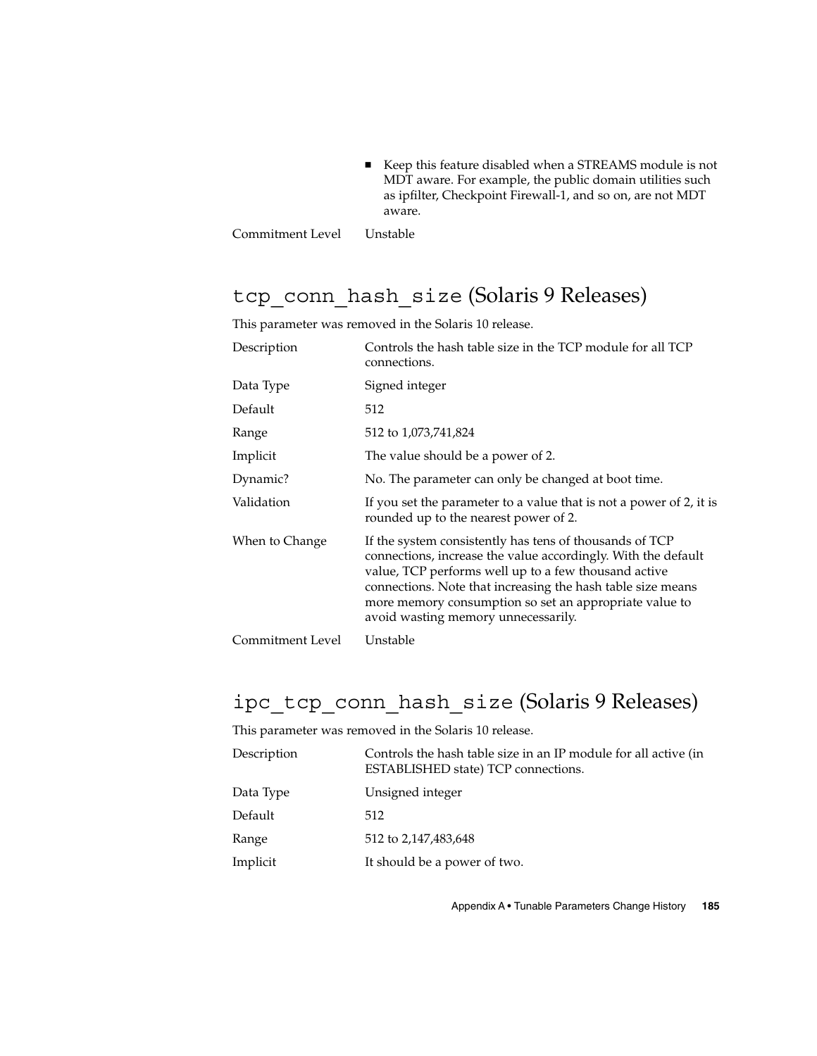- Keep this feature disabled when a STREAMS module is not MDT aware. For example, the public domain utilities such as ipfilter, Checkpoint Firewall-1, and so on, are not MDT aware.

| | |
|---|---|
| Commitment Level | Unstable |

## `tcp_conn_hash_size` (Solaris 9 Releases)

This parameter was removed in the Solaris 10 release.

| | |
|---|---|
| Description | Controls the hash table size in the TCP module for all TCP connections. |
| Data Type | Signed integer |
| Default | 512 |
| Range | 512 to 1,073,741,824 |
| Implicit | The value should be a power of 2. |
| Dynamic? | No. The parameter can only be changed at boot time. |
| Validation | If you set the parameter to a value that is not a power of 2, it is rounded up to the nearest power of 2. |
| When to Change | If the system consistently has tens of thousands of TCP connections, increase the value accordingly. With the default value, TCP performs well up to a few thousand active connections. Note that increasing the hash table size means more memory consumption so set an appropriate value to avoid wasting memory unnecessarily. |
| Commitment Level | Unstable |

## `ipc_tcp_conn_hash_size` (Solaris 9 Releases)

This parameter was removed in the Solaris 10 release.

| | |
|---|---|
| Description | Controls the hash table size in an IP module for all active (in ESTABLISHED state) TCP connections. |
| Data Type | Unsigned integer |
| Default | 512 |
| Range | 512 to 2,147,483,648 |
| Implicit | It should be a power of two. |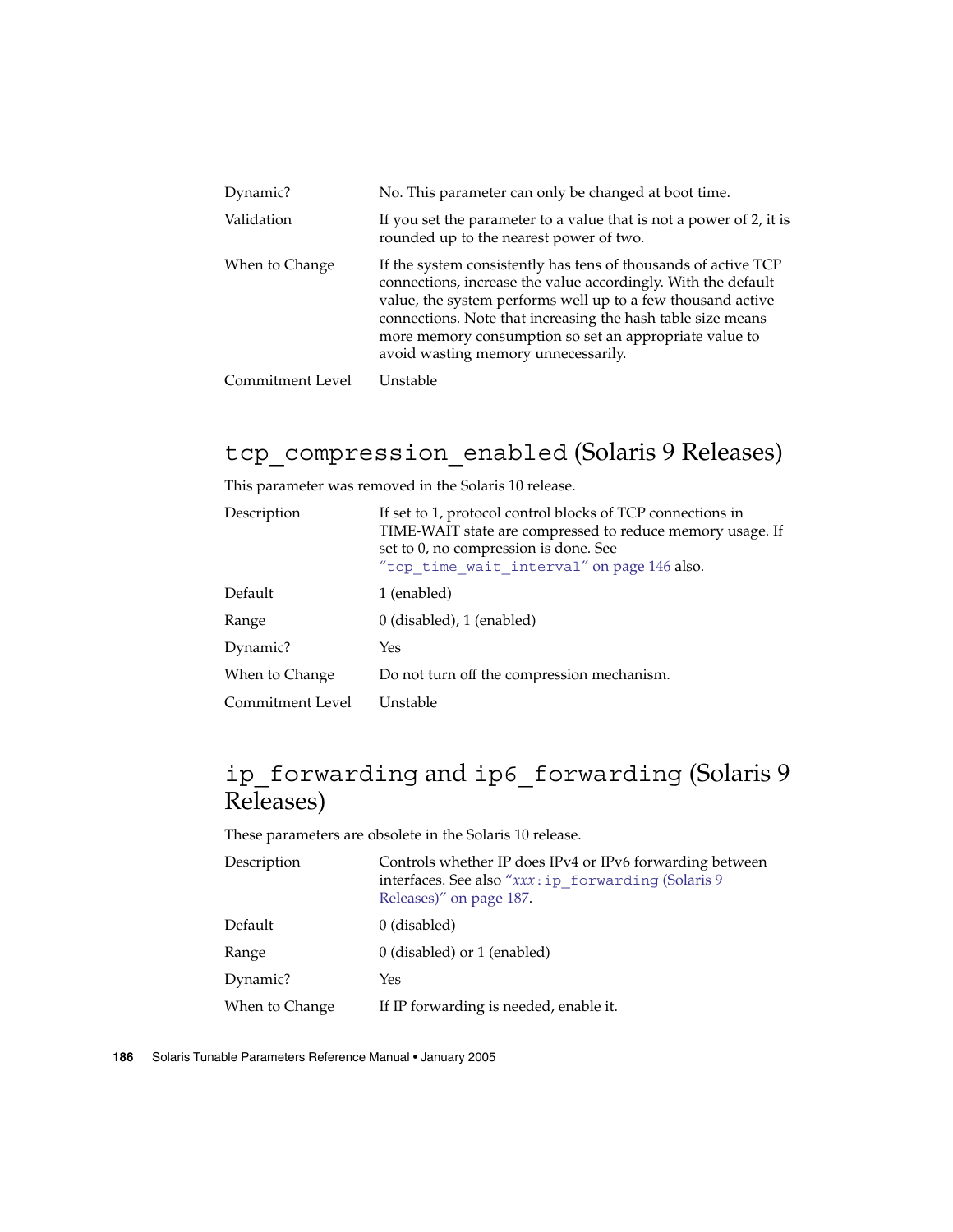| | |
|---|---|
| Dynamic? | No. This parameter can only be changed at boot time. |
| Validation | If you set the parameter to a value that is not a power of 2, it is rounded up to the nearest power of two. |
| When to Change | If the system consistently has tens of thousands of active TCP connections, increase the value accordingly. With the default value, the system performs well up to a few thousand active connections. Note that increasing the hash table size means more memory consumption so set an appropriate value to avoid wasting memory unnecessarily. |
| Commitment Level | Unstable |

## `tcp_compression_enabled` (Solaris 9 Releases)

This parameter was removed in the Solaris 10 release.

| | |
|---|---|
| Description | If set to 1, protocol control blocks of TCP connections in TIME-WAIT state are compressed to reduce memory usage. If set to 0, no compression is done. See "`tcp_time_wait_interval`" on page 146 also. |
| Default | 1 (enabled) |
| Range | 0 (disabled), 1 (enabled) |
| Dynamic? | Yes |
| When to Change | Do not turn off the compression mechanism. |
| Commitment Level | Unstable |

## `ip_forwarding` and `ip6_forwarding` (Solaris 9 Releases)

These parameters are obsolete in the Solaris 10 release.

| | |
|---|---|
| Description | Controls whether IP does IPv4 or IPv6 forwarding between interfaces. See also "*xxx*`:ip_forwarding` (Solaris 9 Releases)" on page 187. |
| Default | 0 (disabled) |
| Range | 0 (disabled) or 1 (enabled) |
| Dynamic? | Yes |
| When to Change | If IP forwarding is needed, enable it. |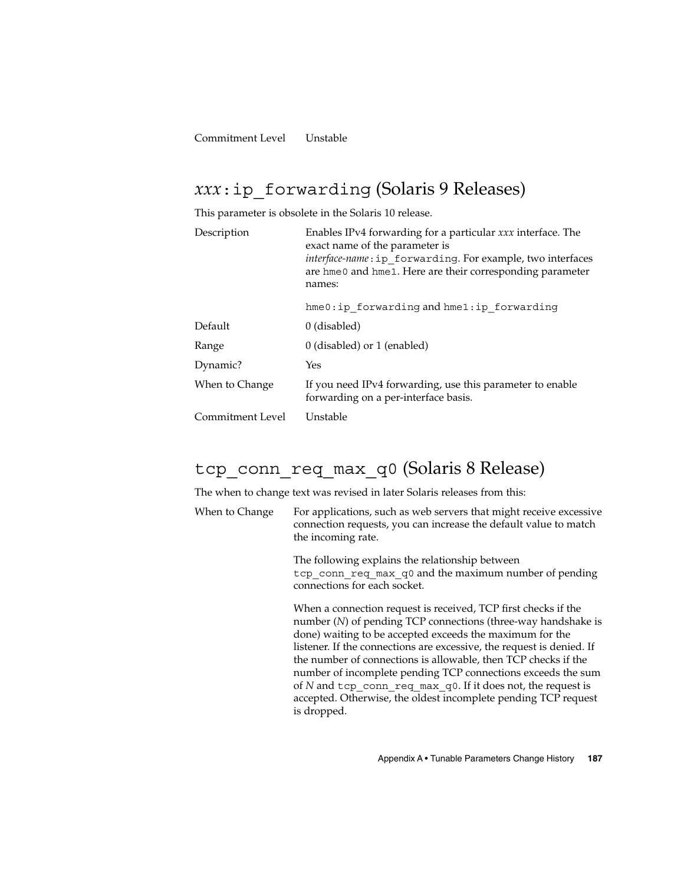| | |
|---|---|
| Commitment Level | Unstable |

## *xxx*:ip_forwarding (Solaris 9 Releases)

This parameter is obsolete in the Solaris 10 release.

| | |
|---|---|
| Description | Enables IPv4 forwarding for a particular *xxx* interface. The exact name of the parameter is *interface-name*:ip_forwarding. For example, two interfaces are hme0 and hme1. Here are their corresponding parameter names:<br><br>hme0:ip_forwarding and hme1:ip_forwarding |
| Default | 0 (disabled) |
| Range | 0 (disabled) or 1 (enabled) |
| Dynamic? | Yes |
| When to Change | If you need IPv4 forwarding, use this parameter to enable forwarding on a per-interface basis. |
| Commitment Level | Unstable |

## tcp_conn_req_max_q0 (Solaris 8 Release)

The when to change text was revised in later Solaris releases from this:

| | |
|---|---|
| When to Change | For applications, such as web servers that might receive excessive connection requests, you can increase the default value to match the incoming rate.<br><br>The following explains the relationship between tcp_conn_req_max_q0 and the maximum number of pending connections for each socket.<br><br>When a connection request is received, TCP first checks if the number (*N*) of pending TCP connections (three-way handshake is done) waiting to be accepted exceeds the maximum for the listener. If the connections are excessive, the request is denied. If the number of connections is allowable, then TCP checks if the number of incomplete pending TCP connections exceeds the sum of *N* and tcp_conn_req_max_q0. If it does not, the request is accepted. Otherwise, the oldest incomplete pending TCP request is dropped. |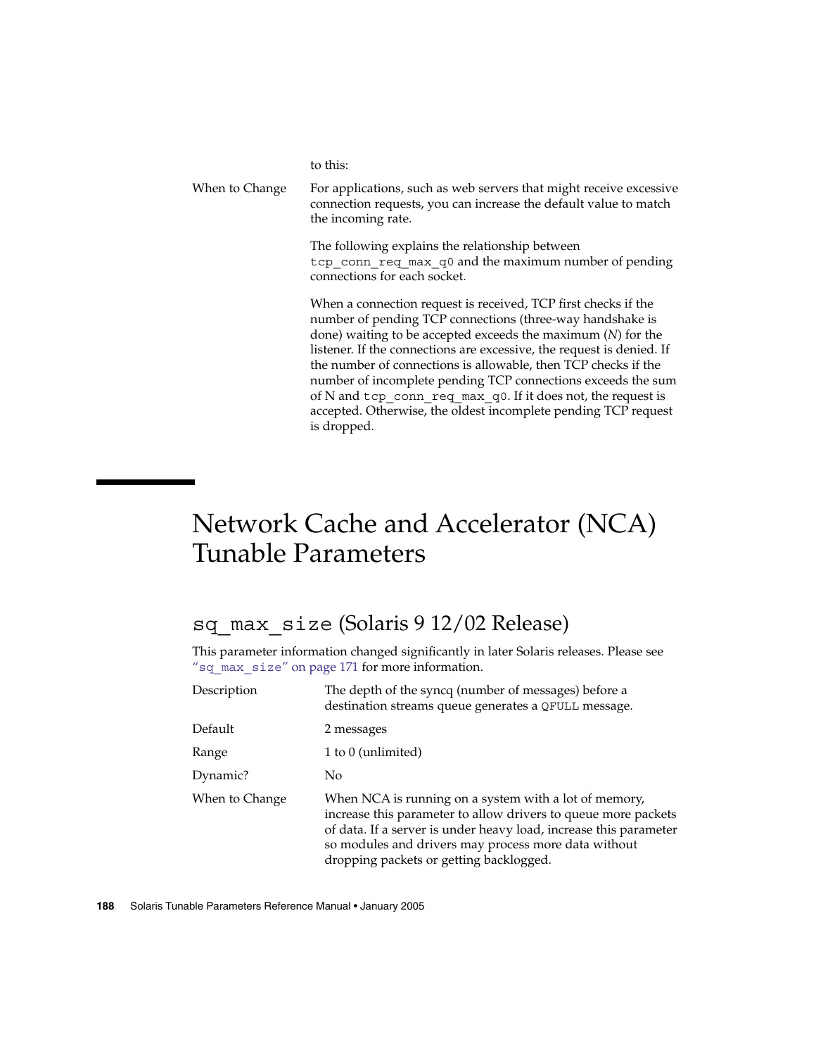to this:

| | |
|---|---|
| When to Change | For applications, such as web servers that might receive excessive connection requests, you can increase the default value to match the incoming rate.<br><br>The following explains the relationship between `tcp_conn_req_max_q0` and the maximum number of pending connections for each socket.<br><br>When a connection request is received, TCP first checks if the number of pending TCP connections (three-way handshake is done) waiting to be accepted exceeds the maximum (*N*) for the listener. If the connections are excessive, the request is denied. If the number of connections is allowable, then TCP checks if the number of incomplete pending TCP connections exceeds the sum of N and `tcp_conn_req_max_q0`. If it does not, the request is accepted. Otherwise, the oldest incomplete pending TCP request is dropped. |

# Network Cache and Accelerator (NCA) Tunable Parameters

## `sq_max_size` (Solaris 9 12/02 Release)

This parameter information changed significantly in later Solaris releases. Please see "`sq_max_size`" on page 171 for more information.

| | |
|---|---|
| Description | The depth of the syncq (number of messages) before a destination streams queue generates a `QFULL` message. |
| Default | 2 messages |
| Range | 1 to 0 (unlimited) |
| Dynamic? | No |
| When to Change | When NCA is running on a system with a lot of memory, increase this parameter to allow drivers to queue more packets of data. If a server is under heavy load, increase this parameter so modules and drivers may process more data without dropping packets or getting backlogged. |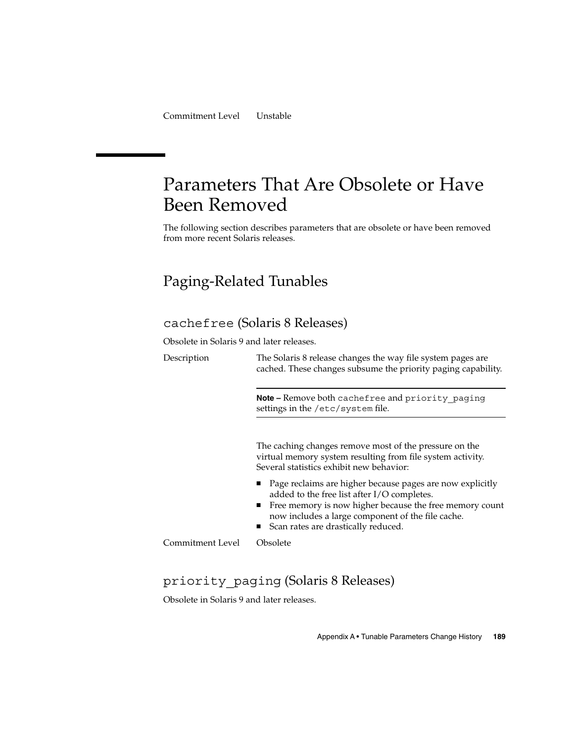Commitment Level Unstable

# Parameters That Are Obsolete or Have Been Removed

The following section describes parameters that are obsolete or have been removed from more recent Solaris releases.

## Paging-Related Tunables

### `cachefree` (Solaris 8 Releases)

Obsolete in Solaris 9 and later releases.

Description The Solaris 8 release changes the way file system pages are cached. These changes subsume the priority paging capability.

> **Note –** Remove both `cachefree` and `priority_paging` settings in the `/etc/system` file.

The caching changes remove most of the pressure on the virtual memory system resulting from file system activity. Several statistics exhibit new behavior:

- Page reclaims are higher because pages are now explicitly added to the free list after I/O completes.
- Free memory is now higher because the free memory count now includes a large component of the file cache.
- Scan rates are drastically reduced.

Commitment Level Obsolete

### `priority_paging` (Solaris 8 Releases)

Obsolete in Solaris 9 and later releases.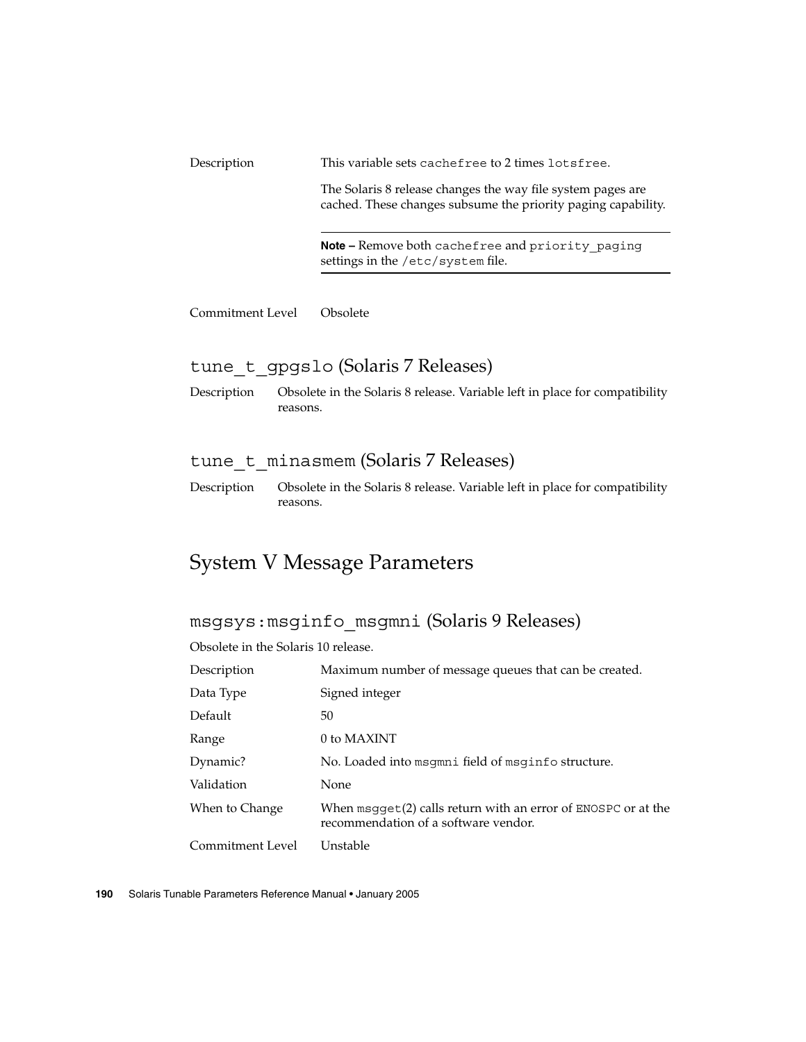| | |
|---|---|
| Description | This variable sets `cachefree` to 2 times `lotsfree`. |
| | The Solaris 8 release changes the way file system pages are cached. These changes subsume the priority paging capability. |

> **Note –** Remove both `cachefree` and `priority_paging` settings in the `/etc/system` file.

| | |
|---|---|
| Commitment Level | Obsolete |

### `tune_t_gpgslo` (Solaris 7 Releases)

| | |
|---|---|
| Description | Obsolete in the Solaris 8 release. Variable left in place for compatibility reasons. |

### `tune_t_minasmem` (Solaris 7 Releases)

| | |
|---|---|
| Description | Obsolete in the Solaris 8 release. Variable left in place for compatibility reasons. |

## System V Message Parameters

### `msgsys:msginfo_msgmni` (Solaris 9 Releases)

Obsolete in the Solaris 10 release.

| | |
|---|---|
| Description | Maximum number of message queues that can be created. |
| Data Type | Signed integer |
| Default | 50 |
| Range | 0 to MAXINT |
| Dynamic? | No. Loaded into `msgmni` field of `msginfo` structure. |
| Validation | None |
| When to Change | When `msgget`(2) calls return with an error of `ENOSPC` or at the recommendation of a software vendor. |
| Commitment Level | Unstable |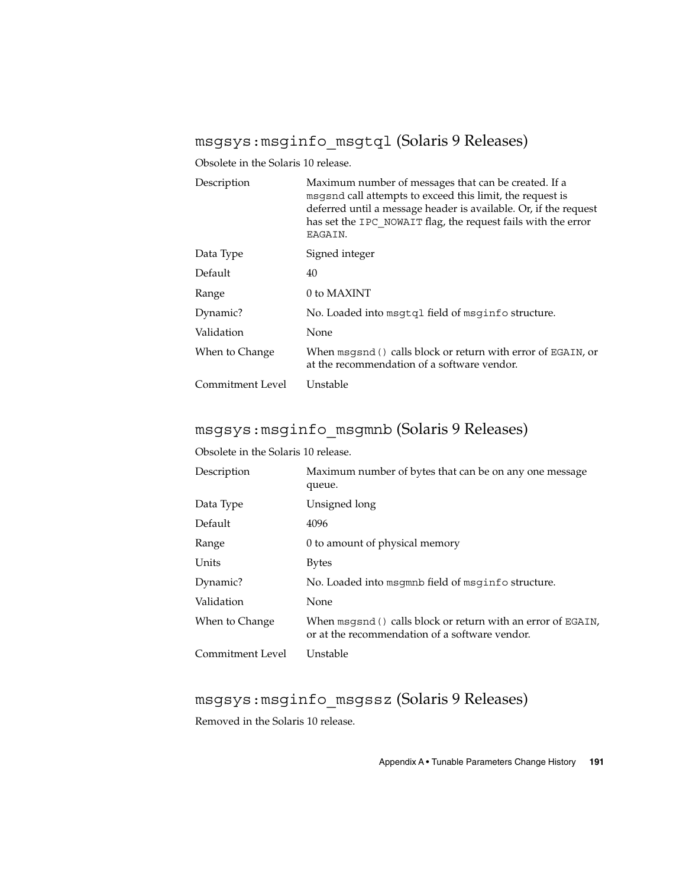## `msgsys:msginfo_msgtql` (Solaris 9 Releases)

Obsolete in the Solaris 10 release.

| | |
|---|---|
| Description | Maximum number of messages that can be created. If a `msgsnd` call attempts to exceed this limit, the request is deferred until a message header is available. Or, if the request has set the `IPC_NOWAIT` flag, the request fails with the error `EAGAIN`. |
| Data Type | Signed integer |
| Default | 40 |
| Range | 0 to MAXINT |
| Dynamic? | No. Loaded into `msgtql` field of `msginfo` structure. |
| Validation | None |
| When to Change | When `msgsnd()` calls block or return with error of `EGAIN`, or at the recommendation of a software vendor. |
| Commitment Level | Unstable |

## `msgsys:msginfo_msgmnb` (Solaris 9 Releases)

Obsolete in the Solaris 10 release.

| | |
|---|---|
| Description | Maximum number of bytes that can be on any one message queue. |
| Data Type | Unsigned long |
| Default | 4096 |
| Range | 0 to amount of physical memory |
| Units | Bytes |
| Dynamic? | No. Loaded into `msgmnb` field of `msginfo` structure. |
| Validation | None |
| When to Change | When `msgsnd()` calls block or return with an error of `EGAIN`, or at the recommendation of a software vendor. |
| Commitment Level | Unstable |

## `msgsys:msginfo_msgssz` (Solaris 9 Releases)

Removed in the Solaris 10 release.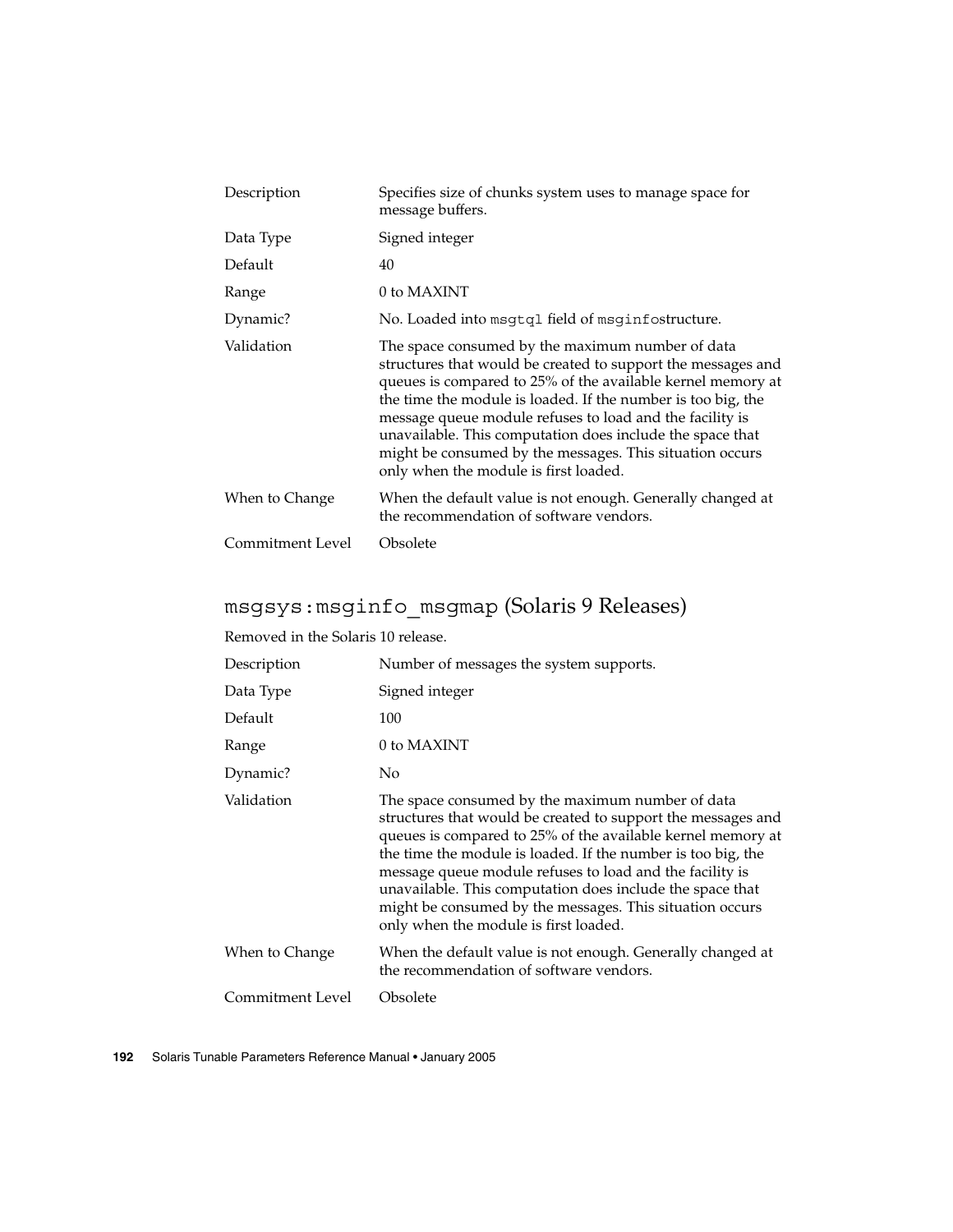| | |
|---|---|
| Description | Specifies size of chunks system uses to manage space for message buffers. |
| Data Type | Signed integer |
| Default | 40 |
| Range | 0 to MAXINT |
| Dynamic? | No. Loaded into `msgtql` field of `msginfo`structure. |
| Validation | The space consumed by the maximum number of data structures that would be created to support the messages and queues is compared to 25% of the available kernel memory at the time the module is loaded. If the number is too big, the message queue module refuses to load and the facility is unavailable. This computation does include the space that might be consumed by the messages. This situation occurs only when the module is first loaded. |
| When to Change | When the default value is not enough. Generally changed at the recommendation of software vendors. |
| Commitment Level | Obsolete |

## `msgsys:msginfo_msgmap` (Solaris 9 Releases)

Removed in the Solaris 10 release.

| | |
|---|---|
| Description | Number of messages the system supports. |
| Data Type | Signed integer |
| Default | 100 |
| Range | 0 to MAXINT |
| Dynamic? | No |
| Validation | The space consumed by the maximum number of data structures that would be created to support the messages and queues is compared to 25% of the available kernel memory at the time the module is loaded. If the number is too big, the message queue module refuses to load and the facility is unavailable. This computation does include the space that might be consumed by the messages. This situation occurs only when the module is first loaded. |
| When to Change | When the default value is not enough. Generally changed at the recommendation of software vendors. |
| Commitment Level | Obsolete |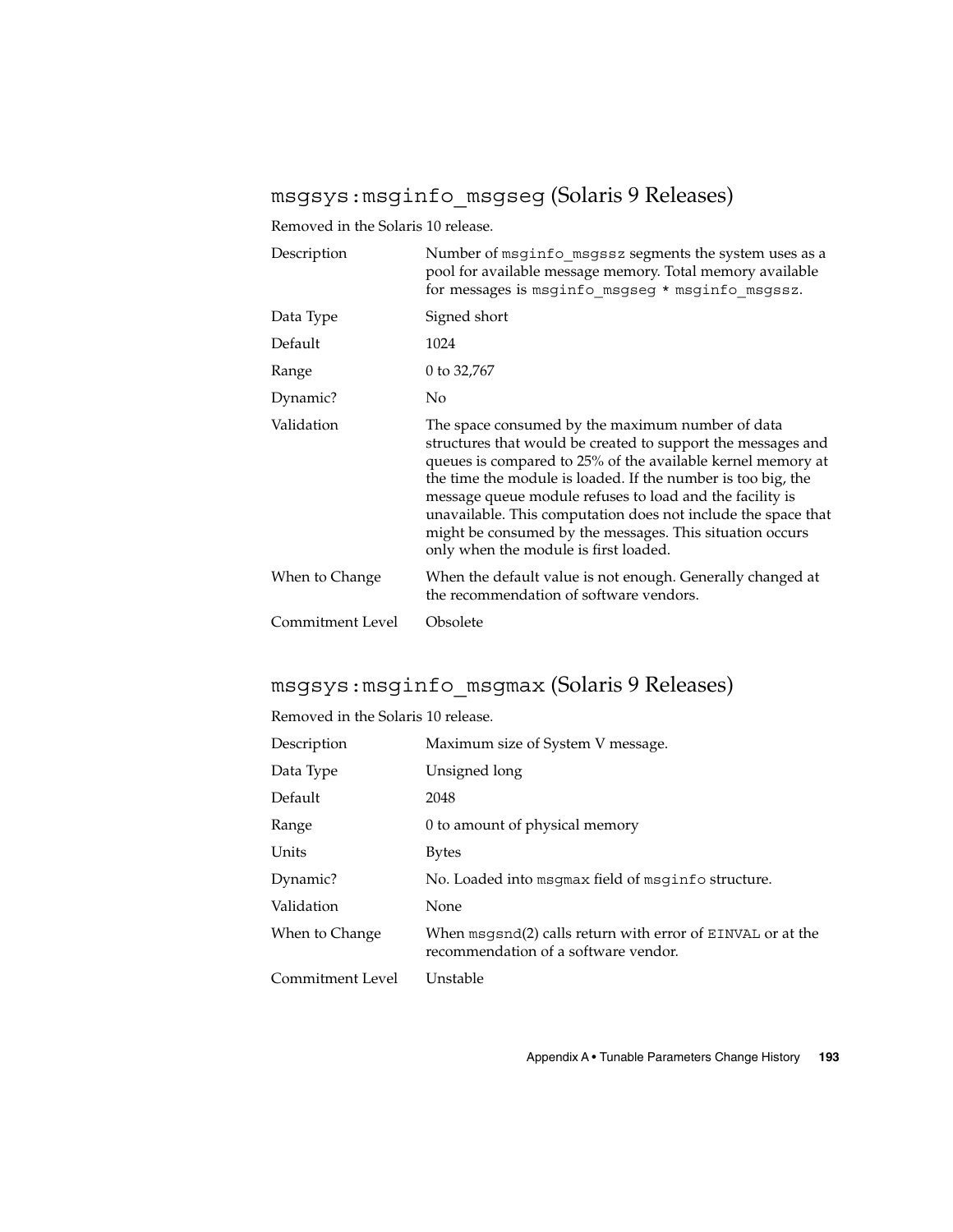## msgsys:msginfo_msgseg (Solaris 9 Releases)

Removed in the Solaris 10 release.

| | |
|---|---|
| Description | Number of msginfo_msgssz segments the system uses as a pool for available message memory. Total memory available for messages is msginfo_msgseg * msginfo_msgssz. |
| Data Type | Signed short |
| Default | 1024 |
| Range | 0 to 32,767 |
| Dynamic? | No |
| Validation | The space consumed by the maximum number of data structures that would be created to support the messages and queues is compared to 25% of the available kernel memory at the time the module is loaded. If the number is too big, the message queue module refuses to load and the facility is unavailable. This computation does not include the space that might be consumed by the messages. This situation occurs only when the module is first loaded. |
| When to Change | When the default value is not enough. Generally changed at the recommendation of software vendors. |
| Commitment Level | Obsolete |

## msgsys:msginfo_msgmax (Solaris 9 Releases)

Removed in the Solaris 10 release.

| | |
|---|---|
| Description | Maximum size of System V message. |
| Data Type | Unsigned long |
| Default | 2048 |
| Range | 0 to amount of physical memory |
| Units | Bytes |
| Dynamic? | No. Loaded into msgmax field of msginfo structure. |
| Validation | None |
| When to Change | When msgsnd(2) calls return with error of EINVAL or at the recommendation of a software vendor. |
| Commitment Level | Unstable |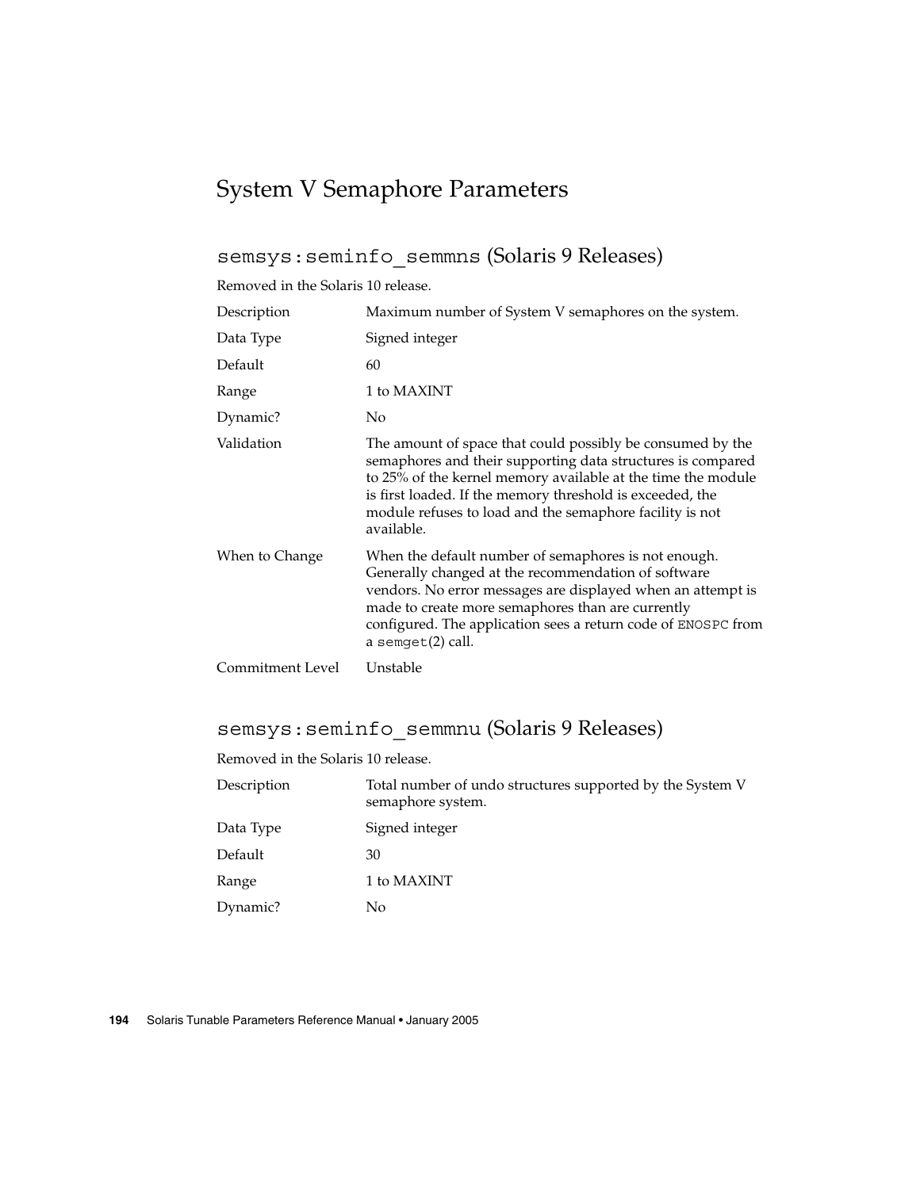# System V Semaphore Parameters

## `semsys:seminfo_semmns` (Solaris 9 Releases)

Removed in the Solaris 10 release.

| | |
|---|---|
| Description | Maximum number of System V semaphores on the system. |
| Data Type | Signed integer |
| Default | 60 |
| Range | 1 to MAXINT |
| Dynamic? | No |
| Validation | The amount of space that could possibly be consumed by the semaphores and their supporting data structures is compared to 25% of the kernel memory available at the time the module is first loaded. If the memory threshold is exceeded, the module refuses to load and the semaphore facility is not available. |
| When to Change | When the default number of semaphores is not enough. Generally changed at the recommendation of software vendors. No error messages are displayed when an attempt is made to create more semaphores than are currently configured. The application sees a return code of `ENOSPC` from a `semget`(2) call. |
| Commitment Level | Unstable |

## `semsys:seminfo_semmnu` (Solaris 9 Releases)

Removed in the Solaris 10 release.

| | |
|---|---|
| Description | Total number of undo structures supported by the System V semaphore system. |
| Data Type | Signed integer |
| Default | 30 |
| Range | 1 to MAXINT |
| Dynamic? | No |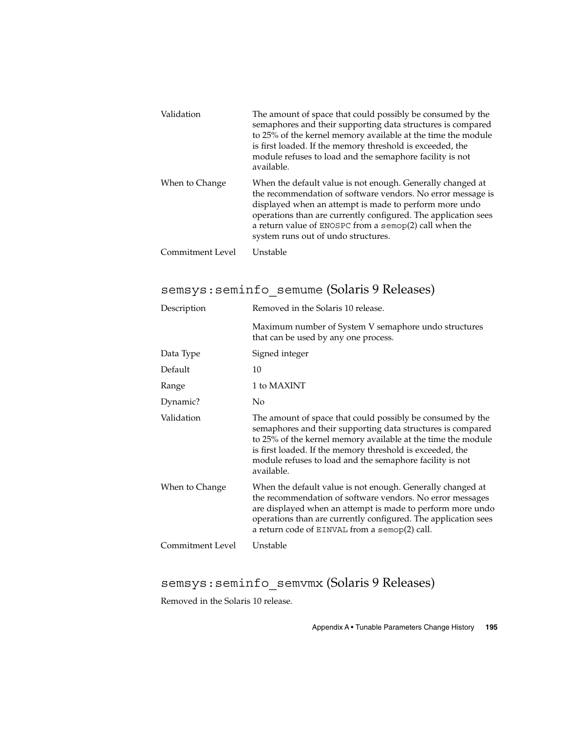| | |
|---|---|
| Validation | The amount of space that could possibly be consumed by the semaphores and their supporting data structures is compared to 25% of the kernel memory available at the time the module is first loaded. If the memory threshold is exceeded, the module refuses to load and the semaphore facility is not available. |
| When to Change | When the default value is not enough. Generally changed at the recommendation of software vendors. No error message is displayed when an attempt is made to perform more undo operations than are currently configured. The application sees a return value of `ENOSPC` from a `semop`(2) call when the system runs out of undo structures. |
| Commitment Level | Unstable |

## `semsys:seminfo_semume` (Solaris 9 Releases)

| | |
|---|---|
| Description | Removed in the Solaris 10 release.<br><br>Maximum number of System V semaphore undo structures that can be used by any one process. |
| Data Type | Signed integer |
| Default | 10 |
| Range | 1 to MAXINT |
| Dynamic? | No |
| Validation | The amount of space that could possibly be consumed by the semaphores and their supporting data structures is compared to 25% of the kernel memory available at the time the module is first loaded. If the memory threshold is exceeded, the module refuses to load and the semaphore facility is not available. |
| When to Change | When the default value is not enough. Generally changed at the recommendation of software vendors. No error messages are displayed when an attempt is made to perform more undo operations than are currently configured. The application sees a return code of `EINVAL` from a `semop`(2) call. |
| Commitment Level | Unstable |

## `semsys:seminfo_semvmx` (Solaris 9 Releases)

Removed in the Solaris 10 release.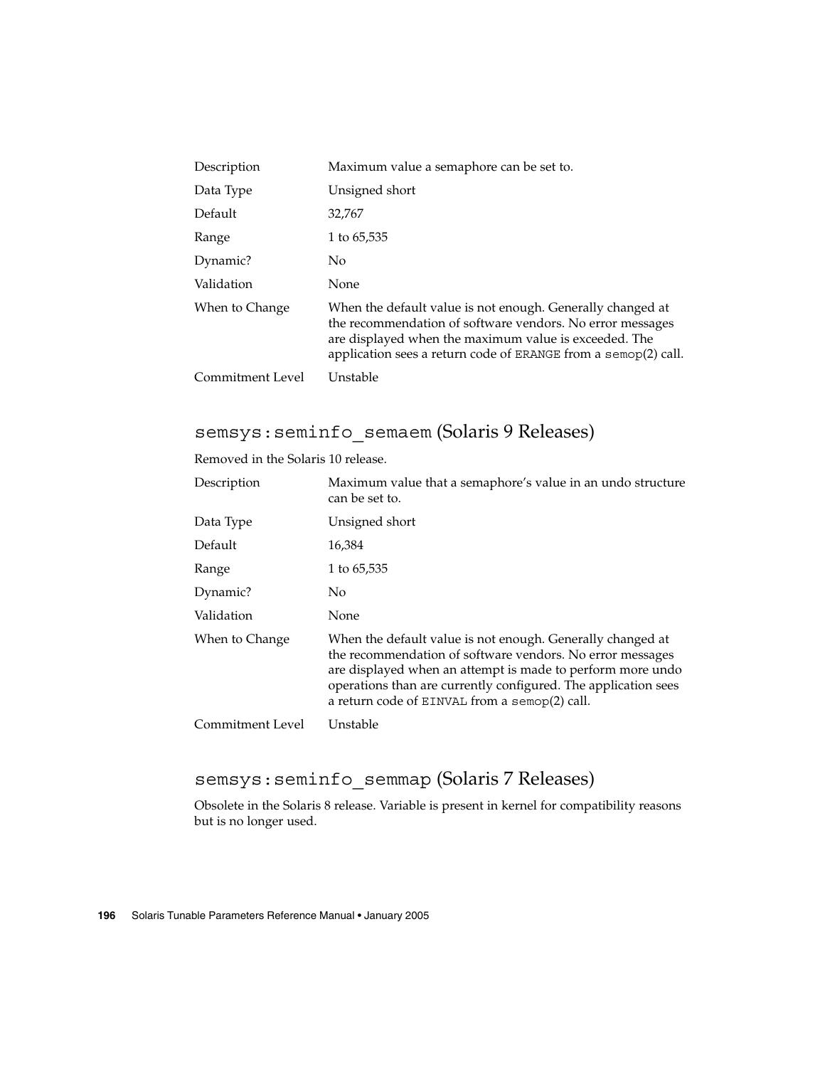| | |
|---|---|
| Description | Maximum value a semaphore can be set to. |
| Data Type | Unsigned short |
| Default | 32,767 |
| Range | 1 to 65,535 |
| Dynamic? | No |
| Validation | None |
| When to Change | When the default value is not enough. Generally changed at the recommendation of software vendors. No error messages are displayed when the maximum value is exceeded. The application sees a return code of `ERANGE` from a `semop`(2) call. |
| Commitment Level | Unstable |

## `semsys:seminfo_semaem` (Solaris 9 Releases)

Removed in the Solaris 10 release.

| | |
|---|---|
| Description | Maximum value that a semaphore's value in an undo structure can be set to. |
| Data Type | Unsigned short |
| Default | 16,384 |
| Range | 1 to 65,535 |
| Dynamic? | No |
| Validation | None |
| When to Change | When the default value is not enough. Generally changed at the recommendation of software vendors. No error messages are displayed when an attempt is made to perform more undo operations than are currently configured. The application sees a return code of `EINVAL` from a `semop`(2) call. |
| Commitment Level | Unstable |

## `semsys:seminfo_semmap` (Solaris 7 Releases)

Obsolete in the Solaris 8 release. Variable is present in kernel for compatibility reasons but is no longer used.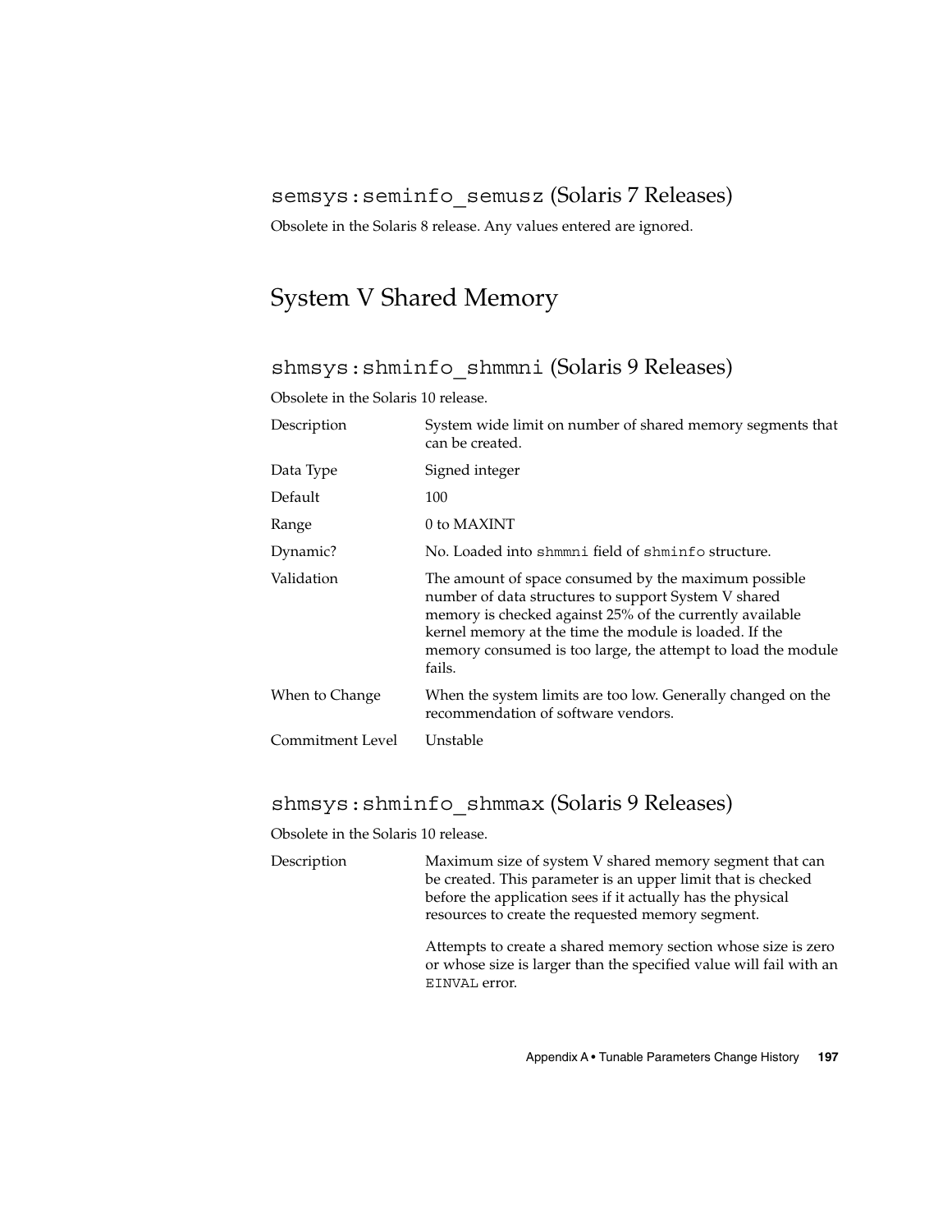### `semsys:seminfo_semusz` (Solaris 7 Releases)

Obsolete in the Solaris 8 release. Any values entered are ignored.

## System V Shared Memory

### `shmsys:shminfo_shmmni` (Solaris 9 Releases)

Obsolete in the Solaris 10 release.

| | |
|---|---|
| Description | System wide limit on number of shared memory segments that can be created. |
| Data Type | Signed integer |
| Default | 100 |
| Range | 0 to MAXINT |
| Dynamic? | No. Loaded into `shmmni` field of `shminfo` structure. |
| Validation | The amount of space consumed by the maximum possible number of data structures to support System V shared memory is checked against 25% of the currently available kernel memory at the time the module is loaded. If the memory consumed is too large, the attempt to load the module fails. |
| When to Change | When the system limits are too low. Generally changed on the recommendation of software vendors. |
| Commitment Level | Unstable |

### `shmsys:shminfo_shmmax` (Solaris 9 Releases)

Obsolete in the Solaris 10 release.

| | |
|---|---|
| Description | Maximum size of system V shared memory segment that can be created. This parameter is an upper limit that is checked before the application sees if it actually has the physical resources to create the requested memory segment.<br><br>Attempts to create a shared memory section whose size is zero or whose size is larger than the specified value will fail with an `EINVAL` error. |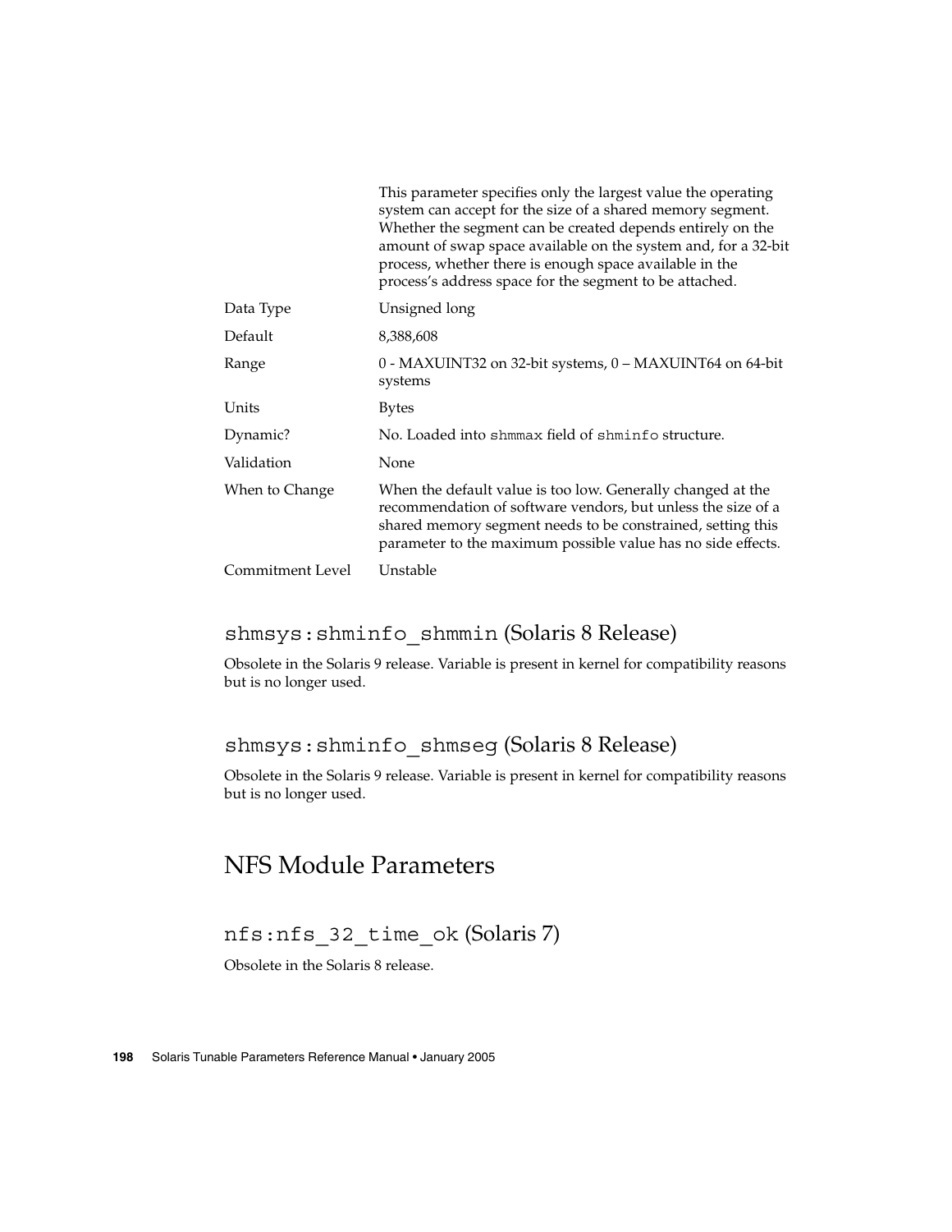This parameter specifies only the largest value the operating system can accept for the size of a shared memory segment. Whether the segment can be created depends entirely on the amount of swap space available on the system and, for a 32-bit process, whether there is enough space available in the process's address space for the segment to be attached.

| | |
|---|---|
| Data Type | Unsigned long |
| Default | 8,388,608 |
| Range | 0 - MAXUINT32 on 32-bit systems, 0 – MAXUINT64 on 64-bit systems |
| Units | Bytes |
| Dynamic? | No. Loaded into `shmmax` field of `shminfo` structure. |
| Validation | None |
| When to Change | When the default value is too low. Generally changed at the recommendation of software vendors, but unless the size of a shared memory segment needs to be constrained, setting this parameter to the maximum possible value has no side effects. |
| Commitment Level | Unstable |

### `shmsys:shminfo_shmmin` (Solaris 8 Release)

Obsolete in the Solaris 9 release. Variable is present in kernel for compatibility reasons but is no longer used.

### `shmsys:shminfo_shmseg` (Solaris 8 Release)

Obsolete in the Solaris 9 release. Variable is present in kernel for compatibility reasons but is no longer used.

## NFS Module Parameters

### `nfs:nfs_32_time_ok` (Solaris 7)

Obsolete in the Solaris 8 release.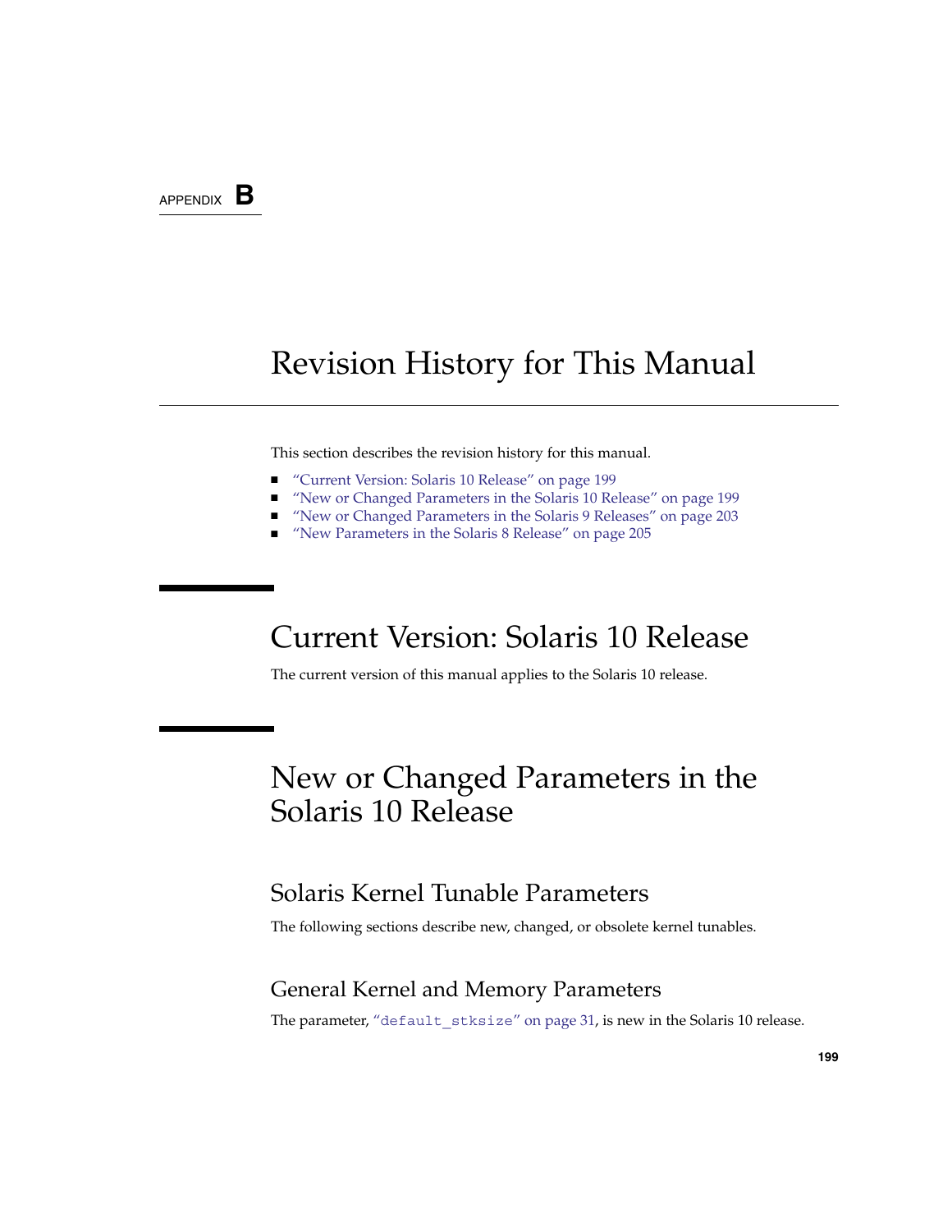APPENDIX B

# Revision History for This Manual

This section describes the revision history for this manual.

- "Current Version: Solaris 10 Release" on page 199
- "New or Changed Parameters in the Solaris 10 Release" on page 199
- "New or Changed Parameters in the Solaris 9 Releases" on page 203
- "New Parameters in the Solaris 8 Release" on page 205

## Current Version: Solaris 10 Release

The current version of this manual applies to the Solaris 10 release.

## New or Changed Parameters in the Solaris 10 Release

### Solaris Kernel Tunable Parameters

The following sections describe new, changed, or obsolete kernel tunables.

### General Kernel and Memory Parameters

The parameter, "`default_stksize`" on page 31, is new in the Solaris 10 release.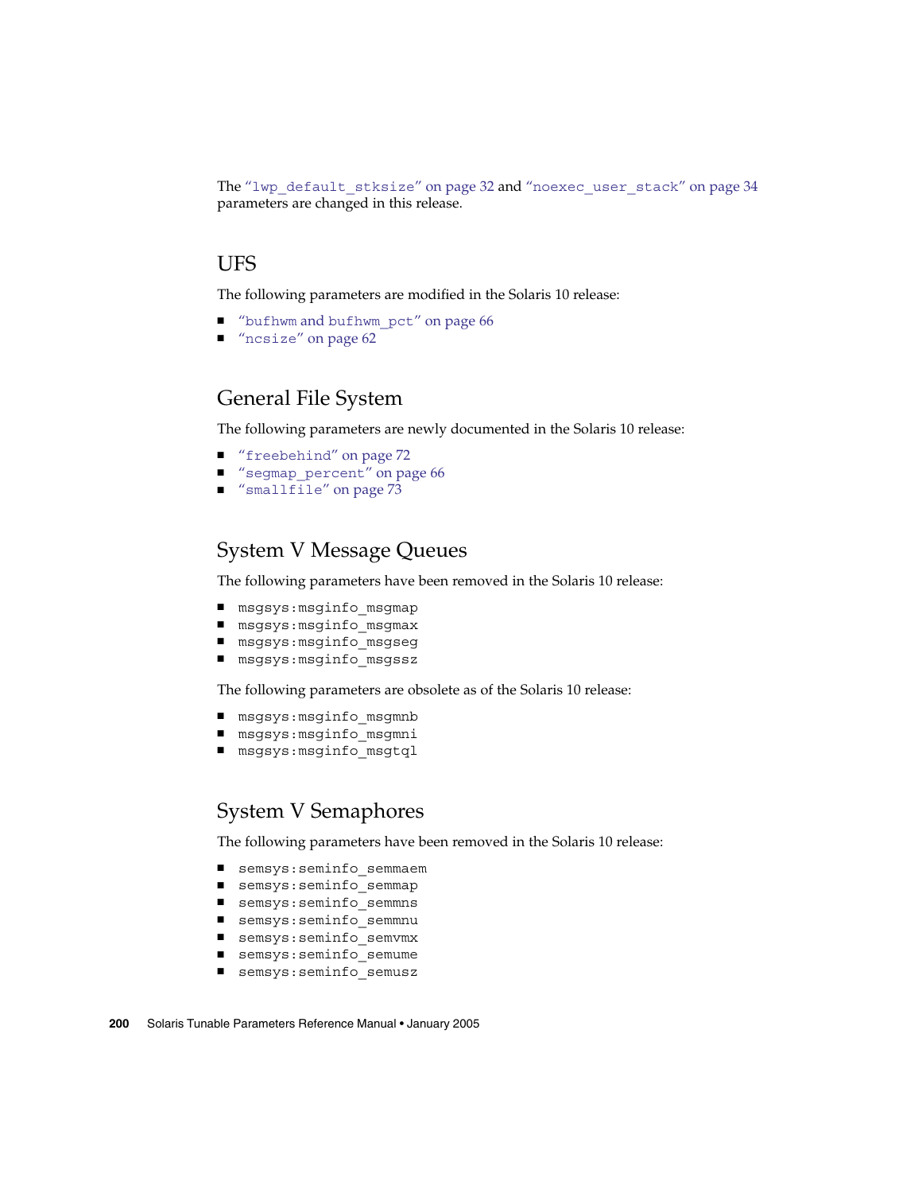The "lwp_default_stksize" on page 32 and "noexec_user_stack" on page 34 parameters are changed in this release.

## UFS

The following parameters are modified in the Solaris 10 release:

- "bufhwm and bufhwm_pct" on page 66
- "ncsize" on page 62

## General File System

The following parameters are newly documented in the Solaris 10 release:

- "freebehind" on page 72
- "segmap_percent" on page 66
- "smallfile" on page 73

## System V Message Queues

The following parameters have been removed in the Solaris 10 release:

- msgsys:msginfo_msgmap
- msgsys:msginfo_msgmax
- msgsys:msginfo_msgseg
- msgsys:msginfo_msgssz

The following parameters are obsolete as of the Solaris 10 release:

- msgsys:msginfo_msgmnb
- msgsys:msginfo_msgmni
- msgsys:msginfo_msgtql

## System V Semaphores

The following parameters have been removed in the Solaris 10 release:

- semsys:seminfo_semmaem
- semsys:seminfo_semmap
- semsys:seminfo_semmns
- semsys:seminfo_semmnu
- semsys:seminfo_semvmx
- semsys:seminfo_semume
- semsys:seminfo_semusz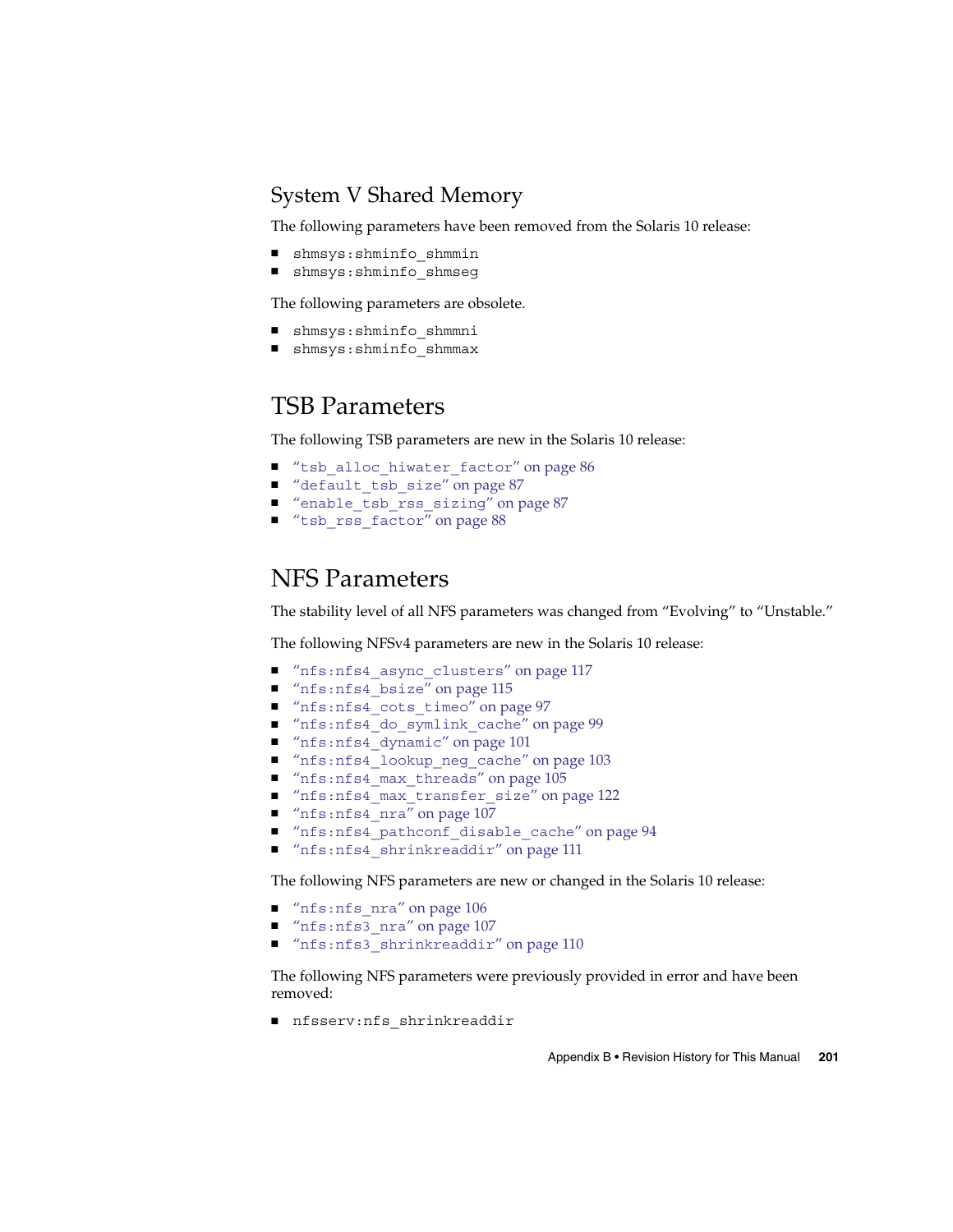## System V Shared Memory

The following parameters have been removed from the Solaris 10 release:

- shmsys:shminfo_shmmin
- shmsys:shminfo_shmseg

The following parameters are obsolete.

- shmsys:shminfo_shmmni
- shmsys:shminfo_shmmax

## TSB Parameters

The following TSB parameters are new in the Solaris 10 release:

- "tsb_alloc_hiwater_factor" on page 86
- "default_tsb_size" on page 87
- "enable_tsb_rss_sizing" on page 87
- "tsb_rss_factor" on page 88

## NFS Parameters

The stability level of all NFS parameters was changed from "Evolving" to "Unstable."

The following NFSv4 parameters are new in the Solaris 10 release:

- "nfs:nfs4_async_clusters" on page 117
- "nfs:nfs4_bsize" on page 115
- "nfs:nfs4_cots_timeo" on page 97
- "nfs:nfs4_do_symlink_cache" on page 99
- "nfs:nfs4_dynamic" on page 101
- "nfs:nfs4_lookup_neg_cache" on page 103
- "nfs:nfs4_max_threads" on page 105
- "nfs:nfs4_max_transfer_size" on page 122
- "nfs:nfs4_nra" on page 107
- "nfs:nfs4_pathconf_disable_cache" on page 94
- "nfs:nfs4_shrinkreaddir" on page 111

The following NFS parameters are new or changed in the Solaris 10 release:

- "nfs:nfs_nra" on page 106
- "nfs:nfs3_nra" on page 107
- "nfs:nfs3_shrinkreaddir" on page 110

The following NFS parameters were previously provided in error and have been removed:

- nfsserv:nfs_shrinkreaddir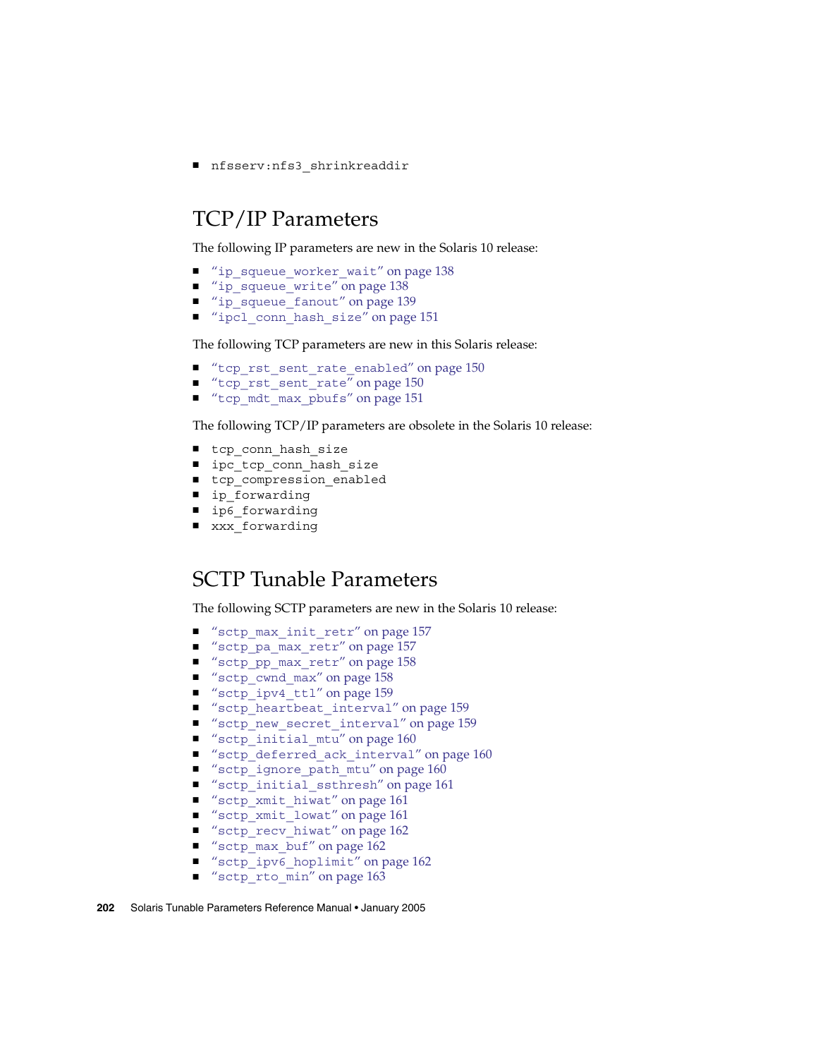- nfsserv:nfs3_shrinkreaddir

## TCP/IP Parameters

The following IP parameters are new in the Solaris 10 release:

- "ip_squeue_worker_wait" on page 138
- "ip_squeue_write" on page 138
- "ip_squeue_fanout" on page 139
- "ipcl_conn_hash_size" on page 151

The following TCP parameters are new in this Solaris release:

- "tcp_rst_sent_rate_enabled" on page 150
- "tcp_rst_sent_rate" on page 150
- "tcp_mdt_max_pbufs" on page 151

The following TCP/IP parameters are obsolete in the Solaris 10 release:

- tcp_conn_hash_size
- ipc_tcp_conn_hash_size
- tcp_compression_enabled
- ip_forwarding
- ip6_forwarding
- xxx_forwarding

## SCTP Tunable Parameters

The following SCTP parameters are new in the Solaris 10 release:

- "sctp_max_init_retr" on page 157
- "sctp_pa_max_retr" on page 157
- "sctp_pp_max_retr" on page 158
- "sctp_cwnd_max" on page 158
- "sctp_ipv4_ttl" on page 159
- "sctp_heartbeat_interval" on page 159
- "sctp_new_secret_interval" on page 159
- "sctp_initial_mtu" on page 160
- "sctp_deferred_ack_interval" on page 160
- "sctp_ignore_path_mtu" on page 160
- "sctp_initial_ssthresh" on page 161
- "sctp_xmit_hiwat" on page 161
- "sctp_xmit_lowat" on page 161
- "sctp_recv_hiwat" on page 162
- "sctp_max_buf" on page 162
- "sctp_ipv6_hoplimit" on page 162
- "sctp_rto_min" on page 163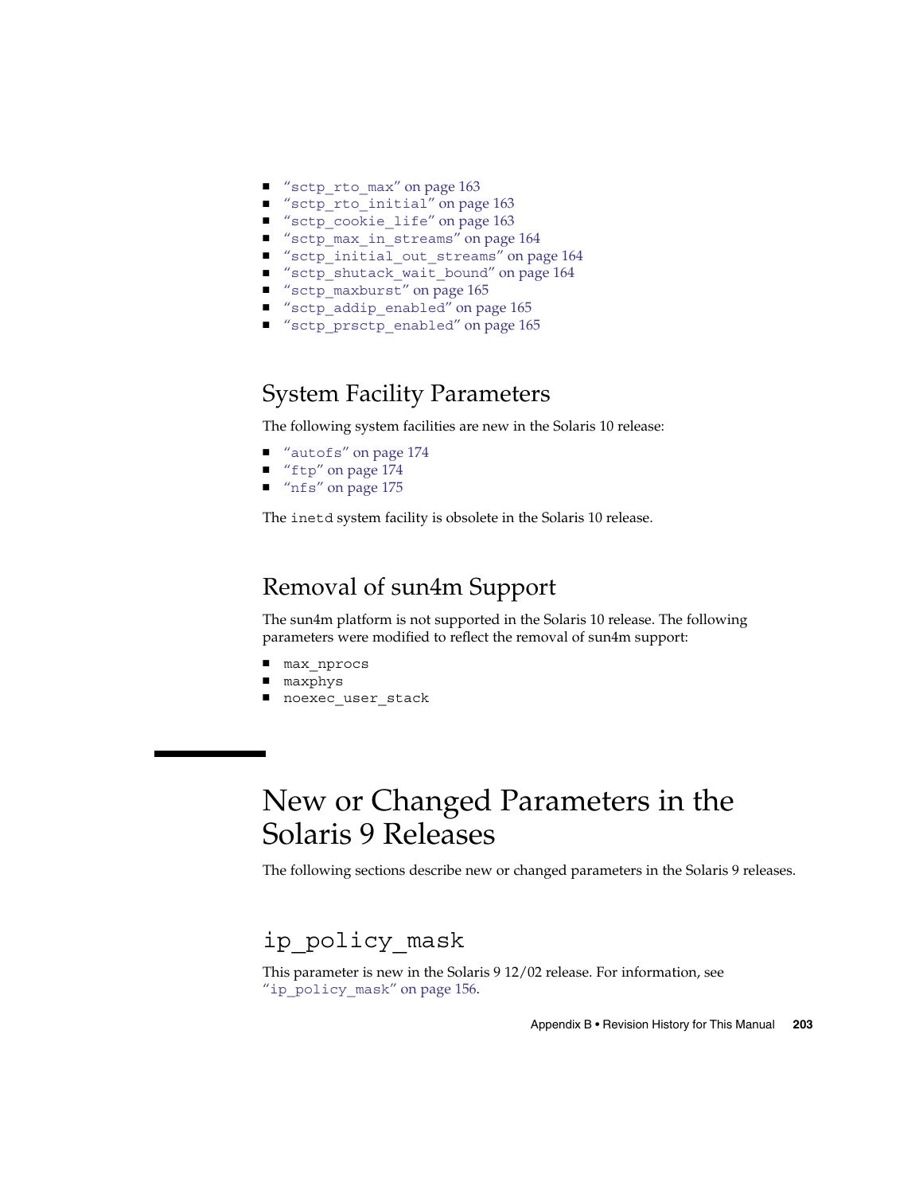- "sctp_rto_max" on page 163
- "sctp_rto_initial" on page 163
- "sctp_cookie_life" on page 163
- "sctp_max_in_streams" on page 164
- "sctp_initial_out_streams" on page 164
- "sctp_shutack_wait_bound" on page 164
- "sctp_maxburst" on page 165
- "sctp_addip_enabled" on page 165
- "sctp_prsctp_enabled" on page 165

## System Facility Parameters

The following system facilities are new in the Solaris 10 release:

- "autofs" on page 174
- "ftp" on page 174
- "nfs" on page 175

The inetd system facility is obsolete in the Solaris 10 release.

## Removal of sun4m Support

The sun4m platform is not supported in the Solaris 10 release. The following parameters were modified to reflect the removal of sun4m support:

- max_nprocs
- maxphys
- noexec_user_stack

# New or Changed Parameters in the Solaris 9 Releases

The following sections describe new or changed parameters in the Solaris 9 releases.

## ip_policy_mask

This parameter is new in the Solaris 9 12/02 release. For information, see "ip_policy_mask" on page 156.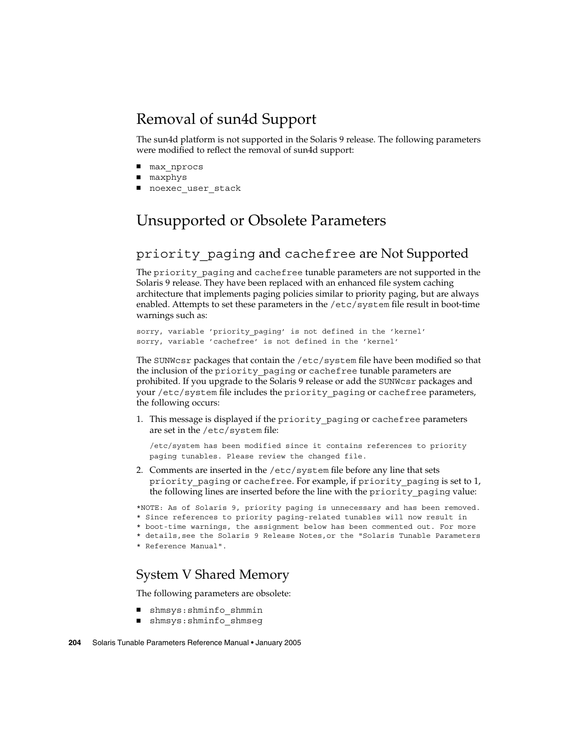## Removal of sun4d Support

The sun4d platform is not supported in the Solaris 9 release. The following parameters were modified to reflect the removal of sun4d support:

- `max_nprocs`
- `maxphys`
- `noexec_user_stack`

## Unsupported or Obsolete Parameters

### `priority_paging` and `cachefree` are Not Supported

The `priority_paging` and `cachefree` tunable parameters are not supported in the Solaris 9 release. They have been replaced with an enhanced file system caching architecture that implements paging policies similar to priority paging, but are always enabled. Attempts to set these parameters in the `/etc/system` file result in boot-time warnings such as:

```
sorry, variable 'priority_paging' is not defined in the 'kernel'
sorry, variable 'cachefree' is not defined in the 'kernel'
```

The `SUNWcsr` packages that contain the `/etc/system` file have been modified so that the inclusion of the `priority_paging` or `cachefree` tunable parameters are prohibited. If you upgrade to the Solaris 9 release or add the `SUNWcsr` packages and your `/etc/system` file includes the `priority_paging` or `cachefree` parameters, the following occurs:

1. This message is displayed if the `priority_paging` or `cachefree` parameters are set in the `/etc/system` file:

   ```
   /etc/system has been modified since it contains references to priority
   paging tunables. Please review the changed file.
   ```

2. Comments are inserted in the `/etc/system` file before any line that sets `priority_paging` or `cachefree`. For example, if `priority_paging` is set to 1, the following lines are inserted before the line with the `priority_paging` value:

```
*NOTE: As of Solaris 9, priority paging is unnecessary and has been removed.
* Since references to priority paging-related tunables will now result in
* boot-time warnings, the assignment below has been commented out. For more
* details,see the Solaris 9 Release Notes,or the "Solaris Tunable Parameters
* Reference Manual".
```

### System V Shared Memory

The following parameters are obsolete:

- `shmsys:shminfo_shmmin`
- `shmsys:shminfo_shmseg`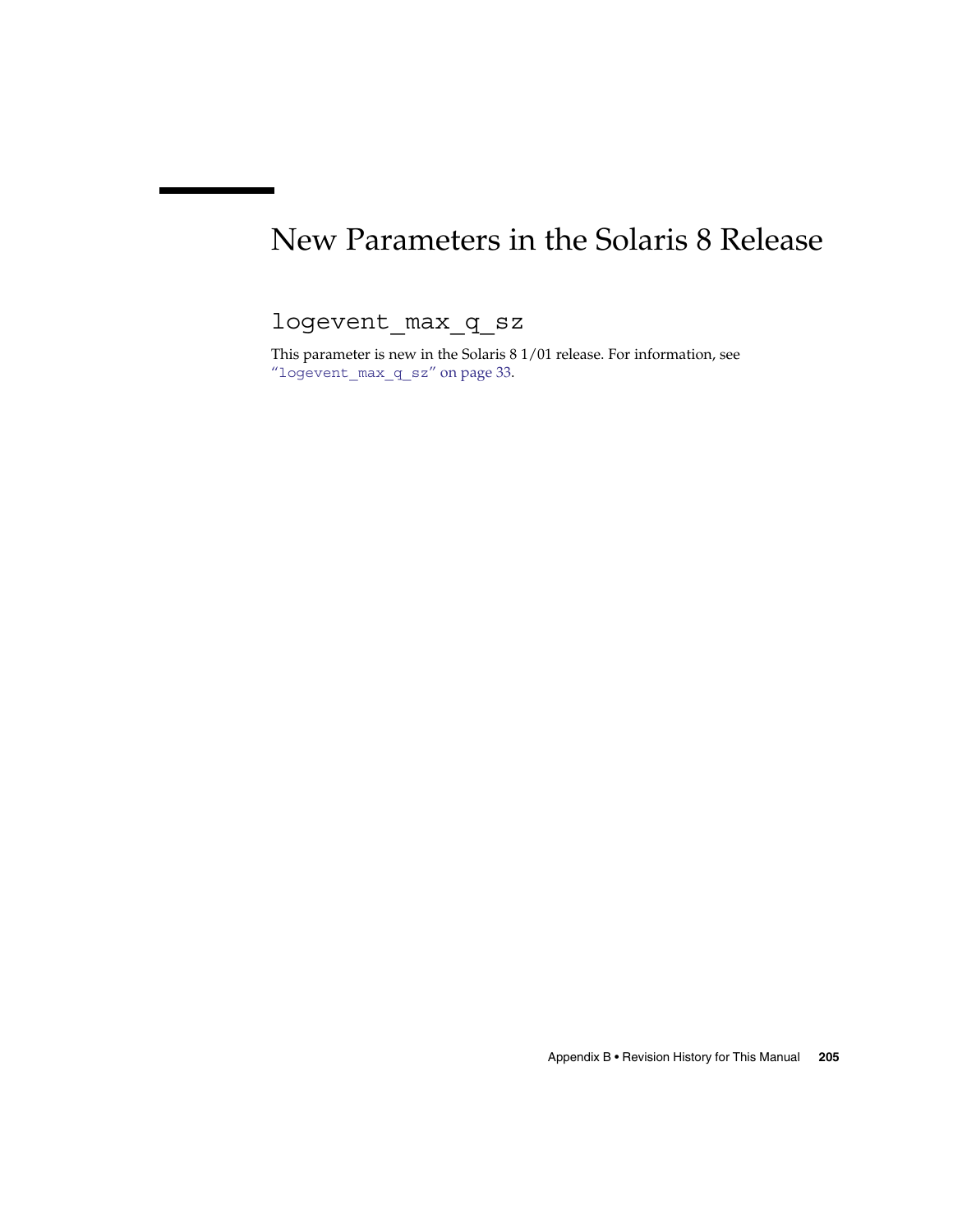# New Parameters in the Solaris 8 Release

## `logevent_max_q_sz`

This parameter is new in the Solaris 8 1/01 release. For information, see "`logevent_max_q_sz`" on page 33.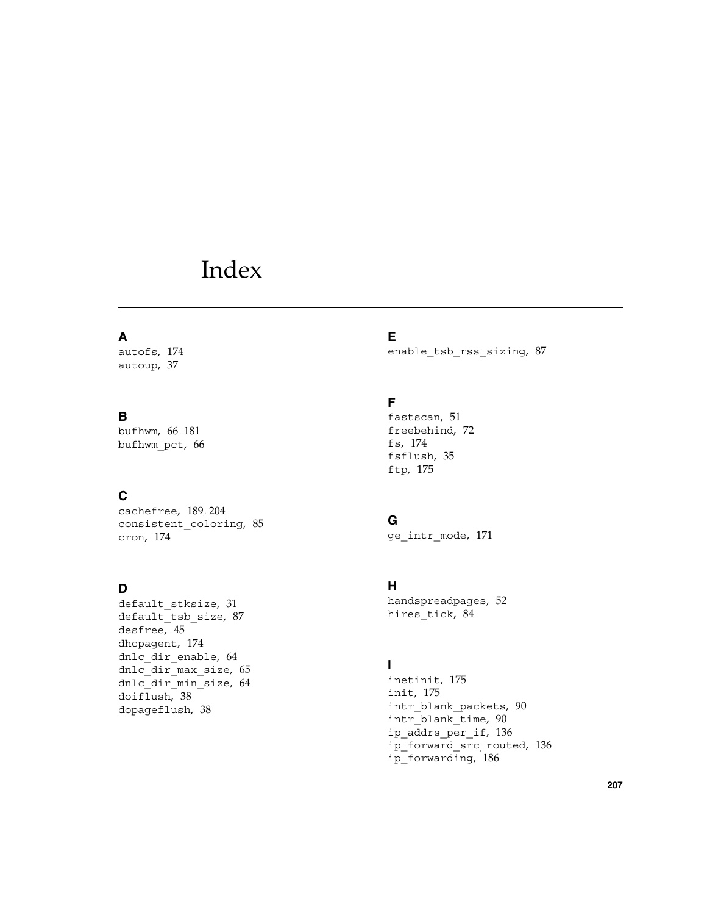# Index

## A

autofs, 174
autoup, 37

## B

bufhwm, 66, 181
bufhwm_pct, 66

## C

cachefree, 189, 204
consistent_coloring, 85
cron, 174

## D

default_stksize, 31
default_tsb_size, 87
desfree, 45
dhcpagent, 174
dnlc_dir_enable, 64
dnlc_dir_max_size, 65
dnlc_dir_min_size, 64
doiflush, 38
dopageflush, 38

## E

enable_tsb_rss_sizing, 87

## F

fastscan, 51
freebehind, 72
fs, 174
fsflush, 35
ftp, 175

## G

ge_intr_mode, 171

## H

handspreadpages, 52
hires_tick, 84

## I

inetinit, 175
init, 175
intr_blank_packets, 90
intr_blank_time, 90
ip_addrs_per_if, 136
ip_forward_src_routed, 136
ip_forwarding, 186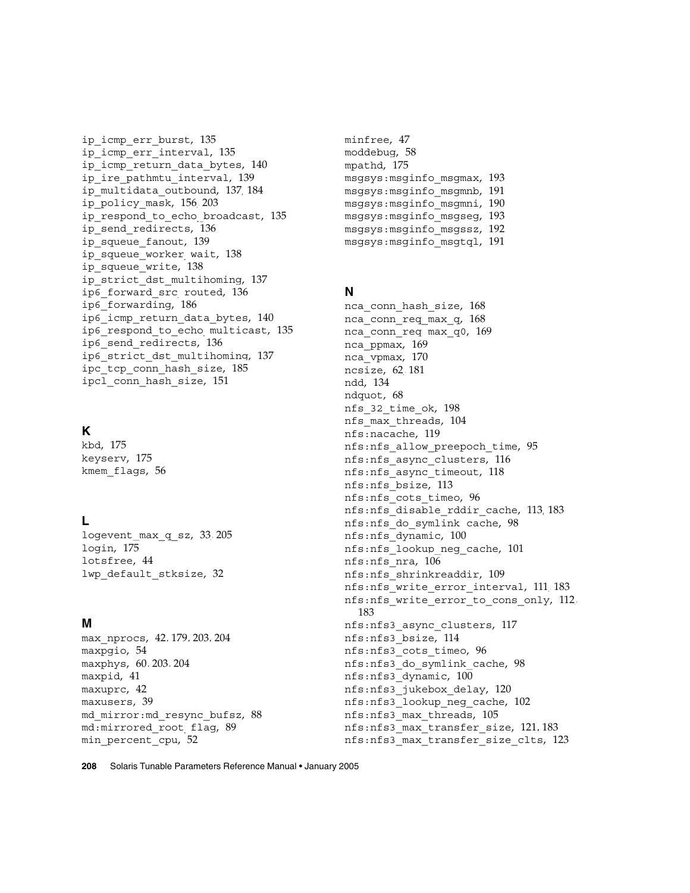ip_icmp_err_burst, 135
ip_icmp_err_interval, 135
ip_icmp_return_data_bytes, 140
ip_ire_pathmtu_interval, 139
ip_multidata_outbound, 137, 184
ip_policy_mask, 156, 203
ip_respond_to_echo_broadcast, 135
ip_send_redirects, 136
ip_squeue_fanout, 139
ip_squeue_worker_wait, 138
ip_squeue_write, 138
ip_strict_dst_multihoming, 137
ip6_forward_src_routed, 136
ip6_forwarding, 186
ip6_icmp_return_data_bytes, 140
ip6_respond_to_echo_multicast, 135
ip6_send_redirects, 136
ip6_strict_dst_multihoming, 137
ipc_tcp_conn_hash_size, 185
ipcl_conn_hash_size, 151

## K

kbd, 175
keyserv, 175
kmem_flags, 56

## L

logevent_max_q_sz, 33, 205
login, 175
lotsfree, 44
lwp_default_stksize, 32

## M

max_nprocs, 42, 179, 203, 204
maxpgio, 54
maxphys, 60, 203, 204
maxpid, 41
maxuprc, 42
maxusers, 39
md_mirror:md_resync_bufsz, 88
md:mirrored_root_flag, 89
min_percent_cpu, 52
minfree, 47
moddebug, 58
mpathd, 175
msgsys:msginfo_msgmax, 193
msgsys:msginfo_msgmnb, 191
msgsys:msginfo_msgmni, 190
msgsys:msginfo_msgseg, 193
msgsys:msginfo_msgssz, 192
msgsys:msginfo_msgtql, 191

## N

nca_conn_hash_size, 168
nca_conn_req_max_q, 168
nca_conn_req_max_q0, 169
nca_ppmax, 169
nca_vpmax, 170
ncsize, 62, 181
ndd, 134
ndquot, 68
nfs_32_time_ok, 198
nfs_max_threads, 104
nfs:nacache, 119
nfs:nfs_allow_preepoch_time, 95
nfs:nfs_async_clusters, 116
nfs:nfs_async_timeout, 118
nfs:nfs_bsize, 113
nfs:nfs_cots_timeo, 96
nfs:nfs_disable_rddir_cache, 113, 183
nfs:nfs_do_symlink_cache, 98
nfs:nfs_dynamic, 100
nfs:nfs_lookup_neg_cache, 101
nfs:nfs_nra, 106
nfs:nfs_shrinkreaddir, 109
nfs:nfs_write_error_interval, 111, 183
nfs:nfs_write_error_to_cons_only, 112, 183
nfs:nfs3_async_clusters, 117
nfs:nfs3_bsize, 114
nfs:nfs3_cots_timeo, 96
nfs:nfs3_do_symlink_cache, 98
nfs:nfs3_dynamic, 100
nfs:nfs3_jukebox_delay, 120
nfs:nfs3_lookup_neg_cache, 102
nfs:nfs3_max_threads, 105
nfs:nfs3_max_transfer_size, 121, 183
nfs:nfs3_max_transfer_size_clts, 123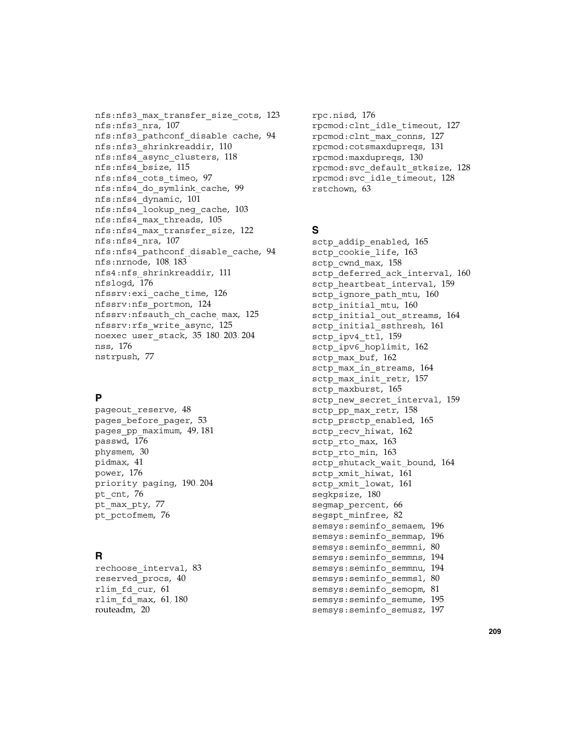nfs:nfs3_max_transfer_size_cots, 123
nfs:nfs3_nra, 107
nfs:nfs3_pathconf_disable cache, 94
nfs:nfs3_shrinkreaddir, 110
nfs:nfs4_async_clusters, 118
nfs:nfs4_bsize, 115
nfs:nfs4_cots_timeo, 97
nfs:nfs4_do_symlink_cache, 99
nfs:nfs4_dynamic, 101
nfs:nfs4_lookup_neg_cache, 103
nfs:nfs4_max_threads, 105
nfs:nfs4_max_transfer_size, 122
nfs:nfs4_nra, 107
nfs:nfs4_pathconf_disable_cache, 94
nfs:nrnode, 108, 183
nfs4:nfs_shrinkreaddir, 111
nfslogd, 176
nfssrv:exi_cache_time, 126
nfssrv:nfs_portmon, 124
nfssrv:nfsauth_ch_cache_max, 125
nfssrv:rfs_write_async, 125
noexec user_stack, 35, 180, 203, 204
nss, 176
nstrpush, 77

## P

pageout_reserve, 48
pages_before_pager, 53
pages_pp_maximum, 49, 181
passwd, 176
physmem, 30
pidmax, 41
power, 176
priority paging, 190, 204
pt_cnt, 76
pt_max_pty, 77
pt_pctofmem, 76

## R

rechoose_interval, 83
reserved_procs, 40
rlim_fd_cur, 61
rlim_fd_max, 61, 180
routeadm, 20
rpc.nisd, 176
rpcmod:clnt_idle_timeout, 127
rpcmod:clnt_max_conns, 127
rpcmod:cotsmaxdupreqs, 131
rpcmod:maxdupreqs, 130
rpcmod:svc_default_stksize, 128
rpcmod:svc_idle_timeout, 128
rstchown, 63

## S

sctp_addip_enabled, 165
sctp_cookie_life, 163
sctp_cwnd_max, 158
sctp_deferred_ack_interval, 160
sctp_heartbeat_interval, 159
sctp_ignore_path_mtu, 160
sctp_initial_mtu, 160
sctp_initial_out_streams, 164
sctp_initial_ssthresh, 161
sctp_ipv4_ttl, 159
sctp_ipv6_hoplimit, 162
sctp_max_buf, 162
sctp_max_in_streams, 164
sctp_max_init_retr, 157
sctp_maxburst, 165
sctp_new_secret_interval, 159
sctp_pp_max_retr, 158
sctp_prsctp_enabled, 165
sctp_recv_hiwat, 162
sctp_rto_max, 163
sctp_rto_min, 163
sctp_shutack_wait_bound, 164
sctp_xmit_hiwat, 161
sctp_xmit_lowat, 161
segkpsize, 180
segmap_percent, 66
segspt_minfree, 82
semsys:seminfo_semaem, 196
semsys:seminfo_semmap, 196
semsys:seminfo_semmni, 80
semsys:seminfo_semmns, 194
semsys:seminfo_semmnu, 194
semsys:seminfo_semmsl, 80
semsys:seminfo_semopm, 81
semsys:seminfo_semume, 195
semsys:seminfo_semusz, 197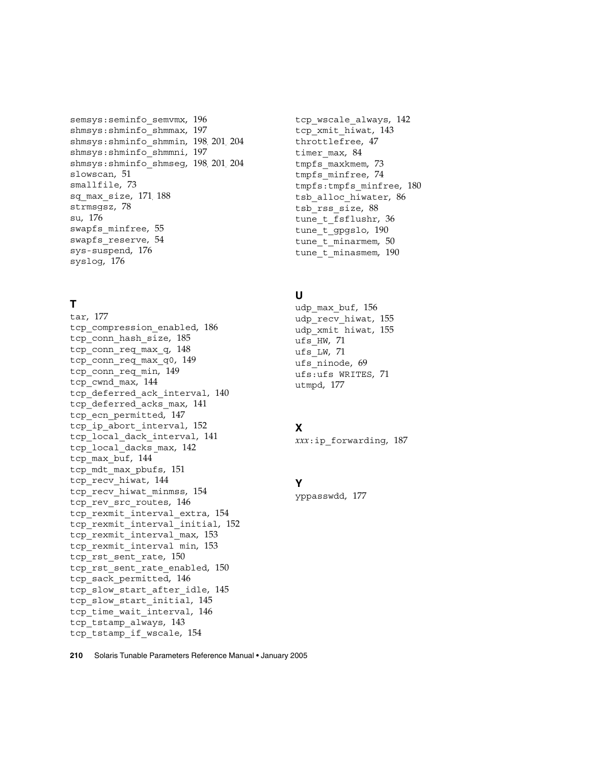semsys:seminfo_semvmx, 196
shmsys:shminfo_shmmax, 197
shmsys:shminfo_shmmin, 198, 201, 204
shmsys:shminfo_shmmni, 197
shmsys:shminfo_shmseg, 198, 201, 204
slowscan, 51
smallfile, 73
sq_max_size, 171, 188
strmsgsz, 78
su, 176
swapfs_minfree, 55
swapfs_reserve, 54
sys-suspend, 176
syslog, 176

## T

tar, 177
tcp_compression_enabled, 186
tcp_conn_hash_size, 185
tcp_conn_req_max_q, 148
tcp_conn_req_max_q0, 149
tcp_conn_req_min, 149
tcp_cwnd_max, 144
tcp_deferred_ack_interval, 140
tcp_deferred_acks_max, 141
tcp_ecn_permitted, 147
tcp_ip_abort_interval, 152
tcp_local_dack_interval, 141
tcp_local_dacks_max, 142
tcp_max_buf, 144
tcp_mdt_max_pbufs, 151
tcp_recv_hiwat, 144
tcp_recv_hiwat_minmss, 154
tcp_rev_src_routes, 146
tcp_rexmit_interval_extra, 154
tcp_rexmit_interval_initial, 152
tcp_rexmit_interval_max, 153
tcp_rexmit_interval min, 153
tcp_rst_sent_rate, 150
tcp_rst_sent_rate_enabled, 150
tcp_sack_permitted, 146
tcp_slow_start_after_idle, 145
tcp_slow_start_initial, 145
tcp_time_wait_interval, 146
tcp_tstamp_always, 143
tcp_tstamp_if_wscale, 154
tcp_wscale_always, 142
tcp_xmit_hiwat, 143
throttlefree, 47
timer_max, 84
tmpfs_maxkmem, 73
tmpfs_minfree, 74
tmpfs:tmpfs_minfree, 180
tsb_alloc_hiwater, 86
tsb_rss_size, 88
tune_t_fsflushr, 36
tune_t_gpgslo, 190
tune_t_minarmem, 50
tune_t_minasmem, 190

## U

udp_max_buf, 156
udp_recv_hiwat, 155
udp_xmit hiwat, 155
ufs_HW, 71
ufs_LW, 71
ufs_ninode, 69
ufs:ufs WRITES, 71
utmpd, 177

## X

*xxx*:ip_forwarding, 187

## Y

yppasswdd, 177